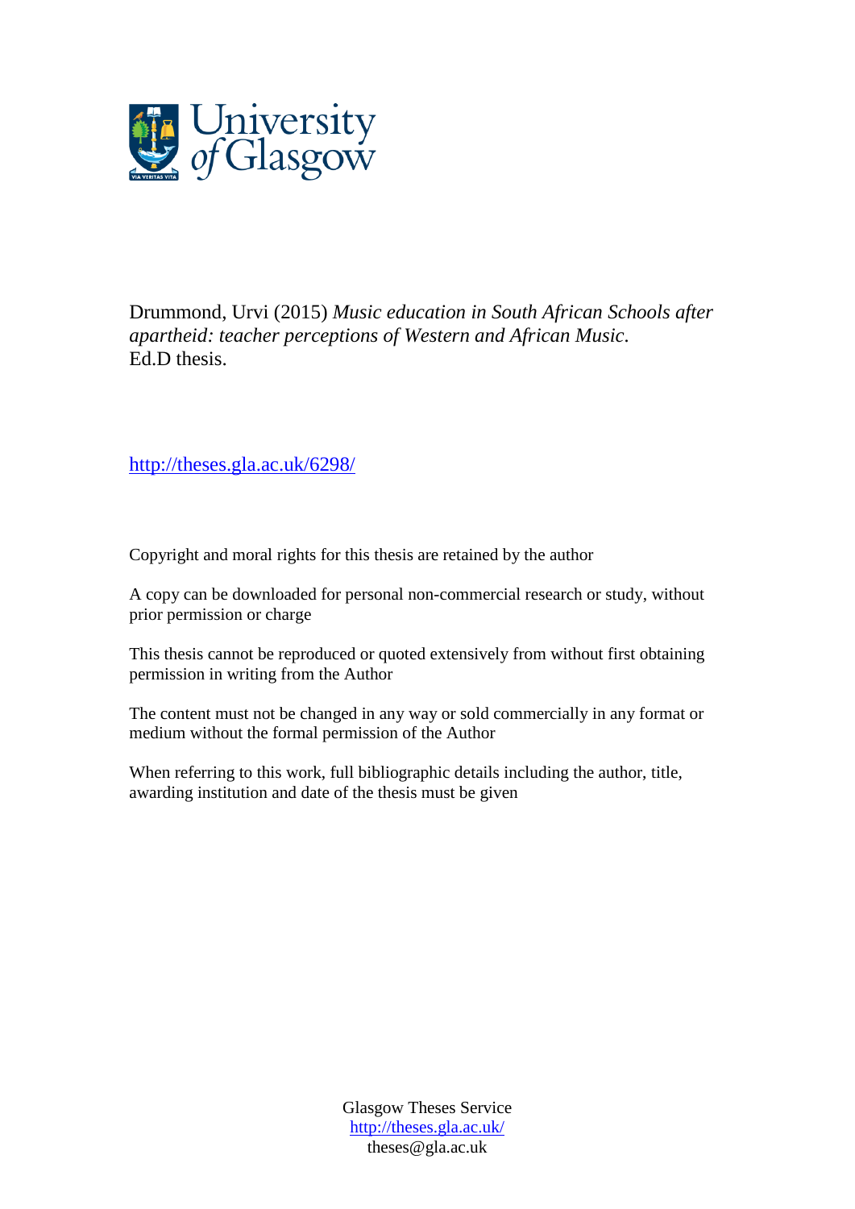Drummond, Urvi (2015) *Music education in South African Schools after apartheid: teacher perceptions of Western and African Music*. Ed.D thesis.

http://theses.gla.ac.uk/6298/

Copyright and moral rights for this thesis are retained by the author

A copy can be downloaded for personal non-commercial research or study, without prior permission or charge

This thesis cannot be reproduced or quoted extensively from without first obtaining permission in writing from the Author

The content must not be changed in any way or sold commercially in any format or medium without the formal permission of the Author

When referring to this work, full bibliographic details including the author, title, awarding institution and date of the thesis must be given

Glasgow Theses Service
http://theses.gla.ac.uk/
theses@gla.ac.uk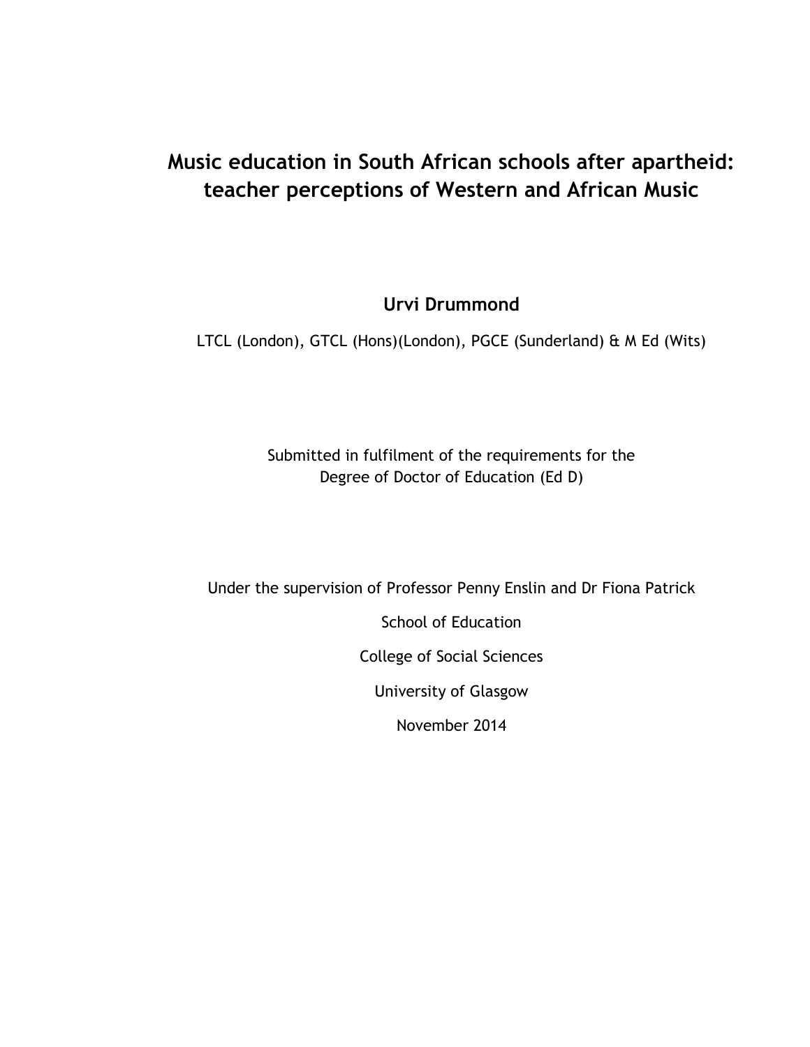# Music education in South African schools after apartheid: teacher perceptions of Western and African Music

**Urvi Drummond**

LTCL (London), GTCL (Hons)(London), PGCE (Sunderland) & M Ed (Wits)

Submitted in fulfilment of the requirements for the
Degree of Doctor of Education (Ed D)

Under the supervision of Professor Penny Enslin and Dr Fiona Patrick

School of Education

College of Social Sciences

University of Glasgow

November 2014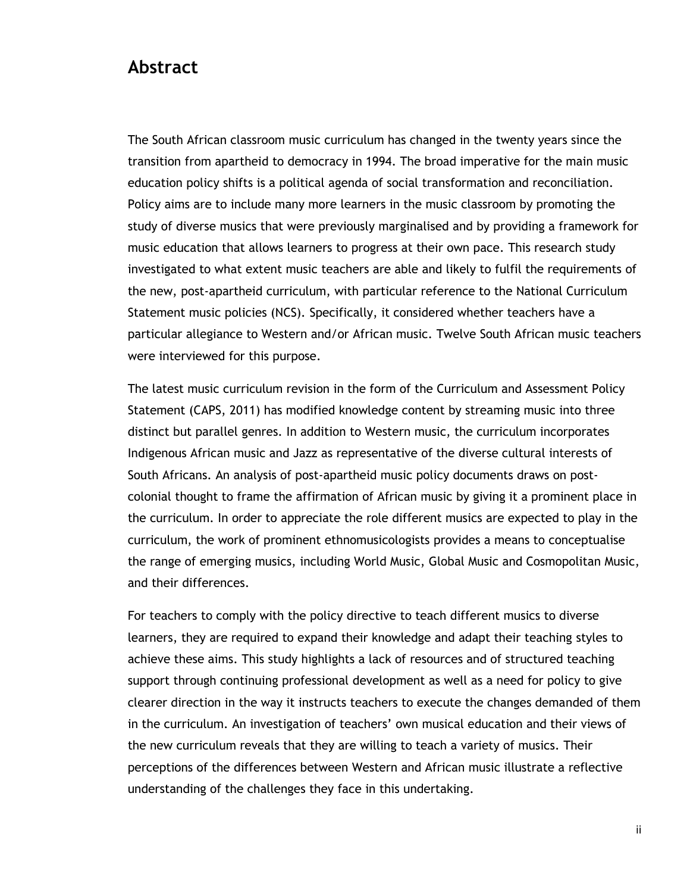# Abstract

The South African classroom music curriculum has changed in the twenty years since the transition from apartheid to democracy in 1994. The broad imperative for the main music education policy shifts is a political agenda of social transformation and reconciliation. Policy aims are to include many more learners in the music classroom by promoting the study of diverse musics that were previously marginalised and by providing a framework for music education that allows learners to progress at their own pace. This research study investigated to what extent music teachers are able and likely to fulfil the requirements of the new, post-apartheid curriculum, with particular reference to the National Curriculum Statement music policies (NCS). Specifically, it considered whether teachers have a particular allegiance to Western and/or African music. Twelve South African music teachers were interviewed for this purpose.

The latest music curriculum revision in the form of the Curriculum and Assessment Policy Statement (CAPS, 2011) has modified knowledge content by streaming music into three distinct but parallel genres. In addition to Western music, the curriculum incorporates Indigenous African music and Jazz as representative of the diverse cultural interests of South Africans. An analysis of post-apartheid music policy documents draws on post-colonial thought to frame the affirmation of African music by giving it a prominent place in the curriculum. In order to appreciate the role different musics are expected to play in the curriculum, the work of prominent ethnomusicologists provides a means to conceptualise the range of emerging musics, including World Music, Global Music and Cosmopolitan Music, and their differences.

For teachers to comply with the policy directive to teach different musics to diverse learners, they are required to expand their knowledge and adapt their teaching styles to achieve these aims. This study highlights a lack of resources and of structured teaching support through continuing professional development as well as a need for policy to give clearer direction in the way it instructs teachers to execute the changes demanded of them in the curriculum. An investigation of teachers' own musical education and their views of the new curriculum reveals that they are willing to teach a variety of musics. Their perceptions of the differences between Western and African music illustrate a reflective understanding of the challenges they face in this undertaking.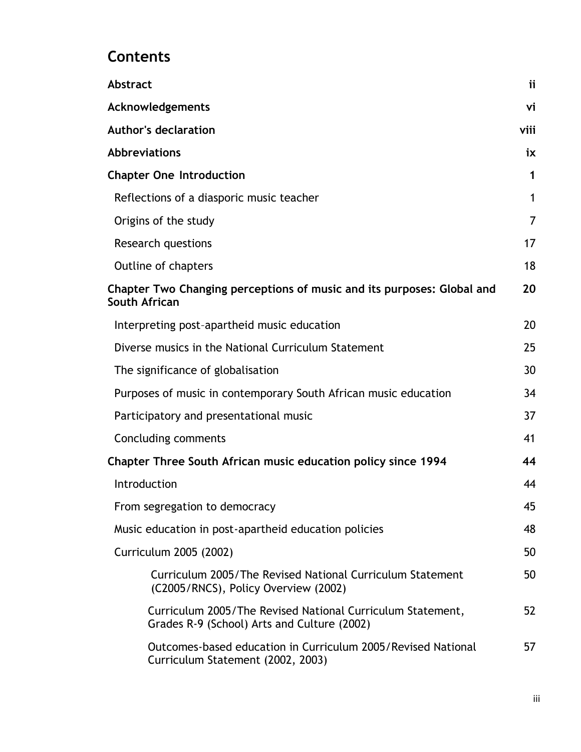# Contents

| | |
|---|---|
| **Abstract** | **ii** |
| **Acknowledgements** | **vi** |
| **Author's declaration** | **viii** |
| **Abbreviations** | **ix** |
| **Chapter One Introduction** | **1** |
| Reflections of a diasporic music teacher | 1 |
| Origins of the study | 7 |
| Research questions | 17 |
| Outline of chapters | 18 |
| **Chapter Two Changing perceptions of music and its purposes: Global and South African** | **20** |
| Interpreting post-apartheid music education | 20 |
| Diverse musics in the National Curriculum Statement | 25 |
| The significance of globalisation | 30 |
| Purposes of music in contemporary South African music education | 34 |
| Participatory and presentational music | 37 |
| Concluding comments | 41 |
| **Chapter Three South African music education policy since 1994** | **44** |
| Introduction | 44 |
| From segregation to democracy | 45 |
| Music education in post-apartheid education policies | 48 |
| Curriculum 2005 (2002) | 50 |
| Curriculum 2005/The Revised National Curriculum Statement (C2005/RNCS), Policy Overview (2002) | 50 |
| Curriculum 2005/The Revised National Curriculum Statement, Grades R-9 (School) Arts and Culture (2002) | 52 |
| Outcomes-based education in Curriculum 2005/Revised National Curriculum Statement (2002, 2003) | 57 |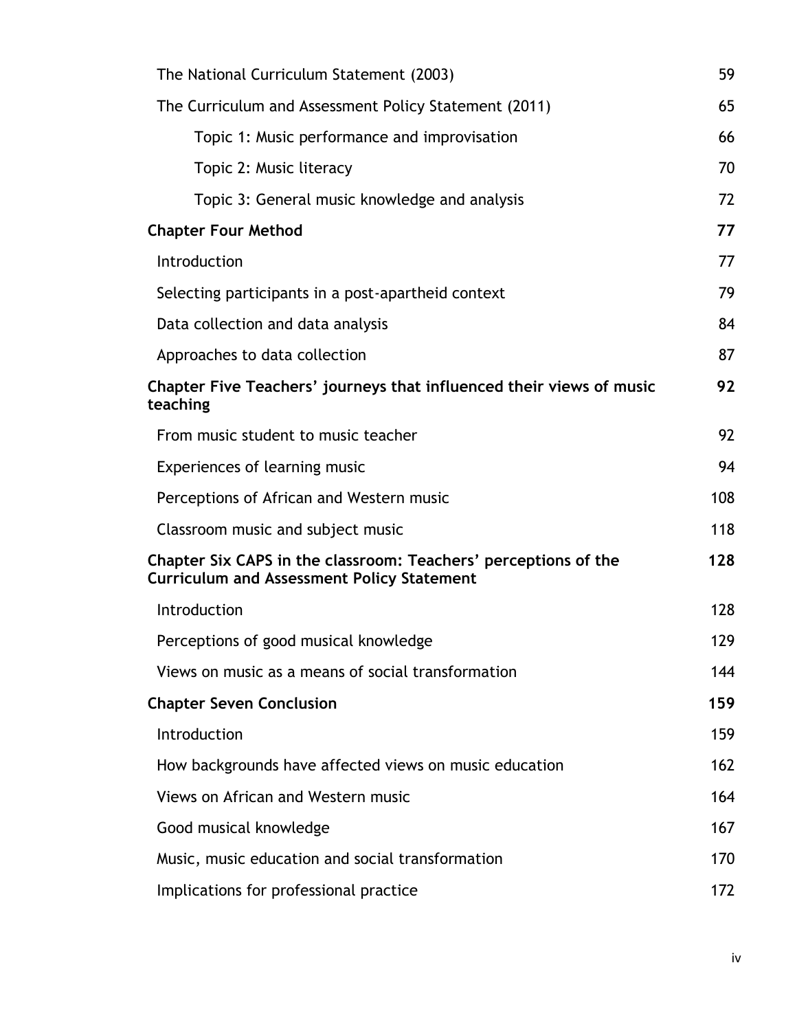| | |
|---|---|
| The National Curriculum Statement (2003) | 59 |
| The Curriculum and Assessment Policy Statement (2011) | 65 |
| Topic 1: Music performance and improvisation | 66 |
| Topic 2: Music literacy | 70 |
| Topic 3: General music knowledge and analysis | 72 |
| **Chapter Four Method** | **77** |
| Introduction | 77 |
| Selecting participants in a post-apartheid context | 79 |
| Data collection and data analysis | 84 |
| Approaches to data collection | 87 |
| **Chapter Five Teachers' journeys that influenced their views of music teaching** | **92** |
| From music student to music teacher | 92 |
| Experiences of learning music | 94 |
| Perceptions of African and Western music | 108 |
| Classroom music and subject music | 118 |
| **Chapter Six CAPS in the classroom: Teachers' perceptions of the Curriculum and Assessment Policy Statement** | **128** |
| Introduction | 128 |
| Perceptions of good musical knowledge | 129 |
| Views on music as a means of social transformation | 144 |
| **Chapter Seven Conclusion** | **159** |
| Introduction | 159 |
| How backgrounds have affected views on music education | 162 |
| Views on African and Western music | 164 |
| Good musical knowledge | 167 |
| Music, music education and social transformation | 170 |
| Implications for professional practice | 172 |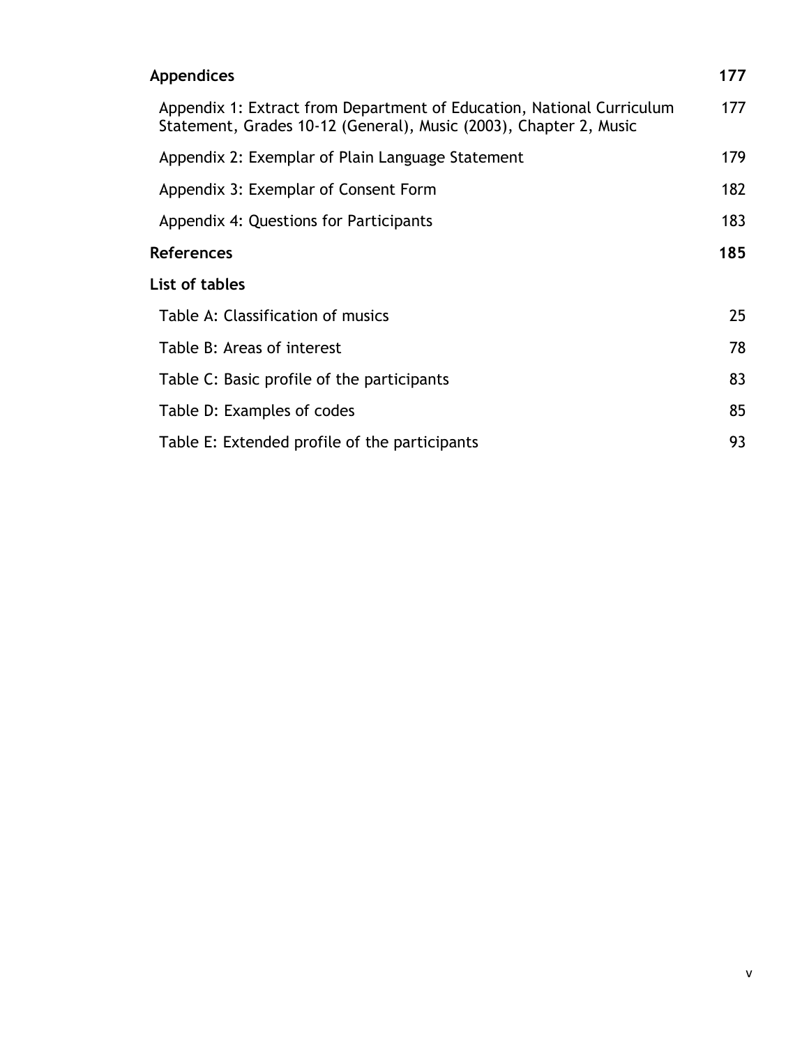**Appendices** **177**

Appendix 1: Extract from Department of Education, National Curriculum Statement, Grades 10-12 (General), Music (2003), Chapter 2, Music 177

Appendix 2: Exemplar of Plain Language Statement 179

Appendix 3: Exemplar of Consent Form 182

Appendix 4: Questions for Participants 183

**References** **185**

**List of tables**

Table A: Classification of musics 25

Table B: Areas of interest 78

Table C: Basic profile of the participants 83

Table D: Examples of codes 85

Table E: Extended profile of the participants 93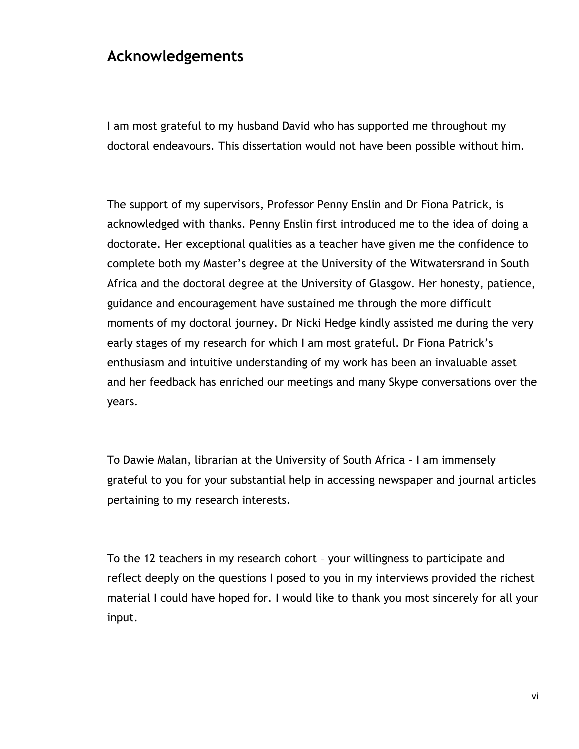## Acknowledgements

I am most grateful to my husband David who has supported me throughout my doctoral endeavours. This dissertation would not have been possible without him.

The support of my supervisors, Professor Penny Enslin and Dr Fiona Patrick, is acknowledged with thanks. Penny Enslin first introduced me to the idea of doing a doctorate. Her exceptional qualities as a teacher have given me the confidence to complete both my Master's degree at the University of the Witwatersrand in South Africa and the doctoral degree at the University of Glasgow. Her honesty, patience, guidance and encouragement have sustained me through the more difficult moments of my doctoral journey. Dr Nicki Hedge kindly assisted me during the very early stages of my research for which I am most grateful. Dr Fiona Patrick's enthusiasm and intuitive understanding of my work has been an invaluable asset and her feedback has enriched our meetings and many Skype conversations over the years.

To Dawie Malan, librarian at the University of South Africa – I am immensely grateful to you for your substantial help in accessing newspaper and journal articles pertaining to my research interests.

To the 12 teachers in my research cohort – your willingness to participate and reflect deeply on the questions I posed to you in my interviews provided the richest material I could have hoped for. I would like to thank you most sincerely for all your input.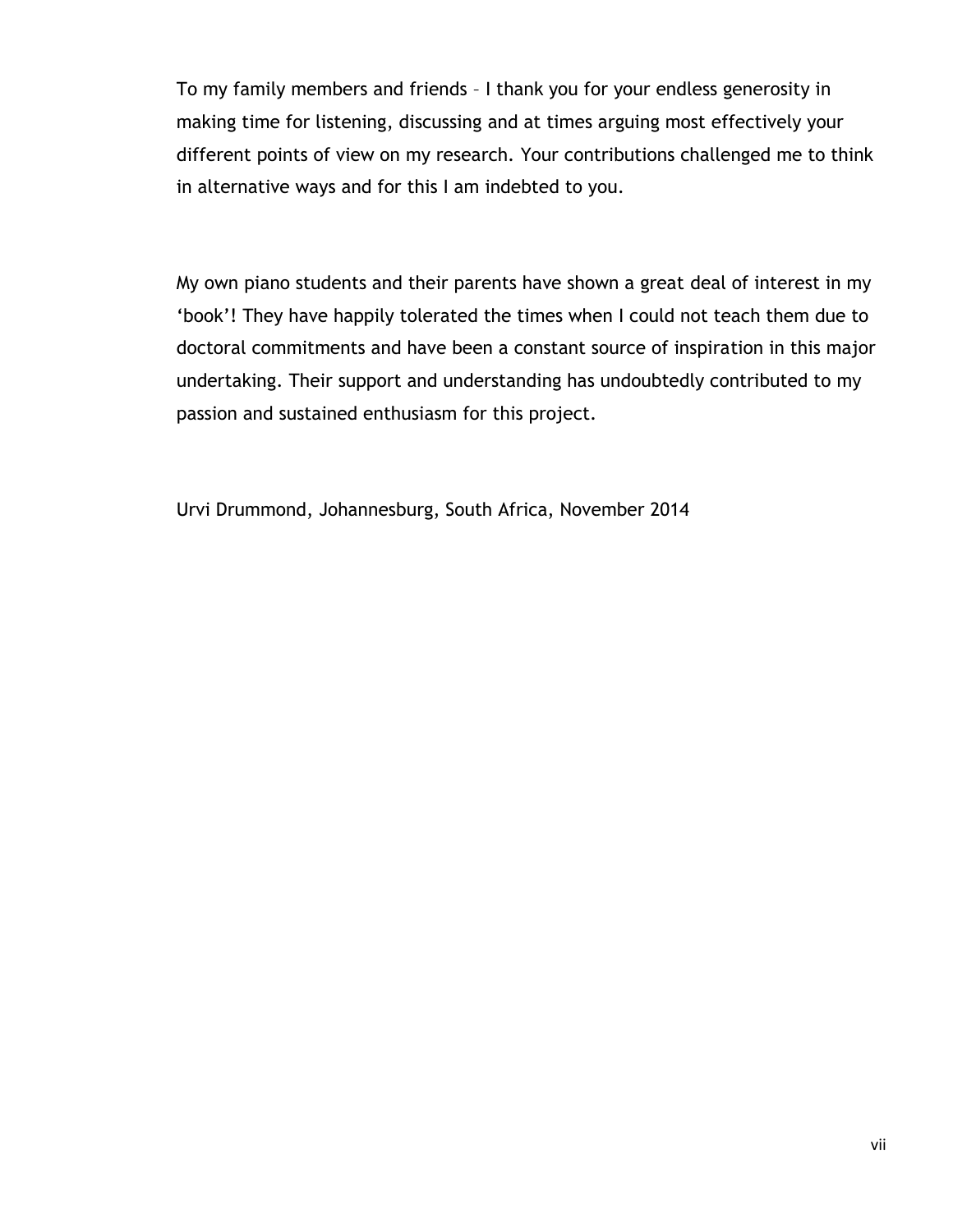To my family members and friends – I thank you for your endless generosity in making time for listening, discussing and at times arguing most effectively your different points of view on my research. Your contributions challenged me to think in alternative ways and for this I am indebted to you.

My own piano students and their parents have shown a great deal of interest in my 'book'! They have happily tolerated the times when I could not teach them due to doctoral commitments and have been a constant source of inspiration in this major undertaking. Their support and understanding has undoubtedly contributed to my passion and sustained enthusiasm for this project.

Urvi Drummond, Johannesburg, South Africa, November 2014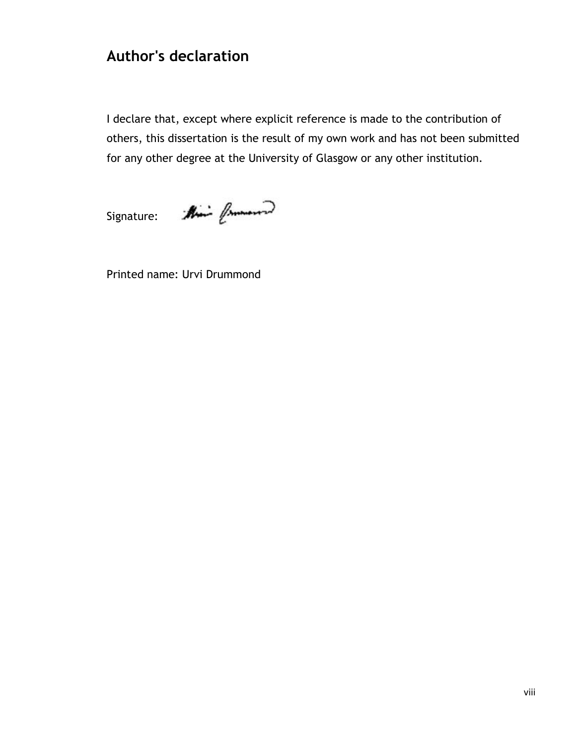## Author's declaration

I declare that, except where explicit reference is made to the contribution of others, this dissertation is the result of my own work and has not been submitted for any other degree at the University of Glasgow or any other institution.

Signature:

Printed name: Urvi Drummond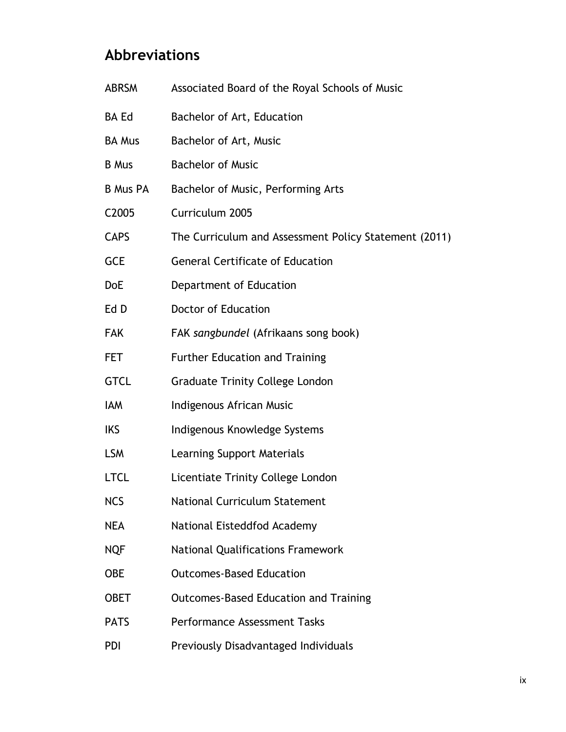## Abbreviations

| | |
|---|---|
| ABRSM | Associated Board of the Royal Schools of Music |
| BA Ed | Bachelor of Art, Education |
| BA Mus | Bachelor of Art, Music |
| B Mus | Bachelor of Music |
| B Mus PA | Bachelor of Music, Performing Arts |
| C2005 | Curriculum 2005 |
| CAPS | The Curriculum and Assessment Policy Statement (2011) |
| GCE | General Certificate of Education |
| DoE | Department of Education |
| Ed D | Doctor of Education |
| FAK | FAK *sangbundel* (Afrikaans song book) |
| FET | Further Education and Training |
| GTCL | Graduate Trinity College London |
| IAM | Indigenous African Music |
| IKS | Indigenous Knowledge Systems |
| LSM | Learning Support Materials |
| LTCL | Licentiate Trinity College London |
| NCS | National Curriculum Statement |
| NEA | National Eisteddfod Academy |
| NQF | National Qualifications Framework |
| OBE | Outcomes-Based Education |
| OBET | Outcomes-Based Education and Training |
| PATS | Performance Assessment Tasks |
| PDI | Previously Disadvantaged Individuals |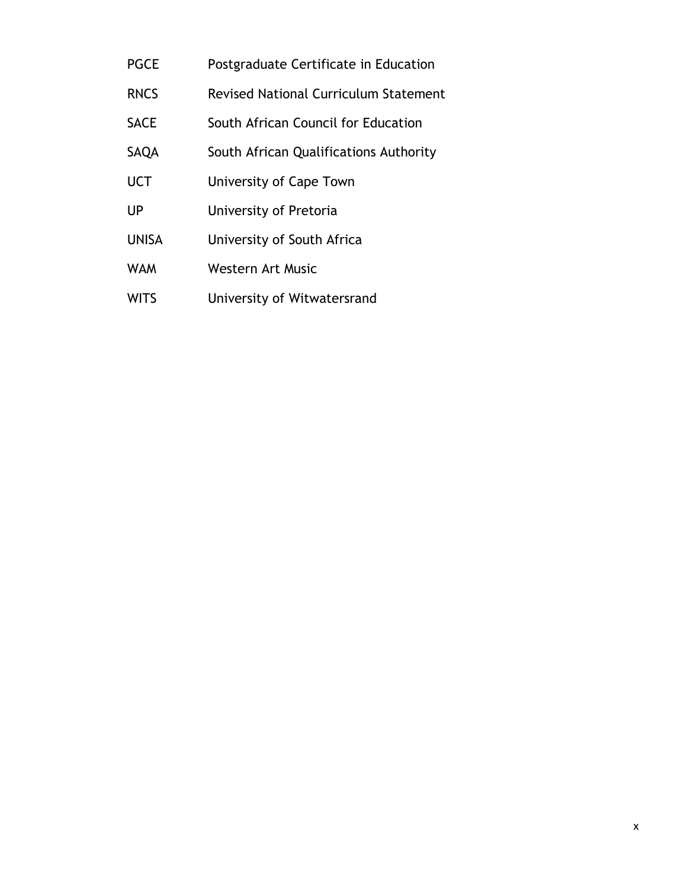| | |
|---|---|
| PGCE | Postgraduate Certificate in Education |
| RNCS | Revised National Curriculum Statement |
| SACE | South African Council for Education |
| SAQA | South African Qualifications Authority |
| UCT | University of Cape Town |
| UP | University of Pretoria |
| UNISA | University of South Africa |
| WAM | Western Art Music |
| WITS | University of Witwatersrand |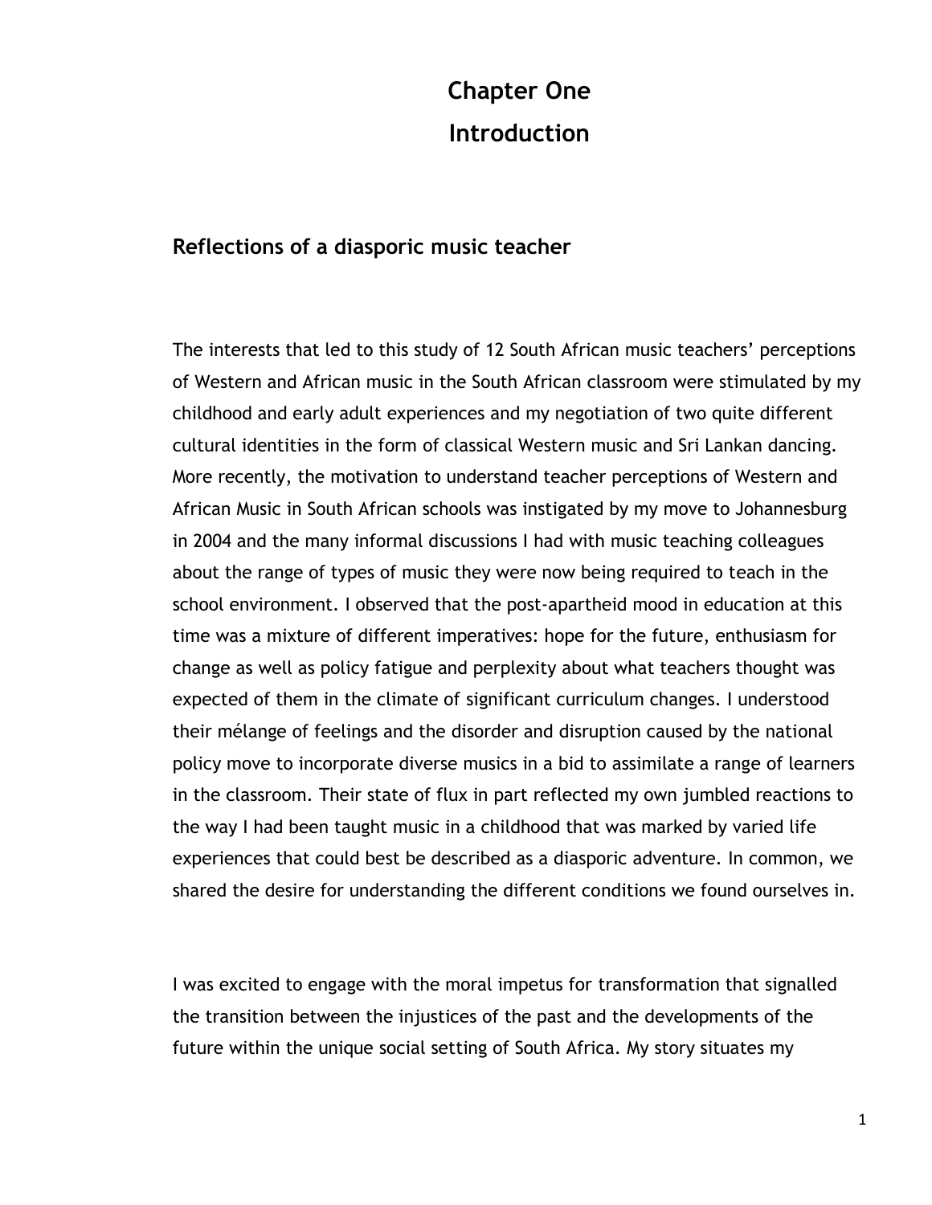# Chapter One

# Introduction

## Reflections of a diasporic music teacher

The interests that led to this study of 12 South African music teachers' perceptions of Western and African music in the South African classroom were stimulated by my childhood and early adult experiences and my negotiation of two quite different cultural identities in the form of classical Western music and Sri Lankan dancing. More recently, the motivation to understand teacher perceptions of Western and African Music in South African schools was instigated by my move to Johannesburg in 2004 and the many informal discussions I had with music teaching colleagues about the range of types of music they were now being required to teach in the school environment. I observed that the post-apartheid mood in education at this time was a mixture of different imperatives: hope for the future, enthusiasm for change as well as policy fatigue and perplexity about what teachers thought was expected of them in the climate of significant curriculum changes. I understood their mélange of feelings and the disorder and disruption caused by the national policy move to incorporate diverse musics in a bid to assimilate a range of learners in the classroom. Their state of flux in part reflected my own jumbled reactions to the way I had been taught music in a childhood that was marked by varied life experiences that could best be described as a diasporic adventure. In common, we shared the desire for understanding the different conditions we found ourselves in.

I was excited to engage with the moral impetus for transformation that signalled the transition between the injustices of the past and the developments of the future within the unique social setting of South Africa. My story situates my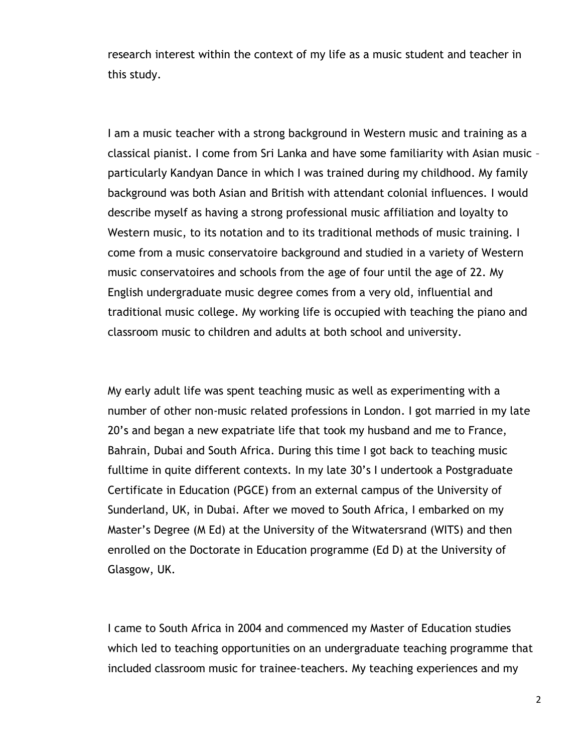research interest within the context of my life as a music student and teacher in this study.

I am a music teacher with a strong background in Western music and training as a classical pianist. I come from Sri Lanka and have some familiarity with Asian music – particularly Kandyan Dance in which I was trained during my childhood. My family background was both Asian and British with attendant colonial influences. I would describe myself as having a strong professional music affiliation and loyalty to Western music, to its notation and to its traditional methods of music training. I come from a music conservatoire background and studied in a variety of Western music conservatoires and schools from the age of four until the age of 22. My English undergraduate music degree comes from a very old, influential and traditional music college. My working life is occupied with teaching the piano and classroom music to children and adults at both school and university.

My early adult life was spent teaching music as well as experimenting with a number of other non-music related professions in London. I got married in my late 20's and began a new expatriate life that took my husband and me to France, Bahrain, Dubai and South Africa. During this time I got back to teaching music fulltime in quite different contexts. In my late 30's I undertook a Postgraduate Certificate in Education (PGCE) from an external campus of the University of Sunderland, UK, in Dubai. After we moved to South Africa, I embarked on my Master's Degree (M Ed) at the University of the Witwatersrand (WITS) and then enrolled on the Doctorate in Education programme (Ed D) at the University of Glasgow, UK.

I came to South Africa in 2004 and commenced my Master of Education studies which led to teaching opportunities on an undergraduate teaching programme that included classroom music for trainee-teachers. My teaching experiences and my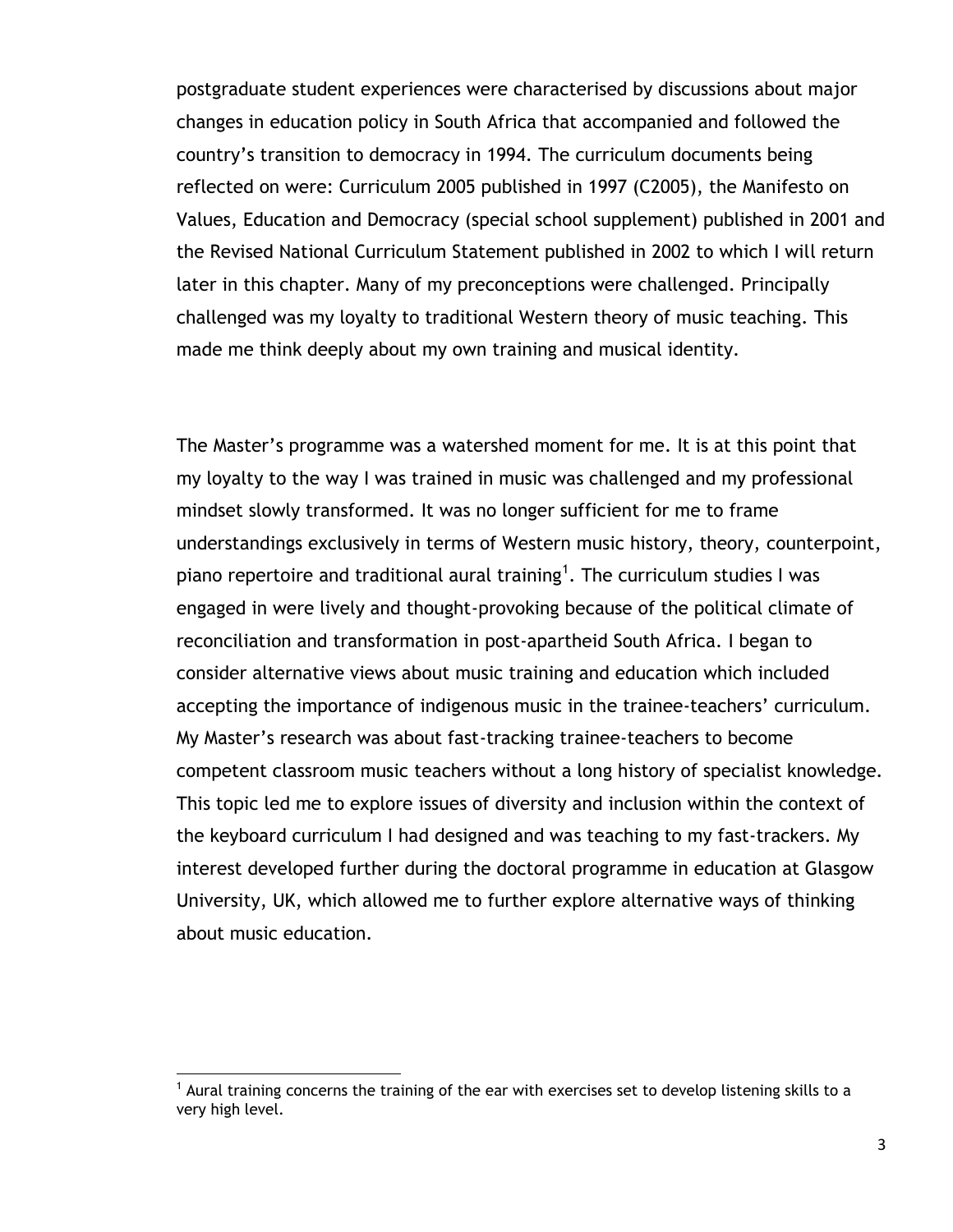postgraduate student experiences were characterised by discussions about major changes in education policy in South Africa that accompanied and followed the country's transition to democracy in 1994. The curriculum documents being reflected on were: Curriculum 2005 published in 1997 (C2005), the Manifesto on Values, Education and Democracy (special school supplement) published in 2001 and the Revised National Curriculum Statement published in 2002 to which I will return later in this chapter. Many of my preconceptions were challenged. Principally challenged was my loyalty to traditional Western theory of music teaching. This made me think deeply about my own training and musical identity.

The Master's programme was a watershed moment for me. It is at this point that my loyalty to the way I was trained in music was challenged and my professional mindset slowly transformed. It was no longer sufficient for me to frame understandings exclusively in terms of Western music history, theory, counterpoint, piano repertoire and traditional aural training[1]. The curriculum studies I was engaged in were lively and thought-provoking because of the political climate of reconciliation and transformation in post-apartheid South Africa. I began to consider alternative views about music training and education which included accepting the importance of indigenous music in the trainee-teachers' curriculum. My Master's research was about fast-tracking trainee-teachers to become competent classroom music teachers without a long history of specialist knowledge. This topic led me to explore issues of diversity and inclusion within the context of the keyboard curriculum I had designed and was teaching to my fast-trackers. My interest developed further during the doctoral programme in education at Glasgow University, UK, which allowed me to further explore alternative ways of thinking about music education.

[1] Aural training concerns the training of the ear with exercises set to develop listening skills to a very high level.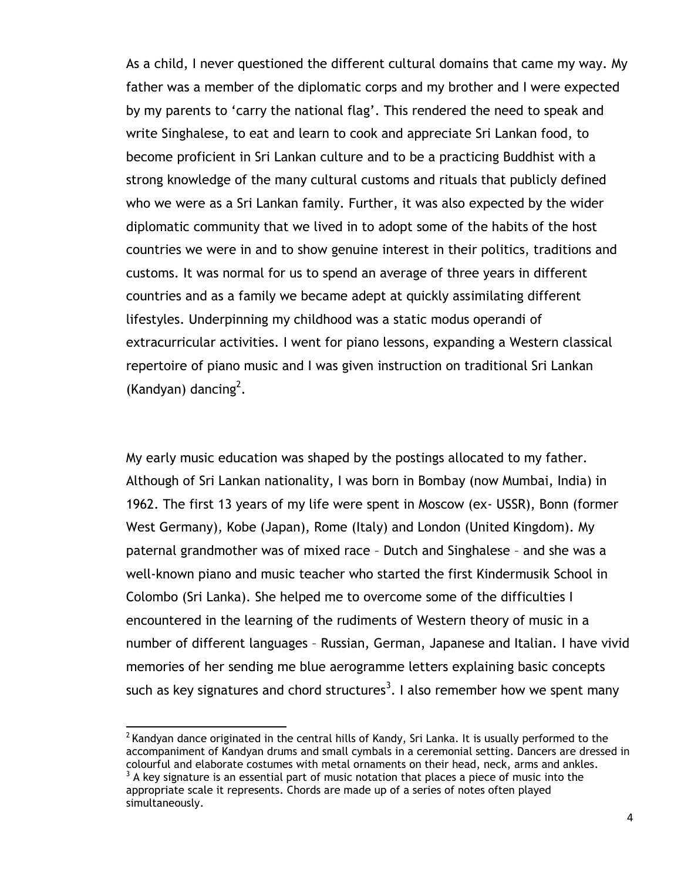As a child, I never questioned the different cultural domains that came my way. My father was a member of the diplomatic corps and my brother and I were expected by my parents to 'carry the national flag'. This rendered the need to speak and write Singhalese, to eat and learn to cook and appreciate Sri Lankan food, to become proficient in Sri Lankan culture and to be a practicing Buddhist with a strong knowledge of the many cultural customs and rituals that publicly defined who we were as a Sri Lankan family. Further, it was also expected by the wider diplomatic community that we lived in to adopt some of the habits of the host countries we were in and to show genuine interest in their politics, traditions and customs. It was normal for us to spend an average of three years in different countries and as a family we became adept at quickly assimilating different lifestyles. Underpinning my childhood was a static modus operandi of extracurricular activities. I went for piano lessons, expanding a Western classical repertoire of piano music and I was given instruction on traditional Sri Lankan (Kandyan) dancing[2].

My early music education was shaped by the postings allocated to my father. Although of Sri Lankan nationality, I was born in Bombay (now Mumbai, India) in 1962. The first 13 years of my life were spent in Moscow (ex- USSR), Bonn (former West Germany), Kobe (Japan), Rome (Italy) and London (United Kingdom). My paternal grandmother was of mixed race – Dutch and Singhalese – and she was a well-known piano and music teacher who started the first Kindermusik School in Colombo (Sri Lanka). She helped me to overcome some of the difficulties I encountered in the learning of the rudiments of Western theory of music in a number of different languages – Russian, German, Japanese and Italian. I have vivid memories of her sending me blue aerogramme letters explaining basic concepts such as key signatures and chord structures[3]. I also remember how we spent many

[2] Kandyan dance originated in the central hills of Kandy, Sri Lanka. It is usually performed to the accompaniment of Kandyan drums and small cymbals in a ceremonial setting. Dancers are dressed in colourful and elaborate costumes with metal ornaments on their head, neck, arms and ankles.

[3] A key signature is an essential part of music notation that places a piece of music into the appropriate scale it represents. Chords are made up of a series of notes often played simultaneously.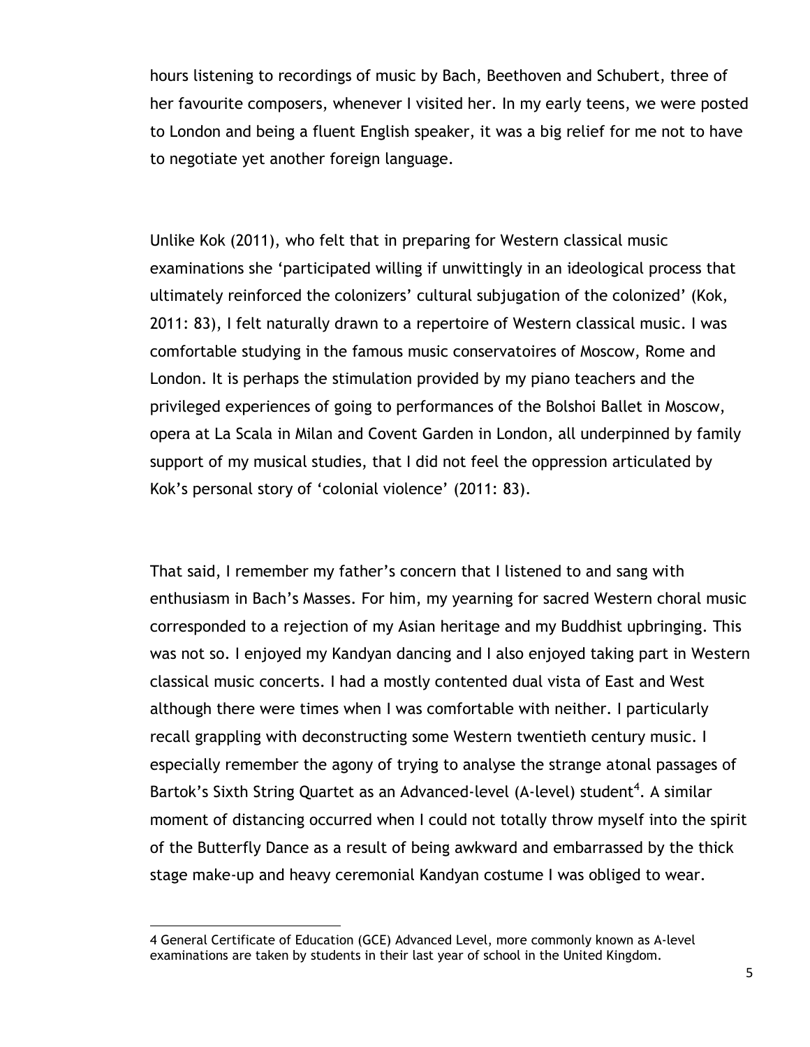hours listening to recordings of music by Bach, Beethoven and Schubert, three of her favourite composers, whenever I visited her. In my early teens, we were posted to London and being a fluent English speaker, it was a big relief for me not to have to negotiate yet another foreign language.

Unlike Kok (2011), who felt that in preparing for Western classical music examinations she 'participated willing if unwittingly in an ideological process that ultimately reinforced the colonizers' cultural subjugation of the colonized' (Kok, 2011: 83), I felt naturally drawn to a repertoire of Western classical music. I was comfortable studying in the famous music conservatoires of Moscow, Rome and London. It is perhaps the stimulation provided by my piano teachers and the privileged experiences of going to performances of the Bolshoi Ballet in Moscow, opera at La Scala in Milan and Covent Garden in London, all underpinned by family support of my musical studies, that I did not feel the oppression articulated by Kok's personal story of 'colonial violence' (2011: 83).

That said, I remember my father's concern that I listened to and sang with enthusiasm in Bach's Masses. For him, my yearning for sacred Western choral music corresponded to a rejection of my Asian heritage and my Buddhist upbringing. This was not so. I enjoyed my Kandyan dancing and I also enjoyed taking part in Western classical music concerts. I had a mostly contented dual vista of East and West although there were times when I was comfortable with neither. I particularly recall grappling with deconstructing some Western twentieth century music. I especially remember the agony of trying to analyse the strange atonal passages of Bartok's Sixth String Quartet as an Advanced-level (A-level) student[4]. A similar moment of distancing occurred when I could not totally throw myself into the spirit of the Butterfly Dance as a result of being awkward and embarrassed by the thick stage make-up and heavy ceremonial Kandyan costume I was obliged to wear.

---

4 General Certificate of Education (GCE) Advanced Level, more commonly known as A-level examinations are taken by students in their last year of school in the United Kingdom.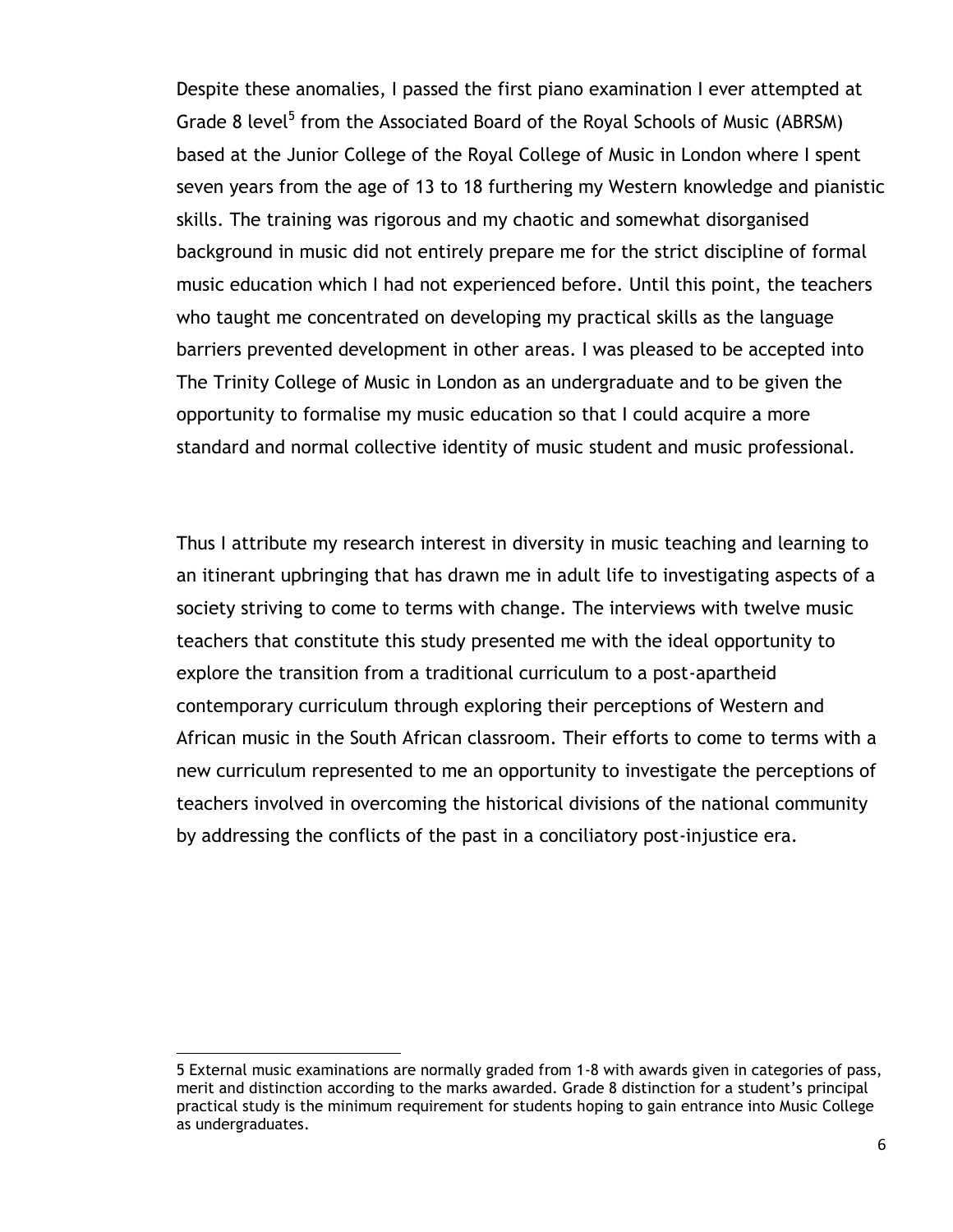Despite these anomalies, I passed the first piano examination I ever attempted at Grade 8 level[5] from the Associated Board of the Royal Schools of Music (ABRSM) based at the Junior College of the Royal College of Music in London where I spent seven years from the age of 13 to 18 furthering my Western knowledge and pianistic skills. The training was rigorous and my chaotic and somewhat disorganised background in music did not entirely prepare me for the strict discipline of formal music education which I had not experienced before. Until this point, the teachers who taught me concentrated on developing my practical skills as the language barriers prevented development in other areas. I was pleased to be accepted into The Trinity College of Music in London as an undergraduate and to be given the opportunity to formalise my music education so that I could acquire a more standard and normal collective identity of music student and music professional.

Thus I attribute my research interest in diversity in music teaching and learning to an itinerant upbringing that has drawn me in adult life to investigating aspects of a society striving to come to terms with change. The interviews with twelve music teachers that constitute this study presented me with the ideal opportunity to explore the transition from a traditional curriculum to a post-apartheid contemporary curriculum through exploring their perceptions of Western and African music in the South African classroom. Their efforts to come to terms with a new curriculum represented to me an opportunity to investigate the perceptions of teachers involved in overcoming the historical divisions of the national community by addressing the conflicts of the past in a conciliatory post-injustice era.

---

5 External music examinations are normally graded from 1-8 with awards given in categories of pass, merit and distinction according to the marks awarded. Grade 8 distinction for a student's principal practical study is the minimum requirement for students hoping to gain entrance into Music College as undergraduates.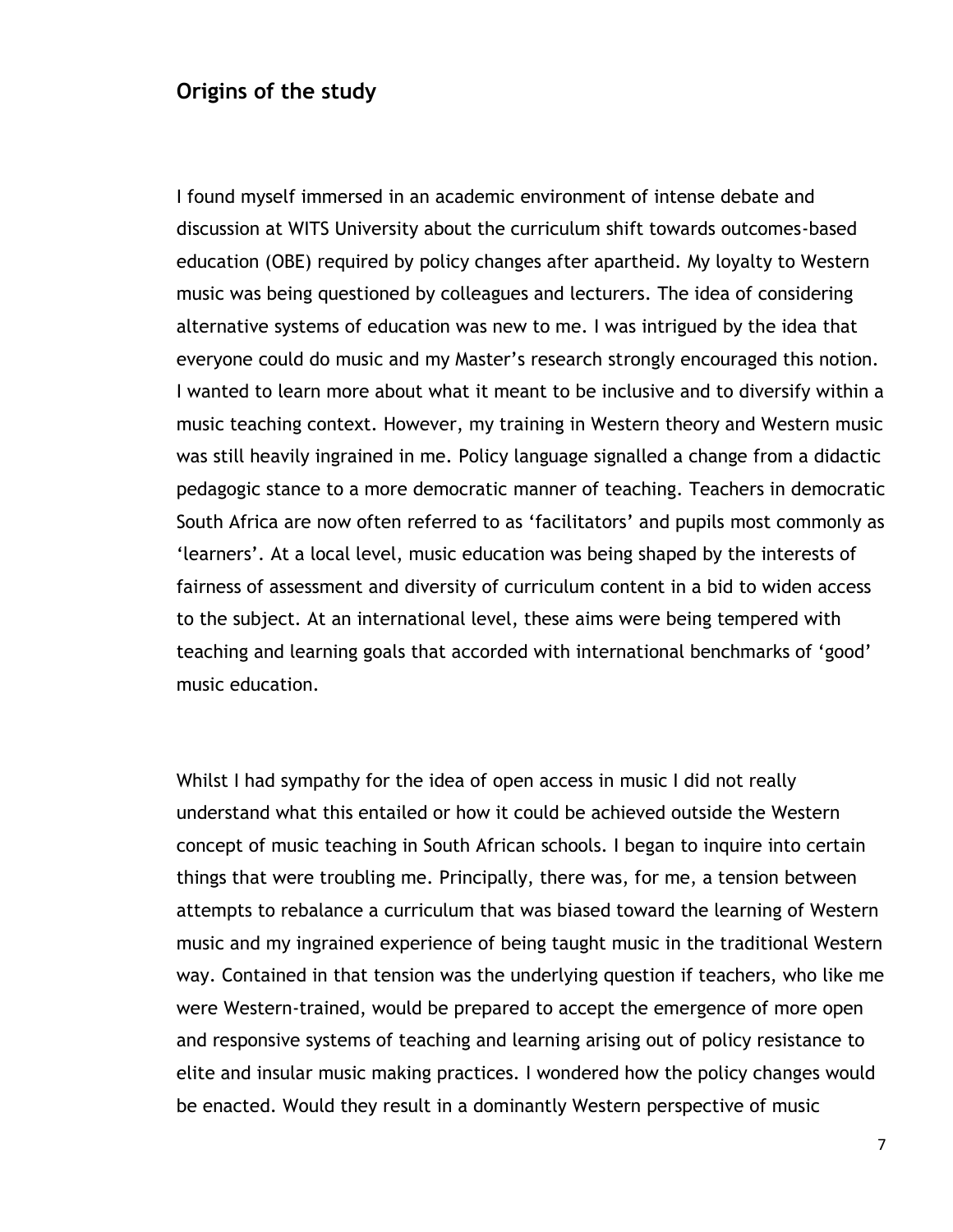## Origins of the study

I found myself immersed in an academic environment of intense debate and discussion at WITS University about the curriculum shift towards outcomes-based education (OBE) required by policy changes after apartheid. My loyalty to Western music was being questioned by colleagues and lecturers. The idea of considering alternative systems of education was new to me. I was intrigued by the idea that everyone could do music and my Master's research strongly encouraged this notion. I wanted to learn more about what it meant to be inclusive and to diversify within a music teaching context. However, my training in Western theory and Western music was still heavily ingrained in me. Policy language signalled a change from a didactic pedagogic stance to a more democratic manner of teaching. Teachers in democratic South Africa are now often referred to as 'facilitators' and pupils most commonly as 'learners'. At a local level, music education was being shaped by the interests of fairness of assessment and diversity of curriculum content in a bid to widen access to the subject. At an international level, these aims were being tempered with teaching and learning goals that accorded with international benchmarks of 'good' music education.

Whilst I had sympathy for the idea of open access in music I did not really understand what this entailed or how it could be achieved outside the Western concept of music teaching in South African schools. I began to inquire into certain things that were troubling me. Principally, there was, for me, a tension between attempts to rebalance a curriculum that was biased toward the learning of Western music and my ingrained experience of being taught music in the traditional Western way. Contained in that tension was the underlying question if teachers, who like me were Western-trained, would be prepared to accept the emergence of more open and responsive systems of teaching and learning arising out of policy resistance to elite and insular music making practices. I wondered how the policy changes would be enacted. Would they result in a dominantly Western perspective of music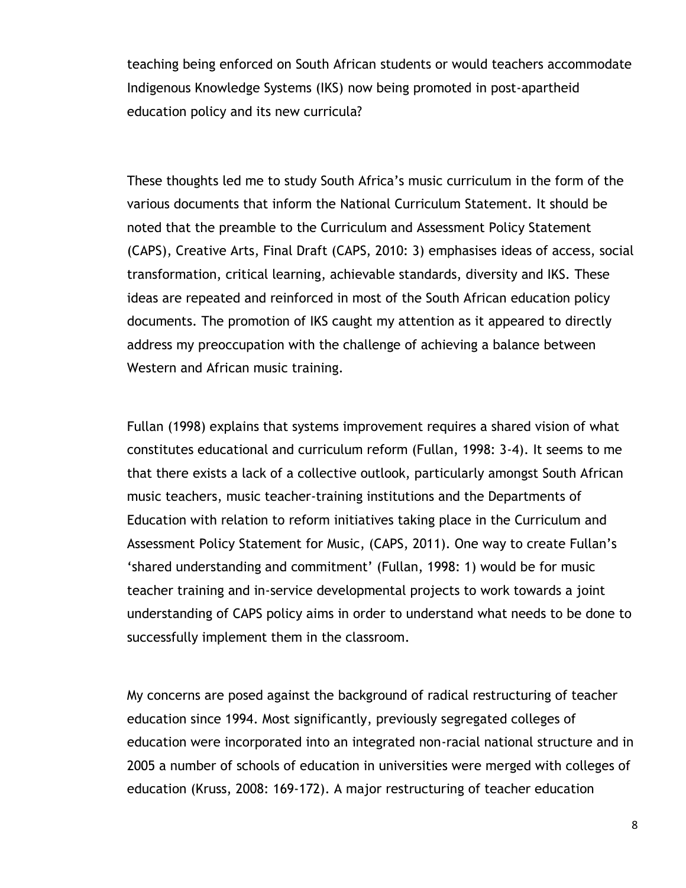teaching being enforced on South African students or would teachers accommodate Indigenous Knowledge Systems (IKS) now being promoted in post-apartheid education policy and its new curricula?

These thoughts led me to study South Africa's music curriculum in the form of the various documents that inform the National Curriculum Statement. It should be noted that the preamble to the Curriculum and Assessment Policy Statement (CAPS), Creative Arts, Final Draft (CAPS, 2010: 3) emphasises ideas of access, social transformation, critical learning, achievable standards, diversity and IKS. These ideas are repeated and reinforced in most of the South African education policy documents. The promotion of IKS caught my attention as it appeared to directly address my preoccupation with the challenge of achieving a balance between Western and African music training.

Fullan (1998) explains that systems improvement requires a shared vision of what constitutes educational and curriculum reform (Fullan, 1998: 3-4). It seems to me that there exists a lack of a collective outlook, particularly amongst South African music teachers, music teacher-training institutions and the Departments of Education with relation to reform initiatives taking place in the Curriculum and Assessment Policy Statement for Music, (CAPS, 2011). One way to create Fullan's 'shared understanding and commitment' (Fullan, 1998: 1) would be for music teacher training and in-service developmental projects to work towards a joint understanding of CAPS policy aims in order to understand what needs to be done to successfully implement them in the classroom.

My concerns are posed against the background of radical restructuring of teacher education since 1994. Most significantly, previously segregated colleges of education were incorporated into an integrated non-racial national structure and in 2005 a number of schools of education in universities were merged with colleges of education (Kruss, 2008: 169-172). A major restructuring of teacher education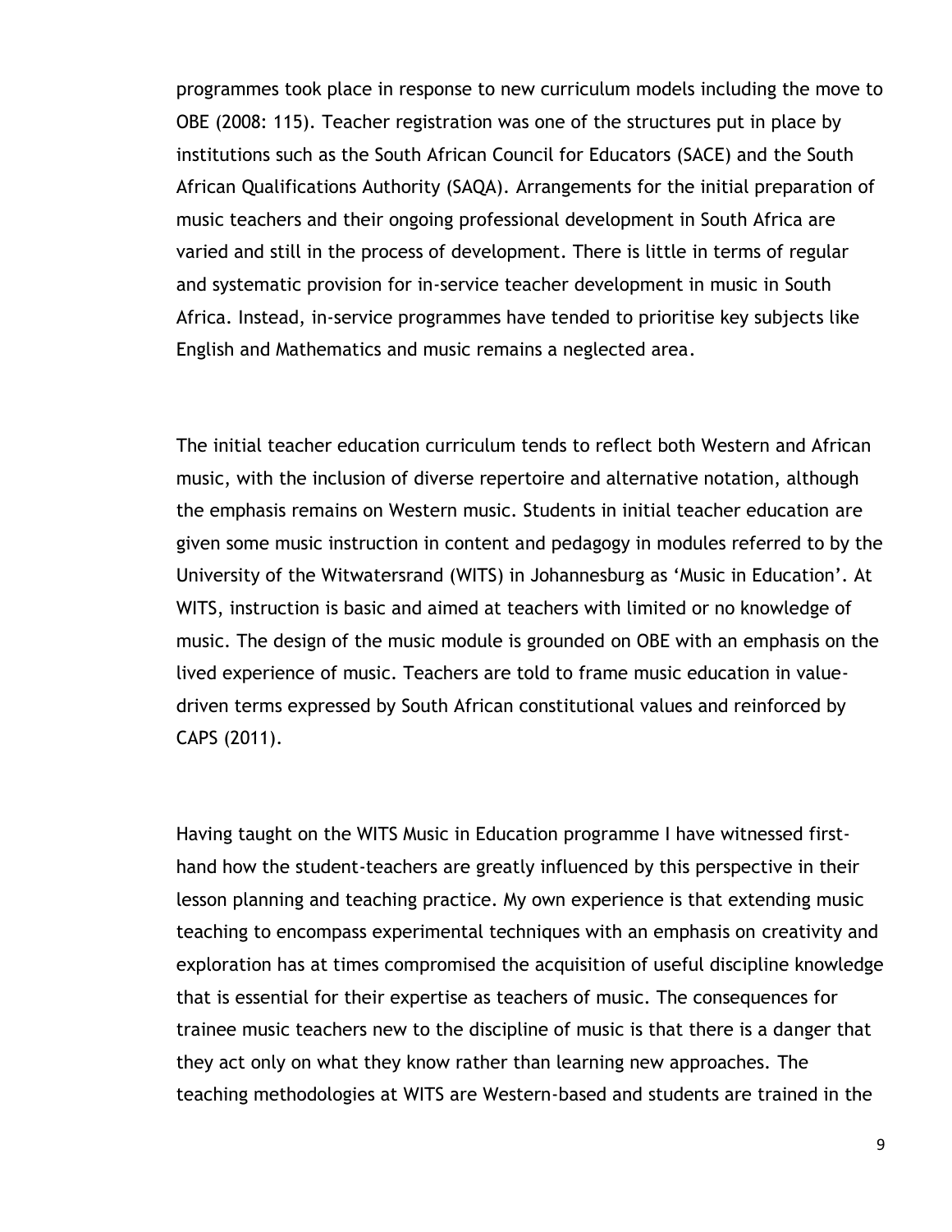programmes took place in response to new curriculum models including the move to OBE (2008: 115). Teacher registration was one of the structures put in place by institutions such as the South African Council for Educators (SACE) and the South African Qualifications Authority (SAQA). Arrangements for the initial preparation of music teachers and their ongoing professional development in South Africa are varied and still in the process of development. There is little in terms of regular and systematic provision for in-service teacher development in music in South Africa. Instead, in-service programmes have tended to prioritise key subjects like English and Mathematics and music remains a neglected area.

The initial teacher education curriculum tends to reflect both Western and African music, with the inclusion of diverse repertoire and alternative notation, although the emphasis remains on Western music. Students in initial teacher education are given some music instruction in content and pedagogy in modules referred to by the University of the Witwatersrand (WITS) in Johannesburg as 'Music in Education'. At WITS, instruction is basic and aimed at teachers with limited or no knowledge of music. The design of the music module is grounded on OBE with an emphasis on the lived experience of music. Teachers are told to frame music education in value-driven terms expressed by South African constitutional values and reinforced by CAPS (2011).

Having taught on the WITS Music in Education programme I have witnessed first-hand how the student-teachers are greatly influenced by this perspective in their lesson planning and teaching practice. My own experience is that extending music teaching to encompass experimental techniques with an emphasis on creativity and exploration has at times compromised the acquisition of useful discipline knowledge that is essential for their expertise as teachers of music. The consequences for trainee music teachers new to the discipline of music is that there is a danger that they act only on what they know rather than learning new approaches. The teaching methodologies at WITS are Western-based and students are trained in the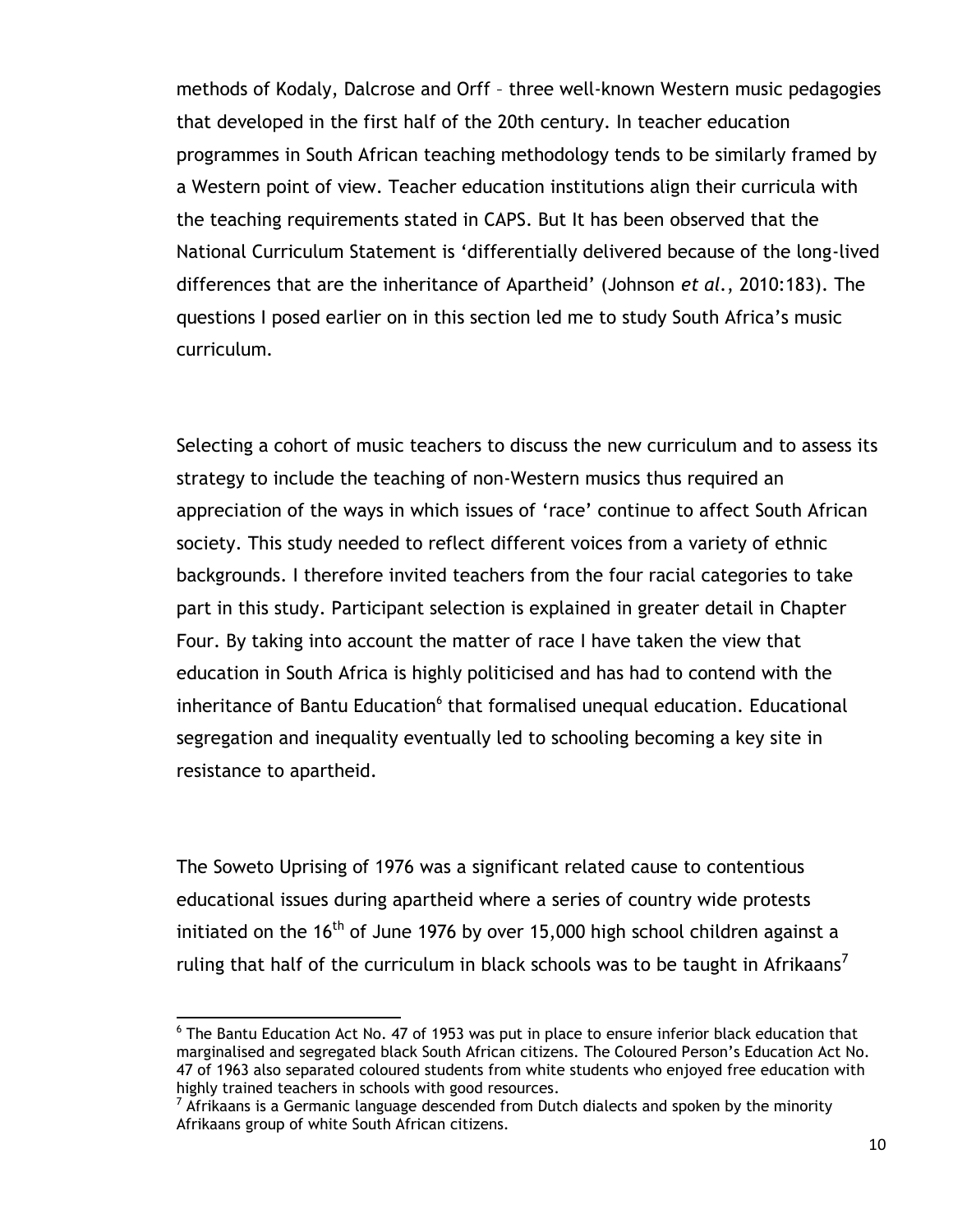methods of Kodaly, Dalcrose and Orff – three well-known Western music pedagogies that developed in the first half of the 20th century. In teacher education programmes in South African teaching methodology tends to be similarly framed by a Western point of view. Teacher education institutions align their curricula with the teaching requirements stated in CAPS. But It has been observed that the National Curriculum Statement is 'differentially delivered because of the long-lived differences that are the inheritance of Apartheid' (Johnson *et al.*, 2010:183). The questions I posed earlier on in this section led me to study South Africa's music curriculum.

Selecting a cohort of music teachers to discuss the new curriculum and to assess its strategy to include the teaching of non-Western musics thus required an appreciation of the ways in which issues of 'race' continue to affect South African society. This study needed to reflect different voices from a variety of ethnic backgrounds. I therefore invited teachers from the four racial categories to take part in this study. Participant selection is explained in greater detail in Chapter Four. By taking into account the matter of race I have taken the view that education in South Africa is highly politicised and has had to contend with the inheritance of Bantu Education[6] that formalised unequal education. Educational segregation and inequality eventually led to schooling becoming a key site in resistance to apartheid.

The Soweto Uprising of 1976 was a significant related cause to contentious educational issues during apartheid where a series of country wide protests initiated on the 16th of June 1976 by over 15,000 high school children against a ruling that half of the curriculum in black schools was to be taught in Afrikaans[7]

---

[6] The Bantu Education Act No. 47 of 1953 was put in place to ensure inferior black education that marginalised and segregated black South African citizens. The Coloured Person's Education Act No. 47 of 1963 also separated coloured students from white students who enjoyed free education with highly trained teachers in schools with good resources.

[7] Afrikaans is a Germanic language descended from Dutch dialects and spoken by the minority Afrikaans group of white South African citizens.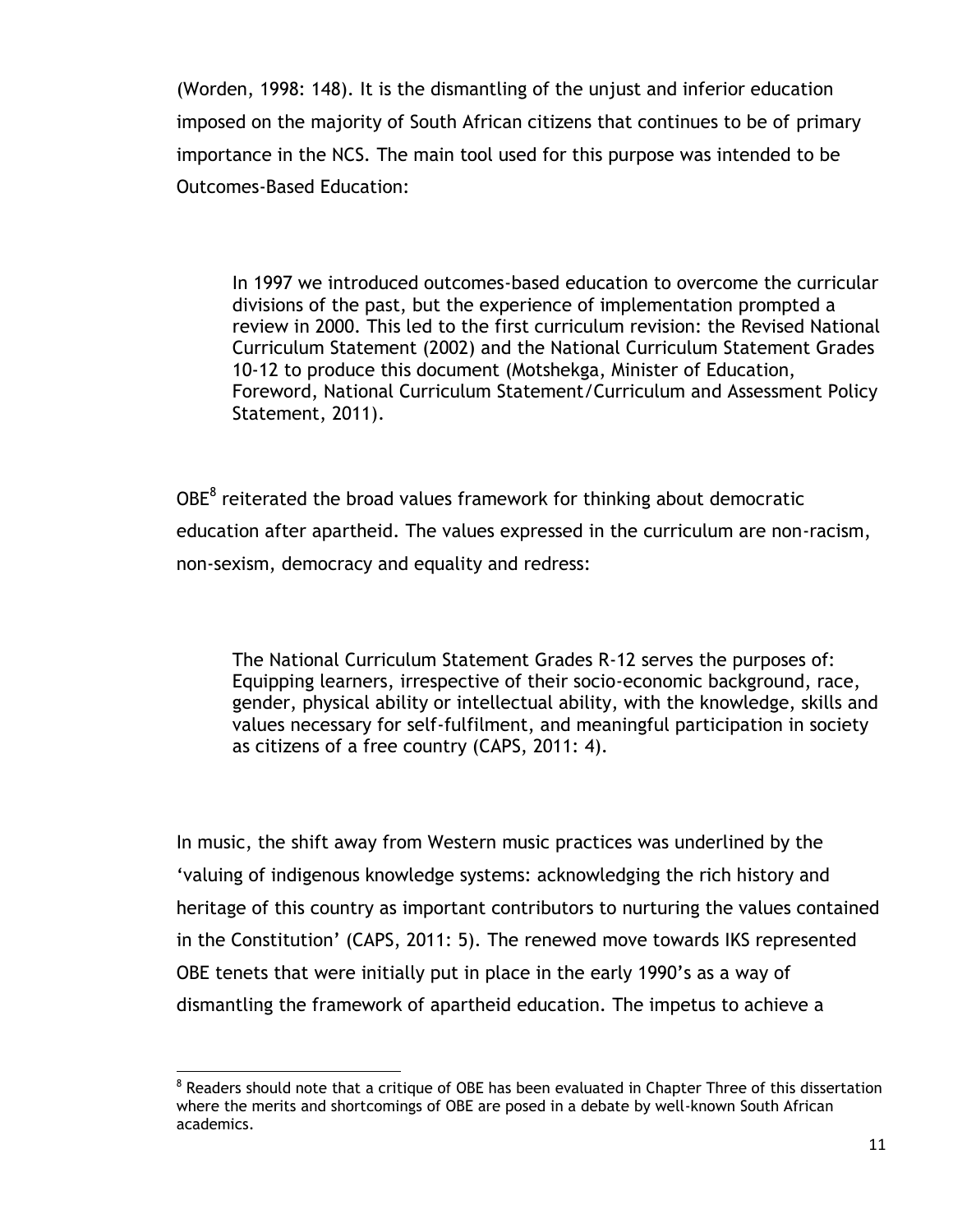(Worden, 1998: 148). It is the dismantling of the unjust and inferior education imposed on the majority of South African citizens that continues to be of primary importance in the NCS. The main tool used for this purpose was intended to be Outcomes-Based Education:

> In 1997 we introduced outcomes-based education to overcome the curricular divisions of the past, but the experience of implementation prompted a review in 2000. This led to the first curriculum revision: the Revised National Curriculum Statement (2002) and the National Curriculum Statement Grades 10-12 to produce this document (Motshekga, Minister of Education, Foreword, National Curriculum Statement/Curriculum and Assessment Policy Statement, 2011).

OBE[8] reiterated the broad values framework for thinking about democratic education after apartheid. The values expressed in the curriculum are non-racism, non-sexism, democracy and equality and redress:

> The National Curriculum Statement Grades R-12 serves the purposes of: Equipping learners, irrespective of their socio-economic background, race, gender, physical ability or intellectual ability, with the knowledge, skills and values necessary for self-fulfilment, and meaningful participation in society as citizens of a free country (CAPS, 2011: 4).

In music, the shift away from Western music practices was underlined by the 'valuing of indigenous knowledge systems: acknowledging the rich history and heritage of this country as important contributors to nurturing the values contained in the Constitution' (CAPS, 2011: 5). The renewed move towards IKS represented OBE tenets that were initially put in place in the early 1990's as a way of dismantling the framework of apartheid education. The impetus to achieve a

[8] Readers should note that a critique of OBE has been evaluated in Chapter Three of this dissertation where the merits and shortcomings of OBE are posed in a debate by well-known South African academics.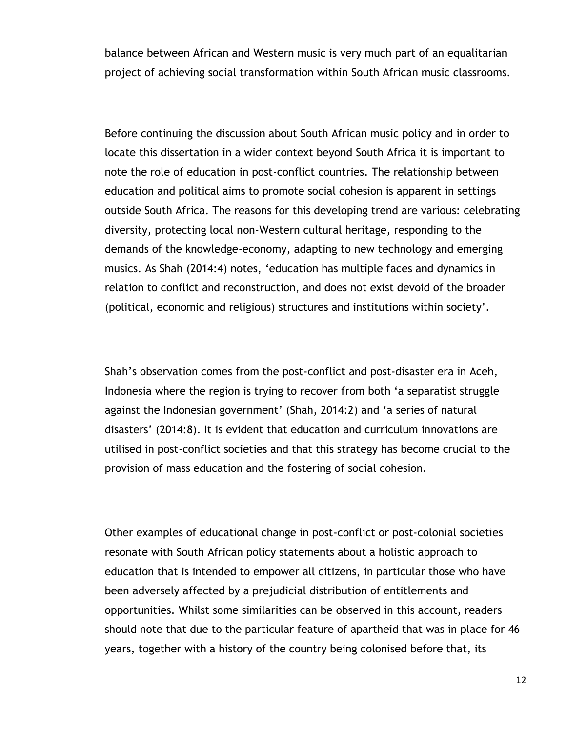balance between African and Western music is very much part of an equalitarian project of achieving social transformation within South African music classrooms.

Before continuing the discussion about South African music policy and in order to locate this dissertation in a wider context beyond South Africa it is important to note the role of education in post-conflict countries. The relationship between education and political aims to promote social cohesion is apparent in settings outside South Africa. The reasons for this developing trend are various: celebrating diversity, protecting local non-Western cultural heritage, responding to the demands of the knowledge-economy, adapting to new technology and emerging musics. As Shah (2014:4) notes, 'education has multiple faces and dynamics in relation to conflict and reconstruction, and does not exist devoid of the broader (political, economic and religious) structures and institutions within society'.

Shah's observation comes from the post-conflict and post-disaster era in Aceh, Indonesia where the region is trying to recover from both 'a separatist struggle against the Indonesian government' (Shah, 2014:2) and 'a series of natural disasters' (2014:8). It is evident that education and curriculum innovations are utilised in post-conflict societies and that this strategy has become crucial to the provision of mass education and the fostering of social cohesion.

Other examples of educational change in post-conflict or post-colonial societies resonate with South African policy statements about a holistic approach to education that is intended to empower all citizens, in particular those who have been adversely affected by a prejudicial distribution of entitlements and opportunities. Whilst some similarities can be observed in this account, readers should note that due to the particular feature of apartheid that was in place for 46 years, together with a history of the country being colonised before that, its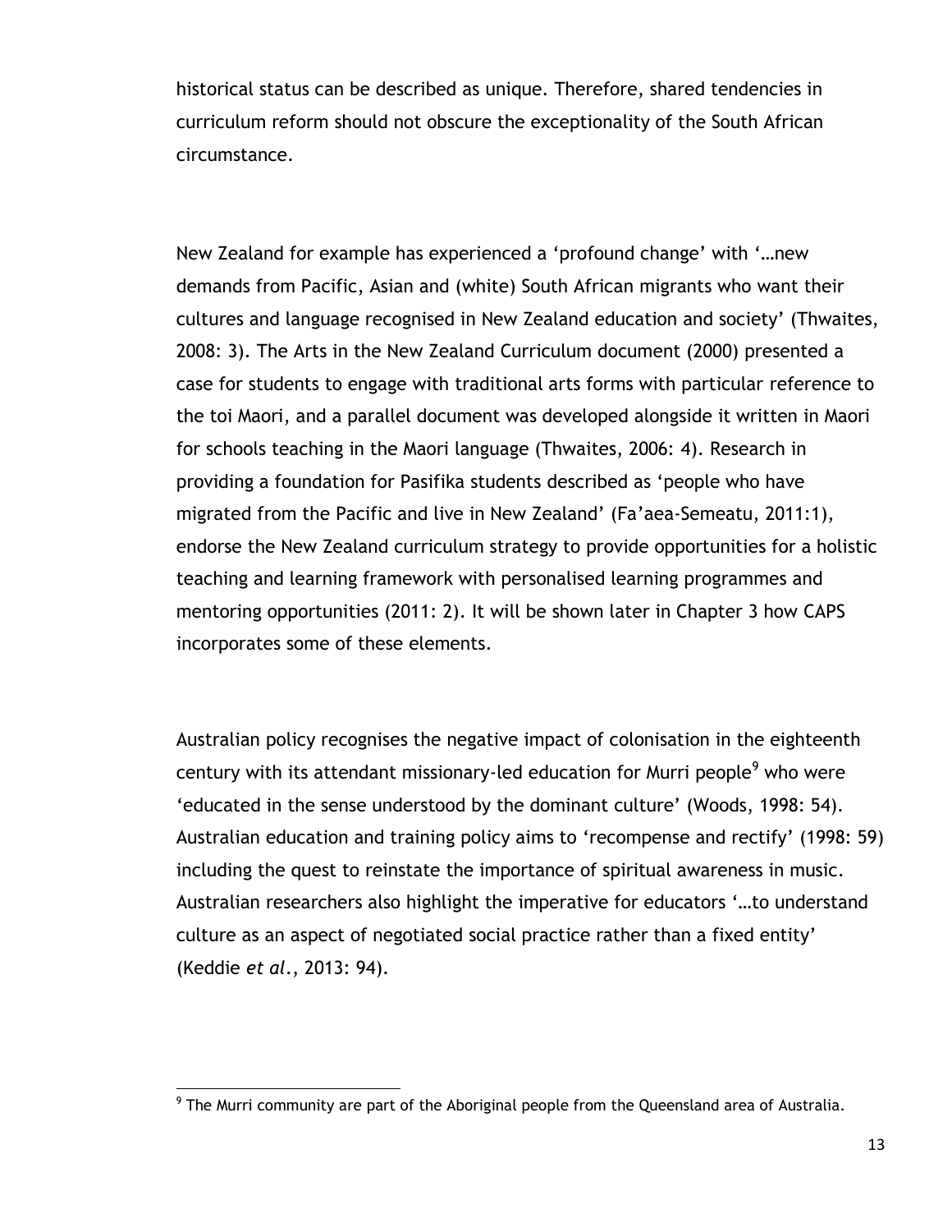historical status can be described as unique. Therefore, shared tendencies in curriculum reform should not obscure the exceptionality of the South African circumstance.

New Zealand for example has experienced a 'profound change' with '…new demands from Pacific, Asian and (white) South African migrants who want their cultures and language recognised in New Zealand education and society' (Thwaites, 2008: 3). The Arts in the New Zealand Curriculum document (2000) presented a case for students to engage with traditional arts forms with particular reference to the toi Maori, and a parallel document was developed alongside it written in Maori for schools teaching in the Maori language (Thwaites, 2006: 4). Research in providing a foundation for Pasifika students described as 'people who have migrated from the Pacific and live in New Zealand' (Fa'aea-Semeatu, 2011:1), endorse the New Zealand curriculum strategy to provide opportunities for a holistic teaching and learning framework with personalised learning programmes and mentoring opportunities (2011: 2). It will be shown later in Chapter 3 how CAPS incorporates some of these elements.

Australian policy recognises the negative impact of colonisation in the eighteenth century with its attendant missionary-led education for Murri people[9] who were 'educated in the sense understood by the dominant culture' (Woods, 1998: 54). Australian education and training policy aims to 'recompense and rectify' (1998: 59) including the quest to reinstate the importance of spiritual awareness in music. Australian researchers also highlight the imperative for educators '…to understand culture as an aspect of negotiated social practice rather than a fixed entity' (Keddie *et al.*, 2013: 94).

[9] The Murri community are part of the Aboriginal people from the Queensland area of Australia.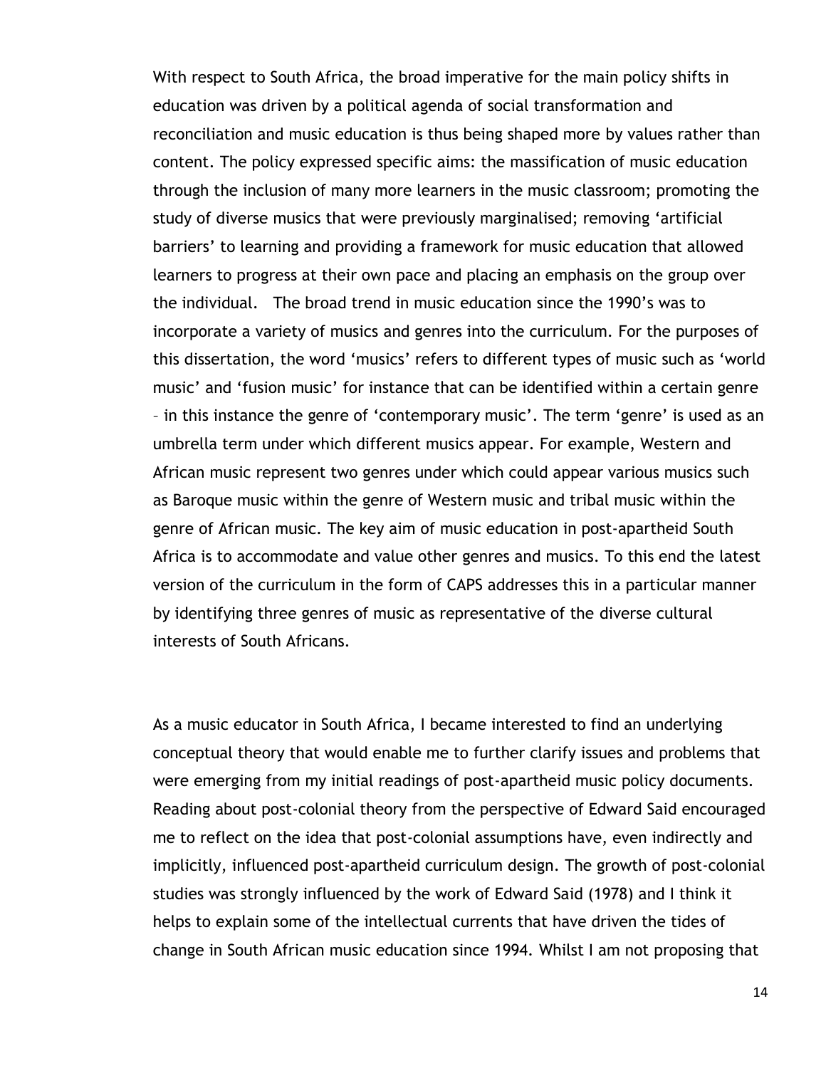With respect to South Africa, the broad imperative for the main policy shifts in education was driven by a political agenda of social transformation and reconciliation and music education is thus being shaped more by values rather than content. The policy expressed specific aims: the massification of music education through the inclusion of many more learners in the music classroom; promoting the study of diverse musics that were previously marginalised; removing 'artificial barriers' to learning and providing a framework for music education that allowed learners to progress at their own pace and placing an emphasis on the group over the individual. The broad trend in music education since the 1990's was to incorporate a variety of musics and genres into the curriculum. For the purposes of this dissertation, the word 'musics' refers to different types of music such as 'world music' and 'fusion music' for instance that can be identified within a certain genre – in this instance the genre of 'contemporary music'. The term 'genre' is used as an umbrella term under which different musics appear. For example, Western and African music represent two genres under which could appear various musics such as Baroque music within the genre of Western music and tribal music within the genre of African music. The key aim of music education in post-apartheid South Africa is to accommodate and value other genres and musics. To this end the latest version of the curriculum in the form of CAPS addresses this in a particular manner by identifying three genres of music as representative of the diverse cultural interests of South Africans.

As a music educator in South Africa, I became interested to find an underlying conceptual theory that would enable me to further clarify issues and problems that were emerging from my initial readings of post-apartheid music policy documents. Reading about post-colonial theory from the perspective of Edward Said encouraged me to reflect on the idea that post-colonial assumptions have, even indirectly and implicitly, influenced post-apartheid curriculum design. The growth of post-colonial studies was strongly influenced by the work of Edward Said (1978) and I think it helps to explain some of the intellectual currents that have driven the tides of change in South African music education since 1994. Whilst I am not proposing that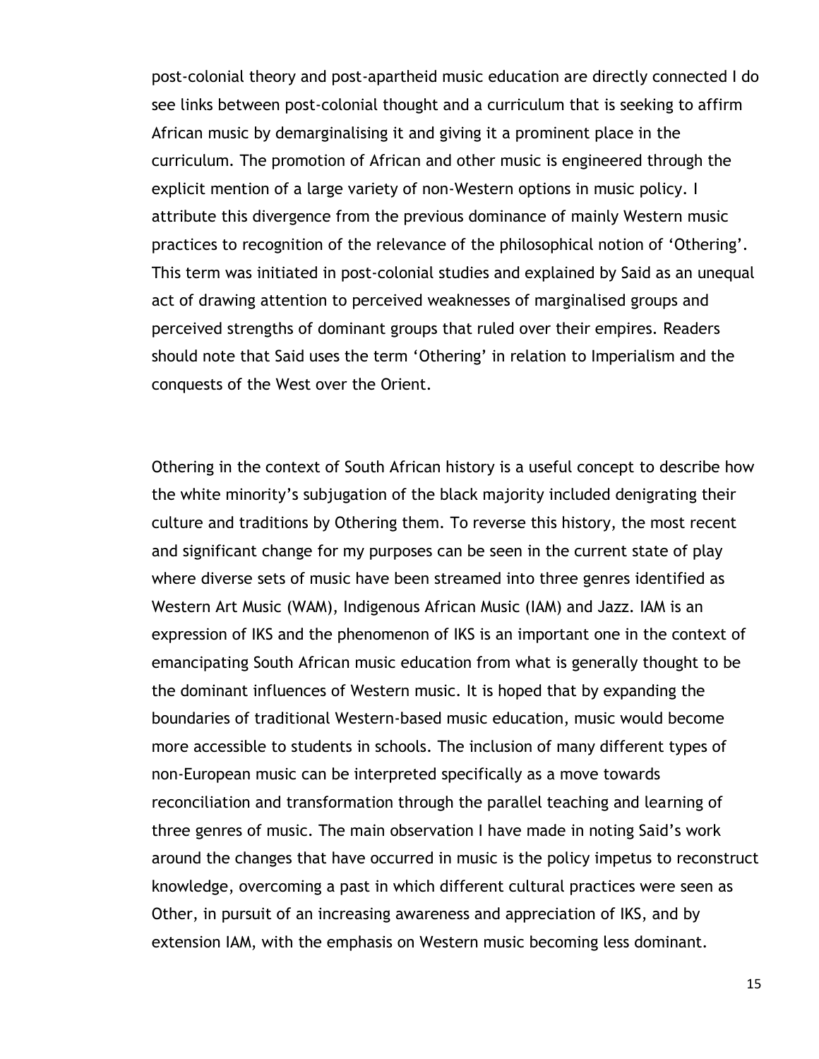post-colonial theory and post-apartheid music education are directly connected I do see links between post-colonial thought and a curriculum that is seeking to affirm African music by demarginalising it and giving it a prominent place in the curriculum. The promotion of African and other music is engineered through the explicit mention of a large variety of non-Western options in music policy. I attribute this divergence from the previous dominance of mainly Western music practices to recognition of the relevance of the philosophical notion of 'Othering'. This term was initiated in post-colonial studies and explained by Said as an unequal act of drawing attention to perceived weaknesses of marginalised groups and perceived strengths of dominant groups that ruled over their empires. Readers should note that Said uses the term 'Othering' in relation to Imperialism and the conquests of the West over the Orient.

Othering in the context of South African history is a useful concept to describe how the white minority's subjugation of the black majority included denigrating their culture and traditions by Othering them. To reverse this history, the most recent and significant change for my purposes can be seen in the current state of play where diverse sets of music have been streamed into three genres identified as Western Art Music (WAM), Indigenous African Music (IAM) and Jazz. IAM is an expression of IKS and the phenomenon of IKS is an important one in the context of emancipating South African music education from what is generally thought to be the dominant influences of Western music. It is hoped that by expanding the boundaries of traditional Western-based music education, music would become more accessible to students in schools. The inclusion of many different types of non-European music can be interpreted specifically as a move towards reconciliation and transformation through the parallel teaching and learning of three genres of music. The main observation I have made in noting Said's work around the changes that have occurred in music is the policy impetus to reconstruct knowledge, overcoming a past in which different cultural practices were seen as Other, in pursuit of an increasing awareness and appreciation of IKS, and by extension IAM, with the emphasis on Western music becoming less dominant.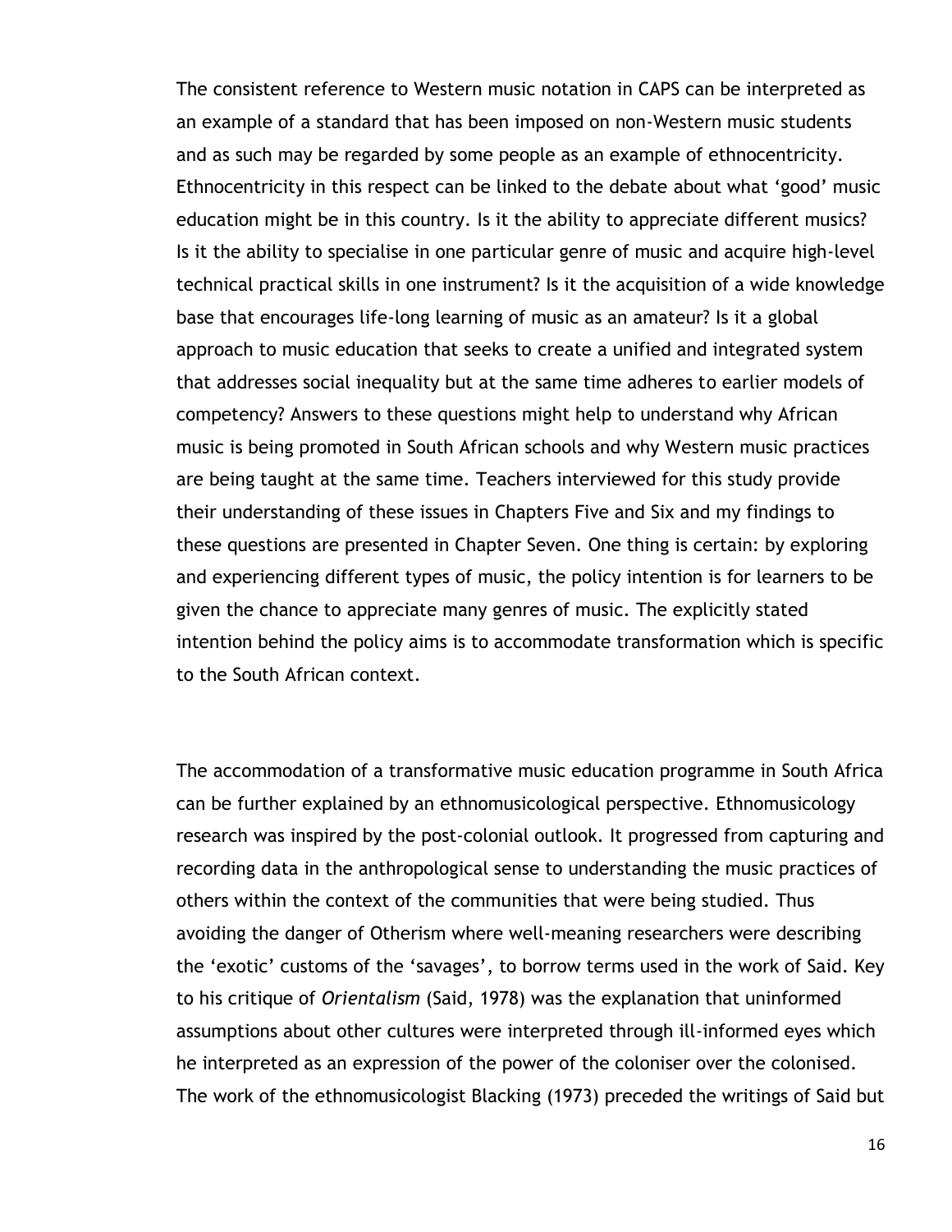The consistent reference to Western music notation in CAPS can be interpreted as an example of a standard that has been imposed on non-Western music students and as such may be regarded by some people as an example of ethnocentricity. Ethnocentricity in this respect can be linked to the debate about what 'good' music education might be in this country. Is it the ability to appreciate different musics? Is it the ability to specialise in one particular genre of music and acquire high-level technical practical skills in one instrument? Is it the acquisition of a wide knowledge base that encourages life-long learning of music as an amateur? Is it a global approach to music education that seeks to create a unified and integrated system that addresses social inequality but at the same time adheres to earlier models of competency? Answers to these questions might help to understand why African music is being promoted in South African schools and why Western music practices are being taught at the same time. Teachers interviewed for this study provide their understanding of these issues in Chapters Five and Six and my findings to these questions are presented in Chapter Seven. One thing is certain: by exploring and experiencing different types of music, the policy intention is for learners to be given the chance to appreciate many genres of music. The explicitly stated intention behind the policy aims is to accommodate transformation which is specific to the South African context.

The accommodation of a transformative music education programme in South Africa can be further explained by an ethnomusicological perspective. Ethnomusicology research was inspired by the post-colonial outlook. It progressed from capturing and recording data in the anthropological sense to understanding the music practices of others within the context of the communities that were being studied. Thus avoiding the danger of Otherism where well-meaning researchers were describing the 'exotic' customs of the 'savages', to borrow terms used in the work of Said. Key to his critique of *Orientalism* (Said, 1978) was the explanation that uninformed assumptions about other cultures were interpreted through ill-informed eyes which he interpreted as an expression of the power of the coloniser over the colonised. The work of the ethnomusicologist Blacking (1973) preceded the writings of Said but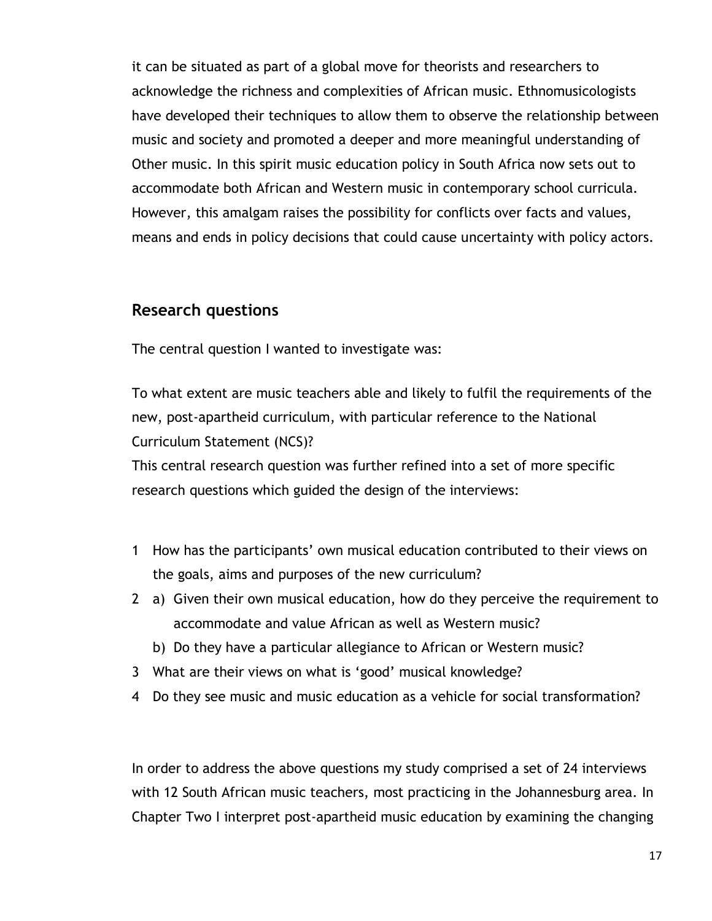it can be situated as part of a global move for theorists and researchers to acknowledge the richness and complexities of African music. Ethnomusicologists have developed their techniques to allow them to observe the relationship between music and society and promoted a deeper and more meaningful understanding of Other music. In this spirit music education policy in South Africa now sets out to accommodate both African and Western music in contemporary school curricula. However, this amalgam raises the possibility for conflicts over facts and values, means and ends in policy decisions that could cause uncertainty with policy actors.

## Research questions

The central question I wanted to investigate was:

To what extent are music teachers able and likely to fulfil the requirements of the new, post-apartheid curriculum, with particular reference to the National Curriculum Statement (NCS)?
This central research question was further refined into a set of more specific research questions which guided the design of the interviews:

1 How has the participants' own musical education contributed to their views on the goals, aims and purposes of the new curriculum?
2 a) Given their own musical education, how do they perceive the requirement to accommodate and value African as well as Western music?
   b) Do they have a particular allegiance to African or Western music?
3 What are their views on what is 'good' musical knowledge?
4 Do they see music and music education as a vehicle for social transformation?

In order to address the above questions my study comprised a set of 24 interviews with 12 South African music teachers, most practicing in the Johannesburg area. In Chapter Two I interpret post-apartheid music education by examining the changing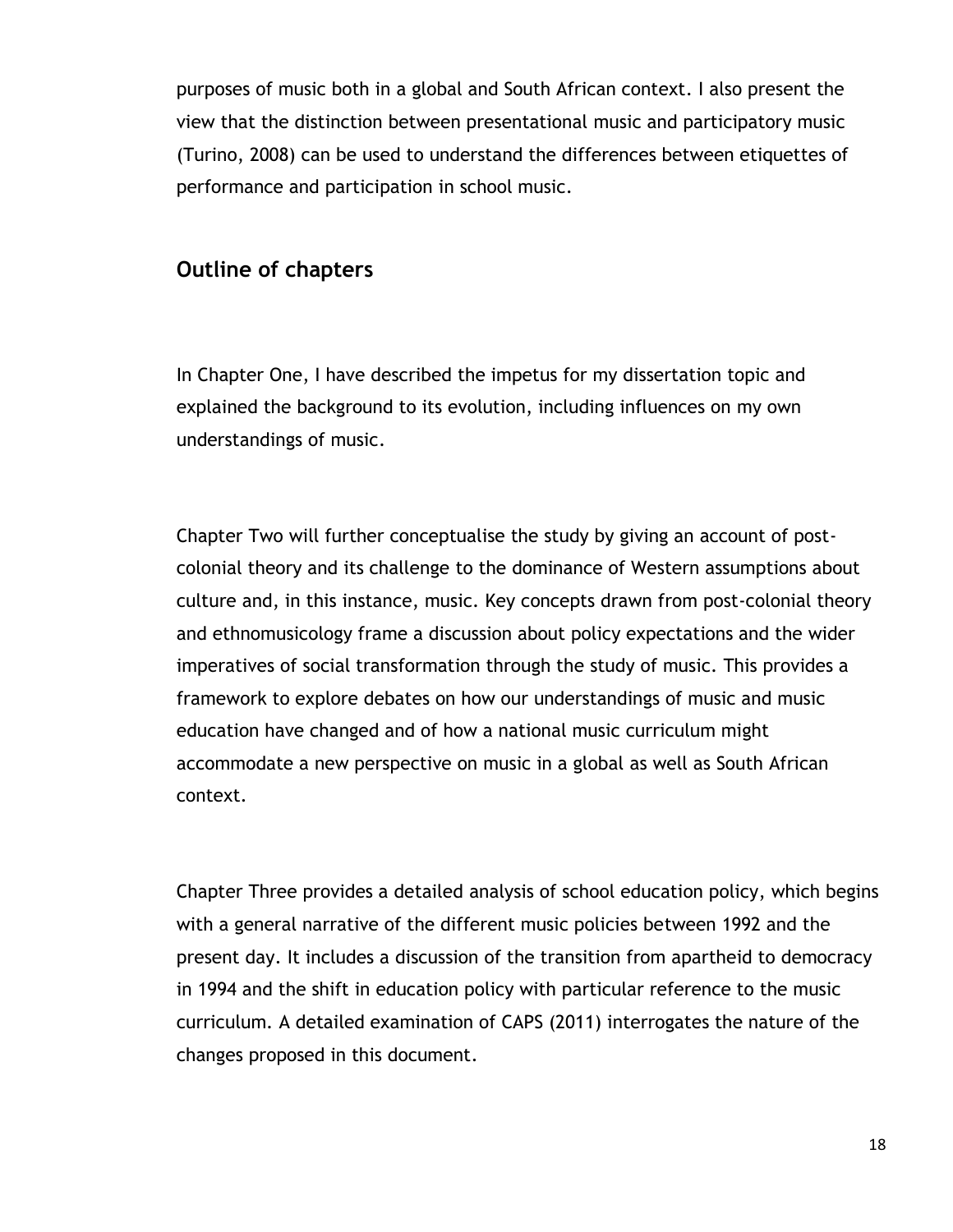purposes of music both in a global and South African context. I also present the view that the distinction between presentational music and participatory music (Turino, 2008) can be used to understand the differences between etiquettes of performance and participation in school music.

## Outline of chapters

In Chapter One, I have described the impetus for my dissertation topic and explained the background to its evolution, including influences on my own understandings of music.

Chapter Two will further conceptualise the study by giving an account of post-colonial theory and its challenge to the dominance of Western assumptions about culture and, in this instance, music. Key concepts drawn from post-colonial theory and ethnomusicology frame a discussion about policy expectations and the wider imperatives of social transformation through the study of music. This provides a framework to explore debates on how our understandings of music and music education have changed and of how a national music curriculum might accommodate a new perspective on music in a global as well as South African context.

Chapter Three provides a detailed analysis of school education policy, which begins with a general narrative of the different music policies between 1992 and the present day. It includes a discussion of the transition from apartheid to democracy in 1994 and the shift in education policy with particular reference to the music curriculum. A detailed examination of CAPS (2011) interrogates the nature of the changes proposed in this document.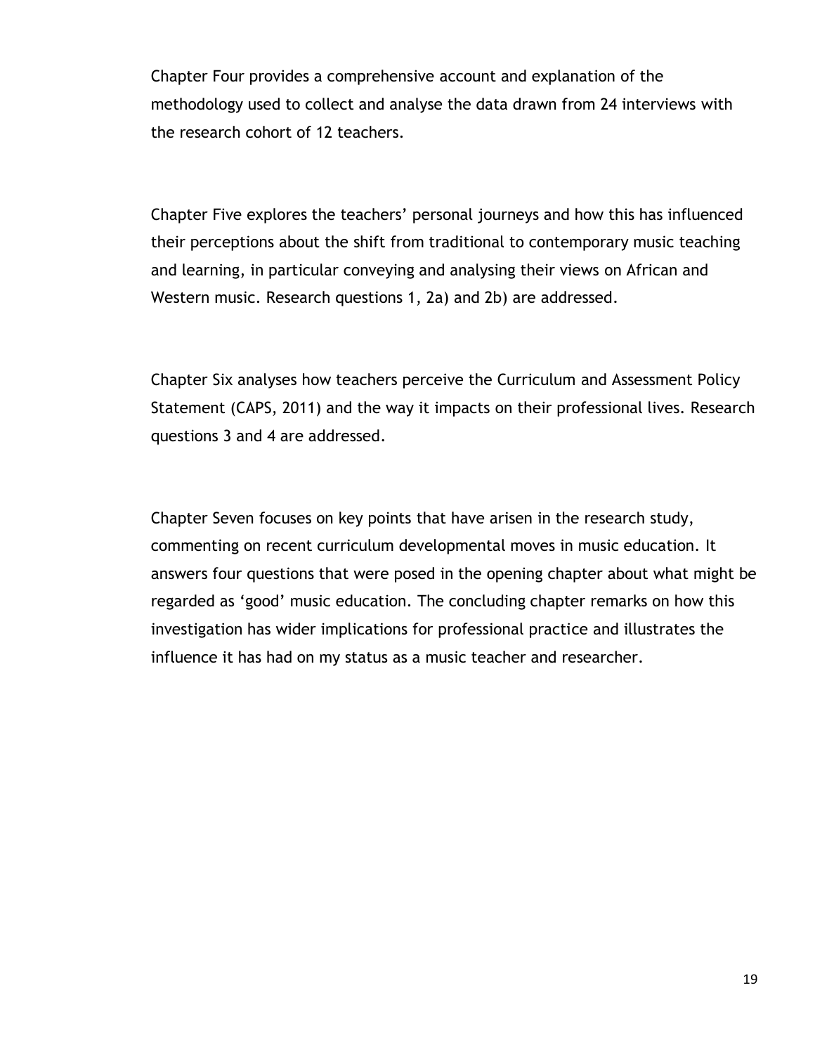Chapter Four provides a comprehensive account and explanation of the methodology used to collect and analyse the data drawn from 24 interviews with the research cohort of 12 teachers.

Chapter Five explores the teachers' personal journeys and how this has influenced their perceptions about the shift from traditional to contemporary music teaching and learning, in particular conveying and analysing their views on African and Western music. Research questions 1, 2a) and 2b) are addressed.

Chapter Six analyses how teachers perceive the Curriculum and Assessment Policy Statement (CAPS, 2011) and the way it impacts on their professional lives. Research questions 3 and 4 are addressed.

Chapter Seven focuses on key points that have arisen in the research study, commenting on recent curriculum developmental moves in music education. It answers four questions that were posed in the opening chapter about what might be regarded as 'good' music education. The concluding chapter remarks on how this investigation has wider implications for professional practice and illustrates the influence it has had on my status as a music teacher and researcher.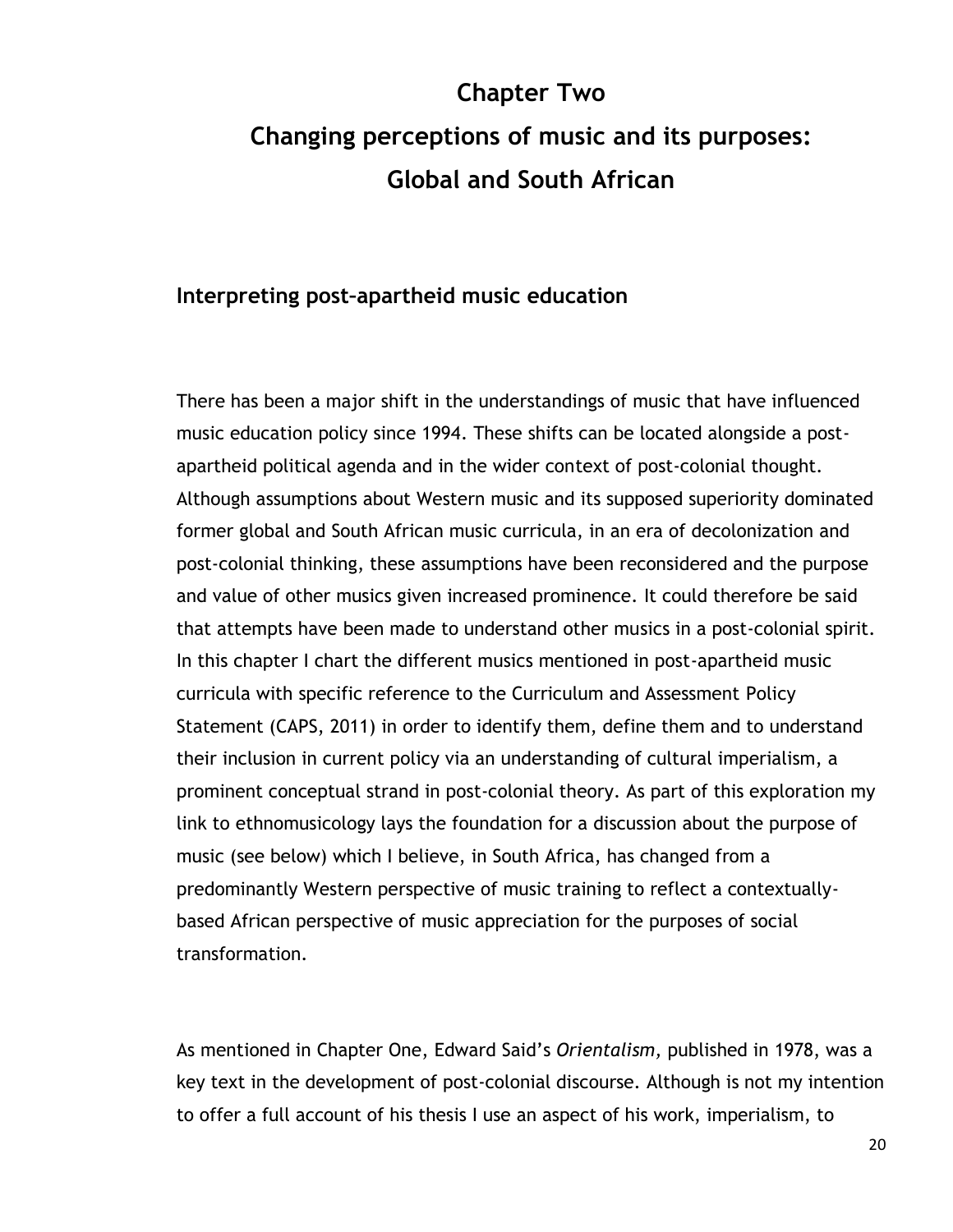# Chapter Two

# Changing perceptions of music and its purposes: Global and South African

## Interpreting post-apartheid music education

There has been a major shift in the understandings of music that have influenced music education policy since 1994. These shifts can be located alongside a post-apartheid political agenda and in the wider context of post-colonial thought. Although assumptions about Western music and its supposed superiority dominated former global and South African music curricula, in an era of decolonization and post-colonial thinking, these assumptions have been reconsidered and the purpose and value of other musics given increased prominence. It could therefore be said that attempts have been made to understand other musics in a post-colonial spirit. In this chapter I chart the different musics mentioned in post-apartheid music curricula with specific reference to the Curriculum and Assessment Policy Statement (CAPS, 2011) in order to identify them, define them and to understand their inclusion in current policy via an understanding of cultural imperialism, a prominent conceptual strand in post-colonial theory. As part of this exploration my link to ethnomusicology lays the foundation for a discussion about the purpose of music (see below) which I believe, in South Africa, has changed from a predominantly Western perspective of music training to reflect a contextually-based African perspective of music appreciation for the purposes of social transformation.

As mentioned in Chapter One, Edward Said's *Orientalism*, published in 1978, was a key text in the development of post-colonial discourse. Although is not my intention to offer a full account of his thesis I use an aspect of his work, imperialism, to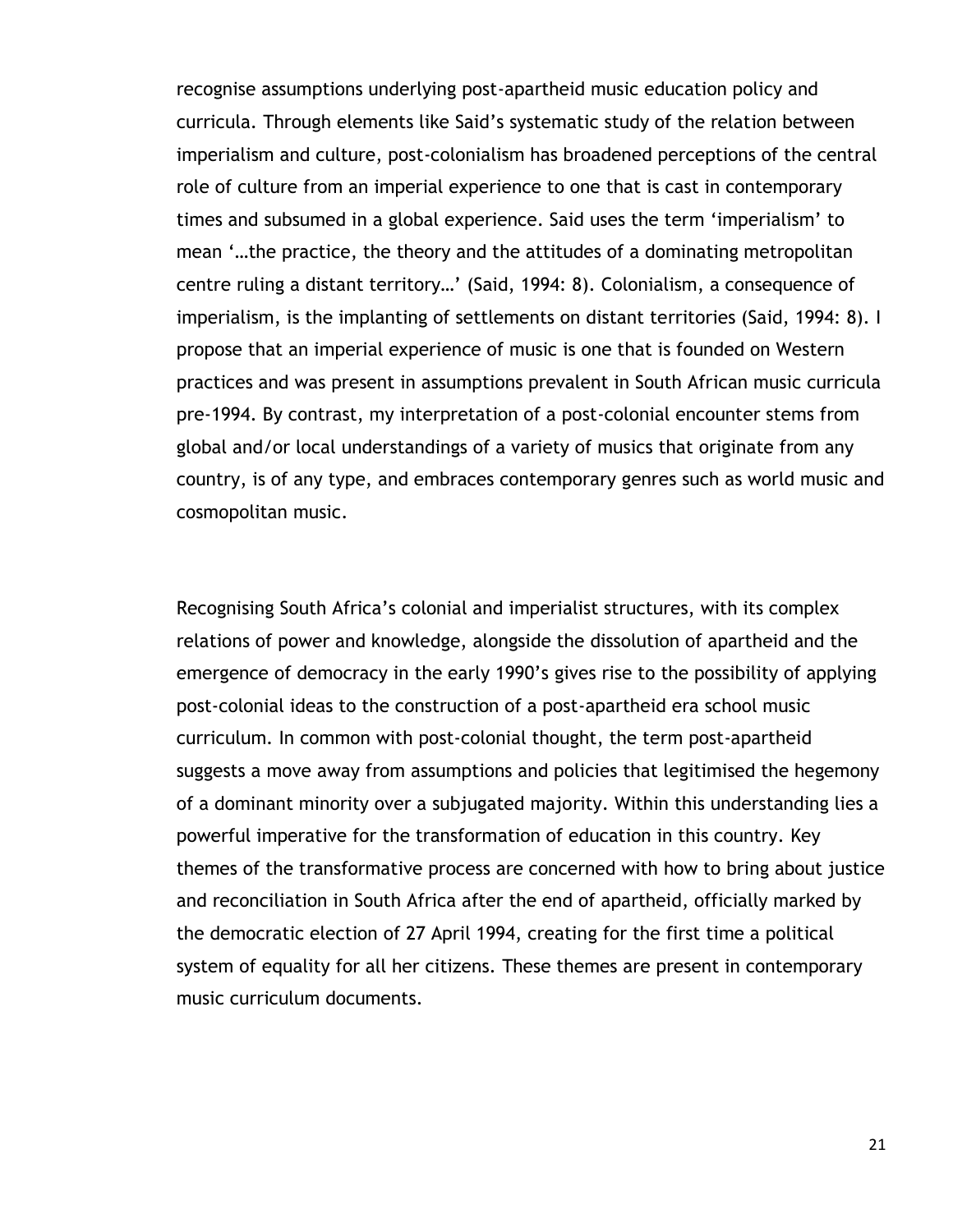recognise assumptions underlying post-apartheid music education policy and curricula. Through elements like Said's systematic study of the relation between imperialism and culture, post-colonialism has broadened perceptions of the central role of culture from an imperial experience to one that is cast in contemporary times and subsumed in a global experience. Said uses the term 'imperialism' to mean '…the practice, the theory and the attitudes of a dominating metropolitan centre ruling a distant territory…' (Said, 1994: 8). Colonialism, a consequence of imperialism, is the implanting of settlements on distant territories (Said, 1994: 8). I propose that an imperial experience of music is one that is founded on Western practices and was present in assumptions prevalent in South African music curricula pre-1994. By contrast, my interpretation of a post-colonial encounter stems from global and/or local understandings of a variety of musics that originate from any country, is of any type, and embraces contemporary genres such as world music and cosmopolitan music.

Recognising South Africa's colonial and imperialist structures, with its complex relations of power and knowledge, alongside the dissolution of apartheid and the emergence of democracy in the early 1990's gives rise to the possibility of applying post-colonial ideas to the construction of a post-apartheid era school music curriculum. In common with post-colonial thought, the term post-apartheid suggests a move away from assumptions and policies that legitimised the hegemony of a dominant minority over a subjugated majority. Within this understanding lies a powerful imperative for the transformation of education in this country. Key themes of the transformative process are concerned with how to bring about justice and reconciliation in South Africa after the end of apartheid, officially marked by the democratic election of 27 April 1994, creating for the first time a political system of equality for all her citizens. These themes are present in contemporary music curriculum documents.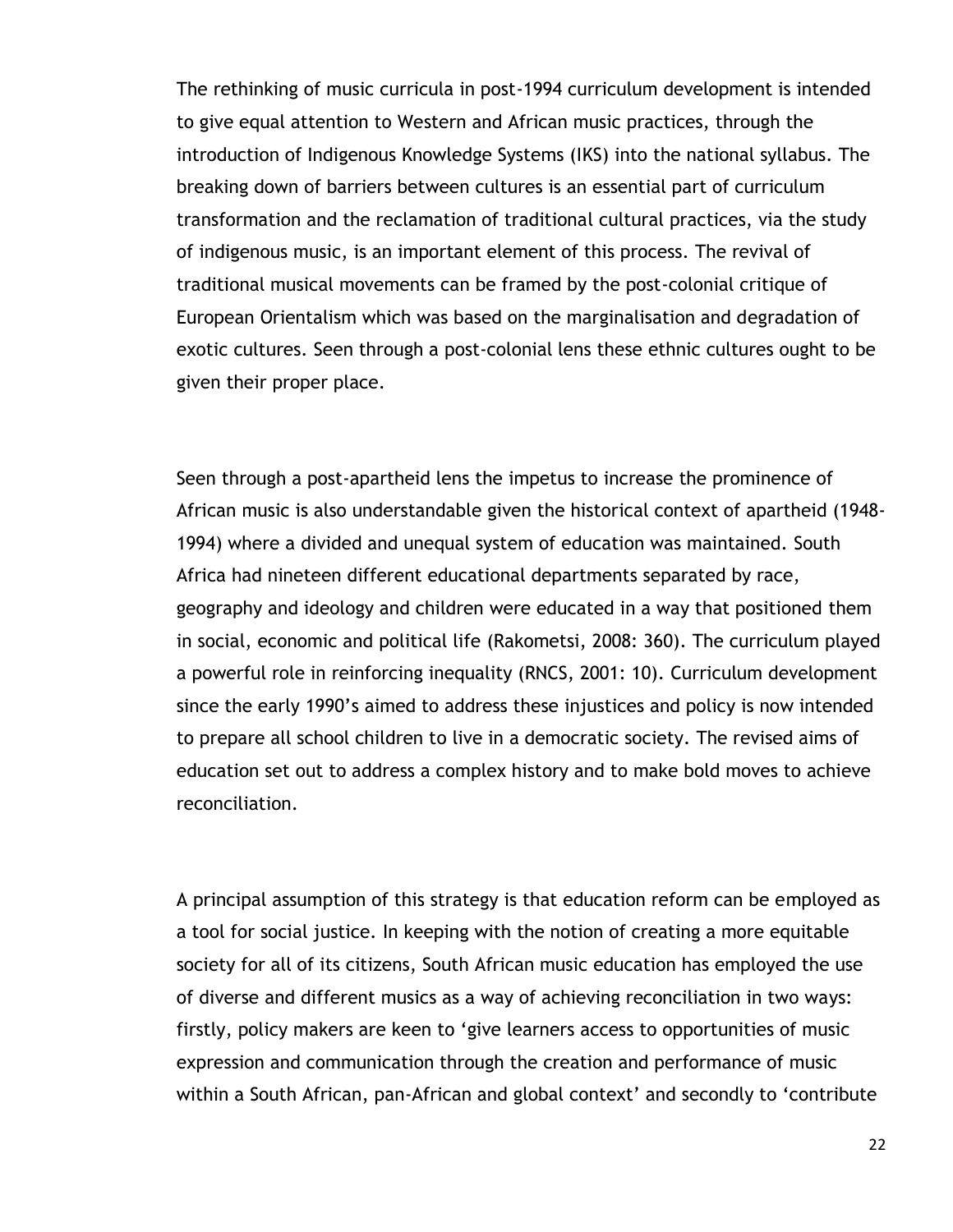The rethinking of music curricula in post-1994 curriculum development is intended to give equal attention to Western and African music practices, through the introduction of Indigenous Knowledge Systems (IKS) into the national syllabus. The breaking down of barriers between cultures is an essential part of curriculum transformation and the reclamation of traditional cultural practices, via the study of indigenous music, is an important element of this process. The revival of traditional musical movements can be framed by the post-colonial critique of European Orientalism which was based on the marginalisation and degradation of exotic cultures. Seen through a post-colonial lens these ethnic cultures ought to be given their proper place.

Seen through a post-apartheid lens the impetus to increase the prominence of African music is also understandable given the historical context of apartheid (1948-1994) where a divided and unequal system of education was maintained. South Africa had nineteen different educational departments separated by race, geography and ideology and children were educated in a way that positioned them in social, economic and political life (Rakometsi, 2008: 360). The curriculum played a powerful role in reinforcing inequality (RNCS, 2001: 10). Curriculum development since the early 1990's aimed to address these injustices and policy is now intended to prepare all school children to live in a democratic society. The revised aims of education set out to address a complex history and to make bold moves to achieve reconciliation.

A principal assumption of this strategy is that education reform can be employed as a tool for social justice. In keeping with the notion of creating a more equitable society for all of its citizens, South African music education has employed the use of diverse and different musics as a way of achieving reconciliation in two ways: firstly, policy makers are keen to 'give learners access to opportunities of music expression and communication through the creation and performance of music within a South African, pan-African and global context' and secondly to 'contribute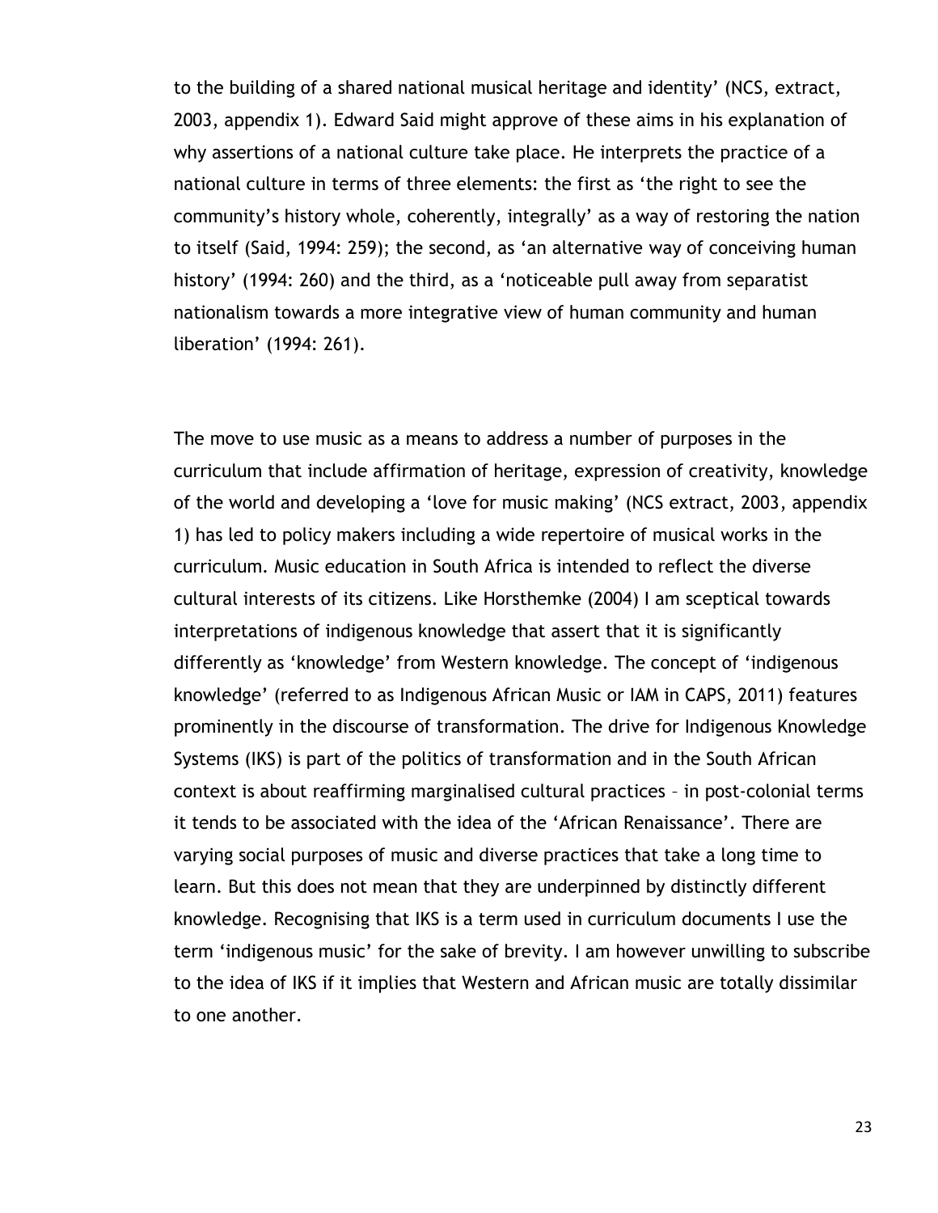to the building of a shared national musical heritage and identity' (NCS, extract, 2003, appendix 1). Edward Said might approve of these aims in his explanation of why assertions of a national culture take place. He interprets the practice of a national culture in terms of three elements: the first as 'the right to see the community's history whole, coherently, integrally' as a way of restoring the nation to itself (Said, 1994: 259); the second, as 'an alternative way of conceiving human history' (1994: 260) and the third, as a 'noticeable pull away from separatist nationalism towards a more integrative view of human community and human liberation' (1994: 261).

The move to use music as a means to address a number of purposes in the curriculum that include affirmation of heritage, expression of creativity, knowledge of the world and developing a 'love for music making' (NCS extract, 2003, appendix 1) has led to policy makers including a wide repertoire of musical works in the curriculum. Music education in South Africa is intended to reflect the diverse cultural interests of its citizens. Like Horsthemke (2004) I am sceptical towards interpretations of indigenous knowledge that assert that it is significantly differently as 'knowledge' from Western knowledge. The concept of 'indigenous knowledge' (referred to as Indigenous African Music or IAM in CAPS, 2011) features prominently in the discourse of transformation. The drive for Indigenous Knowledge Systems (IKS) is part of the politics of transformation and in the South African context is about reaffirming marginalised cultural practices – in post-colonial terms it tends to be associated with the idea of the 'African Renaissance'. There are varying social purposes of music and diverse practices that take a long time to learn. But this does not mean that they are underpinned by distinctly different knowledge. Recognising that IKS is a term used in curriculum documents I use the term 'indigenous music' for the sake of brevity. I am however unwilling to subscribe to the idea of IKS if it implies that Western and African music are totally dissimilar to one another.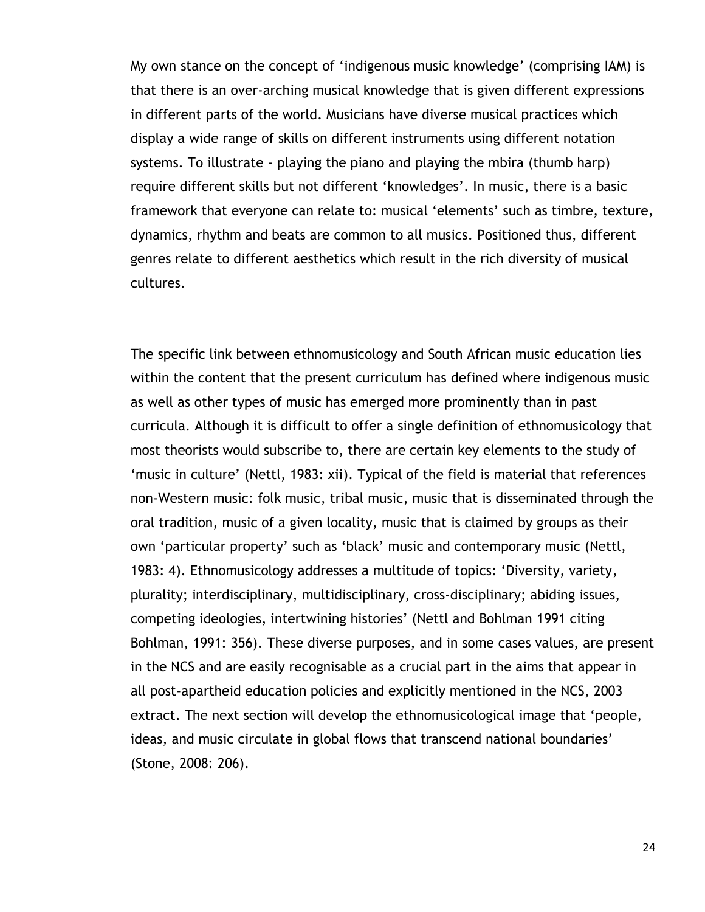My own stance on the concept of 'indigenous music knowledge' (comprising IAM) is that there is an over-arching musical knowledge that is given different expressions in different parts of the world. Musicians have diverse musical practices which display a wide range of skills on different instruments using different notation systems. To illustrate - playing the piano and playing the mbira (thumb harp) require different skills but not different 'knowledges'. In music, there is a basic framework that everyone can relate to: musical 'elements' such as timbre, texture, dynamics, rhythm and beats are common to all musics. Positioned thus, different genres relate to different aesthetics which result in the rich diversity of musical cultures.

The specific link between ethnomusicology and South African music education lies within the content that the present curriculum has defined where indigenous music as well as other types of music has emerged more prominently than in past curricula. Although it is difficult to offer a single definition of ethnomusicology that most theorists would subscribe to, there are certain key elements to the study of 'music in culture' (Nettl, 1983: xii). Typical of the field is material that references non-Western music: folk music, tribal music, music that is disseminated through the oral tradition, music of a given locality, music that is claimed by groups as their own 'particular property' such as 'black' music and contemporary music (Nettl, 1983: 4). Ethnomusicology addresses a multitude of topics: 'Diversity, variety, plurality; interdisciplinary, multidisciplinary, cross-disciplinary; abiding issues, competing ideologies, intertwining histories' (Nettl and Bohlman 1991 citing Bohlman, 1991: 356). These diverse purposes, and in some cases values, are present in the NCS and are easily recognisable as a crucial part in the aims that appear in all post-apartheid education policies and explicitly mentioned in the NCS, 2003 extract. The next section will develop the ethnomusicological image that 'people, ideas, and music circulate in global flows that transcend national boundaries' (Stone, 2008: 206).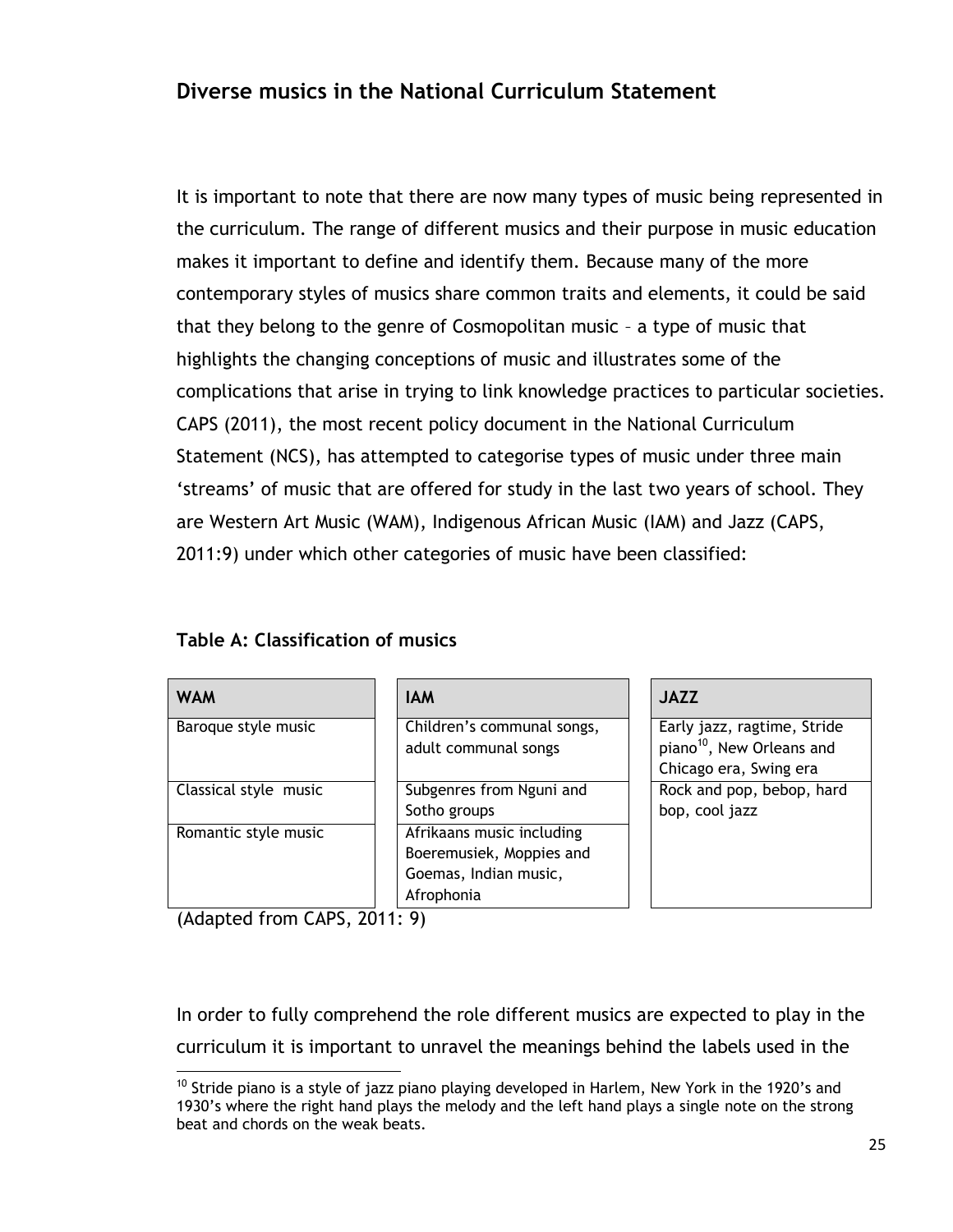## Diverse musics in the National Curriculum Statement

It is important to note that there are now many types of music being represented in the curriculum. The range of different musics and their purpose in music education makes it important to define and identify them. Because many of the more contemporary styles of musics share common traits and elements, it could be said that they belong to the genre of Cosmopolitan music – a type of music that highlights the changing conceptions of music and illustrates some of the complications that arise in trying to link knowledge practices to particular societies. CAPS (2011), the most recent policy document in the National Curriculum Statement (NCS), has attempted to categorise types of music under three main 'streams' of music that are offered for study in the last two years of school. They are Western Art Music (WAM), Indigenous African Music (IAM) and Jazz (CAPS, 2011:9) under which other categories of music have been classified:

**Table A: Classification of musics**

| WAM | IAM | JAZZ |
|---|---|---|
| Baroque style music | Children's communal songs, adult communal songs | Early jazz, ragtime, Stride piano[10], New Orleans and Chicago era, Swing era |
| Classical style music | Subgenres from Nguni and Sotho groups | Rock and pop, bebop, hard bop, cool jazz |
| Romantic style music | Afrikaans music including Boeremusiek, Moppies and Goemas, Indian music, Afrophonia | |

(Adapted from CAPS, 2011: 9)

In order to fully comprehend the role different musics are expected to play in the curriculum it is important to unravel the meanings behind the labels used in the

[10] Stride piano is a style of jazz piano playing developed in Harlem, New York in the 1920's and 1930's where the right hand plays the melody and the left hand plays a single note on the strong beat and chords on the weak beats.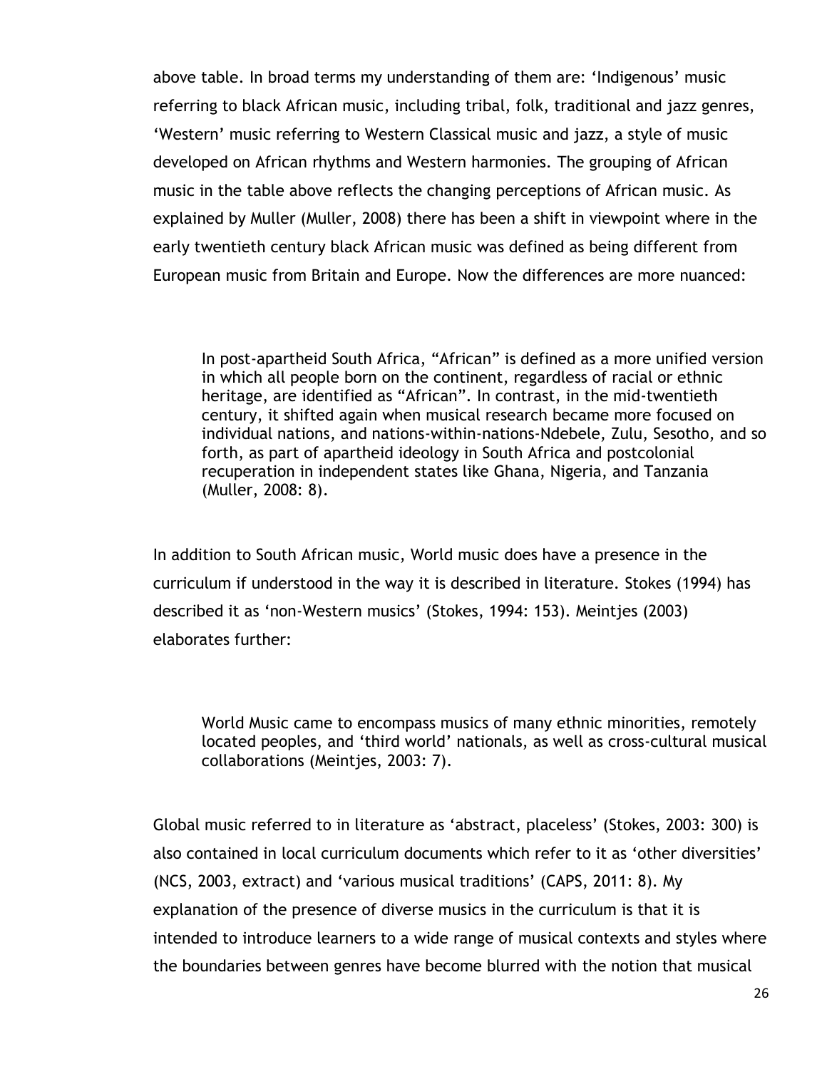above table. In broad terms my understanding of them are: 'Indigenous' music referring to black African music, including tribal, folk, traditional and jazz genres, 'Western' music referring to Western Classical music and jazz, a style of music developed on African rhythms and Western harmonies. The grouping of African music in the table above reflects the changing perceptions of African music. As explained by Muller (Muller, 2008) there has been a shift in viewpoint where in the early twentieth century black African music was defined as being different from European music from Britain and Europe. Now the differences are more nuanced:

> In post-apartheid South Africa, "African" is defined as a more unified version in which all people born on the continent, regardless of racial or ethnic heritage, are identified as "African". In contrast, in the mid-twentieth century, it shifted again when musical research became more focused on individual nations, and nations-within-nations-Ndebele, Zulu, Sesotho, and so forth, as part of apartheid ideology in South Africa and postcolonial recuperation in independent states like Ghana, Nigeria, and Tanzania (Muller, 2008: 8).

In addition to South African music, World music does have a presence in the curriculum if understood in the way it is described in literature. Stokes (1994) has described it as 'non-Western musics' (Stokes, 1994: 153). Meintjes (2003) elaborates further:

> World Music came to encompass musics of many ethnic minorities, remotely located peoples, and 'third world' nationals, as well as cross-cultural musical collaborations (Meintjes, 2003: 7).

Global music referred to in literature as 'abstract, placeless' (Stokes, 2003: 300) is also contained in local curriculum documents which refer to it as 'other diversities' (NCS, 2003, extract) and 'various musical traditions' (CAPS, 2011: 8). My explanation of the presence of diverse musics in the curriculum is that it is intended to introduce learners to a wide range of musical contexts and styles where the boundaries between genres have become blurred with the notion that musical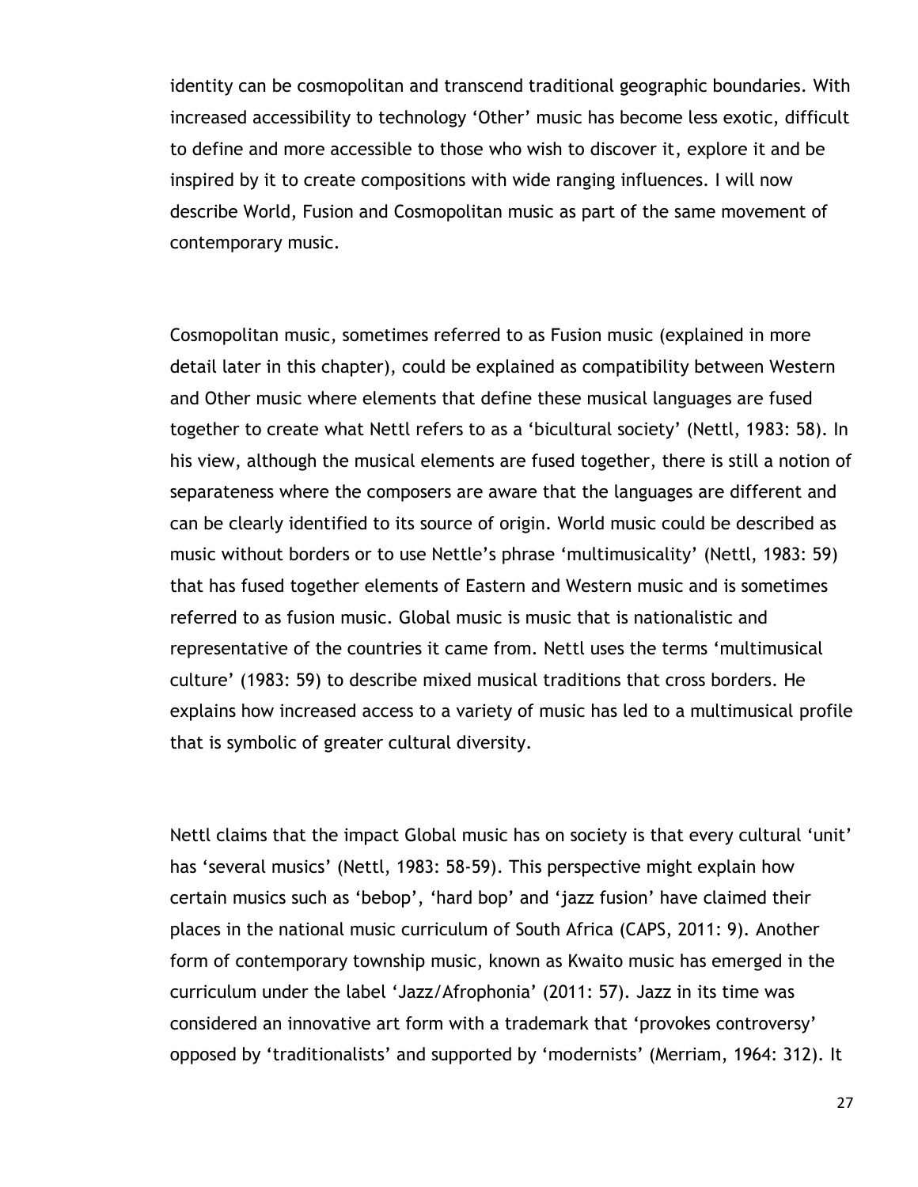identity can be cosmopolitan and transcend traditional geographic boundaries. With increased accessibility to technology ‘Other’ music has become less exotic, difficult to define and more accessible to those who wish to discover it, explore it and be inspired by it to create compositions with wide ranging influences. I will now describe World, Fusion and Cosmopolitan music as part of the same movement of contemporary music.

Cosmopolitan music, sometimes referred to as Fusion music (explained in more detail later in this chapter), could be explained as compatibility between Western and Other music where elements that define these musical languages are fused together to create what Nettl refers to as a ‘bicultural society’ (Nettl, 1983: 58). In his view, although the musical elements are fused together, there is still a notion of separateness where the composers are aware that the languages are different and can be clearly identified to its source of origin. World music could be described as music without borders or to use Nettle’s phrase ‘multimusicality’ (Nettl, 1983: 59) that has fused together elements of Eastern and Western music and is sometimes referred to as fusion music. Global music is music that is nationalistic and representative of the countries it came from. Nettl uses the terms ‘multimusical culture’ (1983: 59) to describe mixed musical traditions that cross borders. He explains how increased access to a variety of music has led to a multimusical profile that is symbolic of greater cultural diversity.

Nettl claims that the impact Global music has on society is that every cultural ‘unit’ has ‘several musics’ (Nettl, 1983: 58-59). This perspective might explain how certain musics such as ‘bebop’, ‘hard bop’ and ‘jazz fusion’ have claimed their places in the national music curriculum of South Africa (CAPS, 2011: 9). Another form of contemporary township music, known as Kwaito music has emerged in the curriculum under the label ‘Jazz/Afrophonia’ (2011: 57). Jazz in its time was considered an innovative art form with a trademark that ‘provokes controversy’ opposed by ‘traditionalists’ and supported by ‘modernists’ (Merriam, 1964: 312). It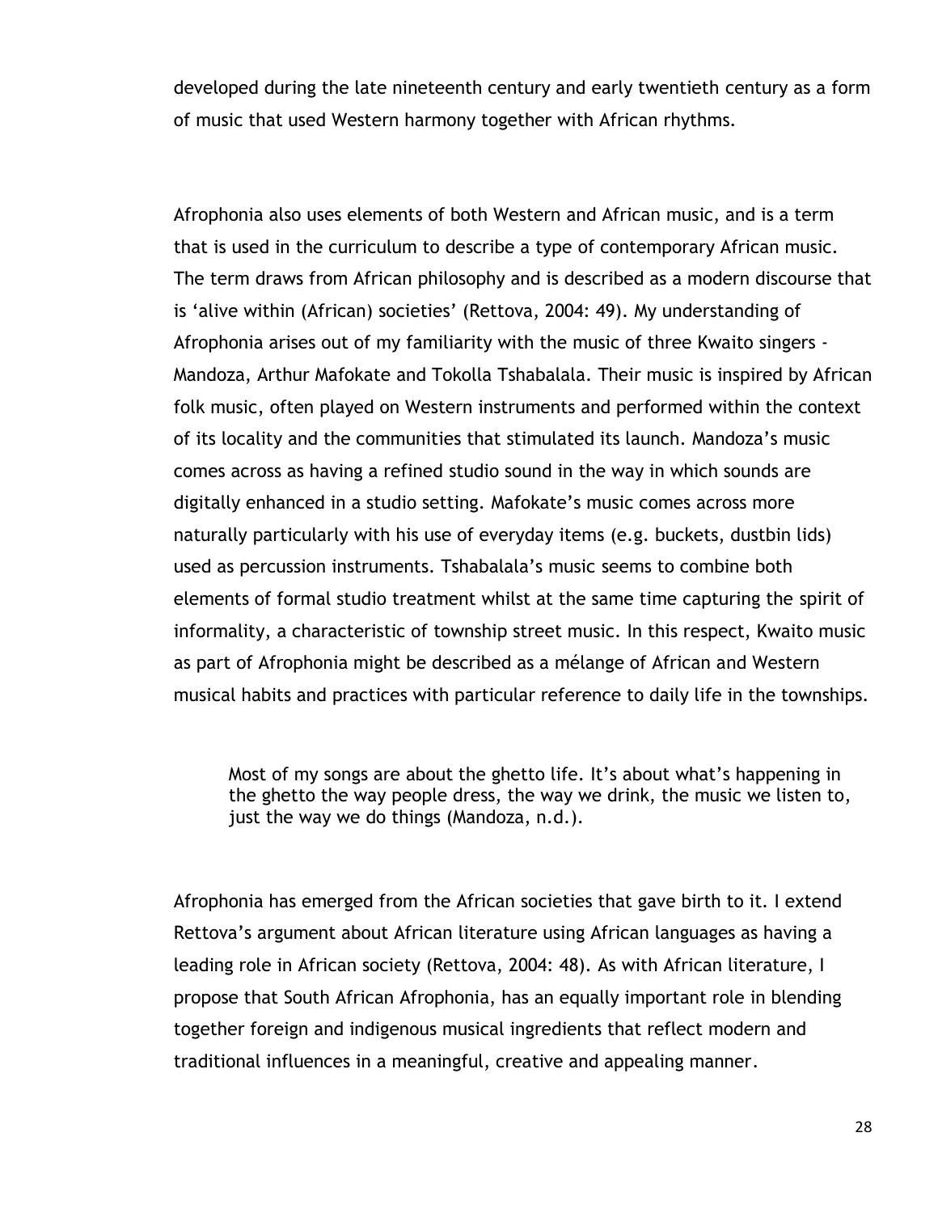developed during the late nineteenth century and early twentieth century as a form of music that used Western harmony together with African rhythms.

Afrophonia also uses elements of both Western and African music, and is a term that is used in the curriculum to describe a type of contemporary African music. The term draws from African philosophy and is described as a modern discourse that is 'alive within (African) societies' (Rettova, 2004: 49). My understanding of Afrophonia arises out of my familiarity with the music of three Kwaito singers - Mandoza, Arthur Mafokate and Tokolla Tshabalala. Their music is inspired by African folk music, often played on Western instruments and performed within the context of its locality and the communities that stimulated its launch. Mandoza's music comes across as having a refined studio sound in the way in which sounds are digitally enhanced in a studio setting. Mafokate's music comes across more naturally particularly with his use of everyday items (e.g. buckets, dustbin lids) used as percussion instruments. Tshabalala's music seems to combine both elements of formal studio treatment whilst at the same time capturing the spirit of informality, a characteristic of township street music. In this respect, Kwaito music as part of Afrophonia might be described as a mélange of African and Western musical habits and practices with particular reference to daily life in the townships.

> Most of my songs are about the ghetto life. It's about what's happening in the ghetto the way people dress, the way we drink, the music we listen to, just the way we do things (Mandoza, n.d.).

Afrophonia has emerged from the African societies that gave birth to it. I extend Rettova's argument about African literature using African languages as having a leading role in African society (Rettova, 2004: 48). As with African literature, I propose that South African Afrophonia, has an equally important role in blending together foreign and indigenous musical ingredients that reflect modern and traditional influences in a meaningful, creative and appealing manner.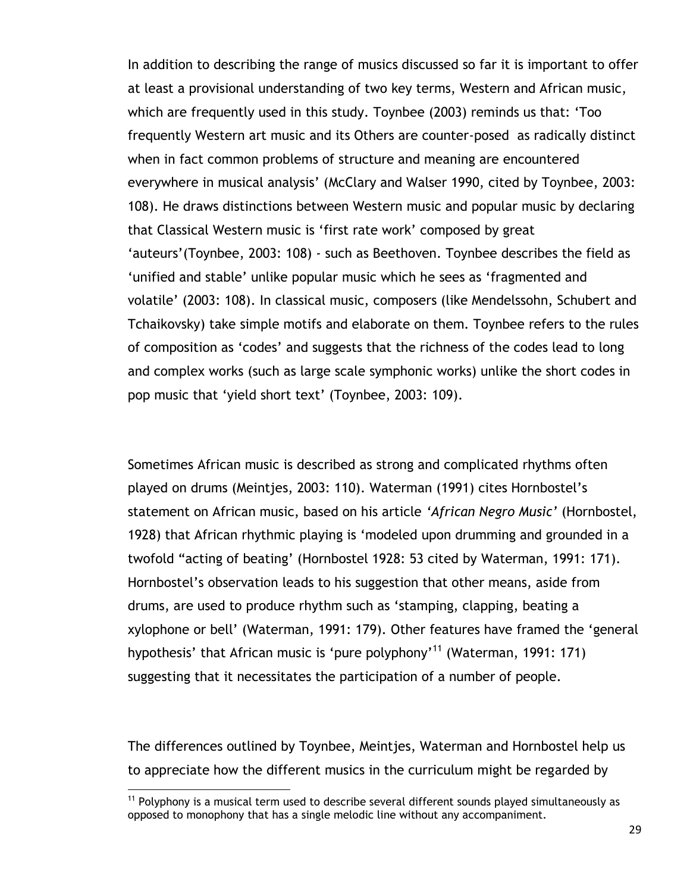In addition to describing the range of musics discussed so far it is important to offer at least a provisional understanding of two key terms, Western and African music, which are frequently used in this study. Toynbee (2003) reminds us that: 'Too frequently Western art music and its Others are counter-posed as radically distinct when in fact common problems of structure and meaning are encountered everywhere in musical analysis' (McClary and Walser 1990, cited by Toynbee, 2003: 108). He draws distinctions between Western music and popular music by declaring that Classical Western music is 'first rate work' composed by great 'auteurs'(Toynbee, 2003: 108) - such as Beethoven. Toynbee describes the field as 'unified and stable' unlike popular music which he sees as 'fragmented and volatile' (2003: 108). In classical music, composers (like Mendelssohn, Schubert and Tchaikovsky) take simple motifs and elaborate on them. Toynbee refers to the rules of composition as 'codes' and suggests that the richness of the codes lead to long and complex works (such as large scale symphonic works) unlike the short codes in pop music that 'yield short text' (Toynbee, 2003: 109).

Sometimes African music is described as strong and complicated rhythms often played on drums (Meintjes, 2003: 110). Waterman (1991) cites Hornbostel's statement on African music, based on his article *'African Negro Music'* (Hornbostel, 1928) that African rhythmic playing is 'modeled upon drumming and grounded in a twofold "acting of beating' (Hornbostel 1928: 53 cited by Waterman, 1991: 171). Hornbostel's observation leads to his suggestion that other means, aside from drums, are used to produce rhythm such as 'stamping, clapping, beating a xylophone or bell' (Waterman, 1991: 179). Other features have framed the 'general hypothesis' that African music is 'pure polyphony'[11] (Waterman, 1991: 171) suggesting that it necessitates the participation of a number of people.

The differences outlined by Toynbee, Meintjes, Waterman and Hornbostel help us to appreciate how the different musics in the curriculum might be regarded by

[11] Polyphony is a musical term used to describe several different sounds played simultaneously as opposed to monophony that has a single melodic line without any accompaniment.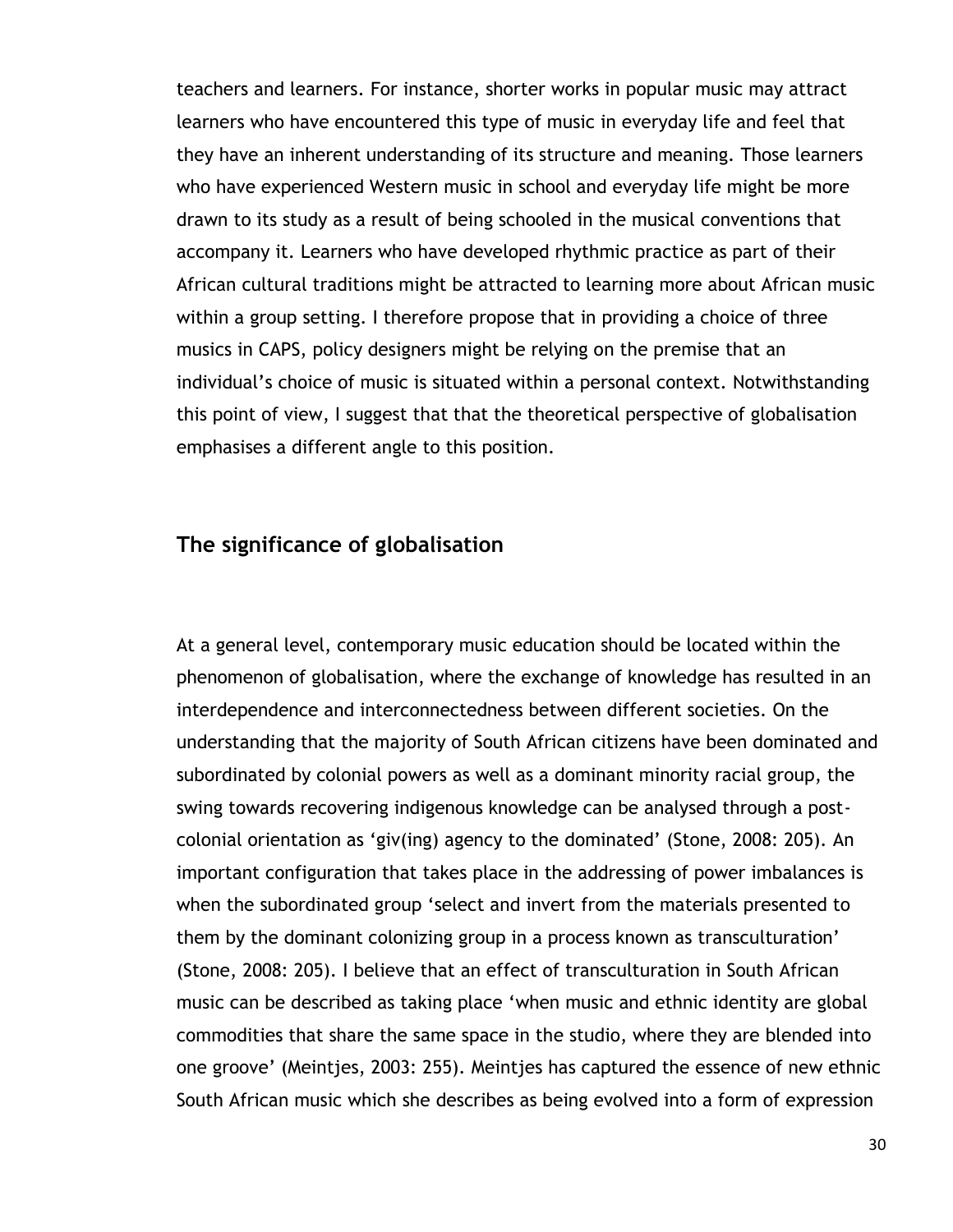teachers and learners. For instance, shorter works in popular music may attract learners who have encountered this type of music in everyday life and feel that they have an inherent understanding of its structure and meaning. Those learners who have experienced Western music in school and everyday life might be more drawn to its study as a result of being schooled in the musical conventions that accompany it. Learners who have developed rhythmic practice as part of their African cultural traditions might be attracted to learning more about African music within a group setting. I therefore propose that in providing a choice of three musics in CAPS, policy designers might be relying on the premise that an individual's choice of music is situated within a personal context. Notwithstanding this point of view, I suggest that that the theoretical perspective of globalisation emphasises a different angle to this position.

## The significance of globalisation

At a general level, contemporary music education should be located within the phenomenon of globalisation, where the exchange of knowledge has resulted in an interdependence and interconnectedness between different societies. On the understanding that the majority of South African citizens have been dominated and subordinated by colonial powers as well as a dominant minority racial group, the swing towards recovering indigenous knowledge can be analysed through a post-colonial orientation as 'giv(ing) agency to the dominated' (Stone, 2008: 205). An important configuration that takes place in the addressing of power imbalances is when the subordinated group 'select and invert from the materials presented to them by the dominant colonizing group in a process known as transculturation' (Stone, 2008: 205). I believe that an effect of transculturation in South African music can be described as taking place 'when music and ethnic identity are global commodities that share the same space in the studio, where they are blended into one groove' (Meintjes, 2003: 255). Meintjes has captured the essence of new ethnic South African music which she describes as being evolved into a form of expression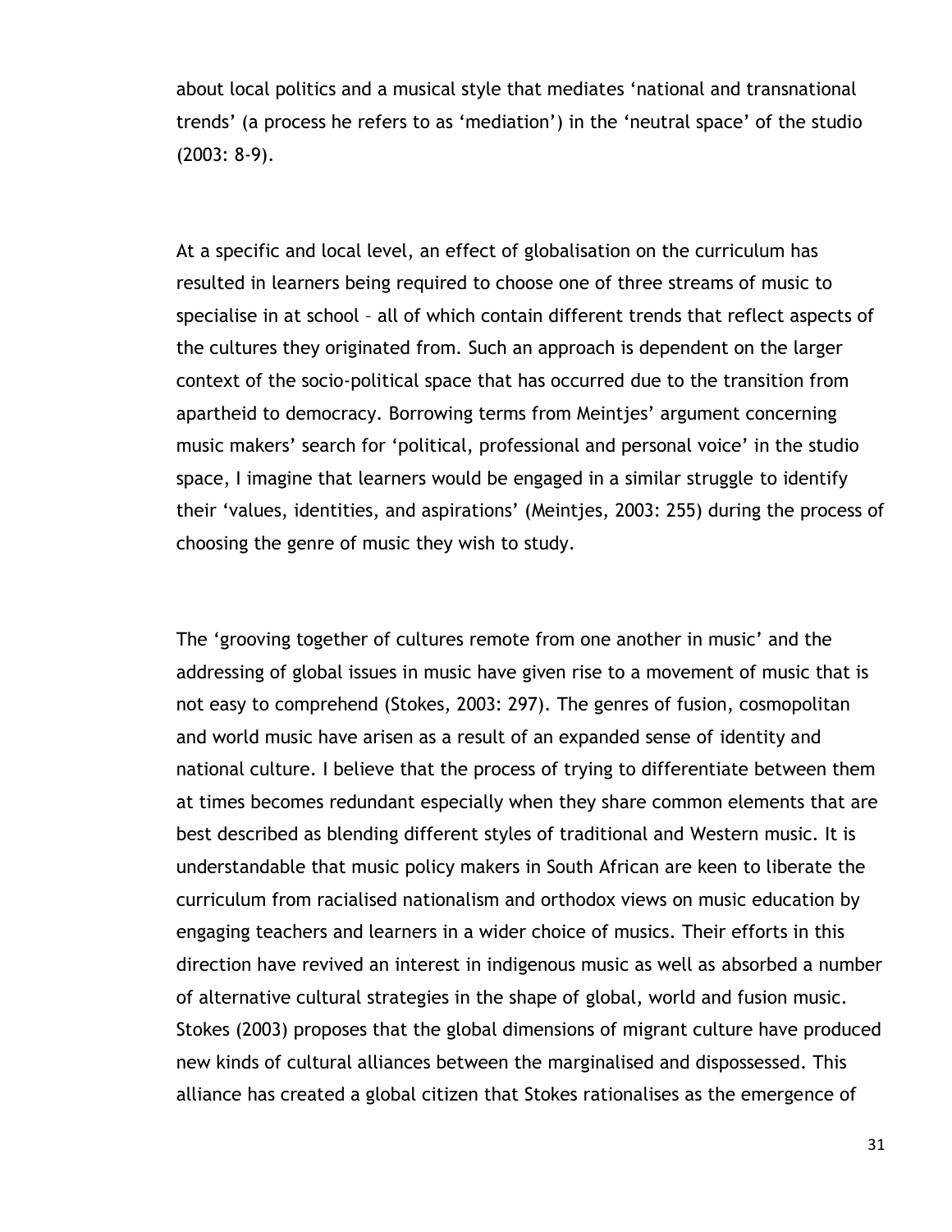about local politics and a musical style that mediates 'national and transnational trends' (a process he refers to as 'mediation') in the 'neutral space' of the studio (2003: 8-9).

At a specific and local level, an effect of globalisation on the curriculum has resulted in learners being required to choose one of three streams of music to specialise in at school – all of which contain different trends that reflect aspects of the cultures they originated from. Such an approach is dependent on the larger context of the socio-political space that has occurred due to the transition from apartheid to democracy. Borrowing terms from Meintjes' argument concerning music makers' search for 'political, professional and personal voice' in the studio space, I imagine that learners would be engaged in a similar struggle to identify their 'values, identities, and aspirations' (Meintjes, 2003: 255) during the process of choosing the genre of music they wish to study.

The 'grooving together of cultures remote from one another in music' and the addressing of global issues in music have given rise to a movement of music that is not easy to comprehend (Stokes, 2003: 297). The genres of fusion, cosmopolitan and world music have arisen as a result of an expanded sense of identity and national culture. I believe that the process of trying to differentiate between them at times becomes redundant especially when they share common elements that are best described as blending different styles of traditional and Western music. It is understandable that music policy makers in South African are keen to liberate the curriculum from racialised nationalism and orthodox views on music education by engaging teachers and learners in a wider choice of musics. Their efforts in this direction have revived an interest in indigenous music as well as absorbed a number of alternative cultural strategies in the shape of global, world and fusion music. Stokes (2003) proposes that the global dimensions of migrant culture have produced new kinds of cultural alliances between the marginalised and dispossessed. This alliance has created a global citizen that Stokes rationalises as the emergence of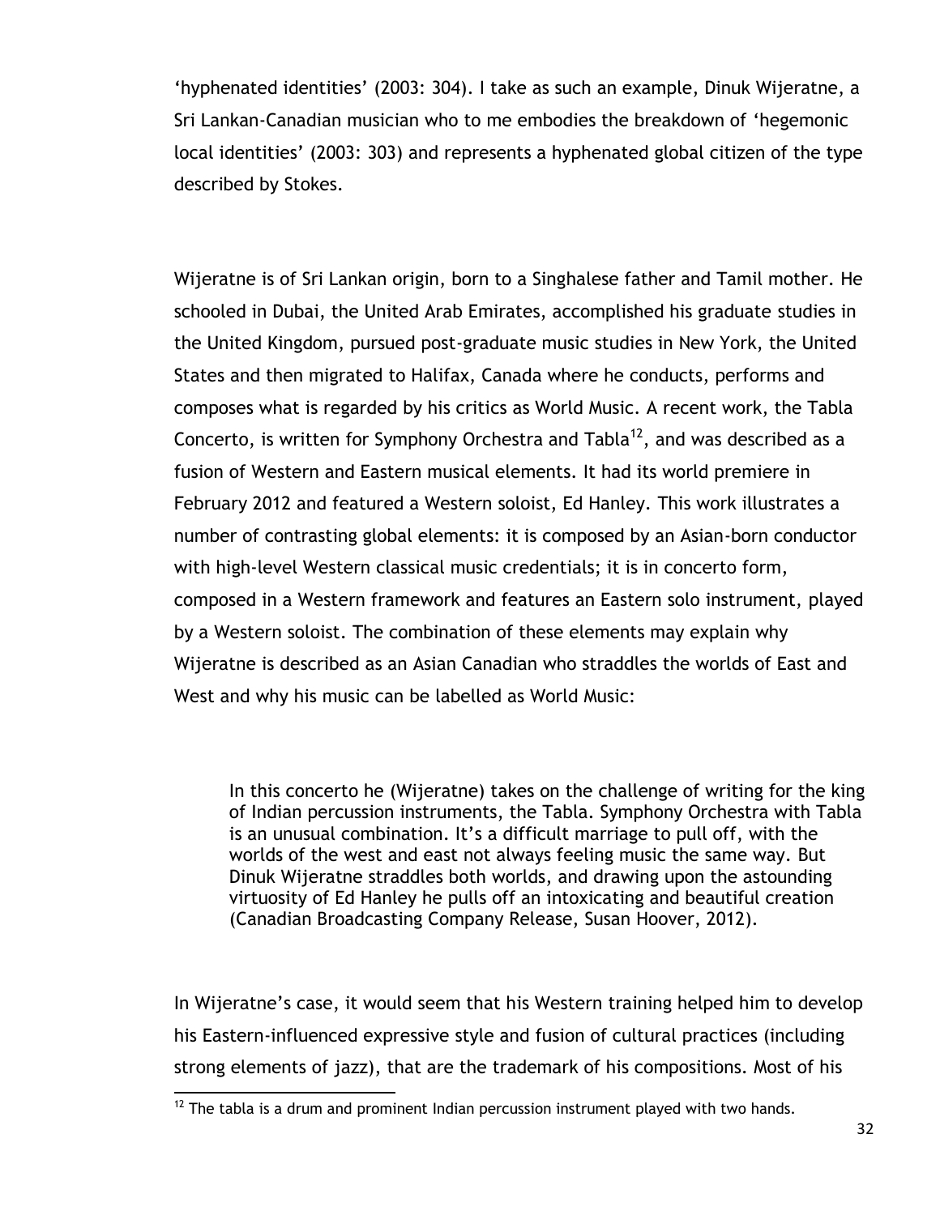'hyphenated identities' (2003: 304). I take as such an example, Dinuk Wijeratne, a Sri Lankan-Canadian musician who to me embodies the breakdown of 'hegemonic local identities' (2003: 303) and represents a hyphenated global citizen of the type described by Stokes.

Wijeratne is of Sri Lankan origin, born to a Singhalese father and Tamil mother. He schooled in Dubai, the United Arab Emirates, accomplished his graduate studies in the United Kingdom, pursued post-graduate music studies in New York, the United States and then migrated to Halifax, Canada where he conducts, performs and composes what is regarded by his critics as World Music. A recent work, the Tabla Concerto, is written for Symphony Orchestra and Tabla[12], and was described as a fusion of Western and Eastern musical elements. It had its world premiere in February 2012 and featured a Western soloist, Ed Hanley. This work illustrates a number of contrasting global elements: it is composed by an Asian-born conductor with high-level Western classical music credentials; it is in concerto form, composed in a Western framework and features an Eastern solo instrument, played by a Western soloist. The combination of these elements may explain why Wijeratne is described as an Asian Canadian who straddles the worlds of East and West and why his music can be labelled as World Music:

> In this concerto he (Wijeratne) takes on the challenge of writing for the king of Indian percussion instruments, the Tabla. Symphony Orchestra with Tabla is an unusual combination. It's a difficult marriage to pull off, with the worlds of the west and east not always feeling music the same way. But Dinuk Wijeratne straddles both worlds, and drawing upon the astounding virtuosity of Ed Hanley he pulls off an intoxicating and beautiful creation (Canadian Broadcasting Company Release, Susan Hoover, 2012).

In Wijeratne's case, it would seem that his Western training helped him to develop his Eastern-influenced expressive style and fusion of cultural practices (including strong elements of jazz), that are the trademark of his compositions. Most of his

[12] The tabla is a drum and prominent Indian percussion instrument played with two hands.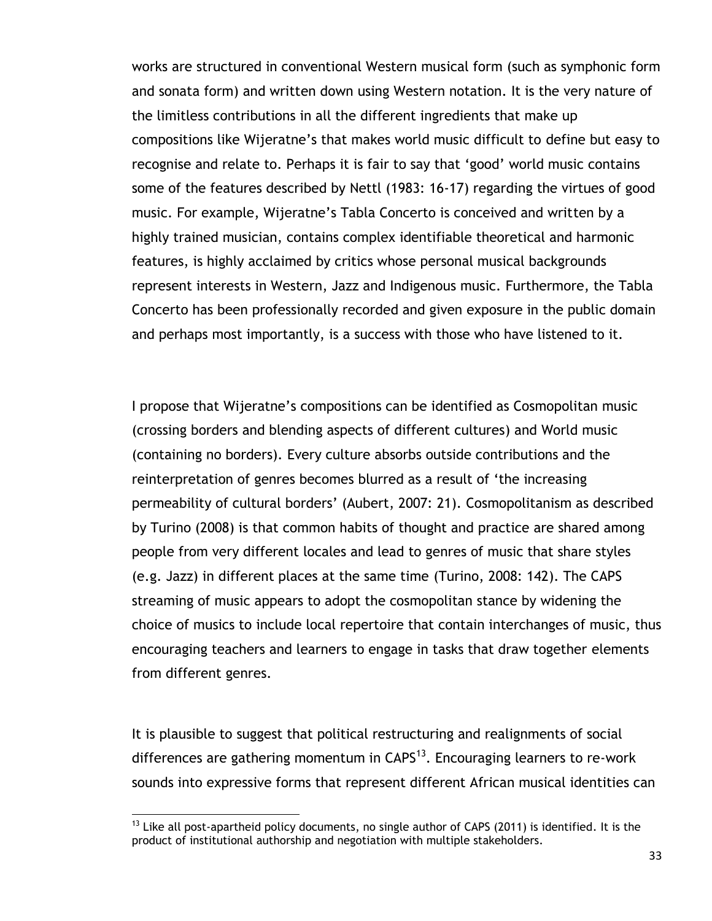works are structured in conventional Western musical form (such as symphonic form and sonata form) and written down using Western notation. It is the very nature of the limitless contributions in all the different ingredients that make up compositions like Wijeratne's that makes world music difficult to define but easy to recognise and relate to. Perhaps it is fair to say that 'good' world music contains some of the features described by Nettl (1983: 16-17) regarding the virtues of good music. For example, Wijeratne's Tabla Concerto is conceived and written by a highly trained musician, contains complex identifiable theoretical and harmonic features, is highly acclaimed by critics whose personal musical backgrounds represent interests in Western, Jazz and Indigenous music. Furthermore, the Tabla Concerto has been professionally recorded and given exposure in the public domain and perhaps most importantly, is a success with those who have listened to it.

I propose that Wijeratne's compositions can be identified as Cosmopolitan music (crossing borders and blending aspects of different cultures) and World music (containing no borders). Every culture absorbs outside contributions and the reinterpretation of genres becomes blurred as a result of 'the increasing permeability of cultural borders' (Aubert, 2007: 21). Cosmopolitanism as described by Turino (2008) is that common habits of thought and practice are shared among people from very different locales and lead to genres of music that share styles (e.g. Jazz) in different places at the same time (Turino, 2008: 142). The CAPS streaming of music appears to adopt the cosmopolitan stance by widening the choice of musics to include local repertoire that contain interchanges of music, thus encouraging teachers and learners to engage in tasks that draw together elements from different genres.

It is plausible to suggest that political restructuring and realignments of social differences are gathering momentum in CAPS[13]. Encouraging learners to re-work sounds into expressive forms that represent different African musical identities can

[13] Like all post-apartheid policy documents, no single author of CAPS (2011) is identified. It is the product of institutional authorship and negotiation with multiple stakeholders.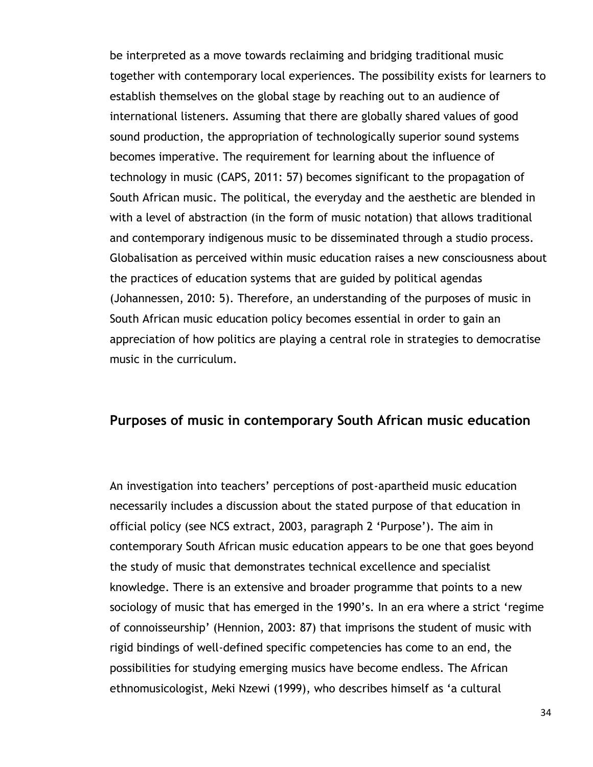be interpreted as a move towards reclaiming and bridging traditional music together with contemporary local experiences. The possibility exists for learners to establish themselves on the global stage by reaching out to an audience of international listeners. Assuming that there are globally shared values of good sound production, the appropriation of technologically superior sound systems becomes imperative. The requirement for learning about the influence of technology in music (CAPS, 2011: 57) becomes significant to the propagation of South African music. The political, the everyday and the aesthetic are blended in with a level of abstraction (in the form of music notation) that allows traditional and contemporary indigenous music to be disseminated through a studio process. Globalisation as perceived within music education raises a new consciousness about the practices of education systems that are guided by political agendas (Johannessen, 2010: 5). Therefore, an understanding of the purposes of music in South African music education policy becomes essential in order to gain an appreciation of how politics are playing a central role in strategies to democratise music in the curriculum.

## Purposes of music in contemporary South African music education

An investigation into teachers' perceptions of post-apartheid music education necessarily includes a discussion about the stated purpose of that education in official policy (see NCS extract, 2003, paragraph 2 'Purpose'). The aim in contemporary South African music education appears to be one that goes beyond the study of music that demonstrates technical excellence and specialist knowledge. There is an extensive and broader programme that points to a new sociology of music that has emerged in the 1990's. In an era where a strict 'regime of connoisseurship' (Hennion, 2003: 87) that imprisons the student of music with rigid bindings of well-defined specific competencies has come to an end, the possibilities for studying emerging musics have become endless. The African ethnomusicologist, Meki Nzewi (1999), who describes himself as 'a cultural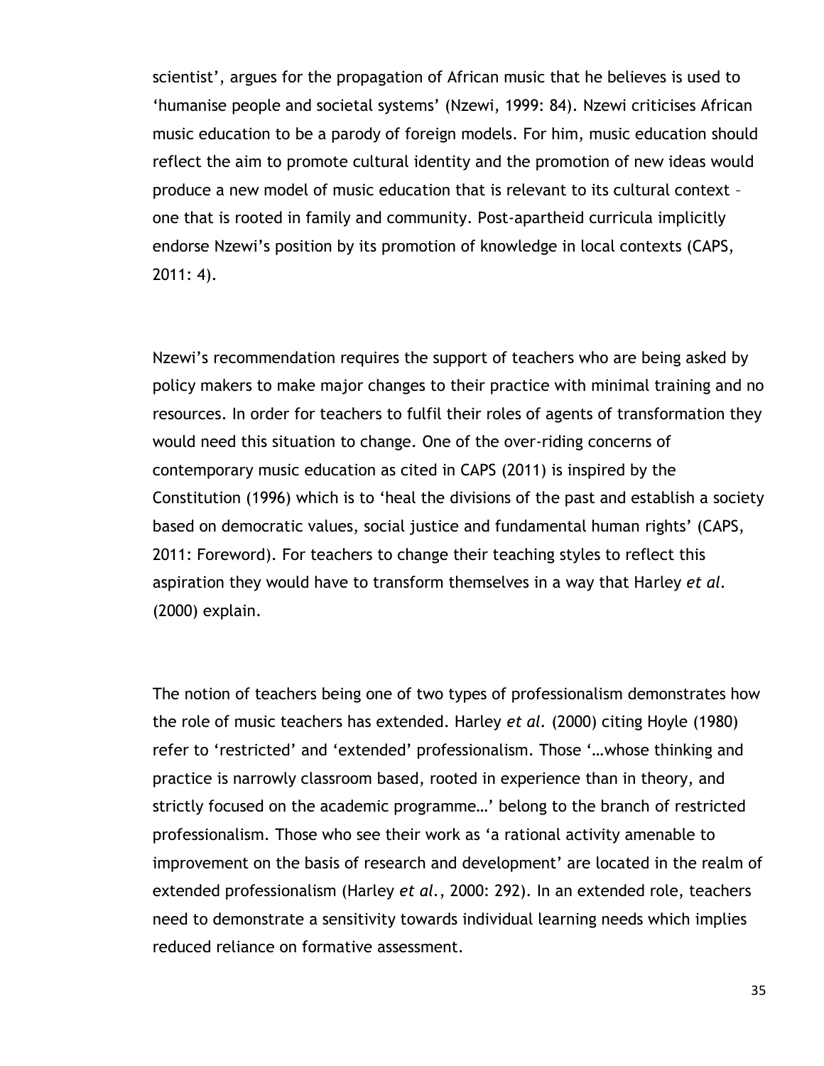scientist', argues for the propagation of African music that he believes is used to 'humanise people and societal systems' (Nzewi, 1999: 84). Nzewi criticises African music education to be a parody of foreign models. For him, music education should reflect the aim to promote cultural identity and the promotion of new ideas would produce a new model of music education that is relevant to its cultural context – one that is rooted in family and community. Post-apartheid curricula implicitly endorse Nzewi's position by its promotion of knowledge in local contexts (CAPS, 2011: 4).

Nzewi's recommendation requires the support of teachers who are being asked by policy makers to make major changes to their practice with minimal training and no resources. In order for teachers to fulfil their roles of agents of transformation they would need this situation to change. One of the over-riding concerns of contemporary music education as cited in CAPS (2011) is inspired by the Constitution (1996) which is to 'heal the divisions of the past and establish a society based on democratic values, social justice and fundamental human rights' (CAPS, 2011: Foreword). For teachers to change their teaching styles to reflect this aspiration they would have to transform themselves in a way that Harley *et al.* (2000) explain.

The notion of teachers being one of two types of professionalism demonstrates how the role of music teachers has extended. Harley *et al.* (2000) citing Hoyle (1980) refer to 'restricted' and 'extended' professionalism. Those '…whose thinking and practice is narrowly classroom based, rooted in experience than in theory, and strictly focused on the academic programme…' belong to the branch of restricted professionalism. Those who see their work as 'a rational activity amenable to improvement on the basis of research and development' are located in the realm of extended professionalism (Harley *et al.*, 2000: 292). In an extended role, teachers need to demonstrate a sensitivity towards individual learning needs which implies reduced reliance on formative assessment.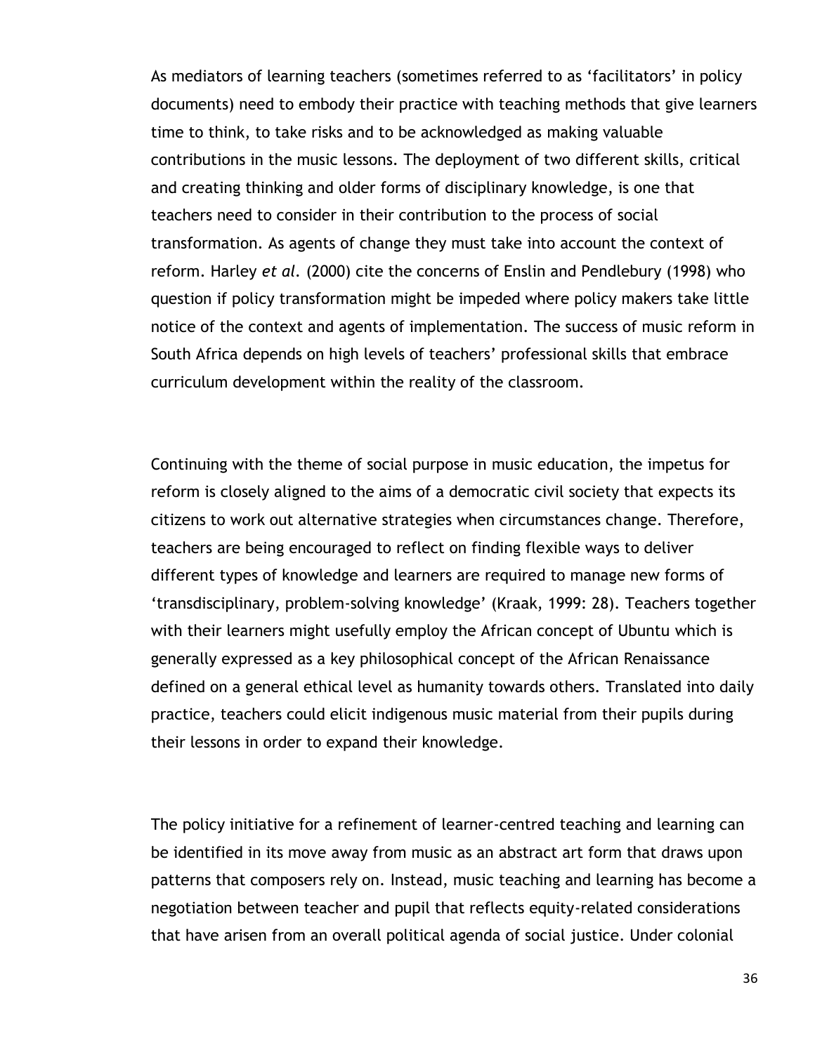As mediators of learning teachers (sometimes referred to as 'facilitators' in policy documents) need to embody their practice with teaching methods that give learners time to think, to take risks and to be acknowledged as making valuable contributions in the music lessons. The deployment of two different skills, critical and creating thinking and older forms of disciplinary knowledge, is one that teachers need to consider in their contribution to the process of social transformation. As agents of change they must take into account the context of reform. Harley *et al.* (2000) cite the concerns of Enslin and Pendlebury (1998) who question if policy transformation might be impeded where policy makers take little notice of the context and agents of implementation. The success of music reform in South Africa depends on high levels of teachers' professional skills that embrace curriculum development within the reality of the classroom.

Continuing with the theme of social purpose in music education, the impetus for reform is closely aligned to the aims of a democratic civil society that expects its citizens to work out alternative strategies when circumstances change. Therefore, teachers are being encouraged to reflect on finding flexible ways to deliver different types of knowledge and learners are required to manage new forms of 'transdisciplinary, problem-solving knowledge' (Kraak, 1999: 28). Teachers together with their learners might usefully employ the African concept of Ubuntu which is generally expressed as a key philosophical concept of the African Renaissance defined on a general ethical level as humanity towards others. Translated into daily practice, teachers could elicit indigenous music material from their pupils during their lessons in order to expand their knowledge.

The policy initiative for a refinement of learner-centred teaching and learning can be identified in its move away from music as an abstract art form that draws upon patterns that composers rely on. Instead, music teaching and learning has become a negotiation between teacher and pupil that reflects equity-related considerations that have arisen from an overall political agenda of social justice. Under colonial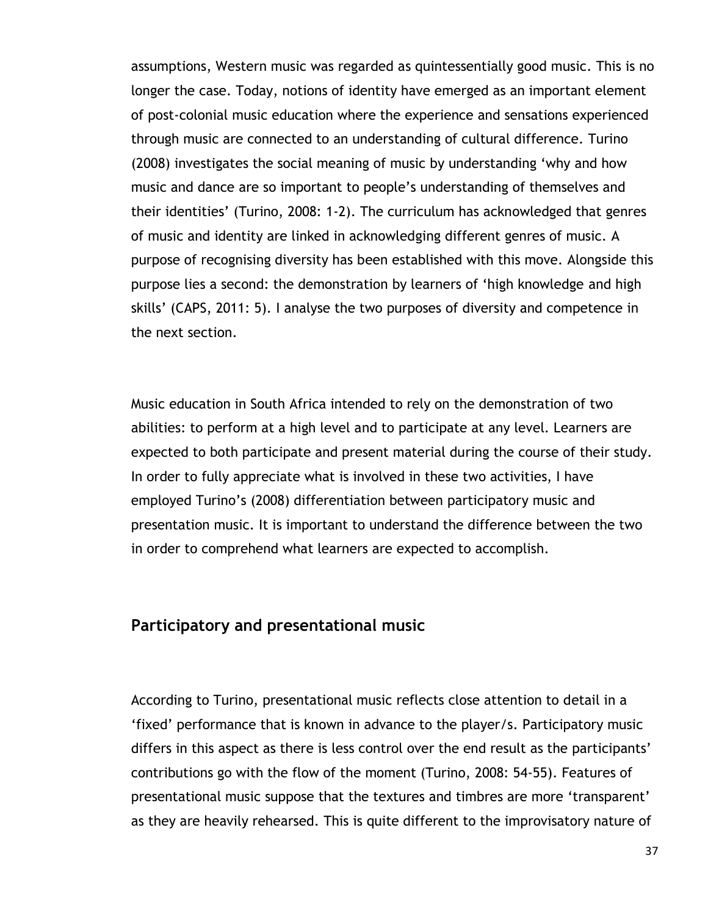assumptions, Western music was regarded as quintessentially good music. This is no longer the case. Today, notions of identity have emerged as an important element of post-colonial music education where the experience and sensations experienced through music are connected to an understanding of cultural difference. Turino (2008) investigates the social meaning of music by understanding 'why and how music and dance are so important to people's understanding of themselves and their identities' (Turino, 2008: 1-2). The curriculum has acknowledged that genres of music and identity are linked in acknowledging different genres of music. A purpose of recognising diversity has been established with this move. Alongside this purpose lies a second: the demonstration by learners of 'high knowledge and high skills' (CAPS, 2011: 5). I analyse the two purposes of diversity and competence in the next section.

Music education in South Africa intended to rely on the demonstration of two abilities: to perform at a high level and to participate at any level. Learners are expected to both participate and present material during the course of their study. In order to fully appreciate what is involved in these two activities, I have employed Turino's (2008) differentiation between participatory music and presentation music. It is important to understand the difference between the two in order to comprehend what learners are expected to accomplish.

## Participatory and presentational music

According to Turino, presentational music reflects close attention to detail in a 'fixed' performance that is known in advance to the player/s. Participatory music differs in this aspect as there is less control over the end result as the participants' contributions go with the flow of the moment (Turino, 2008: 54-55). Features of presentational music suppose that the textures and timbres are more 'transparent' as they are heavily rehearsed. This is quite different to the improvisatory nature of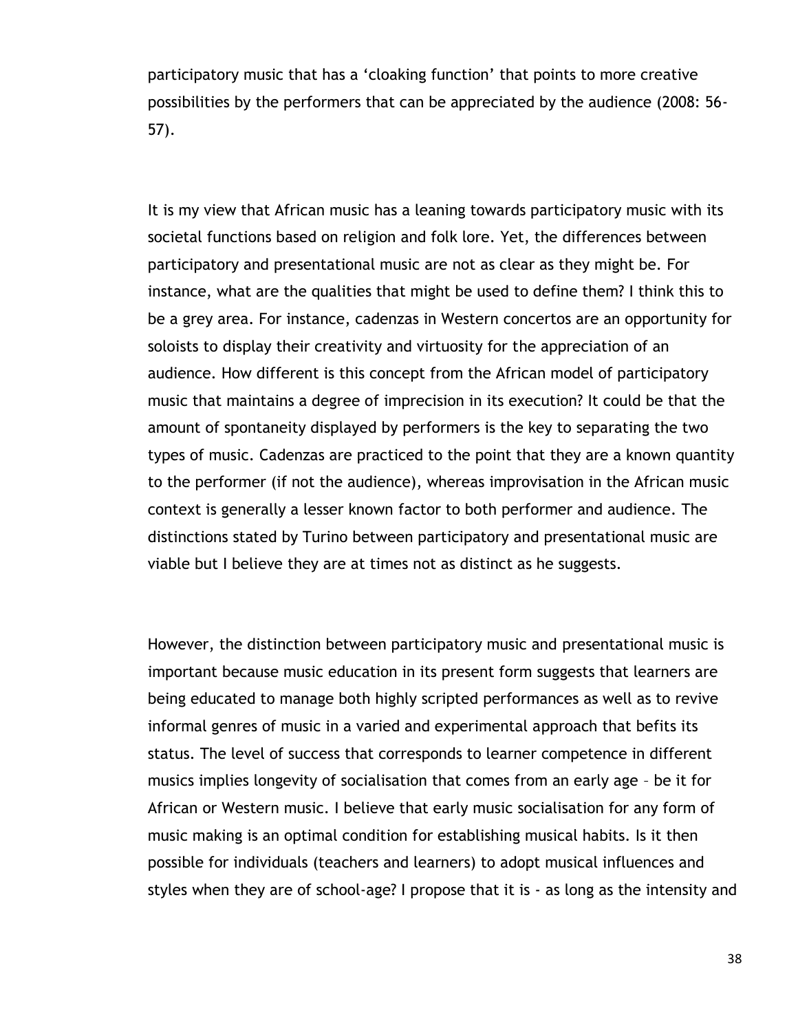participatory music that has a 'cloaking function' that points to more creative possibilities by the performers that can be appreciated by the audience (2008: 56-57).

It is my view that African music has a leaning towards participatory music with its societal functions based on religion and folk lore. Yet, the differences between participatory and presentational music are not as clear as they might be. For instance, what are the qualities that might be used to define them? I think this to be a grey area. For instance, cadenzas in Western concertos are an opportunity for soloists to display their creativity and virtuosity for the appreciation of an audience. How different is this concept from the African model of participatory music that maintains a degree of imprecision in its execution? It could be that the amount of spontaneity displayed by performers is the key to separating the two types of music. Cadenzas are practiced to the point that they are a known quantity to the performer (if not the audience), whereas improvisation in the African music context is generally a lesser known factor to both performer and audience. The distinctions stated by Turino between participatory and presentational music are viable but I believe they are at times not as distinct as he suggests.

However, the distinction between participatory music and presentational music is important because music education in its present form suggests that learners are being educated to manage both highly scripted performances as well as to revive informal genres of music in a varied and experimental approach that befits its status. The level of success that corresponds to learner competence in different musics implies longevity of socialisation that comes from an early age – be it for African or Western music. I believe that early music socialisation for any form of music making is an optimal condition for establishing musical habits. Is it then possible for individuals (teachers and learners) to adopt musical influences and styles when they are of school-age? I propose that it is - as long as the intensity and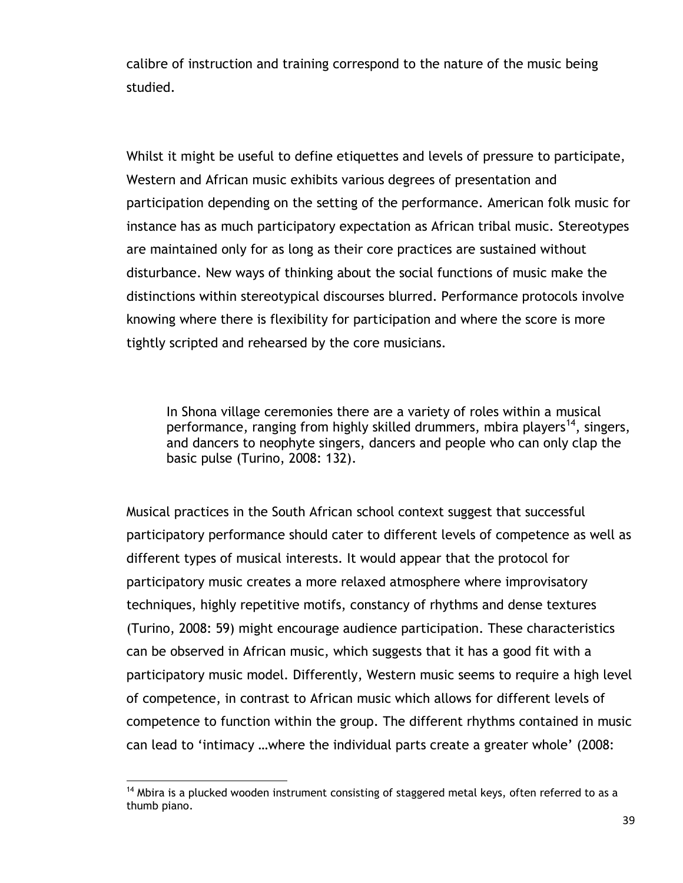calibre of instruction and training correspond to the nature of the music being studied.

Whilst it might be useful to define etiquettes and levels of pressure to participate, Western and African music exhibits various degrees of presentation and participation depending on the setting of the performance. American folk music for instance has as much participatory expectation as African tribal music. Stereotypes are maintained only for as long as their core practices are sustained without disturbance. New ways of thinking about the social functions of music make the distinctions within stereotypical discourses blurred. Performance protocols involve knowing where there is flexibility for participation and where the score is more tightly scripted and rehearsed by the core musicians.

> In Shona village ceremonies there are a variety of roles within a musical performance, ranging from highly skilled drummers, mbira players[14], singers, and dancers to neophyte singers, dancers and people who can only clap the basic pulse (Turino, 2008: 132).

Musical practices in the South African school context suggest that successful participatory performance should cater to different levels of competence as well as different types of musical interests. It would appear that the protocol for participatory music creates a more relaxed atmosphere where improvisatory techniques, highly repetitive motifs, constancy of rhythms and dense textures (Turino, 2008: 59) might encourage audience participation. These characteristics can be observed in African music, which suggests that it has a good fit with a participatory music model. Differently, Western music seems to require a high level of competence, in contrast to African music which allows for different levels of competence to function within the group. The different rhythms contained in music can lead to 'intimacy …where the individual parts create a greater whole' (2008:

[14] Mbira is a plucked wooden instrument consisting of staggered metal keys, often referred to as a thumb piano.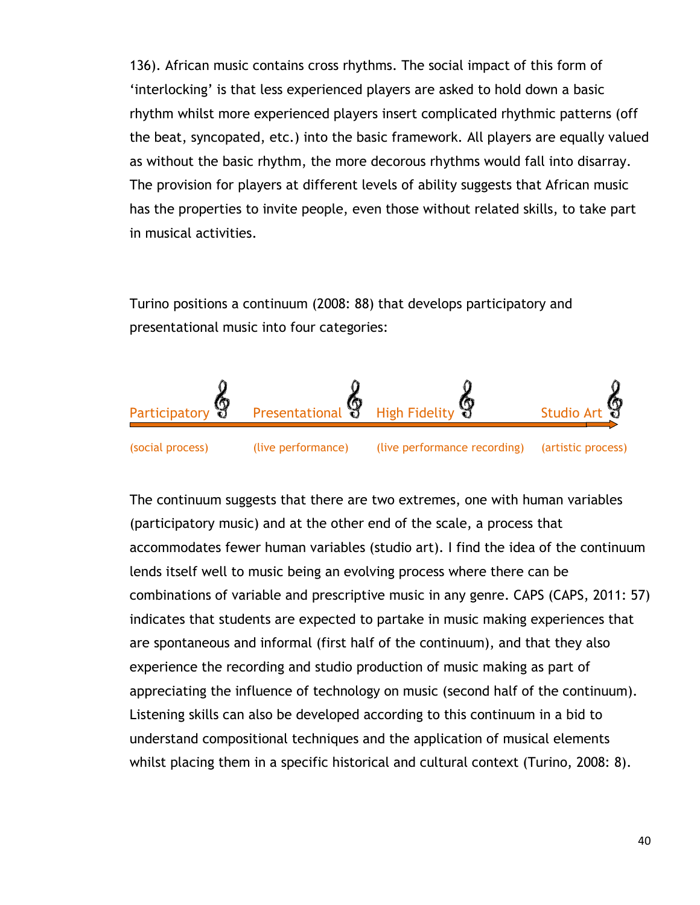136). African music contains cross rhythms. The social impact of this form of 'interlocking' is that less experienced players are asked to hold down a basic rhythm whilst more experienced players insert complicated rhythmic patterns (off the beat, syncopated, etc.) into the basic framework. All players are equally valued as without the basic rhythm, the more decorous rhythms would fall into disarray. The provision for players at different levels of ability suggests that African music has the properties to invite people, even those without related skills, to take part in musical activities.

Turino positions a continuum (2008: 88) that develops participatory and presentational music into four categories:

| Participatory | Presentational | High Fidelity | Studio Art |
|---|---|---|---|
| (social process) | (live performance) | (live performance recording) | (artistic process) |

The continuum suggests that there are two extremes, one with human variables (participatory music) and at the other end of the scale, a process that accommodates fewer human variables (studio art). I find the idea of the continuum lends itself well to music being an evolving process where there can be combinations of variable and prescriptive music in any genre. CAPS (CAPS, 2011: 57) indicates that students are expected to partake in music making experiences that are spontaneous and informal (first half of the continuum), and that they also experience the recording and studio production of music making as part of appreciating the influence of technology on music (second half of the continuum). Listening skills can also be developed according to this continuum in a bid to understand compositional techniques and the application of musical elements whilst placing them in a specific historical and cultural context (Turino, 2008: 8).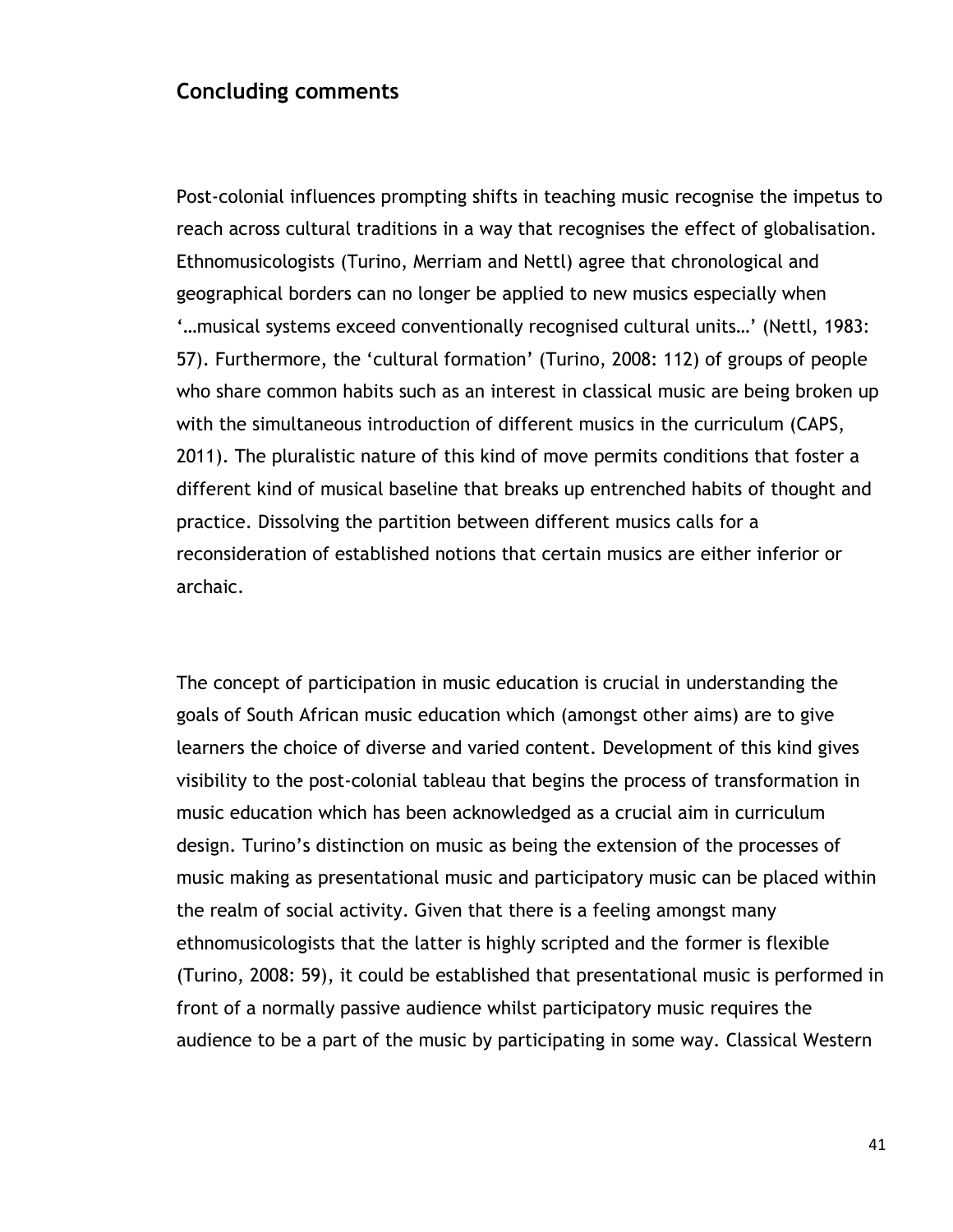## Concluding comments

Post-colonial influences prompting shifts in teaching music recognise the impetus to reach across cultural traditions in a way that recognises the effect of globalisation. Ethnomusicologists (Turino, Merriam and Nettl) agree that chronological and geographical borders can no longer be applied to new musics especially when '…musical systems exceed conventionally recognised cultural units…' (Nettl, 1983: 57). Furthermore, the 'cultural formation' (Turino, 2008: 112) of groups of people who share common habits such as an interest in classical music are being broken up with the simultaneous introduction of different musics in the curriculum (CAPS, 2011). The pluralistic nature of this kind of move permits conditions that foster a different kind of musical baseline that breaks up entrenched habits of thought and practice. Dissolving the partition between different musics calls for a reconsideration of established notions that certain musics are either inferior or archaic.

The concept of participation in music education is crucial in understanding the goals of South African music education which (amongst other aims) are to give learners the choice of diverse and varied content. Development of this kind gives visibility to the post-colonial tableau that begins the process of transformation in music education which has been acknowledged as a crucial aim in curriculum design. Turino's distinction on music as being the extension of the processes of music making as presentational music and participatory music can be placed within the realm of social activity. Given that there is a feeling amongst many ethnomusicologists that the latter is highly scripted and the former is flexible (Turino, 2008: 59), it could be established that presentational music is performed in front of a normally passive audience whilst participatory music requires the audience to be a part of the music by participating in some way. Classical Western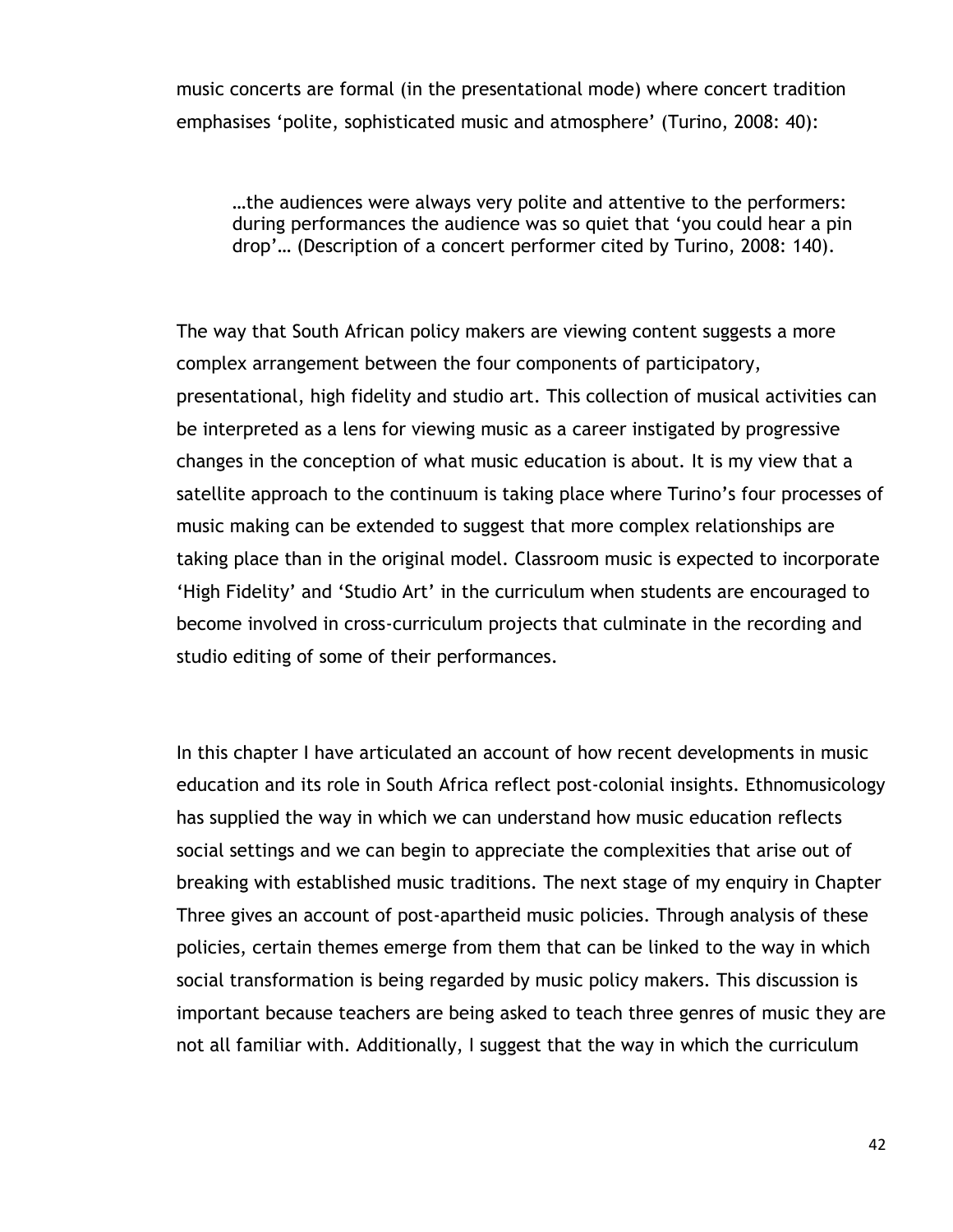music concerts are formal (in the presentational mode) where concert tradition emphasises 'polite, sophisticated music and atmosphere' (Turino, 2008: 40):

> …the audiences were always very polite and attentive to the performers: during performances the audience was so quiet that 'you could hear a pin drop'… (Description of a concert performer cited by Turino, 2008: 140).

The way that South African policy makers are viewing content suggests a more complex arrangement between the four components of participatory, presentational, high fidelity and studio art. This collection of musical activities can be interpreted as a lens for viewing music as a career instigated by progressive changes in the conception of what music education is about. It is my view that a satellite approach to the continuum is taking place where Turino's four processes of music making can be extended to suggest that more complex relationships are taking place than in the original model. Classroom music is expected to incorporate 'High Fidelity' and 'Studio Art' in the curriculum when students are encouraged to become involved in cross-curriculum projects that culminate in the recording and studio editing of some of their performances.

In this chapter I have articulated an account of how recent developments in music education and its role in South Africa reflect post-colonial insights. Ethnomusicology has supplied the way in which we can understand how music education reflects social settings and we can begin to appreciate the complexities that arise out of breaking with established music traditions. The next stage of my enquiry in Chapter Three gives an account of post-apartheid music policies. Through analysis of these policies, certain themes emerge from them that can be linked to the way in which social transformation is being regarded by music policy makers. This discussion is important because teachers are being asked to teach three genres of music they are not all familiar with. Additionally, I suggest that the way in which the curriculum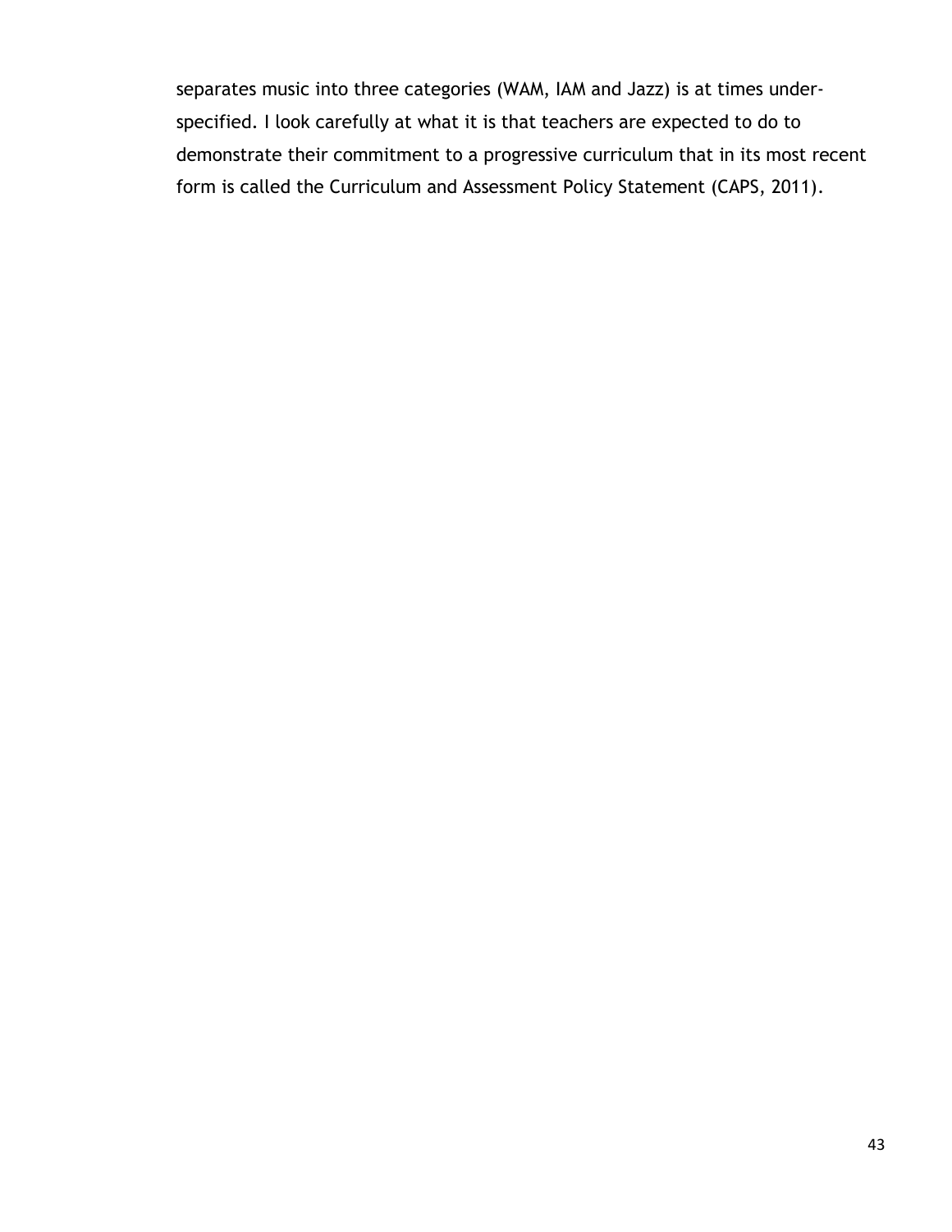separates music into three categories (WAM, IAM and Jazz) is at times under-specified. I look carefully at what it is that teachers are expected to do to demonstrate their commitment to a progressive curriculum that in its most recent form is called the Curriculum and Assessment Policy Statement (CAPS, 2011).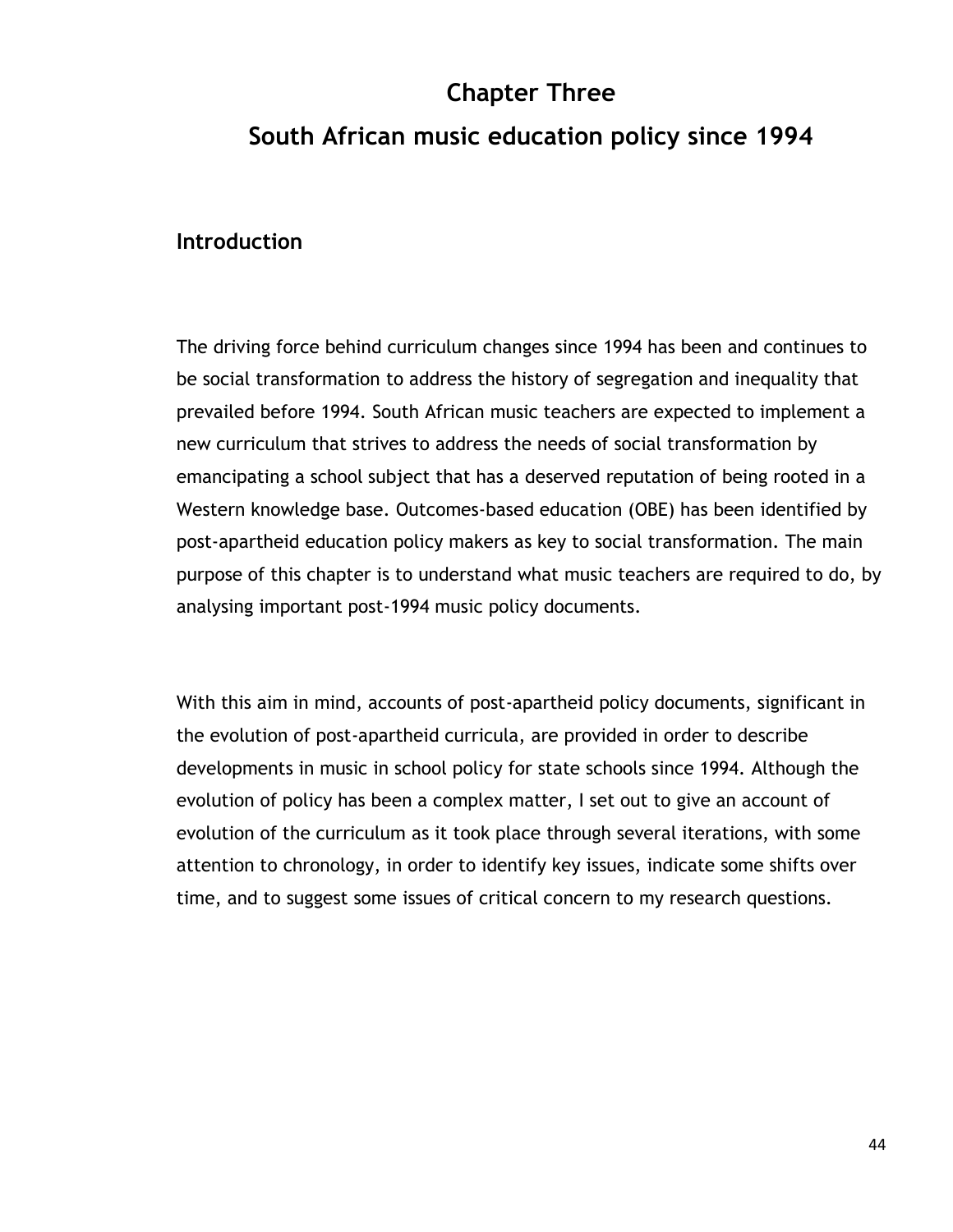# Chapter Three
# South African music education policy since 1994

## Introduction

The driving force behind curriculum changes since 1994 has been and continues to be social transformation to address the history of segregation and inequality that prevailed before 1994. South African music teachers are expected to implement a new curriculum that strives to address the needs of social transformation by emancipating a school subject that has a deserved reputation of being rooted in a Western knowledge base. Outcomes-based education (OBE) has been identified by post-apartheid education policy makers as key to social transformation. The main purpose of this chapter is to understand what music teachers are required to do, by analysing important post-1994 music policy documents.

With this aim in mind, accounts of post-apartheid policy documents, significant in the evolution of post-apartheid curricula, are provided in order to describe developments in music in school policy for state schools since 1994. Although the evolution of policy has been a complex matter, I set out to give an account of evolution of the curriculum as it took place through several iterations, with some attention to chronology, in order to identify key issues, indicate some shifts over time, and to suggest some issues of critical concern to my research questions.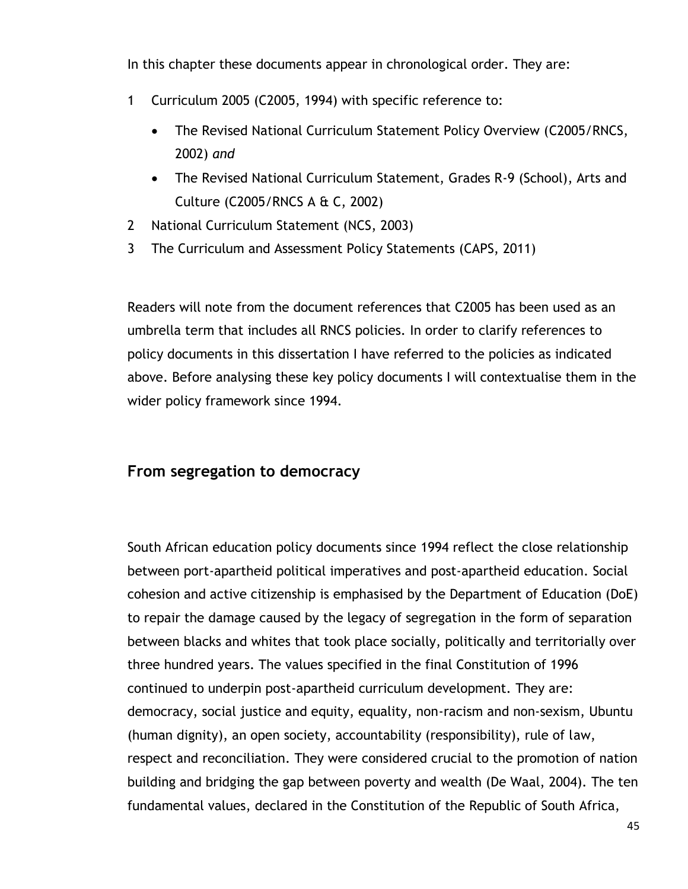In this chapter these documents appear in chronological order. They are:

1 Curriculum 2005 (C2005, 1994) with specific reference to:
   - The Revised National Curriculum Statement Policy Overview (C2005/RNCS, 2002) *and*
   - The Revised National Curriculum Statement, Grades R-9 (School), Arts and Culture (C2005/RNCS A & C, 2002)
2 National Curriculum Statement (NCS, 2003)
3 The Curriculum and Assessment Policy Statements (CAPS, 2011)

Readers will note from the document references that C2005 has been used as an umbrella term that includes all RNCS policies. In order to clarify references to policy documents in this dissertation I have referred to the policies as indicated above. Before analysing these key policy documents I will contextualise them in the wider policy framework since 1994.

## From segregation to democracy

South African education policy documents since 1994 reflect the close relationship between port-apartheid political imperatives and post-apartheid education. Social cohesion and active citizenship is emphasised by the Department of Education (DoE) to repair the damage caused by the legacy of segregation in the form of separation between blacks and whites that took place socially, politically and territorially over three hundred years. The values specified in the final Constitution of 1996 continued to underpin post-apartheid curriculum development. They are: democracy, social justice and equity, equality, non-racism and non-sexism, Ubuntu (human dignity), an open society, accountability (responsibility), rule of law, respect and reconciliation. They were considered crucial to the promotion of nation building and bridging the gap between poverty and wealth (De Waal, 2004). The ten fundamental values, declared in the Constitution of the Republic of South Africa,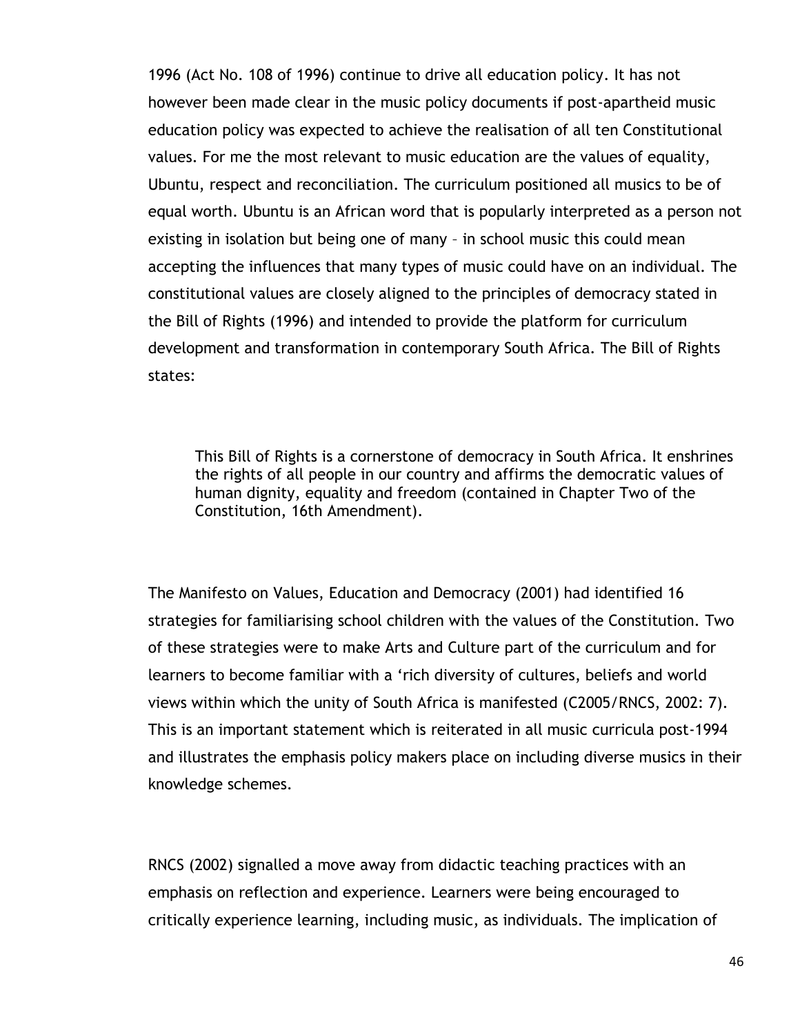1996 (Act No. 108 of 1996) continue to drive all education policy. It has not however been made clear in the music policy documents if post-apartheid music education policy was expected to achieve the realisation of all ten Constitutional values. For me the most relevant to music education are the values of equality, Ubuntu, respect and reconciliation. The curriculum positioned all musics to be of equal worth. Ubuntu is an African word that is popularly interpreted as a person not existing in isolation but being one of many – in school music this could mean accepting the influences that many types of music could have on an individual. The constitutional values are closely aligned to the principles of democracy stated in the Bill of Rights (1996) and intended to provide the platform for curriculum development and transformation in contemporary South Africa. The Bill of Rights states:

> This Bill of Rights is a cornerstone of democracy in South Africa. It enshrines the rights of all people in our country and affirms the democratic values of human dignity, equality and freedom (contained in Chapter Two of the Constitution, 16th Amendment).

The Manifesto on Values, Education and Democracy (2001) had identified 16 strategies for familiarising school children with the values of the Constitution. Two of these strategies were to make Arts and Culture part of the curriculum and for learners to become familiar with a 'rich diversity of cultures, beliefs and world views within which the unity of South Africa is manifested (C2005/RNCS, 2002: 7). This is an important statement which is reiterated in all music curricula post-1994 and illustrates the emphasis policy makers place on including diverse musics in their knowledge schemes.

RNCS (2002) signalled a move away from didactic teaching practices with an emphasis on reflection and experience. Learners were being encouraged to critically experience learning, including music, as individuals. The implication of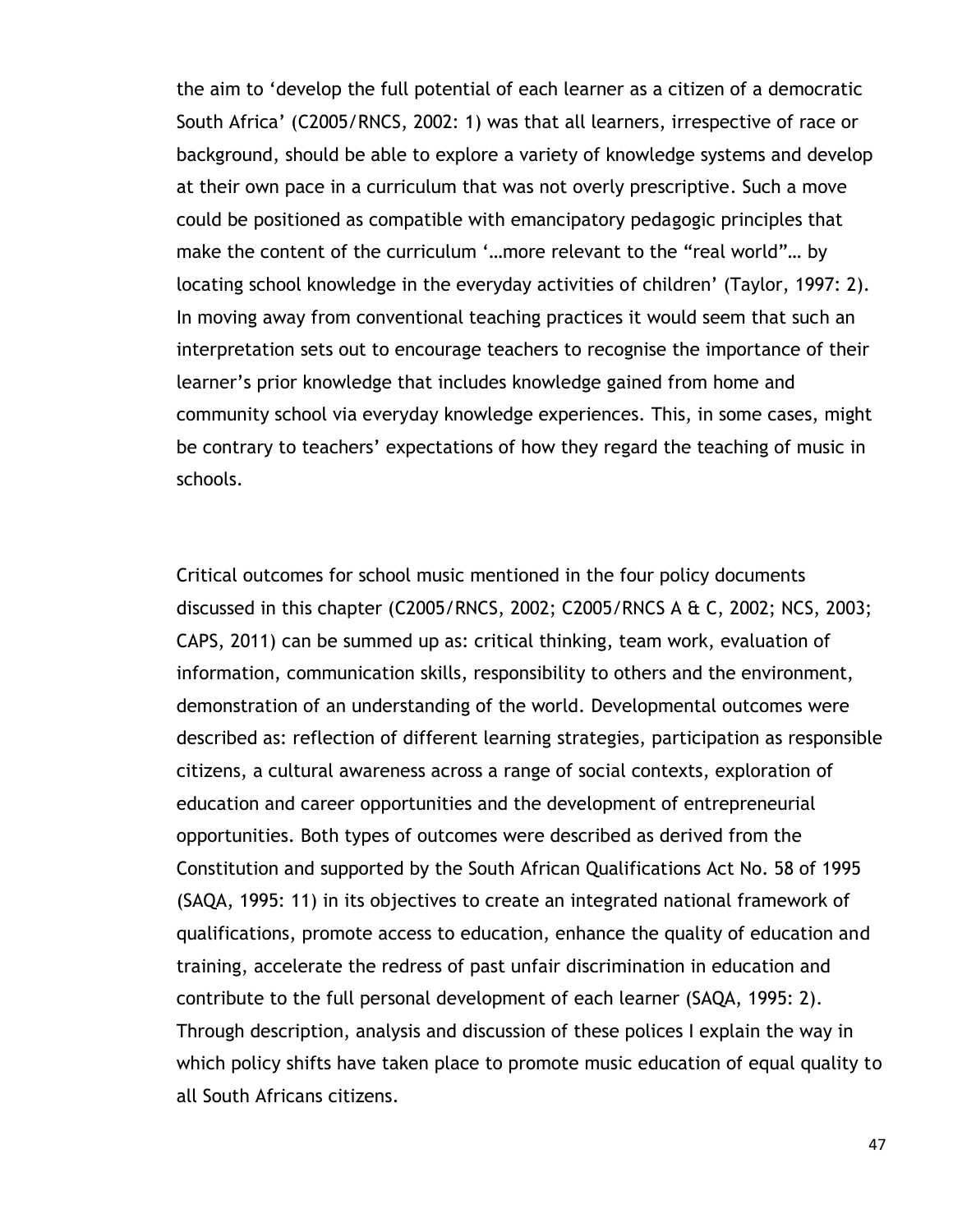the aim to 'develop the full potential of each learner as a citizen of a democratic South Africa' (C2005/RNCS, 2002: 1) was that all learners, irrespective of race or background, should be able to explore a variety of knowledge systems and develop at their own pace in a curriculum that was not overly prescriptive. Such a move could be positioned as compatible with emancipatory pedagogic principles that make the content of the curriculum '…more relevant to the "real world"… by locating school knowledge in the everyday activities of children' (Taylor, 1997: 2). In moving away from conventional teaching practices it would seem that such an interpretation sets out to encourage teachers to recognise the importance of their learner's prior knowledge that includes knowledge gained from home and community school via everyday knowledge experiences. This, in some cases, might be contrary to teachers' expectations of how they regard the teaching of music in schools.

Critical outcomes for school music mentioned in the four policy documents discussed in this chapter (C2005/RNCS, 2002; C2005/RNCS A & C, 2002; NCS, 2003; CAPS, 2011) can be summed up as: critical thinking, team work, evaluation of information, communication skills, responsibility to others and the environment, demonstration of an understanding of the world. Developmental outcomes were described as: reflection of different learning strategies, participation as responsible citizens, a cultural awareness across a range of social contexts, exploration of education and career opportunities and the development of entrepreneurial opportunities. Both types of outcomes were described as derived from the Constitution and supported by the South African Qualifications Act No. 58 of 1995 (SAQA, 1995: 11) in its objectives to create an integrated national framework of qualifications, promote access to education, enhance the quality of education and training, accelerate the redress of past unfair discrimination in education and contribute to the full personal development of each learner (SAQA, 1995: 2). Through description, analysis and discussion of these polices I explain the way in which policy shifts have taken place to promote music education of equal quality to all South Africans citizens.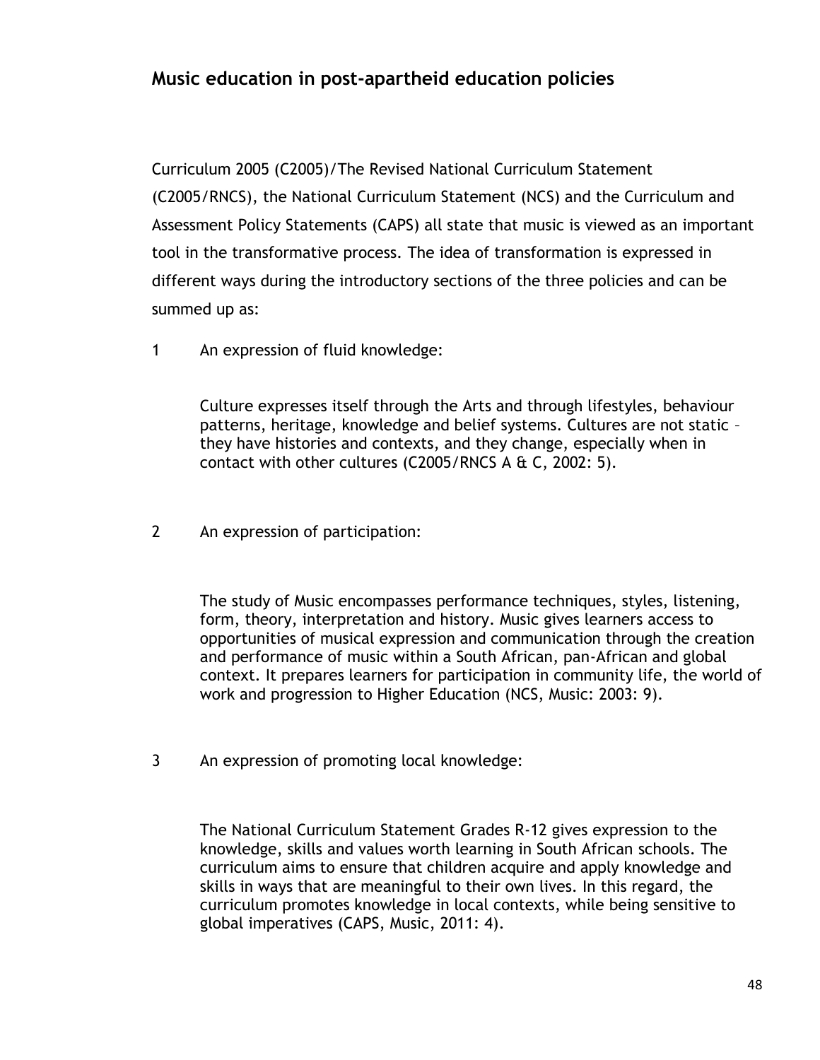## Music education in post-apartheid education policies

Curriculum 2005 (C2005)/The Revised National Curriculum Statement (C2005/RNCS), the National Curriculum Statement (NCS) and the Curriculum and Assessment Policy Statements (CAPS) all state that music is viewed as an important tool in the transformative process. The idea of transformation is expressed in different ways during the introductory sections of the three policies and can be summed up as:

1. An expression of fluid knowledge:

   > Culture expresses itself through the Arts and through lifestyles, behaviour patterns, heritage, knowledge and belief systems. Cultures are not static – they have histories and contexts, and they change, especially when in contact with other cultures (C2005/RNCS A & C, 2002: 5).

2. An expression of participation:

   > The study of Music encompasses performance techniques, styles, listening, form, theory, interpretation and history. Music gives learners access to opportunities of musical expression and communication through the creation and performance of music within a South African, pan-African and global context. It prepares learners for participation in community life, the world of work and progression to Higher Education (NCS, Music: 2003: 9).

3. An expression of promoting local knowledge:

   > The National Curriculum Statement Grades R-12 gives expression to the knowledge, skills and values worth learning in South African schools. The curriculum aims to ensure that children acquire and apply knowledge and skills in ways that are meaningful to their own lives. In this regard, the curriculum promotes knowledge in local contexts, while being sensitive to global imperatives (CAPS, Music, 2011: 4).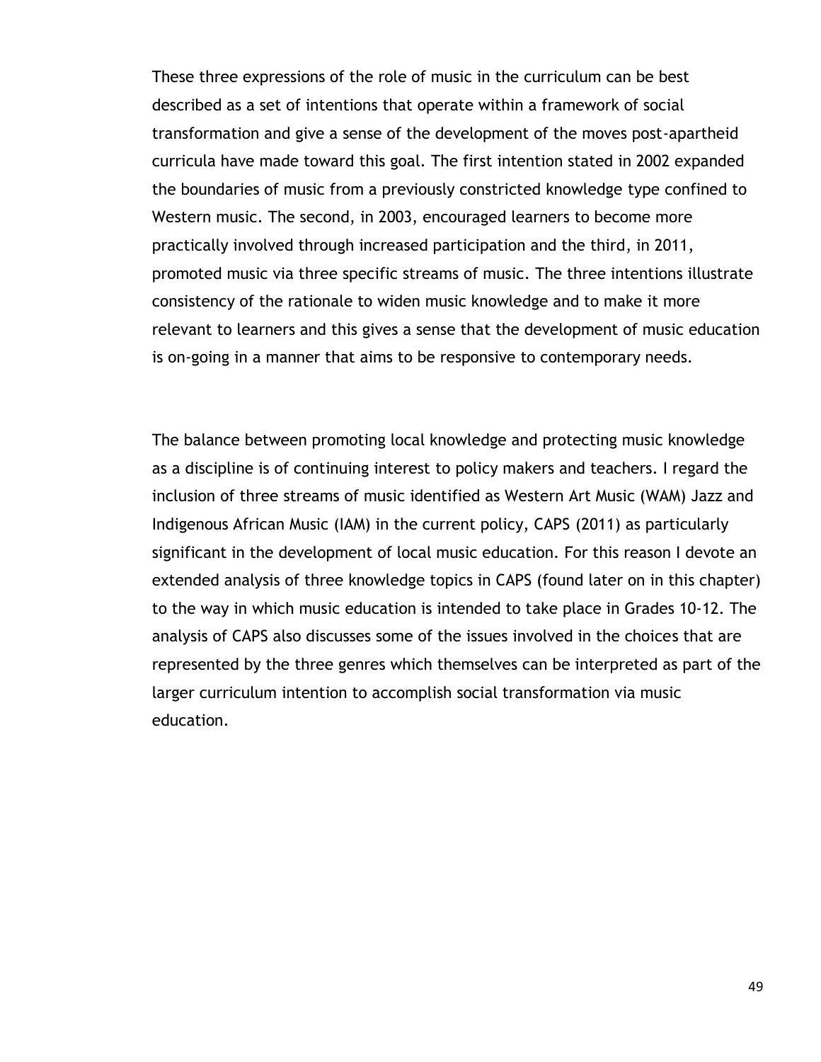These three expressions of the role of music in the curriculum can be best described as a set of intentions that operate within a framework of social transformation and give a sense of the development of the moves post-apartheid curricula have made toward this goal. The first intention stated in 2002 expanded the boundaries of music from a previously constricted knowledge type confined to Western music. The second, in 2003, encouraged learners to become more practically involved through increased participation and the third, in 2011, promoted music via three specific streams of music. The three intentions illustrate consistency of the rationale to widen music knowledge and to make it more relevant to learners and this gives a sense that the development of music education is on-going in a manner that aims to be responsive to contemporary needs.

The balance between promoting local knowledge and protecting music knowledge as a discipline is of continuing interest to policy makers and teachers. I regard the inclusion of three streams of music identified as Western Art Music (WAM) Jazz and Indigenous African Music (IAM) in the current policy, CAPS (2011) as particularly significant in the development of local music education. For this reason I devote an extended analysis of three knowledge topics in CAPS (found later on in this chapter) to the way in which music education is intended to take place in Grades 10-12. The analysis of CAPS also discusses some of the issues involved in the choices that are represented by the three genres which themselves can be interpreted as part of the larger curriculum intention to accomplish social transformation via music education.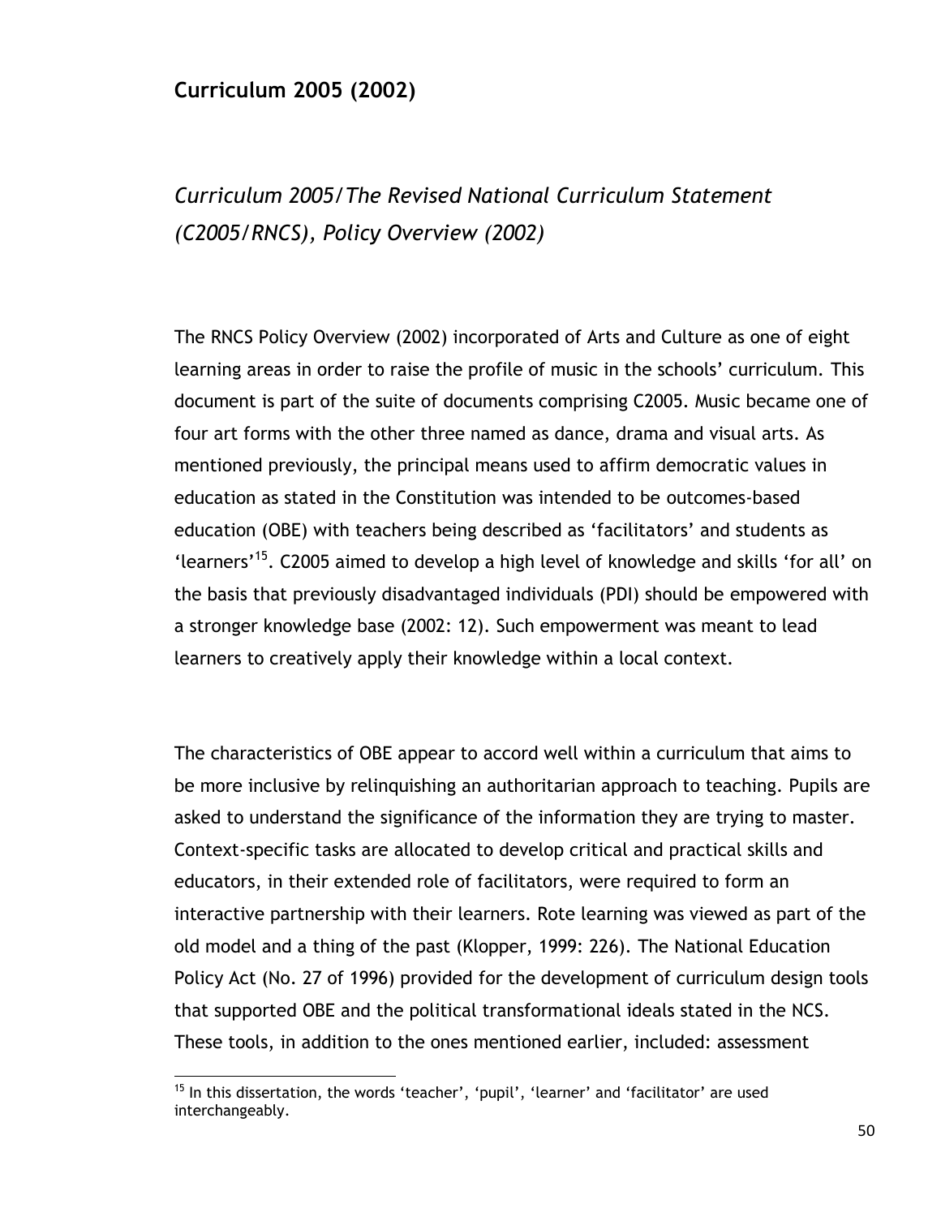## Curriculum 2005 (2002)

### *Curriculum 2005/The Revised National Curriculum Statement (C2005/RNCS), Policy Overview (2002)*

The RNCS Policy Overview (2002) incorporated of Arts and Culture as one of eight learning areas in order to raise the profile of music in the schools' curriculum. This document is part of the suite of documents comprising C2005. Music became one of four art forms with the other three named as dance, drama and visual arts. As mentioned previously, the principal means used to affirm democratic values in education as stated in the Constitution was intended to be outcomes-based education (OBE) with teachers being described as 'facilitators' and students as 'learners'[15]. C2005 aimed to develop a high level of knowledge and skills 'for all' on the basis that previously disadvantaged individuals (PDI) should be empowered with a stronger knowledge base (2002: 12). Such empowerment was meant to lead learners to creatively apply their knowledge within a local context.

The characteristics of OBE appear to accord well within a curriculum that aims to be more inclusive by relinquishing an authoritarian approach to teaching. Pupils are asked to understand the significance of the information they are trying to master. Context-specific tasks are allocated to develop critical and practical skills and educators, in their extended role of facilitators, were required to form an interactive partnership with their learners. Rote learning was viewed as part of the old model and a thing of the past (Klopper, 1999: 226). The National Education Policy Act (No. 27 of 1996) provided for the development of curriculum design tools that supported OBE and the political transformational ideals stated in the NCS. These tools, in addition to the ones mentioned earlier, included: assessment

[15] In this dissertation, the words 'teacher', 'pupil', 'learner' and 'facilitator' are used interchangeably.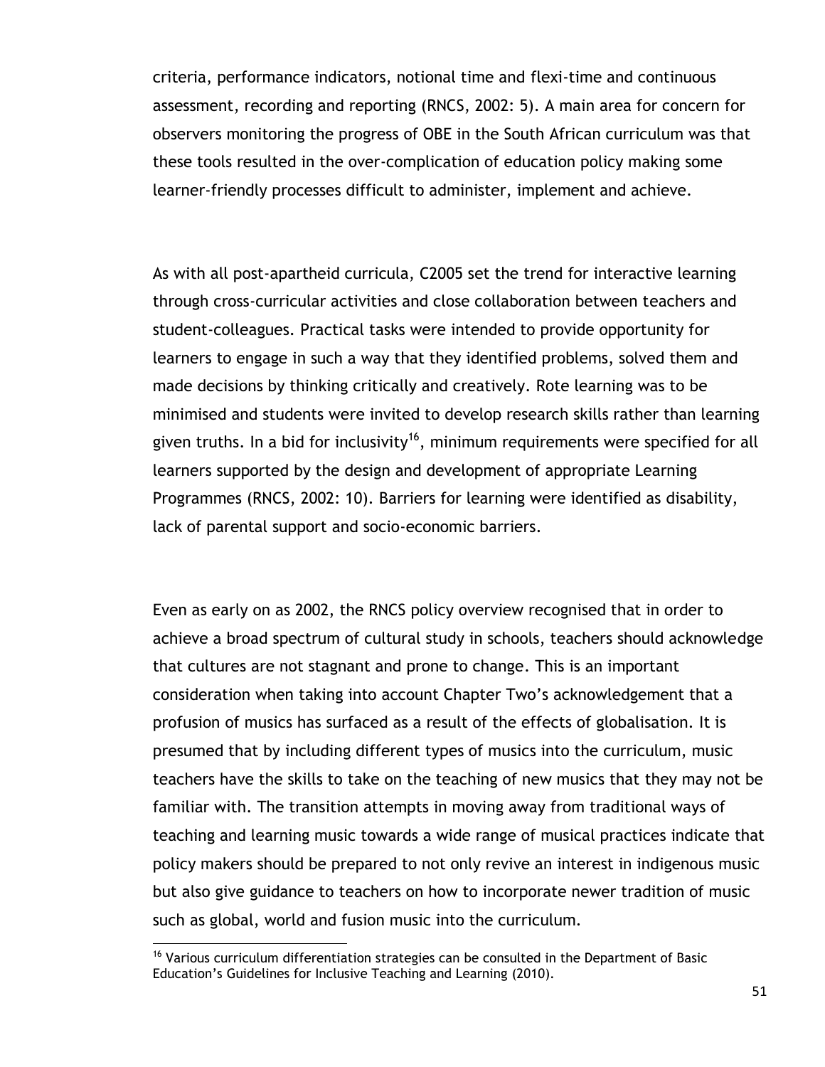criteria, performance indicators, notional time and flexi-time and continuous assessment, recording and reporting (RNCS, 2002: 5). A main area for concern for observers monitoring the progress of OBE in the South African curriculum was that these tools resulted in the over-complication of education policy making some learner-friendly processes difficult to administer, implement and achieve.

As with all post-apartheid curricula, C2005 set the trend for interactive learning through cross-curricular activities and close collaboration between teachers and student-colleagues. Practical tasks were intended to provide opportunity for learners to engage in such a way that they identified problems, solved them and made decisions by thinking critically and creatively. Rote learning was to be minimised and students were invited to develop research skills rather than learning given truths. In a bid for inclusivity[16], minimum requirements were specified for all learners supported by the design and development of appropriate Learning Programmes (RNCS, 2002: 10). Barriers for learning were identified as disability, lack of parental support and socio-economic barriers.

Even as early on as 2002, the RNCS policy overview recognised that in order to achieve a broad spectrum of cultural study in schools, teachers should acknowledge that cultures are not stagnant and prone to change. This is an important consideration when taking into account Chapter Two's acknowledgement that a profusion of musics has surfaced as a result of the effects of globalisation. It is presumed that by including different types of musics into the curriculum, music teachers have the skills to take on the teaching of new musics that they may not be familiar with. The transition attempts in moving away from traditional ways of teaching and learning music towards a wide range of musical practices indicate that policy makers should be prepared to not only revive an interest in indigenous music but also give guidance to teachers on how to incorporate newer tradition of music such as global, world and fusion music into the curriculum.

[16] Various curriculum differentiation strategies can be consulted in the Department of Basic Education's Guidelines for Inclusive Teaching and Learning (2010).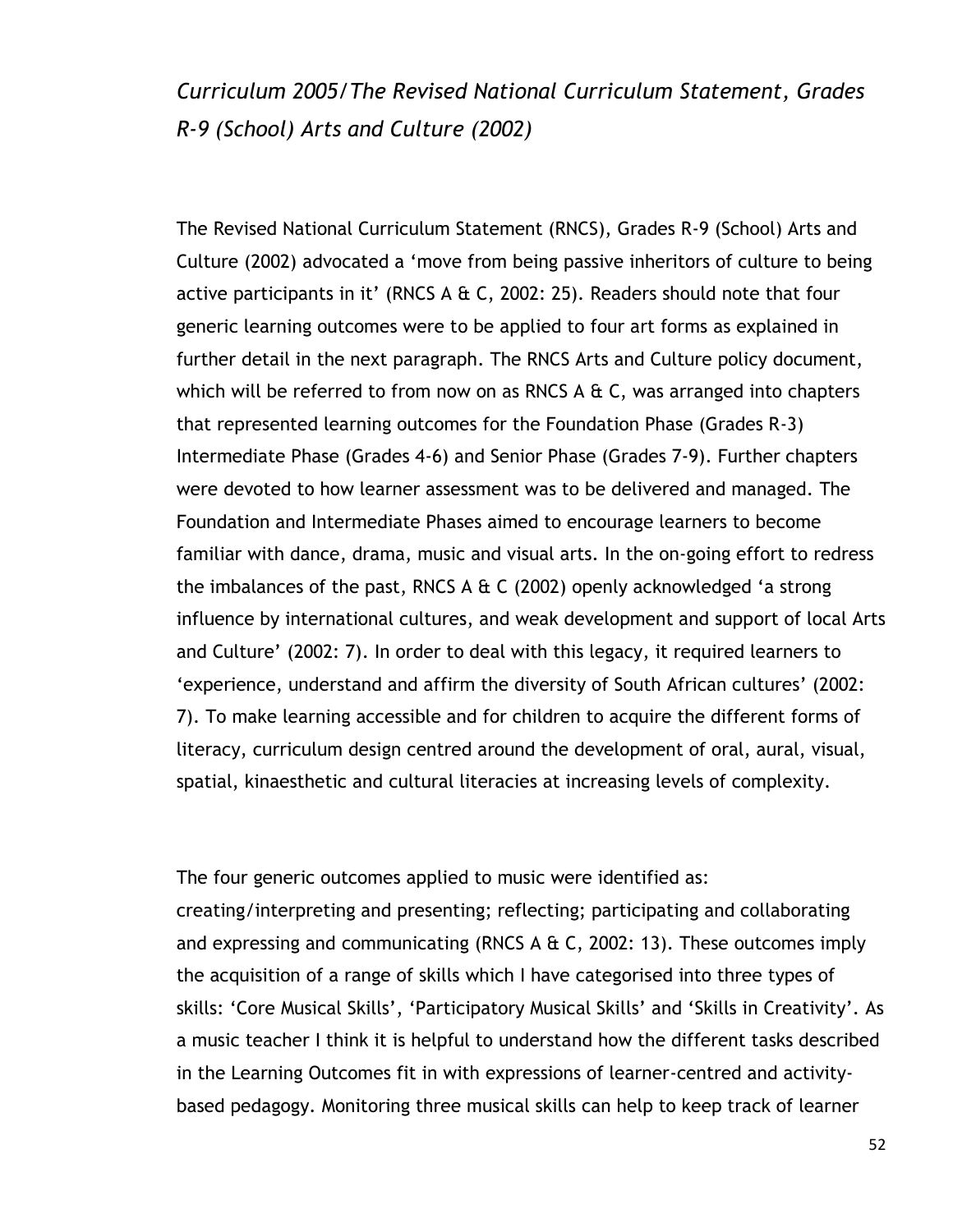*Curriculum 2005/The Revised National Curriculum Statement, Grades R-9 (School) Arts and Culture (2002)*

The Revised National Curriculum Statement (RNCS), Grades R-9 (School) Arts and Culture (2002) advocated a 'move from being passive inheritors of culture to being active participants in it' (RNCS A & C, 2002: 25). Readers should note that four generic learning outcomes were to be applied to four art forms as explained in further detail in the next paragraph. The RNCS Arts and Culture policy document, which will be referred to from now on as RNCS A & C, was arranged into chapters that represented learning outcomes for the Foundation Phase (Grades R-3) Intermediate Phase (Grades 4-6) and Senior Phase (Grades 7-9). Further chapters were devoted to how learner assessment was to be delivered and managed. The Foundation and Intermediate Phases aimed to encourage learners to become familiar with dance, drama, music and visual arts. In the on-going effort to redress the imbalances of the past, RNCS A & C (2002) openly acknowledged 'a strong influence by international cultures, and weak development and support of local Arts and Culture' (2002: 7). In order to deal with this legacy, it required learners to 'experience, understand and affirm the diversity of South African cultures' (2002: 7). To make learning accessible and for children to acquire the different forms of literacy, curriculum design centred around the development of oral, aural, visual, spatial, kinaesthetic and cultural literacies at increasing levels of complexity.

The four generic outcomes applied to music were identified as: creating/interpreting and presenting; reflecting; participating and collaborating and expressing and communicating (RNCS A & C, 2002: 13). These outcomes imply the acquisition of a range of skills which I have categorised into three types of skills: 'Core Musical Skills', 'Participatory Musical Skills' and 'Skills in Creativity'. As a music teacher I think it is helpful to understand how the different tasks described in the Learning Outcomes fit in with expressions of learner-centred and activity-based pedagogy. Monitoring three musical skills can help to keep track of learner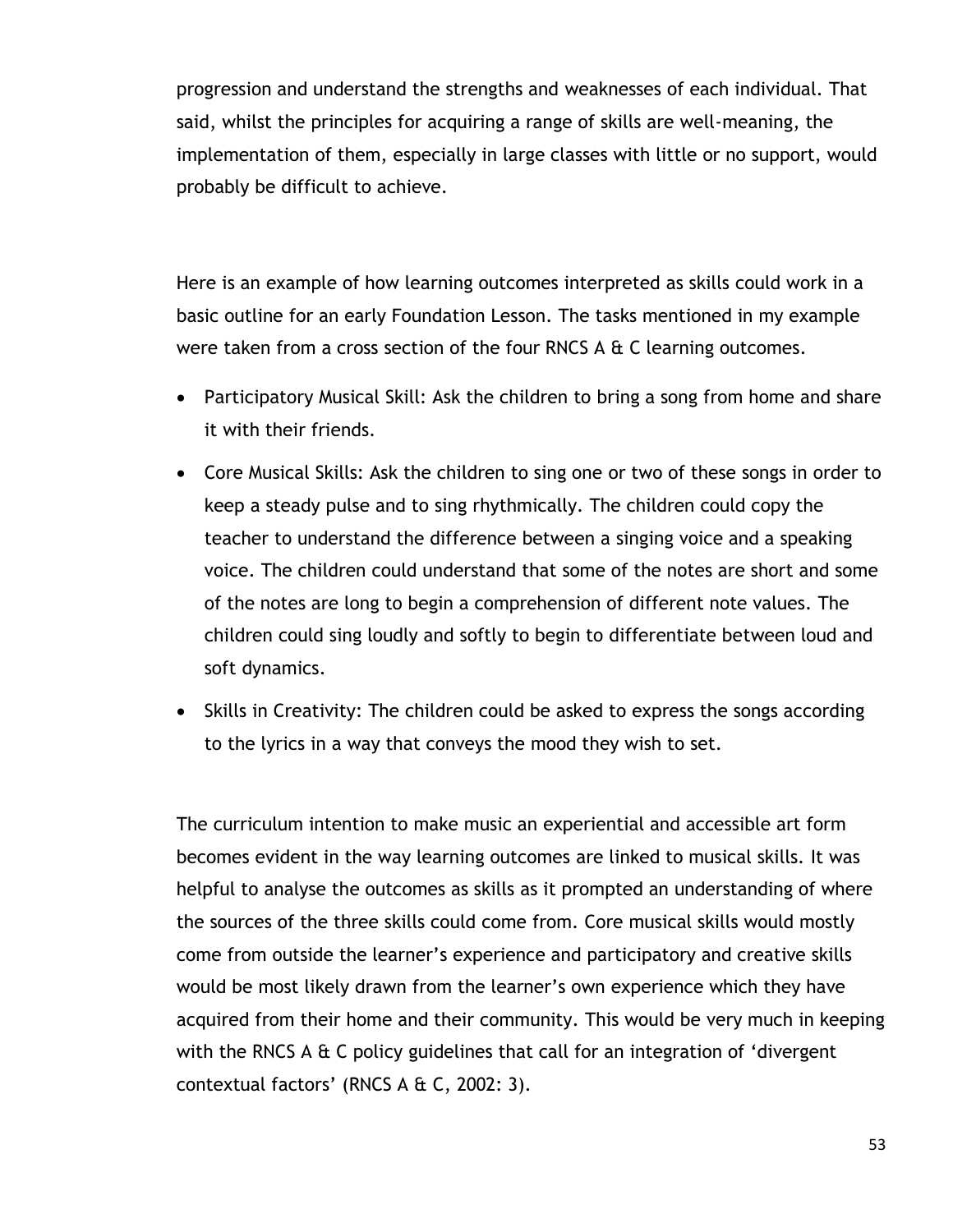progression and understand the strengths and weaknesses of each individual. That said, whilst the principles for acquiring a range of skills are well-meaning, the implementation of them, especially in large classes with little or no support, would probably be difficult to achieve.

Here is an example of how learning outcomes interpreted as skills could work in a basic outline for an early Foundation Lesson. The tasks mentioned in my example were taken from a cross section of the four RNCS A & C learning outcomes.

- Participatory Musical Skill: Ask the children to bring a song from home and share it with their friends.
- Core Musical Skills: Ask the children to sing one or two of these songs in order to keep a steady pulse and to sing rhythmically. The children could copy the teacher to understand the difference between a singing voice and a speaking voice. The children could understand that some of the notes are short and some of the notes are long to begin a comprehension of different note values. The children could sing loudly and softly to begin to differentiate between loud and soft dynamics.
- Skills in Creativity: The children could be asked to express the songs according to the lyrics in a way that conveys the mood they wish to set.

The curriculum intention to make music an experiential and accessible art form becomes evident in the way learning outcomes are linked to musical skills. It was helpful to analyse the outcomes as skills as it prompted an understanding of where the sources of the three skills could come from. Core musical skills would mostly come from outside the learner's experience and participatory and creative skills would be most likely drawn from the learner's own experience which they have acquired from their home and their community. This would be very much in keeping with the RNCS A & C policy guidelines that call for an integration of 'divergent contextual factors' (RNCS A & C, 2002: 3).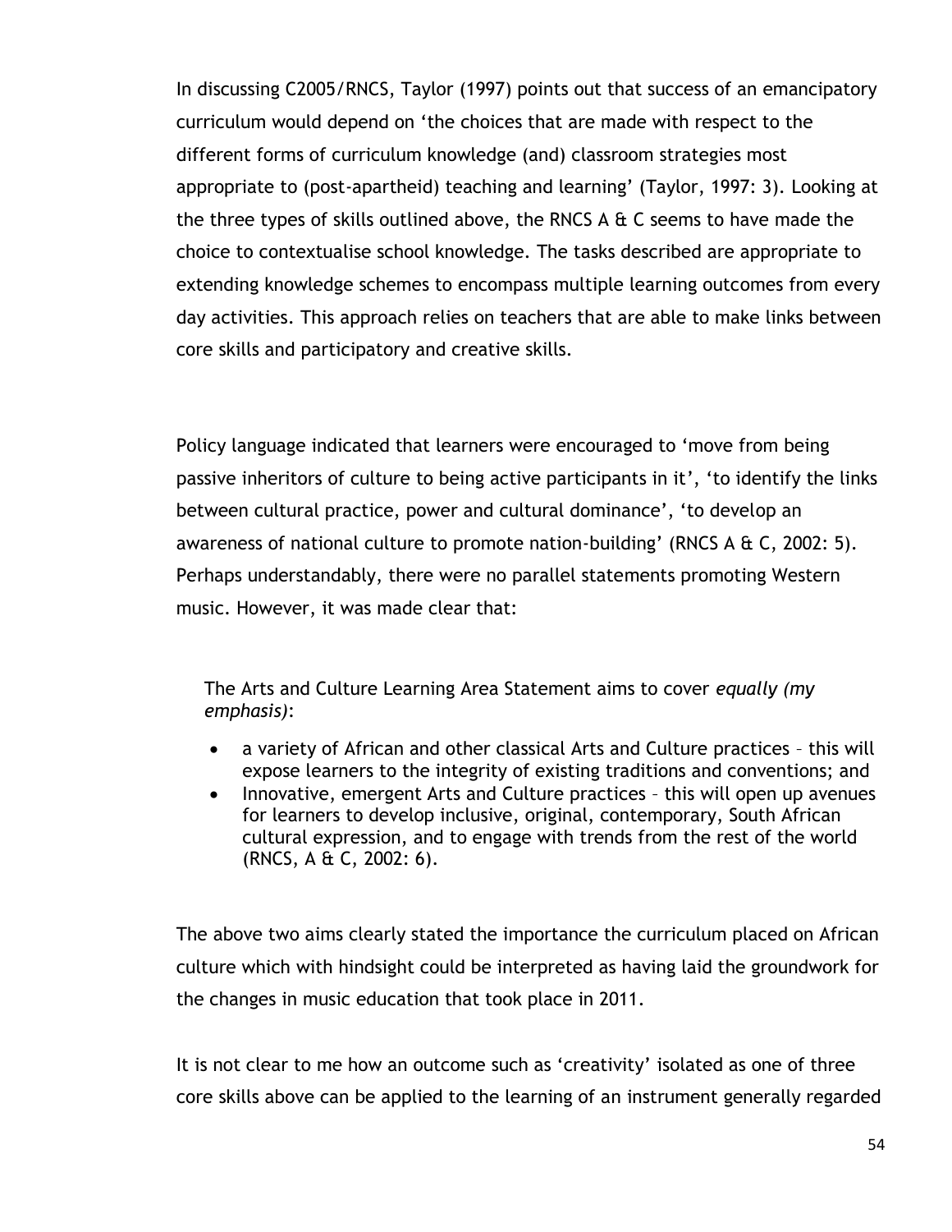In discussing C2005/RNCS, Taylor (1997) points out that success of an emancipatory curriculum would depend on 'the choices that are made with respect to the different forms of curriculum knowledge (and) classroom strategies most appropriate to (post-apartheid) teaching and learning' (Taylor, 1997: 3). Looking at the three types of skills outlined above, the RNCS A & C seems to have made the choice to contextualise school knowledge. The tasks described are appropriate to extending knowledge schemes to encompass multiple learning outcomes from every day activities. This approach relies on teachers that are able to make links between core skills and participatory and creative skills.

Policy language indicated that learners were encouraged to 'move from being passive inheritors of culture to being active participants in it', 'to identify the links between cultural practice, power and cultural dominance', 'to develop an awareness of national culture to promote nation-building' (RNCS A & C, 2002: 5). Perhaps understandably, there were no parallel statements promoting Western music. However, it was made clear that:

> The Arts and Culture Learning Area Statement aims to cover *equally (my emphasis)*:
>
> - a variety of African and other classical Arts and Culture practices – this will expose learners to the integrity of existing traditions and conventions; and
> - Innovative, emergent Arts and Culture practices – this will open up avenues for learners to develop inclusive, original, contemporary, South African cultural expression, and to engage with trends from the rest of the world (RNCS, A & C, 2002: 6).

The above two aims clearly stated the importance the curriculum placed on African culture which with hindsight could be interpreted as having laid the groundwork for the changes in music education that took place in 2011.

It is not clear to me how an outcome such as 'creativity' isolated as one of three core skills above can be applied to the learning of an instrument generally regarded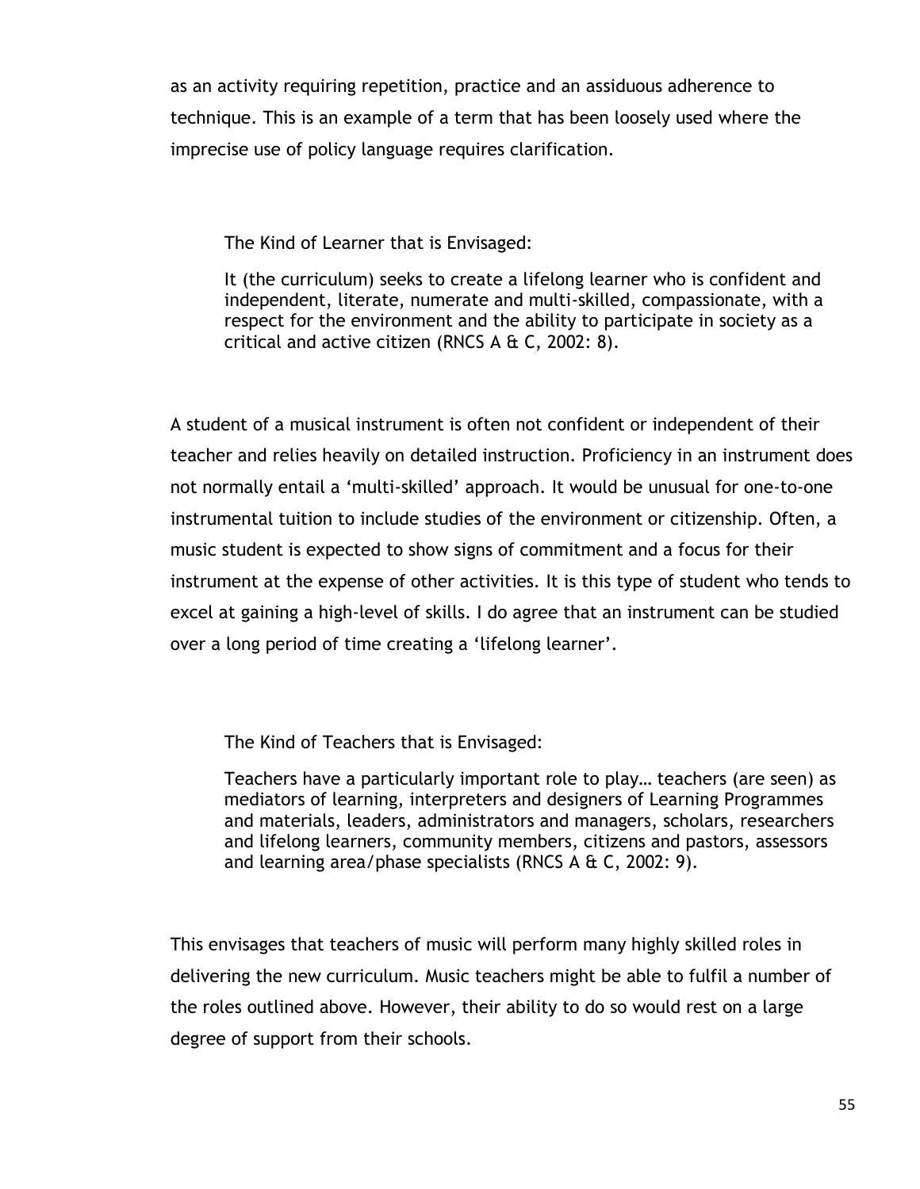as an activity requiring repetition, practice and an assiduous adherence to technique. This is an example of a term that has been loosely used where the imprecise use of policy language requires clarification.

> The Kind of Learner that is Envisaged:
>
> It (the curriculum) seeks to create a lifelong learner who is confident and independent, literate, numerate and multi-skilled, compassionate, with a respect for the environment and the ability to participate in society as a critical and active citizen (RNCS A & C, 2002: 8).

A student of a musical instrument is often not confident or independent of their teacher and relies heavily on detailed instruction. Proficiency in an instrument does not normally entail a 'multi-skilled' approach. It would be unusual for one-to-one instrumental tuition to include studies of the environment or citizenship. Often, a music student is expected to show signs of commitment and a focus for their instrument at the expense of other activities. It is this type of student who tends to excel at gaining a high-level of skills. I do agree that an instrument can be studied over a long period of time creating a 'lifelong learner'.

> The Kind of Teachers that is Envisaged:
>
> Teachers have a particularly important role to play… teachers (are seen) as mediators of learning, interpreters and designers of Learning Programmes and materials, leaders, administrators and managers, scholars, researchers and lifelong learners, community members, citizens and pastors, assessors and learning area/phase specialists (RNCS A & C, 2002: 9).

This envisages that teachers of music will perform many highly skilled roles in delivering the new curriculum. Music teachers might be able to fulfil a number of the roles outlined above. However, their ability to do so would rest on a large degree of support from their schools.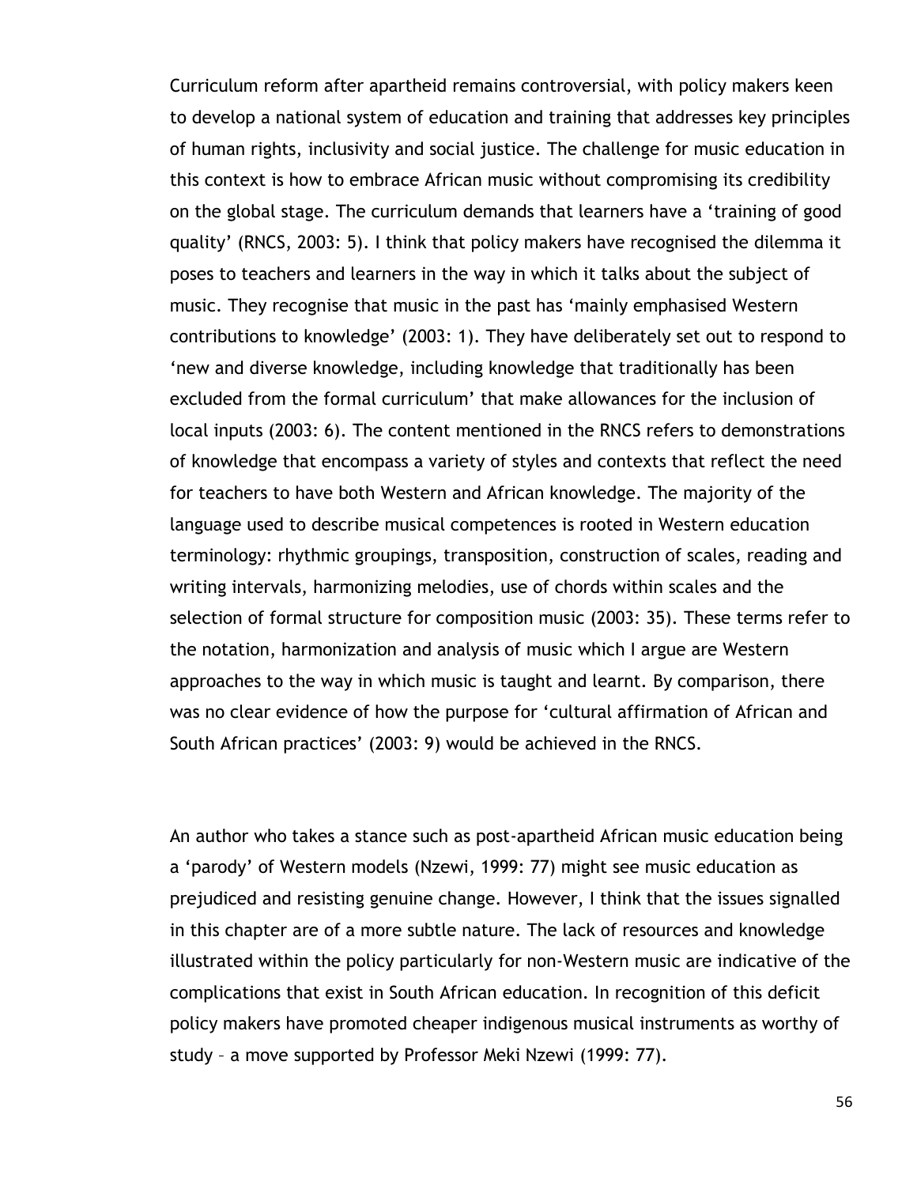Curriculum reform after apartheid remains controversial, with policy makers keen to develop a national system of education and training that addresses key principles of human rights, inclusivity and social justice. The challenge for music education in this context is how to embrace African music without compromising its credibility on the global stage. The curriculum demands that learners have a 'training of good quality' (RNCS, 2003: 5). I think that policy makers have recognised the dilemma it poses to teachers and learners in the way in which it talks about the subject of music. They recognise that music in the past has 'mainly emphasised Western contributions to knowledge' (2003: 1). They have deliberately set out to respond to 'new and diverse knowledge, including knowledge that traditionally has been excluded from the formal curriculum' that make allowances for the inclusion of local inputs (2003: 6). The content mentioned in the RNCS refers to demonstrations of knowledge that encompass a variety of styles and contexts that reflect the need for teachers to have both Western and African knowledge. The majority of the language used to describe musical competences is rooted in Western education terminology: rhythmic groupings, transposition, construction of scales, reading and writing intervals, harmonizing melodies, use of chords within scales and the selection of formal structure for composition music (2003: 35). These terms refer to the notation, harmonization and analysis of music which I argue are Western approaches to the way in which music is taught and learnt. By comparison, there was no clear evidence of how the purpose for 'cultural affirmation of African and South African practices' (2003: 9) would be achieved in the RNCS.

An author who takes a stance such as post-apartheid African music education being a 'parody' of Western models (Nzewi, 1999: 77) might see music education as prejudiced and resisting genuine change. However, I think that the issues signalled in this chapter are of a more subtle nature. The lack of resources and knowledge illustrated within the policy particularly for non-Western music are indicative of the complications that exist in South African education. In recognition of this deficit policy makers have promoted cheaper indigenous musical instruments as worthy of study – a move supported by Professor Meki Nzewi (1999: 77).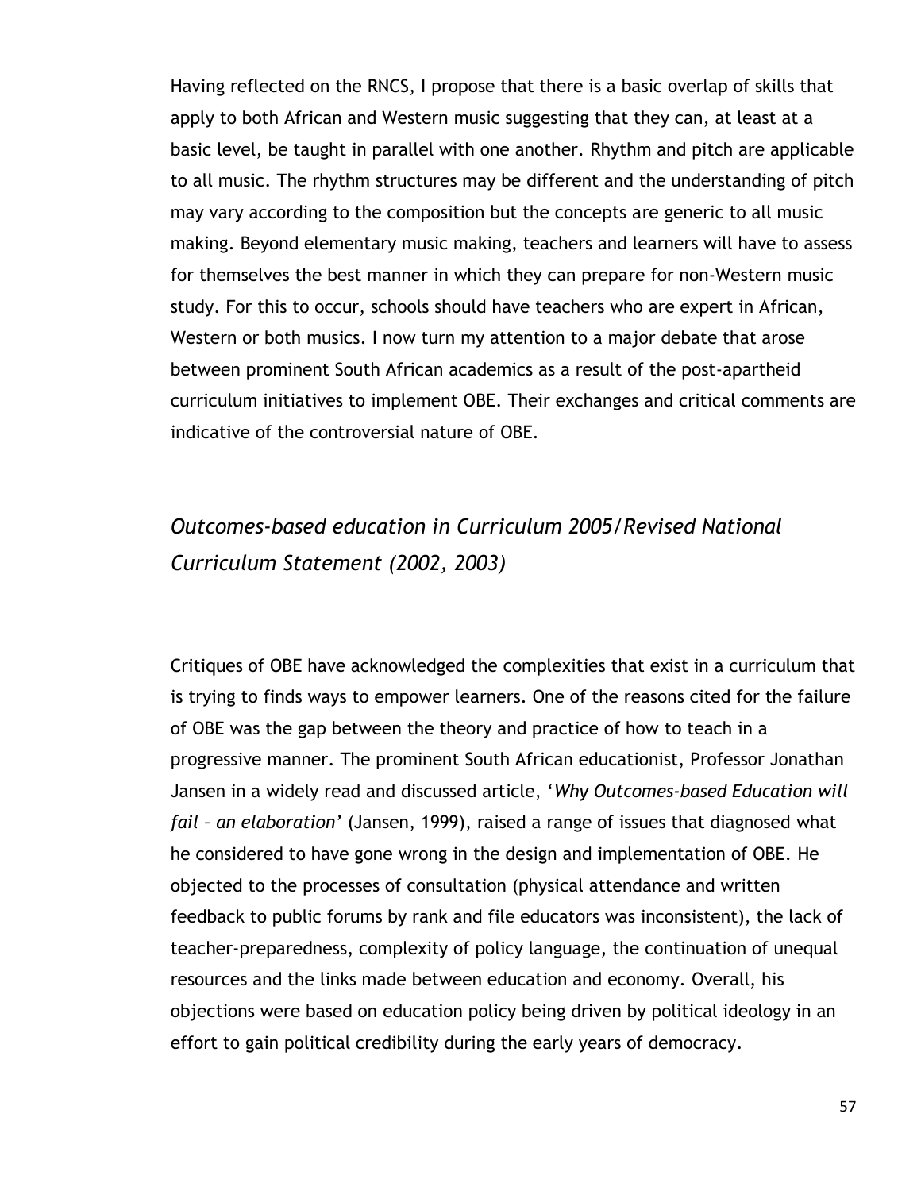Having reflected on the RNCS, I propose that there is a basic overlap of skills that apply to both African and Western music suggesting that they can, at least at a basic level, be taught in parallel with one another. Rhythm and pitch are applicable to all music. The rhythm structures may be different and the understanding of pitch may vary according to the composition but the concepts are generic to all music making. Beyond elementary music making, teachers and learners will have to assess for themselves the best manner in which they can prepare for non-Western music study. For this to occur, schools should have teachers who are expert in African, Western or both musics. I now turn my attention to a major debate that arose between prominent South African academics as a result of the post-apartheid curriculum initiatives to implement OBE. Their exchanges and critical comments are indicative of the controversial nature of OBE.

## *Outcomes-based education in Curriculum 2005/Revised National Curriculum Statement (2002, 2003)*

Critiques of OBE have acknowledged the complexities that exist in a curriculum that is trying to finds ways to empower learners. One of the reasons cited for the failure of OBE was the gap between the theory and practice of how to teach in a progressive manner. The prominent South African educationist, Professor Jonathan Jansen in a widely read and discussed article, '*Why Outcomes-based Education will fail – an elaboration*' (Jansen, 1999), raised a range of issues that diagnosed what he considered to have gone wrong in the design and implementation of OBE. He objected to the processes of consultation (physical attendance and written feedback to public forums by rank and file educators was inconsistent), the lack of teacher-preparedness, complexity of policy language, the continuation of unequal resources and the links made between education and economy. Overall, his objections were based on education policy being driven by political ideology in an effort to gain political credibility during the early years of democracy.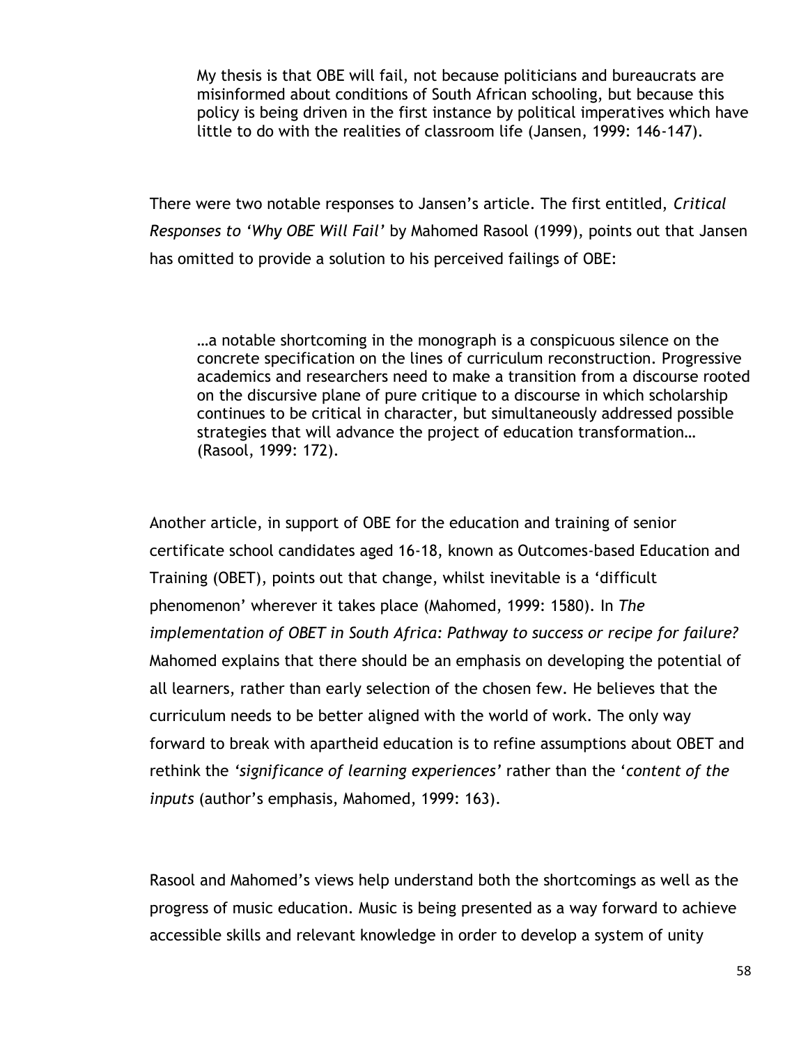> My thesis is that OBE will fail, not because politicians and bureaucrats are misinformed about conditions of South African schooling, but because this policy is being driven in the first instance by political imperatives which have little to do with the realities of classroom life (Jansen, 1999: 146-147).

There were two notable responses to Jansen's article. The first entitled, *Critical Responses to 'Why OBE Will Fail'* by Mahomed Rasool (1999), points out that Jansen has omitted to provide a solution to his perceived failings of OBE:

> …a notable shortcoming in the monograph is a conspicuous silence on the concrete specification on the lines of curriculum reconstruction. Progressive academics and researchers need to make a transition from a discourse rooted on the discursive plane of pure critique to a discourse in which scholarship continues to be critical in character, but simultaneously addressed possible strategies that will advance the project of education transformation… (Rasool, 1999: 172).

Another article, in support of OBE for the education and training of senior certificate school candidates aged 16-18, known as Outcomes-based Education and Training (OBET), points out that change, whilst inevitable is a 'difficult phenomenon' wherever it takes place (Mahomed, 1999: 1580). In *The implementation of OBET in South Africa: Pathway to success or recipe for failure?* Mahomed explains that there should be an emphasis on developing the potential of all learners, rather than early selection of the chosen few. He believes that the curriculum needs to be better aligned with the world of work. The only way forward to break with apartheid education is to refine assumptions about OBET and rethink the *'significance of learning experiences'* rather than the '*content of the inputs* (author's emphasis, Mahomed, 1999: 163).

Rasool and Mahomed's views help understand both the shortcomings as well as the progress of music education. Music is being presented as a way forward to achieve accessible skills and relevant knowledge in order to develop a system of unity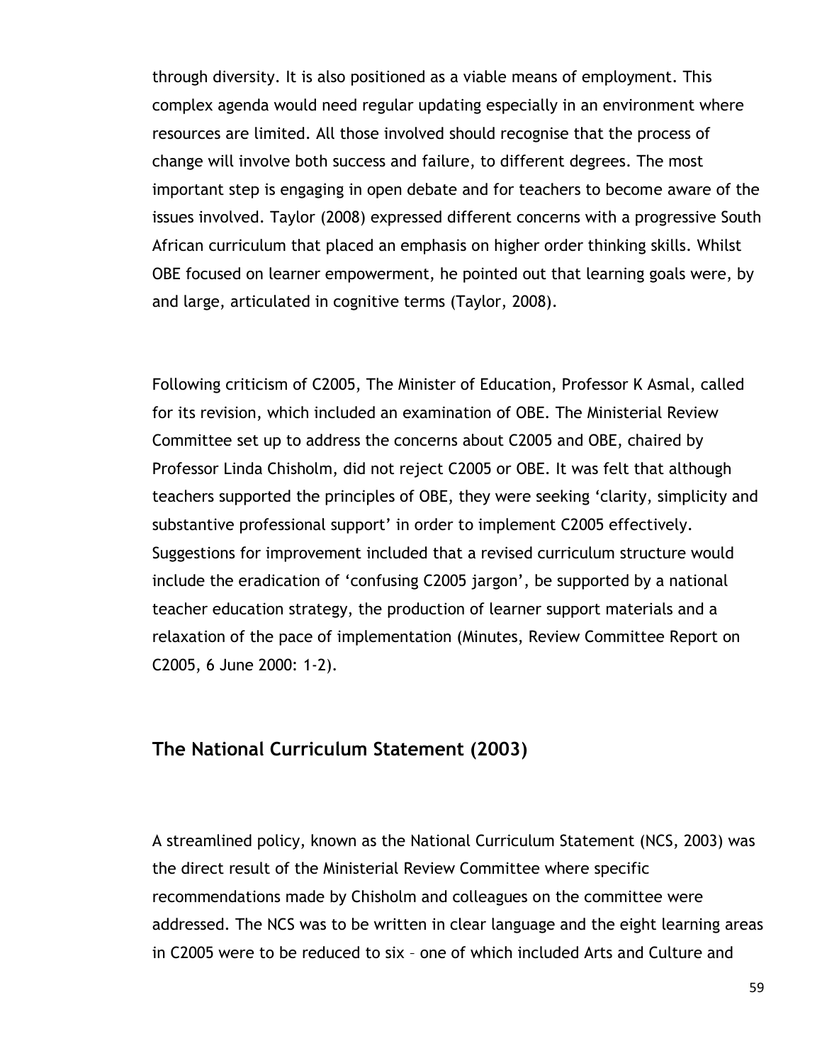through diversity. It is also positioned as a viable means of employment. This complex agenda would need regular updating especially in an environment where resources are limited. All those involved should recognise that the process of change will involve both success and failure, to different degrees. The most important step is engaging in open debate and for teachers to become aware of the issues involved. Taylor (2008) expressed different concerns with a progressive South African curriculum that placed an emphasis on higher order thinking skills. Whilst OBE focused on learner empowerment, he pointed out that learning goals were, by and large, articulated in cognitive terms (Taylor, 2008).

Following criticism of C2005, The Minister of Education, Professor K Asmal, called for its revision, which included an examination of OBE. The Ministerial Review Committee set up to address the concerns about C2005 and OBE, chaired by Professor Linda Chisholm, did not reject C2005 or OBE. It was felt that although teachers supported the principles of OBE, they were seeking 'clarity, simplicity and substantive professional support' in order to implement C2005 effectively. Suggestions for improvement included that a revised curriculum structure would include the eradication of 'confusing C2005 jargon', be supported by a national teacher education strategy, the production of learner support materials and a relaxation of the pace of implementation (Minutes, Review Committee Report on C2005, 6 June 2000: 1-2).

## The National Curriculum Statement (2003)

A streamlined policy, known as the National Curriculum Statement (NCS, 2003) was the direct result of the Ministerial Review Committee where specific recommendations made by Chisholm and colleagues on the committee were addressed. The NCS was to be written in clear language and the eight learning areas in C2005 were to be reduced to six – one of which included Arts and Culture and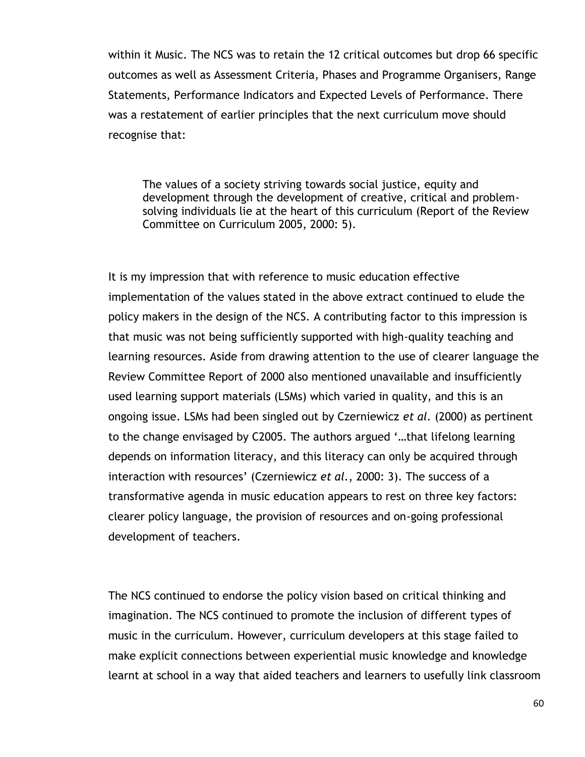within it Music. The NCS was to retain the 12 critical outcomes but drop 66 specific outcomes as well as Assessment Criteria, Phases and Programme Organisers, Range Statements, Performance Indicators and Expected Levels of Performance. There was a restatement of earlier principles that the next curriculum move should recognise that:

> The values of a society striving towards social justice, equity and development through the development of creative, critical and problem-solving individuals lie at the heart of this curriculum (Report of the Review Committee on Curriculum 2005, 2000: 5).

It is my impression that with reference to music education effective implementation of the values stated in the above extract continued to elude the policy makers in the design of the NCS. A contributing factor to this impression is that music was not being sufficiently supported with high-quality teaching and learning resources. Aside from drawing attention to the use of clearer language the Review Committee Report of 2000 also mentioned unavailable and insufficiently used learning support materials (LSMs) which varied in quality, and this is an ongoing issue. LSMs had been singled out by Czerniewicz *et al.* (2000) as pertinent to the change envisaged by C2005. The authors argued '…that lifelong learning depends on information literacy, and this literacy can only be acquired through interaction with resources' (Czerniewicz *et al.*, 2000: 3). The success of a transformative agenda in music education appears to rest on three key factors: clearer policy language, the provision of resources and on-going professional development of teachers.

The NCS continued to endorse the policy vision based on critical thinking and imagination. The NCS continued to promote the inclusion of different types of music in the curriculum. However, curriculum developers at this stage failed to make explicit connections between experiential music knowledge and knowledge learnt at school in a way that aided teachers and learners to usefully link classroom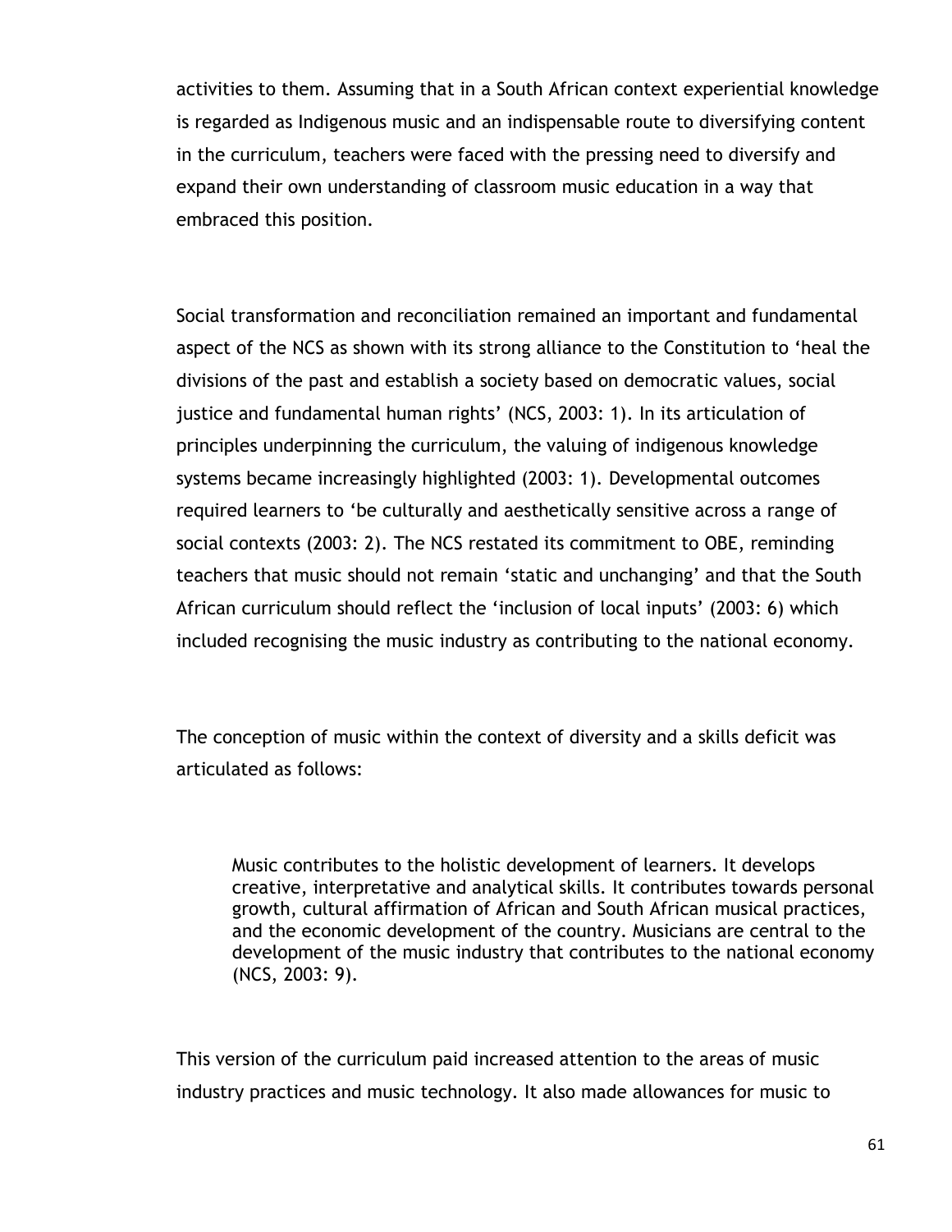activities to them. Assuming that in a South African context experiential knowledge is regarded as Indigenous music and an indispensable route to diversifying content in the curriculum, teachers were faced with the pressing need to diversify and expand their own understanding of classroom music education in a way that embraced this position.

Social transformation and reconciliation remained an important and fundamental aspect of the NCS as shown with its strong alliance to the Constitution to 'heal the divisions of the past and establish a society based on democratic values, social justice and fundamental human rights' (NCS, 2003: 1). In its articulation of principles underpinning the curriculum, the valuing of indigenous knowledge systems became increasingly highlighted (2003: 1). Developmental outcomes required learners to 'be culturally and aesthetically sensitive across a range of social contexts (2003: 2). The NCS restated its commitment to OBE, reminding teachers that music should not remain 'static and unchanging' and that the South African curriculum should reflect the 'inclusion of local inputs' (2003: 6) which included recognising the music industry as contributing to the national economy.

The conception of music within the context of diversity and a skills deficit was articulated as follows:

> Music contributes to the holistic development of learners. It develops creative, interpretative and analytical skills. It contributes towards personal growth, cultural affirmation of African and South African musical practices, and the economic development of the country. Musicians are central to the development of the music industry that contributes to the national economy (NCS, 2003: 9).

This version of the curriculum paid increased attention to the areas of music industry practices and music technology. It also made allowances for music to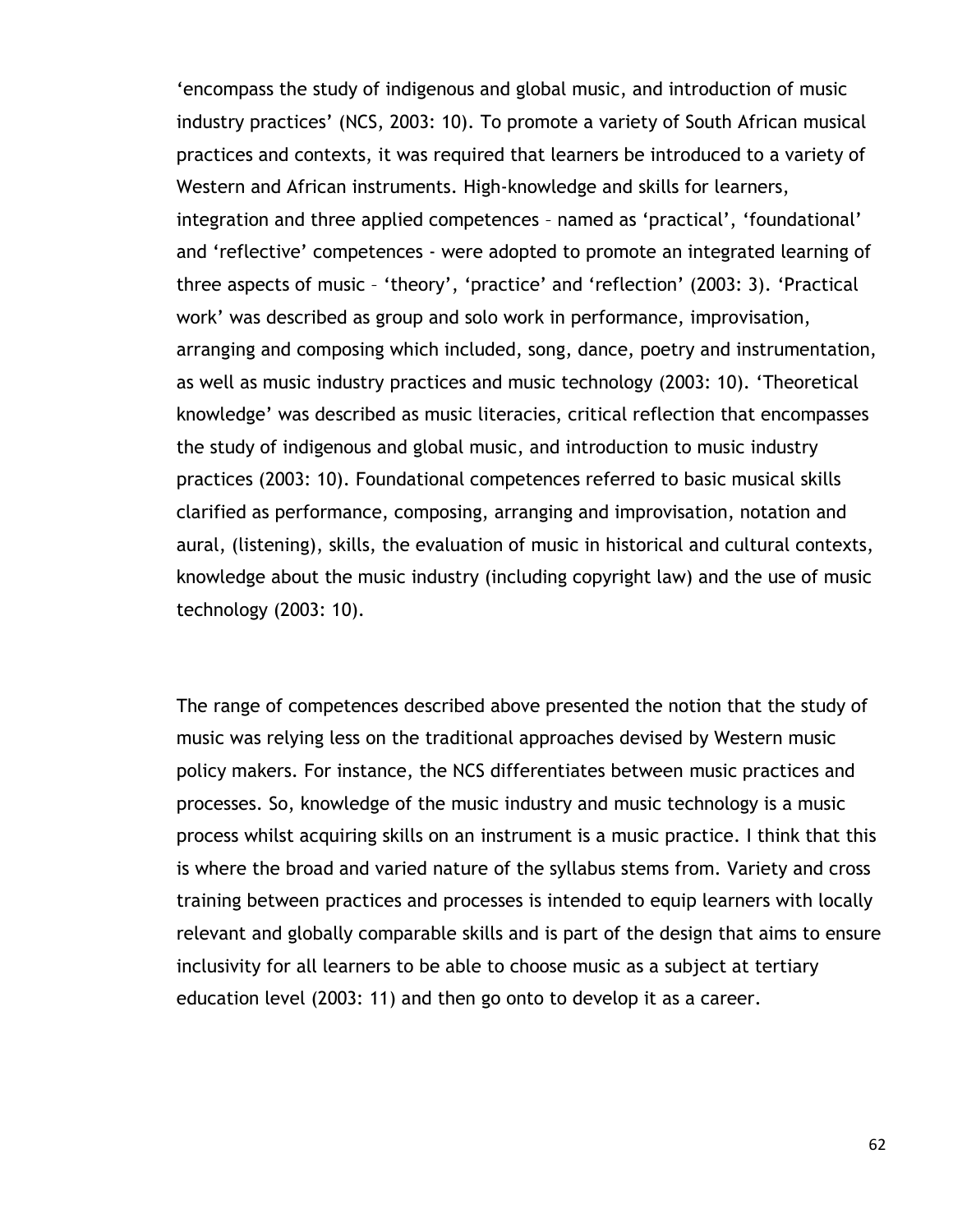'encompass the study of indigenous and global music, and introduction of music industry practices' (NCS, 2003: 10). To promote a variety of South African musical practices and contexts, it was required that learners be introduced to a variety of Western and African instruments. High-knowledge and skills for learners, integration and three applied competences – named as 'practical', 'foundational' and 'reflective' competences - were adopted to promote an integrated learning of three aspects of music – 'theory', 'practice' and 'reflection' (2003: 3). 'Practical work' was described as group and solo work in performance, improvisation, arranging and composing which included, song, dance, poetry and instrumentation, as well as music industry practices and music technology (2003: 10). 'Theoretical knowledge' was described as music literacies, critical reflection that encompasses the study of indigenous and global music, and introduction to music industry practices (2003: 10). Foundational competences referred to basic musical skills clarified as performance, composing, arranging and improvisation, notation and aural, (listening), skills, the evaluation of music in historical and cultural contexts, knowledge about the music industry (including copyright law) and the use of music technology (2003: 10).

The range of competences described above presented the notion that the study of music was relying less on the traditional approaches devised by Western music policy makers. For instance, the NCS differentiates between music practices and processes. So, knowledge of the music industry and music technology is a music process whilst acquiring skills on an instrument is a music practice. I think that this is where the broad and varied nature of the syllabus stems from. Variety and cross training between practices and processes is intended to equip learners with locally relevant and globally comparable skills and is part of the design that aims to ensure inclusivity for all learners to be able to choose music as a subject at tertiary education level (2003: 11) and then go onto to develop it as a career.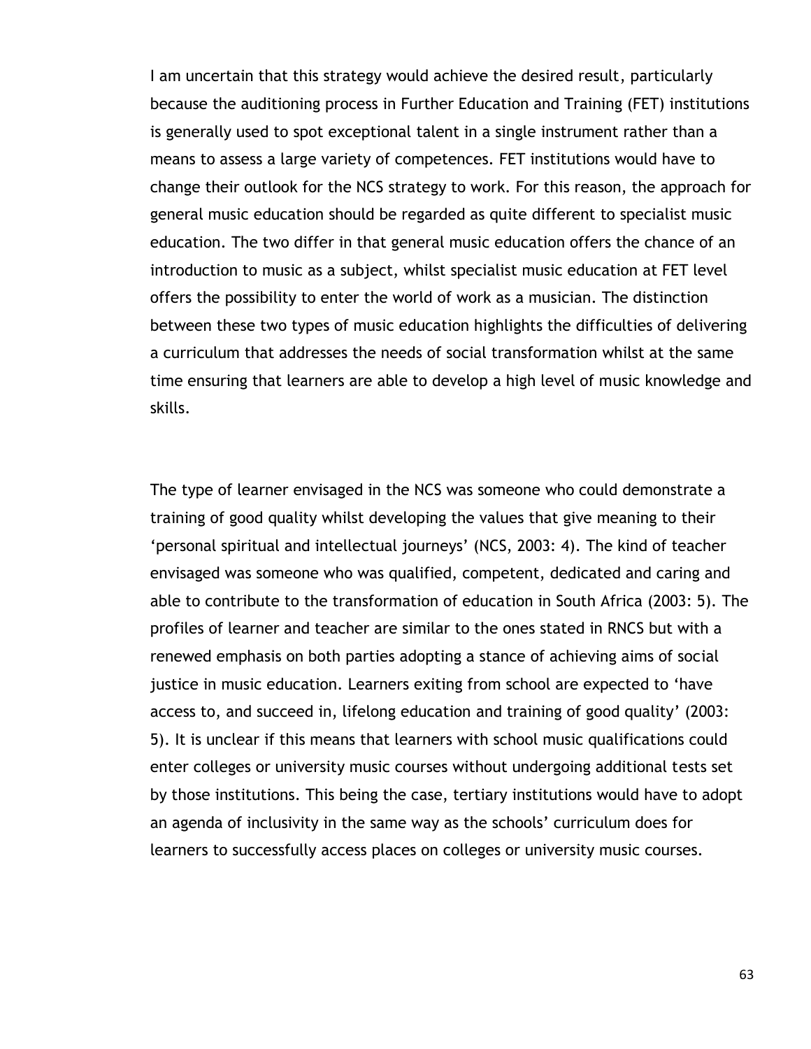I am uncertain that this strategy would achieve the desired result, particularly because the auditioning process in Further Education and Training (FET) institutions is generally used to spot exceptional talent in a single instrument rather than a means to assess a large variety of competences. FET institutions would have to change their outlook for the NCS strategy to work. For this reason, the approach for general music education should be regarded as quite different to specialist music education. The two differ in that general music education offers the chance of an introduction to music as a subject, whilst specialist music education at FET level offers the possibility to enter the world of work as a musician. The distinction between these two types of music education highlights the difficulties of delivering a curriculum that addresses the needs of social transformation whilst at the same time ensuring that learners are able to develop a high level of music knowledge and skills.

The type of learner envisaged in the NCS was someone who could demonstrate a training of good quality whilst developing the values that give meaning to their 'personal spiritual and intellectual journeys' (NCS, 2003: 4). The kind of teacher envisaged was someone who was qualified, competent, dedicated and caring and able to contribute to the transformation of education in South Africa (2003: 5). The profiles of learner and teacher are similar to the ones stated in RNCS but with a renewed emphasis on both parties adopting a stance of achieving aims of social justice in music education. Learners exiting from school are expected to 'have access to, and succeed in, lifelong education and training of good quality' (2003: 5). It is unclear if this means that learners with school music qualifications could enter colleges or university music courses without undergoing additional tests set by those institutions. This being the case, tertiary institutions would have to adopt an agenda of inclusivity in the same way as the schools' curriculum does for learners to successfully access places on colleges or university music courses.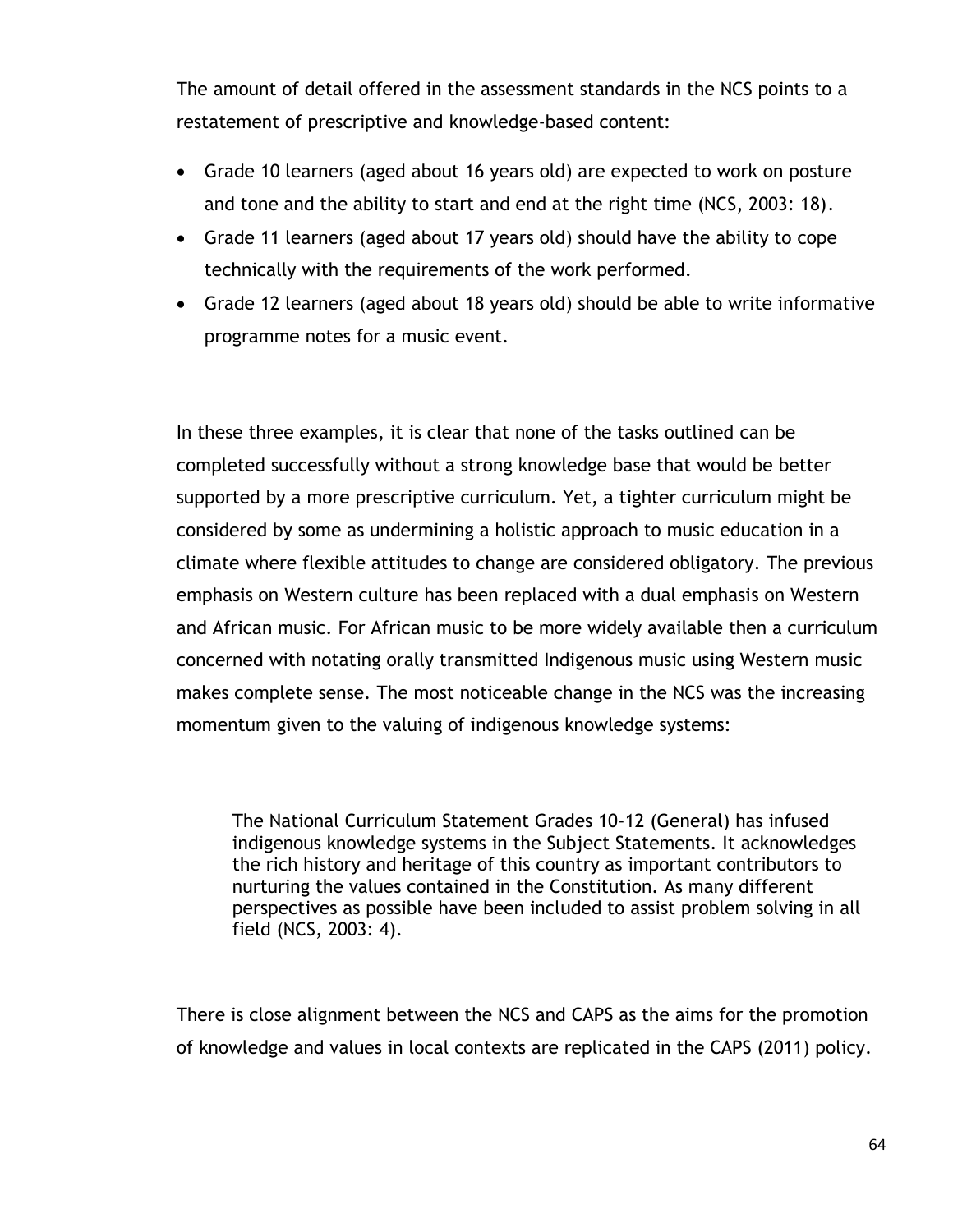The amount of detail offered in the assessment standards in the NCS points to a restatement of prescriptive and knowledge-based content:

- Grade 10 learners (aged about 16 years old) are expected to work on posture and tone and the ability to start and end at the right time (NCS, 2003: 18).
- Grade 11 learners (aged about 17 years old) should have the ability to cope technically with the requirements of the work performed.
- Grade 12 learners (aged about 18 years old) should be able to write informative programme notes for a music event.

In these three examples, it is clear that none of the tasks outlined can be completed successfully without a strong knowledge base that would be better supported by a more prescriptive curriculum. Yet, a tighter curriculum might be considered by some as undermining a holistic approach to music education in a climate where flexible attitudes to change are considered obligatory. The previous emphasis on Western culture has been replaced with a dual emphasis on Western and African music. For African music to be more widely available then a curriculum concerned with notating orally transmitted Indigenous music using Western music makes complete sense. The most noticeable change in the NCS was the increasing momentum given to the valuing of indigenous knowledge systems:

> The National Curriculum Statement Grades 10-12 (General) has infused indigenous knowledge systems in the Subject Statements. It acknowledges the rich history and heritage of this country as important contributors to nurturing the values contained in the Constitution. As many different perspectives as possible have been included to assist problem solving in all field (NCS, 2003: 4).

There is close alignment between the NCS and CAPS as the aims for the promotion of knowledge and values in local contexts are replicated in the CAPS (2011) policy.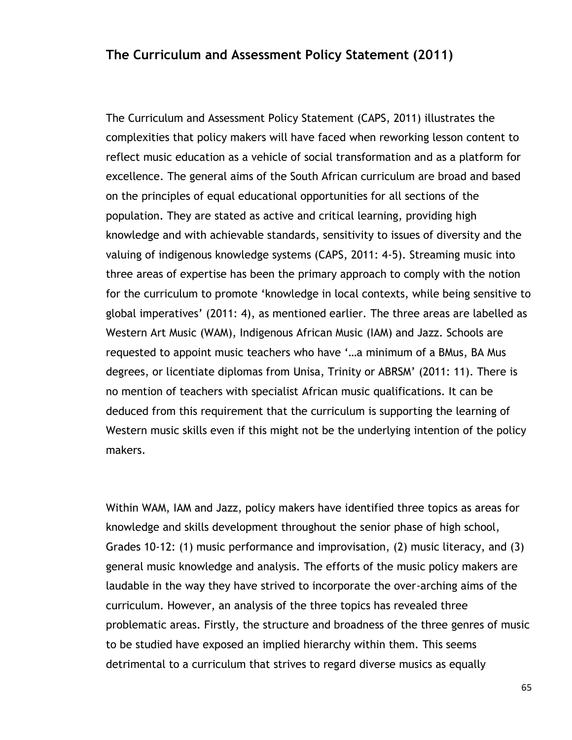## The Curriculum and Assessment Policy Statement (2011)

The Curriculum and Assessment Policy Statement (CAPS, 2011) illustrates the complexities that policy makers will have faced when reworking lesson content to reflect music education as a vehicle of social transformation and as a platform for excellence. The general aims of the South African curriculum are broad and based on the principles of equal educational opportunities for all sections of the population. They are stated as active and critical learning, providing high knowledge and with achievable standards, sensitivity to issues of diversity and the valuing of indigenous knowledge systems (CAPS, 2011: 4-5). Streaming music into three areas of expertise has been the primary approach to comply with the notion for the curriculum to promote 'knowledge in local contexts, while being sensitive to global imperatives' (2011: 4), as mentioned earlier. The three areas are labelled as Western Art Music (WAM), Indigenous African Music (IAM) and Jazz. Schools are requested to appoint music teachers who have '…a minimum of a BMus, BA Mus degrees, or licentiate diplomas from Unisa, Trinity or ABRSM' (2011: 11). There is no mention of teachers with specialist African music qualifications. It can be deduced from this requirement that the curriculum is supporting the learning of Western music skills even if this might not be the underlying intention of the policy makers.

Within WAM, IAM and Jazz, policy makers have identified three topics as areas for knowledge and skills development throughout the senior phase of high school, Grades 10-12: (1) music performance and improvisation, (2) music literacy, and (3) general music knowledge and analysis. The efforts of the music policy makers are laudable in the way they have strived to incorporate the over-arching aims of the curriculum. However, an analysis of the three topics has revealed three problematic areas. Firstly, the structure and broadness of the three genres of music to be studied have exposed an implied hierarchy within them. This seems detrimental to a curriculum that strives to regard diverse musics as equally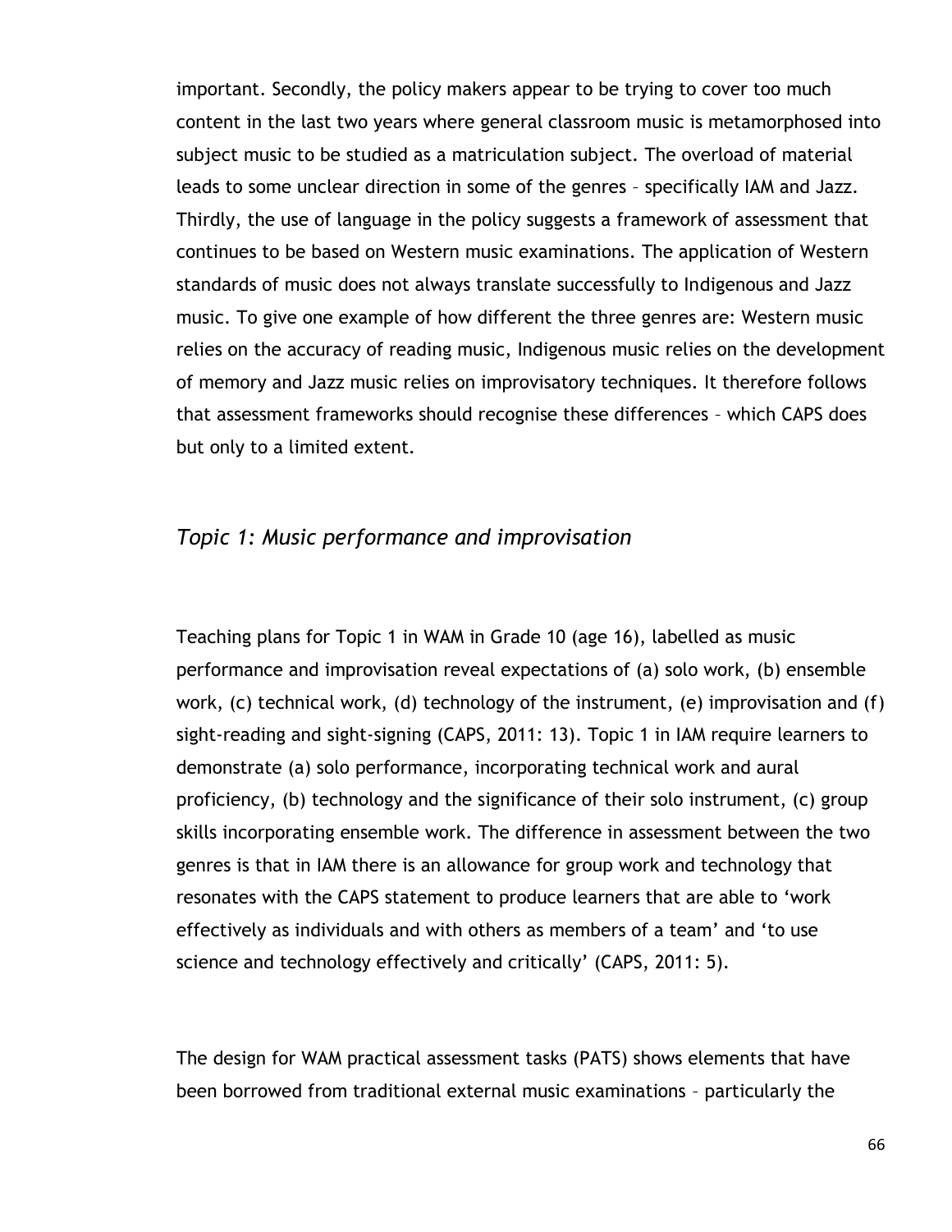important. Secondly, the policy makers appear to be trying to cover too much content in the last two years where general classroom music is metamorphosed into subject music to be studied as a matriculation subject. The overload of material leads to some unclear direction in some of the genres – specifically IAM and Jazz. Thirdly, the use of language in the policy suggests a framework of assessment that continues to be based on Western music examinations. The application of Western standards of music does not always translate successfully to Indigenous and Jazz music. To give one example of how different the three genres are: Western music relies on the accuracy of reading music, Indigenous music relies on the development of memory and Jazz music relies on improvisatory techniques. It therefore follows that assessment frameworks should recognise these differences – which CAPS does but only to a limited extent.

### *Topic 1: Music performance and improvisation*

Teaching plans for Topic 1 in WAM in Grade 10 (age 16), labelled as music performance and improvisation reveal expectations of (a) solo work, (b) ensemble work, (c) technical work, (d) technology of the instrument, (e) improvisation and (f) sight-reading and sight-signing (CAPS, 2011: 13). Topic 1 in IAM require learners to demonstrate (a) solo performance, incorporating technical work and aural proficiency, (b) technology and the significance of their solo instrument, (c) group skills incorporating ensemble work. The difference in assessment between the two genres is that in IAM there is an allowance for group work and technology that resonates with the CAPS statement to produce learners that are able to 'work effectively as individuals and with others as members of a team' and 'to use science and technology effectively and critically' (CAPS, 2011: 5).

The design for WAM practical assessment tasks (PATS) shows elements that have been borrowed from traditional external music examinations – particularly the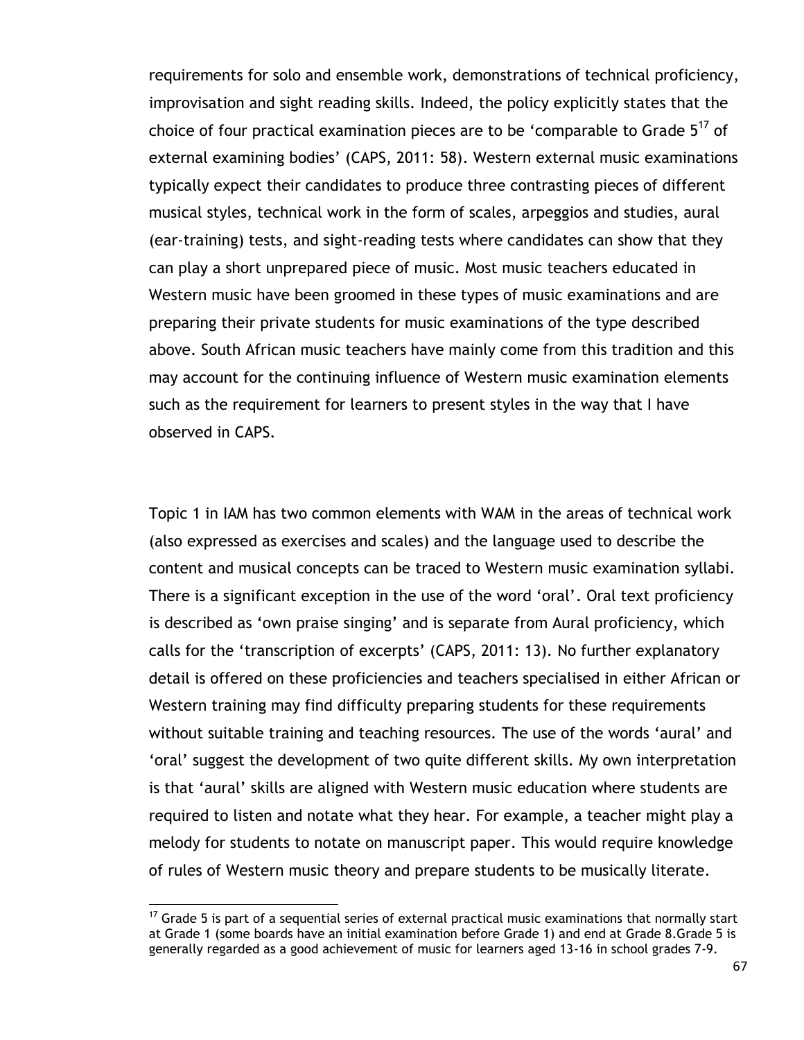requirements for solo and ensemble work, demonstrations of technical proficiency, improvisation and sight reading skills. Indeed, the policy explicitly states that the choice of four practical examination pieces are to be 'comparable to Grade 5[17] of external examining bodies' (CAPS, 2011: 58). Western external music examinations typically expect their candidates to produce three contrasting pieces of different musical styles, technical work in the form of scales, arpeggios and studies, aural (ear-training) tests, and sight-reading tests where candidates can show that they can play a short unprepared piece of music. Most music teachers educated in Western music have been groomed in these types of music examinations and are preparing their private students for music examinations of the type described above. South African music teachers have mainly come from this tradition and this may account for the continuing influence of Western music examination elements such as the requirement for learners to present styles in the way that I have observed in CAPS.

Topic 1 in IAM has two common elements with WAM in the areas of technical work (also expressed as exercises and scales) and the language used to describe the content and musical concepts can be traced to Western music examination syllabi. There is a significant exception in the use of the word 'oral'. Oral text proficiency is described as 'own praise singing' and is separate from Aural proficiency, which calls for the 'transcription of excerpts' (CAPS, 2011: 13). No further explanatory detail is offered on these proficiencies and teachers specialised in either African or Western training may find difficulty preparing students for these requirements without suitable training and teaching resources. The use of the words 'aural' and 'oral' suggest the development of two quite different skills. My own interpretation is that 'aural' skills are aligned with Western music education where students are required to listen and notate what they hear. For example, a teacher might play a melody for students to notate on manuscript paper. This would require knowledge of rules of Western music theory and prepare students to be musically literate.

[17] Grade 5 is part of a sequential series of external practical music examinations that normally start at Grade 1 (some boards have an initial examination before Grade 1) and end at Grade 8.Grade 5 is generally regarded as a good achievement of music for learners aged 13-16 in school grades 7-9.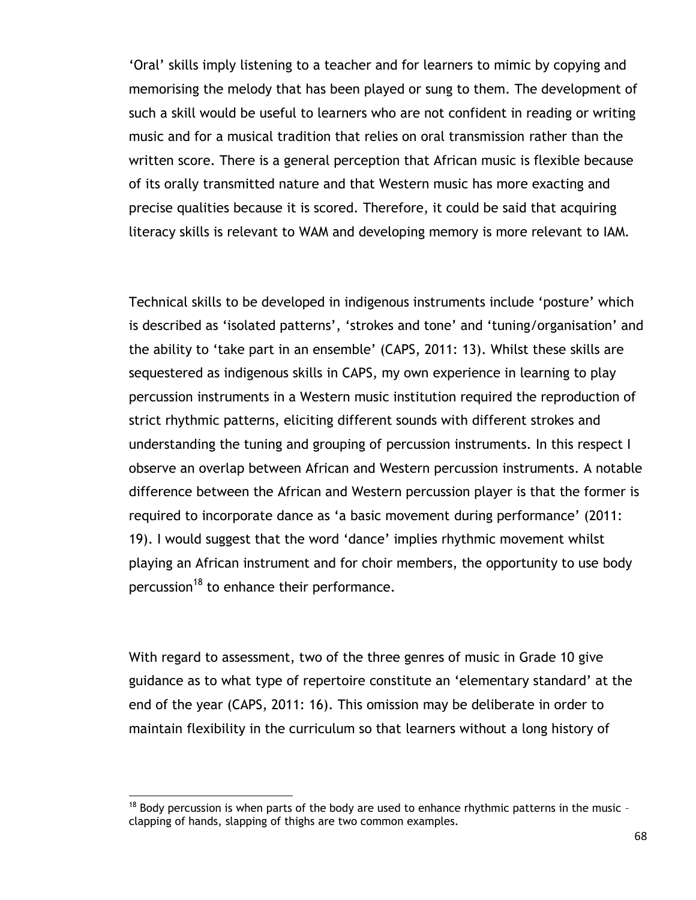'Oral' skills imply listening to a teacher and for learners to mimic by copying and memorising the melody that has been played or sung to them. The development of such a skill would be useful to learners who are not confident in reading or writing music and for a musical tradition that relies on oral transmission rather than the written score. There is a general perception that African music is flexible because of its orally transmitted nature and that Western music has more exacting and precise qualities because it is scored. Therefore, it could be said that acquiring literacy skills is relevant to WAM and developing memory is more relevant to IAM.

Technical skills to be developed in indigenous instruments include 'posture' which is described as 'isolated patterns', 'strokes and tone' and 'tuning/organisation' and the ability to 'take part in an ensemble' (CAPS, 2011: 13). Whilst these skills are sequestered as indigenous skills in CAPS, my own experience in learning to play percussion instruments in a Western music institution required the reproduction of strict rhythmic patterns, eliciting different sounds with different strokes and understanding the tuning and grouping of percussion instruments. In this respect I observe an overlap between African and Western percussion instruments. A notable difference between the African and Western percussion player is that the former is required to incorporate dance as 'a basic movement during performance' (2011: 19). I would suggest that the word 'dance' implies rhythmic movement whilst playing an African instrument and for choir members, the opportunity to use body percussion[18] to enhance their performance.

With regard to assessment, two of the three genres of music in Grade 10 give guidance as to what type of repertoire constitute an 'elementary standard' at the end of the year (CAPS, 2011: 16). This omission may be deliberate in order to maintain flexibility in the curriculum so that learners without a long history of

[18] Body percussion is when parts of the body are used to enhance rhythmic patterns in the music – clapping of hands, slapping of thighs are two common examples.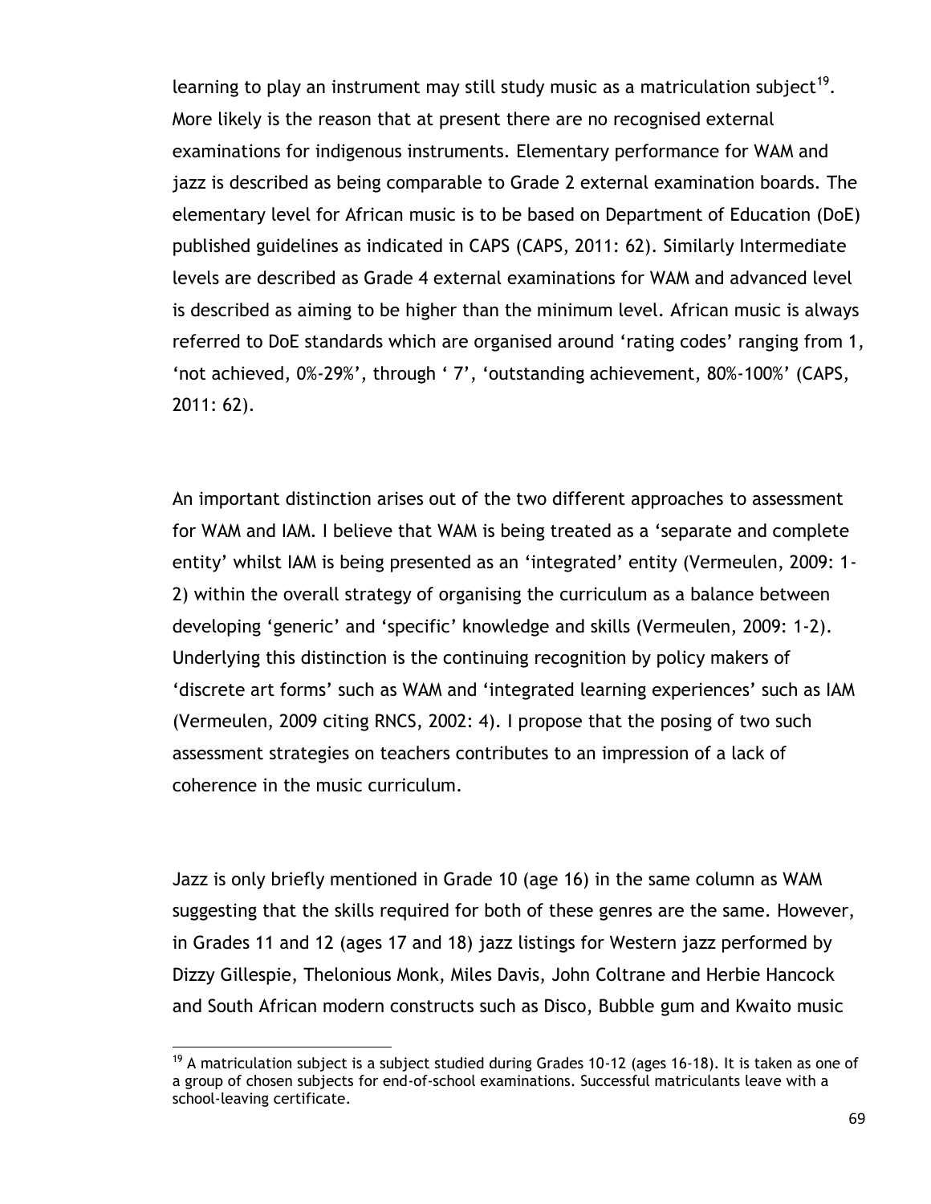learning to play an instrument may still study music as a matriculation subject[19]. More likely is the reason that at present there are no recognised external examinations for indigenous instruments. Elementary performance for WAM and jazz is described as being comparable to Grade 2 external examination boards. The elementary level for African music is to be based on Department of Education (DoE) published guidelines as indicated in CAPS (CAPS, 2011: 62). Similarly Intermediate levels are described as Grade 4 external examinations for WAM and advanced level is described as aiming to be higher than the minimum level. African music is always referred to DoE standards which are organised around 'rating codes' ranging from 1, 'not achieved, 0%-29%', through ' 7', 'outstanding achievement, 80%-100%' (CAPS, 2011: 62).

An important distinction arises out of the two different approaches to assessment for WAM and IAM. I believe that WAM is being treated as a 'separate and complete entity' whilst IAM is being presented as an 'integrated' entity (Vermeulen, 2009: 1-2) within the overall strategy of organising the curriculum as a balance between developing 'generic' and 'specific' knowledge and skills (Vermeulen, 2009: 1-2). Underlying this distinction is the continuing recognition by policy makers of 'discrete art forms' such as WAM and 'integrated learning experiences' such as IAM (Vermeulen, 2009 citing RNCS, 2002: 4). I propose that the posing of two such assessment strategies on teachers contributes to an impression of a lack of coherence in the music curriculum.

Jazz is only briefly mentioned in Grade 10 (age 16) in the same column as WAM suggesting that the skills required for both of these genres are the same. However, in Grades 11 and 12 (ages 17 and 18) jazz listings for Western jazz performed by Dizzy Gillespie, Thelonious Monk, Miles Davis, John Coltrane and Herbie Hancock and South African modern constructs such as Disco, Bubble gum and Kwaito music

[19] A matriculation subject is a subject studied during Grades 10-12 (ages 16-18). It is taken as one of a group of chosen subjects for end-of-school examinations. Successful matriculants leave with a school-leaving certificate.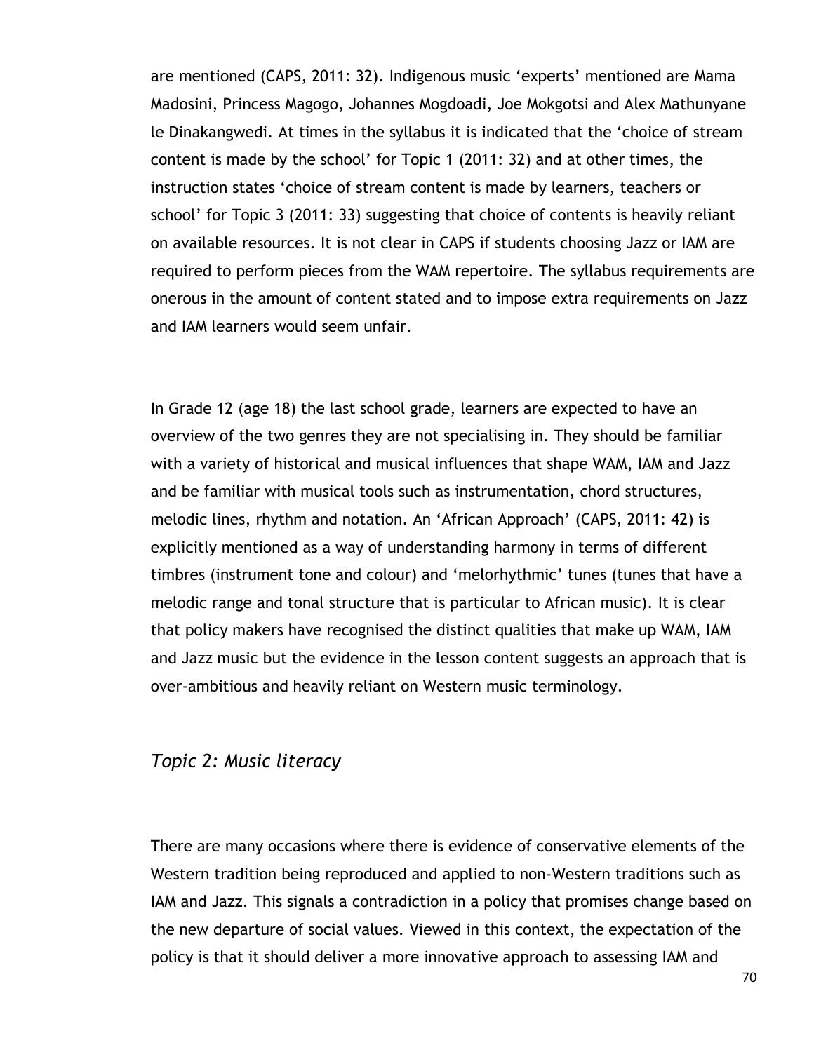are mentioned (CAPS, 2011: 32). Indigenous music 'experts' mentioned are Mama Madosini, Princess Magogo, Johannes Mogdoadi, Joe Mokgotsi and Alex Mathunyane le Dinakangwedi. At times in the syllabus it is indicated that the 'choice of stream content is made by the school' for Topic 1 (2011: 32) and at other times, the instruction states 'choice of stream content is made by learners, teachers or school' for Topic 3 (2011: 33) suggesting that choice of contents is heavily reliant on available resources. It is not clear in CAPS if students choosing Jazz or IAM are required to perform pieces from the WAM repertoire. The syllabus requirements are onerous in the amount of content stated and to impose extra requirements on Jazz and IAM learners would seem unfair.

In Grade 12 (age 18) the last school grade, learners are expected to have an overview of the two genres they are not specialising in. They should be familiar with a variety of historical and musical influences that shape WAM, IAM and Jazz and be familiar with musical tools such as instrumentation, chord structures, melodic lines, rhythm and notation. An 'African Approach' (CAPS, 2011: 42) is explicitly mentioned as a way of understanding harmony in terms of different timbres (instrument tone and colour) and 'melorhythmic' tunes (tunes that have a melodic range and tonal structure that is particular to African music). It is clear that policy makers have recognised the distinct qualities that make up WAM, IAM and Jazz music but the evidence in the lesson content suggests an approach that is over-ambitious and heavily reliant on Western music terminology.

### *Topic 2: Music literacy*

There are many occasions where there is evidence of conservative elements of the Western tradition being reproduced and applied to non-Western traditions such as IAM and Jazz. This signals a contradiction in a policy that promises change based on the new departure of social values. Viewed in this context, the expectation of the policy is that it should deliver a more innovative approach to assessing IAM and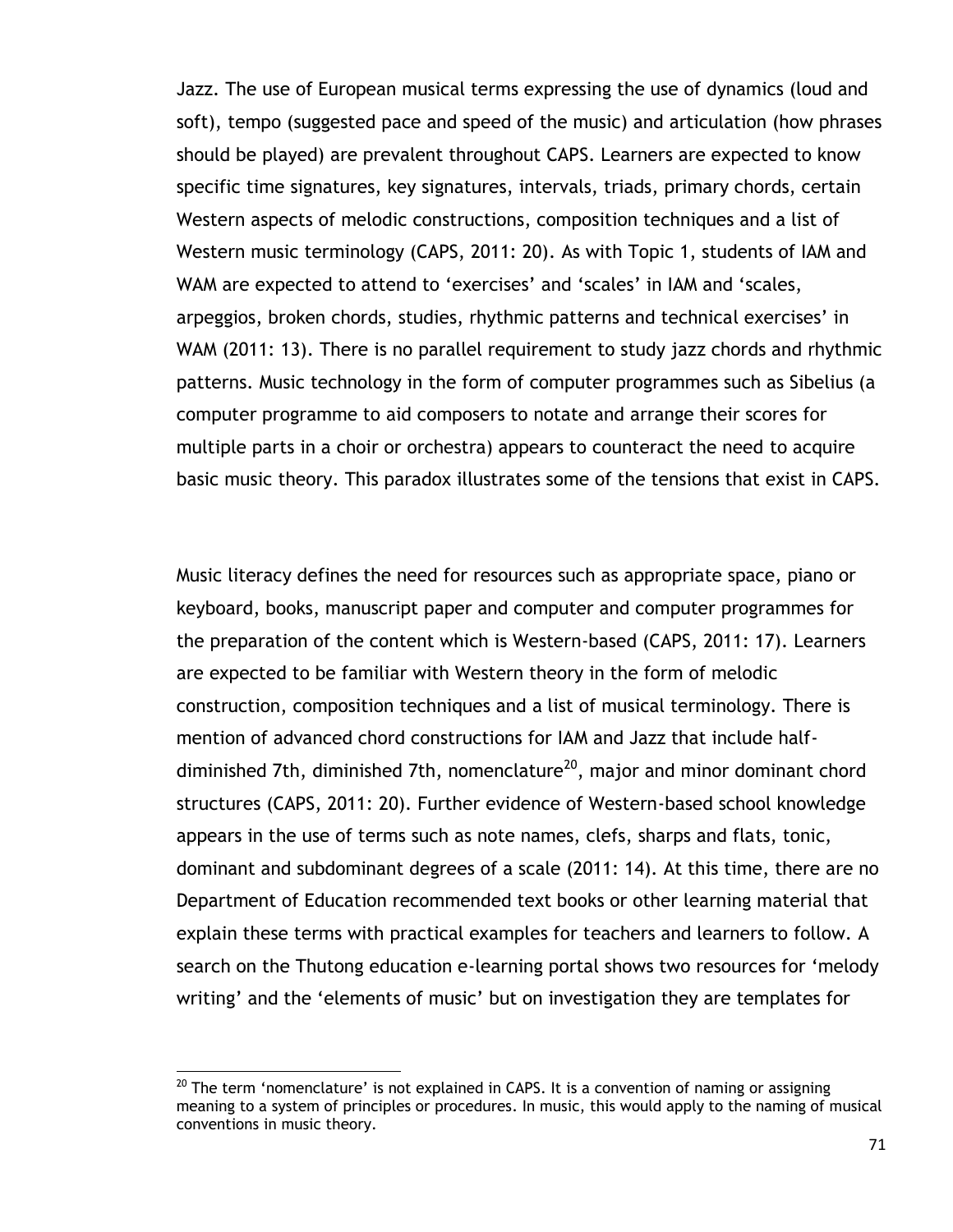Jazz. The use of European musical terms expressing the use of dynamics (loud and soft), tempo (suggested pace and speed of the music) and articulation (how phrases should be played) are prevalent throughout CAPS. Learners are expected to know specific time signatures, key signatures, intervals, triads, primary chords, certain Western aspects of melodic constructions, composition techniques and a list of Western music terminology (CAPS, 2011: 20). As with Topic 1, students of IAM and WAM are expected to attend to 'exercises' and 'scales' in IAM and 'scales, arpeggios, broken chords, studies, rhythmic patterns and technical exercises' in WAM (2011: 13). There is no parallel requirement to study jazz chords and rhythmic patterns. Music technology in the form of computer programmes such as Sibelius (a computer programme to aid composers to notate and arrange their scores for multiple parts in a choir or orchestra) appears to counteract the need to acquire basic music theory. This paradox illustrates some of the tensions that exist in CAPS.

Music literacy defines the need for resources such as appropriate space, piano or keyboard, books, manuscript paper and computer and computer programmes for the preparation of the content which is Western-based (CAPS, 2011: 17). Learners are expected to be familiar with Western theory in the form of melodic construction, composition techniques and a list of musical terminology. There is mention of advanced chord constructions for IAM and Jazz that include half-diminished 7th, diminished 7th, nomenclature[20], major and minor dominant chord structures (CAPS, 2011: 20). Further evidence of Western-based school knowledge appears in the use of terms such as note names, clefs, sharps and flats, tonic, dominant and subdominant degrees of a scale (2011: 14). At this time, there are no Department of Education recommended text books or other learning material that explain these terms with practical examples for teachers and learners to follow. A search on the Thutong education e-learning portal shows two resources for 'melody writing' and the 'elements of music' but on investigation they are templates for

[20] The term 'nomenclature' is not explained in CAPS. It is a convention of naming or assigning meaning to a system of principles or procedures. In music, this would apply to the naming of musical conventions in music theory.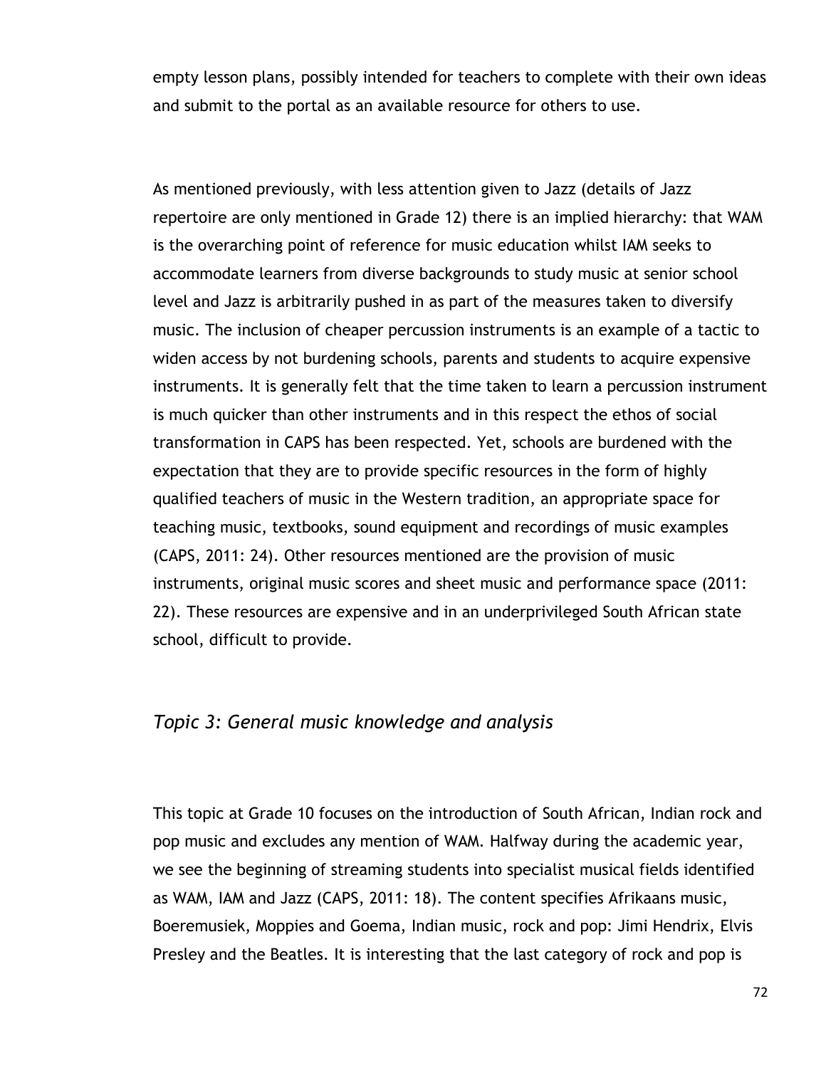empty lesson plans, possibly intended for teachers to complete with their own ideas and submit to the portal as an available resource for others to use.

As mentioned previously, with less attention given to Jazz (details of Jazz repertoire are only mentioned in Grade 12) there is an implied hierarchy: that WAM is the overarching point of reference for music education whilst IAM seeks to accommodate learners from diverse backgrounds to study music at senior school level and Jazz is arbitrarily pushed in as part of the measures taken to diversify music. The inclusion of cheaper percussion instruments is an example of a tactic to widen access by not burdening schools, parents and students to acquire expensive instruments. It is generally felt that the time taken to learn a percussion instrument is much quicker than other instruments and in this respect the ethos of social transformation in CAPS has been respected. Yet, schools are burdened with the expectation that they are to provide specific resources in the form of highly qualified teachers of music in the Western tradition, an appropriate space for teaching music, textbooks, sound equipment and recordings of music examples (CAPS, 2011: 24). Other resources mentioned are the provision of music instruments, original music scores and sheet music and performance space (2011: 22). These resources are expensive and in an underprivileged South African state school, difficult to provide.

### *Topic 3: General music knowledge and analysis*

This topic at Grade 10 focuses on the introduction of South African, Indian rock and pop music and excludes any mention of WAM. Halfway during the academic year, we see the beginning of streaming students into specialist musical fields identified as WAM, IAM and Jazz (CAPS, 2011: 18). The content specifies Afrikaans music, Boeremusiek, Moppies and Goema, Indian music, rock and pop: Jimi Hendrix, Elvis Presley and the Beatles. It is interesting that the last category of rock and pop is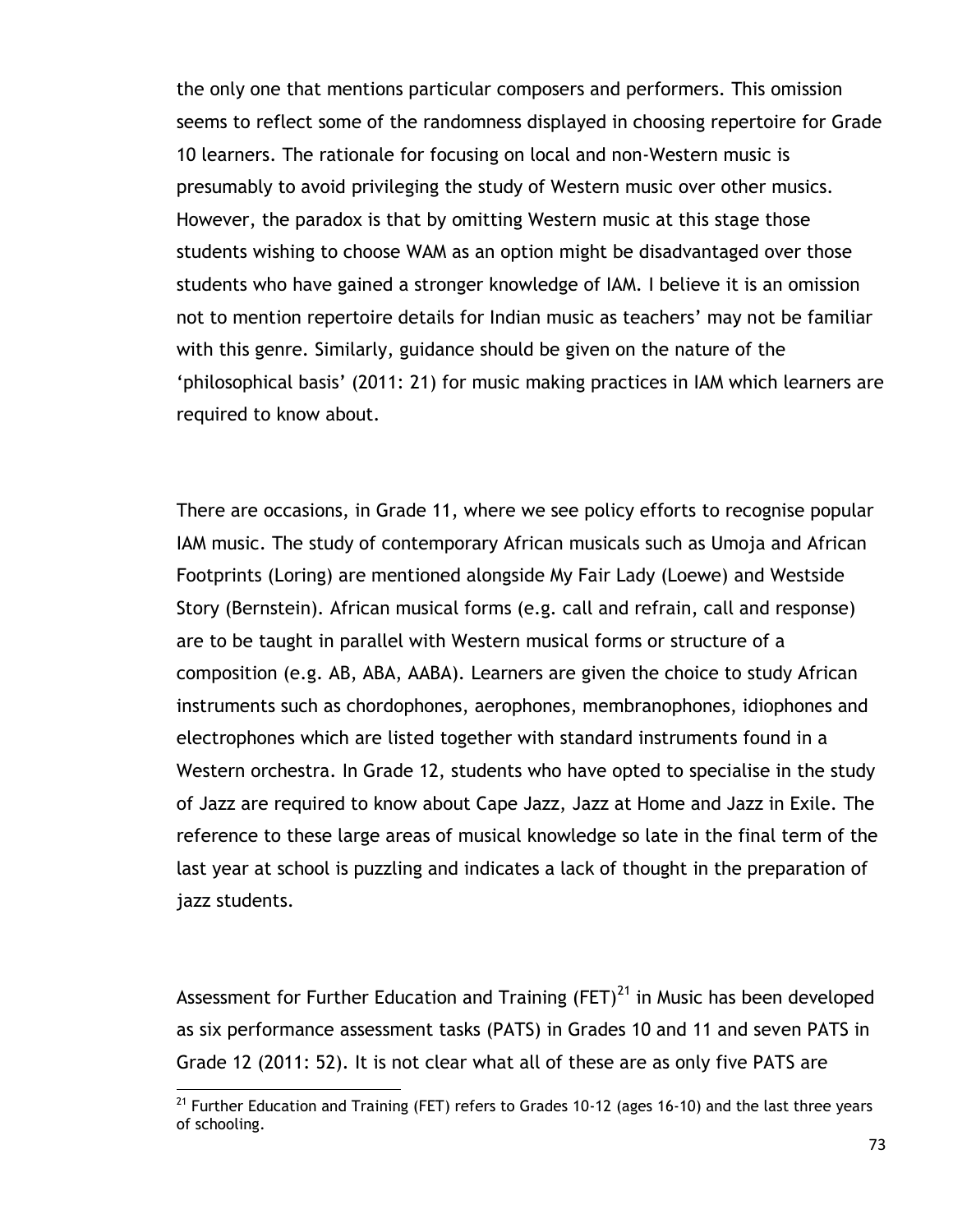the only one that mentions particular composers and performers. This omission seems to reflect some of the randomness displayed in choosing repertoire for Grade 10 learners. The rationale for focusing on local and non-Western music is presumably to avoid privileging the study of Western music over other musics. However, the paradox is that by omitting Western music at this stage those students wishing to choose WAM as an option might be disadvantaged over those students who have gained a stronger knowledge of IAM. I believe it is an omission not to mention repertoire details for Indian music as teachers' may not be familiar with this genre. Similarly, guidance should be given on the nature of the 'philosophical basis' (2011: 21) for music making practices in IAM which learners are required to know about.

There are occasions, in Grade 11, where we see policy efforts to recognise popular IAM music. The study of contemporary African musicals such as Umoja and African Footprints (Loring) are mentioned alongside My Fair Lady (Loewe) and Westside Story (Bernstein). African musical forms (e.g. call and refrain, call and response) are to be taught in parallel with Western musical forms or structure of a composition (e.g. AB, ABA, AABA). Learners are given the choice to study African instruments such as chordophones, aerophones, membranophones, idiophones and electrophones which are listed together with standard instruments found in a Western orchestra. In Grade 12, students who have opted to specialise in the study of Jazz are required to know about Cape Jazz, Jazz at Home and Jazz in Exile. The reference to these large areas of musical knowledge so late in the final term of the last year at school is puzzling and indicates a lack of thought in the preparation of jazz students.

Assessment for Further Education and Training (FET)[21] in Music has been developed as six performance assessment tasks (PATS) in Grades 10 and 11 and seven PATS in Grade 12 (2011: 52). It is not clear what all of these are as only five PATS are

---

[21] Further Education and Training (FET) refers to Grades 10-12 (ages 16-10) and the last three years of schooling.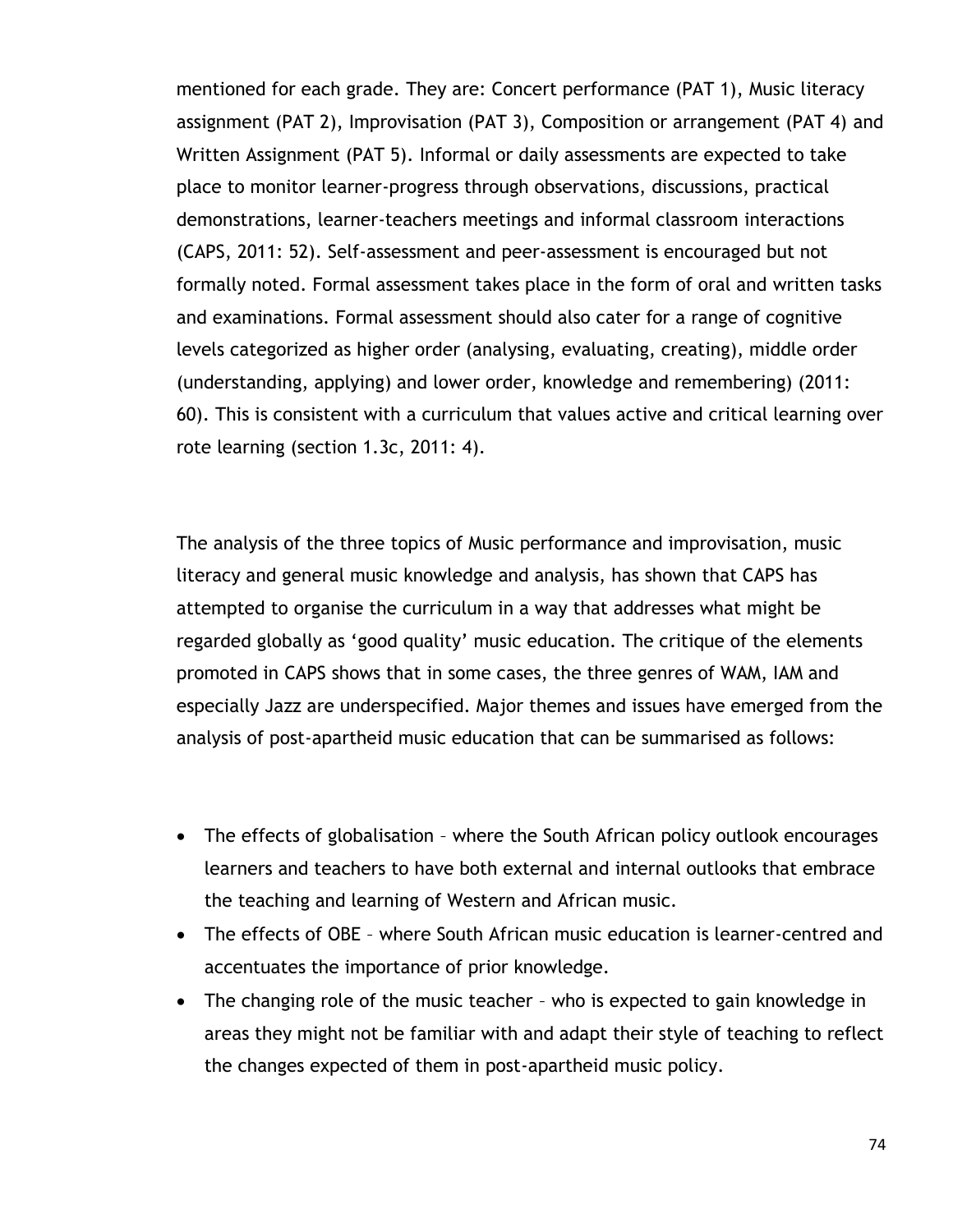mentioned for each grade. They are: Concert performance (PAT 1), Music literacy assignment (PAT 2), Improvisation (PAT 3), Composition or arrangement (PAT 4) and Written Assignment (PAT 5). Informal or daily assessments are expected to take place to monitor learner-progress through observations, discussions, practical demonstrations, learner-teachers meetings and informal classroom interactions (CAPS, 2011: 52). Self-assessment and peer-assessment is encouraged but not formally noted. Formal assessment takes place in the form of oral and written tasks and examinations. Formal assessment should also cater for a range of cognitive levels categorized as higher order (analysing, evaluating, creating), middle order (understanding, applying) and lower order, knowledge and remembering) (2011: 60). This is consistent with a curriculum that values active and critical learning over rote learning (section 1.3c, 2011: 4).

The analysis of the three topics of Music performance and improvisation, music literacy and general music knowledge and analysis, has shown that CAPS has attempted to organise the curriculum in a way that addresses what might be regarded globally as 'good quality' music education. The critique of the elements promoted in CAPS shows that in some cases, the three genres of WAM, IAM and especially Jazz are underspecified. Major themes and issues have emerged from the analysis of post-apartheid music education that can be summarised as follows:

- The effects of globalisation – where the South African policy outlook encourages learners and teachers to have both external and internal outlooks that embrace the teaching and learning of Western and African music.
- The effects of OBE – where South African music education is learner-centred and accentuates the importance of prior knowledge.
- The changing role of the music teacher – who is expected to gain knowledge in areas they might not be familiar with and adapt their style of teaching to reflect the changes expected of them in post-apartheid music policy.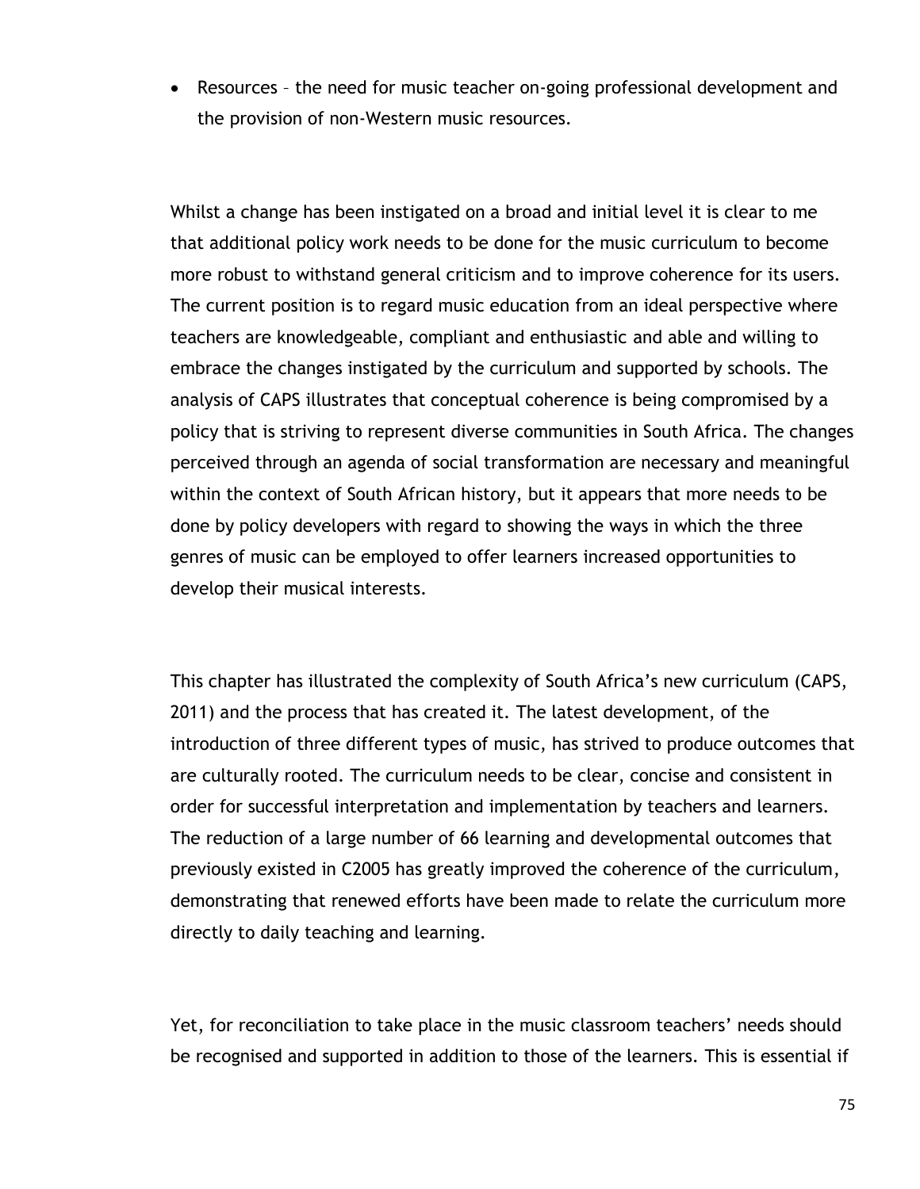- Resources – the need for music teacher on-going professional development and the provision of non-Western music resources.

Whilst a change has been instigated on a broad and initial level it is clear to me that additional policy work needs to be done for the music curriculum to become more robust to withstand general criticism and to improve coherence for its users. The current position is to regard music education from an ideal perspective where teachers are knowledgeable, compliant and enthusiastic and able and willing to embrace the changes instigated by the curriculum and supported by schools. The analysis of CAPS illustrates that conceptual coherence is being compromised by a policy that is striving to represent diverse communities in South Africa. The changes perceived through an agenda of social transformation are necessary and meaningful within the context of South African history, but it appears that more needs to be done by policy developers with regard to showing the ways in which the three genres of music can be employed to offer learners increased opportunities to develop their musical interests.

This chapter has illustrated the complexity of South Africa's new curriculum (CAPS, 2011) and the process that has created it. The latest development, of the introduction of three different types of music, has strived to produce outcomes that are culturally rooted. The curriculum needs to be clear, concise and consistent in order for successful interpretation and implementation by teachers and learners. The reduction of a large number of 66 learning and developmental outcomes that previously existed in C2005 has greatly improved the coherence of the curriculum, demonstrating that renewed efforts have been made to relate the curriculum more directly to daily teaching and learning.

Yet, for reconciliation to take place in the music classroom teachers' needs should be recognised and supported in addition to those of the learners. This is essential if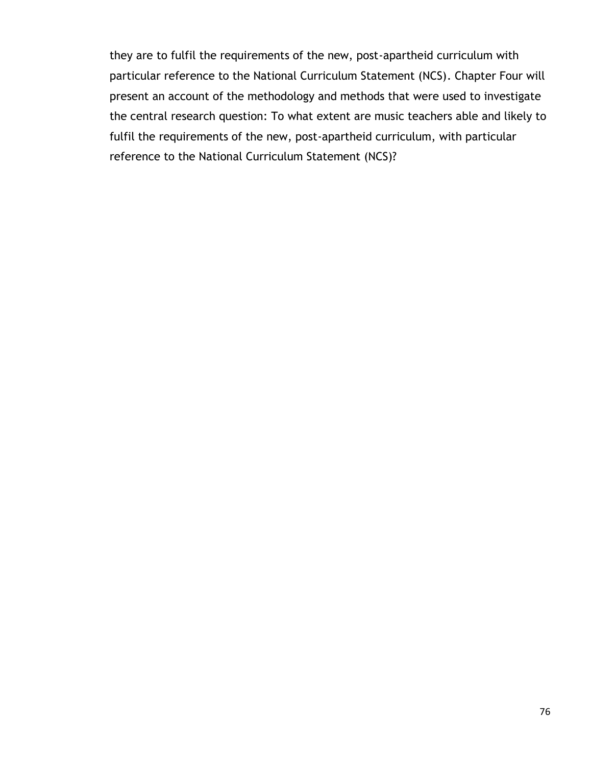they are to fulfil the requirements of the new, post-apartheid curriculum with particular reference to the National Curriculum Statement (NCS). Chapter Four will present an account of the methodology and methods that were used to investigate the central research question: To what extent are music teachers able and likely to fulfil the requirements of the new, post-apartheid curriculum, with particular reference to the National Curriculum Statement (NCS)?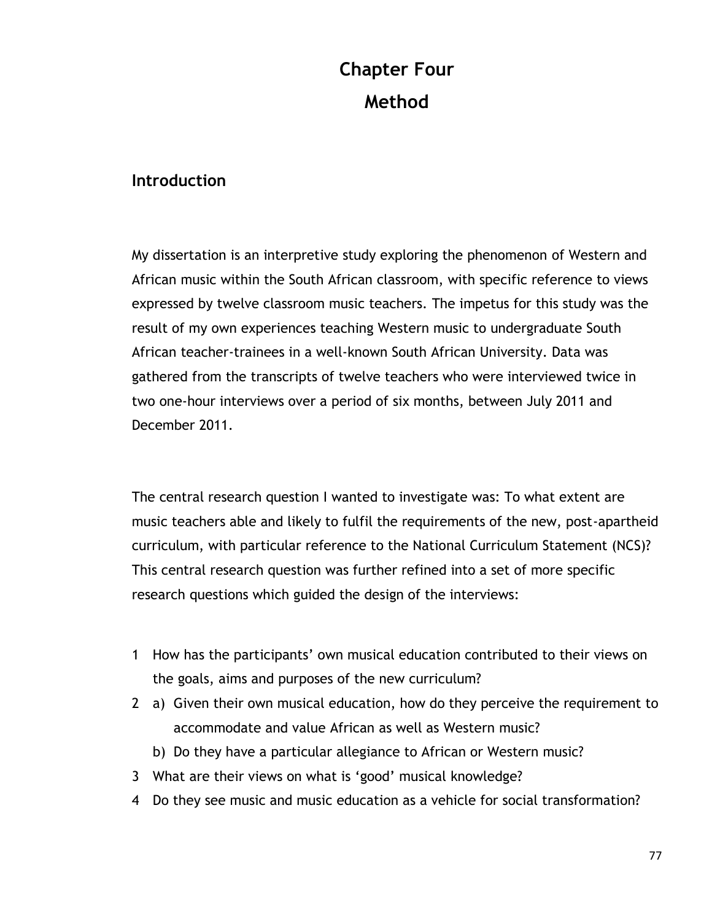# Chapter Four
# Method

## Introduction

My dissertation is an interpretive study exploring the phenomenon of Western and African music within the South African classroom, with specific reference to views expressed by twelve classroom music teachers. The impetus for this study was the result of my own experiences teaching Western music to undergraduate South African teacher-trainees in a well-known South African University. Data was gathered from the transcripts of twelve teachers who were interviewed twice in two one-hour interviews over a period of six months, between July 2011 and December 2011.

The central research question I wanted to investigate was: To what extent are music teachers able and likely to fulfil the requirements of the new, post-apartheid curriculum, with particular reference to the National Curriculum Statement (NCS)? This central research question was further refined into a set of more specific research questions which guided the design of the interviews:

1. How has the participants' own musical education contributed to their views on the goals, aims and purposes of the new curriculum?
2. a) Given their own musical education, how do they perceive the requirement to accommodate and value African as well as Western music?
   b) Do they have a particular allegiance to African or Western music?
3. What are their views on what is 'good' musical knowledge?
4. Do they see music and music education as a vehicle for social transformation?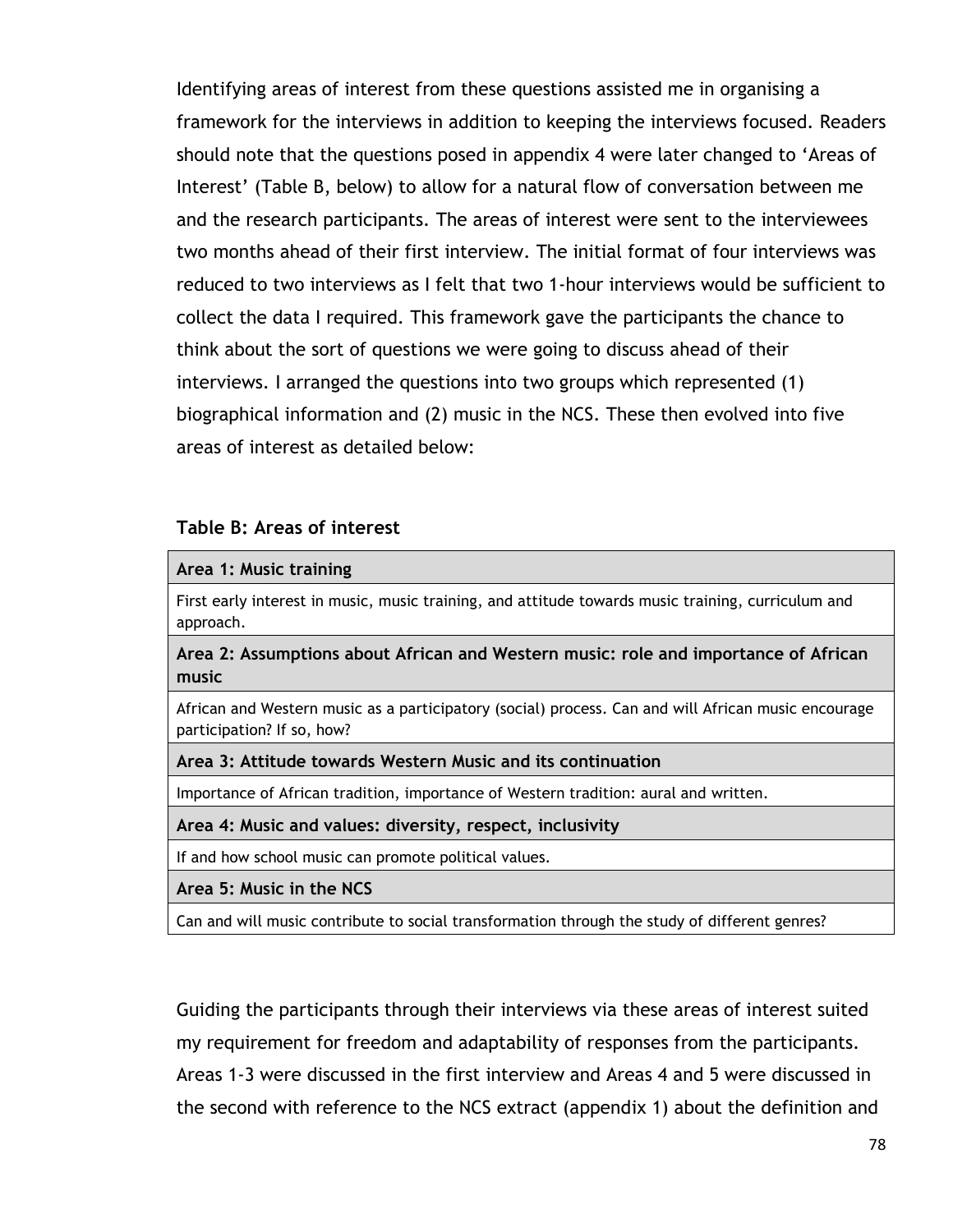Identifying areas of interest from these questions assisted me in organising a framework for the interviews in addition to keeping the interviews focused. Readers should note that the questions posed in appendix 4 were later changed to 'Areas of Interest' (Table B, below) to allow for a natural flow of conversation between me and the research participants. The areas of interest were sent to the interviewees two months ahead of their first interview. The initial format of four interviews was reduced to two interviews as I felt that two 1-hour interviews would be sufficient to collect the data I required. This framework gave the participants the chance to think about the sort of questions we were going to discuss ahead of their interviews. I arranged the questions into two groups which represented (1) biographical information and (2) music in the NCS. These then evolved into five areas of interest as detailed below:

**Table B: Areas of interest**

| **Area 1: Music training** |
|---|
| First early interest in music, music training, and attitude towards music training, curriculum and approach. |
| **Area 2: Assumptions about African and Western music: role and importance of African music** |
| African and Western music as a participatory (social) process. Can and will African music encourage participation? If so, how? |
| **Area 3: Attitude towards Western Music and its continuation** |
| Importance of African tradition, importance of Western tradition: aural and written. |
| **Area 4: Music and values: diversity, respect, inclusivity** |
| If and how school music can promote political values. |
| **Area 5: Music in the NCS** |
| Can and will music contribute to social transformation through the study of different genres? |

Guiding the participants through their interviews via these areas of interest suited my requirement for freedom and adaptability of responses from the participants. Areas 1-3 were discussed in the first interview and Areas 4 and 5 were discussed in the second with reference to the NCS extract (appendix 1) about the definition and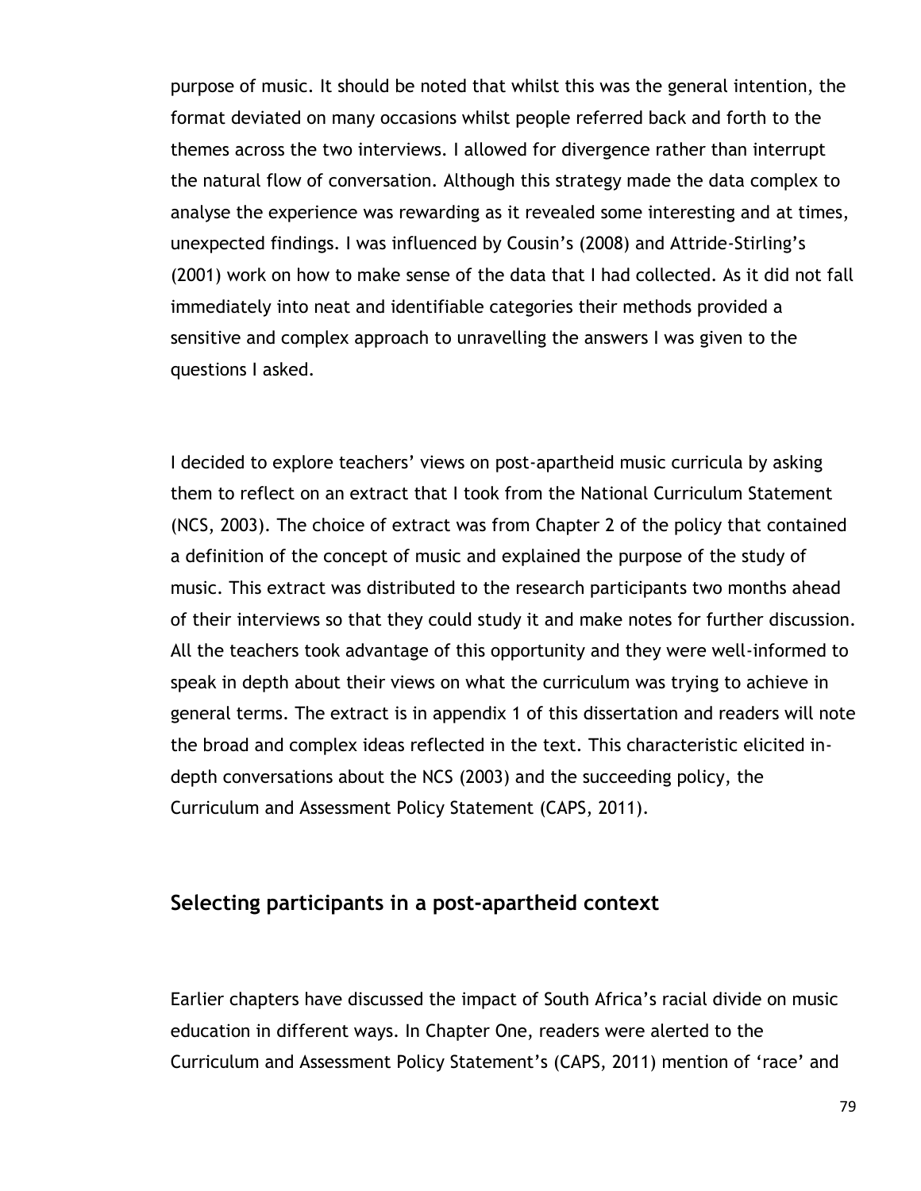purpose of music. It should be noted that whilst this was the general intention, the format deviated on many occasions whilst people referred back and forth to the themes across the two interviews. I allowed for divergence rather than interrupt the natural flow of conversation. Although this strategy made the data complex to analyse the experience was rewarding as it revealed some interesting and at times, unexpected findings. I was influenced by Cousin's (2008) and Attride-Stirling's (2001) work on how to make sense of the data that I had collected. As it did not fall immediately into neat and identifiable categories their methods provided a sensitive and complex approach to unravelling the answers I was given to the questions I asked.

I decided to explore teachers' views on post-apartheid music curricula by asking them to reflect on an extract that I took from the National Curriculum Statement (NCS, 2003). The choice of extract was from Chapter 2 of the policy that contained a definition of the concept of music and explained the purpose of the study of music. This extract was distributed to the research participants two months ahead of their interviews so that they could study it and make notes for further discussion. All the teachers took advantage of this opportunity and they were well-informed to speak in depth about their views on what the curriculum was trying to achieve in general terms. The extract is in appendix 1 of this dissertation and readers will note the broad and complex ideas reflected in the text. This characteristic elicited in-depth conversations about the NCS (2003) and the succeeding policy, the Curriculum and Assessment Policy Statement (CAPS, 2011).

## Selecting participants in a post-apartheid context

Earlier chapters have discussed the impact of South Africa's racial divide on music education in different ways. In Chapter One, readers were alerted to the Curriculum and Assessment Policy Statement's (CAPS, 2011) mention of 'race' and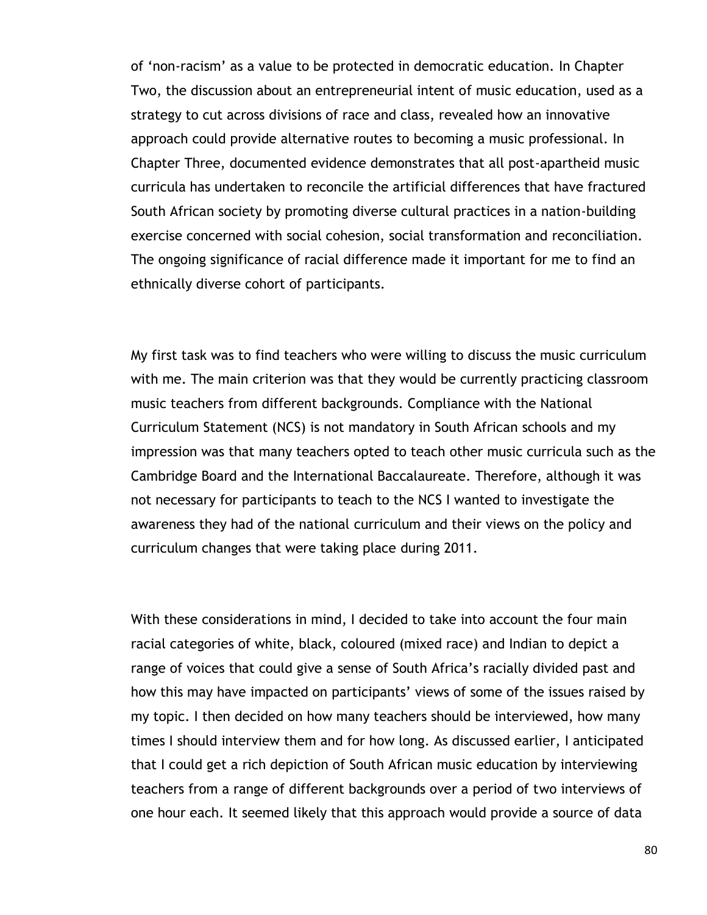of 'non-racism' as a value to be protected in democratic education. In Chapter Two, the discussion about an entrepreneurial intent of music education, used as a strategy to cut across divisions of race and class, revealed how an innovative approach could provide alternative routes to becoming a music professional. In Chapter Three, documented evidence demonstrates that all post-apartheid music curricula has undertaken to reconcile the artificial differences that have fractured South African society by promoting diverse cultural practices in a nation-building exercise concerned with social cohesion, social transformation and reconciliation. The ongoing significance of racial difference made it important for me to find an ethnically diverse cohort of participants.

My first task was to find teachers who were willing to discuss the music curriculum with me. The main criterion was that they would be currently practicing classroom music teachers from different backgrounds. Compliance with the National Curriculum Statement (NCS) is not mandatory in South African schools and my impression was that many teachers opted to teach other music curricula such as the Cambridge Board and the International Baccalaureate. Therefore, although it was not necessary for participants to teach to the NCS I wanted to investigate the awareness they had of the national curriculum and their views on the policy and curriculum changes that were taking place during 2011.

With these considerations in mind, I decided to take into account the four main racial categories of white, black, coloured (mixed race) and Indian to depict a range of voices that could give a sense of South Africa's racially divided past and how this may have impacted on participants' views of some of the issues raised by my topic. I then decided on how many teachers should be interviewed, how many times I should interview them and for how long. As discussed earlier, I anticipated that I could get a rich depiction of South African music education by interviewing teachers from a range of different backgrounds over a period of two interviews of one hour each. It seemed likely that this approach would provide a source of data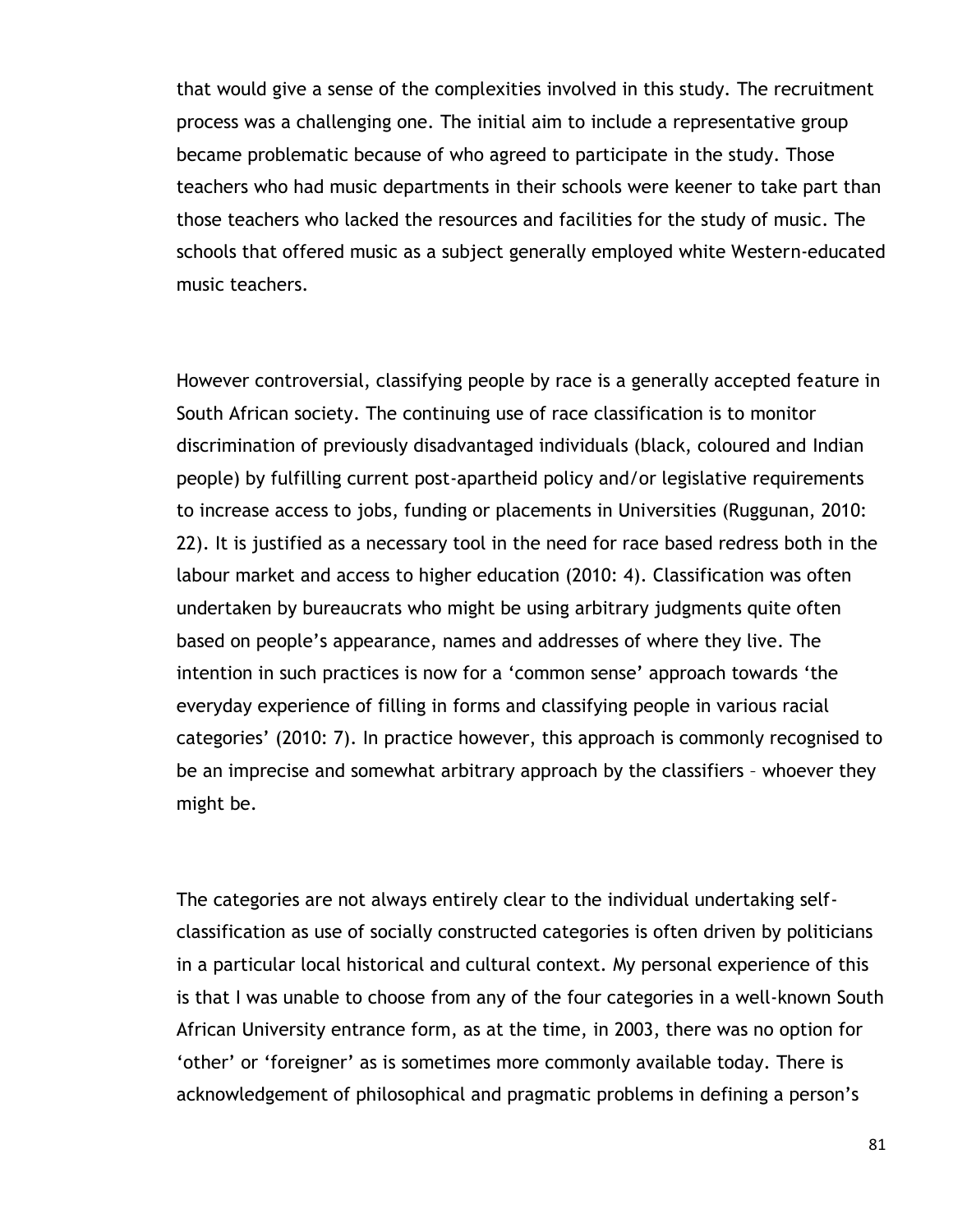that would give a sense of the complexities involved in this study. The recruitment process was a challenging one. The initial aim to include a representative group became problematic because of who agreed to participate in the study. Those teachers who had music departments in their schools were keener to take part than those teachers who lacked the resources and facilities for the study of music. The schools that offered music as a subject generally employed white Western-educated music teachers.

However controversial, classifying people by race is a generally accepted feature in South African society. The continuing use of race classification is to monitor discrimination of previously disadvantaged individuals (black, coloured and Indian people) by fulfilling current post-apartheid policy and/or legislative requirements to increase access to jobs, funding or placements in Universities (Ruggunan, 2010: 22). It is justified as a necessary tool in the need for race based redress both in the labour market and access to higher education (2010: 4). Classification was often undertaken by bureaucrats who might be using arbitrary judgments quite often based on people's appearance, names and addresses of where they live. The intention in such practices is now for a 'common sense' approach towards 'the everyday experience of filling in forms and classifying people in various racial categories' (2010: 7). In practice however, this approach is commonly recognised to be an imprecise and somewhat arbitrary approach by the classifiers – whoever they might be.

The categories are not always entirely clear to the individual undertaking self-classification as use of socially constructed categories is often driven by politicians in a particular local historical and cultural context. My personal experience of this is that I was unable to choose from any of the four categories in a well-known South African University entrance form, as at the time, in 2003, there was no option for 'other' or 'foreigner' as is sometimes more commonly available today. There is acknowledgement of philosophical and pragmatic problems in defining a person's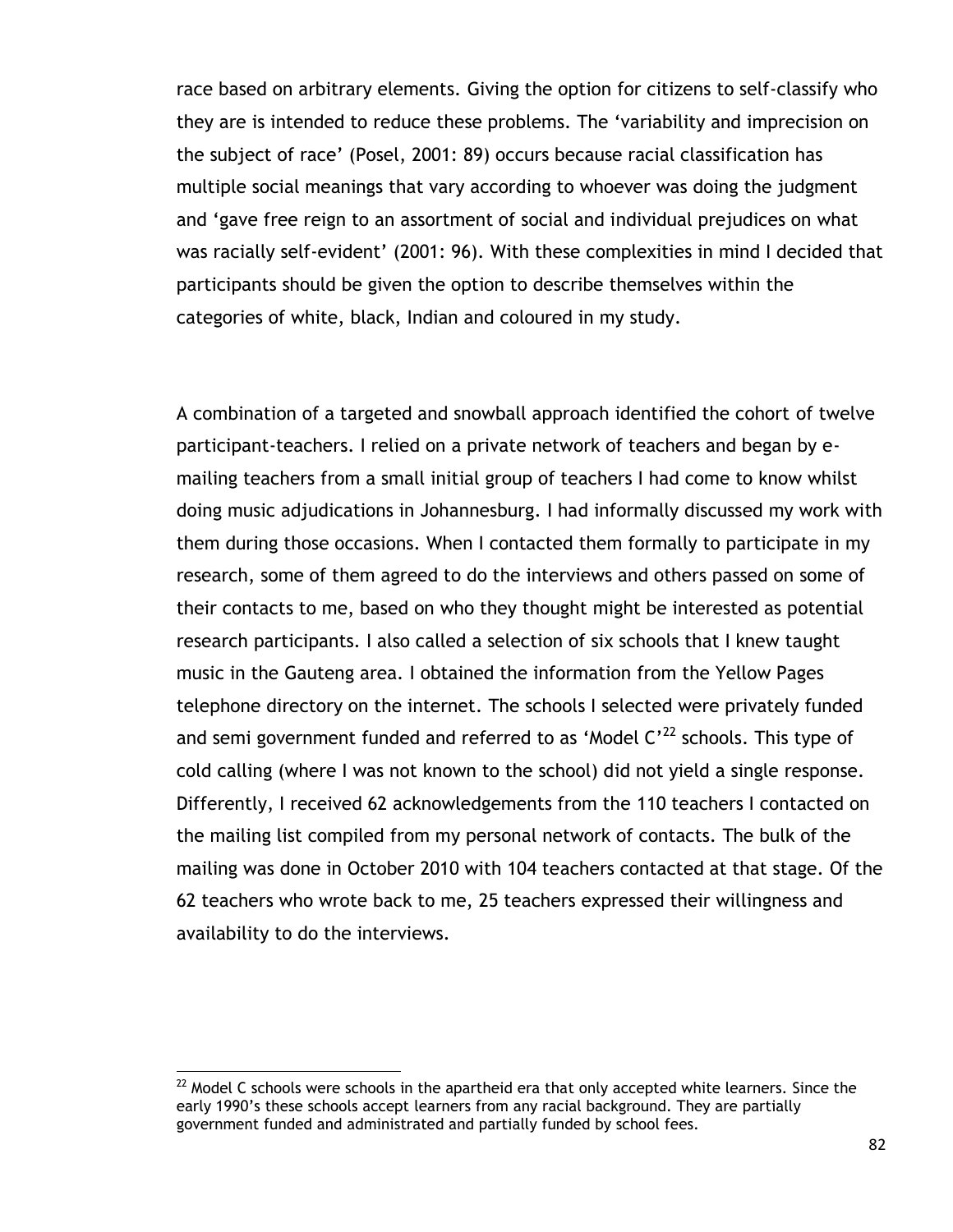race based on arbitrary elements. Giving the option for citizens to self-classify who they are is intended to reduce these problems. The 'variability and imprecision on the subject of race' (Posel, 2001: 89) occurs because racial classification has multiple social meanings that vary according to whoever was doing the judgment and 'gave free reign to an assortment of social and individual prejudices on what was racially self-evident' (2001: 96). With these complexities in mind I decided that participants should be given the option to describe themselves within the categories of white, black, Indian and coloured in my study.

A combination of a targeted and snowball approach identified the cohort of twelve participant-teachers. I relied on a private network of teachers and began by e-mailing teachers from a small initial group of teachers I had come to know whilst doing music adjudications in Johannesburg. I had informally discussed my work with them during those occasions. When I contacted them formally to participate in my research, some of them agreed to do the interviews and others passed on some of their contacts to me, based on who they thought might be interested as potential research participants. I also called a selection of six schools that I knew taught music in the Gauteng area. I obtained the information from the Yellow Pages telephone directory on the internet. The schools I selected were privately funded and semi government funded and referred to as 'Model C'[22] schools. This type of cold calling (where I was not known to the school) did not yield a single response. Differently, I received 62 acknowledgements from the 110 teachers I contacted on the mailing list compiled from my personal network of contacts. The bulk of the mailing was done in October 2010 with 104 teachers contacted at that stage. Of the 62 teachers who wrote back to me, 25 teachers expressed their willingness and availability to do the interviews.

[22] Model C schools were schools in the apartheid era that only accepted white learners. Since the early 1990's these schools accept learners from any racial background. They are partially government funded and administrated and partially funded by school fees.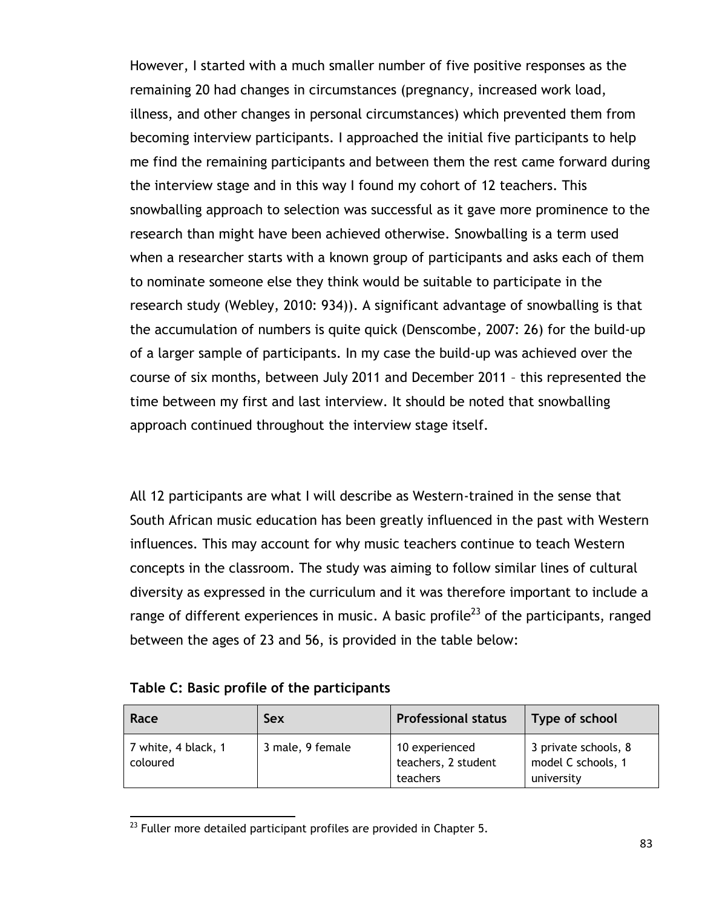However, I started with a much smaller number of five positive responses as the remaining 20 had changes in circumstances (pregnancy, increased work load, illness, and other changes in personal circumstances) which prevented them from becoming interview participants. I approached the initial five participants to help me find the remaining participants and between them the rest came forward during the interview stage and in this way I found my cohort of 12 teachers. This snowballing approach to selection was successful as it gave more prominence to the research than might have been achieved otherwise. Snowballing is a term used when a researcher starts with a known group of participants and asks each of them to nominate someone else they think would be suitable to participate in the research study (Webley, 2010: 934)). A significant advantage of snowballing is that the accumulation of numbers is quite quick (Denscombe, 2007: 26) for the build-up of a larger sample of participants. In my case the build-up was achieved over the course of six months, between July 2011 and December 2011 – this represented the time between my first and last interview. It should be noted that snowballing approach continued throughout the interview stage itself.

All 12 participants are what I will describe as Western-trained in the sense that South African music education has been greatly influenced in the past with Western influences. This may account for why music teachers continue to teach Western concepts in the classroom. The study was aiming to follow similar lines of cultural diversity as expressed in the curriculum and it was therefore important to include a range of different experiences in music. A basic profile[23] of the participants, ranged between the ages of 23 and 56, is provided in the table below:

**Table C: Basic profile of the participants**

| Race | Sex | Professional status | Type of school |
|---|---|---|---|
| 7 white, 4 black, 1 coloured | 3 male, 9 female | 10 experienced teachers, 2 student teachers | 3 private schools, 8 model C schools, 1 university |

[23] Fuller more detailed participant profiles are provided in Chapter 5.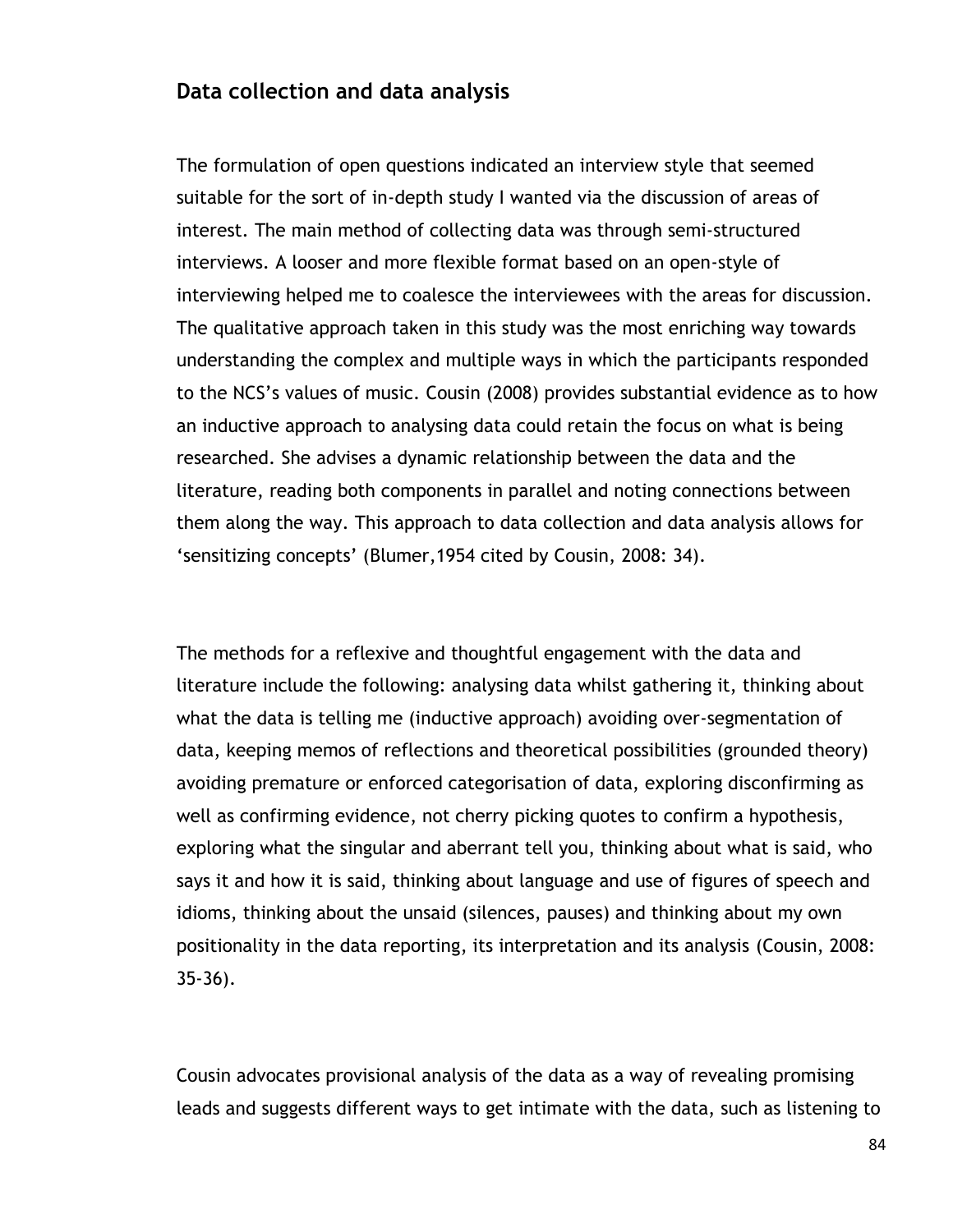## Data collection and data analysis

The formulation of open questions indicated an interview style that seemed suitable for the sort of in-depth study I wanted via the discussion of areas of interest. The main method of collecting data was through semi-structured interviews. A looser and more flexible format based on an open-style of interviewing helped me to coalesce the interviewees with the areas for discussion. The qualitative approach taken in this study was the most enriching way towards understanding the complex and multiple ways in which the participants responded to the NCS's values of music. Cousin (2008) provides substantial evidence as to how an inductive approach to analysing data could retain the focus on what is being researched. She advises a dynamic relationship between the data and the literature, reading both components in parallel and noting connections between them along the way. This approach to data collection and data analysis allows for 'sensitizing concepts' (Blumer,1954 cited by Cousin, 2008: 34).

The methods for a reflexive and thoughtful engagement with the data and literature include the following: analysing data whilst gathering it, thinking about what the data is telling me (inductive approach) avoiding over-segmentation of data, keeping memos of reflections and theoretical possibilities (grounded theory) avoiding premature or enforced categorisation of data, exploring disconfirming as well as confirming evidence, not cherry picking quotes to confirm a hypothesis, exploring what the singular and aberrant tell you, thinking about what is said, who says it and how it is said, thinking about language and use of figures of speech and idioms, thinking about the unsaid (silences, pauses) and thinking about my own positionality in the data reporting, its interpretation and its analysis (Cousin, 2008: 35-36).

Cousin advocates provisional analysis of the data as a way of revealing promising leads and suggests different ways to get intimate with the data, such as listening to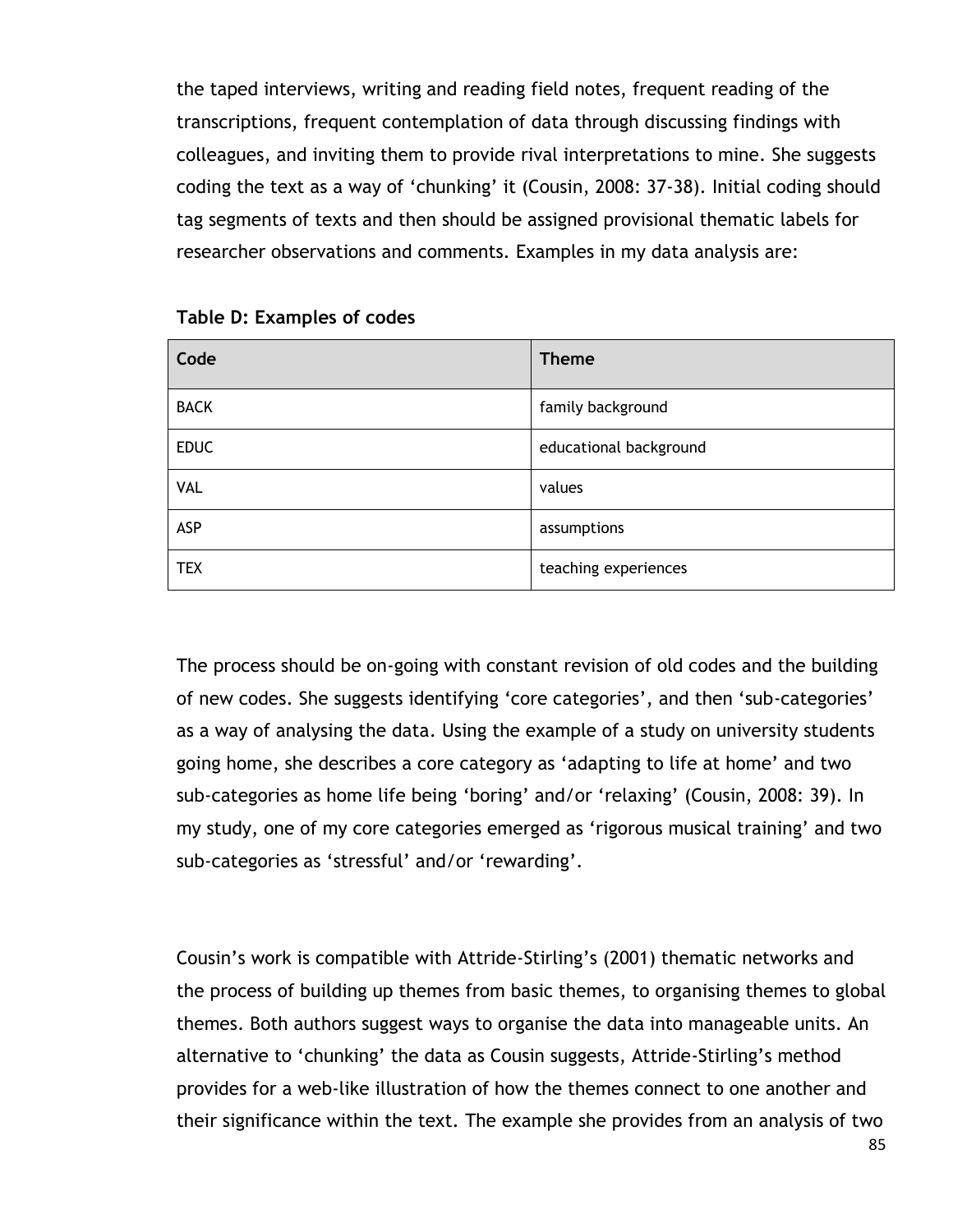the taped interviews, writing and reading field notes, frequent reading of the transcriptions, frequent contemplation of data through discussing findings with colleagues, and inviting them to provide rival interpretations to mine. She suggests coding the text as a way of 'chunking' it (Cousin, 2008: 37-38). Initial coding should tag segments of texts and then should be assigned provisional thematic labels for researcher observations and comments. Examples in my data analysis are:

**Table D: Examples of codes**

| Code | Theme |
|---|---|
| BACK | family background |
| EDUC | educational background |
| VAL | values |
| ASP | assumptions |
| TEX | teaching experiences |

The process should be on-going with constant revision of old codes and the building of new codes. She suggests identifying 'core categories', and then 'sub-categories' as a way of analysing the data. Using the example of a study on university students going home, she describes a core category as 'adapting to life at home' and two sub-categories as home life being 'boring' and/or 'relaxing' (Cousin, 2008: 39). In my study, one of my core categories emerged as 'rigorous musical training' and two sub-categories as 'stressful' and/or 'rewarding'.

Cousin's work is compatible with Attride-Stirling's (2001) thematic networks and the process of building up themes from basic themes, to organising themes to global themes. Both authors suggest ways to organise the data into manageable units. An alternative to 'chunking' the data as Cousin suggests, Attride-Stirling's method provides for a web-like illustration of how the themes connect to one another and their significance within the text. The example she provides from an analysis of two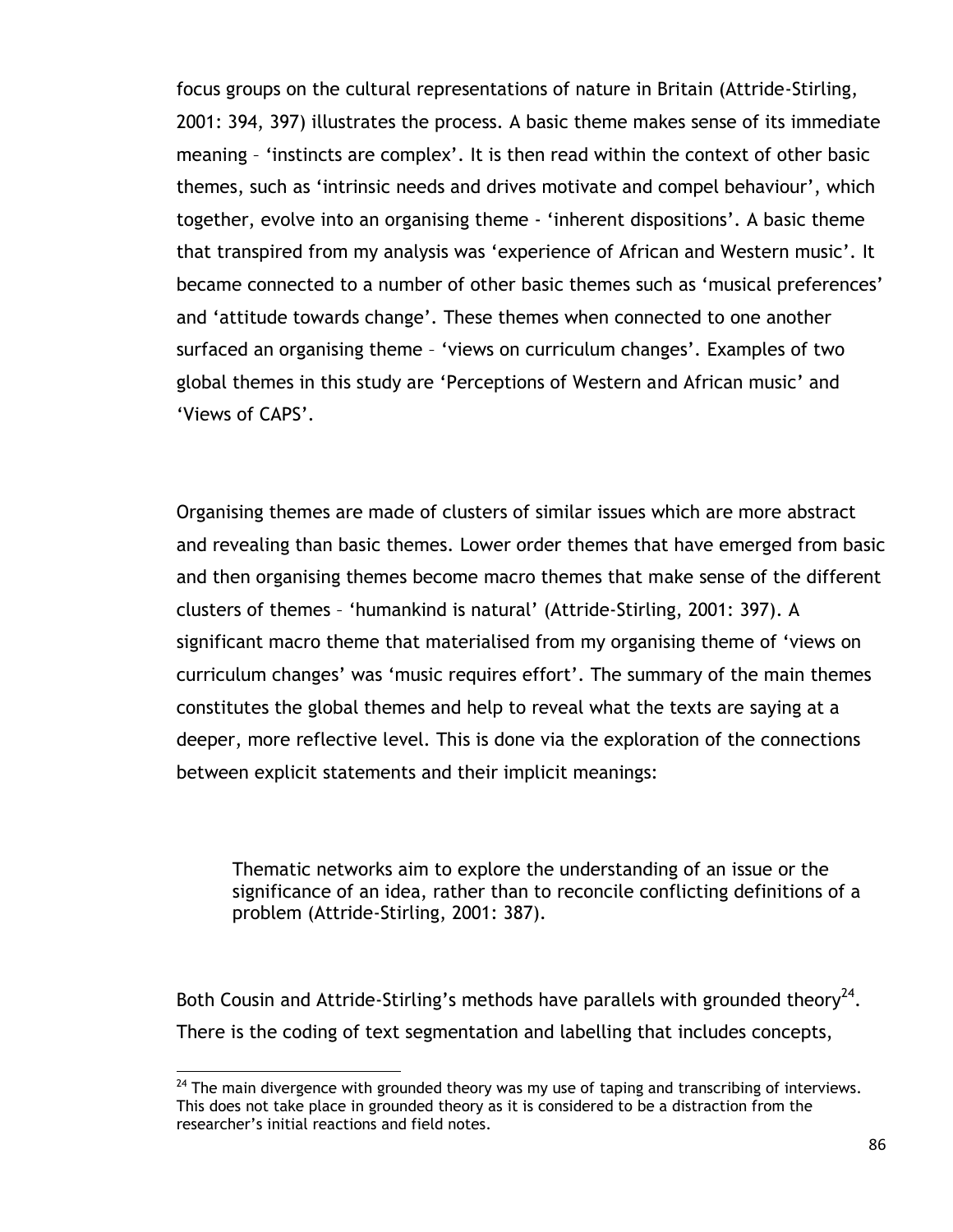focus groups on the cultural representations of nature in Britain (Attride-Stirling, 2001: 394, 397) illustrates the process. A basic theme makes sense of its immediate meaning – 'instincts are complex'. It is then read within the context of other basic themes, such as 'intrinsic needs and drives motivate and compel behaviour', which together, evolve into an organising theme - 'inherent dispositions'. A basic theme that transpired from my analysis was 'experience of African and Western music'. It became connected to a number of other basic themes such as 'musical preferences' and 'attitude towards change'. These themes when connected to one another surfaced an organising theme – 'views on curriculum changes'. Examples of two global themes in this study are 'Perceptions of Western and African music' and 'Views of CAPS'.

Organising themes are made of clusters of similar issues which are more abstract and revealing than basic themes. Lower order themes that have emerged from basic and then organising themes become macro themes that make sense of the different clusters of themes – 'humankind is natural' (Attride-Stirling, 2001: 397). A significant macro theme that materialised from my organising theme of 'views on curriculum changes' was 'music requires effort'. The summary of the main themes constitutes the global themes and help to reveal what the texts are saying at a deeper, more reflective level. This is done via the exploration of the connections between explicit statements and their implicit meanings:

> Thematic networks aim to explore the understanding of an issue or the significance of an idea, rather than to reconcile conflicting definitions of a problem (Attride-Stirling, 2001: 387).

Both Cousin and Attride-Stirling's methods have parallels with grounded theory[24]. There is the coding of text segmentation and labelling that includes concepts,

[24] The main divergence with grounded theory was my use of taping and transcribing of interviews. This does not take place in grounded theory as it is considered to be a distraction from the researcher's initial reactions and field notes.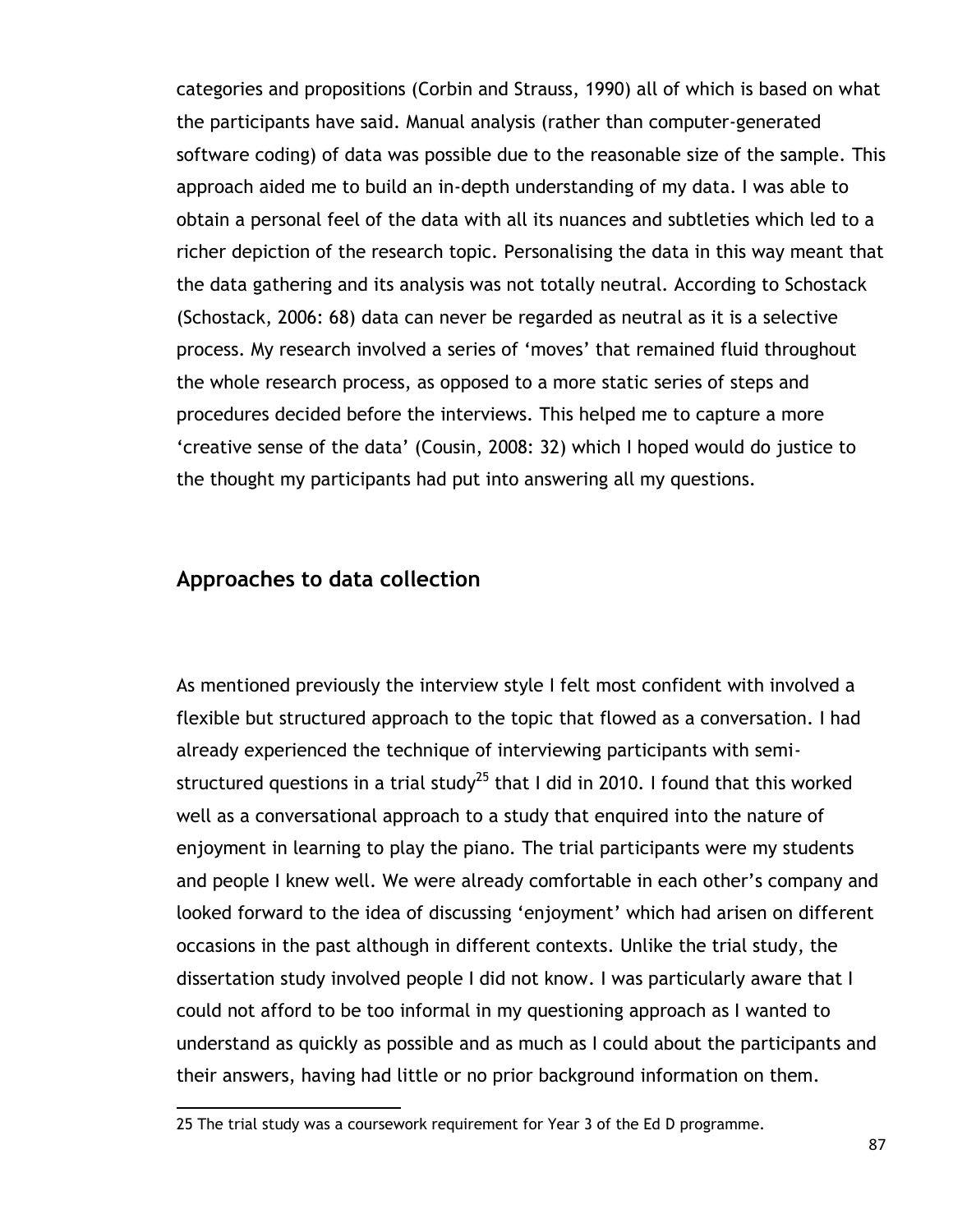categories and propositions (Corbin and Strauss, 1990) all of which is based on what the participants have said. Manual analysis (rather than computer-generated software coding) of data was possible due to the reasonable size of the sample. This approach aided me to build an in-depth understanding of my data. I was able to obtain a personal feel of the data with all its nuances and subtleties which led to a richer depiction of the research topic. Personalising the data in this way meant that the data gathering and its analysis was not totally neutral. According to Schostack (Schostack, 2006: 68) data can never be regarded as neutral as it is a selective process. My research involved a series of 'moves' that remained fluid throughout the whole research process, as opposed to a more static series of steps and procedures decided before the interviews. This helped me to capture a more 'creative sense of the data' (Cousin, 2008: 32) which I hoped would do justice to the thought my participants had put into answering all my questions.

## Approaches to data collection

As mentioned previously the interview style I felt most confident with involved a flexible but structured approach to the topic that flowed as a conversation. I had already experienced the technique of interviewing participants with semi-structured questions in a trial study[25] that I did in 2010. I found that this worked well as a conversational approach to a study that enquired into the nature of enjoyment in learning to play the piano. The trial participants were my students and people I knew well. We were already comfortable in each other's company and looked forward to the idea of discussing 'enjoyment' which had arisen on different occasions in the past although in different contexts. Unlike the trial study, the dissertation study involved people I did not know. I was particularly aware that I could not afford to be too informal in my questioning approach as I wanted to understand as quickly as possible and as much as I could about the participants and their answers, having had little or no prior background information on them.

25 The trial study was a coursework requirement for Year 3 of the Ed D programme.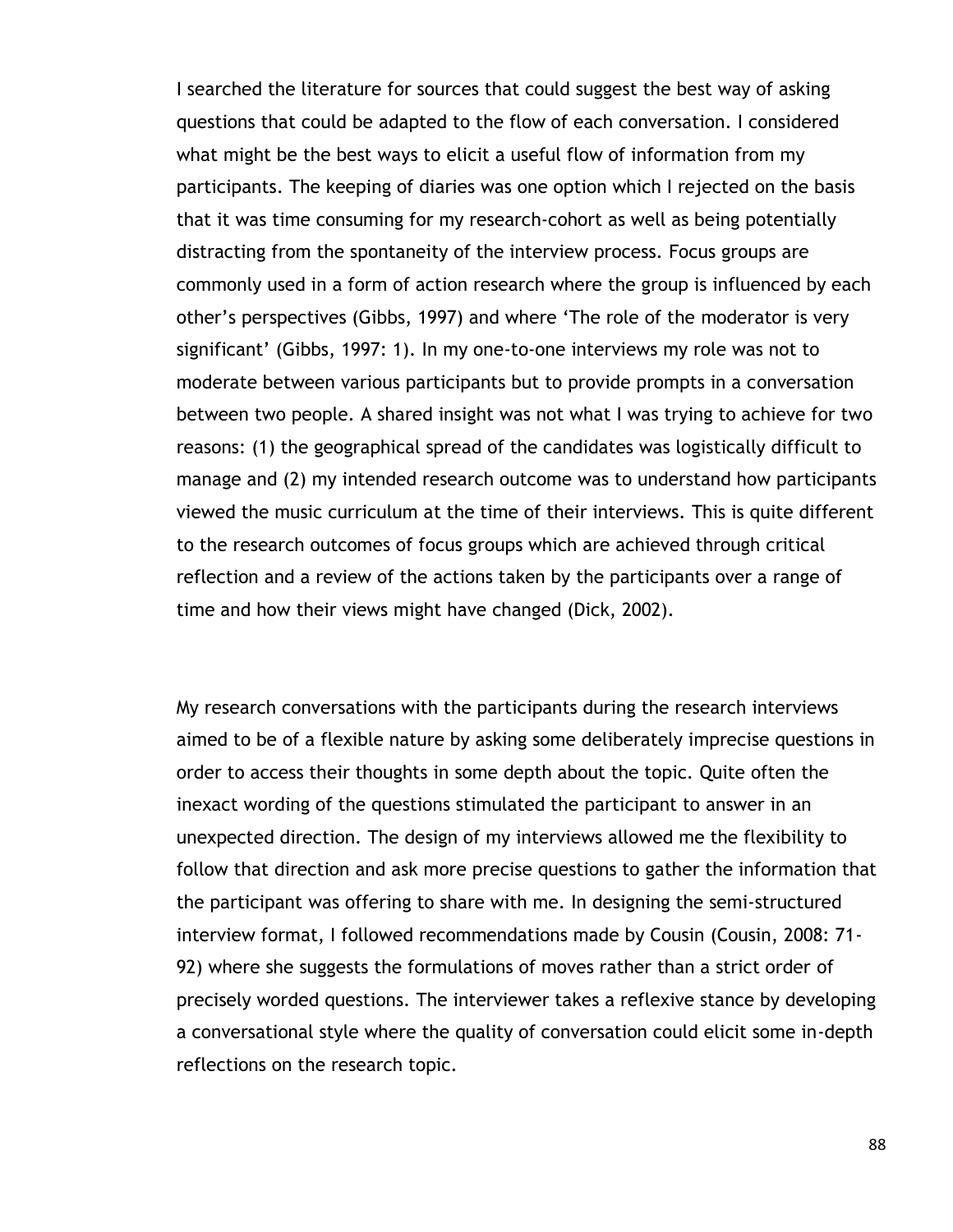I searched the literature for sources that could suggest the best way of asking questions that could be adapted to the flow of each conversation. I considered what might be the best ways to elicit a useful flow of information from my participants. The keeping of diaries was one option which I rejected on the basis that it was time consuming for my research-cohort as well as being potentially distracting from the spontaneity of the interview process. Focus groups are commonly used in a form of action research where the group is influenced by each other's perspectives (Gibbs, 1997) and where 'The role of the moderator is very significant' (Gibbs, 1997: 1). In my one-to-one interviews my role was not to moderate between various participants but to provide prompts in a conversation between two people. A shared insight was not what I was trying to achieve for two reasons: (1) the geographical spread of the candidates was logistically difficult to manage and (2) my intended research outcome was to understand how participants viewed the music curriculum at the time of their interviews. This is quite different to the research outcomes of focus groups which are achieved through critical reflection and a review of the actions taken by the participants over a range of time and how their views might have changed (Dick, 2002).

My research conversations with the participants during the research interviews aimed to be of a flexible nature by asking some deliberately imprecise questions in order to access their thoughts in some depth about the topic. Quite often the inexact wording of the questions stimulated the participant to answer in an unexpected direction. The design of my interviews allowed me the flexibility to follow that direction and ask more precise questions to gather the information that the participant was offering to share with me. In designing the semi-structured interview format, I followed recommendations made by Cousin (Cousin, 2008: 71-92) where she suggests the formulations of moves rather than a strict order of precisely worded questions. The interviewer takes a reflexive stance by developing a conversational style where the quality of conversation could elicit some in-depth reflections on the research topic.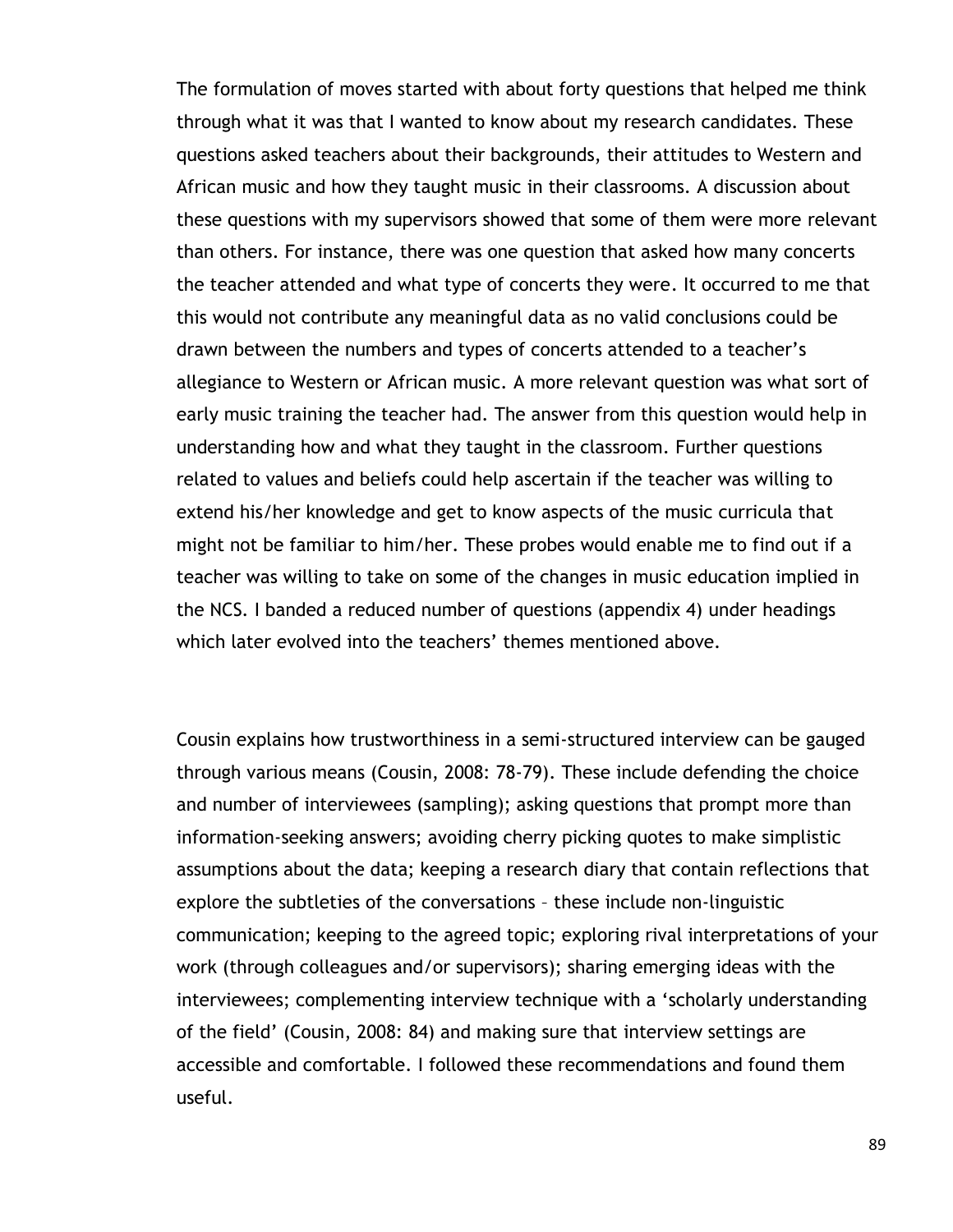The formulation of moves started with about forty questions that helped me think through what it was that I wanted to know about my research candidates. These questions asked teachers about their backgrounds, their attitudes to Western and African music and how they taught music in their classrooms. A discussion about these questions with my supervisors showed that some of them were more relevant than others. For instance, there was one question that asked how many concerts the teacher attended and what type of concerts they were. It occurred to me that this would not contribute any meaningful data as no valid conclusions could be drawn between the numbers and types of concerts attended to a teacher's allegiance to Western or African music. A more relevant question was what sort of early music training the teacher had. The answer from this question would help in understanding how and what they taught in the classroom. Further questions related to values and beliefs could help ascertain if the teacher was willing to extend his/her knowledge and get to know aspects of the music curricula that might not be familiar to him/her. These probes would enable me to find out if a teacher was willing to take on some of the changes in music education implied in the NCS. I banded a reduced number of questions (appendix 4) under headings which later evolved into the teachers' themes mentioned above.

Cousin explains how trustworthiness in a semi-structured interview can be gauged through various means (Cousin, 2008: 78-79). These include defending the choice and number of interviewees (sampling); asking questions that prompt more than information-seeking answers; avoiding cherry picking quotes to make simplistic assumptions about the data; keeping a research diary that contain reflections that explore the subtleties of the conversations – these include non-linguistic communication; keeping to the agreed topic; exploring rival interpretations of your work (through colleagues and/or supervisors); sharing emerging ideas with the interviewees; complementing interview technique with a 'scholarly understanding of the field' (Cousin, 2008: 84) and making sure that interview settings are accessible and comfortable. I followed these recommendations and found them useful.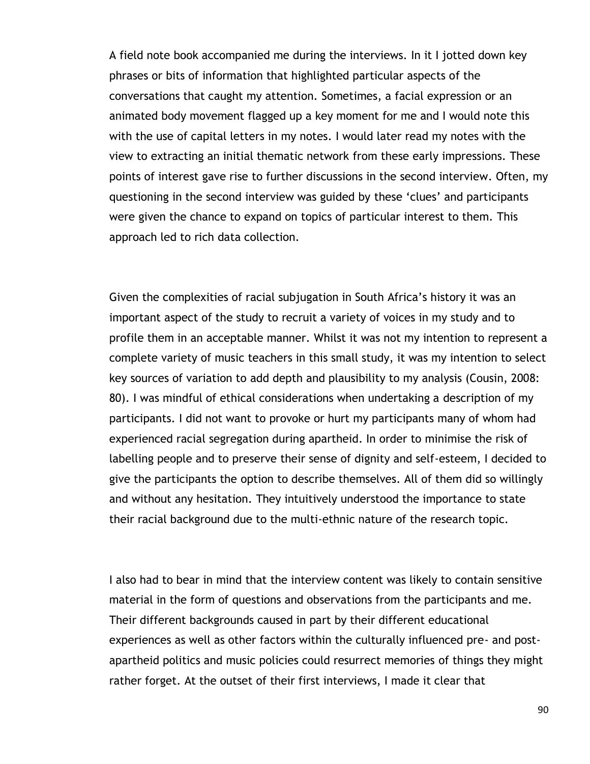A field note book accompanied me during the interviews. In it I jotted down key phrases or bits of information that highlighted particular aspects of the conversations that caught my attention. Sometimes, a facial expression or an animated body movement flagged up a key moment for me and I would note this with the use of capital letters in my notes. I would later read my notes with the view to extracting an initial thematic network from these early impressions. These points of interest gave rise to further discussions in the second interview. Often, my questioning in the second interview was guided by these 'clues' and participants were given the chance to expand on topics of particular interest to them. This approach led to rich data collection.

Given the complexities of racial subjugation in South Africa's history it was an important aspect of the study to recruit a variety of voices in my study and to profile them in an acceptable manner. Whilst it was not my intention to represent a complete variety of music teachers in this small study, it was my intention to select key sources of variation to add depth and plausibility to my analysis (Cousin, 2008: 80). I was mindful of ethical considerations when undertaking a description of my participants. I did not want to provoke or hurt my participants many of whom had experienced racial segregation during apartheid. In order to minimise the risk of labelling people and to preserve their sense of dignity and self-esteem, I decided to give the participants the option to describe themselves. All of them did so willingly and without any hesitation. They intuitively understood the importance to state their racial background due to the multi-ethnic nature of the research topic.

I also had to bear in mind that the interview content was likely to contain sensitive material in the form of questions and observations from the participants and me. Their different backgrounds caused in part by their different educational experiences as well as other factors within the culturally influenced pre- and post-apartheid politics and music policies could resurrect memories of things they might rather forget. At the outset of their first interviews, I made it clear that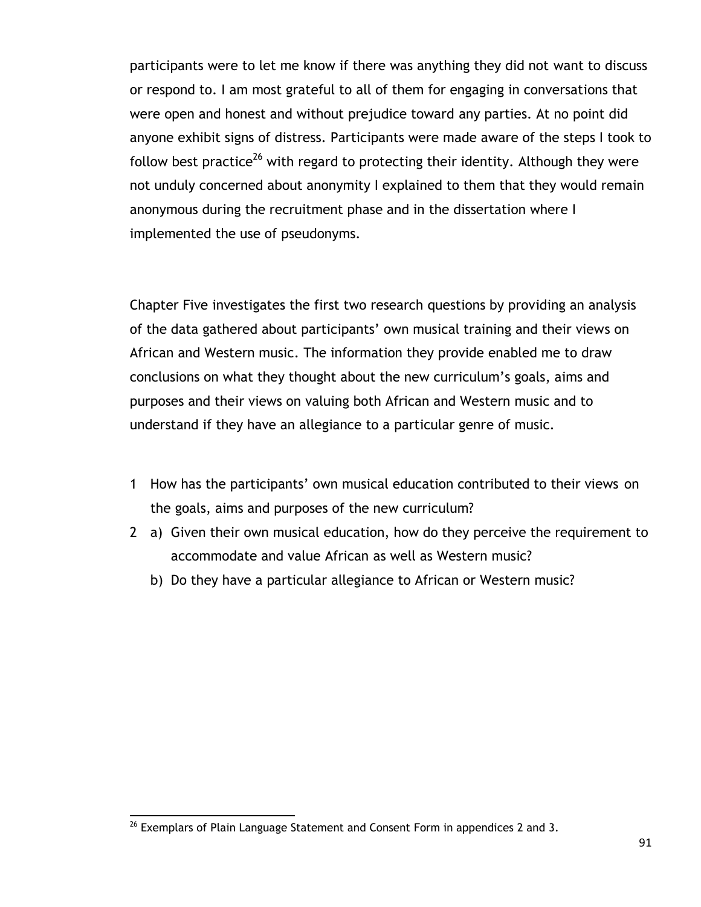participants were to let me know if there was anything they did not want to discuss or respond to. I am most grateful to all of them for engaging in conversations that were open and honest and without prejudice toward any parties. At no point did anyone exhibit signs of distress. Participants were made aware of the steps I took to follow best practice[26] with regard to protecting their identity. Although they were not unduly concerned about anonymity I explained to them that they would remain anonymous during the recruitment phase and in the dissertation where I implemented the use of pseudonyms.

Chapter Five investigates the first two research questions by providing an analysis of the data gathered about participants' own musical training and their views on African and Western music. The information they provide enabled me to draw conclusions on what they thought about the new curriculum's goals, aims and purposes and their views on valuing both African and Western music and to understand if they have an allegiance to a particular genre of music.

1. How has the participants' own musical education contributed to their views on the goals, aims and purposes of the new curriculum?
2. a) Given their own musical education, how do they perceive the requirement to accommodate and value African as well as Western music?
   b) Do they have a particular allegiance to African or Western music?

[26] Exemplars of Plain Language Statement and Consent Form in appendices 2 and 3.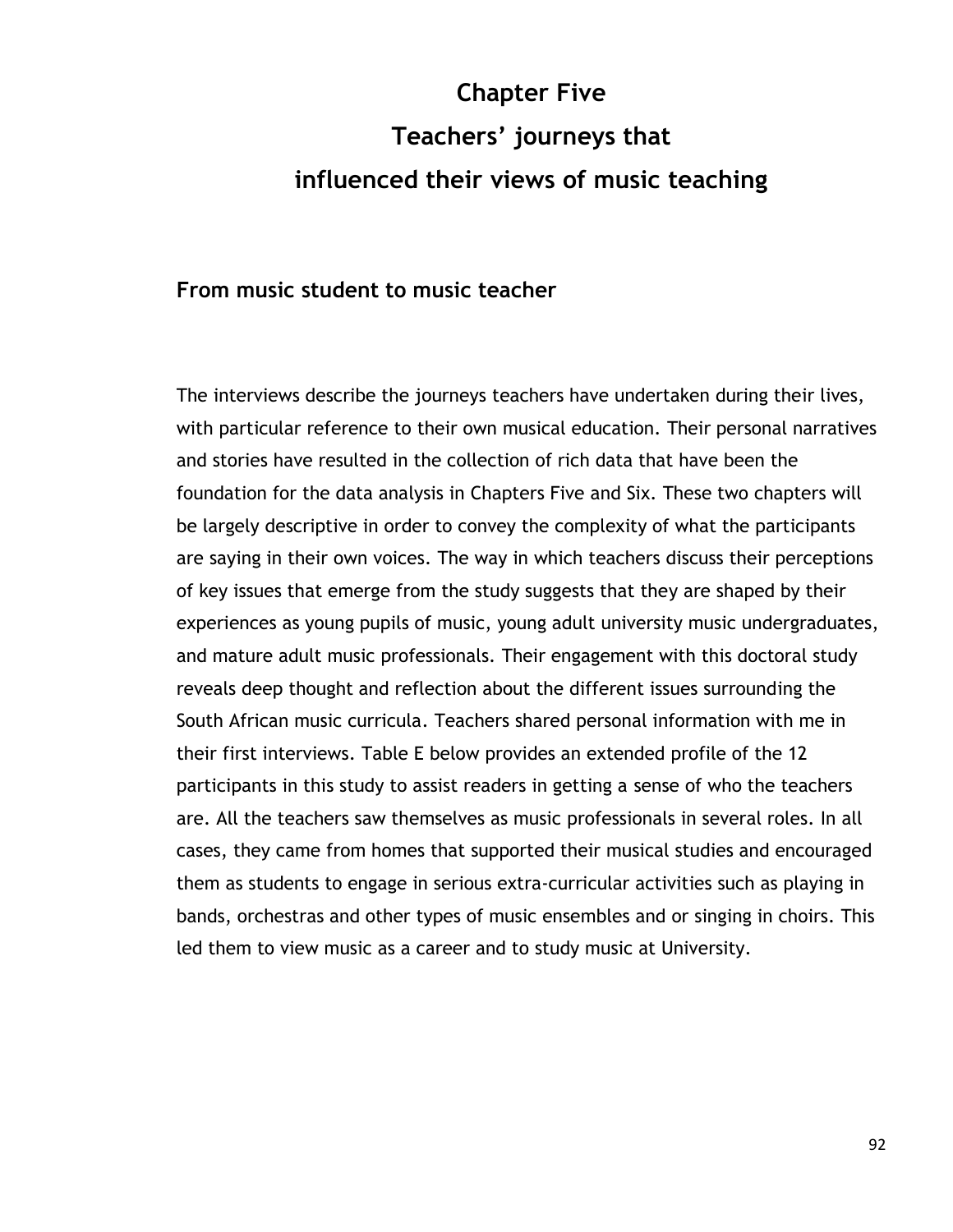# Chapter Five
# Teachers' journeys that influenced their views of music teaching

## From music student to music teacher

The interviews describe the journeys teachers have undertaken during their lives, with particular reference to their own musical education. Their personal narratives and stories have resulted in the collection of rich data that have been the foundation for the data analysis in Chapters Five and Six. These two chapters will be largely descriptive in order to convey the complexity of what the participants are saying in their own voices. The way in which teachers discuss their perceptions of key issues that emerge from the study suggests that they are shaped by their experiences as young pupils of music, young adult university music undergraduates, and mature adult music professionals. Their engagement with this doctoral study reveals deep thought and reflection about the different issues surrounding the South African music curricula. Teachers shared personal information with me in their first interviews. Table E below provides an extended profile of the 12 participants in this study to assist readers in getting a sense of who the teachers are. All the teachers saw themselves as music professionals in several roles. In all cases, they came from homes that supported their musical studies and encouraged them as students to engage in serious extra-curricular activities such as playing in bands, orchestras and other types of music ensembles and or singing in choirs. This led them to view music as a career and to study music at University.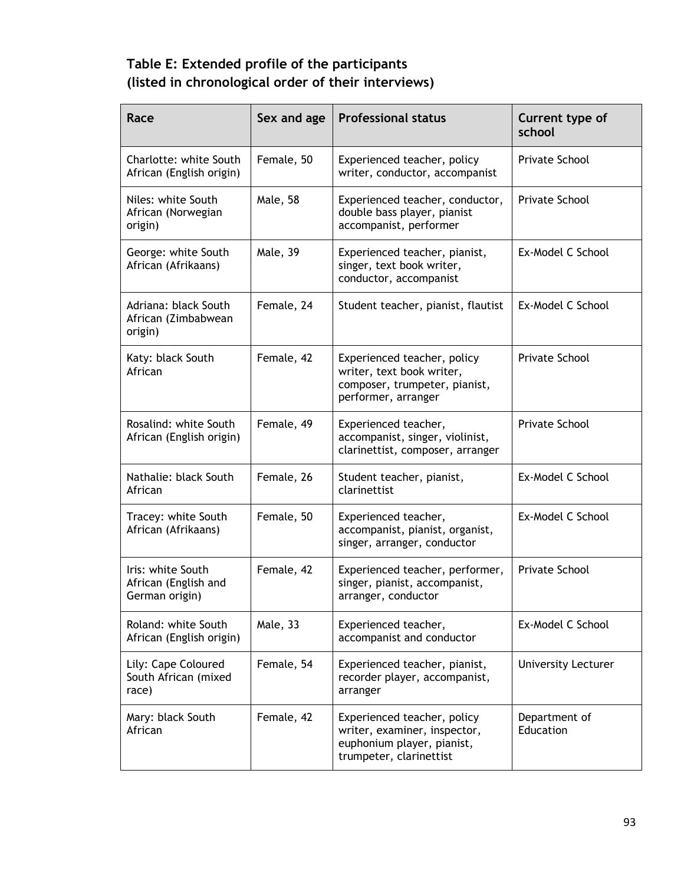**Table E: Extended profile of the participants (listed in chronological order of their interviews)**

| Race | Sex and age | Professional status | Current type of school |
| --- | --- | --- | --- |
| Charlotte: white South African (English origin) | Female, 50 | Experienced teacher, policy writer, conductor, accompanist | Private School |
| Niles: white South African (Norwegian origin) | Male, 58 | Experienced teacher, conductor, double bass player, pianist accompanist, performer | Private School |
| George: white South African (Afrikaans) | Male, 39 | Experienced teacher, pianist, singer, text book writer, conductor, accompanist | Ex-Model C School |
| Adriana: black South African (Zimbabwean origin) | Female, 24 | Student teacher, pianist, flautist | Ex-Model C School |
| Katy: black South African | Female, 42 | Experienced teacher, policy writer, text book writer, composer, trumpeter, pianist, performer, arranger | Private School |
| Rosalind: white South African (English origin) | Female, 49 | Experienced teacher, accompanist, singer, violinist, clarinettist, composer, arranger | Private School |
| Nathalie: black South African | Female, 26 | Student teacher, pianist, clarinettist | Ex-Model C School |
| Tracey: white South African (Afrikaans) | Female, 50 | Experienced teacher, accompanist, pianist, organist, singer, arranger, conductor | Ex-Model C School |
| Iris: white South African (English and German origin) | Female, 42 | Experienced teacher, performer, singer, pianist, accompanist, arranger, conductor | Private School |
| Roland: white South African (English origin) | Male, 33 | Experienced teacher, accompanist and conductor | Ex-Model C School |
| Lily: Cape Coloured South African (mixed race) | Female, 54 | Experienced teacher, pianist, recorder player, accompanist, arranger | University Lecturer |
| Mary: black South African | Female, 42 | Experienced teacher, policy writer, examiner, inspector, euphonium player, pianist, trumpeter, clarinettist | Department of Education |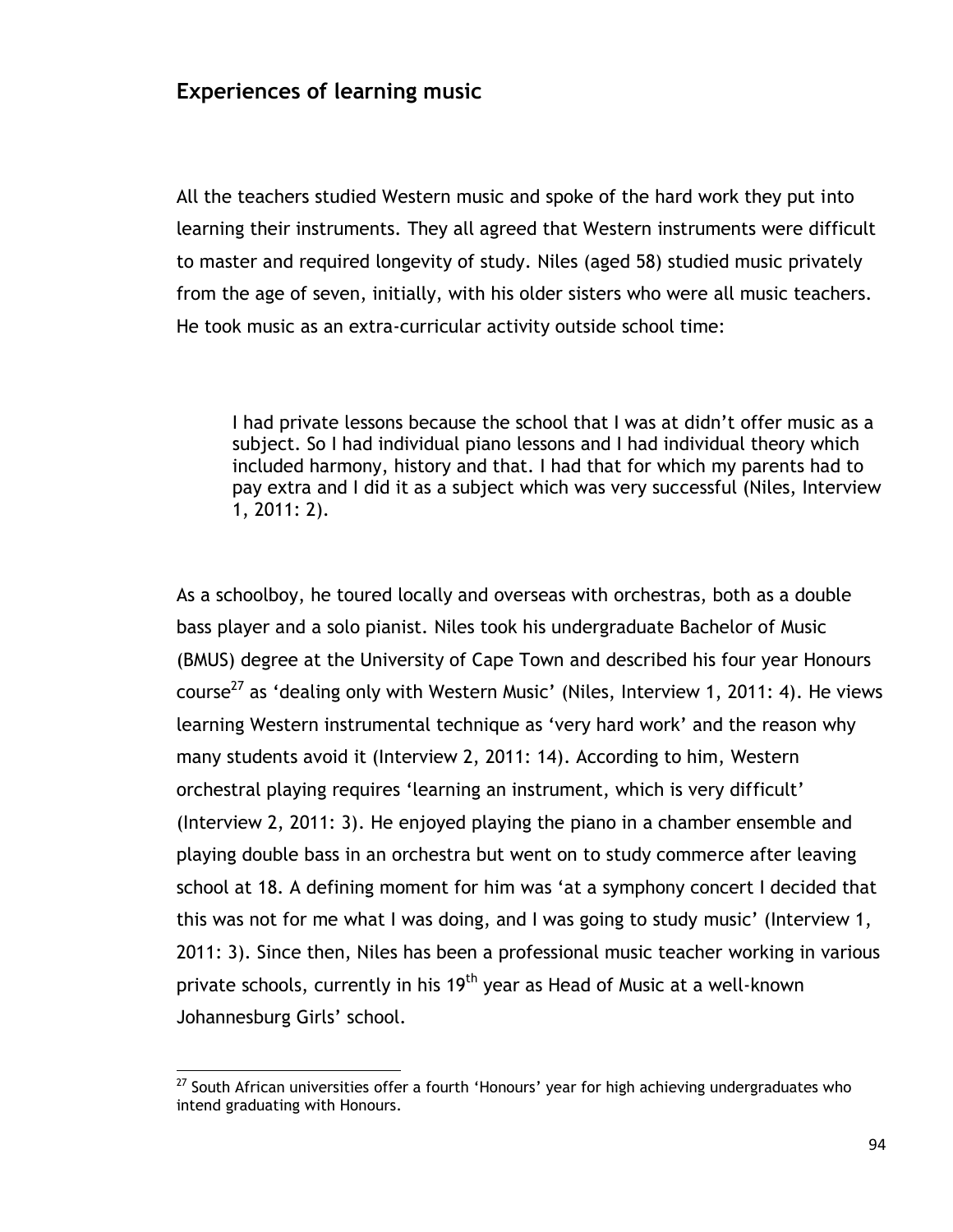## Experiences of learning music

All the teachers studied Western music and spoke of the hard work they put into learning their instruments. They all agreed that Western instruments were difficult to master and required longevity of study. Niles (aged 58) studied music privately from the age of seven, initially, with his older sisters who were all music teachers. He took music as an extra-curricular activity outside school time:

> I had private lessons because the school that I was at didn't offer music as a subject. So I had individual piano lessons and I had individual theory which included harmony, history and that. I had that for which my parents had to pay extra and I did it as a subject which was very successful (Niles, Interview 1, 2011: 2).

As a schoolboy, he toured locally and overseas with orchestras, both as a double bass player and a solo pianist. Niles took his undergraduate Bachelor of Music (BMUS) degree at the University of Cape Town and described his four year Honours course[27] as 'dealing only with Western Music' (Niles, Interview 1, 2011: 4). He views learning Western instrumental technique as 'very hard work' and the reason why many students avoid it (Interview 2, 2011: 14). According to him, Western orchestral playing requires 'learning an instrument, which is very difficult' (Interview 2, 2011: 3). He enjoyed playing the piano in a chamber ensemble and playing double bass in an orchestra but went on to study commerce after leaving school at 18. A defining moment for him was 'at a symphony concert I decided that this was not for me what I was doing, and I was going to study music' (Interview 1, 2011: 3). Since then, Niles has been a professional music teacher working in various private schools, currently in his 19th year as Head of Music at a well-known Johannesburg Girls' school.

[27] South African universities offer a fourth 'Honours' year for high achieving undergraduates who intend graduating with Honours.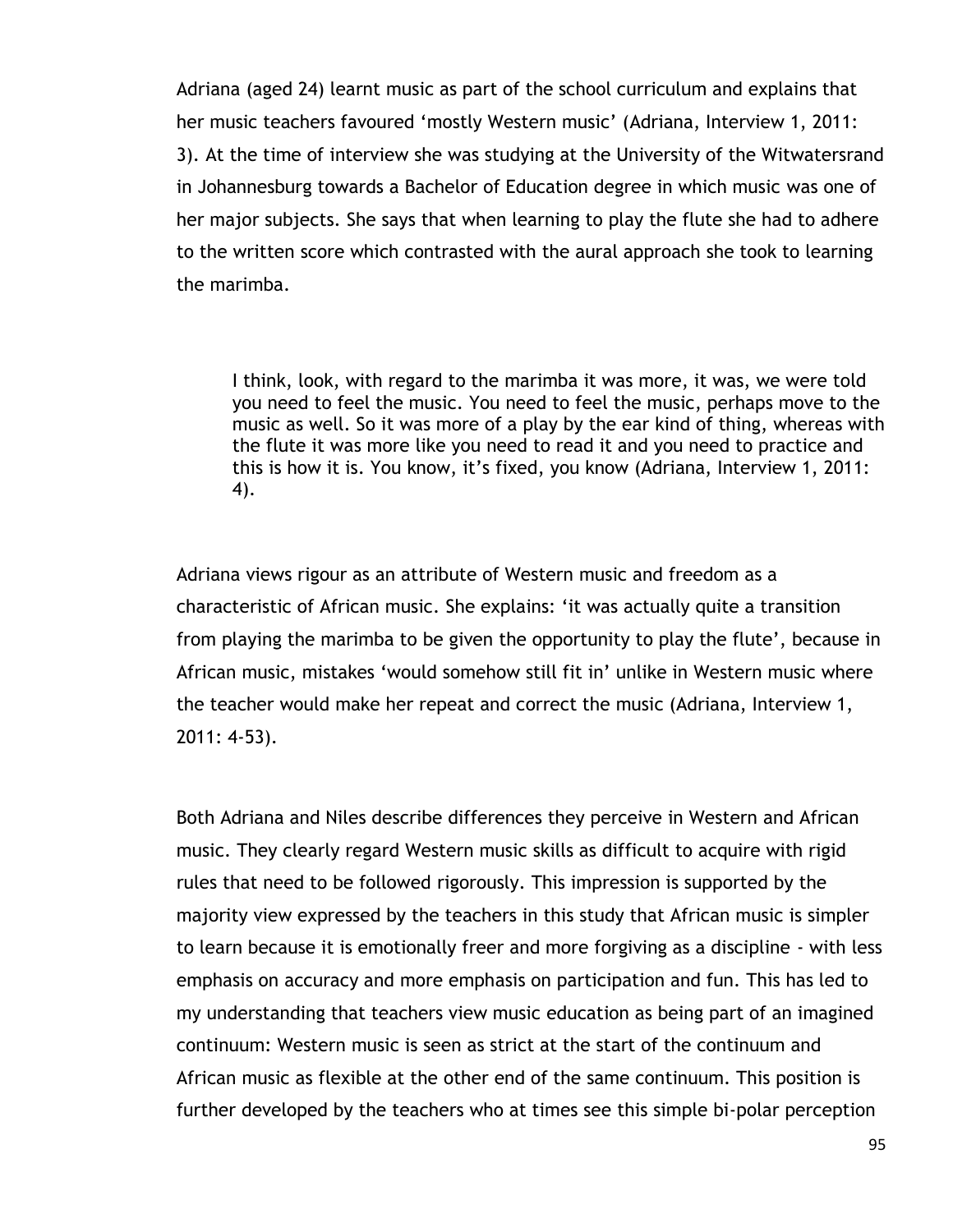Adriana (aged 24) learnt music as part of the school curriculum and explains that her music teachers favoured 'mostly Western music' (Adriana, Interview 1, 2011: 3). At the time of interview she was studying at the University of the Witwatersrand in Johannesburg towards a Bachelor of Education degree in which music was one of her major subjects. She says that when learning to play the flute she had to adhere to the written score which contrasted with the aural approach she took to learning the marimba.

> I think, look, with regard to the marimba it was more, it was, we were told you need to feel the music. You need to feel the music, perhaps move to the music as well. So it was more of a play by the ear kind of thing, whereas with the flute it was more like you need to read it and you need to practice and this is how it is. You know, it's fixed, you know (Adriana, Interview 1, 2011: 4).

Adriana views rigour as an attribute of Western music and freedom as a characteristic of African music. She explains: 'it was actually quite a transition from playing the marimba to be given the opportunity to play the flute', because in African music, mistakes 'would somehow still fit in' unlike in Western music where the teacher would make her repeat and correct the music (Adriana, Interview 1, 2011: 4-53).

Both Adriana and Niles describe differences they perceive in Western and African music. They clearly regard Western music skills as difficult to acquire with rigid rules that need to be followed rigorously. This impression is supported by the majority view expressed by the teachers in this study that African music is simpler to learn because it is emotionally freer and more forgiving as a discipline - with less emphasis on accuracy and more emphasis on participation and fun. This has led to my understanding that teachers view music education as being part of an imagined continuum: Western music is seen as strict at the start of the continuum and African music as flexible at the other end of the same continuum. This position is further developed by the teachers who at times see this simple bi-polar perception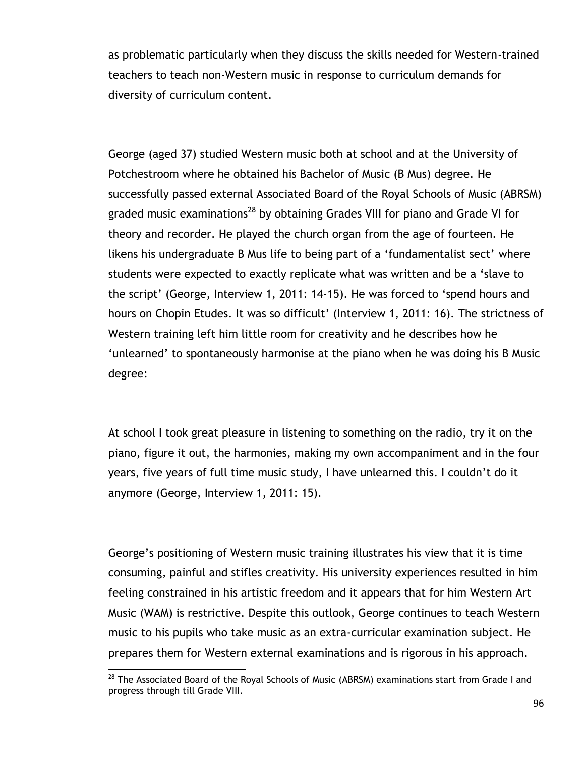as problematic particularly when they discuss the skills needed for Western-trained teachers to teach non-Western music in response to curriculum demands for diversity of curriculum content.

George (aged 37) studied Western music both at school and at the University of Potchestroom where he obtained his Bachelor of Music (B Mus) degree. He successfully passed external Associated Board of the Royal Schools of Music (ABRSM) graded music examinations[28] by obtaining Grades VIII for piano and Grade VI for theory and recorder. He played the church organ from the age of fourteen. He likens his undergraduate B Mus life to being part of a 'fundamentalist sect' where students were expected to exactly replicate what was written and be a 'slave to the script' (George, Interview 1, 2011: 14-15). He was forced to 'spend hours and hours on Chopin Etudes. It was so difficult' (Interview 1, 2011: 16). The strictness of Western training left him little room for creativity and he describes how he 'unlearned' to spontaneously harmonise at the piano when he was doing his B Music degree:

At school I took great pleasure in listening to something on the radio, try it on the piano, figure it out, the harmonies, making my own accompaniment and in the four years, five years of full time music study, I have unlearned this. I couldn't do it anymore (George, Interview 1, 2011: 15).

George's positioning of Western music training illustrates his view that it is time consuming, painful and stifles creativity. His university experiences resulted in him feeling constrained in his artistic freedom and it appears that for him Western Art Music (WAM) is restrictive. Despite this outlook, George continues to teach Western music to his pupils who take music as an extra-curricular examination subject. He prepares them for Western external examinations and is rigorous in his approach.

[28] The Associated Board of the Royal Schools of Music (ABRSM) examinations start from Grade I and progress through till Grade VIII.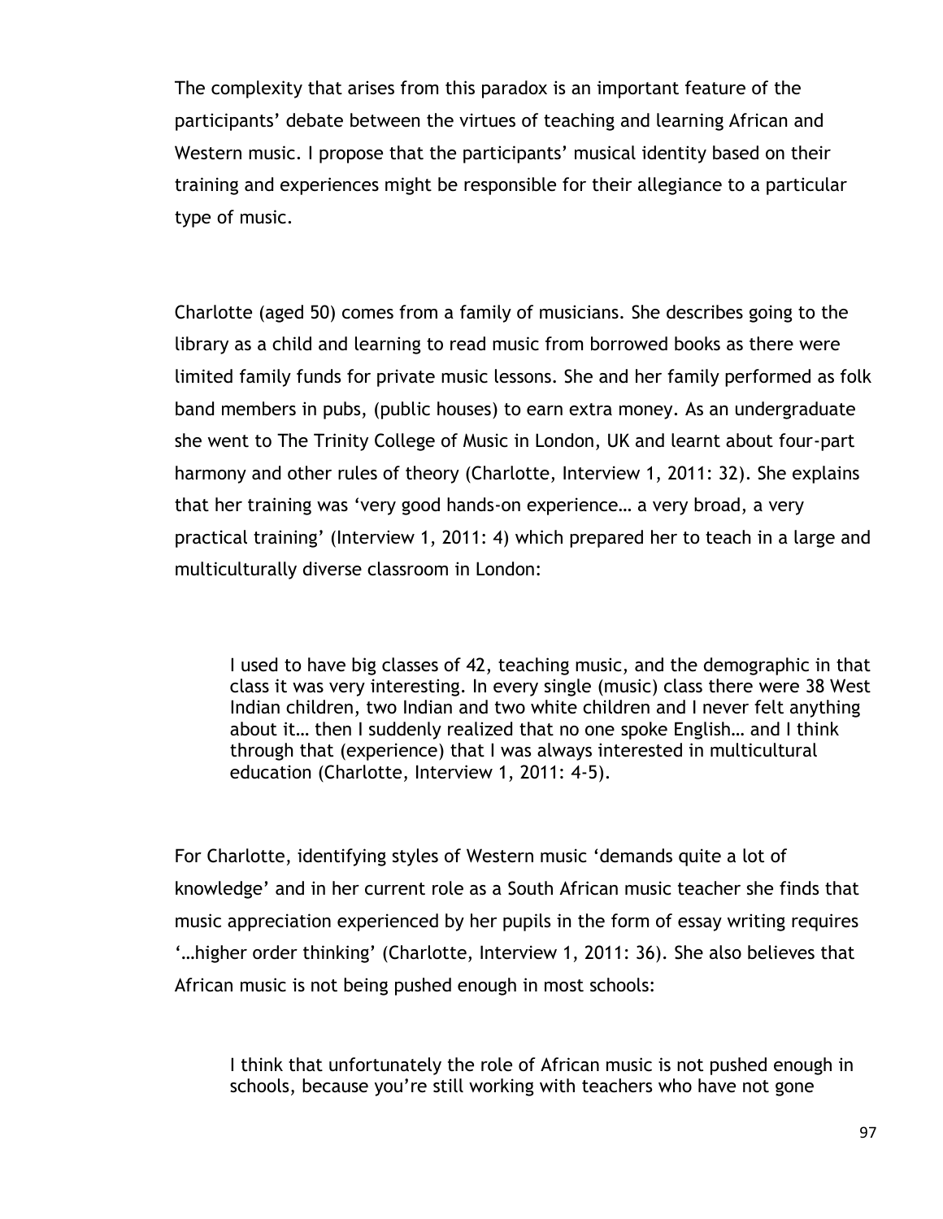The complexity that arises from this paradox is an important feature of the participants' debate between the virtues of teaching and learning African and Western music. I propose that the participants' musical identity based on their training and experiences might be responsible for their allegiance to a particular type of music.

Charlotte (aged 50) comes from a family of musicians. She describes going to the library as a child and learning to read music from borrowed books as there were limited family funds for private music lessons. She and her family performed as folk band members in pubs, (public houses) to earn extra money. As an undergraduate she went to The Trinity College of Music in London, UK and learnt about four-part harmony and other rules of theory (Charlotte, Interview 1, 2011: 32). She explains that her training was 'very good hands-on experience… a very broad, a very practical training' (Interview 1, 2011: 4) which prepared her to teach in a large and multiculturally diverse classroom in London:

> I used to have big classes of 42, teaching music, and the demographic in that class it was very interesting. In every single (music) class there were 38 West Indian children, two Indian and two white children and I never felt anything about it… then I suddenly realized that no one spoke English… and I think through that (experience) that I was always interested in multicultural education (Charlotte, Interview 1, 2011: 4-5).

For Charlotte, identifying styles of Western music 'demands quite a lot of knowledge' and in her current role as a South African music teacher she finds that music appreciation experienced by her pupils in the form of essay writing requires '…higher order thinking' (Charlotte, Interview 1, 2011: 36). She also believes that African music is not being pushed enough in most schools:

> I think that unfortunately the role of African music is not pushed enough in schools, because you're still working with teachers who have not gone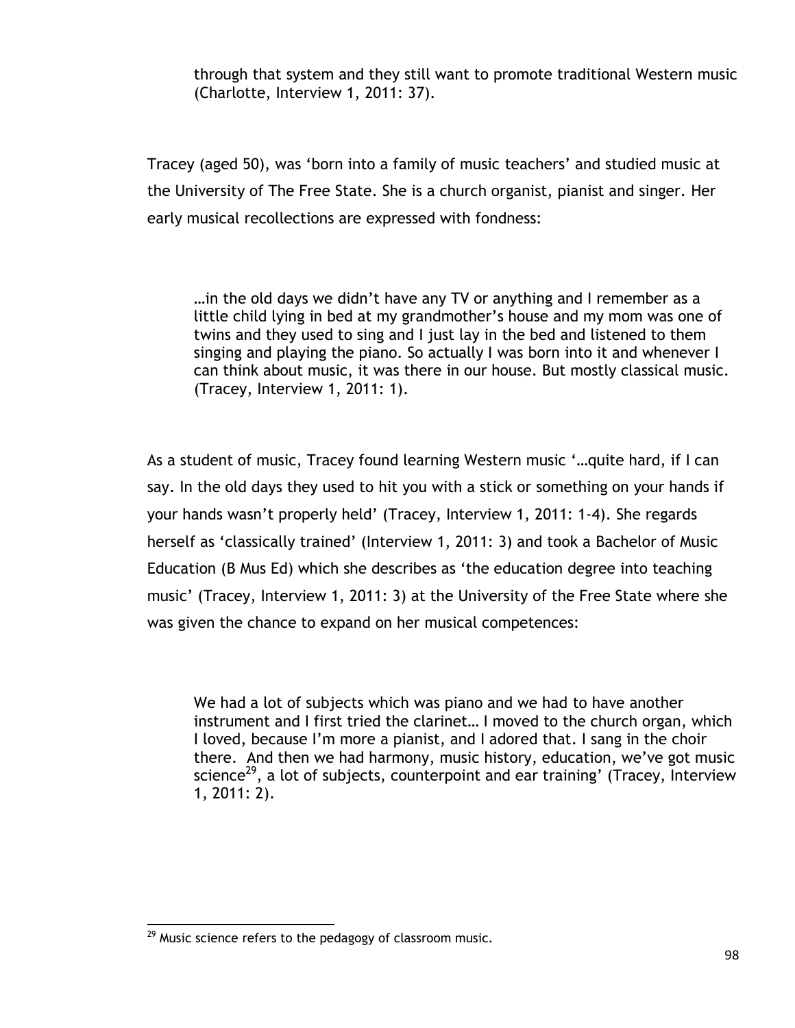> through that system and they still want to promote traditional Western music (Charlotte, Interview 1, 2011: 37).

Tracey (aged 50), was 'born into a family of music teachers' and studied music at the University of The Free State. She is a church organist, pianist and singer. Her early musical recollections are expressed with fondness:

> …in the old days we didn't have any TV or anything and I remember as a little child lying in bed at my grandmother's house and my mom was one of twins and they used to sing and I just lay in the bed and listened to them singing and playing the piano. So actually I was born into it and whenever I can think about music, it was there in our house. But mostly classical music. (Tracey, Interview 1, 2011: 1).

As a student of music, Tracey found learning Western music '…quite hard, if I can say. In the old days they used to hit you with a stick or something on your hands if your hands wasn't properly held' (Tracey, Interview 1, 2011: 1-4). She regards herself as 'classically trained' (Interview 1, 2011: 3) and took a Bachelor of Music Education (B Mus Ed) which she describes as 'the education degree into teaching music' (Tracey, Interview 1, 2011: 3) at the University of the Free State where she was given the chance to expand on her musical competences:

> We had a lot of subjects which was piano and we had to have another instrument and I first tried the clarinet… I moved to the church organ, which I loved, because I'm more a pianist, and I adored that. I sang in the choir there. And then we had harmony, music history, education, we've got music science[29], a lot of subjects, counterpoint and ear training' (Tracey, Interview 1, 2011: 2).

[29] Music science refers to the pedagogy of classroom music.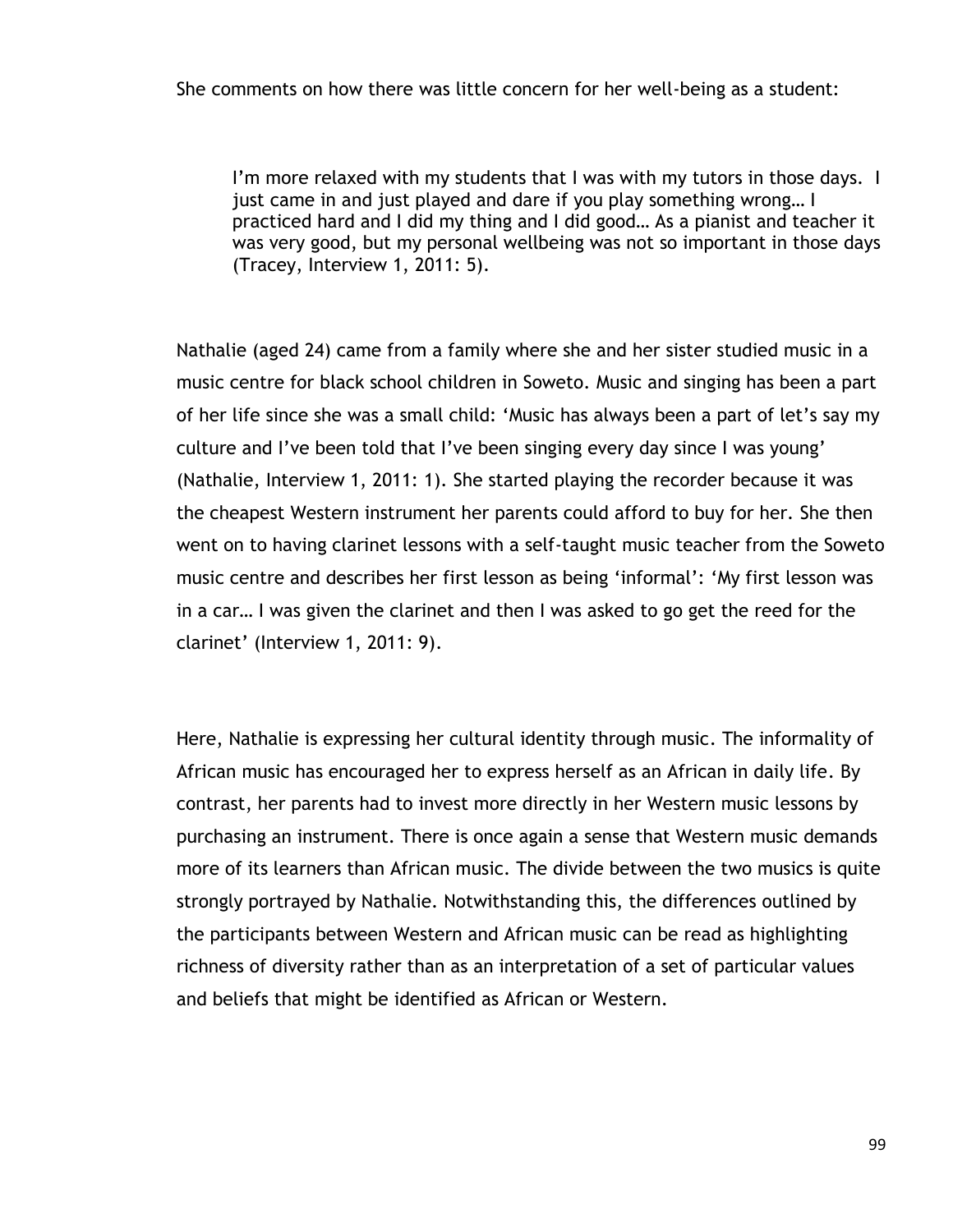She comments on how there was little concern for her well-being as a student:

> I'm more relaxed with my students that I was with my tutors in those days. I just came in and just played and dare if you play something wrong… I practiced hard and I did my thing and I did good… As a pianist and teacher it was very good, but my personal wellbeing was not so important in those days (Tracey, Interview 1, 2011: 5).

Nathalie (aged 24) came from a family where she and her sister studied music in a music centre for black school children in Soweto. Music and singing has been a part of her life since she was a small child: 'Music has always been a part of let's say my culture and I've been told that I've been singing every day since I was young' (Nathalie, Interview 1, 2011: 1). She started playing the recorder because it was the cheapest Western instrument her parents could afford to buy for her. She then went on to having clarinet lessons with a self-taught music teacher from the Soweto music centre and describes her first lesson as being 'informal': 'My first lesson was in a car… I was given the clarinet and then I was asked to go get the reed for the clarinet' (Interview 1, 2011: 9).

Here, Nathalie is expressing her cultural identity through music. The informality of African music has encouraged her to express herself as an African in daily life. By contrast, her parents had to invest more directly in her Western music lessons by purchasing an instrument. There is once again a sense that Western music demands more of its learners than African music. The divide between the two musics is quite strongly portrayed by Nathalie. Notwithstanding this, the differences outlined by the participants between Western and African music can be read as highlighting richness of diversity rather than as an interpretation of a set of particular values and beliefs that might be identified as African or Western.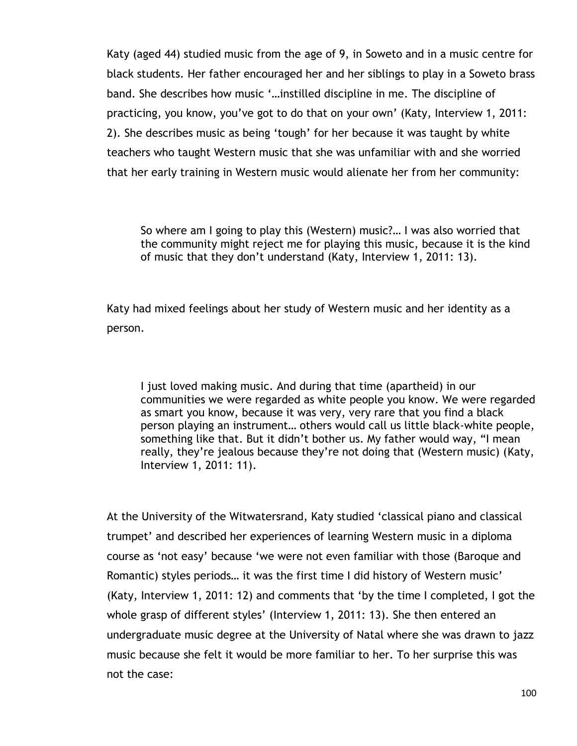Katy (aged 44) studied music from the age of 9, in Soweto and in a music centre for black students. Her father encouraged her and her siblings to play in a Soweto brass band. She describes how music '…instilled discipline in me. The discipline of practicing, you know, you've got to do that on your own' (Katy, Interview 1, 2011: 2). She describes music as being 'tough' for her because it was taught by white teachers who taught Western music that she was unfamiliar with and she worried that her early training in Western music would alienate her from her community:

> So where am I going to play this (Western) music?… I was also worried that the community might reject me for playing this music, because it is the kind of music that they don't understand (Katy, Interview 1, 2011: 13).

Katy had mixed feelings about her study of Western music and her identity as a person.

> I just loved making music. And during that time (apartheid) in our communities we were regarded as white people you know. We were regarded as smart you know, because it was very, very rare that you find a black person playing an instrument… others would call us little black-white people, something like that. But it didn't bother us. My father would way, "I mean really, they're jealous because they're not doing that (Western music) (Katy, Interview 1, 2011: 11).

At the University of the Witwatersrand, Katy studied 'classical piano and classical trumpet' and described her experiences of learning Western music in a diploma course as 'not easy' because 'we were not even familiar with those (Baroque and Romantic) styles periods… it was the first time I did history of Western music' (Katy, Interview 1, 2011: 12) and comments that 'by the time I completed, I got the whole grasp of different styles' (Interview 1, 2011: 13). She then entered an undergraduate music degree at the University of Natal where she was drawn to jazz music because she felt it would be more familiar to her. To her surprise this was not the case: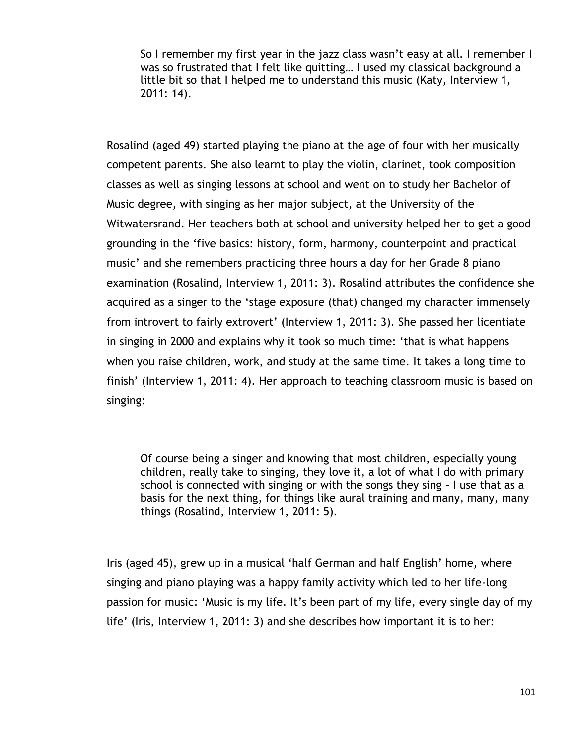> So I remember my first year in the jazz class wasn't easy at all. I remember I was so frustrated that I felt like quitting… I used my classical background a little bit so that I helped me to understand this music (Katy, Interview 1, 2011: 14).

Rosalind (aged 49) started playing the piano at the age of four with her musically competent parents. She also learnt to play the violin, clarinet, took composition classes as well as singing lessons at school and went on to study her Bachelor of Music degree, with singing as her major subject, at the University of the Witwatersrand. Her teachers both at school and university helped her to get a good grounding in the 'five basics: history, form, harmony, counterpoint and practical music' and she remembers practicing three hours a day for her Grade 8 piano examination (Rosalind, Interview 1, 2011: 3). Rosalind attributes the confidence she acquired as a singer to the 'stage exposure (that) changed my character immensely from introvert to fairly extrovert' (Interview 1, 2011: 3). She passed her licentiate in singing in 2000 and explains why it took so much time: 'that is what happens when you raise children, work, and study at the same time. It takes a long time to finish' (Interview 1, 2011: 4). Her approach to teaching classroom music is based on singing:

> Of course being a singer and knowing that most children, especially young children, really take to singing, they love it, a lot of what I do with primary school is connected with singing or with the songs they sing – I use that as a basis for the next thing, for things like aural training and many, many, many things (Rosalind, Interview 1, 2011: 5).

Iris (aged 45), grew up in a musical 'half German and half English' home, where singing and piano playing was a happy family activity which led to her life-long passion for music: 'Music is my life. It's been part of my life, every single day of my life' (Iris, Interview 1, 2011: 3) and she describes how important it is to her: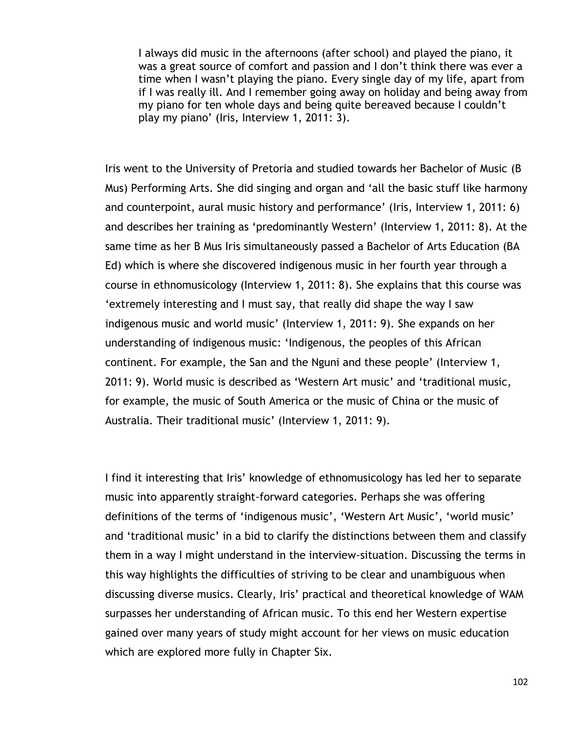> I always did music in the afternoons (after school) and played the piano, it was a great source of comfort and passion and I don't think there was ever a time when I wasn't playing the piano. Every single day of my life, apart from if I was really ill. And I remember going away on holiday and being away from my piano for ten whole days and being quite bereaved because I couldn't play my piano' (Iris, Interview 1, 2011: 3).

Iris went to the University of Pretoria and studied towards her Bachelor of Music (B Mus) Performing Arts. She did singing and organ and 'all the basic stuff like harmony and counterpoint, aural music history and performance' (Iris, Interview 1, 2011: 6) and describes her training as 'predominantly Western' (Interview 1, 2011: 8). At the same time as her B Mus Iris simultaneously passed a Bachelor of Arts Education (BA Ed) which is where she discovered indigenous music in her fourth year through a course in ethnomusicology (Interview 1, 2011: 8). She explains that this course was 'extremely interesting and I must say, that really did shape the way I saw indigenous music and world music' (Interview 1, 2011: 9). She expands on her understanding of indigenous music: 'Indigenous, the peoples of this African continent. For example, the San and the Nguni and these people' (Interview 1, 2011: 9). World music is described as 'Western Art music' and 'traditional music, for example, the music of South America or the music of China or the music of Australia. Their traditional music' (Interview 1, 2011: 9).

I find it interesting that Iris' knowledge of ethnomusicology has led her to separate music into apparently straight-forward categories. Perhaps she was offering definitions of the terms of 'indigenous music', 'Western Art Music', 'world music' and 'traditional music' in a bid to clarify the distinctions between them and classify them in a way I might understand in the interview-situation. Discussing the terms in this way highlights the difficulties of striving to be clear and unambiguous when discussing diverse musics. Clearly, Iris' practical and theoretical knowledge of WAM surpasses her understanding of African music. To this end her Western expertise gained over many years of study might account for her views on music education which are explored more fully in Chapter Six.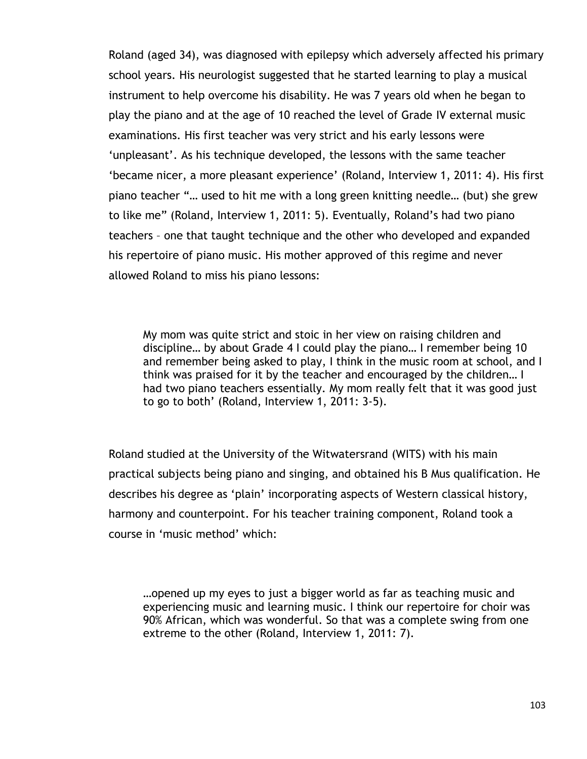Roland (aged 34), was diagnosed with epilepsy which adversely affected his primary school years. His neurologist suggested that he started learning to play a musical instrument to help overcome his disability. He was 7 years old when he began to play the piano and at the age of 10 reached the level of Grade IV external music examinations. His first teacher was very strict and his early lessons were 'unpleasant'. As his technique developed, the lessons with the same teacher 'became nicer, a more pleasant experience' (Roland, Interview 1, 2011: 4). His first piano teacher "… used to hit me with a long green knitting needle… (but) she grew to like me" (Roland, Interview 1, 2011: 5). Eventually, Roland's had two piano teachers – one that taught technique and the other who developed and expanded his repertoire of piano music. His mother approved of this regime and never allowed Roland to miss his piano lessons:

> My mom was quite strict and stoic in her view on raising children and discipline… by about Grade 4 I could play the piano… I remember being 10 and remember being asked to play, I think in the music room at school, and I think was praised for it by the teacher and encouraged by the children… I had two piano teachers essentially. My mom really felt that it was good just to go to both' (Roland, Interview 1, 2011: 3-5).

Roland studied at the University of the Witwatersrand (WITS) with his main practical subjects being piano and singing, and obtained his B Mus qualification. He describes his degree as 'plain' incorporating aspects of Western classical history, harmony and counterpoint. For his teacher training component, Roland took a course in 'music method' which:

> …opened up my eyes to just a bigger world as far as teaching music and experiencing music and learning music. I think our repertoire for choir was 90% African, which was wonderful. So that was a complete swing from one extreme to the other (Roland, Interview 1, 2011: 7).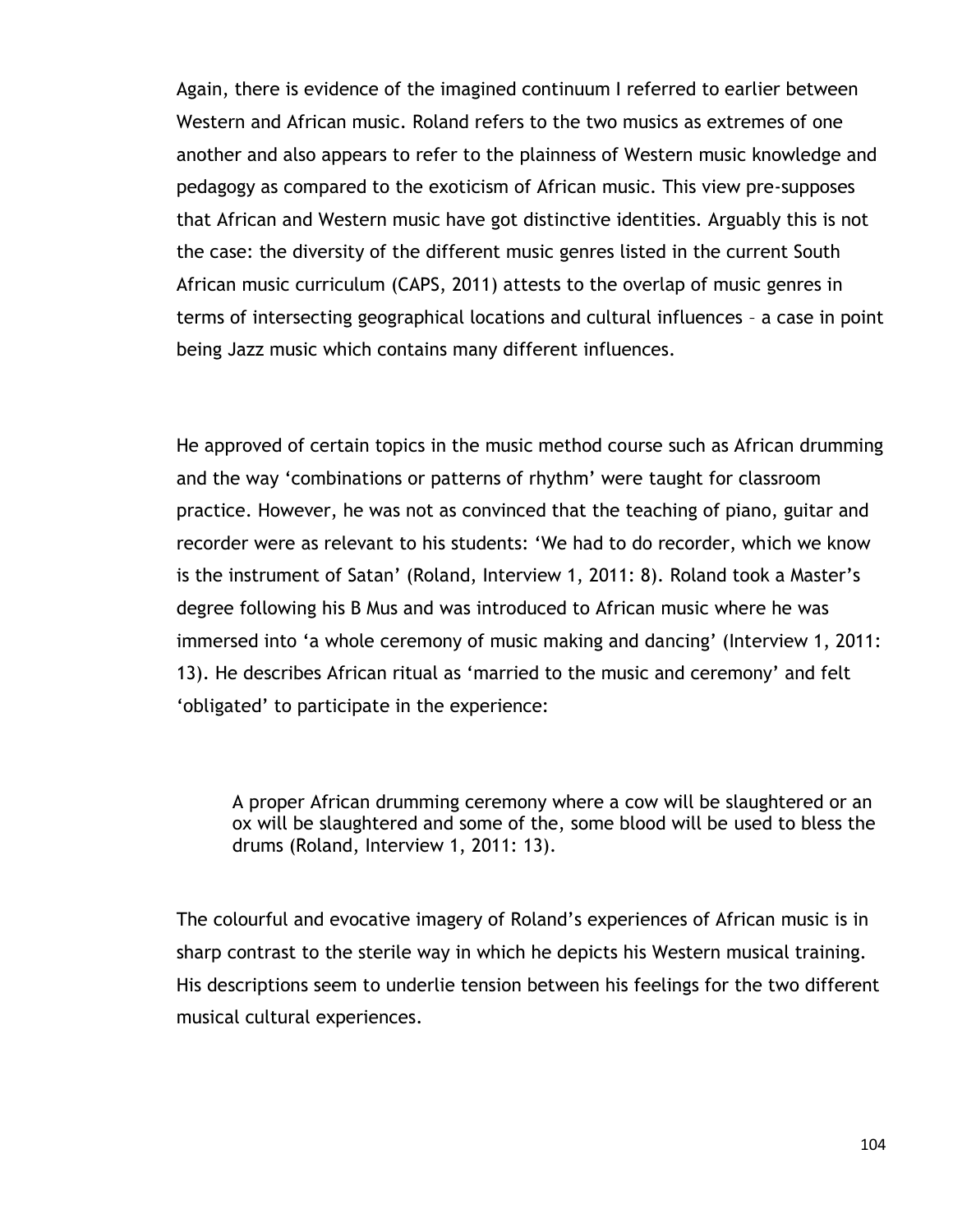Again, there is evidence of the imagined continuum I referred to earlier between Western and African music. Roland refers to the two musics as extremes of one another and also appears to refer to the plainness of Western music knowledge and pedagogy as compared to the exoticism of African music. This view pre-supposes that African and Western music have got distinctive identities. Arguably this is not the case: the diversity of the different music genres listed in the current South African music curriculum (CAPS, 2011) attests to the overlap of music genres in terms of intersecting geographical locations and cultural influences – a case in point being Jazz music which contains many different influences.

He approved of certain topics in the music method course such as African drumming and the way 'combinations or patterns of rhythm' were taught for classroom practice. However, he was not as convinced that the teaching of piano, guitar and recorder were as relevant to his students: 'We had to do recorder, which we know is the instrument of Satan' (Roland, Interview 1, 2011: 8). Roland took a Master's degree following his B Mus and was introduced to African music where he was immersed into 'a whole ceremony of music making and dancing' (Interview 1, 2011: 13). He describes African ritual as 'married to the music and ceremony' and felt 'obligated' to participate in the experience:

> A proper African drumming ceremony where a cow will be slaughtered or an ox will be slaughtered and some of the, some blood will be used to bless the drums (Roland, Interview 1, 2011: 13).

The colourful and evocative imagery of Roland's experiences of African music is in sharp contrast to the sterile way in which he depicts his Western musical training. His descriptions seem to underlie tension between his feelings for the two different musical cultural experiences.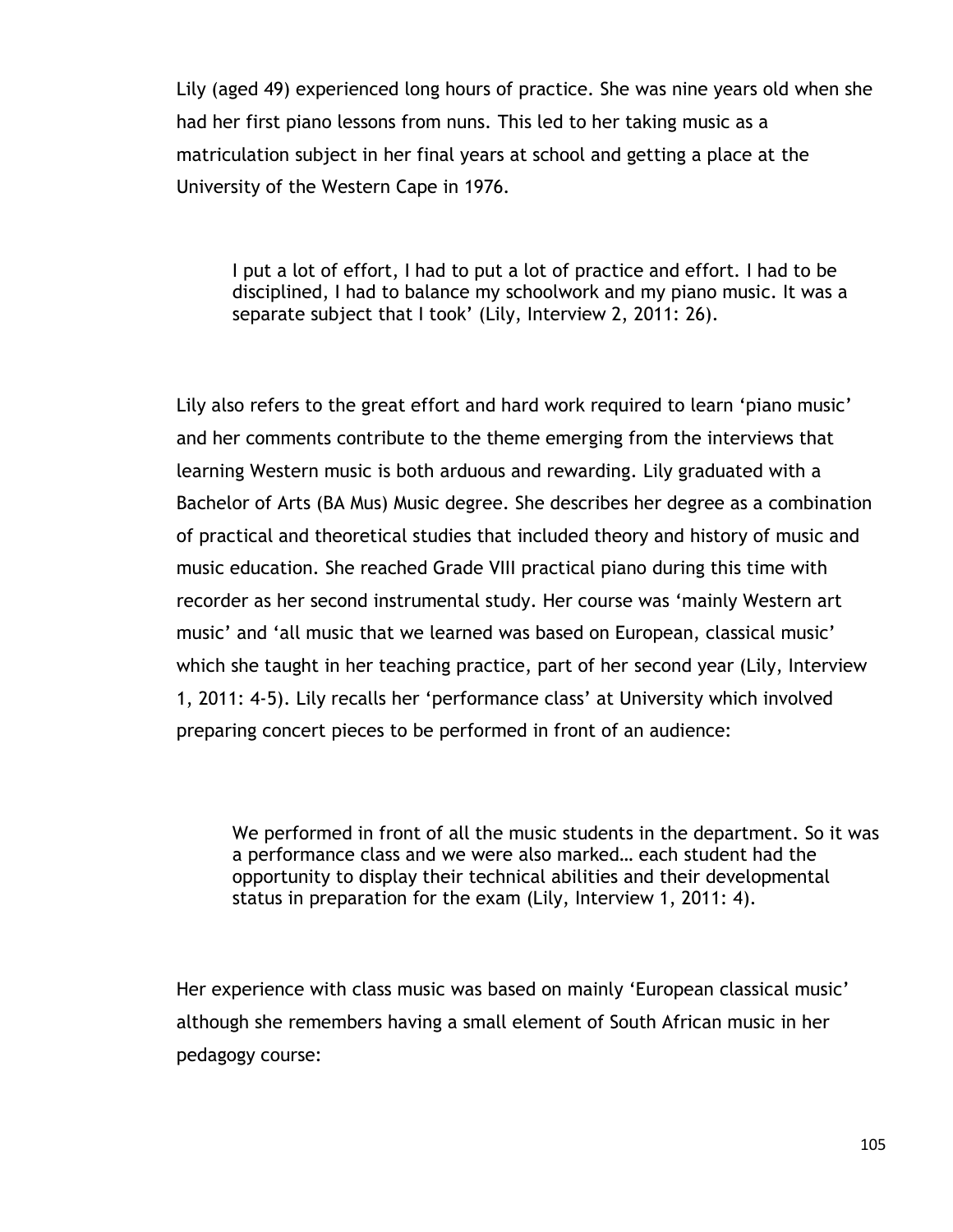Lily (aged 49) experienced long hours of practice. She was nine years old when she had her first piano lessons from nuns. This led to her taking music as a matriculation subject in her final years at school and getting a place at the University of the Western Cape in 1976.

> I put a lot of effort, I had to put a lot of practice and effort. I had to be disciplined, I had to balance my schoolwork and my piano music. It was a separate subject that I took' (Lily, Interview 2, 2011: 26).

Lily also refers to the great effort and hard work required to learn 'piano music' and her comments contribute to the theme emerging from the interviews that learning Western music is both arduous and rewarding. Lily graduated with a Bachelor of Arts (BA Mus) Music degree. She describes her degree as a combination of practical and theoretical studies that included theory and history of music and music education. She reached Grade VIII practical piano during this time with recorder as her second instrumental study. Her course was 'mainly Western art music' and 'all music that we learned was based on European, classical music' which she taught in her teaching practice, part of her second year (Lily, Interview 1, 2011: 4-5). Lily recalls her 'performance class' at University which involved preparing concert pieces to be performed in front of an audience:

> We performed in front of all the music students in the department. So it was a performance class and we were also marked… each student had the opportunity to display their technical abilities and their developmental status in preparation for the exam (Lily, Interview 1, 2011: 4).

Her experience with class music was based on mainly 'European classical music' although she remembers having a small element of South African music in her pedagogy course: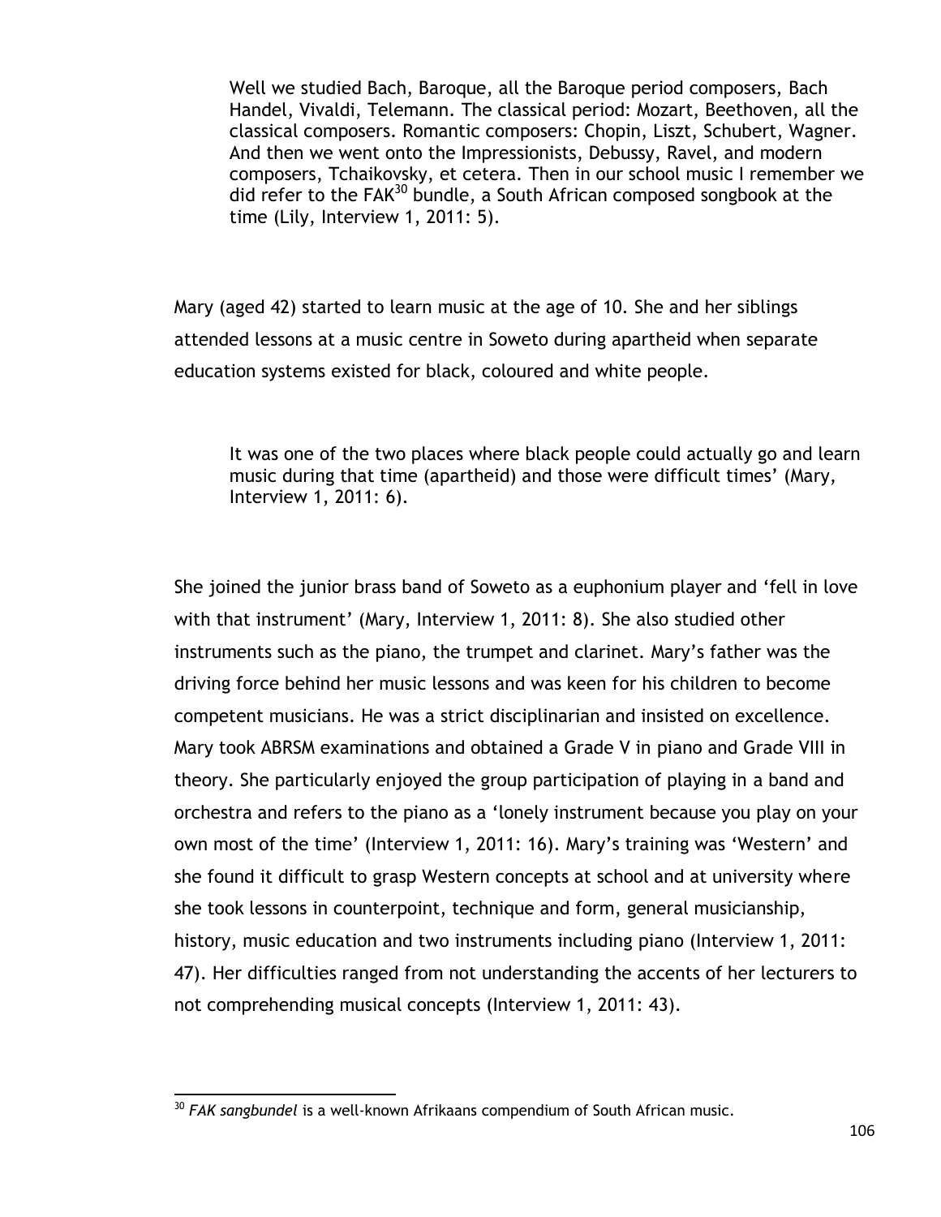> Well we studied Bach, Baroque, all the Baroque period composers, Bach Handel, Vivaldi, Telemann. The classical period: Mozart, Beethoven, all the classical composers. Romantic composers: Chopin, Liszt, Schubert, Wagner. And then we went onto the Impressionists, Debussy, Ravel, and modern composers, Tchaikovsky, et cetera. Then in our school music I remember we did refer to the FAK[30] bundle, a South African composed songbook at the time (Lily, Interview 1, 2011: 5).

Mary (aged 42) started to learn music at the age of 10. She and her siblings attended lessons at a music centre in Soweto during apartheid when separate education systems existed for black, coloured and white people.

> It was one of the two places where black people could actually go and learn music during that time (apartheid) and those were difficult times' (Mary, Interview 1, 2011: 6).

She joined the junior brass band of Soweto as a euphonium player and 'fell in love with that instrument' (Mary, Interview 1, 2011: 8). She also studied other instruments such as the piano, the trumpet and clarinet. Mary's father was the driving force behind her music lessons and was keen for his children to become competent musicians. He was a strict disciplinarian and insisted on excellence. Mary took ABRSM examinations and obtained a Grade V in piano and Grade VIII in theory. She particularly enjoyed the group participation of playing in a band and orchestra and refers to the piano as a 'lonely instrument because you play on your own most of the time' (Interview 1, 2011: 16). Mary's training was 'Western' and she found it difficult to grasp Western concepts at school and at university where she took lessons in counterpoint, technique and form, general musicianship, history, music education and two instruments including piano (Interview 1, 2011: 47). Her difficulties ranged from not understanding the accents of her lecturers to not comprehending musical concepts (Interview 1, 2011: 43).

---

[30] *FAK sangbundel* is a well-known Afrikaans compendium of South African music.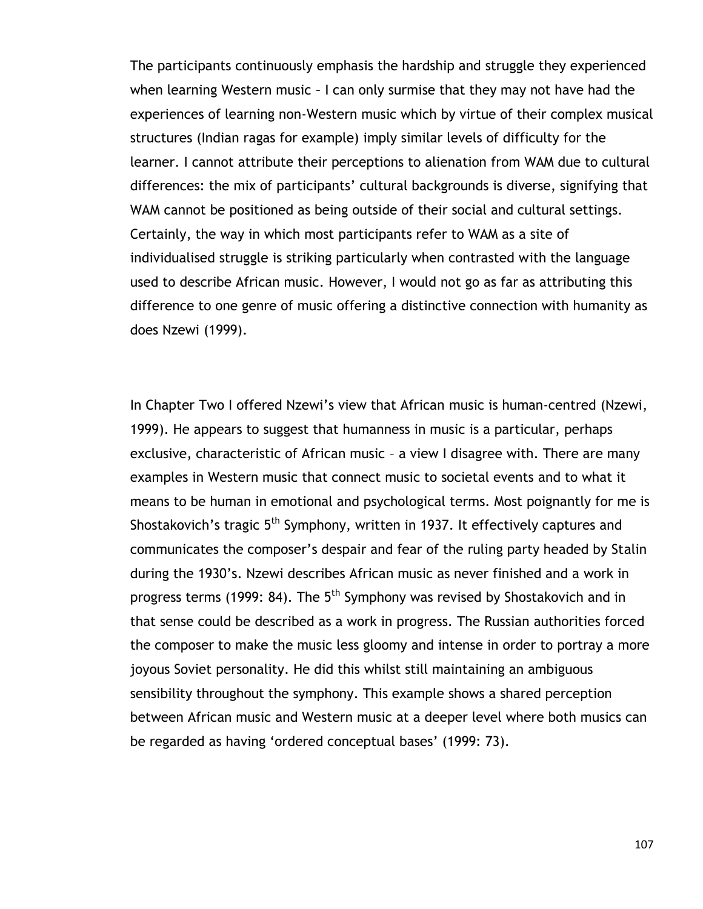The participants continuously emphasis the hardship and struggle they experienced when learning Western music – I can only surmise that they may not have had the experiences of learning non-Western music which by virtue of their complex musical structures (Indian ragas for example) imply similar levels of difficulty for the learner. I cannot attribute their perceptions to alienation from WAM due to cultural differences: the mix of participants' cultural backgrounds is diverse, signifying that WAM cannot be positioned as being outside of their social and cultural settings. Certainly, the way in which most participants refer to WAM as a site of individualised struggle is striking particularly when contrasted with the language used to describe African music. However, I would not go as far as attributing this difference to one genre of music offering a distinctive connection with humanity as does Nzewi (1999).

In Chapter Two I offered Nzewi's view that African music is human-centred (Nzewi, 1999). He appears to suggest that humanness in music is a particular, perhaps exclusive, characteristic of African music – a view I disagree with. There are many examples in Western music that connect music to societal events and to what it means to be human in emotional and psychological terms. Most poignantly for me is Shostakovich's tragic 5th Symphony, written in 1937. It effectively captures and communicates the composer's despair and fear of the ruling party headed by Stalin during the 1930's. Nzewi describes African music as never finished and a work in progress terms (1999: 84). The 5th Symphony was revised by Shostakovich and in that sense could be described as a work in progress. The Russian authorities forced the composer to make the music less gloomy and intense in order to portray a more joyous Soviet personality. He did this whilst still maintaining an ambiguous sensibility throughout the symphony. This example shows a shared perception between African music and Western music at a deeper level where both musics can be regarded as having 'ordered conceptual bases' (1999: 73).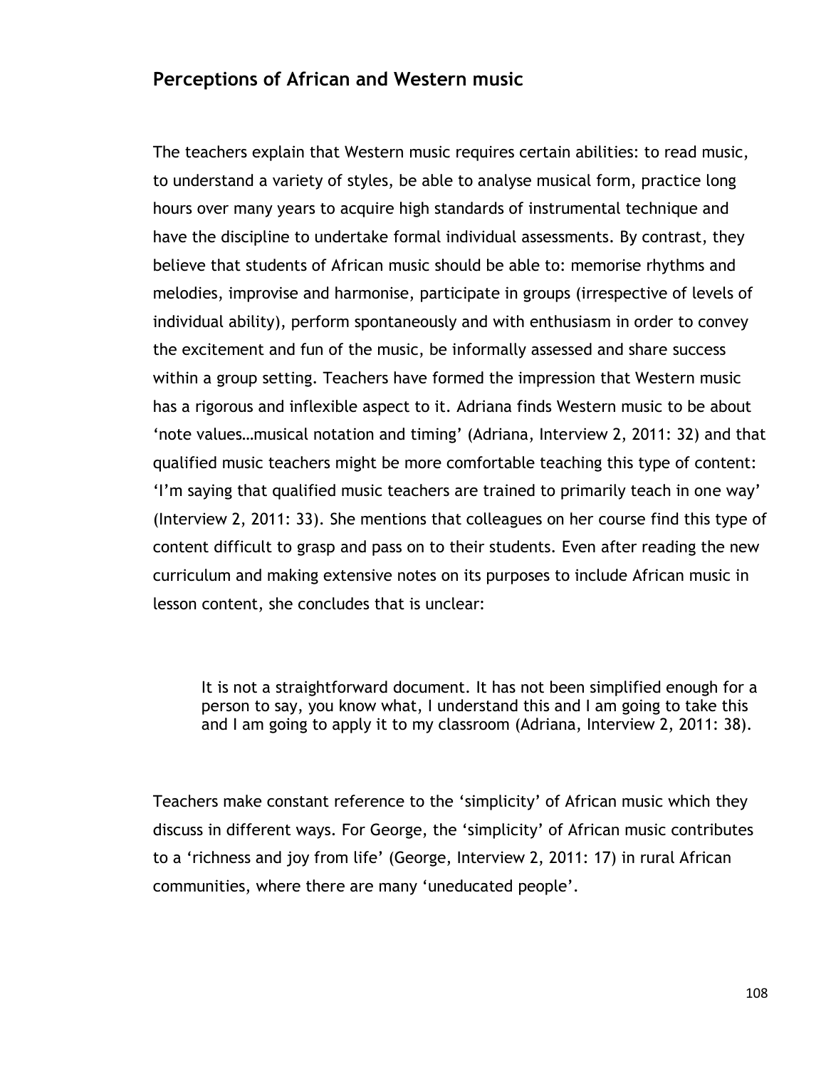## Perceptions of African and Western music

The teachers explain that Western music requires certain abilities: to read music, to understand a variety of styles, be able to analyse musical form, practice long hours over many years to acquire high standards of instrumental technique and have the discipline to undertake formal individual assessments. By contrast, they believe that students of African music should be able to: memorise rhythms and melodies, improvise and harmonise, participate in groups (irrespective of levels of individual ability), perform spontaneously and with enthusiasm in order to convey the excitement and fun of the music, be informally assessed and share success within a group setting. Teachers have formed the impression that Western music has a rigorous and inflexible aspect to it. Adriana finds Western music to be about 'note values…musical notation and timing' (Adriana, Interview 2, 2011: 32) and that qualified music teachers might be more comfortable teaching this type of content: 'I'm saying that qualified music teachers are trained to primarily teach in one way' (Interview 2, 2011: 33). She mentions that colleagues on her course find this type of content difficult to grasp and pass on to their students. Even after reading the new curriculum and making extensive notes on its purposes to include African music in lesson content, she concludes that is unclear:

> It is not a straightforward document. It has not been simplified enough for a person to say, you know what, I understand this and I am going to take this and I am going to apply it to my classroom (Adriana, Interview 2, 2011: 38).

Teachers make constant reference to the 'simplicity' of African music which they discuss in different ways. For George, the 'simplicity' of African music contributes to a 'richness and joy from life' (George, Interview 2, 2011: 17) in rural African communities, where there are many 'uneducated people'.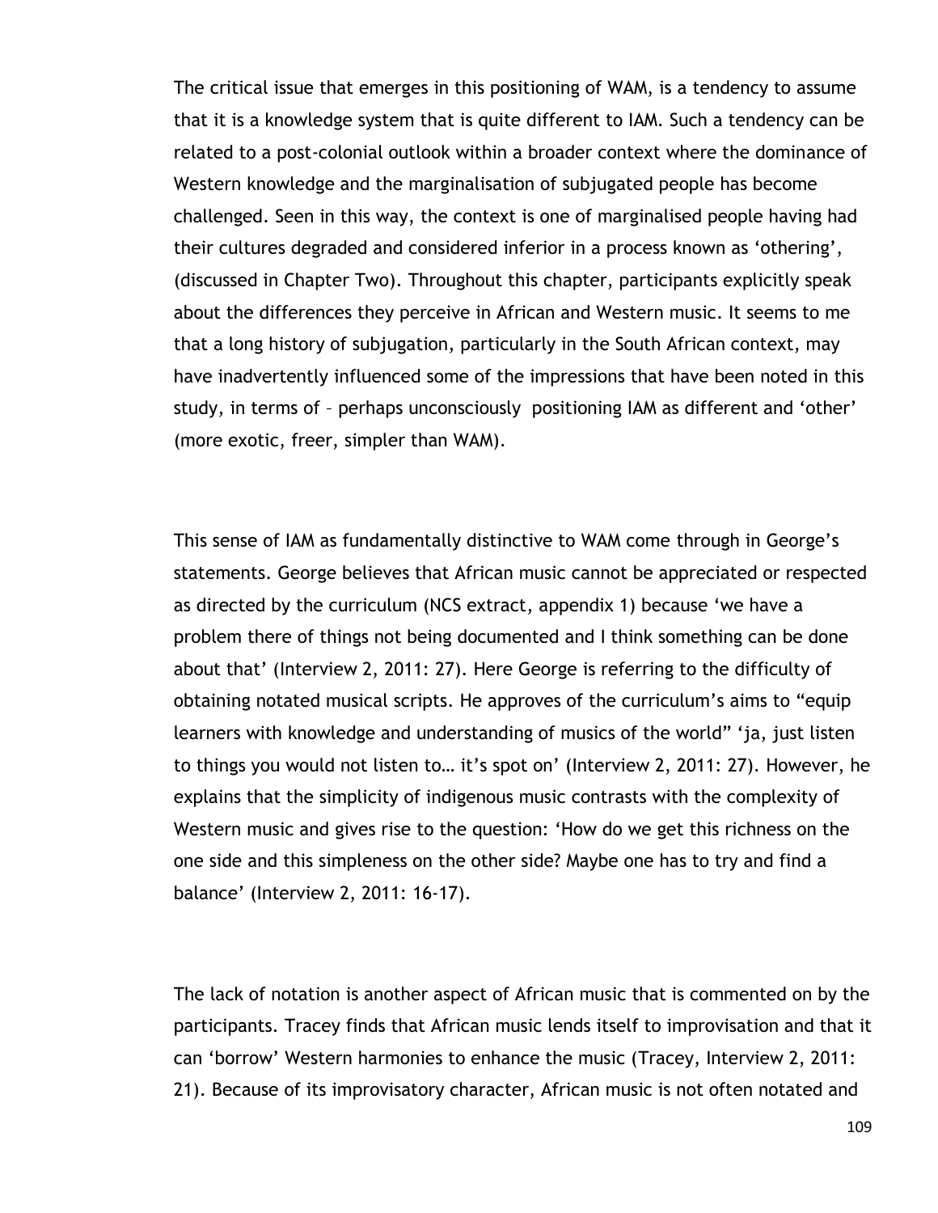The critical issue that emerges in this positioning of WAM, is a tendency to assume that it is a knowledge system that is quite different to IAM. Such a tendency can be related to a post-colonial outlook within a broader context where the dominance of Western knowledge and the marginalisation of subjugated people has become challenged. Seen in this way, the context is one of marginalised people having had their cultures degraded and considered inferior in a process known as 'othering', (discussed in Chapter Two). Throughout this chapter, participants explicitly speak about the differences they perceive in African and Western music. It seems to me that a long history of subjugation, particularly in the South African context, may have inadvertently influenced some of the impressions that have been noted in this study, in terms of – perhaps unconsciously  positioning IAM as different and 'other' (more exotic, freer, simpler than WAM).

This sense of IAM as fundamentally distinctive to WAM come through in George's statements. George believes that African music cannot be appreciated or respected as directed by the curriculum (NCS extract, appendix 1) because 'we have a problem there of things not being documented and I think something can be done about that' (Interview 2, 2011: 27). Here George is referring to the difficulty of obtaining notated musical scripts. He approves of the curriculum's aims to "equip learners with knowledge and understanding of musics of the world" 'ja, just listen to things you would not listen to… it's spot on' (Interview 2, 2011: 27). However, he explains that the simplicity of indigenous music contrasts with the complexity of Western music and gives rise to the question: 'How do we get this richness on the one side and this simpleness on the other side? Maybe one has to try and find a balance' (Interview 2, 2011: 16-17).

The lack of notation is another aspect of African music that is commented on by the participants. Tracey finds that African music lends itself to improvisation and that it can 'borrow' Western harmonies to enhance the music (Tracey, Interview 2, 2011: 21). Because of its improvisatory character, African music is not often notated and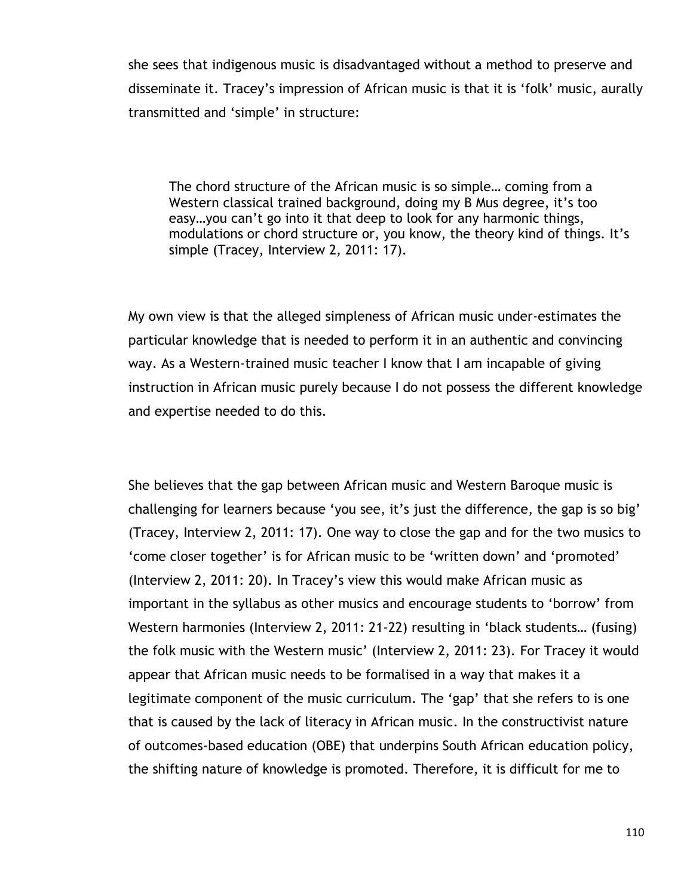she sees that indigenous music is disadvantaged without a method to preserve and disseminate it. Tracey's impression of African music is that it is 'folk' music, aurally transmitted and 'simple' in structure:

> The chord structure of the African music is so simple… coming from a Western classical trained background, doing my B Mus degree, it's too easy…you can't go into it that deep to look for any harmonic things, modulations or chord structure or, you know, the theory kind of things. It's simple (Tracey, Interview 2, 2011: 17).

My own view is that the alleged simpleness of African music under-estimates the particular knowledge that is needed to perform it in an authentic and convincing way. As a Western-trained music teacher I know that I am incapable of giving instruction in African music purely because I do not possess the different knowledge and expertise needed to do this.

She believes that the gap between African music and Western Baroque music is challenging for learners because 'you see, it's just the difference, the gap is so big' (Tracey, Interview 2, 2011: 17). One way to close the gap and for the two musics to 'come closer together' is for African music to be 'written down' and 'promoted' (Interview 2, 2011: 20). In Tracey's view this would make African music as important in the syllabus as other musics and encourage students to 'borrow' from Western harmonies (Interview 2, 2011: 21-22) resulting in 'black students… (fusing) the folk music with the Western music' (Interview 2, 2011: 23). For Tracey it would appear that African music needs to be formalised in a way that makes it a legitimate component of the music curriculum. The 'gap' that she refers to is one that is caused by the lack of literacy in African music. In the constructivist nature of outcomes-based education (OBE) that underpins South African education policy, the shifting nature of knowledge is promoted. Therefore, it is difficult for me to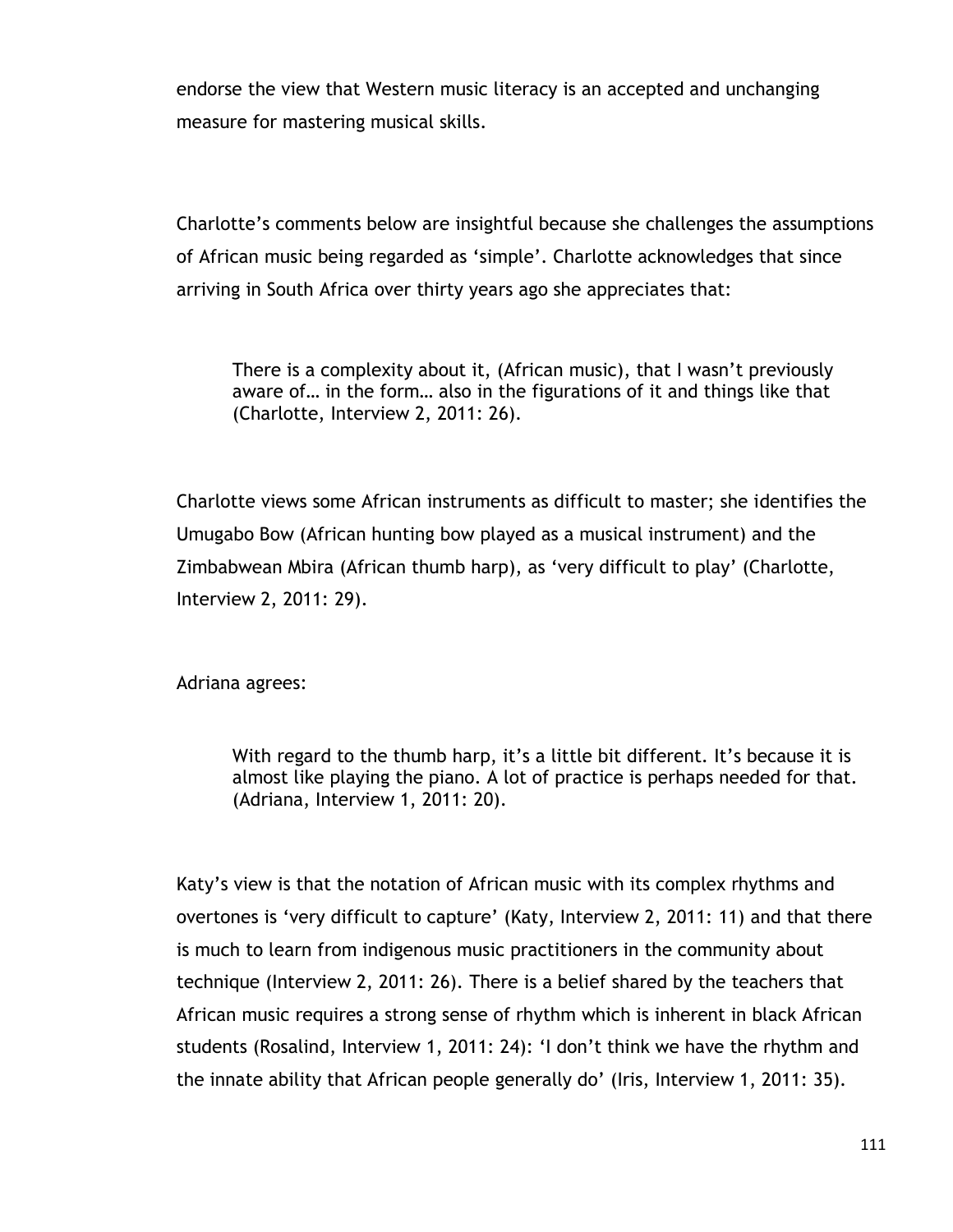endorse the view that Western music literacy is an accepted and unchanging measure for mastering musical skills.

Charlotte's comments below are insightful because she challenges the assumptions of African music being regarded as 'simple'. Charlotte acknowledges that since arriving in South Africa over thirty years ago she appreciates that:

> There is a complexity about it, (African music), that I wasn't previously aware of… in the form… also in the figurations of it and things like that (Charlotte, Interview 2, 2011: 26).

Charlotte views some African instruments as difficult to master; she identifies the Umugabo Bow (African hunting bow played as a musical instrument) and the Zimbabwean Mbira (African thumb harp), as 'very difficult to play' (Charlotte, Interview 2, 2011: 29).

Adriana agrees:

> With regard to the thumb harp, it's a little bit different. It's because it is almost like playing the piano. A lot of practice is perhaps needed for that. (Adriana, Interview 1, 2011: 20).

Katy's view is that the notation of African music with its complex rhythms and overtones is 'very difficult to capture' (Katy, Interview 2, 2011: 11) and that there is much to learn from indigenous music practitioners in the community about technique (Interview 2, 2011: 26). There is a belief shared by the teachers that African music requires a strong sense of rhythm which is inherent in black African students (Rosalind, Interview 1, 2011: 24): 'I don't think we have the rhythm and the innate ability that African people generally do' (Iris, Interview 1, 2011: 35).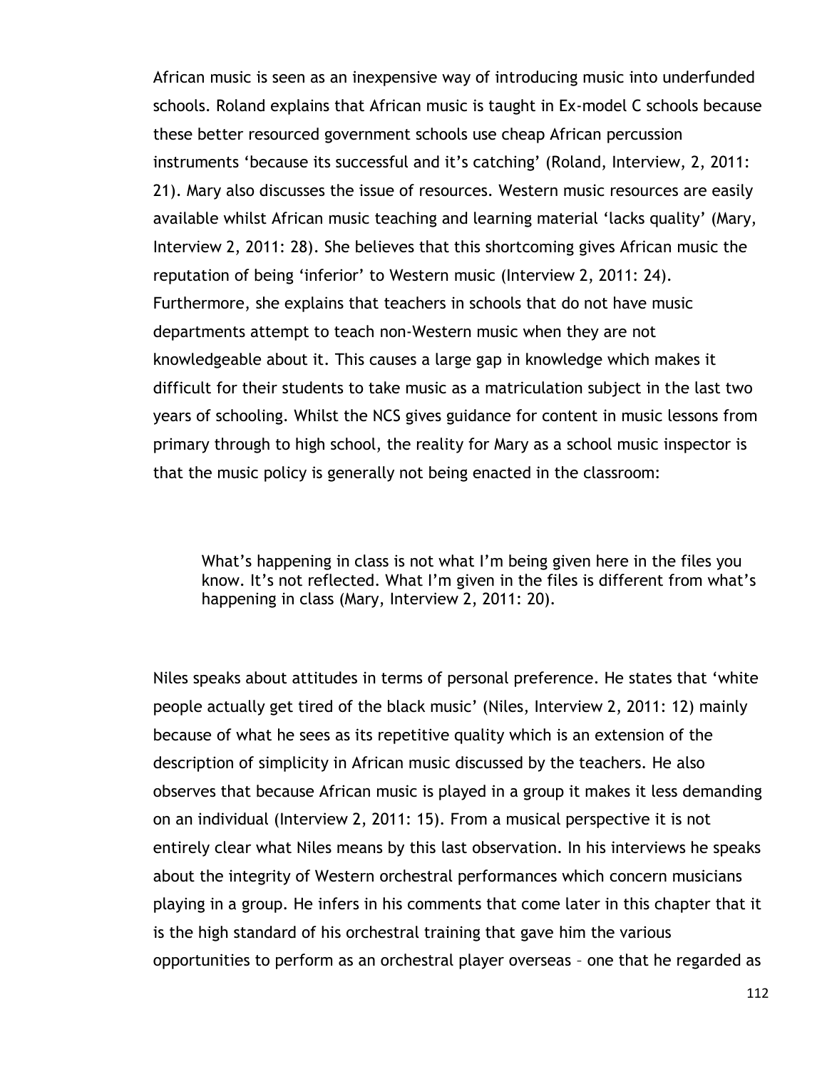African music is seen as an inexpensive way of introducing music into underfunded schools. Roland explains that African music is taught in Ex-model C schools because these better resourced government schools use cheap African percussion instruments 'because its successful and it's catching' (Roland, Interview, 2, 2011: 21). Mary also discusses the issue of resources. Western music resources are easily available whilst African music teaching and learning material 'lacks quality' (Mary, Interview 2, 2011: 28). She believes that this shortcoming gives African music the reputation of being 'inferior' to Western music (Interview 2, 2011: 24). Furthermore, she explains that teachers in schools that do not have music departments attempt to teach non-Western music when they are not knowledgeable about it. This causes a large gap in knowledge which makes it difficult for their students to take music as a matriculation subject in the last two years of schooling. Whilst the NCS gives guidance for content in music lessons from primary through to high school, the reality for Mary as a school music inspector is that the music policy is generally not being enacted in the classroom:

> What's happening in class is not what I'm being given here in the files you know. It's not reflected. What I'm given in the files is different from what's happening in class (Mary, Interview 2, 2011: 20).

Niles speaks about attitudes in terms of personal preference. He states that 'white people actually get tired of the black music' (Niles, Interview 2, 2011: 12) mainly because of what he sees as its repetitive quality which is an extension of the description of simplicity in African music discussed by the teachers. He also observes that because African music is played in a group it makes it less demanding on an individual (Interview 2, 2011: 15). From a musical perspective it is not entirely clear what Niles means by this last observation. In his interviews he speaks about the integrity of Western orchestral performances which concern musicians playing in a group. He infers in his comments that come later in this chapter that it is the high standard of his orchestral training that gave him the various opportunities to perform as an orchestral player overseas – one that he regarded as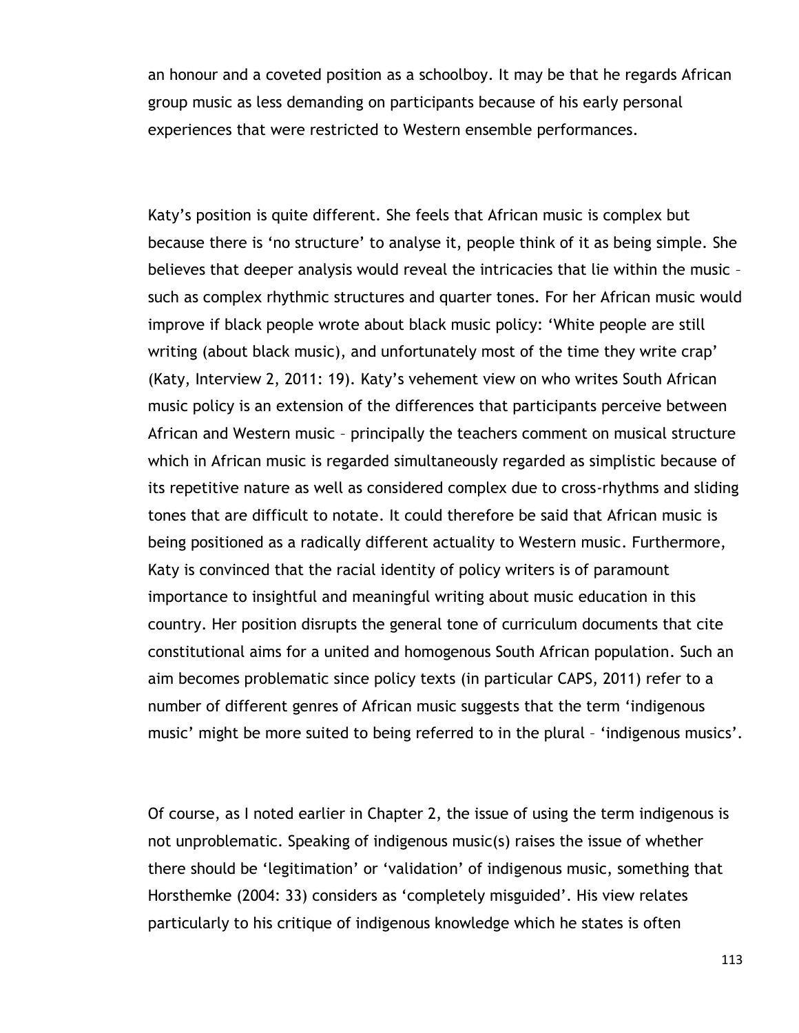an honour and a coveted position as a schoolboy. It may be that he regards African group music as less demanding on participants because of his early personal experiences that were restricted to Western ensemble performances.

Katy's position is quite different. She feels that African music is complex but because there is 'no structure' to analyse it, people think of it as being simple. She believes that deeper analysis would reveal the intricacies that lie within the music – such as complex rhythmic structures and quarter tones. For her African music would improve if black people wrote about black music policy: 'White people are still writing (about black music), and unfortunately most of the time they write crap' (Katy, Interview 2, 2011: 19). Katy's vehement view on who writes South African music policy is an extension of the differences that participants perceive between African and Western music – principally the teachers comment on musical structure which in African music is regarded simultaneously regarded as simplistic because of its repetitive nature as well as considered complex due to cross-rhythms and sliding tones that are difficult to notate. It could therefore be said that African music is being positioned as a radically different actuality to Western music. Furthermore, Katy is convinced that the racial identity of policy writers is of paramount importance to insightful and meaningful writing about music education in this country. Her position disrupts the general tone of curriculum documents that cite constitutional aims for a united and homogenous South African population. Such an aim becomes problematic since policy texts (in particular CAPS, 2011) refer to a number of different genres of African music suggests that the term 'indigenous music' might be more suited to being referred to in the plural – 'indigenous musics'.

Of course, as I noted earlier in Chapter 2, the issue of using the term indigenous is not unproblematic. Speaking of indigenous music(s) raises the issue of whether there should be 'legitimation' or 'validation' of indigenous music, something that Horsthemke (2004: 33) considers as 'completely misguided'. His view relates particularly to his critique of indigenous knowledge which he states is often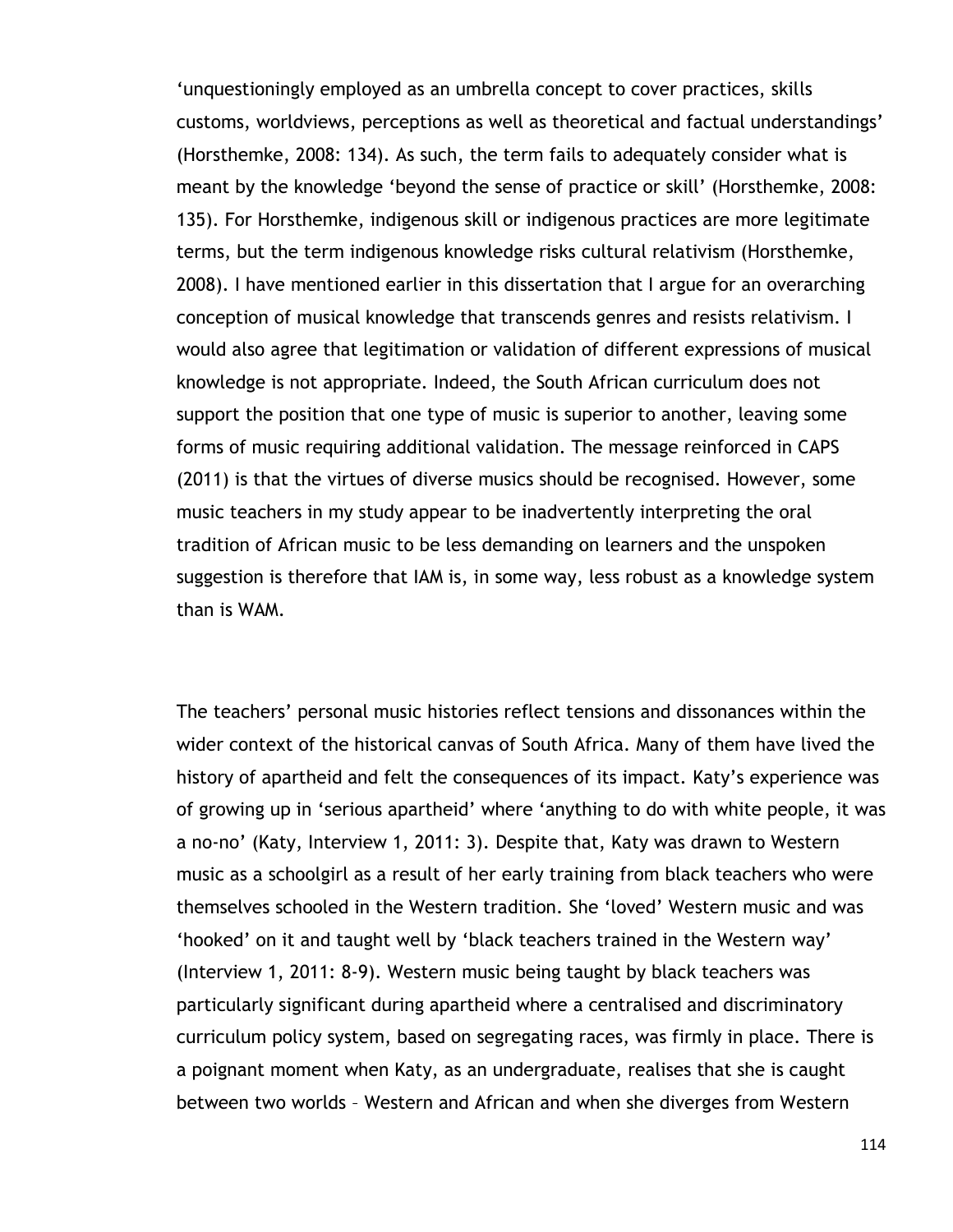‘unquestioningly employed as an umbrella concept to cover practices, skills customs, worldviews, perceptions as well as theoretical and factual understandings’ (Horsthemke, 2008: 134). As such, the term fails to adequately consider what is meant by the knowledge ‘beyond the sense of practice or skill’ (Horsthemke, 2008: 135). For Horsthemke, indigenous skill or indigenous practices are more legitimate terms, but the term indigenous knowledge risks cultural relativism (Horsthemke, 2008). I have mentioned earlier in this dissertation that I argue for an overarching conception of musical knowledge that transcends genres and resists relativism. I would also agree that legitimation or validation of different expressions of musical knowledge is not appropriate. Indeed, the South African curriculum does not support the position that one type of music is superior to another, leaving some forms of music requiring additional validation. The message reinforced in CAPS (2011) is that the virtues of diverse musics should be recognised. However, some music teachers in my study appear to be inadvertently interpreting the oral tradition of African music to be less demanding on learners and the unspoken suggestion is therefore that IAM is, in some way, less robust as a knowledge system than is WAM.

The teachers’ personal music histories reflect tensions and dissonances within the wider context of the historical canvas of South Africa. Many of them have lived the history of apartheid and felt the consequences of its impact. Katy’s experience was of growing up in ‘serious apartheid’ where ‘anything to do with white people, it was a no-no’ (Katy, Interview 1, 2011: 3). Despite that, Katy was drawn to Western music as a schoolgirl as a result of her early training from black teachers who were themselves schooled in the Western tradition. She ‘loved’ Western music and was ‘hooked’ on it and taught well by ‘black teachers trained in the Western way’ (Interview 1, 2011: 8-9). Western music being taught by black teachers was particularly significant during apartheid where a centralised and discriminatory curriculum policy system, based on segregating races, was firmly in place. There is a poignant moment when Katy, as an undergraduate, realises that she is caught between two worlds – Western and African and when she diverges from Western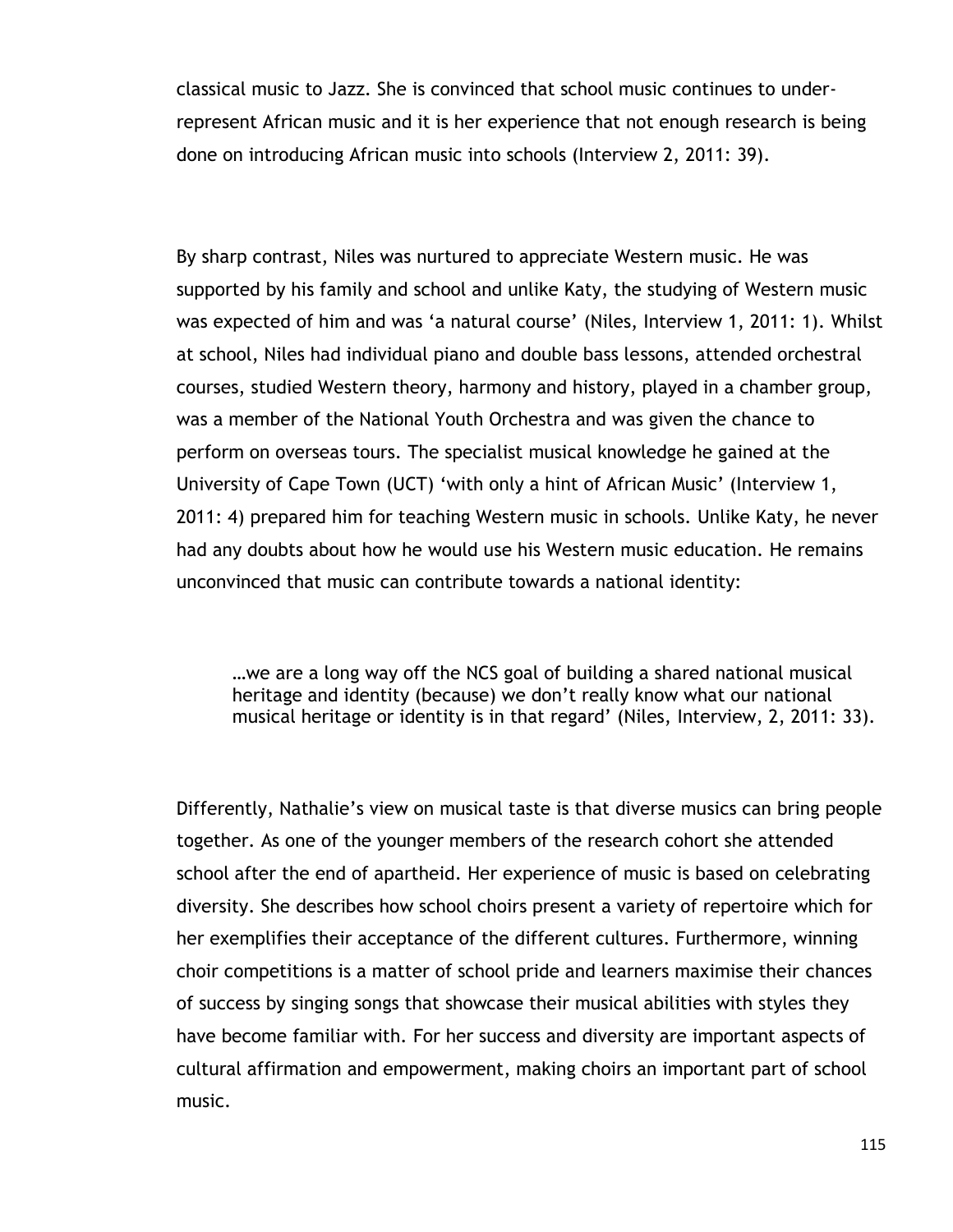classical music to Jazz. She is convinced that school music continues to under-represent African music and it is her experience that not enough research is being done on introducing African music into schools (Interview 2, 2011: 39).

By sharp contrast, Niles was nurtured to appreciate Western music. He was supported by his family and school and unlike Katy, the studying of Western music was expected of him and was 'a natural course' (Niles, Interview 1, 2011: 1). Whilst at school, Niles had individual piano and double bass lessons, attended orchestral courses, studied Western theory, harmony and history, played in a chamber group, was a member of the National Youth Orchestra and was given the chance to perform on overseas tours. The specialist musical knowledge he gained at the University of Cape Town (UCT) 'with only a hint of African Music' (Interview 1, 2011: 4) prepared him for teaching Western music in schools. Unlike Katy, he never had any doubts about how he would use his Western music education. He remains unconvinced that music can contribute towards a national identity:

> …we are a long way off the NCS goal of building a shared national musical heritage and identity (because) we don't really know what our national musical heritage or identity is in that regard' (Niles, Interview, 2, 2011: 33).

Differently, Nathalie's view on musical taste is that diverse musics can bring people together. As one of the younger members of the research cohort she attended school after the end of apartheid. Her experience of music is based on celebrating diversity. She describes how school choirs present a variety of repertoire which for her exemplifies their acceptance of the different cultures. Furthermore, winning choir competitions is a matter of school pride and learners maximise their chances of success by singing songs that showcase their musical abilities with styles they have become familiar with. For her success and diversity are important aspects of cultural affirmation and empowerment, making choirs an important part of school music.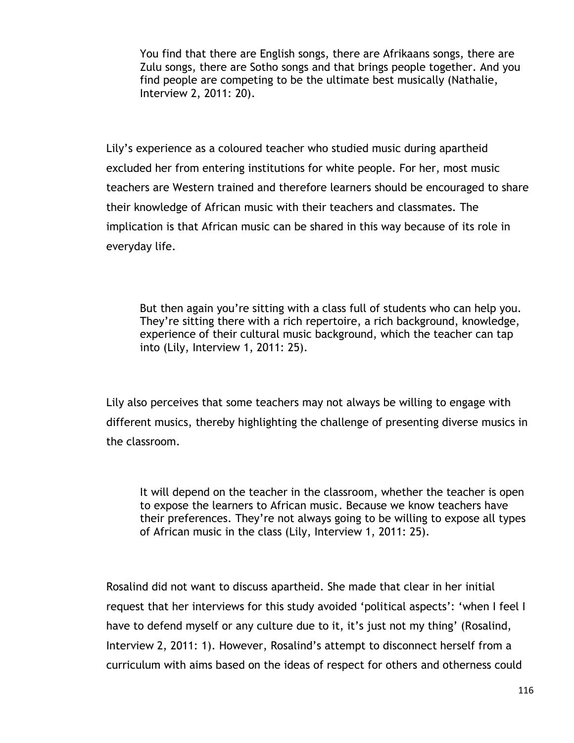> You find that there are English songs, there are Afrikaans songs, there are Zulu songs, there are Sotho songs and that brings people together. And you find people are competing to be the ultimate best musically (Nathalie, Interview 2, 2011: 20).

Lily's experience as a coloured teacher who studied music during apartheid excluded her from entering institutions for white people. For her, most music teachers are Western trained and therefore learners should be encouraged to share their knowledge of African music with their teachers and classmates. The implication is that African music can be shared in this way because of its role in everyday life.

> But then again you're sitting with a class full of students who can help you. They're sitting there with a rich repertoire, a rich background, knowledge, experience of their cultural music background, which the teacher can tap into (Lily, Interview 1, 2011: 25).

Lily also perceives that some teachers may not always be willing to engage with different musics, thereby highlighting the challenge of presenting diverse musics in the classroom.

> It will depend on the teacher in the classroom, whether the teacher is open to expose the learners to African music. Because we know teachers have their preferences. They're not always going to be willing to expose all types of African music in the class (Lily, Interview 1, 2011: 25).

Rosalind did not want to discuss apartheid. She made that clear in her initial request that her interviews for this study avoided 'political aspects': 'when I feel I have to defend myself or any culture due to it, it's just not my thing' (Rosalind, Interview 2, 2011: 1). However, Rosalind's attempt to disconnect herself from a curriculum with aims based on the ideas of respect for others and otherness could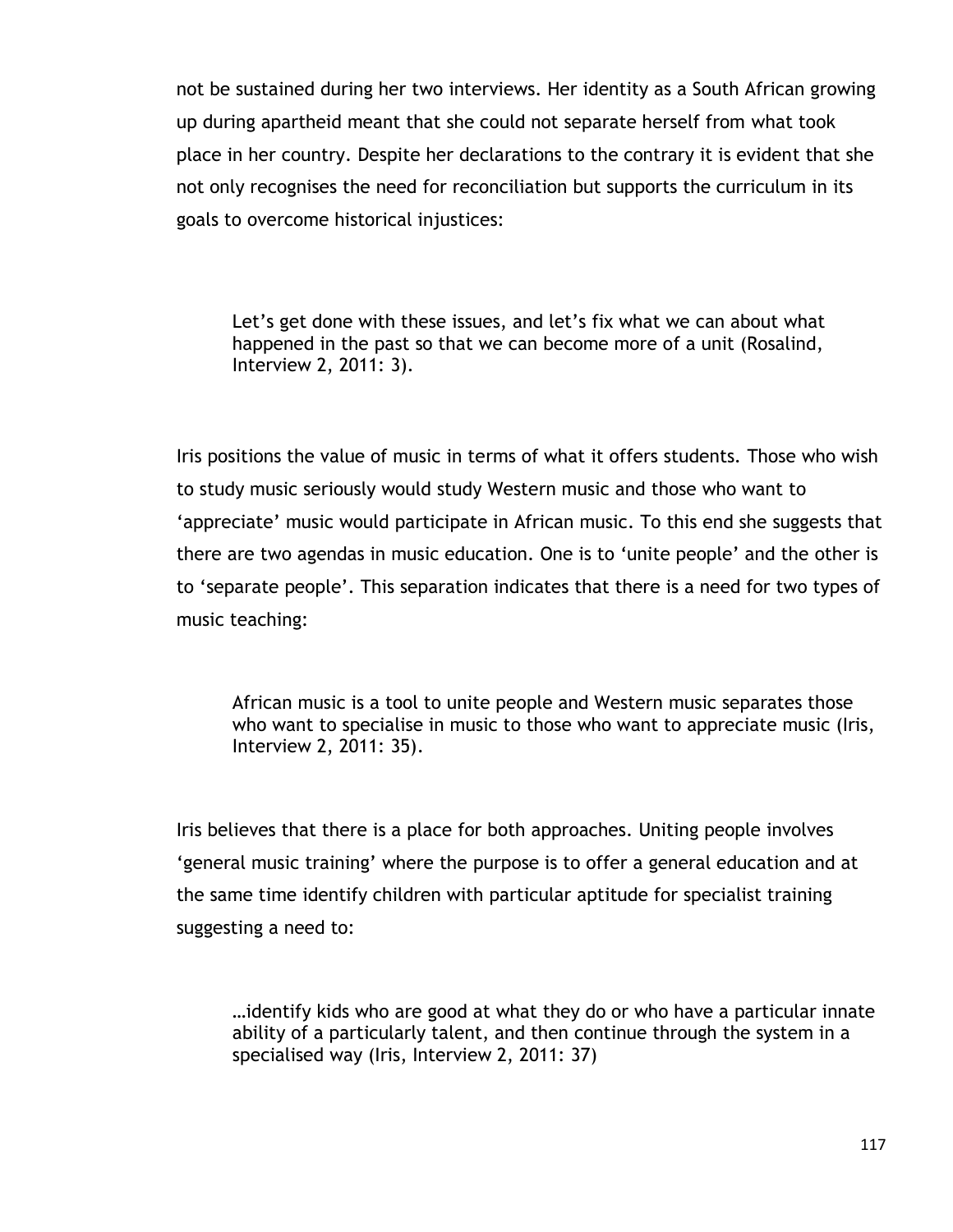not be sustained during her two interviews. Her identity as a South African growing up during apartheid meant that she could not separate herself from what took place in her country. Despite her declarations to the contrary it is evident that she not only recognises the need for reconciliation but supports the curriculum in its goals to overcome historical injustices:

> Let's get done with these issues, and let's fix what we can about what happened in the past so that we can become more of a unit (Rosalind, Interview 2, 2011: 3).

Iris positions the value of music in terms of what it offers students. Those who wish to study music seriously would study Western music and those who want to 'appreciate' music would participate in African music. To this end she suggests that there are two agendas in music education. One is to 'unite people' and the other is to 'separate people'. This separation indicates that there is a need for two types of music teaching:

> African music is a tool to unite people and Western music separates those who want to specialise in music to those who want to appreciate music (Iris, Interview 2, 2011: 35).

Iris believes that there is a place for both approaches. Uniting people involves 'general music training' where the purpose is to offer a general education and at the same time identify children with particular aptitude for specialist training suggesting a need to:

> …identify kids who are good at what they do or who have a particular innate ability of a particularly talent, and then continue through the system in a specialised way (Iris, Interview 2, 2011: 37)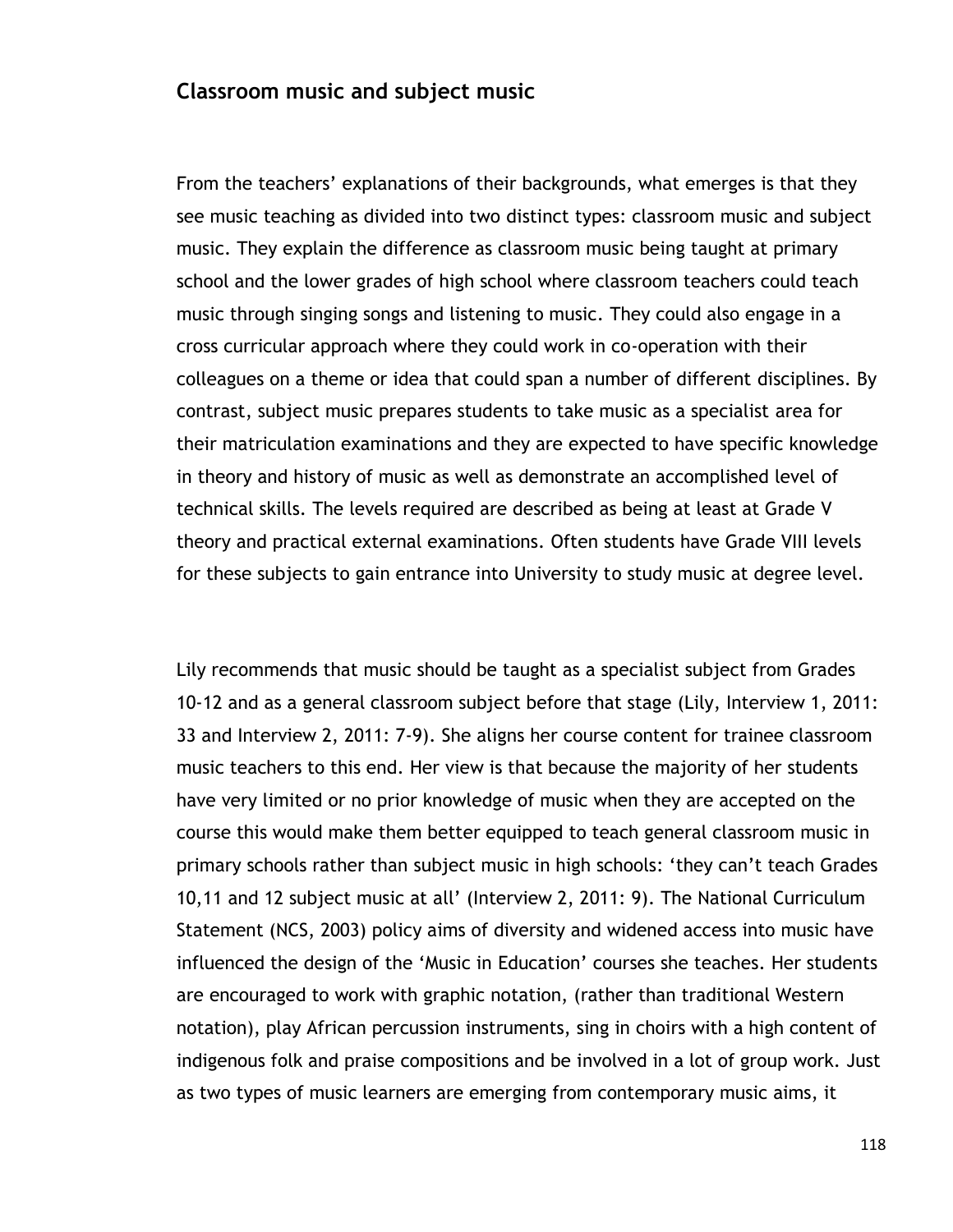## Classroom music and subject music

From the teachers' explanations of their backgrounds, what emerges is that they see music teaching as divided into two distinct types: classroom music and subject music. They explain the difference as classroom music being taught at primary school and the lower grades of high school where classroom teachers could teach music through singing songs and listening to music. They could also engage in a cross curricular approach where they could work in co-operation with their colleagues on a theme or idea that could span a number of different disciplines. By contrast, subject music prepares students to take music as a specialist area for their matriculation examinations and they are expected to have specific knowledge in theory and history of music as well as demonstrate an accomplished level of technical skills. The levels required are described as being at least at Grade V theory and practical external examinations. Often students have Grade VIII levels for these subjects to gain entrance into University to study music at degree level.

Lily recommends that music should be taught as a specialist subject from Grades 10-12 and as a general classroom subject before that stage (Lily, Interview 1, 2011: 33 and Interview 2, 2011: 7-9). She aligns her course content for trainee classroom music teachers to this end. Her view is that because the majority of her students have very limited or no prior knowledge of music when they are accepted on the course this would make them better equipped to teach general classroom music in primary schools rather than subject music in high schools: 'they can't teach Grades 10,11 and 12 subject music at all' (Interview 2, 2011: 9). The National Curriculum Statement (NCS, 2003) policy aims of diversity and widened access into music have influenced the design of the 'Music in Education' courses she teaches. Her students are encouraged to work with graphic notation, (rather than traditional Western notation), play African percussion instruments, sing in choirs with a high content of indigenous folk and praise compositions and be involved in a lot of group work. Just as two types of music learners are emerging from contemporary music aims, it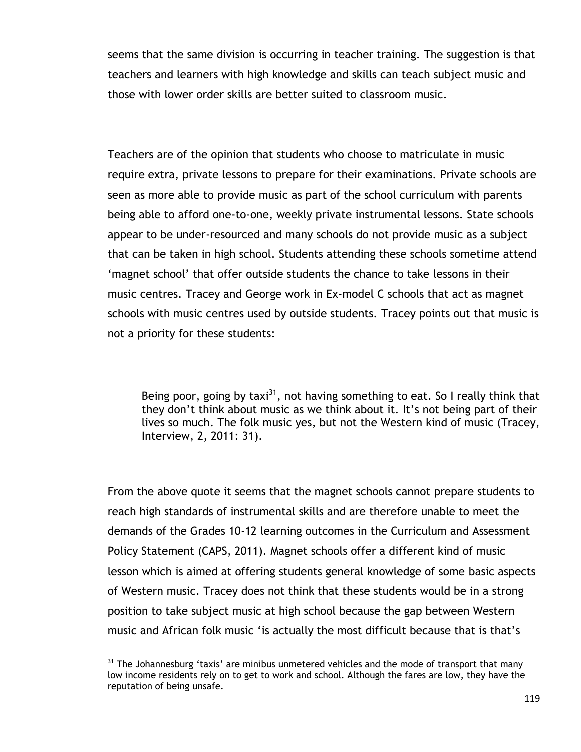seems that the same division is occurring in teacher training. The suggestion is that teachers and learners with high knowledge and skills can teach subject music and those with lower order skills are better suited to classroom music.

Teachers are of the opinion that students who choose to matriculate in music require extra, private lessons to prepare for their examinations. Private schools are seen as more able to provide music as part of the school curriculum with parents being able to afford one-to-one, weekly private instrumental lessons. State schools appear to be under-resourced and many schools do not provide music as a subject that can be taken in high school. Students attending these schools sometime attend 'magnet school' that offer outside students the chance to take lessons in their music centres. Tracey and George work in Ex-model C schools that act as magnet schools with music centres used by outside students. Tracey points out that music is not a priority for these students:

> Being poor, going by taxi[31], not having something to eat. So I really think that they don't think about music as we think about it. It's not being part of their lives so much. The folk music yes, but not the Western kind of music (Tracey, Interview, 2, 2011: 31).

From the above quote it seems that the magnet schools cannot prepare students to reach high standards of instrumental skills and are therefore unable to meet the demands of the Grades 10-12 learning outcomes in the Curriculum and Assessment Policy Statement (CAPS, 2011). Magnet schools offer a different kind of music lesson which is aimed at offering students general knowledge of some basic aspects of Western music. Tracey does not think that these students would be in a strong position to take subject music at high school because the gap between Western music and African folk music 'is actually the most difficult because that is that's

[31] The Johannesburg 'taxis' are minibus unmetered vehicles and the mode of transport that many low income residents rely on to get to work and school. Although the fares are low, they have the reputation of being unsafe.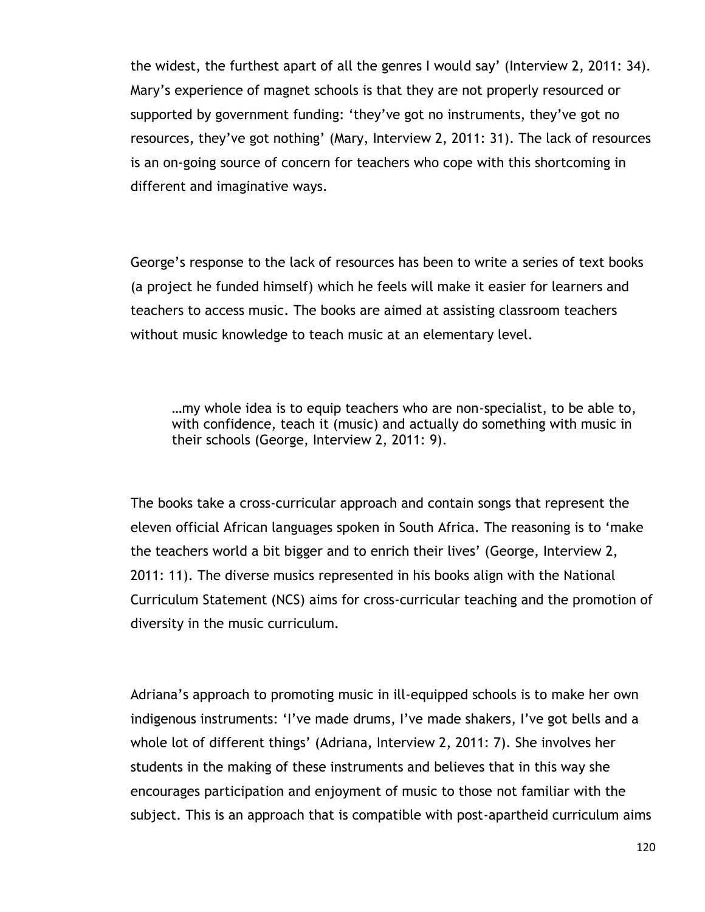the widest, the furthest apart of all the genres I would say' (Interview 2, 2011: 34). Mary's experience of magnet schools is that they are not properly resourced or supported by government funding: 'they've got no instruments, they've got no resources, they've got nothing' (Mary, Interview 2, 2011: 31). The lack of resources is an on-going source of concern for teachers who cope with this shortcoming in different and imaginative ways.

George's response to the lack of resources has been to write a series of text books (a project he funded himself) which he feels will make it easier for learners and teachers to access music. The books are aimed at assisting classroom teachers without music knowledge to teach music at an elementary level.

> …my whole idea is to equip teachers who are non-specialist, to be able to, with confidence, teach it (music) and actually do something with music in their schools (George, Interview 2, 2011: 9).

The books take a cross-curricular approach and contain songs that represent the eleven official African languages spoken in South Africa. The reasoning is to 'make the teachers world a bit bigger and to enrich their lives' (George, Interview 2, 2011: 11). The diverse musics represented in his books align with the National Curriculum Statement (NCS) aims for cross-curricular teaching and the promotion of diversity in the music curriculum.

Adriana's approach to promoting music in ill-equipped schools is to make her own indigenous instruments: 'I've made drums, I've made shakers, I've got bells and a whole lot of different things' (Adriana, Interview 2, 2011: 7). She involves her students in the making of these instruments and believes that in this way she encourages participation and enjoyment of music to those not familiar with the subject. This is an approach that is compatible with post-apartheid curriculum aims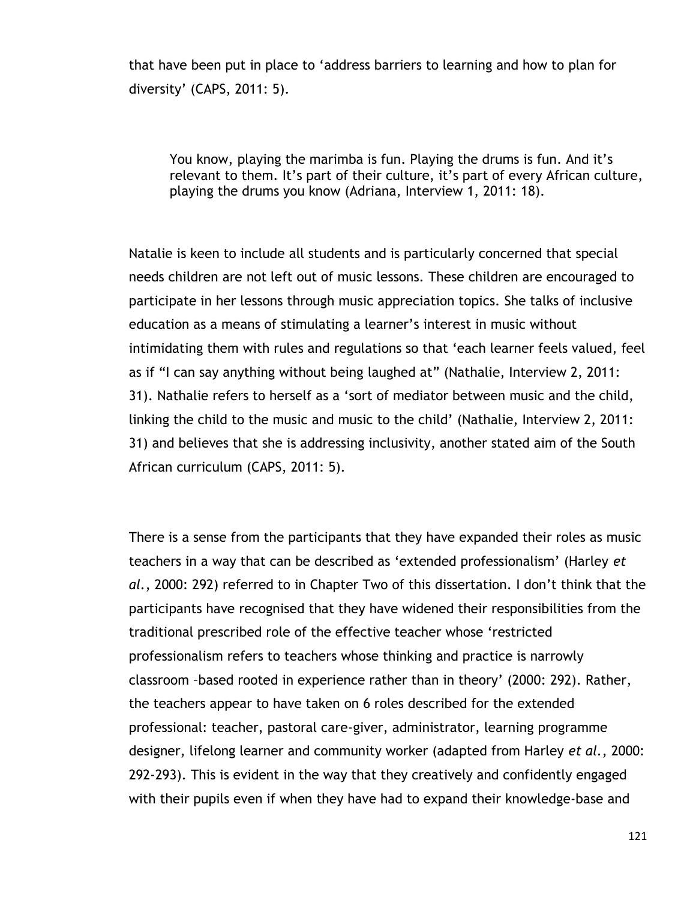that have been put in place to 'address barriers to learning and how to plan for diversity' (CAPS, 2011: 5).

> You know, playing the marimba is fun. Playing the drums is fun. And it's relevant to them. It's part of their culture, it's part of every African culture, playing the drums you know (Adriana, Interview 1, 2011: 18).

Natalie is keen to include all students and is particularly concerned that special needs children are not left out of music lessons. These children are encouraged to participate in her lessons through music appreciation topics. She talks of inclusive education as a means of stimulating a learner's interest in music without intimidating them with rules and regulations so that 'each learner feels valued, feel as if "I can say anything without being laughed at" (Nathalie, Interview 2, 2011: 31). Nathalie refers to herself as a 'sort of mediator between music and the child, linking the child to the music and music to the child' (Nathalie, Interview 2, 2011: 31) and believes that she is addressing inclusivity, another stated aim of the South African curriculum (CAPS, 2011: 5).

There is a sense from the participants that they have expanded their roles as music teachers in a way that can be described as 'extended professionalism' (Harley *et al.*, 2000: 292) referred to in Chapter Two of this dissertation. I don't think that the participants have recognised that they have widened their responsibilities from the traditional prescribed role of the effective teacher whose 'restricted professionalism refers to teachers whose thinking and practice is narrowly classroom –based rooted in experience rather than in theory' (2000: 292). Rather, the teachers appear to have taken on 6 roles described for the extended professional: teacher, pastoral care-giver, administrator, learning programme designer, lifelong learner and community worker (adapted from Harley *et al.*, 2000: 292-293). This is evident in the way that they creatively and confidently engaged with their pupils even if when they have had to expand their knowledge-base and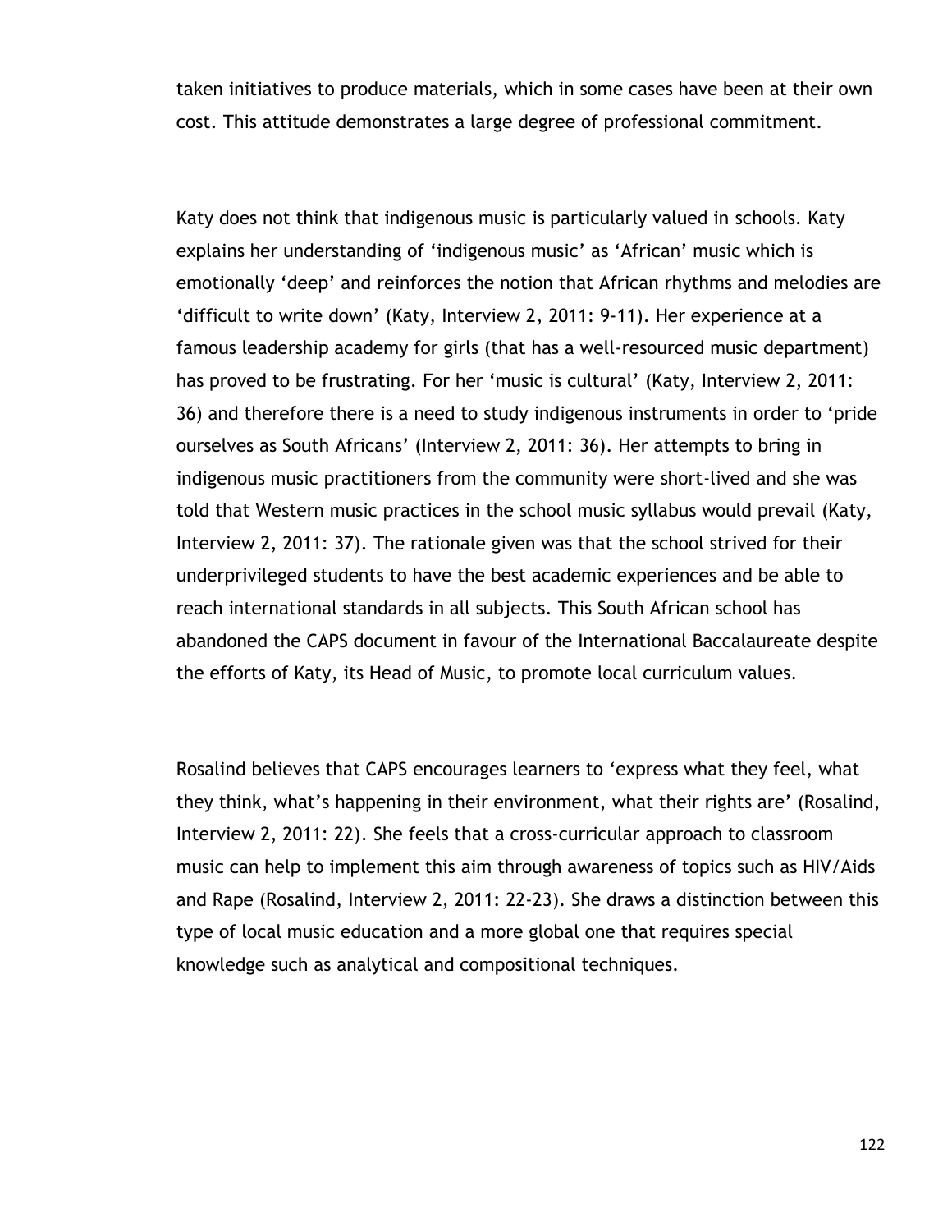taken initiatives to produce materials, which in some cases have been at their own cost. This attitude demonstrates a large degree of professional commitment.

Katy does not think that indigenous music is particularly valued in schools. Katy explains her understanding of 'indigenous music' as 'African' music which is emotionally 'deep' and reinforces the notion that African rhythms and melodies are 'difficult to write down' (Katy, Interview 2, 2011: 9-11). Her experience at a famous leadership academy for girls (that has a well-resourced music department) has proved to be frustrating. For her 'music is cultural' (Katy, Interview 2, 2011: 36) and therefore there is a need to study indigenous instruments in order to 'pride ourselves as South Africans' (Interview 2, 2011: 36). Her attempts to bring in indigenous music practitioners from the community were short-lived and she was told that Western music practices in the school music syllabus would prevail (Katy, Interview 2, 2011: 37). The rationale given was that the school strived for their underprivileged students to have the best academic experiences and be able to reach international standards in all subjects. This South African school has abandoned the CAPS document in favour of the International Baccalaureate despite the efforts of Katy, its Head of Music, to promote local curriculum values.

Rosalind believes that CAPS encourages learners to 'express what they feel, what they think, what's happening in their environment, what their rights are' (Rosalind, Interview 2, 2011: 22). She feels that a cross-curricular approach to classroom music can help to implement this aim through awareness of topics such as HIV/Aids and Rape (Rosalind, Interview 2, 2011: 22-23). She draws a distinction between this type of local music education and a more global one that requires special knowledge such as analytical and compositional techniques.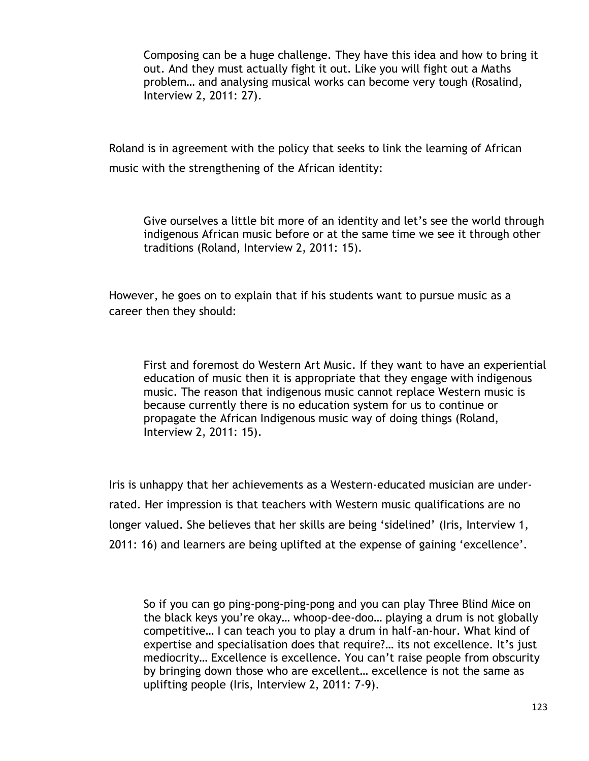> Composing can be a huge challenge. They have this idea and how to bring it out. And they must actually fight it out. Like you will fight out a Maths problem… and analysing musical works can become very tough (Rosalind, Interview 2, 2011: 27).

Roland is in agreement with the policy that seeks to link the learning of African music with the strengthening of the African identity:

> Give ourselves a little bit more of an identity and let's see the world through indigenous African music before or at the same time we see it through other traditions (Roland, Interview 2, 2011: 15).

However, he goes on to explain that if his students want to pursue music as a career then they should:

> First and foremost do Western Art Music. If they want to have an experiential education of music then it is appropriate that they engage with indigenous music. The reason that indigenous music cannot replace Western music is because currently there is no education system for us to continue or propagate the African Indigenous music way of doing things (Roland, Interview 2, 2011: 15).

Iris is unhappy that her achievements as a Western-educated musician are under-rated. Her impression is that teachers with Western music qualifications are no longer valued. She believes that her skills are being 'sidelined' (Iris, Interview 1, 2011: 16) and learners are being uplifted at the expense of gaining 'excellence'.

> So if you can go ping-pong-ping-pong and you can play Three Blind Mice on the black keys you're okay… whoop-dee-doo… playing a drum is not globally competitive… I can teach you to play a drum in half-an-hour. What kind of expertise and specialisation does that require?… its not excellence. It's just mediocrity… Excellence is excellence. You can't raise people from obscurity by bringing down those who are excellent… excellence is not the same as uplifting people (Iris, Interview 2, 2011: 7-9).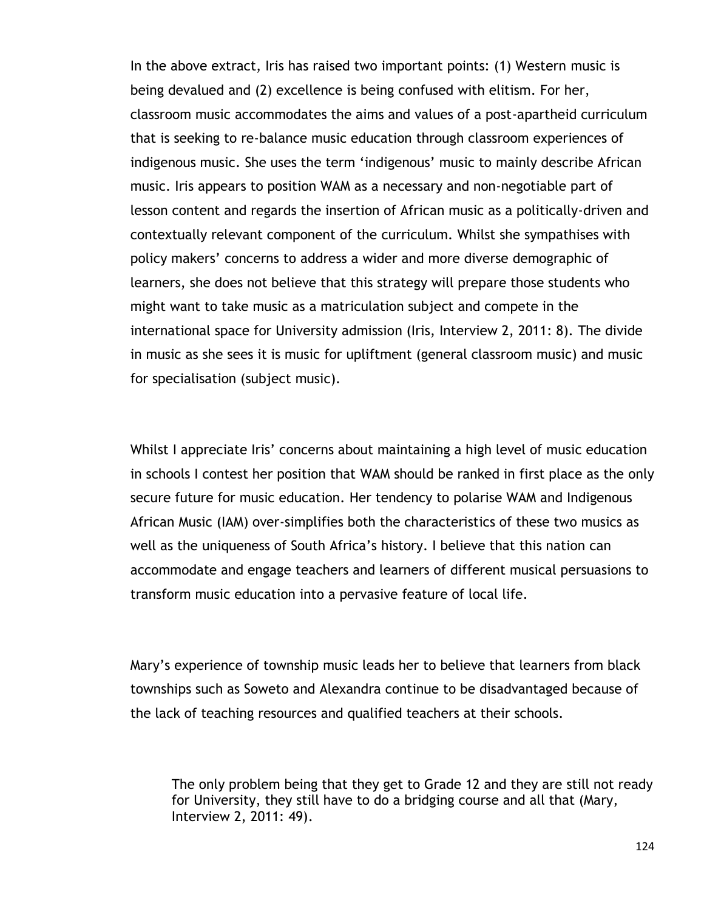In the above extract, Iris has raised two important points: (1) Western music is being devalued and (2) excellence is being confused with elitism. For her, classroom music accommodates the aims and values of a post-apartheid curriculum that is seeking to re-balance music education through classroom experiences of indigenous music. She uses the term 'indigenous' music to mainly describe African music. Iris appears to position WAM as a necessary and non-negotiable part of lesson content and regards the insertion of African music as a politically-driven and contextually relevant component of the curriculum. Whilst she sympathises with policy makers' concerns to address a wider and more diverse demographic of learners, she does not believe that this strategy will prepare those students who might want to take music as a matriculation subject and compete in the international space for University admission (Iris, Interview 2, 2011: 8). The divide in music as she sees it is music for upliftment (general classroom music) and music for specialisation (subject music).

Whilst I appreciate Iris' concerns about maintaining a high level of music education in schools I contest her position that WAM should be ranked in first place as the only secure future for music education. Her tendency to polarise WAM and Indigenous African Music (IAM) over-simplifies both the characteristics of these two musics as well as the uniqueness of South Africa's history. I believe that this nation can accommodate and engage teachers and learners of different musical persuasions to transform music education into a pervasive feature of local life.

Mary's experience of township music leads her to believe that learners from black townships such as Soweto and Alexandra continue to be disadvantaged because of the lack of teaching resources and qualified teachers at their schools.

> The only problem being that they get to Grade 12 and they are still not ready for University, they still have to do a bridging course and all that (Mary, Interview 2, 2011: 49).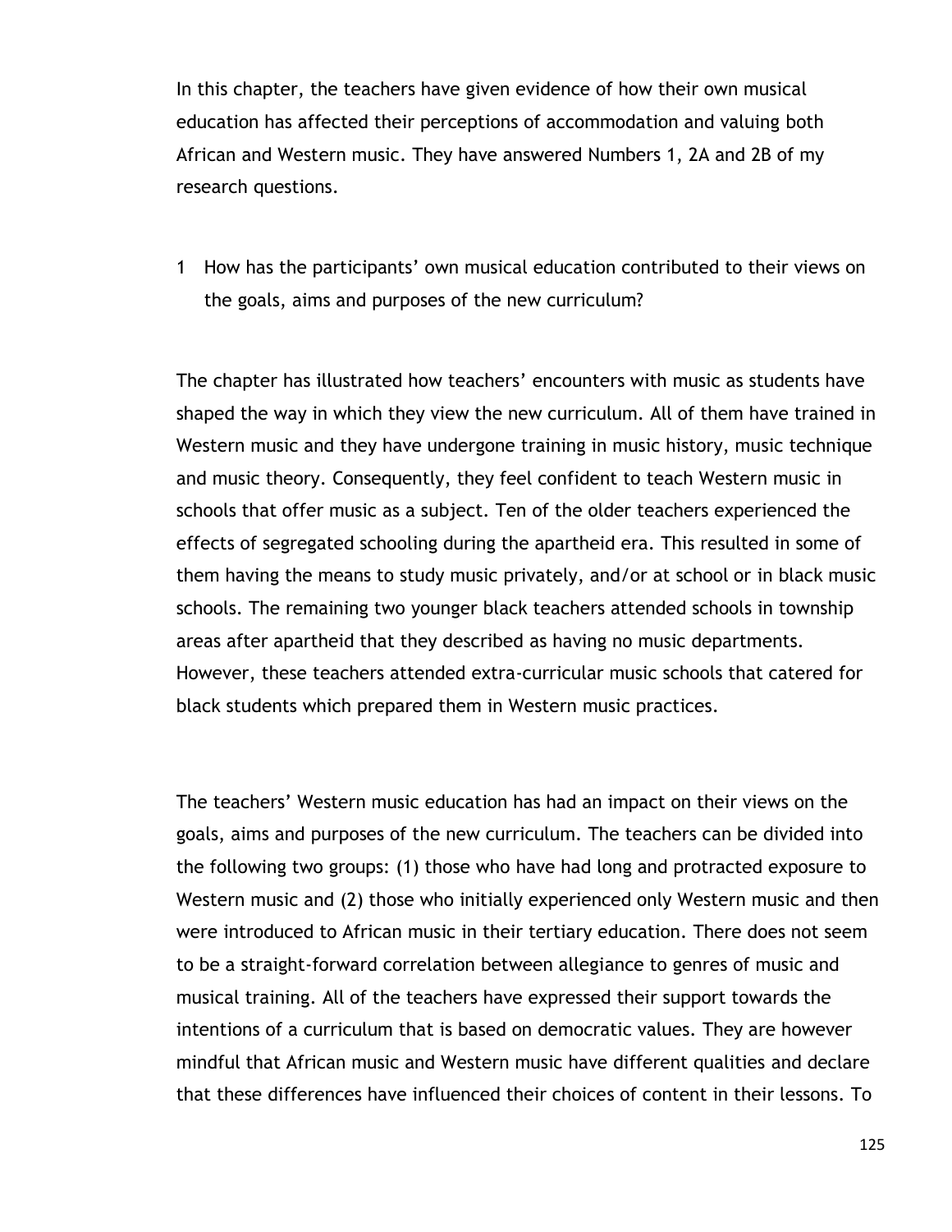In this chapter, the teachers have given evidence of how their own musical education has affected their perceptions of accommodation and valuing both African and Western music. They have answered Numbers 1, 2A and 2B of my research questions.

1 How has the participants' own musical education contributed to their views on the goals, aims and purposes of the new curriculum?

The chapter has illustrated how teachers' encounters with music as students have shaped the way in which they view the new curriculum. All of them have trained in Western music and they have undergone training in music history, music technique and music theory. Consequently, they feel confident to teach Western music in schools that offer music as a subject. Ten of the older teachers experienced the effects of segregated schooling during the apartheid era. This resulted in some of them having the means to study music privately, and/or at school or in black music schools. The remaining two younger black teachers attended schools in township areas after apartheid that they described as having no music departments. However, these teachers attended extra-curricular music schools that catered for black students which prepared them in Western music practices.

The teachers' Western music education has had an impact on their views on the goals, aims and purposes of the new curriculum. The teachers can be divided into the following two groups: (1) those who have had long and protracted exposure to Western music and (2) those who initially experienced only Western music and then were introduced to African music in their tertiary education. There does not seem to be a straight-forward correlation between allegiance to genres of music and musical training. All of the teachers have expressed their support towards the intentions of a curriculum that is based on democratic values. They are however mindful that African music and Western music have different qualities and declare that these differences have influenced their choices of content in their lessons. To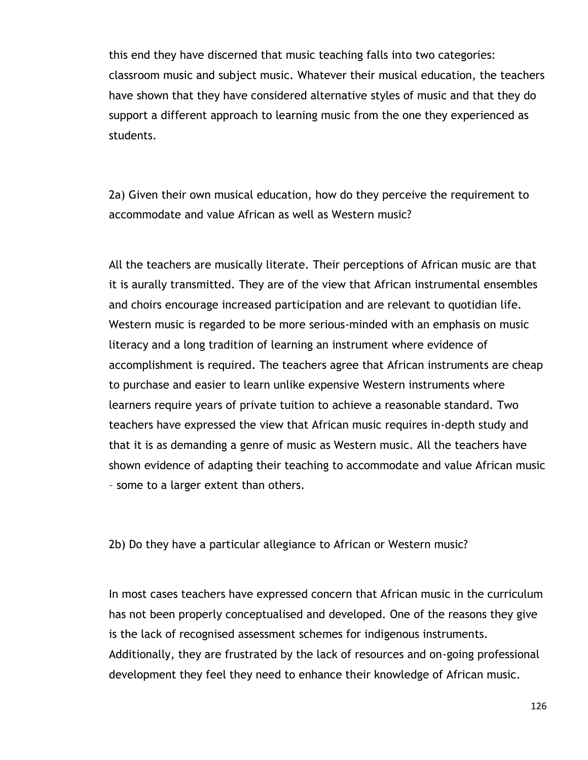this end they have discerned that music teaching falls into two categories: classroom music and subject music. Whatever their musical education, the teachers have shown that they have considered alternative styles of music and that they do support a different approach to learning music from the one they experienced as students.

2a) Given their own musical education, how do they perceive the requirement to accommodate and value African as well as Western music?

All the teachers are musically literate. Their perceptions of African music are that it is aurally transmitted. They are of the view that African instrumental ensembles and choirs encourage increased participation and are relevant to quotidian life. Western music is regarded to be more serious-minded with an emphasis on music literacy and a long tradition of learning an instrument where evidence of accomplishment is required. The teachers agree that African instruments are cheap to purchase and easier to learn unlike expensive Western instruments where learners require years of private tuition to achieve a reasonable standard. Two teachers have expressed the view that African music requires in-depth study and that it is as demanding a genre of music as Western music. All the teachers have shown evidence of adapting their teaching to accommodate and value African music – some to a larger extent than others.

2b) Do they have a particular allegiance to African or Western music?

In most cases teachers have expressed concern that African music in the curriculum has not been properly conceptualised and developed. One of the reasons they give is the lack of recognised assessment schemes for indigenous instruments. Additionally, they are frustrated by the lack of resources and on-going professional development they feel they need to enhance their knowledge of African music.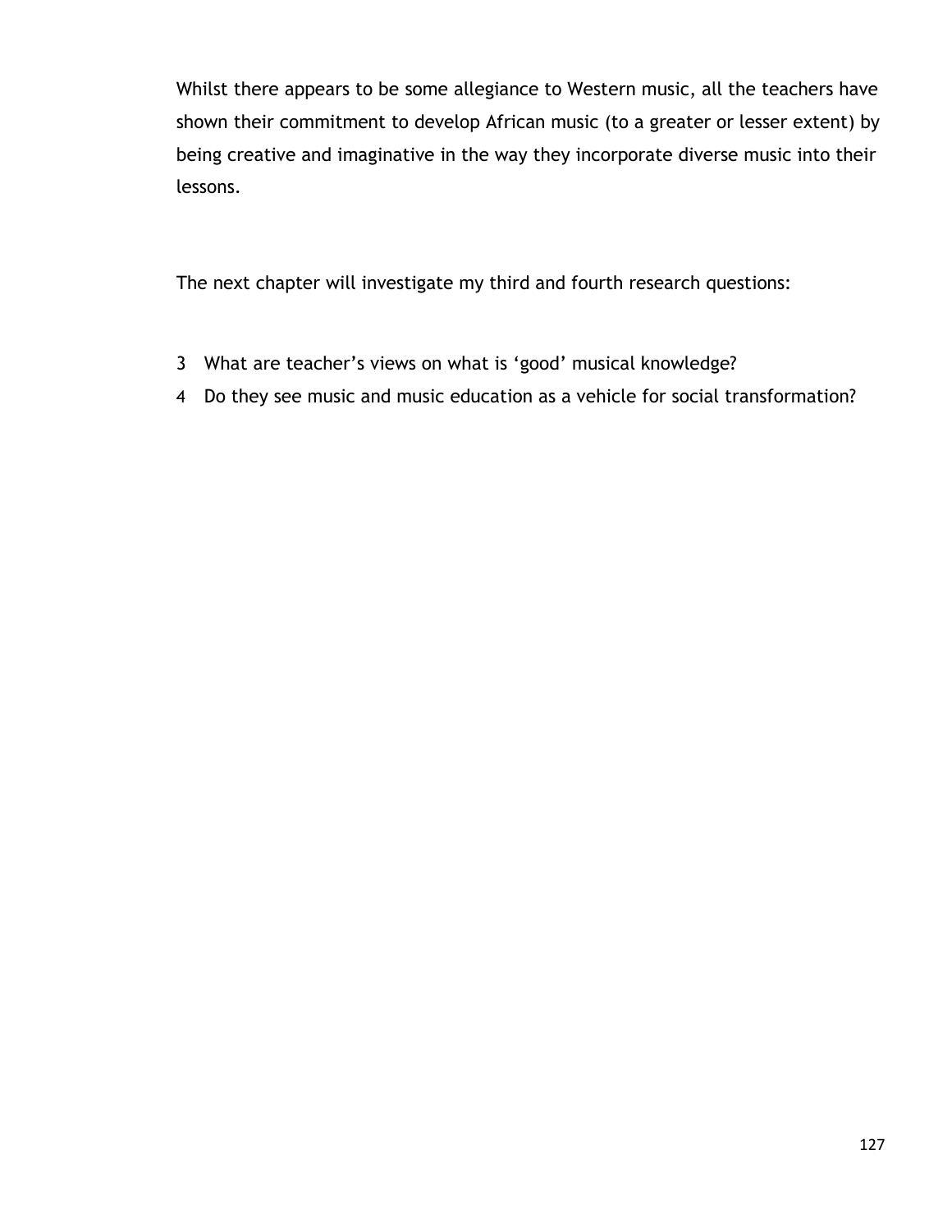Whilst there appears to be some allegiance to Western music, all the teachers have shown their commitment to develop African music (to a greater or lesser extent) by being creative and imaginative in the way they incorporate diverse music into their lessons.

The next chapter will investigate my third and fourth research questions:

3 What are teacher's views on what is 'good' musical knowledge?
4 Do they see music and music education as a vehicle for social transformation?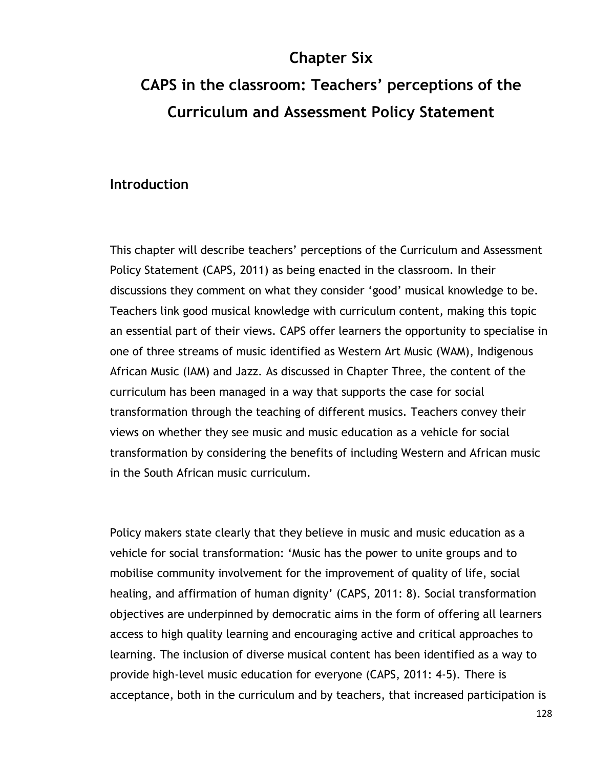# Chapter Six

# CAPS in the classroom: Teachers' perceptions of the Curriculum and Assessment Policy Statement

## Introduction

This chapter will describe teachers' perceptions of the Curriculum and Assessment Policy Statement (CAPS, 2011) as being enacted in the classroom. In their discussions they comment on what they consider 'good' musical knowledge to be. Teachers link good musical knowledge with curriculum content, making this topic an essential part of their views. CAPS offer learners the opportunity to specialise in one of three streams of music identified as Western Art Music (WAM), Indigenous African Music (IAM) and Jazz. As discussed in Chapter Three, the content of the curriculum has been managed in a way that supports the case for social transformation through the teaching of different musics. Teachers convey their views on whether they see music and music education as a vehicle for social transformation by considering the benefits of including Western and African music in the South African music curriculum.

Policy makers state clearly that they believe in music and music education as a vehicle for social transformation: 'Music has the power to unite groups and to mobilise community involvement for the improvement of quality of life, social healing, and affirmation of human dignity' (CAPS, 2011: 8). Social transformation objectives are underpinned by democratic aims in the form of offering all learners access to high quality learning and encouraging active and critical approaches to learning. The inclusion of diverse musical content has been identified as a way to provide high-level music education for everyone (CAPS, 2011: 4-5). There is acceptance, both in the curriculum and by teachers, that increased participation is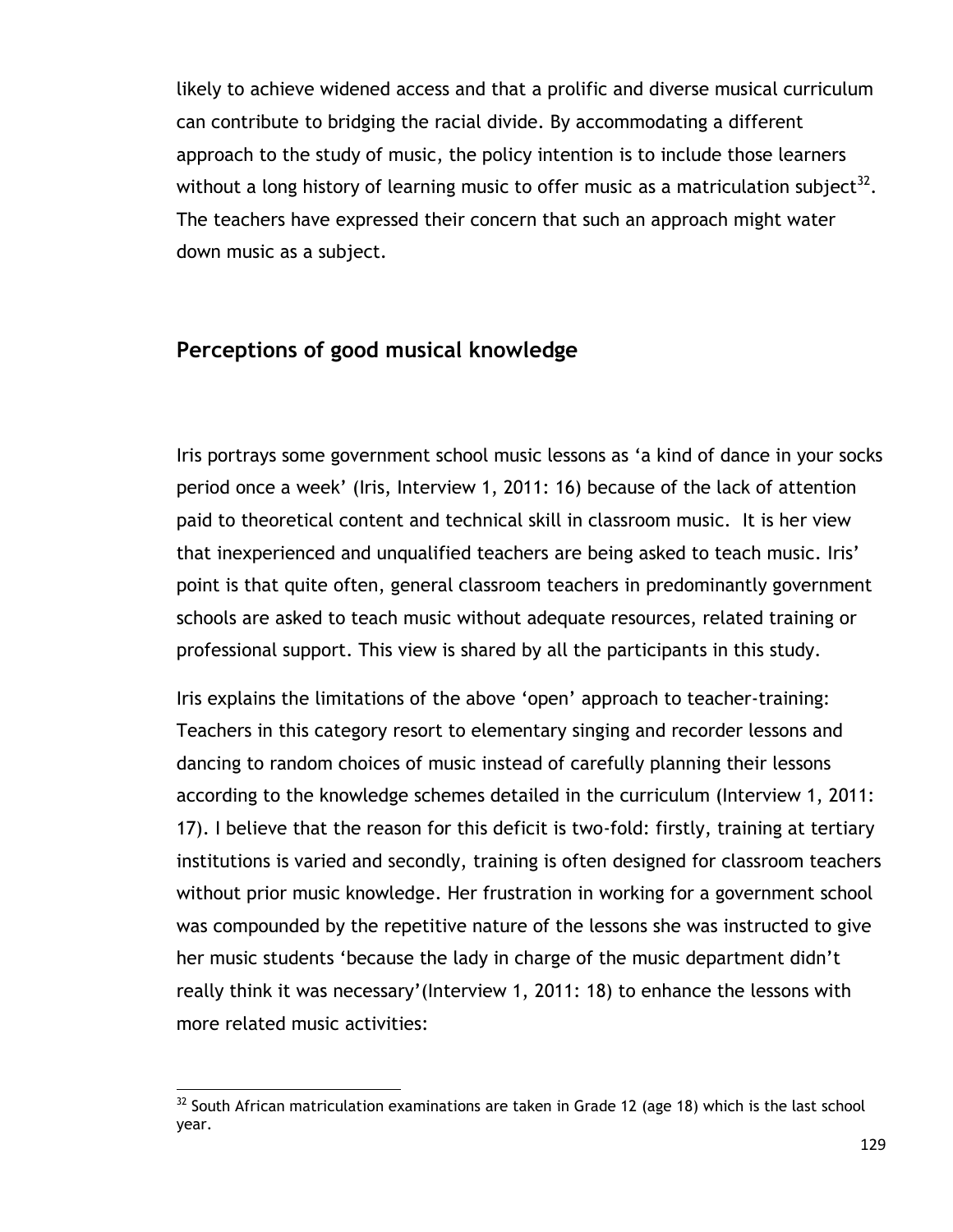likely to achieve widened access and that a prolific and diverse musical curriculum can contribute to bridging the racial divide. By accommodating a different approach to the study of music, the policy intention is to include those learners without a long history of learning music to offer music as a matriculation subject[32]. The teachers have expressed their concern that such an approach might water down music as a subject.

## Perceptions of good musical knowledge

Iris portrays some government school music lessons as 'a kind of dance in your socks period once a week' (Iris, Interview 1, 2011: 16) because of the lack of attention paid to theoretical content and technical skill in classroom music. It is her view that inexperienced and unqualified teachers are being asked to teach music. Iris' point is that quite often, general classroom teachers in predominantly government schools are asked to teach music without adequate resources, related training or professional support. This view is shared by all the participants in this study.

Iris explains the limitations of the above 'open' approach to teacher-training: Teachers in this category resort to elementary singing and recorder lessons and dancing to random choices of music instead of carefully planning their lessons according to the knowledge schemes detailed in the curriculum (Interview 1, 2011: 17). I believe that the reason for this deficit is two-fold: firstly, training at tertiary institutions is varied and secondly, training is often designed for classroom teachers without prior music knowledge. Her frustration in working for a government school was compounded by the repetitive nature of the lessons she was instructed to give her music students 'because the lady in charge of the music department didn't really think it was necessary'(Interview 1, 2011: 18) to enhance the lessons with more related music activities:

---

[32] South African matriculation examinations are taken in Grade 12 (age 18) which is the last school year.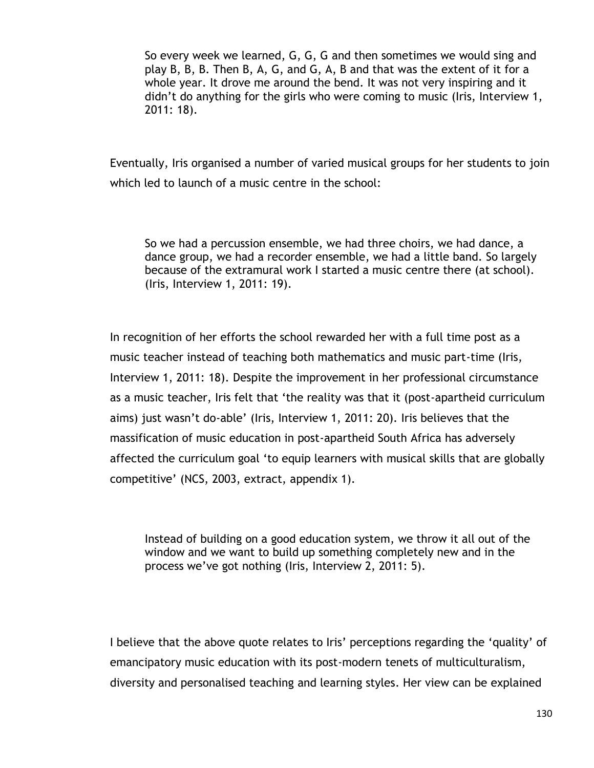> So every week we learned, G, G, G and then sometimes we would sing and play B, B, B. Then B, A, G, and G, A, B and that was the extent of it for a whole year. It drove me around the bend. It was not very inspiring and it didn't do anything for the girls who were coming to music (Iris, Interview 1, 2011: 18).

Eventually, Iris organised a number of varied musical groups for her students to join which led to launch of a music centre in the school:

> So we had a percussion ensemble, we had three choirs, we had dance, a dance group, we had a recorder ensemble, we had a little band. So largely because of the extramural work I started a music centre there (at school). (Iris, Interview 1, 2011: 19).

In recognition of her efforts the school rewarded her with a full time post as a music teacher instead of teaching both mathematics and music part-time (Iris, Interview 1, 2011: 18). Despite the improvement in her professional circumstance as a music teacher, Iris felt that 'the reality was that it (post-apartheid curriculum aims) just wasn't do-able' (Iris, Interview 1, 2011: 20). Iris believes that the massification of music education in post-apartheid South Africa has adversely affected the curriculum goal 'to equip learners with musical skills that are globally competitive' (NCS, 2003, extract, appendix 1).

> Instead of building on a good education system, we throw it all out of the window and we want to build up something completely new and in the process we've got nothing (Iris, Interview 2, 2011: 5).

I believe that the above quote relates to Iris' perceptions regarding the 'quality' of emancipatory music education with its post-modern tenets of multiculturalism, diversity and personalised teaching and learning styles. Her view can be explained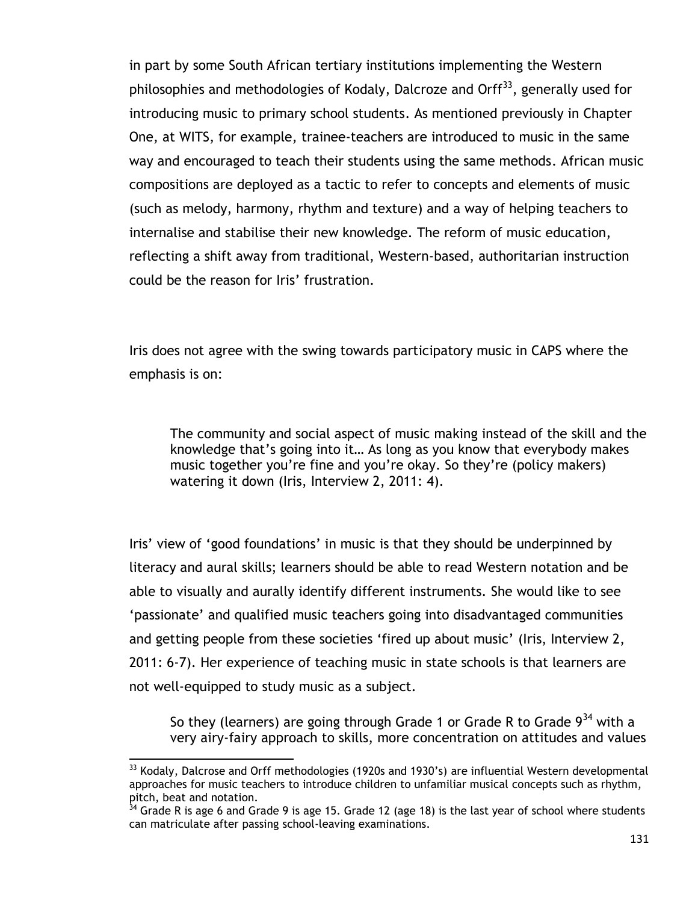in part by some South African tertiary institutions implementing the Western philosophies and methodologies of Kodaly, Dalcroze and Orff[33], generally used for introducing music to primary school students. As mentioned previously in Chapter One, at WITS, for example, trainee-teachers are introduced to music in the same way and encouraged to teach their students using the same methods. African music compositions are deployed as a tactic to refer to concepts and elements of music (such as melody, harmony, rhythm and texture) and a way of helping teachers to internalise and stabilise their new knowledge. The reform of music education, reflecting a shift away from traditional, Western-based, authoritarian instruction could be the reason for Iris' frustration.

Iris does not agree with the swing towards participatory music in CAPS where the emphasis is on:

> The community and social aspect of music making instead of the skill and the knowledge that's going into it… As long as you know that everybody makes music together you're fine and you're okay. So they're (policy makers) watering it down (Iris, Interview 2, 2011: 4).

Iris' view of 'good foundations' in music is that they should be underpinned by literacy and aural skills; learners should be able to read Western notation and be able to visually and aurally identify different instruments. She would like to see 'passionate' and qualified music teachers going into disadvantaged communities and getting people from these societies 'fired up about music' (Iris, Interview 2, 2011: 6-7). Her experience of teaching music in state schools is that learners are not well-equipped to study music as a subject.

> So they (learners) are going through Grade 1 or Grade R to Grade 9[34] with a very airy-fairy approach to skills, more concentration on attitudes and values

---

[33] Kodaly, Dalcrose and Orff methodologies (1920s and 1930's) are influential Western developmental approaches for music teachers to introduce children to unfamiliar musical concepts such as rhythm, pitch, beat and notation.

[34] Grade R is age 6 and Grade 9 is age 15. Grade 12 (age 18) is the last year of school where students can matriculate after passing school-leaving examinations.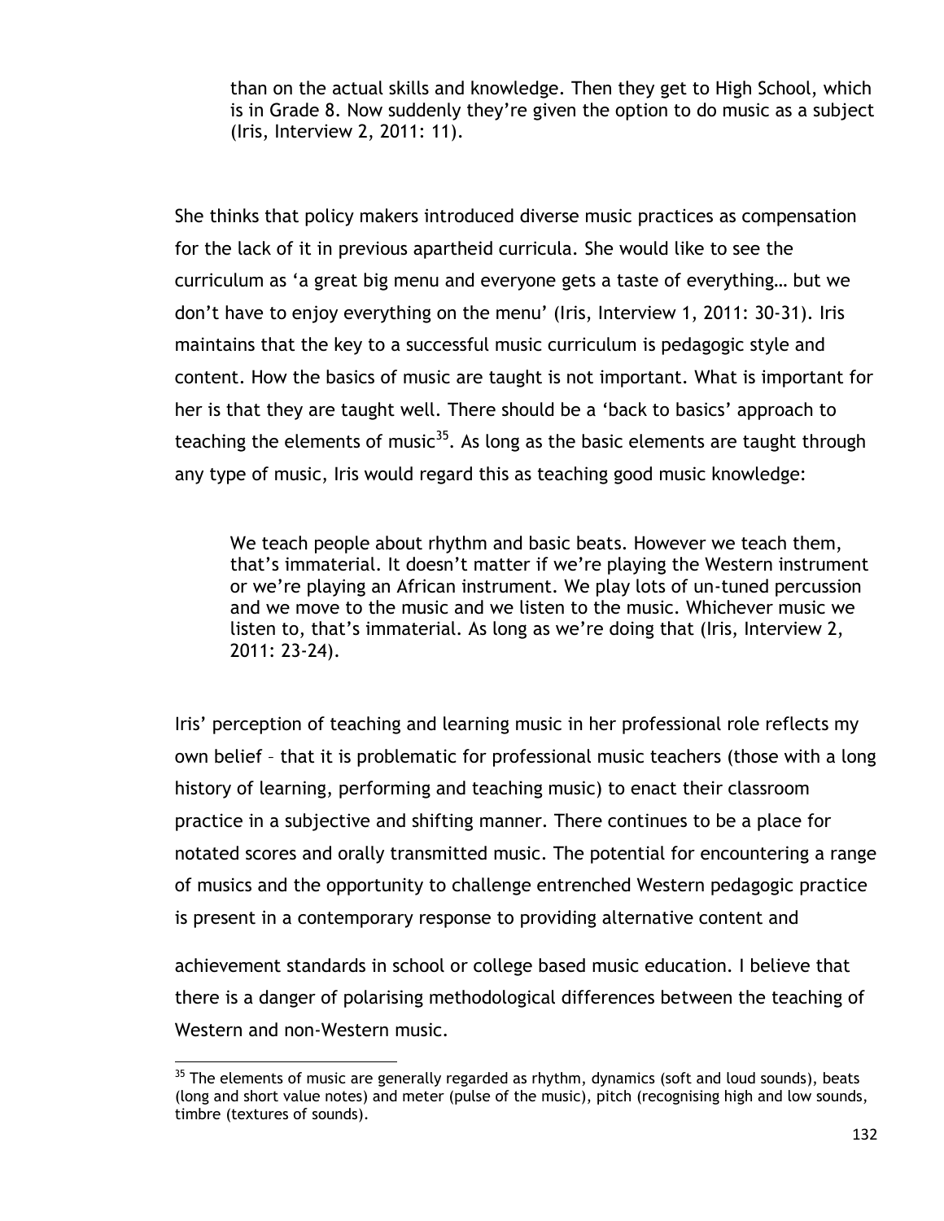> than on the actual skills and knowledge. Then they get to High School, which is in Grade 8. Now suddenly they're given the option to do music as a subject (Iris, Interview 2, 2011: 11).

She thinks that policy makers introduced diverse music practices as compensation for the lack of it in previous apartheid curricula. She would like to see the curriculum as 'a great big menu and everyone gets a taste of everything… but we don't have to enjoy everything on the menu' (Iris, Interview 1, 2011: 30-31). Iris maintains that the key to a successful music curriculum is pedagogic style and content. How the basics of music are taught is not important. What is important for her is that they are taught well. There should be a 'back to basics' approach to teaching the elements of music[35]. As long as the basic elements are taught through any type of music, Iris would regard this as teaching good music knowledge:

> We teach people about rhythm and basic beats. However we teach them, that's immaterial. It doesn't matter if we're playing the Western instrument or we're playing an African instrument. We play lots of un-tuned percussion and we move to the music and we listen to the music. Whichever music we listen to, that's immaterial. As long as we're doing that (Iris, Interview 2, 2011: 23-24).

Iris' perception of teaching and learning music in her professional role reflects my own belief – that it is problematic for professional music teachers (those with a long history of learning, performing and teaching music) to enact their classroom practice in a subjective and shifting manner. There continues to be a place for notated scores and orally transmitted music. The potential for encountering a range of musics and the opportunity to challenge entrenched Western pedagogic practice is present in a contemporary response to providing alternative content and achievement standards in school or college based music education. I believe that there is a danger of polarising methodological differences between the teaching of Western and non-Western music.

---

[35] The elements of music are generally regarded as rhythm, dynamics (soft and loud sounds), beats (long and short value notes) and meter (pulse of the music), pitch (recognising high and low sounds, timbre (textures of sounds).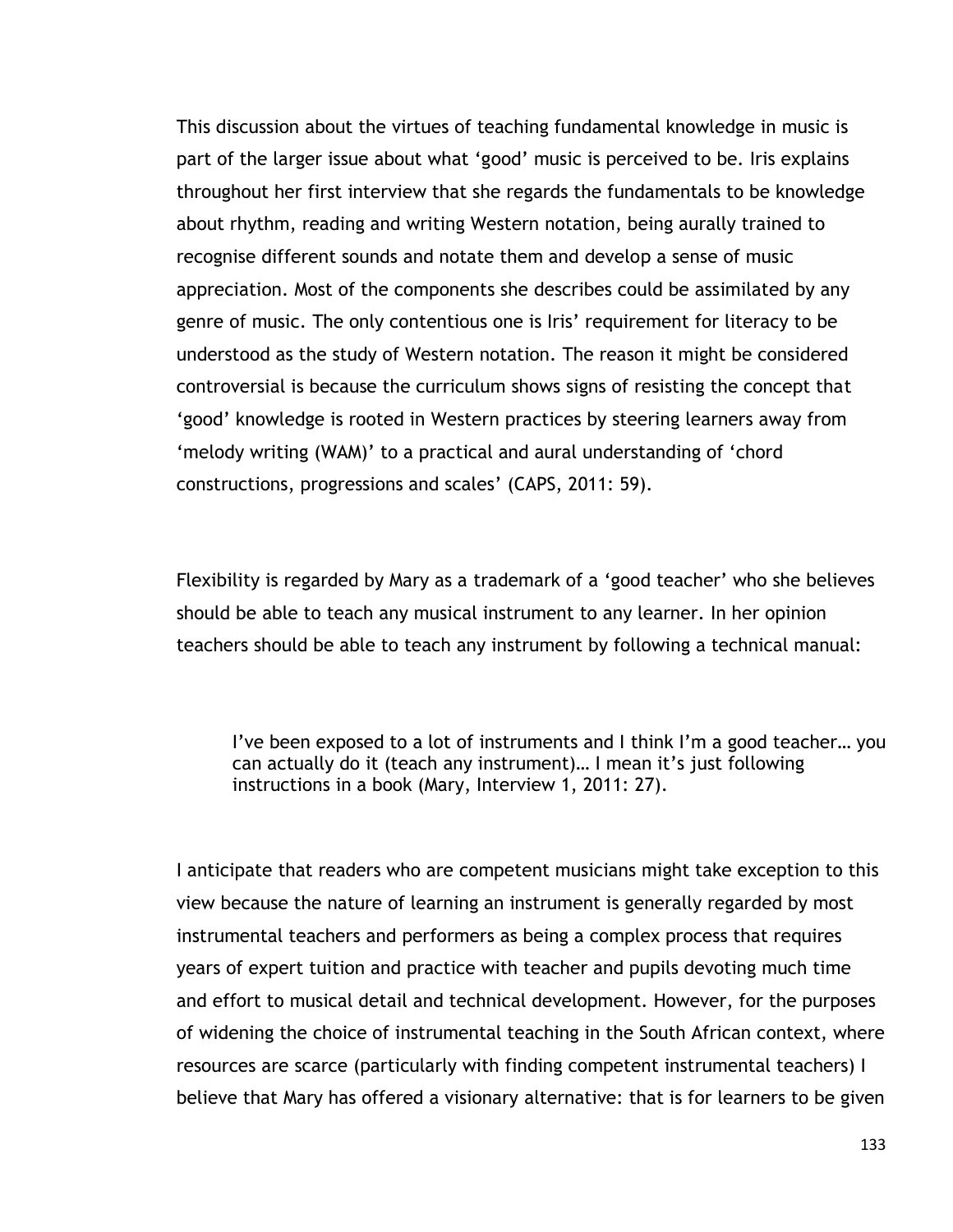This discussion about the virtues of teaching fundamental knowledge in music is part of the larger issue about what 'good' music is perceived to be. Iris explains throughout her first interview that she regards the fundamentals to be knowledge about rhythm, reading and writing Western notation, being aurally trained to recognise different sounds and notate them and develop a sense of music appreciation. Most of the components she describes could be assimilated by any genre of music. The only contentious one is Iris' requirement for literacy to be understood as the study of Western notation. The reason it might be considered controversial is because the curriculum shows signs of resisting the concept that 'good' knowledge is rooted in Western practices by steering learners away from 'melody writing (WAM)' to a practical and aural understanding of 'chord constructions, progressions and scales' (CAPS, 2011: 59).

Flexibility is regarded by Mary as a trademark of a 'good teacher' who she believes should be able to teach any musical instrument to any learner. In her opinion teachers should be able to teach any instrument by following a technical manual:

> I've been exposed to a lot of instruments and I think I'm a good teacher… you can actually do it (teach any instrument)… I mean it's just following instructions in a book (Mary, Interview 1, 2011: 27).

I anticipate that readers who are competent musicians might take exception to this view because the nature of learning an instrument is generally regarded by most instrumental teachers and performers as being a complex process that requires years of expert tuition and practice with teacher and pupils devoting much time and effort to musical detail and technical development. However, for the purposes of widening the choice of instrumental teaching in the South African context, where resources are scarce (particularly with finding competent instrumental teachers) I believe that Mary has offered a visionary alternative: that is for learners to be given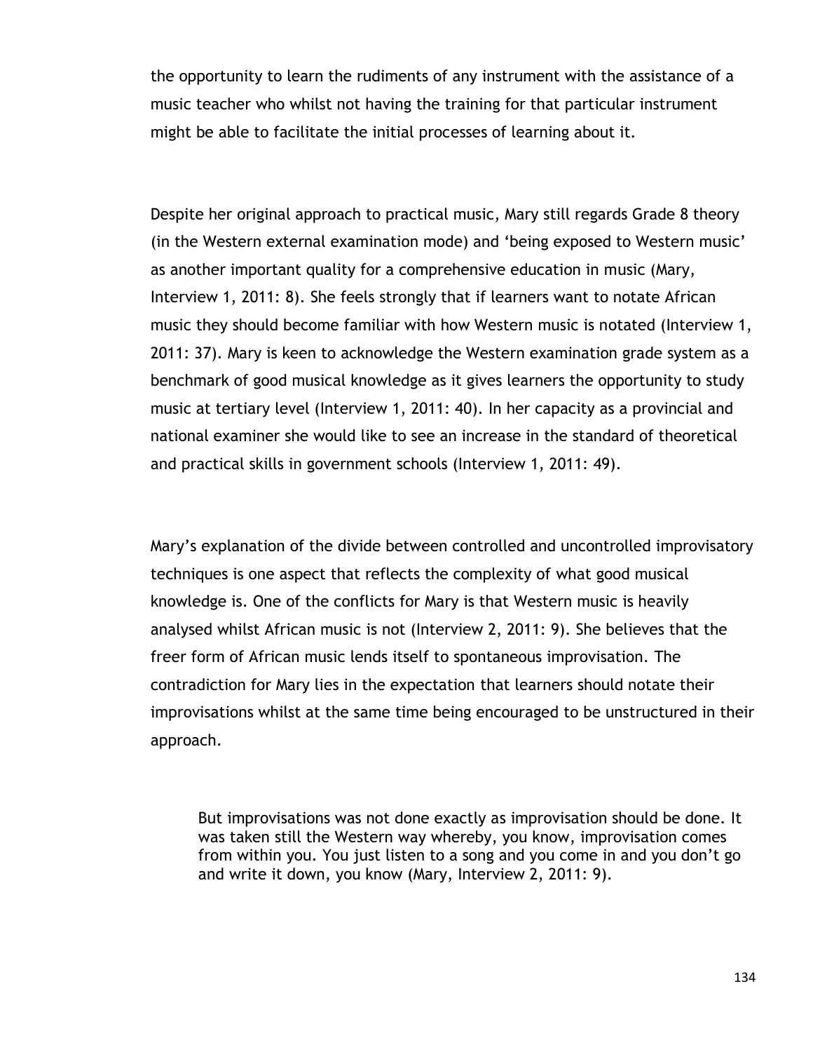the opportunity to learn the rudiments of any instrument with the assistance of a music teacher who whilst not having the training for that particular instrument might be able to facilitate the initial processes of learning about it.

Despite her original approach to practical music, Mary still regards Grade 8 theory (in the Western external examination mode) and 'being exposed to Western music' as another important quality for a comprehensive education in music (Mary, Interview 1, 2011: 8). She feels strongly that if learners want to notate African music they should become familiar with how Western music is notated (Interview 1, 2011: 37). Mary is keen to acknowledge the Western examination grade system as a benchmark of good musical knowledge as it gives learners the opportunity to study music at tertiary level (Interview 1, 2011: 40). In her capacity as a provincial and national examiner she would like to see an increase in the standard of theoretical and practical skills in government schools (Interview 1, 2011: 49).

Mary's explanation of the divide between controlled and uncontrolled improvisatory techniques is one aspect that reflects the complexity of what good musical knowledge is. One of the conflicts for Mary is that Western music is heavily analysed whilst African music is not (Interview 2, 2011: 9). She believes that the freer form of African music lends itself to spontaneous improvisation. The contradiction for Mary lies in the expectation that learners should notate their improvisations whilst at the same time being encouraged to be unstructured in their approach.

> But improvisations was not done exactly as improvisation should be done. It was taken still the Western way whereby, you know, improvisation comes from within you. You just listen to a song and you come in and you don't go and write it down, you know (Mary, Interview 2, 2011: 9).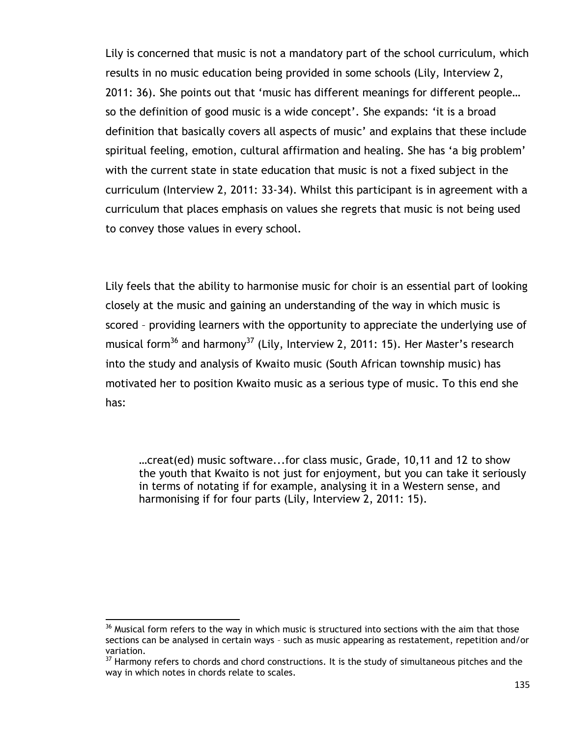Lily is concerned that music is not a mandatory part of the school curriculum, which results in no music education being provided in some schools (Lily, Interview 2, 2011: 36). She points out that 'music has different meanings for different people… so the definition of good music is a wide concept'. She expands: 'it is a broad definition that basically covers all aspects of music' and explains that these include spiritual feeling, emotion, cultural affirmation and healing. She has 'a big problem' with the current state in state education that music is not a fixed subject in the curriculum (Interview 2, 2011: 33-34). Whilst this participant is in agreement with a curriculum that places emphasis on values she regrets that music is not being used to convey those values in every school.

Lily feels that the ability to harmonise music for choir is an essential part of looking closely at the music and gaining an understanding of the way in which music is scored – providing learners with the opportunity to appreciate the underlying use of musical form[36] and harmony[37] (Lily, Interview 2, 2011: 15). Her Master's research into the study and analysis of Kwaito music (South African township music) has motivated her to position Kwaito music as a serious type of music. To this end she has:

> …creat(ed) music software...for class music, Grade, 10,11 and 12 to show the youth that Kwaito is not just for enjoyment, but you can take it seriously in terms of notating if for example, analysing it in a Western sense, and harmonising if for four parts (Lily, Interview 2, 2011: 15).

---

[36] Musical form refers to the way in which music is structured into sections with the aim that those sections can be analysed in certain ways – such as music appearing as restatement, repetition and/or variation.

[37] Harmony refers to chords and chord constructions. It is the study of simultaneous pitches and the way in which notes in chords relate to scales.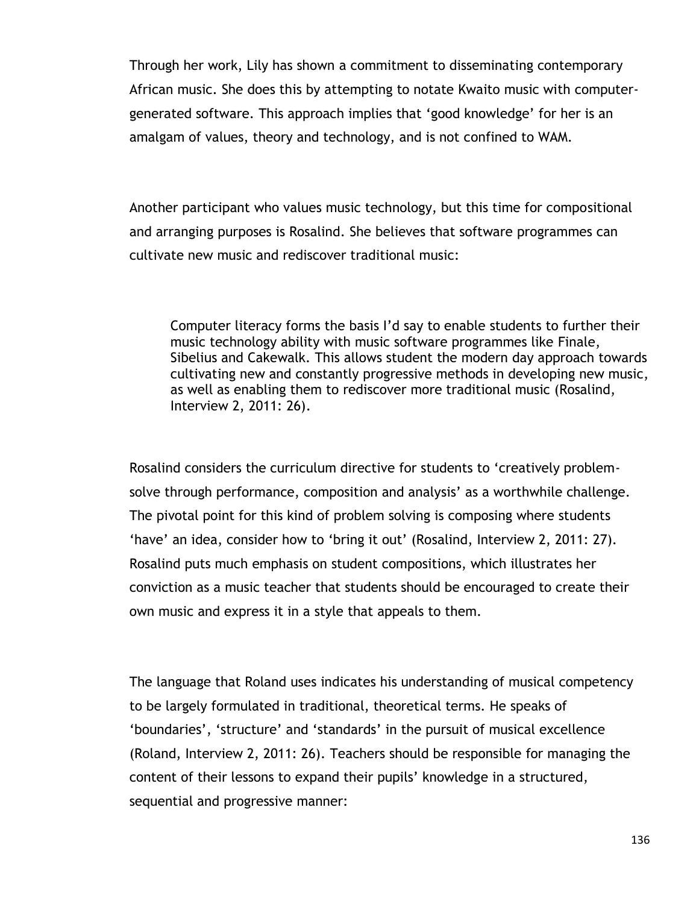Through her work, Lily has shown a commitment to disseminating contemporary African music. She does this by attempting to notate Kwaito music with computer-generated software. This approach implies that 'good knowledge' for her is an amalgam of values, theory and technology, and is not confined to WAM.

Another participant who values music technology, but this time for compositional and arranging purposes is Rosalind. She believes that software programmes can cultivate new music and rediscover traditional music:

> Computer literacy forms the basis I'd say to enable students to further their music technology ability with music software programmes like Finale, Sibelius and Cakewalk. This allows student the modern day approach towards cultivating new and constantly progressive methods in developing new music, as well as enabling them to rediscover more traditional music (Rosalind, Interview 2, 2011: 26).

Rosalind considers the curriculum directive for students to 'creatively problem-solve through performance, composition and analysis' as a worthwhile challenge. The pivotal point for this kind of problem solving is composing where students 'have' an idea, consider how to 'bring it out' (Rosalind, Interview 2, 2011: 27). Rosalind puts much emphasis on student compositions, which illustrates her conviction as a music teacher that students should be encouraged to create their own music and express it in a style that appeals to them.

The language that Roland uses indicates his understanding of musical competency to be largely formulated in traditional, theoretical terms. He speaks of 'boundaries', 'structure' and 'standards' in the pursuit of musical excellence (Roland, Interview 2, 2011: 26). Teachers should be responsible for managing the content of their lessons to expand their pupils' knowledge in a structured, sequential and progressive manner: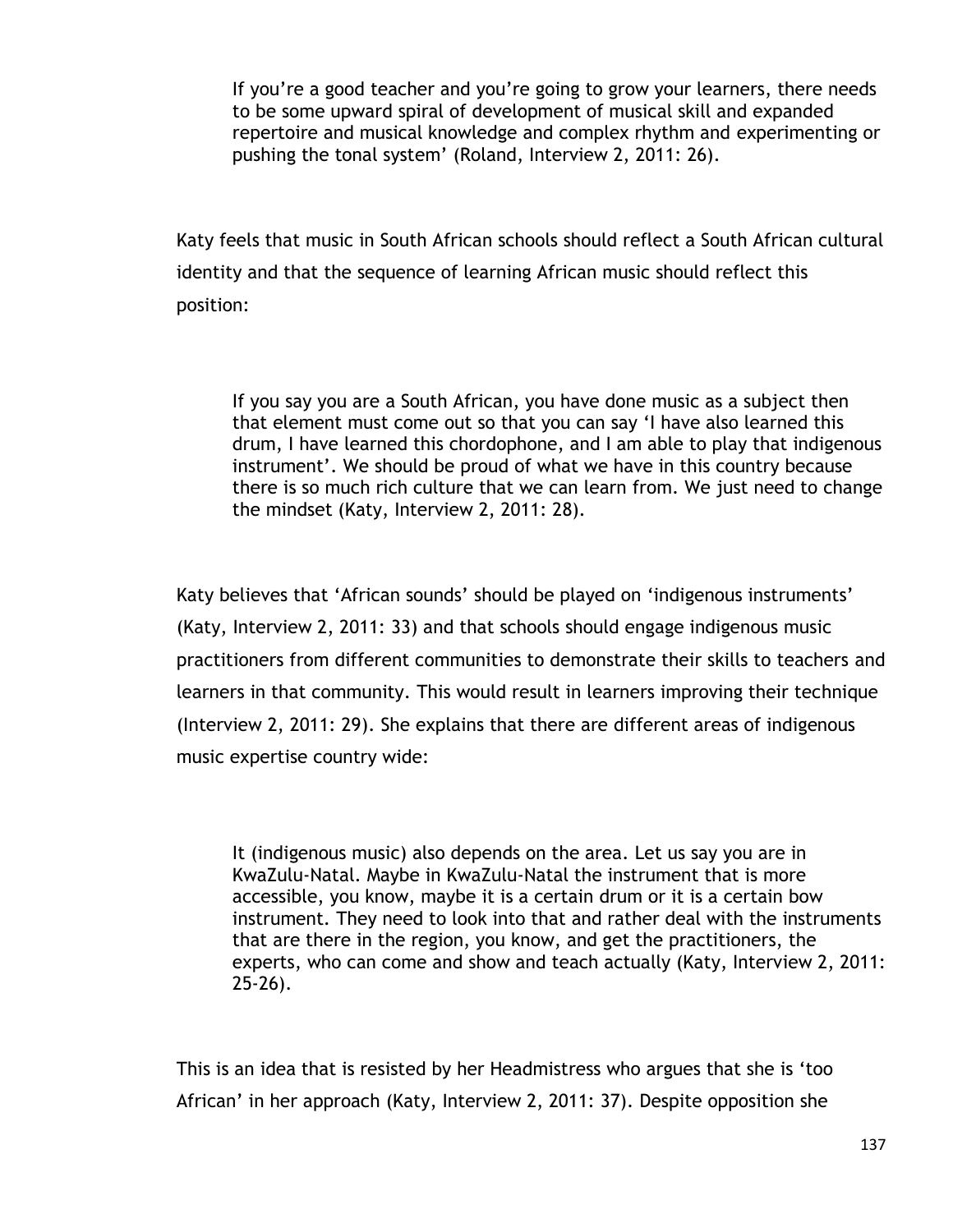> If you're a good teacher and you're going to grow your learners, there needs to be some upward spiral of development of musical skill and expanded repertoire and musical knowledge and complex rhythm and experimenting or pushing the tonal system' (Roland, Interview 2, 2011: 26).

Katy feels that music in South African schools should reflect a South African cultural identity and that the sequence of learning African music should reflect this position:

> If you say you are a South African, you have done music as a subject then that element must come out so that you can say 'I have also learned this drum, I have learned this chordophone, and I am able to play that indigenous instrument'. We should be proud of what we have in this country because there is so much rich culture that we can learn from. We just need to change the mindset (Katy, Interview 2, 2011: 28).

Katy believes that 'African sounds' should be played on 'indigenous instruments' (Katy, Interview 2, 2011: 33) and that schools should engage indigenous music practitioners from different communities to demonstrate their skills to teachers and learners in that community. This would result in learners improving their technique (Interview 2, 2011: 29). She explains that there are different areas of indigenous music expertise country wide:

> It (indigenous music) also depends on the area. Let us say you are in KwaZulu-Natal. Maybe in KwaZulu-Natal the instrument that is more accessible, you know, maybe it is a certain drum or it is a certain bow instrument. They need to look into that and rather deal with the instruments that are there in the region, you know, and get the practitioners, the experts, who can come and show and teach actually (Katy, Interview 2, 2011: 25-26).

This is an idea that is resisted by her Headmistress who argues that she is 'too African' in her approach (Katy, Interview 2, 2011: 37). Despite opposition she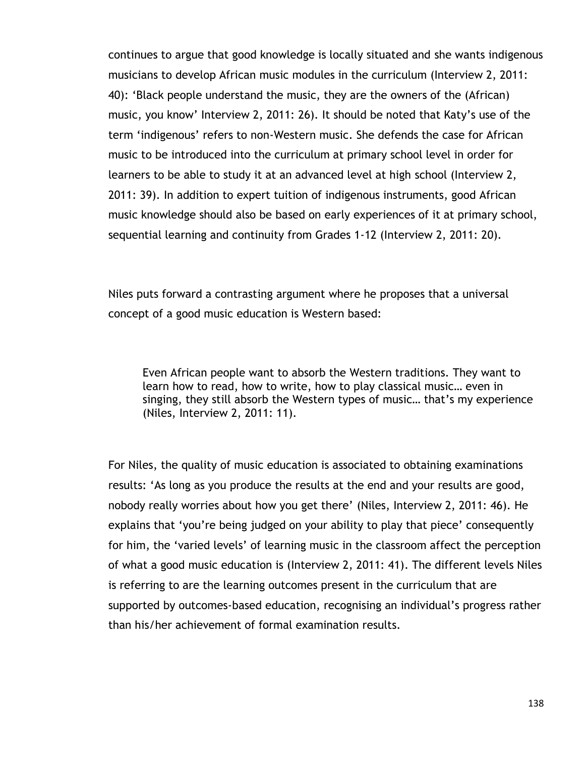continues to argue that good knowledge is locally situated and she wants indigenous musicians to develop African music modules in the curriculum (Interview 2, 2011: 40): 'Black people understand the music, they are the owners of the (African) music, you know' Interview 2, 2011: 26). It should be noted that Katy's use of the term 'indigenous' refers to non-Western music. She defends the case for African music to be introduced into the curriculum at primary school level in order for learners to be able to study it at an advanced level at high school (Interview 2, 2011: 39). In addition to expert tuition of indigenous instruments, good African music knowledge should also be based on early experiences of it at primary school, sequential learning and continuity from Grades 1-12 (Interview 2, 2011: 20).

Niles puts forward a contrasting argument where he proposes that a universal concept of a good music education is Western based:

> Even African people want to absorb the Western traditions. They want to learn how to read, how to write, how to play classical music… even in singing, they still absorb the Western types of music… that's my experience (Niles, Interview 2, 2011: 11).

For Niles, the quality of music education is associated to obtaining examinations results: 'As long as you produce the results at the end and your results are good, nobody really worries about how you get there' (Niles, Interview 2, 2011: 46). He explains that 'you're being judged on your ability to play that piece' consequently for him, the 'varied levels' of learning music in the classroom affect the perception of what a good music education is (Interview 2, 2011: 41). The different levels Niles is referring to are the learning outcomes present in the curriculum that are supported by outcomes-based education, recognising an individual's progress rather than his/her achievement of formal examination results.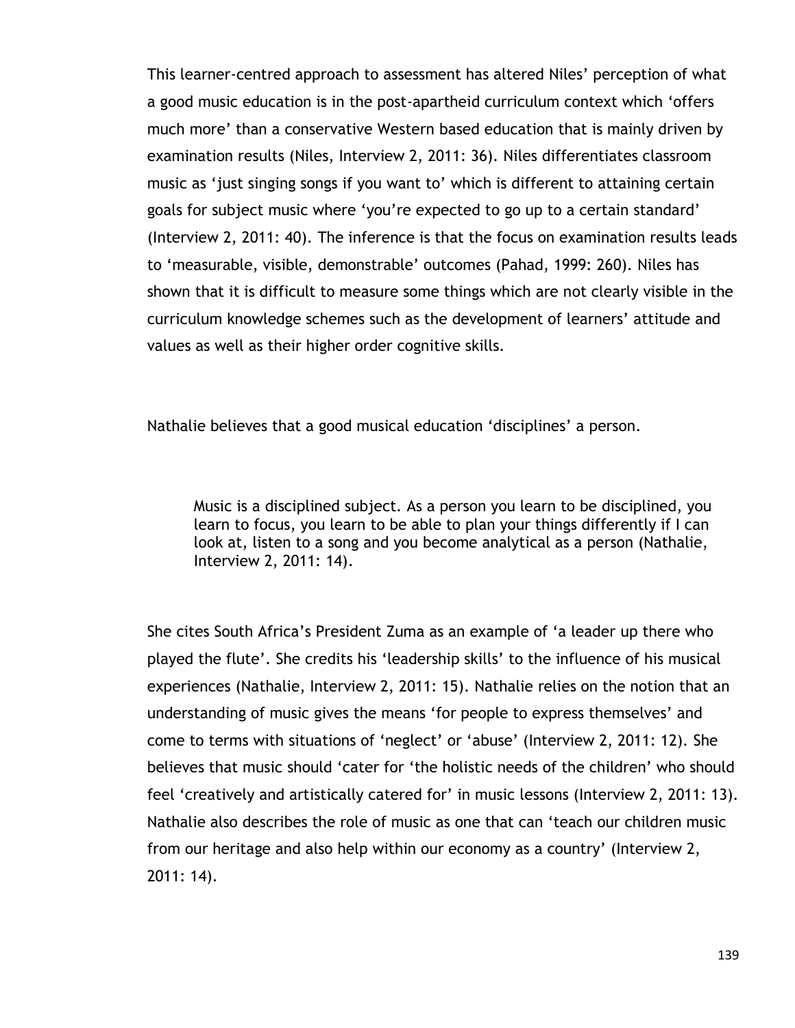This learner-centred approach to assessment has altered Niles' perception of what a good music education is in the post-apartheid curriculum context which 'offers much more' than a conservative Western based education that is mainly driven by examination results (Niles, Interview 2, 2011: 36). Niles differentiates classroom music as 'just singing songs if you want to' which is different to attaining certain goals for subject music where 'you're expected to go up to a certain standard' (Interview 2, 2011: 40). The inference is that the focus on examination results leads to 'measurable, visible, demonstrable' outcomes (Pahad, 1999: 260). Niles has shown that it is difficult to measure some things which are not clearly visible in the curriculum knowledge schemes such as the development of learners' attitude and values as well as their higher order cognitive skills.

Nathalie believes that a good musical education 'disciplines' a person.

> Music is a disciplined subject. As a person you learn to be disciplined, you learn to focus, you learn to be able to plan your things differently if I can look at, listen to a song and you become analytical as a person (Nathalie, Interview 2, 2011: 14).

She cites South Africa's President Zuma as an example of 'a leader up there who played the flute'. She credits his 'leadership skills' to the influence of his musical experiences (Nathalie, Interview 2, 2011: 15). Nathalie relies on the notion that an understanding of music gives the means 'for people to express themselves' and come to terms with situations of 'neglect' or 'abuse' (Interview 2, 2011: 12). She believes that music should 'cater for 'the holistic needs of the children' who should feel 'creatively and artistically catered for' in music lessons (Interview 2, 2011: 13). Nathalie also describes the role of music as one that can 'teach our children music from our heritage and also help within our economy as a country' (Interview 2, 2011: 14).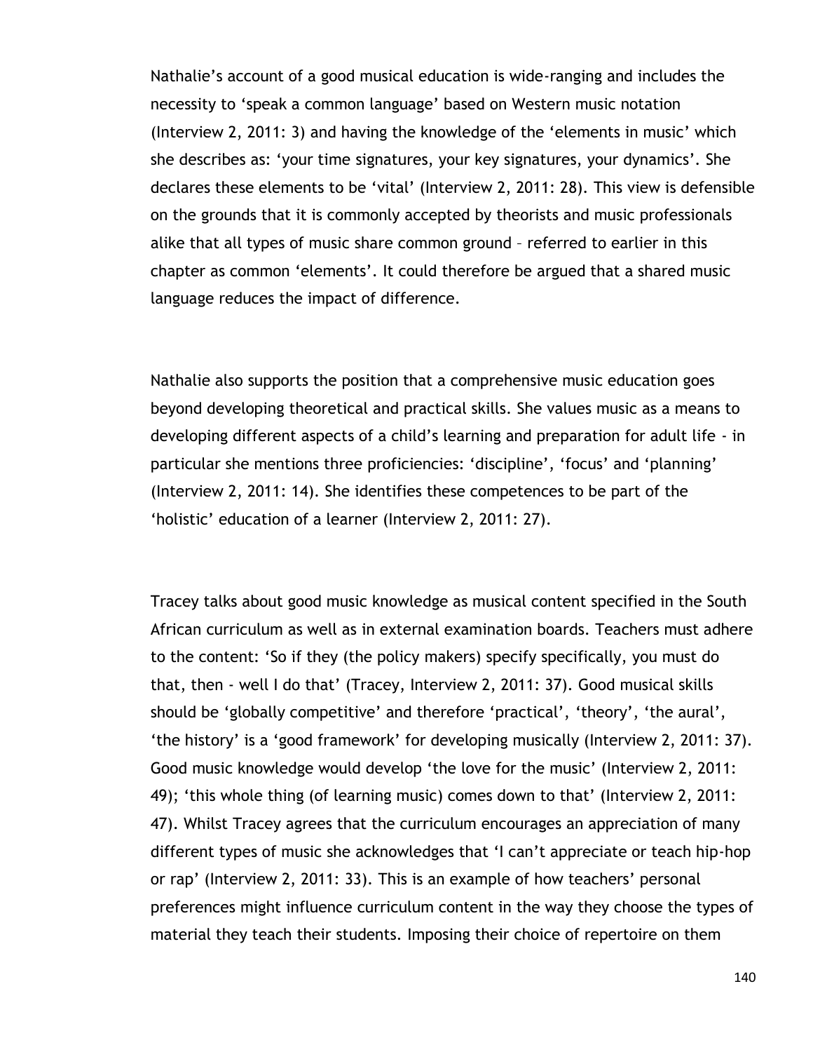Nathalie's account of a good musical education is wide-ranging and includes the necessity to 'speak a common language' based on Western music notation (Interview 2, 2011: 3) and having the knowledge of the 'elements in music' which she describes as: 'your time signatures, your key signatures, your dynamics'. She declares these elements to be 'vital' (Interview 2, 2011: 28). This view is defensible on the grounds that it is commonly accepted by theorists and music professionals alike that all types of music share common ground – referred to earlier in this chapter as common 'elements'. It could therefore be argued that a shared music language reduces the impact of difference.

Nathalie also supports the position that a comprehensive music education goes beyond developing theoretical and practical skills. She values music as a means to developing different aspects of a child's learning and preparation for adult life - in particular she mentions three proficiencies: 'discipline', 'focus' and 'planning' (Interview 2, 2011: 14). She identifies these competences to be part of the 'holistic' education of a learner (Interview 2, 2011: 27).

Tracey talks about good music knowledge as musical content specified in the South African curriculum as well as in external examination boards. Teachers must adhere to the content: 'So if they (the policy makers) specify specifically, you must do that, then - well I do that' (Tracey, Interview 2, 2011: 37). Good musical skills should be 'globally competitive' and therefore 'practical', 'theory', 'the aural', 'the history' is a 'good framework' for developing musically (Interview 2, 2011: 37). Good music knowledge would develop 'the love for the music' (Interview 2, 2011: 49); 'this whole thing (of learning music) comes down to that' (Interview 2, 2011: 47). Whilst Tracey agrees that the curriculum encourages an appreciation of many different types of music she acknowledges that 'I can't appreciate or teach hip-hop or rap' (Interview 2, 2011: 33). This is an example of how teachers' personal preferences might influence curriculum content in the way they choose the types of material they teach their students. Imposing their choice of repertoire on them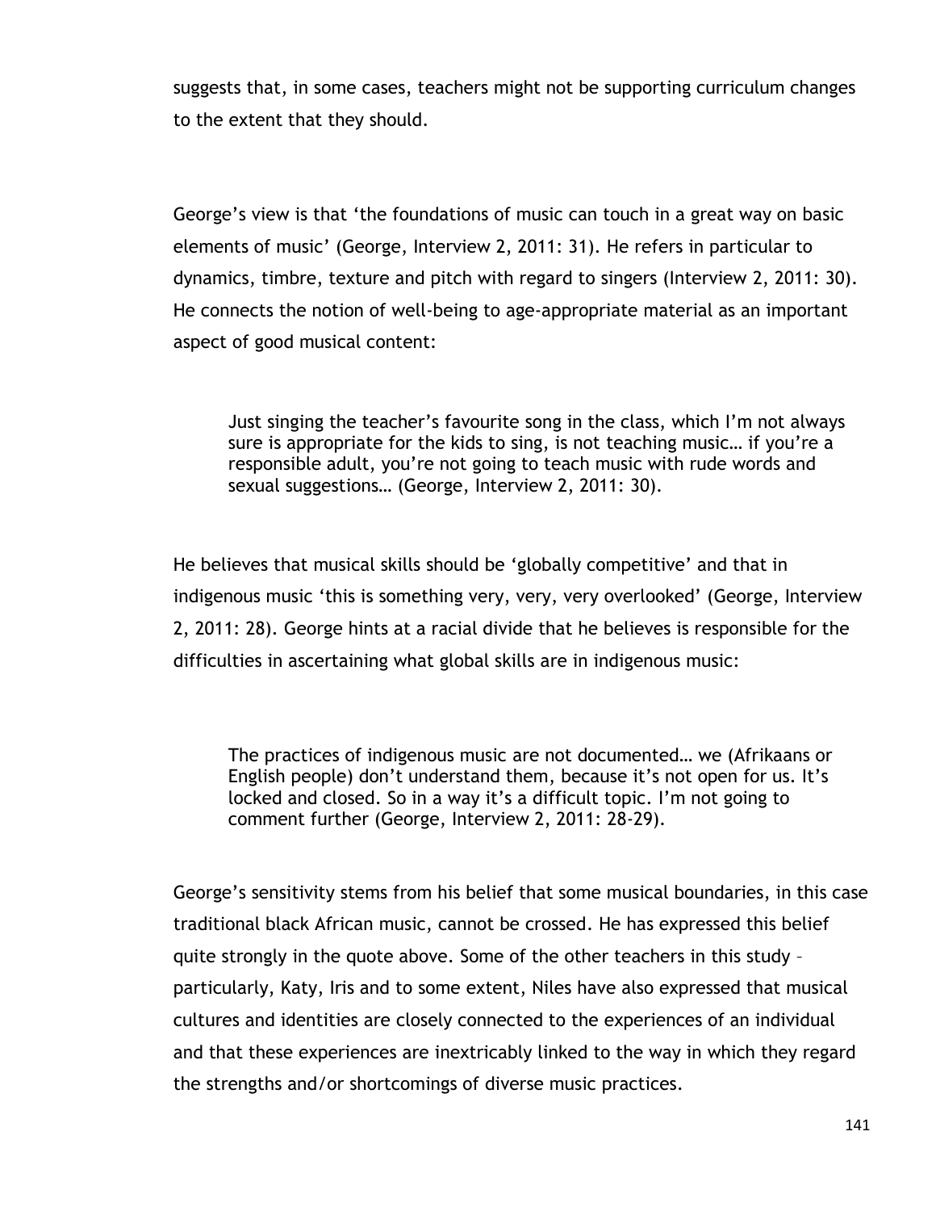suggests that, in some cases, teachers might not be supporting curriculum changes to the extent that they should.

George's view is that 'the foundations of music can touch in a great way on basic elements of music' (George, Interview 2, 2011: 31). He refers in particular to dynamics, timbre, texture and pitch with regard to singers (Interview 2, 2011: 30). He connects the notion of well-being to age-appropriate material as an important aspect of good musical content:

> Just singing the teacher's favourite song in the class, which I'm not always sure is appropriate for the kids to sing, is not teaching music… if you're a responsible adult, you're not going to teach music with rude words and sexual suggestions… (George, Interview 2, 2011: 30).

He believes that musical skills should be 'globally competitive' and that in indigenous music 'this is something very, very, very overlooked' (George, Interview 2, 2011: 28). George hints at a racial divide that he believes is responsible for the difficulties in ascertaining what global skills are in indigenous music:

> The practices of indigenous music are not documented… we (Afrikaans or English people) don't understand them, because it's not open for us. It's locked and closed. So in a way it's a difficult topic. I'm not going to comment further (George, Interview 2, 2011: 28-29).

George's sensitivity stems from his belief that some musical boundaries, in this case traditional black African music, cannot be crossed. He has expressed this belief quite strongly in the quote above. Some of the other teachers in this study – particularly, Katy, Iris and to some extent, Niles have also expressed that musical cultures and identities are closely connected to the experiences of an individual and that these experiences are inextricably linked to the way in which they regard the strengths and/or shortcomings of diverse music practices.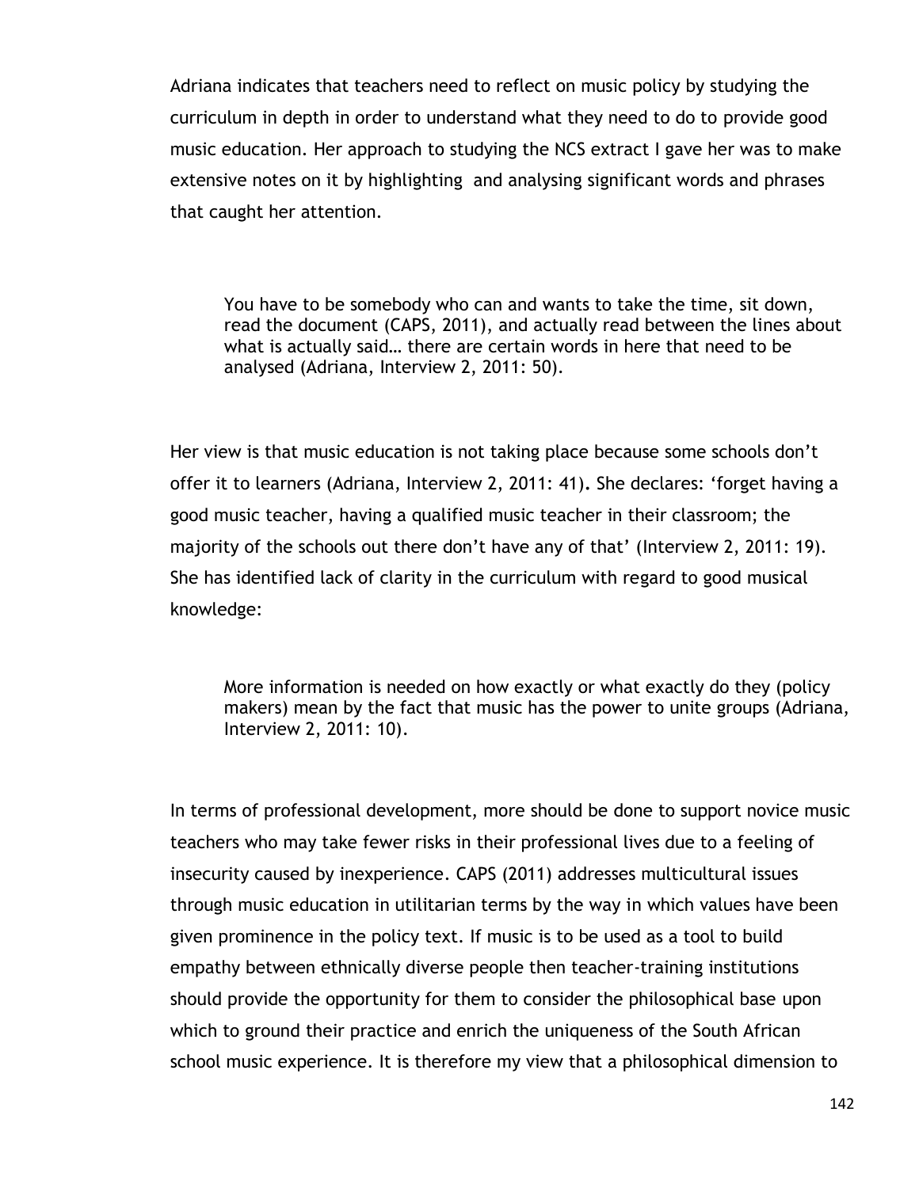Adriana indicates that teachers need to reflect on music policy by studying the curriculum in depth in order to understand what they need to do to provide good music education. Her approach to studying the NCS extract I gave her was to make extensive notes on it by highlighting and analysing significant words and phrases that caught her attention.

> You have to be somebody who can and wants to take the time, sit down, read the document (CAPS, 2011), and actually read between the lines about what is actually said… there are certain words in here that need to be analysed (Adriana, Interview 2, 2011: 50).

Her view is that music education is not taking place because some schools don't offer it to learners (Adriana, Interview 2, 2011: 41). She declares: 'forget having a good music teacher, having a qualified music teacher in their classroom; the majority of the schools out there don't have any of that' (Interview 2, 2011: 19). She has identified lack of clarity in the curriculum with regard to good musical knowledge:

> More information is needed on how exactly or what exactly do they (policy makers) mean by the fact that music has the power to unite groups (Adriana, Interview 2, 2011: 10).

In terms of professional development, more should be done to support novice music teachers who may take fewer risks in their professional lives due to a feeling of insecurity caused by inexperience. CAPS (2011) addresses multicultural issues through music education in utilitarian terms by the way in which values have been given prominence in the policy text. If music is to be used as a tool to build empathy between ethnically diverse people then teacher-training institutions should provide the opportunity for them to consider the philosophical base upon which to ground their practice and enrich the uniqueness of the South African school music experience. It is therefore my view that a philosophical dimension to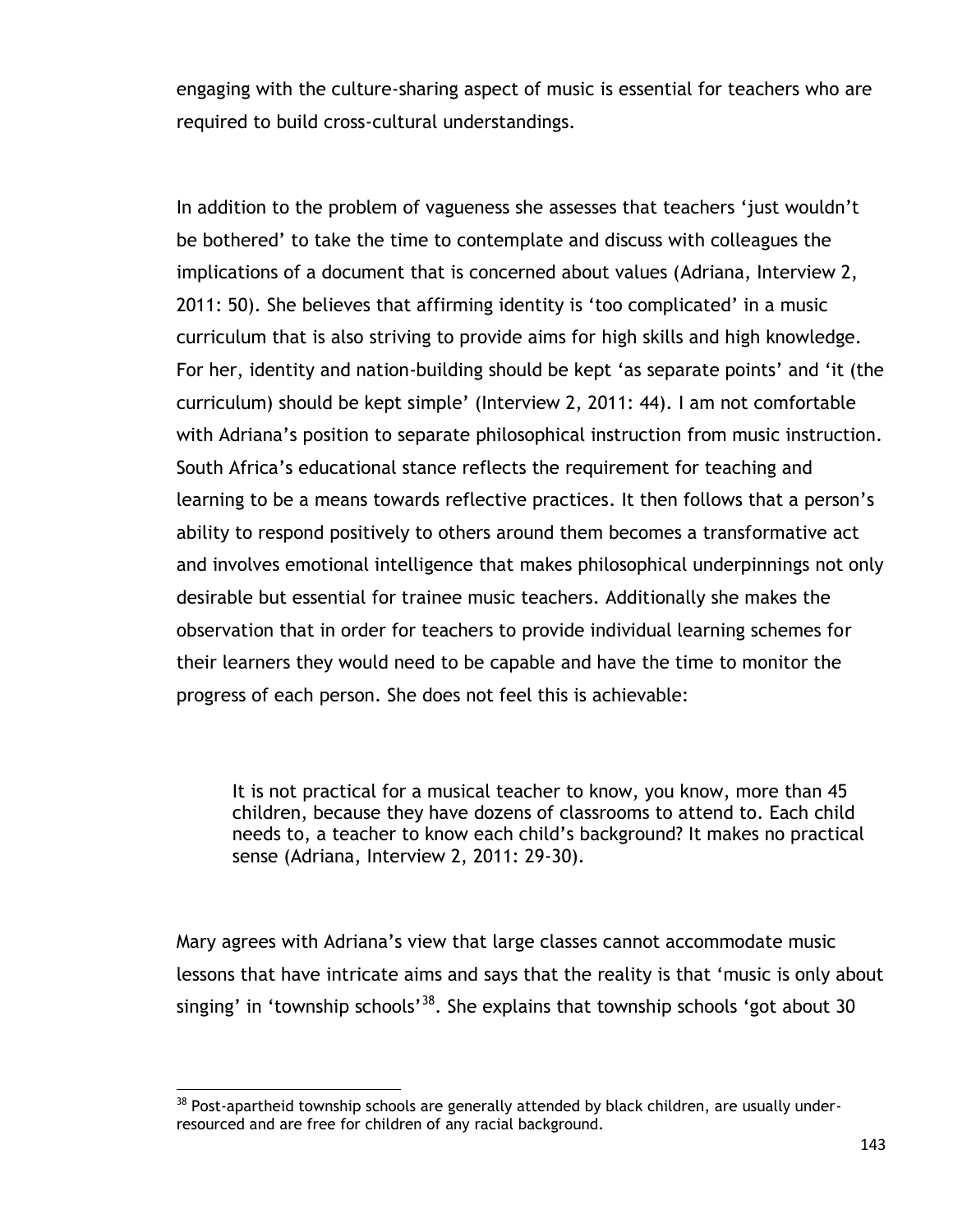engaging with the culture-sharing aspect of music is essential for teachers who are required to build cross-cultural understandings.

In addition to the problem of vagueness she assesses that teachers 'just wouldn't be bothered' to take the time to contemplate and discuss with colleagues the implications of a document that is concerned about values (Adriana, Interview 2, 2011: 50). She believes that affirming identity is 'too complicated' in a music curriculum that is also striving to provide aims for high skills and high knowledge. For her, identity and nation-building should be kept 'as separate points' and 'it (the curriculum) should be kept simple' (Interview 2, 2011: 44). I am not comfortable with Adriana's position to separate philosophical instruction from music instruction. South Africa's educational stance reflects the requirement for teaching and learning to be a means towards reflective practices. It then follows that a person's ability to respond positively to others around them becomes a transformative act and involves emotional intelligence that makes philosophical underpinnings not only desirable but essential for trainee music teachers. Additionally she makes the observation that in order for teachers to provide individual learning schemes for their learners they would need to be capable and have the time to monitor the progress of each person. She does not feel this is achievable:

> It is not practical for a musical teacher to know, you know, more than 45 children, because they have dozens of classrooms to attend to. Each child needs to, a teacher to know each child's background? It makes no practical sense (Adriana, Interview 2, 2011: 29-30).

Mary agrees with Adriana's view that large classes cannot accommodate music lessons that have intricate aims and says that the reality is that 'music is only about singing' in 'township schools'[38]. She explains that township schools 'got about 30

[38] Post-apartheid township schools are generally attended by black children, are usually under-resourced and are free for children of any racial background.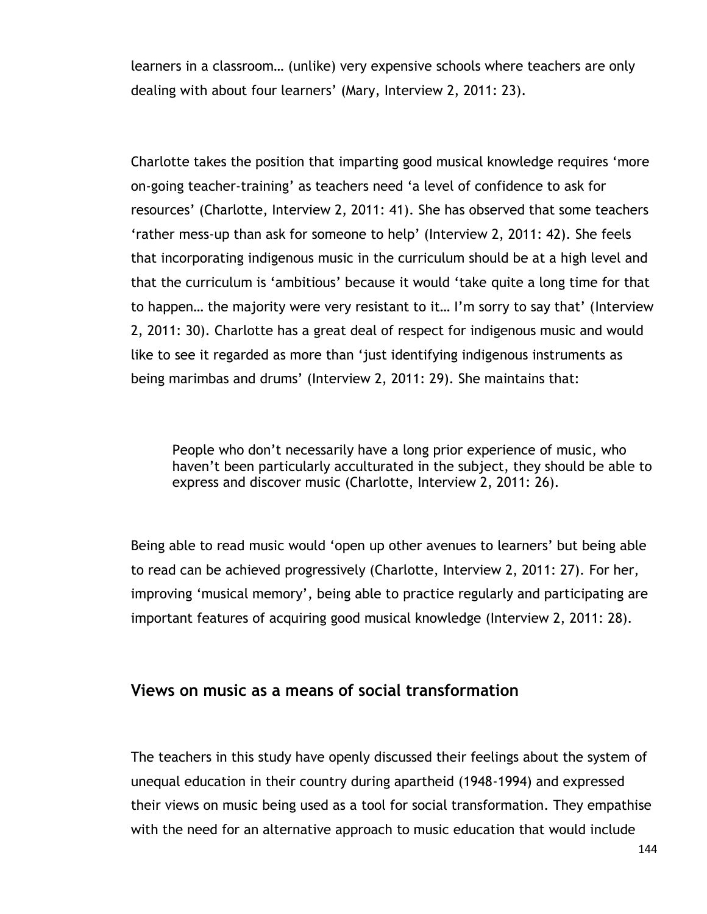learners in a classroom… (unlike) very expensive schools where teachers are only dealing with about four learners' (Mary, Interview 2, 2011: 23).

Charlotte takes the position that imparting good musical knowledge requires 'more on-going teacher-training' as teachers need 'a level of confidence to ask for resources' (Charlotte, Interview 2, 2011: 41). She has observed that some teachers 'rather mess-up than ask for someone to help' (Interview 2, 2011: 42). She feels that incorporating indigenous music in the curriculum should be at a high level and that the curriculum is 'ambitious' because it would 'take quite a long time for that to happen… the majority were very resistant to it… I'm sorry to say that' (Interview 2, 2011: 30). Charlotte has a great deal of respect for indigenous music and would like to see it regarded as more than 'just identifying indigenous instruments as being marimbas and drums' (Interview 2, 2011: 29). She maintains that:

> People who don't necessarily have a long prior experience of music, who haven't been particularly acculturated in the subject, they should be able to express and discover music (Charlotte, Interview 2, 2011: 26).

Being able to read music would 'open up other avenues to learners' but being able to read can be achieved progressively (Charlotte, Interview 2, 2011: 27). For her, improving 'musical memory', being able to practice regularly and participating are important features of acquiring good musical knowledge (Interview 2, 2011: 28).

## Views on music as a means of social transformation

The teachers in this study have openly discussed their feelings about the system of unequal education in their country during apartheid (1948-1994) and expressed their views on music being used as a tool for social transformation. They empathise with the need for an alternative approach to music education that would include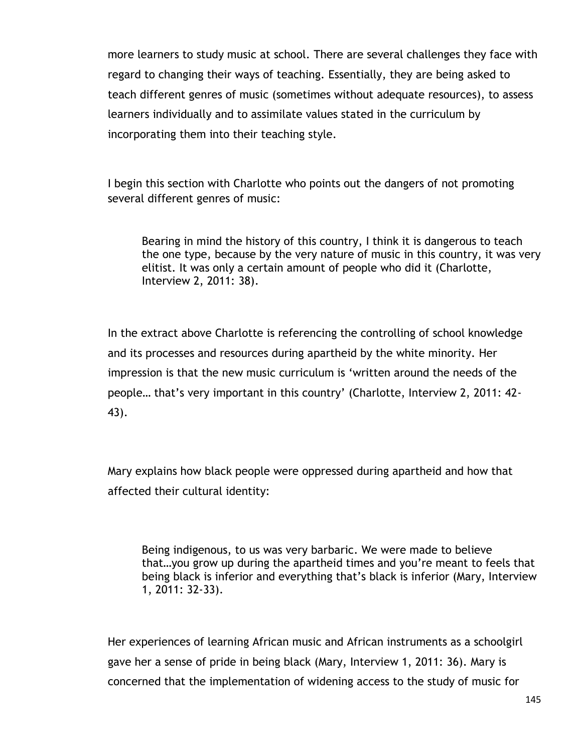more learners to study music at school. There are several challenges they face with regard to changing their ways of teaching. Essentially, they are being asked to teach different genres of music (sometimes without adequate resources), to assess learners individually and to assimilate values stated in the curriculum by incorporating them into their teaching style.

I begin this section with Charlotte who points out the dangers of not promoting several different genres of music:

> Bearing in mind the history of this country, I think it is dangerous to teach the one type, because by the very nature of music in this country, it was very elitist. It was only a certain amount of people who did it (Charlotte, Interview 2, 2011: 38).

In the extract above Charlotte is referencing the controlling of school knowledge and its processes and resources during apartheid by the white minority. Her impression is that the new music curriculum is 'written around the needs of the people… that's very important in this country' (Charlotte, Interview 2, 2011: 42-43).

Mary explains how black people were oppressed during apartheid and how that affected their cultural identity:

> Being indigenous, to us was very barbaric. We were made to believe that…you grow up during the apartheid times and you're meant to feels that being black is inferior and everything that's black is inferior (Mary, Interview 1, 2011: 32-33).

Her experiences of learning African music and African instruments as a schoolgirl gave her a sense of pride in being black (Mary, Interview 1, 2011: 36). Mary is concerned that the implementation of widening access to the study of music for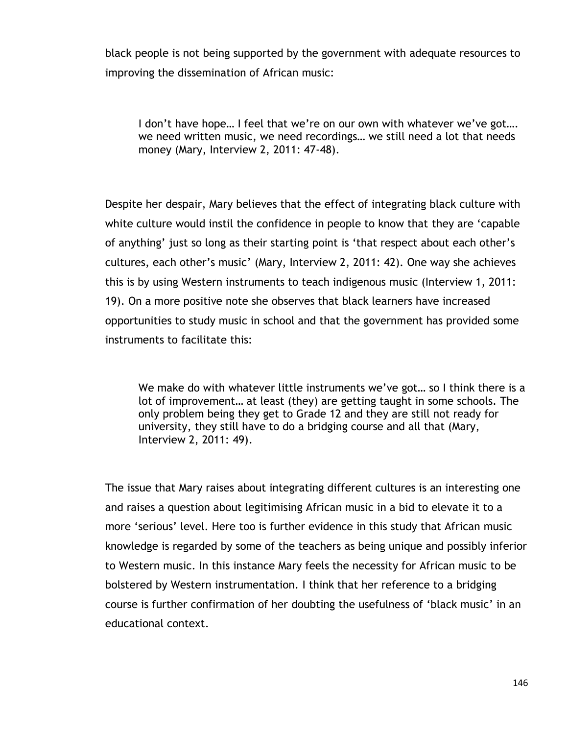black people is not being supported by the government with adequate resources to improving the dissemination of African music:

> I don't have hope… I feel that we're on our own with whatever we've got…. we need written music, we need recordings… we still need a lot that needs money (Mary, Interview 2, 2011: 47-48).

Despite her despair, Mary believes that the effect of integrating black culture with white culture would instil the confidence in people to know that they are 'capable of anything' just so long as their starting point is 'that respect about each other's cultures, each other's music' (Mary, Interview 2, 2011: 42). One way she achieves this is by using Western instruments to teach indigenous music (Interview 1, 2011: 19). On a more positive note she observes that black learners have increased opportunities to study music in school and that the government has provided some instruments to facilitate this:

> We make do with whatever little instruments we've got… so I think there is a lot of improvement… at least (they) are getting taught in some schools. The only problem being they get to Grade 12 and they are still not ready for university, they still have to do a bridging course and all that (Mary, Interview 2, 2011: 49).

The issue that Mary raises about integrating different cultures is an interesting one and raises a question about legitimising African music in a bid to elevate it to a more 'serious' level. Here too is further evidence in this study that African music knowledge is regarded by some of the teachers as being unique and possibly inferior to Western music. In this instance Mary feels the necessity for African music to be bolstered by Western instrumentation. I think that her reference to a bridging course is further confirmation of her doubting the usefulness of 'black music' in an educational context.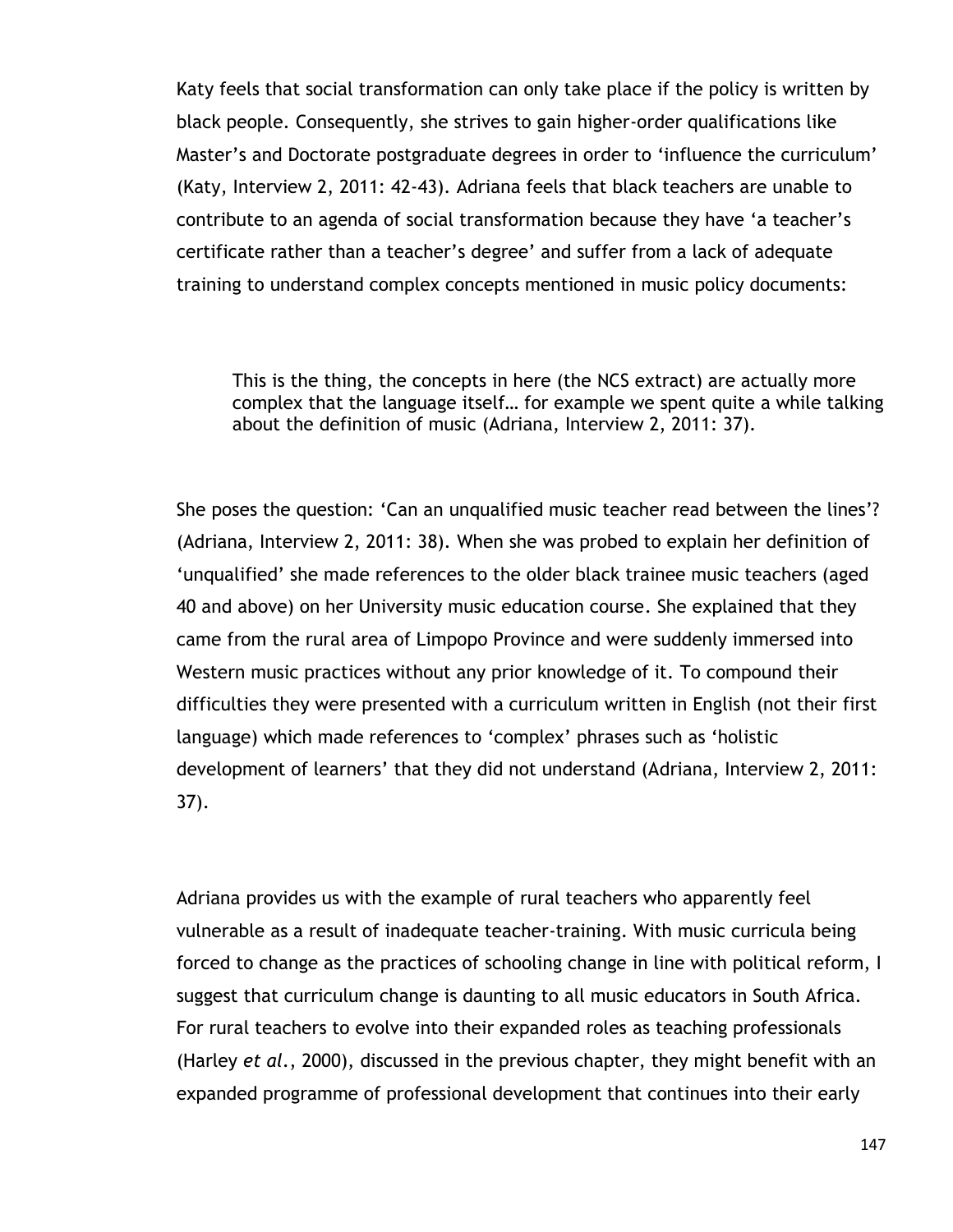Katy feels that social transformation can only take place if the policy is written by black people. Consequently, she strives to gain higher-order qualifications like Master's and Doctorate postgraduate degrees in order to 'influence the curriculum' (Katy, Interview 2, 2011: 42-43). Adriana feels that black teachers are unable to contribute to an agenda of social transformation because they have 'a teacher's certificate rather than a teacher's degree' and suffer from a lack of adequate training to understand complex concepts mentioned in music policy documents:

> This is the thing, the concepts in here (the NCS extract) are actually more complex that the language itself… for example we spent quite a while talking about the definition of music (Adriana, Interview 2, 2011: 37).

She poses the question: 'Can an unqualified music teacher read between the lines'? (Adriana, Interview 2, 2011: 38). When she was probed to explain her definition of 'unqualified' she made references to the older black trainee music teachers (aged 40 and above) on her University music education course. She explained that they came from the rural area of Limpopo Province and were suddenly immersed into Western music practices without any prior knowledge of it. To compound their difficulties they were presented with a curriculum written in English (not their first language) which made references to 'complex' phrases such as 'holistic development of learners' that they did not understand (Adriana, Interview 2, 2011: 37).

Adriana provides us with the example of rural teachers who apparently feel vulnerable as a result of inadequate teacher-training. With music curricula being forced to change as the practices of schooling change in line with political reform, I suggest that curriculum change is daunting to all music educators in South Africa. For rural teachers to evolve into their expanded roles as teaching professionals (Harley *et al.*, 2000), discussed in the previous chapter, they might benefit with an expanded programme of professional development that continues into their early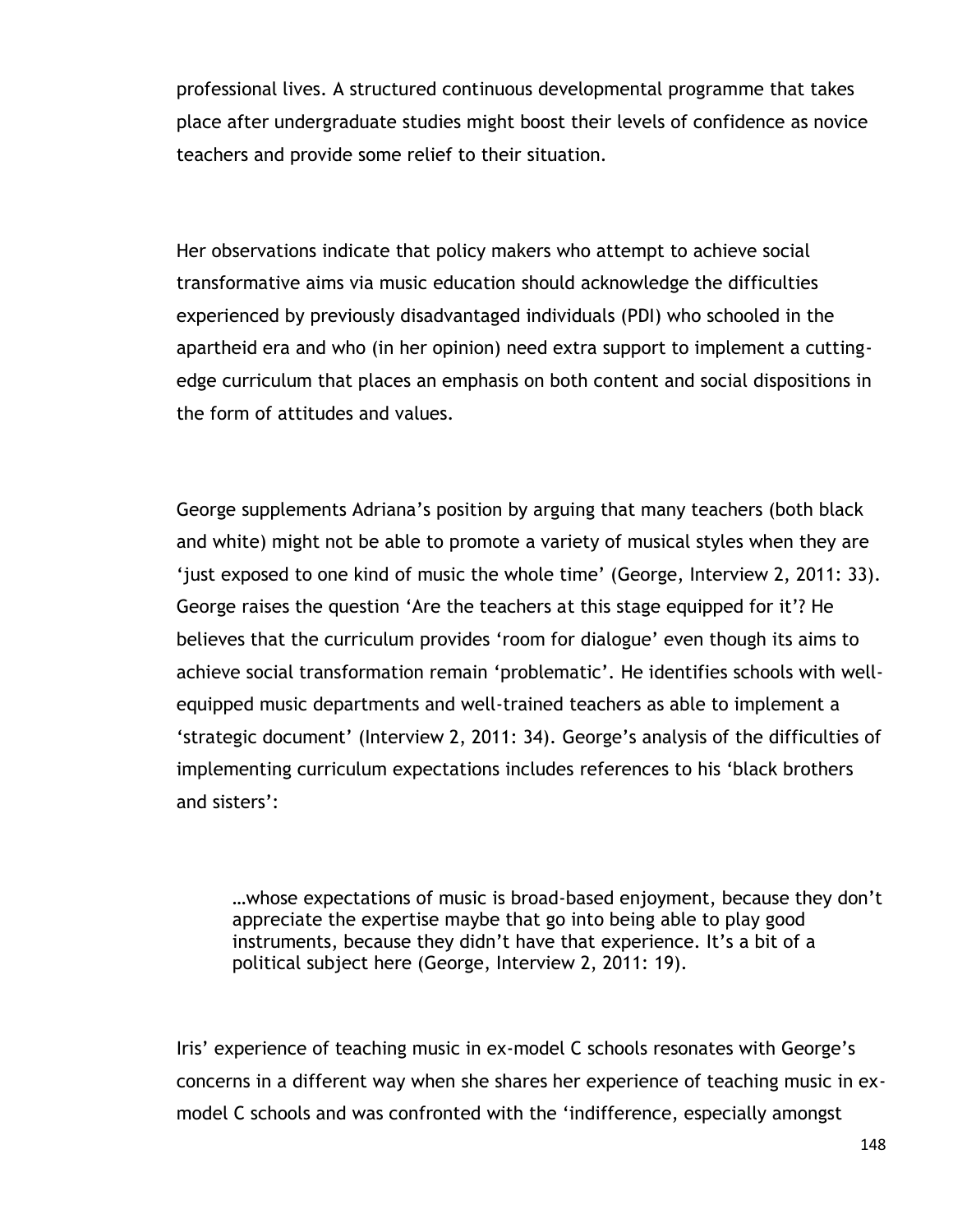professional lives. A structured continuous developmental programme that takes place after undergraduate studies might boost their levels of confidence as novice teachers and provide some relief to their situation.

Her observations indicate that policy makers who attempt to achieve social transformative aims via music education should acknowledge the difficulties experienced by previously disadvantaged individuals (PDI) who schooled in the apartheid era and who (in her opinion) need extra support to implement a cutting-edge curriculum that places an emphasis on both content and social dispositions in the form of attitudes and values.

George supplements Adriana's position by arguing that many teachers (both black and white) might not be able to promote a variety of musical styles when they are 'just exposed to one kind of music the whole time' (George, Interview 2, 2011: 33). George raises the question 'Are the teachers at this stage equipped for it'? He believes that the curriculum provides 'room for dialogue' even though its aims to achieve social transformation remain 'problematic'. He identifies schools with well-equipped music departments and well-trained teachers as able to implement a 'strategic document' (Interview 2, 2011: 34). George's analysis of the difficulties of implementing curriculum expectations includes references to his 'black brothers and sisters':

> …whose expectations of music is broad-based enjoyment, because they don't appreciate the expertise maybe that go into being able to play good instruments, because they didn't have that experience. It's a bit of a political subject here (George, Interview 2, 2011: 19).

Iris' experience of teaching music in ex-model C schools resonates with George's concerns in a different way when she shares her experience of teaching music in ex-model C schools and was confronted with the 'indifference, especially amongst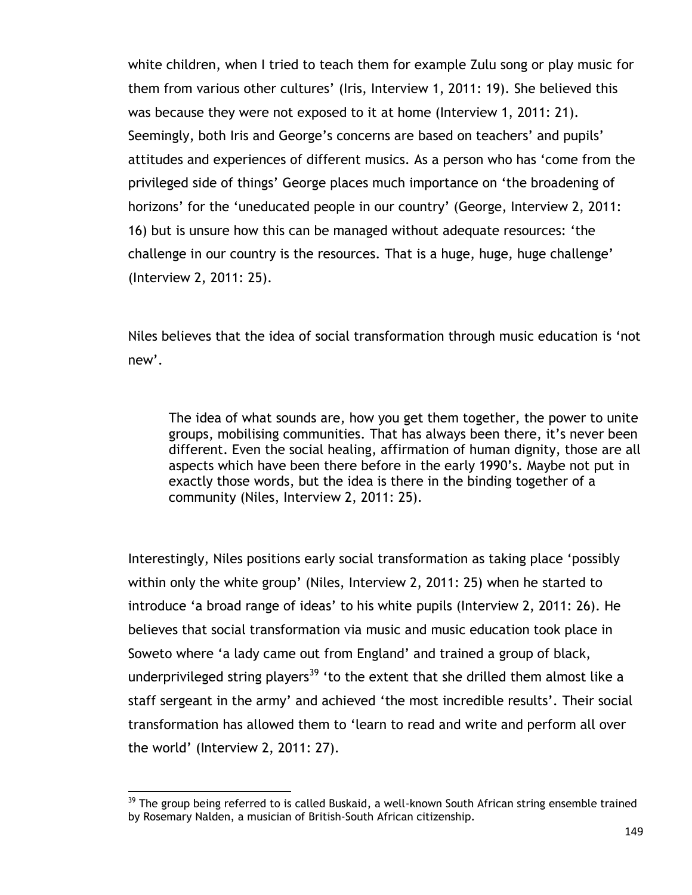white children, when I tried to teach them for example Zulu song or play music for them from various other cultures' (Iris, Interview 1, 2011: 19). She believed this was because they were not exposed to it at home (Interview 1, 2011: 21). Seemingly, both Iris and George's concerns are based on teachers' and pupils' attitudes and experiences of different musics. As a person who has 'come from the privileged side of things' George places much importance on 'the broadening of horizons' for the 'uneducated people in our country' (George, Interview 2, 2011: 16) but is unsure how this can be managed without adequate resources: 'the challenge in our country is the resources. That is a huge, huge, huge challenge' (Interview 2, 2011: 25).

Niles believes that the idea of social transformation through music education is 'not new'.

> The idea of what sounds are, how you get them together, the power to unite groups, mobilising communities. That has always been there, it's never been different. Even the social healing, affirmation of human dignity, those are all aspects which have been there before in the early 1990's. Maybe not put in exactly those words, but the idea is there in the binding together of a community (Niles, Interview 2, 2011: 25).

Interestingly, Niles positions early social transformation as taking place 'possibly within only the white group' (Niles, Interview 2, 2011: 25) when he started to introduce 'a broad range of ideas' to his white pupils (Interview 2, 2011: 26). He believes that social transformation via music and music education took place in Soweto where 'a lady came out from England' and trained a group of black, underprivileged string players[39] 'to the extent that she drilled them almost like a staff sergeant in the army' and achieved 'the most incredible results'. Their social transformation has allowed them to 'learn to read and write and perform all over the world' (Interview 2, 2011: 27).

[39] The group being referred to is called Buskaid, a well-known South African string ensemble trained by Rosemary Nalden, a musician of British-South African citizenship.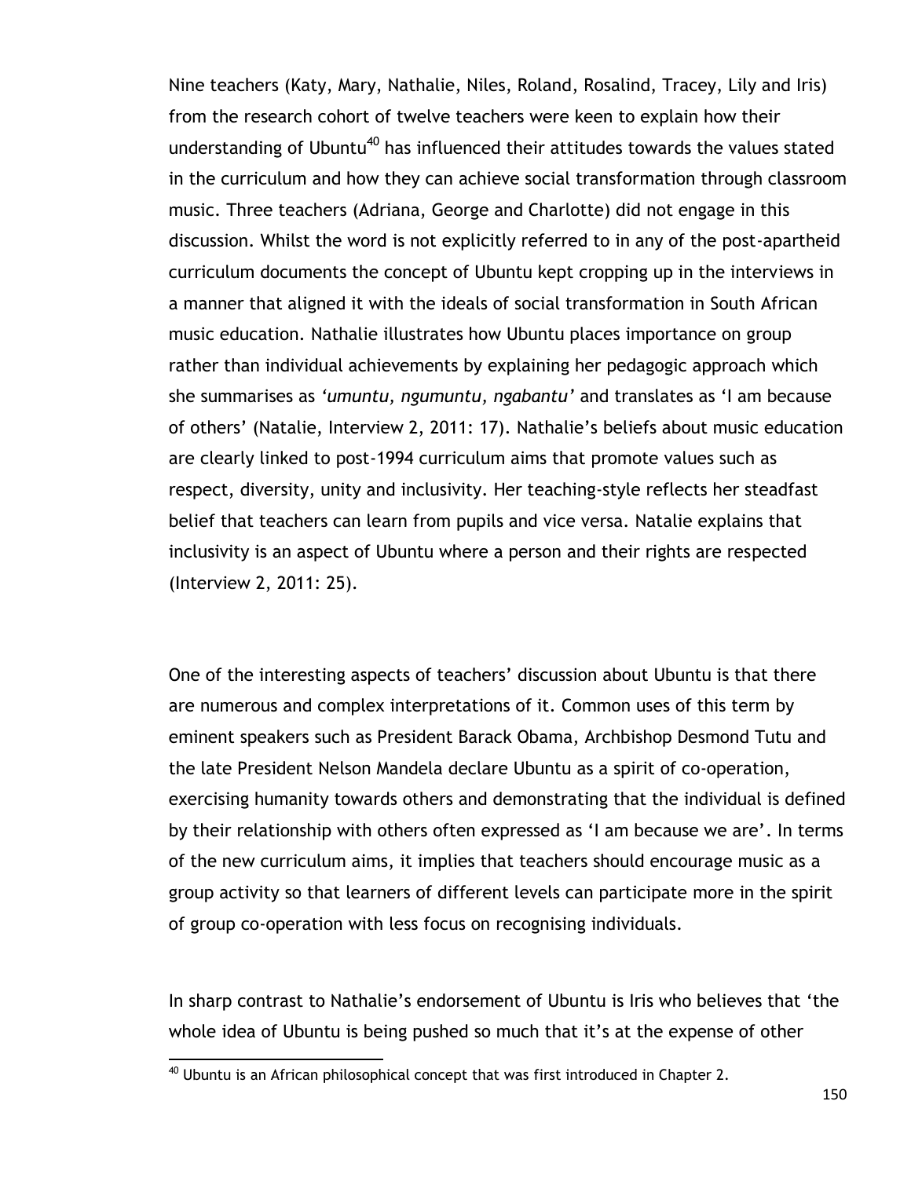Nine teachers (Katy, Mary, Nathalie, Niles, Roland, Rosalind, Tracey, Lily and Iris) from the research cohort of twelve teachers were keen to explain how their understanding of Ubuntu[40] has influenced their attitudes towards the values stated in the curriculum and how they can achieve social transformation through classroom music. Three teachers (Adriana, George and Charlotte) did not engage in this discussion. Whilst the word is not explicitly referred to in any of the post-apartheid curriculum documents the concept of Ubuntu kept cropping up in the interviews in a manner that aligned it with the ideals of social transformation in South African music education. Nathalie illustrates how Ubuntu places importance on group rather than individual achievements by explaining her pedagogic approach which she summarises as *'umuntu, ngumuntu, ngabantu'* and translates as 'I am because of others' (Natalie, Interview 2, 2011: 17). Nathalie's beliefs about music education are clearly linked to post-1994 curriculum aims that promote values such as respect, diversity, unity and inclusivity. Her teaching-style reflects her steadfast belief that teachers can learn from pupils and vice versa. Natalie explains that inclusivity is an aspect of Ubuntu where a person and their rights are respected (Interview 2, 2011: 25).

One of the interesting aspects of teachers' discussion about Ubuntu is that there are numerous and complex interpretations of it. Common uses of this term by eminent speakers such as President Barack Obama, Archbishop Desmond Tutu and the late President Nelson Mandela declare Ubuntu as a spirit of co-operation, exercising humanity towards others and demonstrating that the individual is defined by their relationship with others often expressed as 'I am because we are'. In terms of the new curriculum aims, it implies that teachers should encourage music as a group activity so that learners of different levels can participate more in the spirit of group co-operation with less focus on recognising individuals.

In sharp contrast to Nathalie's endorsement of Ubuntu is Iris who believes that 'the whole idea of Ubuntu is being pushed so much that it's at the expense of other

[40] Ubuntu is an African philosophical concept that was first introduced in Chapter 2.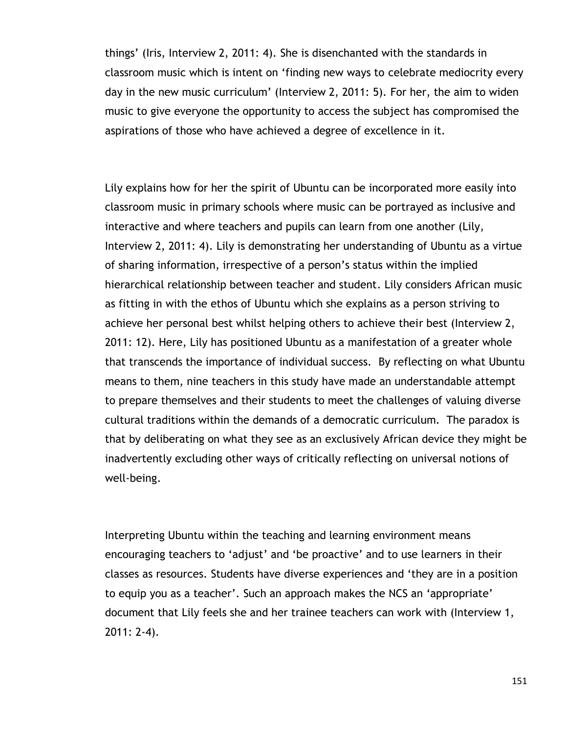things' (Iris, Interview 2, 2011: 4). She is disenchanted with the standards in classroom music which is intent on 'finding new ways to celebrate mediocrity every day in the new music curriculum' (Interview 2, 2011: 5). For her, the aim to widen music to give everyone the opportunity to access the subject has compromised the aspirations of those who have achieved a degree of excellence in it.

Lily explains how for her the spirit of Ubuntu can be incorporated more easily into classroom music in primary schools where music can be portrayed as inclusive and interactive and where teachers and pupils can learn from one another (Lily, Interview 2, 2011: 4). Lily is demonstrating her understanding of Ubuntu as a virtue of sharing information, irrespective of a person's status within the implied hierarchical relationship between teacher and student. Lily considers African music as fitting in with the ethos of Ubuntu which she explains as a person striving to achieve her personal best whilst helping others to achieve their best (Interview 2, 2011: 12). Here, Lily has positioned Ubuntu as a manifestation of a greater whole that transcends the importance of individual success. By reflecting on what Ubuntu means to them, nine teachers in this study have made an understandable attempt to prepare themselves and their students to meet the challenges of valuing diverse cultural traditions within the demands of a democratic curriculum. The paradox is that by deliberating on what they see as an exclusively African device they might be inadvertently excluding other ways of critically reflecting on universal notions of well-being.

Interpreting Ubuntu within the teaching and learning environment means encouraging teachers to 'adjust' and 'be proactive' and to use learners in their classes as resources. Students have diverse experiences and 'they are in a position to equip you as a teacher'. Such an approach makes the NCS an 'appropriate' document that Lily feels she and her trainee teachers can work with (Interview 1, 2011: 2-4).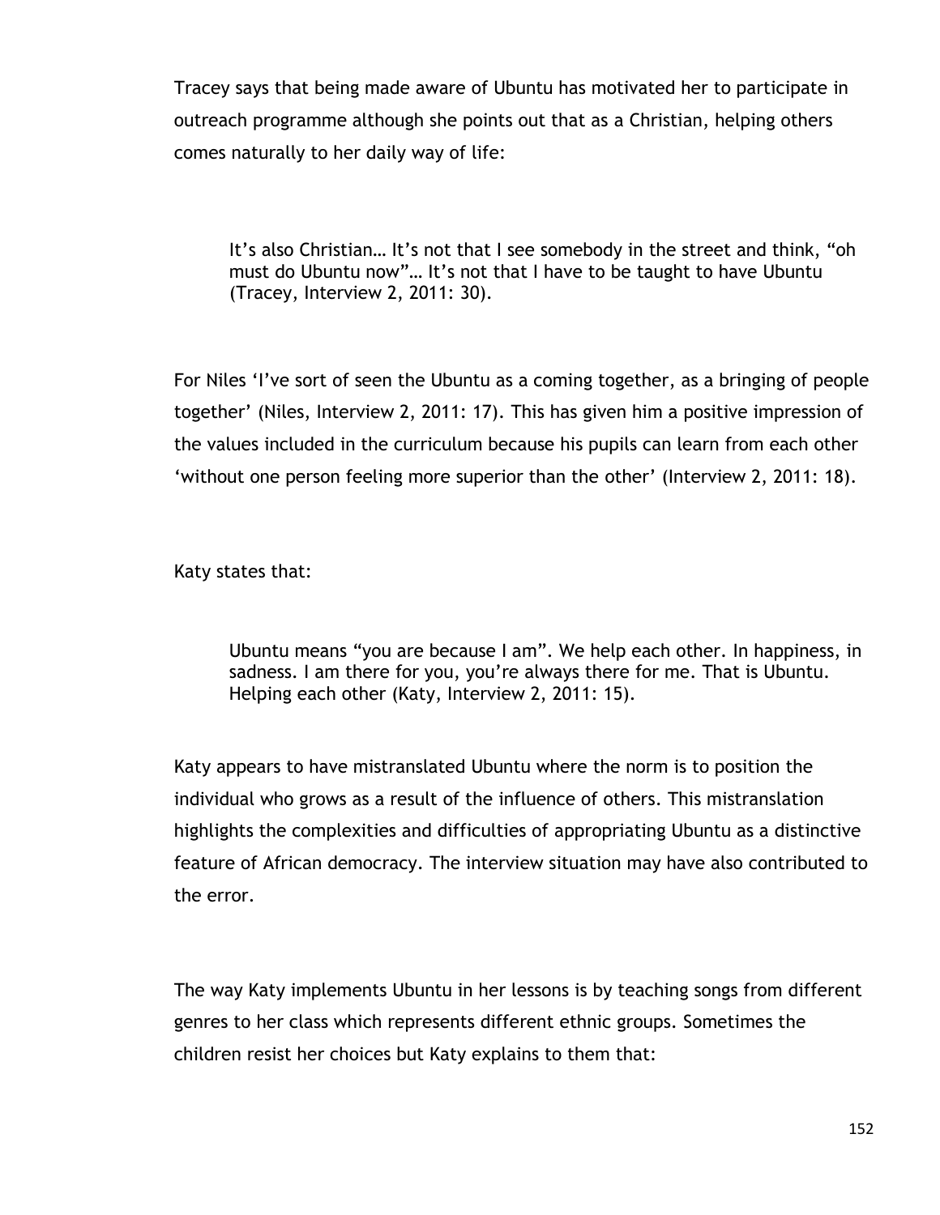Tracey says that being made aware of Ubuntu has motivated her to participate in outreach programme although she points out that as a Christian, helping others comes naturally to her daily way of life:

> It's also Christian… It's not that I see somebody in the street and think, "oh must do Ubuntu now"… It's not that I have to be taught to have Ubuntu (Tracey, Interview 2, 2011: 30).

For Niles 'I've sort of seen the Ubuntu as a coming together, as a bringing of people together' (Niles, Interview 2, 2011: 17). This has given him a positive impression of the values included in the curriculum because his pupils can learn from each other 'without one person feeling more superior than the other' (Interview 2, 2011: 18).

Katy states that:

> Ubuntu means "you are because I am". We help each other. In happiness, in sadness. I am there for you, you're always there for me. That is Ubuntu. Helping each other (Katy, Interview 2, 2011: 15).

Katy appears to have mistranslated Ubuntu where the norm is to position the individual who grows as a result of the influence of others. This mistranslation highlights the complexities and difficulties of appropriating Ubuntu as a distinctive feature of African democracy. The interview situation may have also contributed to the error.

The way Katy implements Ubuntu in her lessons is by teaching songs from different genres to her class which represents different ethnic groups. Sometimes the children resist her choices but Katy explains to them that: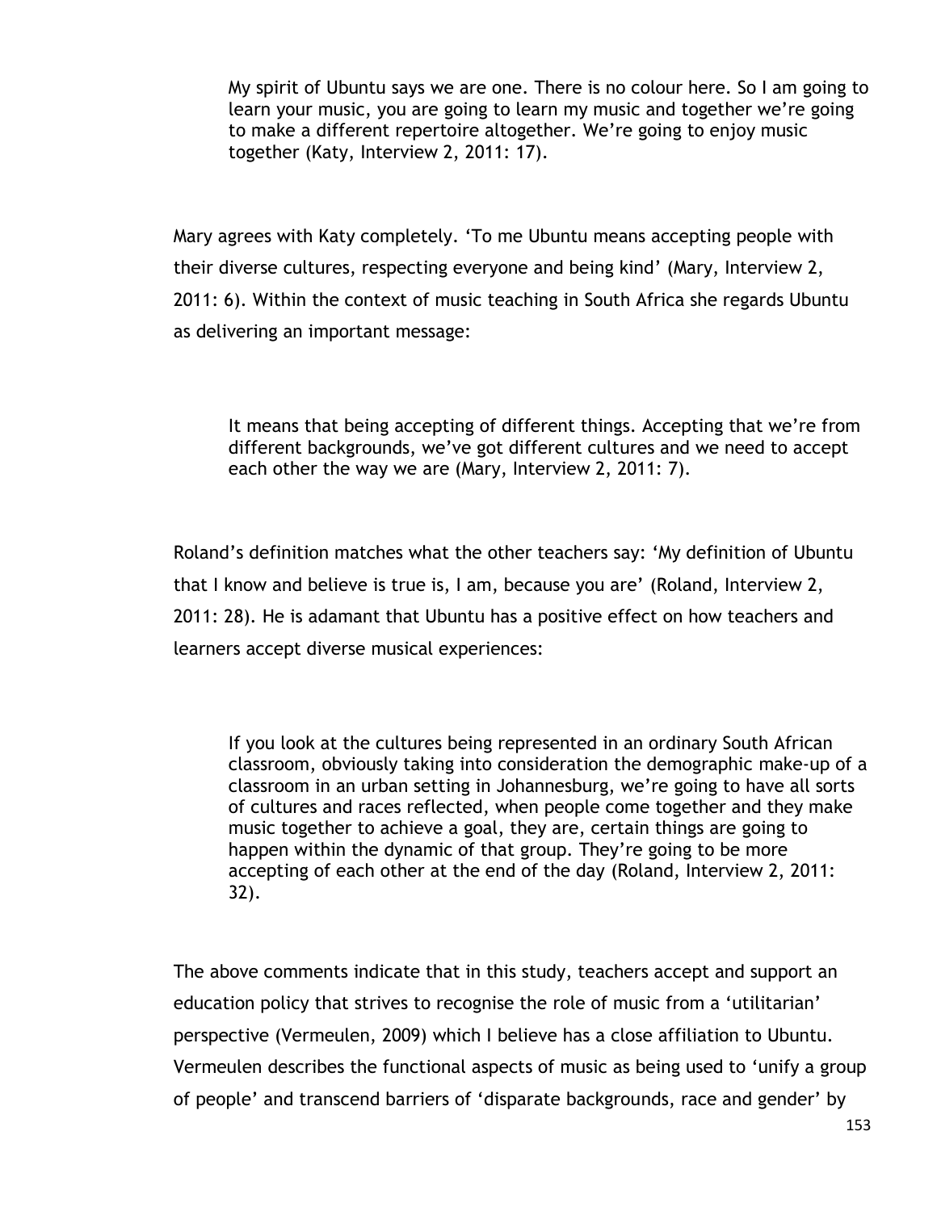> My spirit of Ubuntu says we are one. There is no colour here. So I am going to learn your music, you are going to learn my music and together we're going to make a different repertoire altogether. We're going to enjoy music together (Katy, Interview 2, 2011: 17).

Mary agrees with Katy completely. 'To me Ubuntu means accepting people with their diverse cultures, respecting everyone and being kind' (Mary, Interview 2, 2011: 6). Within the context of music teaching in South Africa she regards Ubuntu as delivering an important message:

> It means that being accepting of different things. Accepting that we're from different backgrounds, we've got different cultures and we need to accept each other the way we are (Mary, Interview 2, 2011: 7).

Roland's definition matches what the other teachers say: 'My definition of Ubuntu that I know and believe is true is, I am, because you are' (Roland, Interview 2, 2011: 28). He is adamant that Ubuntu has a positive effect on how teachers and learners accept diverse musical experiences:

> If you look at the cultures being represented in an ordinary South African classroom, obviously taking into consideration the demographic make-up of a classroom in an urban setting in Johannesburg, we're going to have all sorts of cultures and races reflected, when people come together and they make music together to achieve a goal, they are, certain things are going to happen within the dynamic of that group. They're going to be more accepting of each other at the end of the day (Roland, Interview 2, 2011: 32).

The above comments indicate that in this study, teachers accept and support an education policy that strives to recognise the role of music from a 'utilitarian' perspective (Vermeulen, 2009) which I believe has a close affiliation to Ubuntu. Vermeulen describes the functional aspects of music as being used to 'unify a group of people' and transcend barriers of 'disparate backgrounds, race and gender' by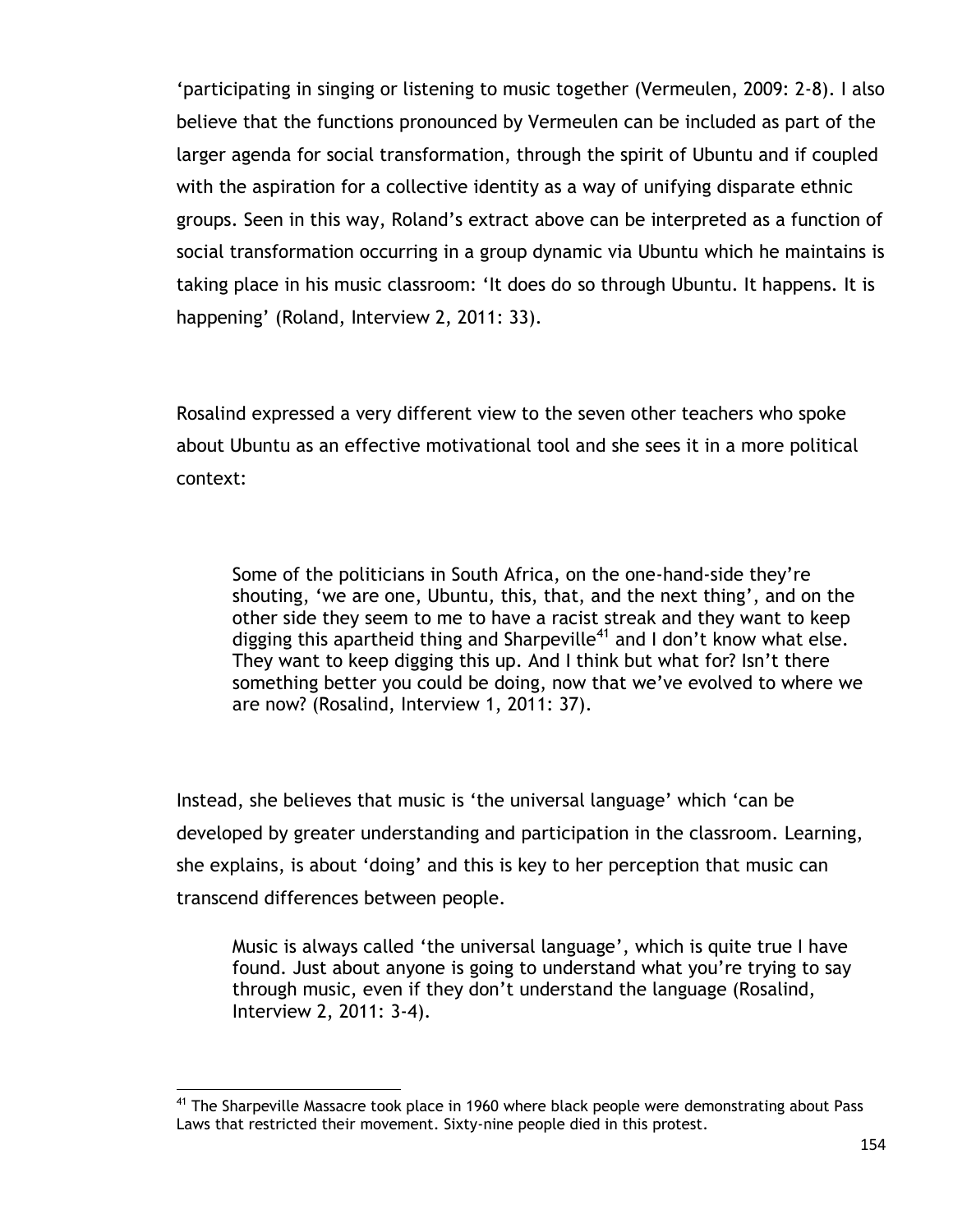'participating in singing or listening to music together (Vermeulen, 2009: 2-8). I also believe that the functions pronounced by Vermeulen can be included as part of the larger agenda for social transformation, through the spirit of Ubuntu and if coupled with the aspiration for a collective identity as a way of unifying disparate ethnic groups. Seen in this way, Roland's extract above can be interpreted as a function of social transformation occurring in a group dynamic via Ubuntu which he maintains is taking place in his music classroom: 'It does do so through Ubuntu. It happens. It is happening' (Roland, Interview 2, 2011: 33).

Rosalind expressed a very different view to the seven other teachers who spoke about Ubuntu as an effective motivational tool and she sees it in a more political context:

> Some of the politicians in South Africa, on the one-hand-side they're shouting, 'we are one, Ubuntu, this, that, and the next thing', and on the other side they seem to me to have a racist streak and they want to keep digging this apartheid thing and Sharpeville[41] and I don't know what else. They want to keep digging this up. And I think but what for? Isn't there something better you could be doing, now that we've evolved to where we are now? (Rosalind, Interview 1, 2011: 37).

Instead, she believes that music is 'the universal language' which 'can be developed by greater understanding and participation in the classroom. Learning, she explains, is about 'doing' and this is key to her perception that music can transcend differences between people.

> Music is always called 'the universal language', which is quite true I have found. Just about anyone is going to understand what you're trying to say through music, even if they don't understand the language (Rosalind, Interview 2, 2011: 3-4).

[41] The Sharpeville Massacre took place in 1960 where black people were demonstrating about Pass Laws that restricted their movement. Sixty-nine people died in this protest.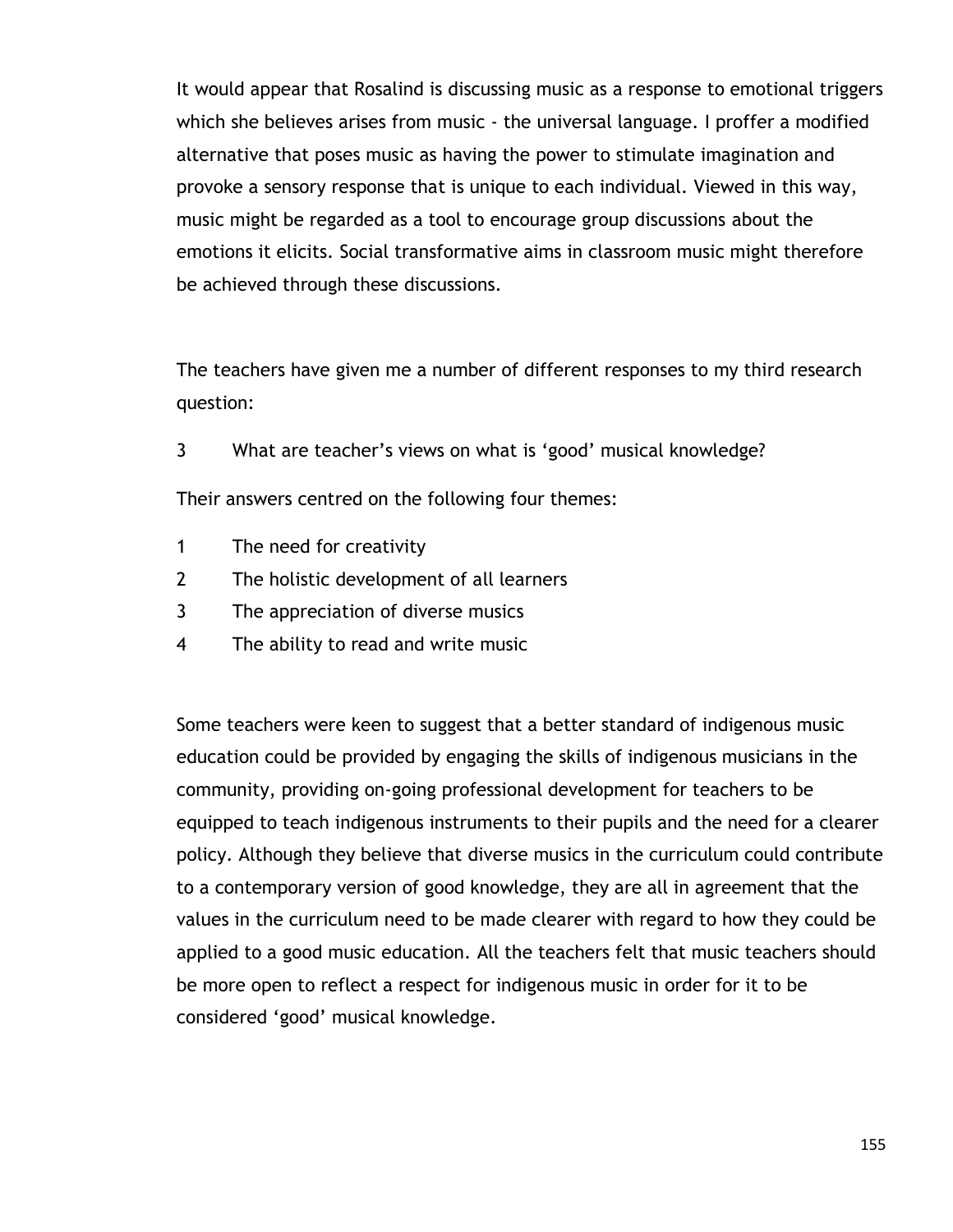It would appear that Rosalind is discussing music as a response to emotional triggers which she believes arises from music - the universal language. I proffer a modified alternative that poses music as having the power to stimulate imagination and provoke a sensory response that is unique to each individual. Viewed in this way, music might be regarded as a tool to encourage group discussions about the emotions it elicits. Social transformative aims in classroom music might therefore be achieved through these discussions.

The teachers have given me a number of different responses to my third research question:

3 What are teacher's views on what is 'good' musical knowledge?

Their answers centred on the following four themes:

1 The need for creativity
2 The holistic development of all learners
3 The appreciation of diverse musics
4 The ability to read and write music

Some teachers were keen to suggest that a better standard of indigenous music education could be provided by engaging the skills of indigenous musicians in the community, providing on-going professional development for teachers to be equipped to teach indigenous instruments to their pupils and the need for a clearer policy. Although they believe that diverse musics in the curriculum could contribute to a contemporary version of good knowledge, they are all in agreement that the values in the curriculum need to be made clearer with regard to how they could be applied to a good music education. All the teachers felt that music teachers should be more open to reflect a respect for indigenous music in order for it to be considered 'good' musical knowledge.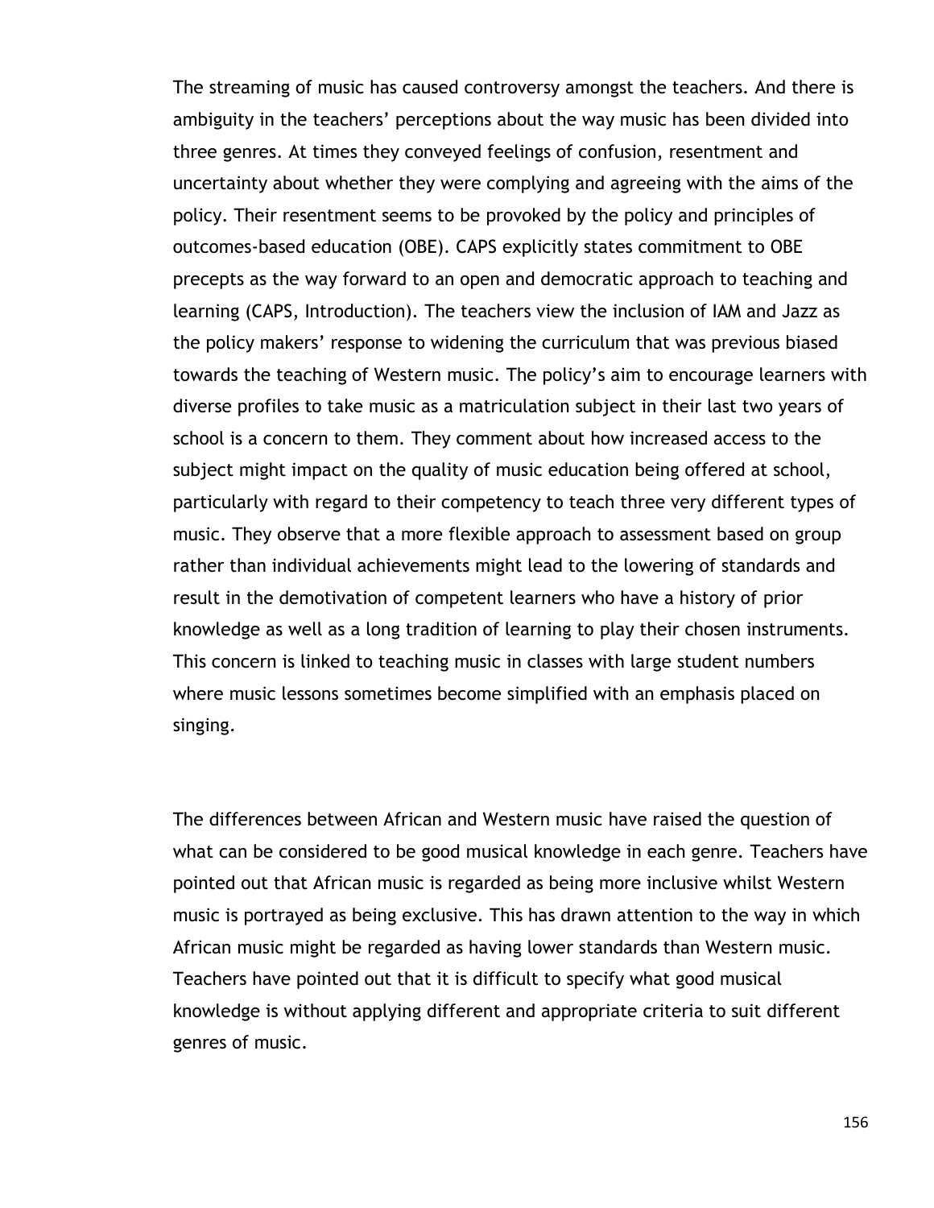The streaming of music has caused controversy amongst the teachers. And there is ambiguity in the teachers' perceptions about the way music has been divided into three genres. At times they conveyed feelings of confusion, resentment and uncertainty about whether they were complying and agreeing with the aims of the policy. Their resentment seems to be provoked by the policy and principles of outcomes-based education (OBE). CAPS explicitly states commitment to OBE precepts as the way forward to an open and democratic approach to teaching and learning (CAPS, Introduction). The teachers view the inclusion of IAM and Jazz as the policy makers' response to widening the curriculum that was previous biased towards the teaching of Western music. The policy's aim to encourage learners with diverse profiles to take music as a matriculation subject in their last two years of school is a concern to them. They comment about how increased access to the subject might impact on the quality of music education being offered at school, particularly with regard to their competency to teach three very different types of music. They observe that a more flexible approach to assessment based on group rather than individual achievements might lead to the lowering of standards and result in the demotivation of competent learners who have a history of prior knowledge as well as a long tradition of learning to play their chosen instruments. This concern is linked to teaching music in classes with large student numbers where music lessons sometimes become simplified with an emphasis placed on singing.

The differences between African and Western music have raised the question of what can be considered to be good musical knowledge in each genre. Teachers have pointed out that African music is regarded as being more inclusive whilst Western music is portrayed as being exclusive. This has drawn attention to the way in which African music might be regarded as having lower standards than Western music. Teachers have pointed out that it is difficult to specify what good musical knowledge is without applying different and appropriate criteria to suit different genres of music.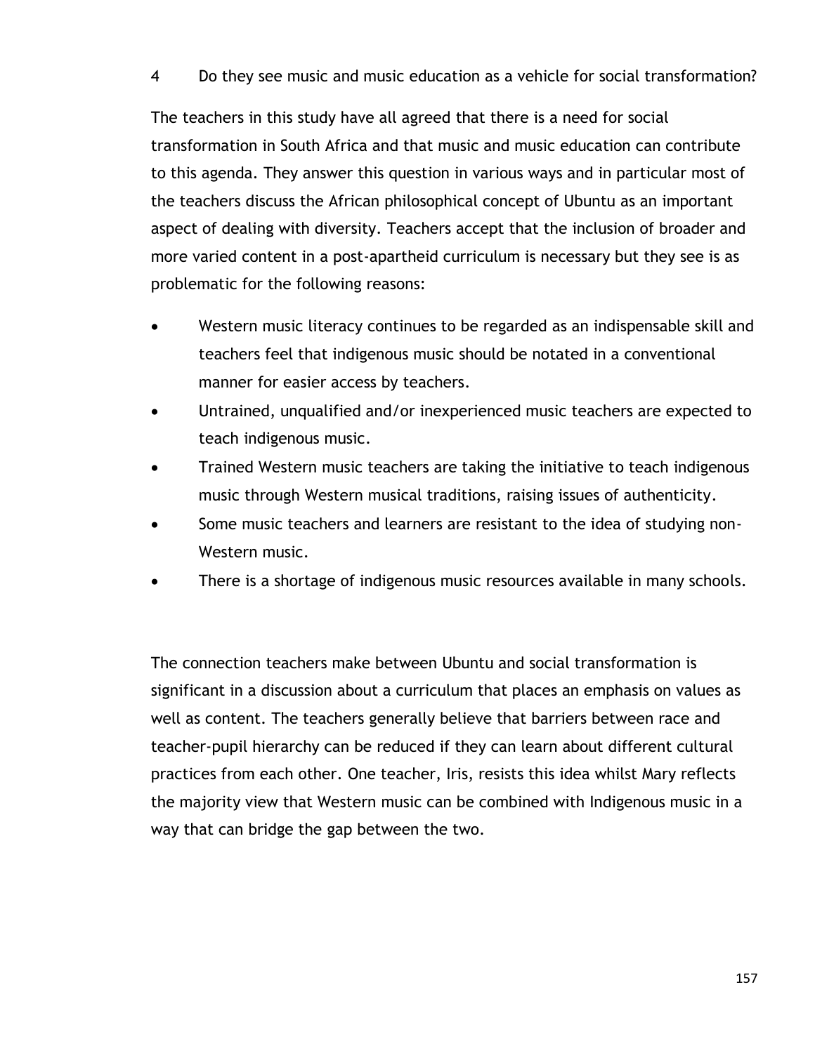4 Do they see music and music education as a vehicle for social transformation?

The teachers in this study have all agreed that there is a need for social transformation in South Africa and that music and music education can contribute to this agenda. They answer this question in various ways and in particular most of the teachers discuss the African philosophical concept of Ubuntu as an important aspect of dealing with diversity. Teachers accept that the inclusion of broader and more varied content in a post-apartheid curriculum is necessary but they see is as problematic for the following reasons:

- Western music literacy continues to be regarded as an indispensable skill and teachers feel that indigenous music should be notated in a conventional manner for easier access by teachers.
- Untrained, unqualified and/or inexperienced music teachers are expected to teach indigenous music.
- Trained Western music teachers are taking the initiative to teach indigenous music through Western musical traditions, raising issues of authenticity.
- Some music teachers and learners are resistant to the idea of studying non-Western music.
- There is a shortage of indigenous music resources available in many schools.

The connection teachers make between Ubuntu and social transformation is significant in a discussion about a curriculum that places an emphasis on values as well as content. The teachers generally believe that barriers between race and teacher-pupil hierarchy can be reduced if they can learn about different cultural practices from each other. One teacher, Iris, resists this idea whilst Mary reflects the majority view that Western music can be combined with Indigenous music in a way that can bridge the gap between the two.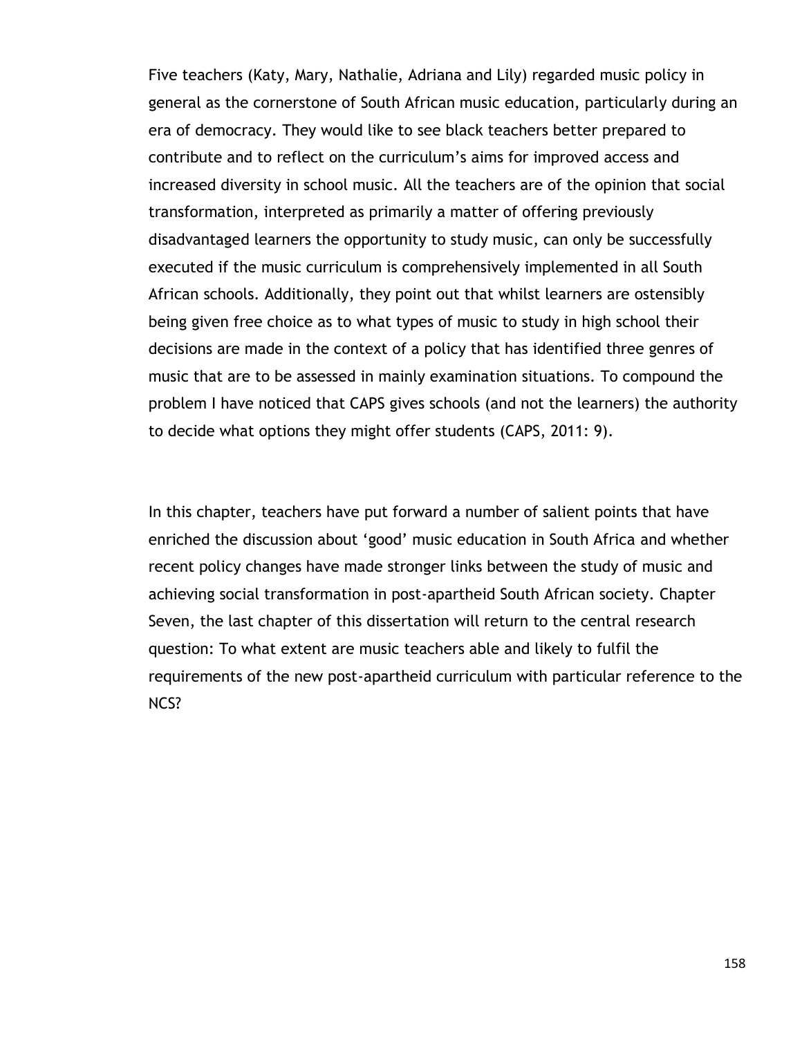Five teachers (Katy, Mary, Nathalie, Adriana and Lily) regarded music policy in general as the cornerstone of South African music education, particularly during an era of democracy. They would like to see black teachers better prepared to contribute and to reflect on the curriculum's aims for improved access and increased diversity in school music. All the teachers are of the opinion that social transformation, interpreted as primarily a matter of offering previously disadvantaged learners the opportunity to study music, can only be successfully executed if the music curriculum is comprehensively implemented in all South African schools. Additionally, they point out that whilst learners are ostensibly being given free choice as to what types of music to study in high school their decisions are made in the context of a policy that has identified three genres of music that are to be assessed in mainly examination situations. To compound the problem I have noticed that CAPS gives schools (and not the learners) the authority to decide what options they might offer students (CAPS, 2011: 9).

In this chapter, teachers have put forward a number of salient points that have enriched the discussion about 'good' music education in South Africa and whether recent policy changes have made stronger links between the study of music and achieving social transformation in post-apartheid South African society. Chapter Seven, the last chapter of this dissertation will return to the central research question: To what extent are music teachers able and likely to fulfil the requirements of the new post-apartheid curriculum with particular reference to the NCS?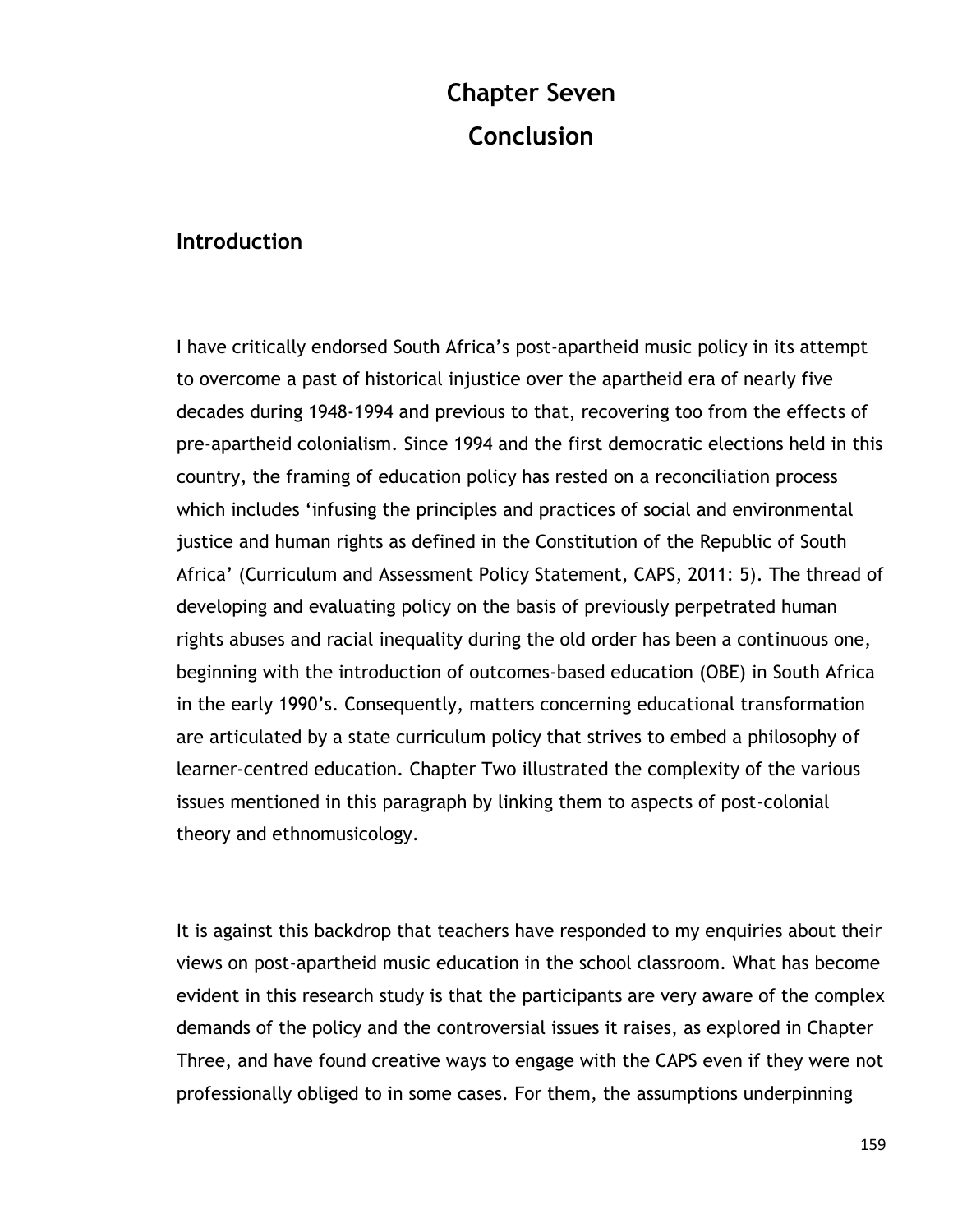# Chapter Seven
# Conclusion

## Introduction

I have critically endorsed South Africa's post-apartheid music policy in its attempt to overcome a past of historical injustice over the apartheid era of nearly five decades during 1948-1994 and previous to that, recovering too from the effects of pre-apartheid colonialism. Since 1994 and the first democratic elections held in this country, the framing of education policy has rested on a reconciliation process which includes 'infusing the principles and practices of social and environmental justice and human rights as defined in the Constitution of the Republic of South Africa' (Curriculum and Assessment Policy Statement, CAPS, 2011: 5). The thread of developing and evaluating policy on the basis of previously perpetrated human rights abuses and racial inequality during the old order has been a continuous one, beginning with the introduction of outcomes-based education (OBE) in South Africa in the early 1990's. Consequently, matters concerning educational transformation are articulated by a state curriculum policy that strives to embed a philosophy of learner-centred education. Chapter Two illustrated the complexity of the various issues mentioned in this paragraph by linking them to aspects of post-colonial theory and ethnomusicology.

It is against this backdrop that teachers have responded to my enquiries about their views on post-apartheid music education in the school classroom. What has become evident in this research study is that the participants are very aware of the complex demands of the policy and the controversial issues it raises, as explored in Chapter Three, and have found creative ways to engage with the CAPS even if they were not professionally obliged to in some cases. For them, the assumptions underpinning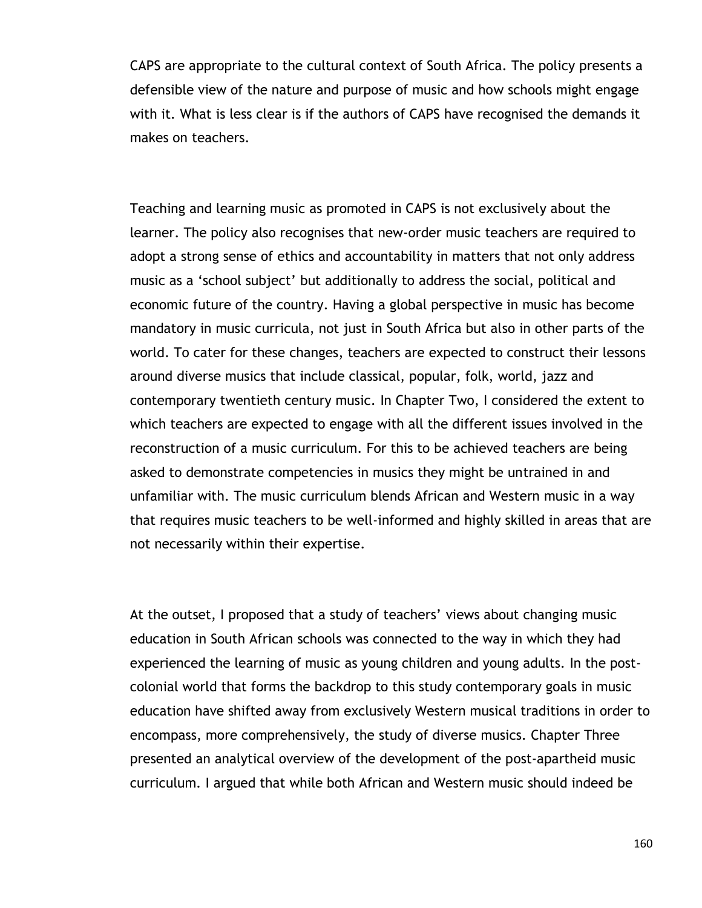CAPS are appropriate to the cultural context of South Africa. The policy presents a defensible view of the nature and purpose of music and how schools might engage with it. What is less clear is if the authors of CAPS have recognised the demands it makes on teachers.

Teaching and learning music as promoted in CAPS is not exclusively about the learner. The policy also recognises that new-order music teachers are required to adopt a strong sense of ethics and accountability in matters that not only address music as a 'school subject' but additionally to address the social, political and economic future of the country. Having a global perspective in music has become mandatory in music curricula, not just in South Africa but also in other parts of the world. To cater for these changes, teachers are expected to construct their lessons around diverse musics that include classical, popular, folk, world, jazz and contemporary twentieth century music. In Chapter Two, I considered the extent to which teachers are expected to engage with all the different issues involved in the reconstruction of a music curriculum. For this to be achieved teachers are being asked to demonstrate competencies in musics they might be untrained in and unfamiliar with. The music curriculum blends African and Western music in a way that requires music teachers to be well-informed and highly skilled in areas that are not necessarily within their expertise.

At the outset, I proposed that a study of teachers' views about changing music education in South African schools was connected to the way in which they had experienced the learning of music as young children and young adults. In the post-colonial world that forms the backdrop to this study contemporary goals in music education have shifted away from exclusively Western musical traditions in order to encompass, more comprehensively, the study of diverse musics. Chapter Three presented an analytical overview of the development of the post-apartheid music curriculum. I argued that while both African and Western music should indeed be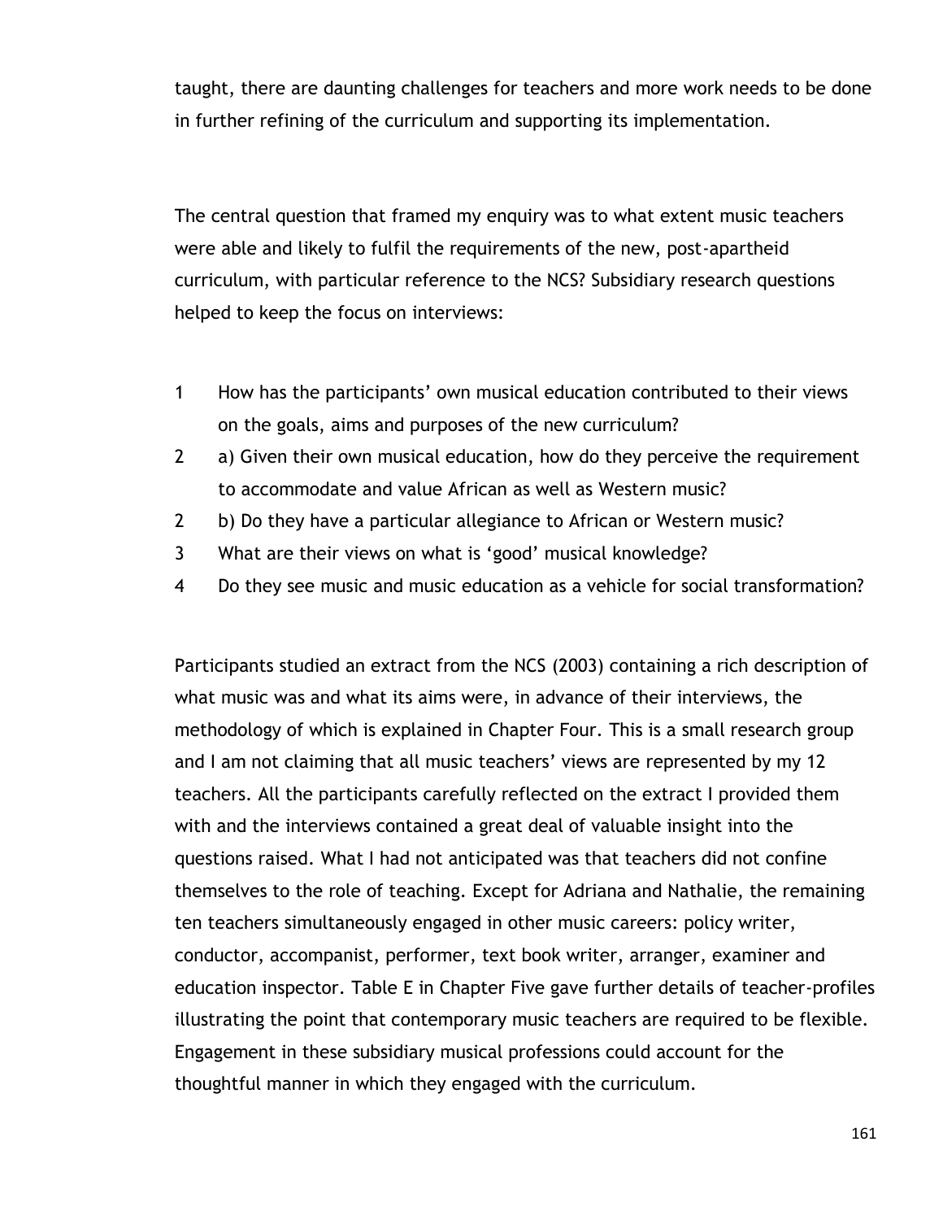taught, there are daunting challenges for teachers and more work needs to be done in further refining of the curriculum and supporting its implementation.

The central question that framed my enquiry was to what extent music teachers were able and likely to fulfil the requirements of the new, post-apartheid curriculum, with particular reference to the NCS? Subsidiary research questions helped to keep the focus on interviews:

1 How has the participants' own musical education contributed to their views on the goals, aims and purposes of the new curriculum?

2 a) Given their own musical education, how do they perceive the requirement to accommodate and value African as well as Western music?

2 b) Do they have a particular allegiance to African or Western music?

3 What are their views on what is 'good' musical knowledge?

4 Do they see music and music education as a vehicle for social transformation?

Participants studied an extract from the NCS (2003) containing a rich description of what music was and what its aims were, in advance of their interviews, the methodology of which is explained in Chapter Four. This is a small research group and I am not claiming that all music teachers' views are represented by my 12 teachers. All the participants carefully reflected on the extract I provided them with and the interviews contained a great deal of valuable insight into the questions raised. What I had not anticipated was that teachers did not confine themselves to the role of teaching. Except for Adriana and Nathalie, the remaining ten teachers simultaneously engaged in other music careers: policy writer, conductor, accompanist, performer, text book writer, arranger, examiner and education inspector. Table E in Chapter Five gave further details of teacher-profiles illustrating the point that contemporary music teachers are required to be flexible. Engagement in these subsidiary musical professions could account for the thoughtful manner in which they engaged with the curriculum.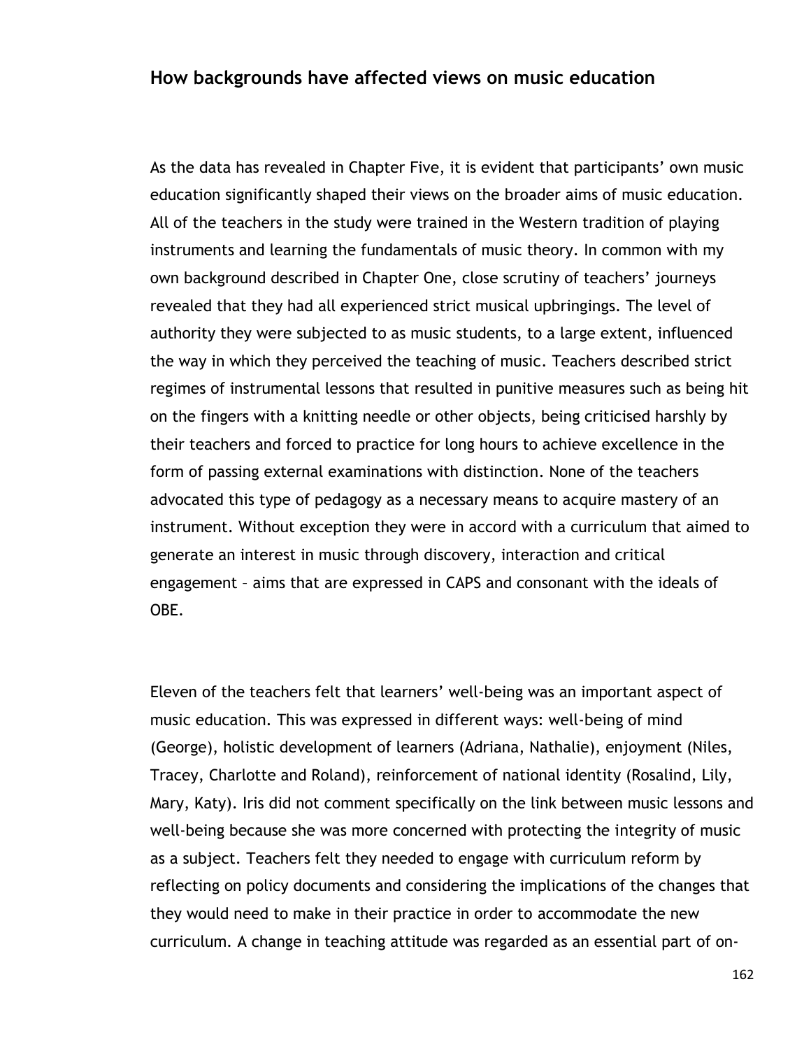## How backgrounds have affected views on music education

As the data has revealed in Chapter Five, it is evident that participants' own music education significantly shaped their views on the broader aims of music education. All of the teachers in the study were trained in the Western tradition of playing instruments and learning the fundamentals of music theory. In common with my own background described in Chapter One, close scrutiny of teachers' journeys revealed that they had all experienced strict musical upbringings. The level of authority they were subjected to as music students, to a large extent, influenced the way in which they perceived the teaching of music. Teachers described strict regimes of instrumental lessons that resulted in punitive measures such as being hit on the fingers with a knitting needle or other objects, being criticised harshly by their teachers and forced to practice for long hours to achieve excellence in the form of passing external examinations with distinction. None of the teachers advocated this type of pedagogy as a necessary means to acquire mastery of an instrument. Without exception they were in accord with a curriculum that aimed to generate an interest in music through discovery, interaction and critical engagement – aims that are expressed in CAPS and consonant with the ideals of OBE.

Eleven of the teachers felt that learners' well-being was an important aspect of music education. This was expressed in different ways: well-being of mind (George), holistic development of learners (Adriana, Nathalie), enjoyment (Niles, Tracey, Charlotte and Roland), reinforcement of national identity (Rosalind, Lily, Mary, Katy). Iris did not comment specifically on the link between music lessons and well-being because she was more concerned with protecting the integrity of music as a subject. Teachers felt they needed to engage with curriculum reform by reflecting on policy documents and considering the implications of the changes that they would need to make in their practice in order to accommodate the new curriculum. A change in teaching attitude was regarded as an essential part of on-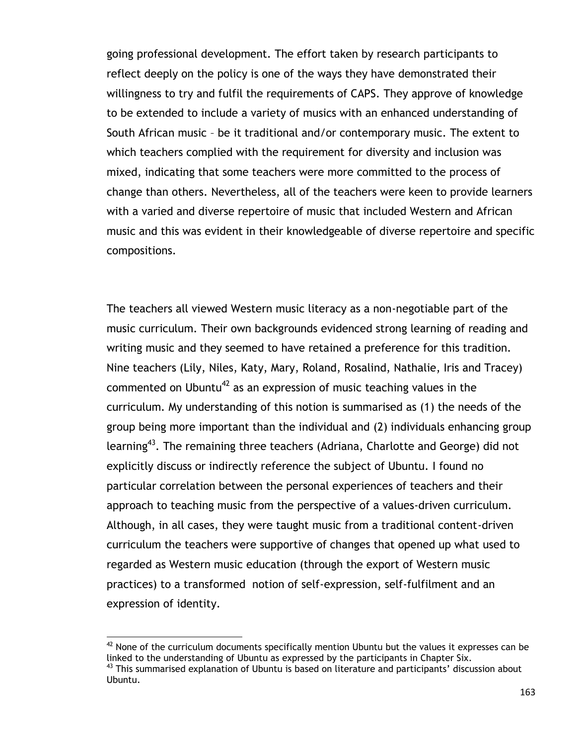going professional development. The effort taken by research participants to reflect deeply on the policy is one of the ways they have demonstrated their willingness to try and fulfil the requirements of CAPS. They approve of knowledge to be extended to include a variety of musics with an enhanced understanding of South African music – be it traditional and/or contemporary music. The extent to which teachers complied with the requirement for diversity and inclusion was mixed, indicating that some teachers were more committed to the process of change than others. Nevertheless, all of the teachers were keen to provide learners with a varied and diverse repertoire of music that included Western and African music and this was evident in their knowledgeable of diverse repertoire and specific compositions.

The teachers all viewed Western music literacy as a non-negotiable part of the music curriculum. Their own backgrounds evidenced strong learning of reading and writing music and they seemed to have retained a preference for this tradition. Nine teachers (Lily, Niles, Katy, Mary, Roland, Rosalind, Nathalie, Iris and Tracey) commented on Ubuntu[42] as an expression of music teaching values in the curriculum. My understanding of this notion is summarised as (1) the needs of the group being more important than the individual and (2) individuals enhancing group learning[43]. The remaining three teachers (Adriana, Charlotte and George) did not explicitly discuss or indirectly reference the subject of Ubuntu. I found no particular correlation between the personal experiences of teachers and their approach to teaching music from the perspective of a values-driven curriculum. Although, in all cases, they were taught music from a traditional content-driven curriculum the teachers were supportive of changes that opened up what used to regarded as Western music education (through the export of Western music practices) to a transformed notion of self-expression, self-fulfilment and an expression of identity.

[42] None of the curriculum documents specifically mention Ubuntu but the values it expresses can be linked to the understanding of Ubuntu as expressed by the participants in Chapter Six.

[43] This summarised explanation of Ubuntu is based on literature and participants' discussion about Ubuntu.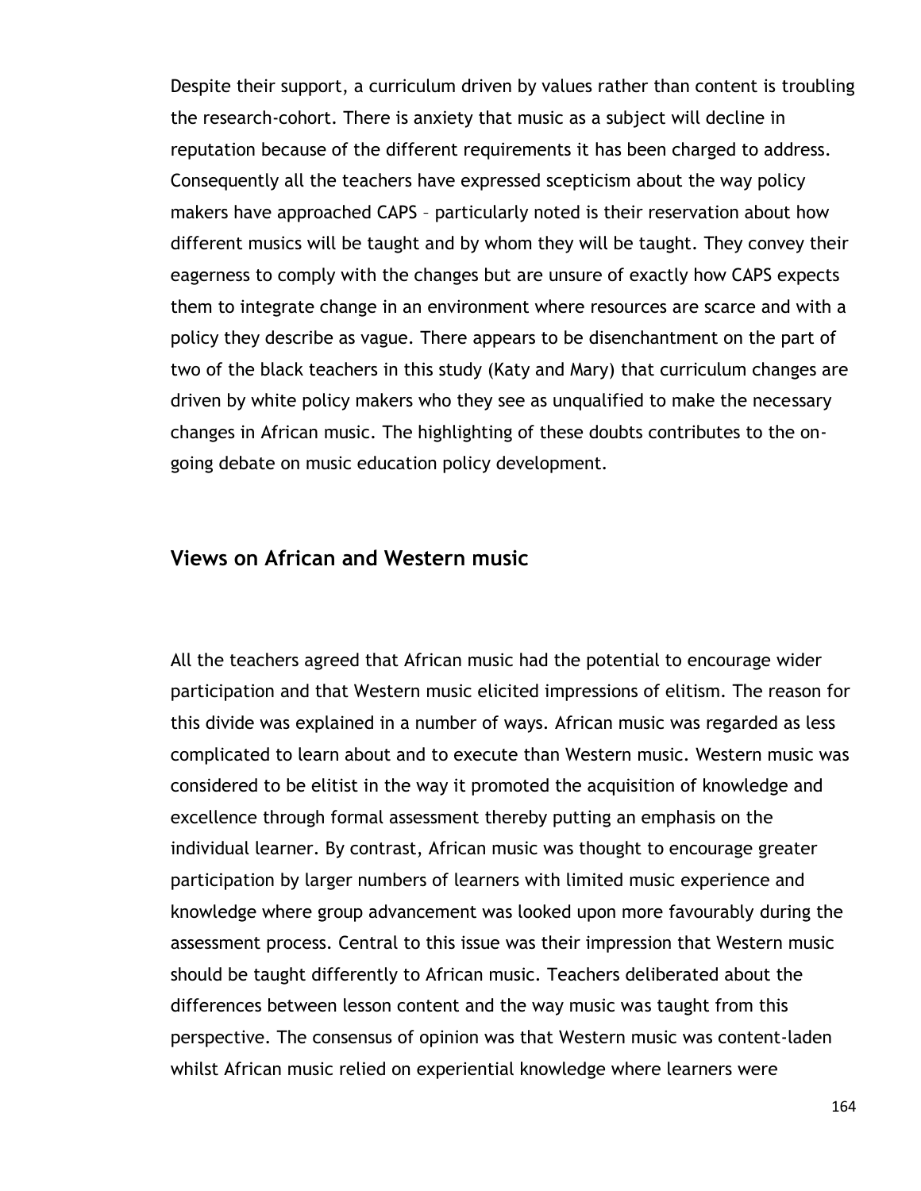Despite their support, a curriculum driven by values rather than content is troubling the research-cohort. There is anxiety that music as a subject will decline in reputation because of the different requirements it has been charged to address. Consequently all the teachers have expressed scepticism about the way policy makers have approached CAPS – particularly noted is their reservation about how different musics will be taught and by whom they will be taught. They convey their eagerness to comply with the changes but are unsure of exactly how CAPS expects them to integrate change in an environment where resources are scarce and with a policy they describe as vague. There appears to be disenchantment on the part of two of the black teachers in this study (Katy and Mary) that curriculum changes are driven by white policy makers who they see as unqualified to make the necessary changes in African music. The highlighting of these doubts contributes to the on-going debate on music education policy development.

## Views on African and Western music

All the teachers agreed that African music had the potential to encourage wider participation and that Western music elicited impressions of elitism. The reason for this divide was explained in a number of ways. African music was regarded as less complicated to learn about and to execute than Western music. Western music was considered to be elitist in the way it promoted the acquisition of knowledge and excellence through formal assessment thereby putting an emphasis on the individual learner. By contrast, African music was thought to encourage greater participation by larger numbers of learners with limited music experience and knowledge where group advancement was looked upon more favourably during the assessment process. Central to this issue was their impression that Western music should be taught differently to African music. Teachers deliberated about the differences between lesson content and the way music was taught from this perspective. The consensus of opinion was that Western music was content-laden whilst African music relied on experiential knowledge where learners were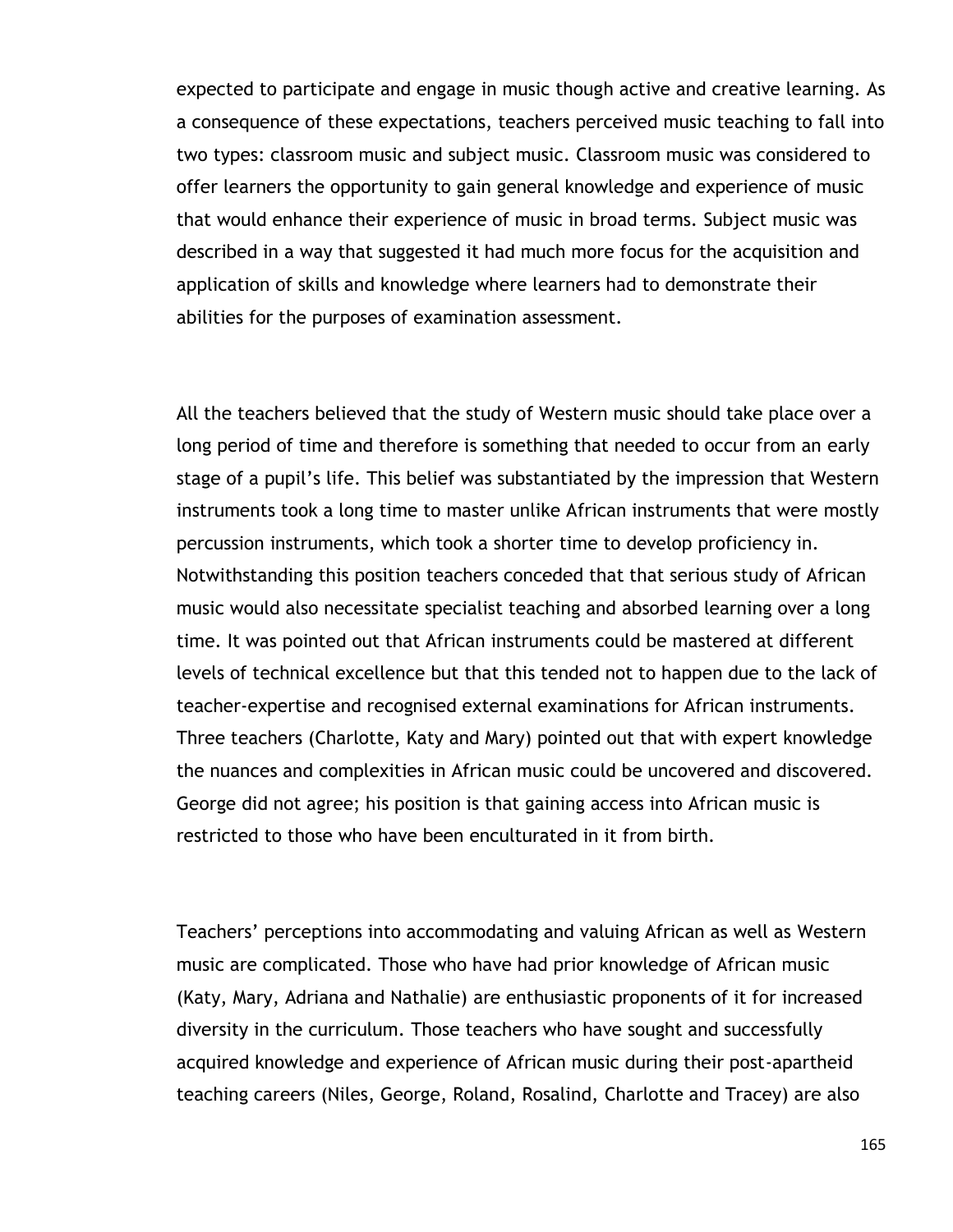expected to participate and engage in music though active and creative learning. As a consequence of these expectations, teachers perceived music teaching to fall into two types: classroom music and subject music. Classroom music was considered to offer learners the opportunity to gain general knowledge and experience of music that would enhance their experience of music in broad terms. Subject music was described in a way that suggested it had much more focus for the acquisition and application of skills and knowledge where learners had to demonstrate their abilities for the purposes of examination assessment.

All the teachers believed that the study of Western music should take place over a long period of time and therefore is something that needed to occur from an early stage of a pupil's life. This belief was substantiated by the impression that Western instruments took a long time to master unlike African instruments that were mostly percussion instruments, which took a shorter time to develop proficiency in. Notwithstanding this position teachers conceded that that serious study of African music would also necessitate specialist teaching and absorbed learning over a long time. It was pointed out that African instruments could be mastered at different levels of technical excellence but that this tended not to happen due to the lack of teacher-expertise and recognised external examinations for African instruments. Three teachers (Charlotte, Katy and Mary) pointed out that with expert knowledge the nuances and complexities in African music could be uncovered and discovered. George did not agree; his position is that gaining access into African music is restricted to those who have been enculturated in it from birth.

Teachers' perceptions into accommodating and valuing African as well as Western music are complicated. Those who have had prior knowledge of African music (Katy, Mary, Adriana and Nathalie) are enthusiastic proponents of it for increased diversity in the curriculum. Those teachers who have sought and successfully acquired knowledge and experience of African music during their post-apartheid teaching careers (Niles, George, Roland, Rosalind, Charlotte and Tracey) are also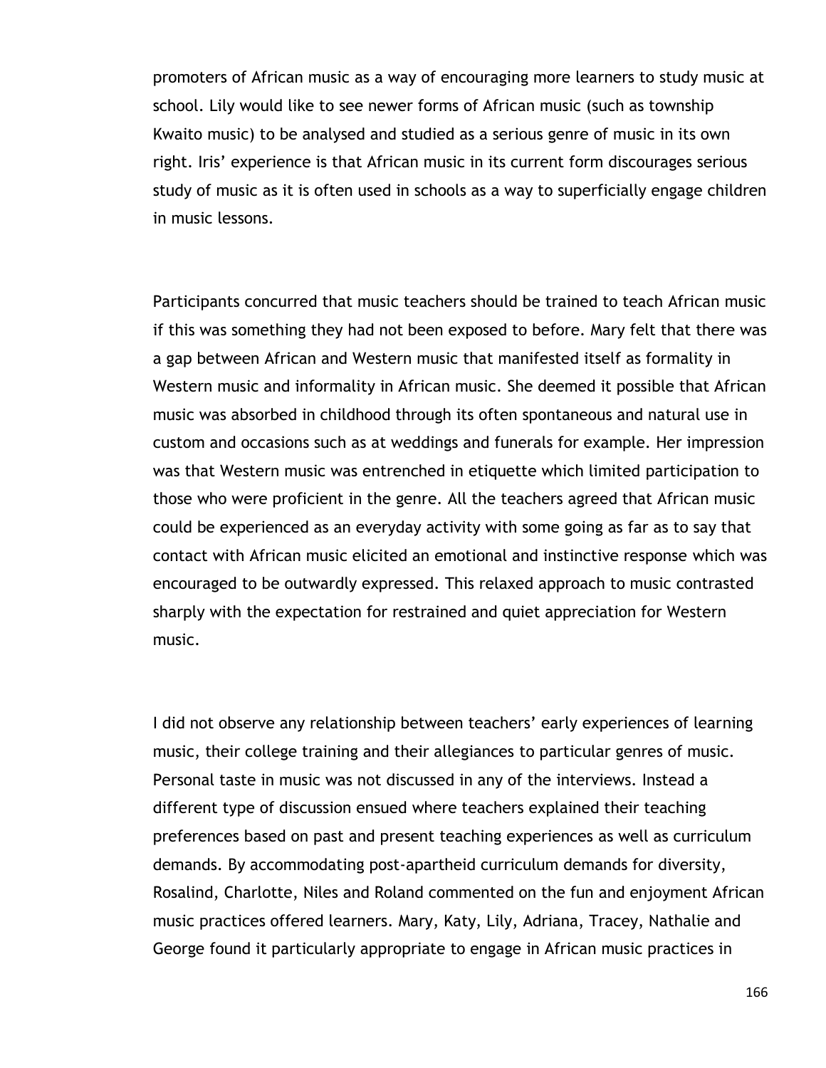promoters of African music as a way of encouraging more learners to study music at school. Lily would like to see newer forms of African music (such as township Kwaito music) to be analysed and studied as a serious genre of music in its own right. Iris' experience is that African music in its current form discourages serious study of music as it is often used in schools as a way to superficially engage children in music lessons.

Participants concurred that music teachers should be trained to teach African music if this was something they had not been exposed to before. Mary felt that there was a gap between African and Western music that manifested itself as formality in Western music and informality in African music. She deemed it possible that African music was absorbed in childhood through its often spontaneous and natural use in custom and occasions such as at weddings and funerals for example. Her impression was that Western music was entrenched in etiquette which limited participation to those who were proficient in the genre. All the teachers agreed that African music could be experienced as an everyday activity with some going as far as to say that contact with African music elicited an emotional and instinctive response which was encouraged to be outwardly expressed. This relaxed approach to music contrasted sharply with the expectation for restrained and quiet appreciation for Western music.

I did not observe any relationship between teachers' early experiences of learning music, their college training and their allegiances to particular genres of music. Personal taste in music was not discussed in any of the interviews. Instead a different type of discussion ensued where teachers explained their teaching preferences based on past and present teaching experiences as well as curriculum demands. By accommodating post-apartheid curriculum demands for diversity, Rosalind, Charlotte, Niles and Roland commented on the fun and enjoyment African music practices offered learners. Mary, Katy, Lily, Adriana, Tracey, Nathalie and George found it particularly appropriate to engage in African music practices in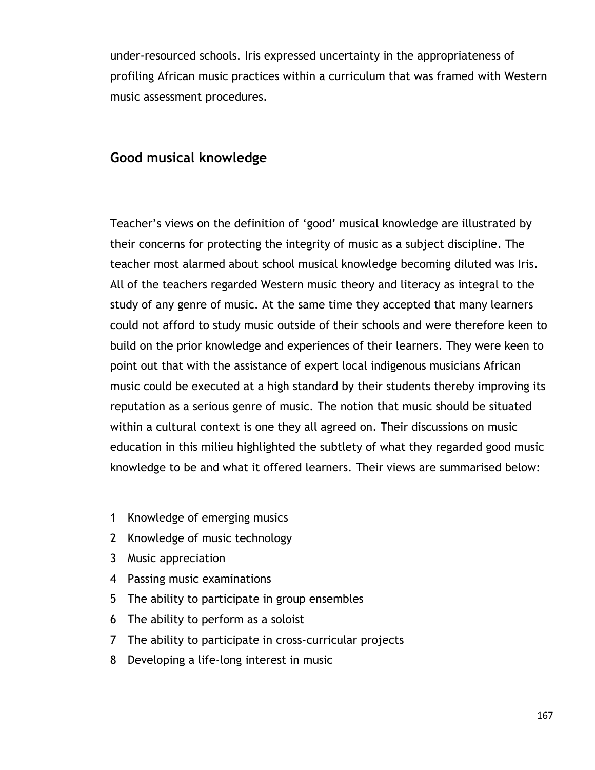under-resourced schools. Iris expressed uncertainty in the appropriateness of profiling African music practices within a curriculum that was framed with Western music assessment procedures.

## Good musical knowledge

Teacher's views on the definition of 'good' musical knowledge are illustrated by their concerns for protecting the integrity of music as a subject discipline. The teacher most alarmed about school musical knowledge becoming diluted was Iris. All of the teachers regarded Western music theory and literacy as integral to the study of any genre of music. At the same time they accepted that many learners could not afford to study music outside of their schools and were therefore keen to build on the prior knowledge and experiences of their learners. They were keen to point out that with the assistance of expert local indigenous musicians African music could be executed at a high standard by their students thereby improving its reputation as a serious genre of music. The notion that music should be situated within a cultural context is one they all agreed on. Their discussions on music education in this milieu highlighted the subtlety of what they regarded good music knowledge to be and what it offered learners. Their views are summarised below:

1. Knowledge of emerging musics
2. Knowledge of music technology
3. Music appreciation
4. Passing music examinations
5. The ability to participate in group ensembles
6. The ability to perform as a soloist
7. The ability to participate in cross-curricular projects
8. Developing a life-long interest in music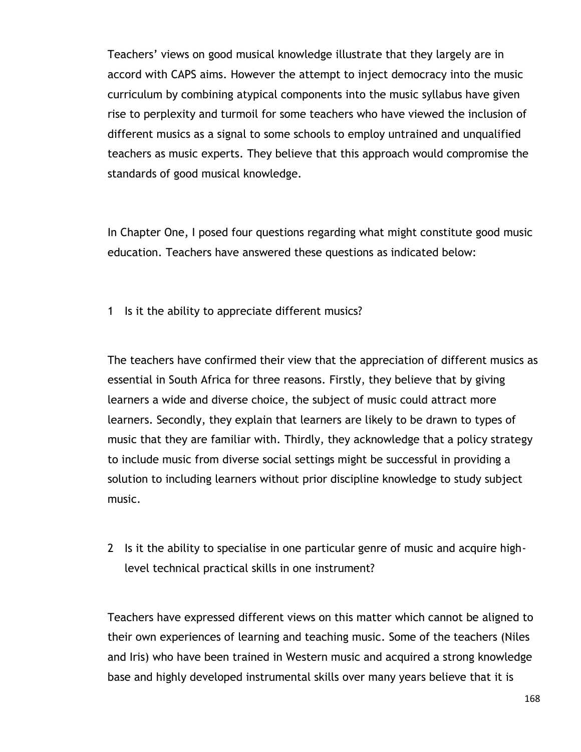Teachers' views on good musical knowledge illustrate that they largely are in accord with CAPS aims. However the attempt to inject democracy into the music curriculum by combining atypical components into the music syllabus have given rise to perplexity and turmoil for some teachers who have viewed the inclusion of different musics as a signal to some schools to employ untrained and unqualified teachers as music experts. They believe that this approach would compromise the standards of good musical knowledge.

In Chapter One, I posed four questions regarding what might constitute good music education. Teachers have answered these questions as indicated below:

1 Is it the ability to appreciate different musics?

The teachers have confirmed their view that the appreciation of different musics as essential in South Africa for three reasons. Firstly, they believe that by giving learners a wide and diverse choice, the subject of music could attract more learners. Secondly, they explain that learners are likely to be drawn to types of music that they are familiar with. Thirdly, they acknowledge that a policy strategy to include music from diverse social settings might be successful in providing a solution to including learners without prior discipline knowledge to study subject music.

2 Is it the ability to specialise in one particular genre of music and acquire high-level technical practical skills in one instrument?

Teachers have expressed different views on this matter which cannot be aligned to their own experiences of learning and teaching music. Some of the teachers (Niles and Iris) who have been trained in Western music and acquired a strong knowledge base and highly developed instrumental skills over many years believe that it is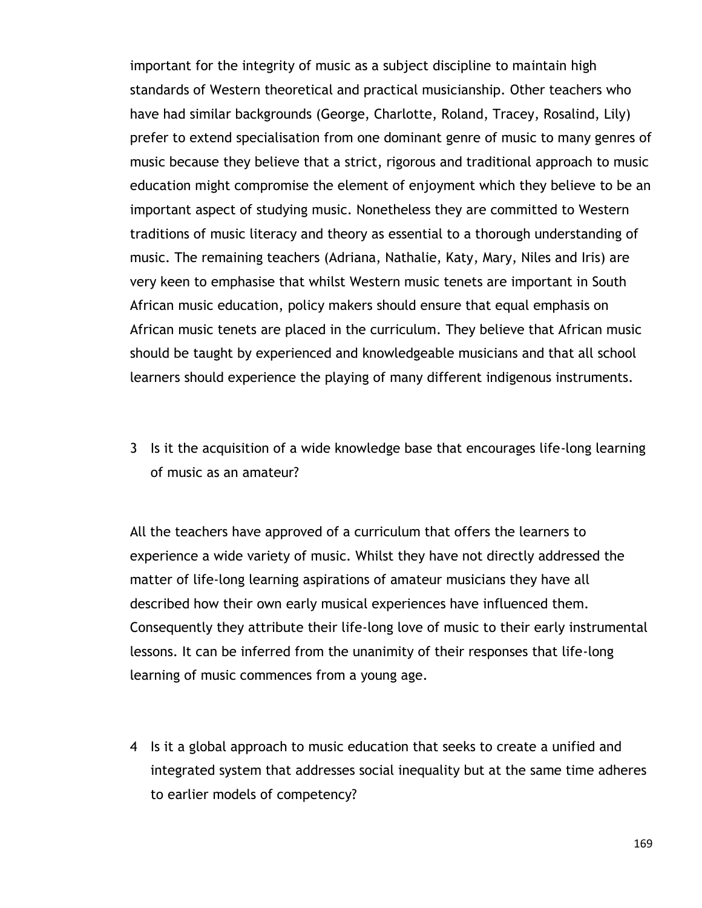important for the integrity of music as a subject discipline to maintain high standards of Western theoretical and practical musicianship. Other teachers who have had similar backgrounds (George, Charlotte, Roland, Tracey, Rosalind, Lily) prefer to extend specialisation from one dominant genre of music to many genres of music because they believe that a strict, rigorous and traditional approach to music education might compromise the element of enjoyment which they believe to be an important aspect of studying music. Nonetheless they are committed to Western traditions of music literacy and theory as essential to a thorough understanding of music. The remaining teachers (Adriana, Nathalie, Katy, Mary, Niles and Iris) are very keen to emphasise that whilst Western music tenets are important in South African music education, policy makers should ensure that equal emphasis on African music tenets are placed in the curriculum. They believe that African music should be taught by experienced and knowledgeable musicians and that all school learners should experience the playing of many different indigenous instruments.

3 Is it the acquisition of a wide knowledge base that encourages life-long learning of music as an amateur?

All the teachers have approved of a curriculum that offers the learners to experience a wide variety of music. Whilst they have not directly addressed the matter of life-long learning aspirations of amateur musicians they have all described how their own early musical experiences have influenced them. Consequently they attribute their life-long love of music to their early instrumental lessons. It can be inferred from the unanimity of their responses that life-long learning of music commences from a young age.

4 Is it a global approach to music education that seeks to create a unified and integrated system that addresses social inequality but at the same time adheres to earlier models of competency?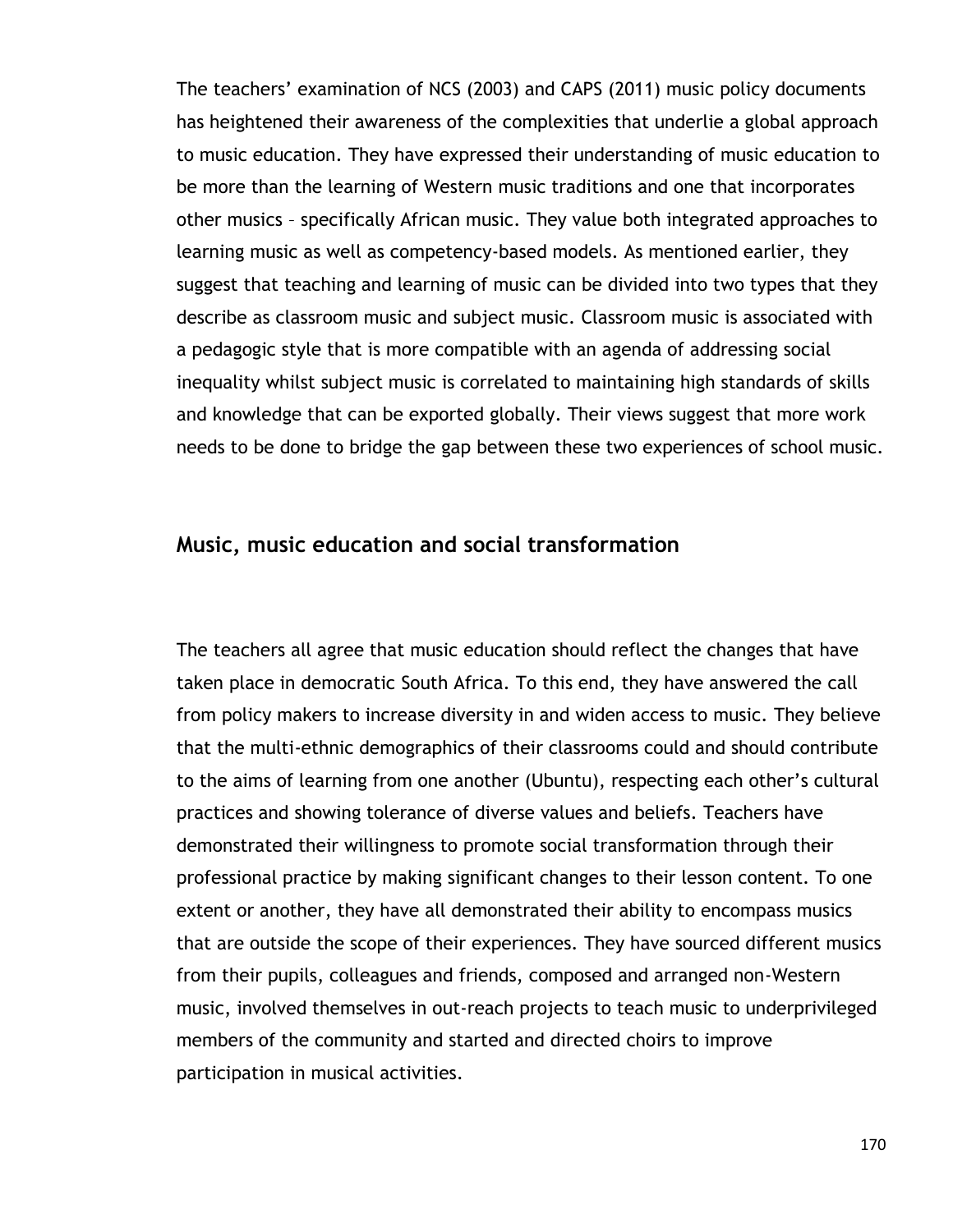The teachers' examination of NCS (2003) and CAPS (2011) music policy documents has heightened their awareness of the complexities that underlie a global approach to music education. They have expressed their understanding of music education to be more than the learning of Western music traditions and one that incorporates other musics – specifically African music. They value both integrated approaches to learning music as well as competency-based models. As mentioned earlier, they suggest that teaching and learning of music can be divided into two types that they describe as classroom music and subject music. Classroom music is associated with a pedagogic style that is more compatible with an agenda of addressing social inequality whilst subject music is correlated to maintaining high standards of skills and knowledge that can be exported globally. Their views suggest that more work needs to be done to bridge the gap between these two experiences of school music.

## Music, music education and social transformation

The teachers all agree that music education should reflect the changes that have taken place in democratic South Africa. To this end, they have answered the call from policy makers to increase diversity in and widen access to music. They believe that the multi-ethnic demographics of their classrooms could and should contribute to the aims of learning from one another (Ubuntu), respecting each other's cultural practices and showing tolerance of diverse values and beliefs. Teachers have demonstrated their willingness to promote social transformation through their professional practice by making significant changes to their lesson content. To one extent or another, they have all demonstrated their ability to encompass musics that are outside the scope of their experiences. They have sourced different musics from their pupils, colleagues and friends, composed and arranged non-Western music, involved themselves in out-reach projects to teach music to underprivileged members of the community and started and directed choirs to improve participation in musical activities.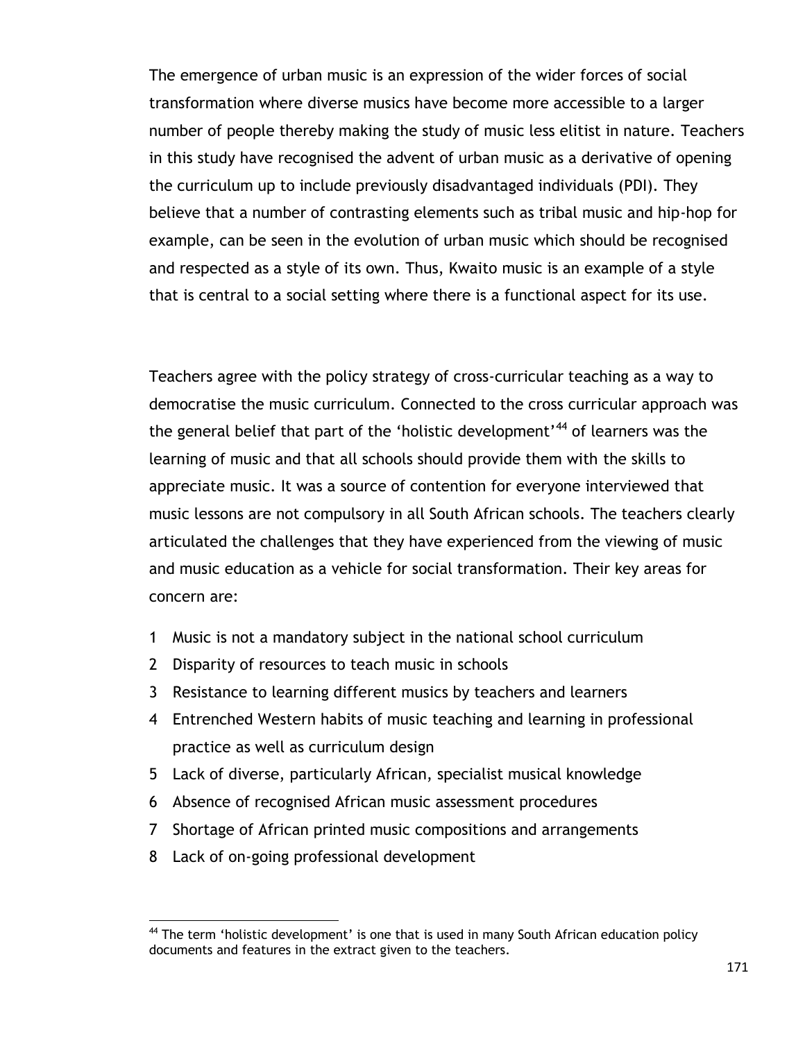The emergence of urban music is an expression of the wider forces of social transformation where diverse musics have become more accessible to a larger number of people thereby making the study of music less elitist in nature. Teachers in this study have recognised the advent of urban music as a derivative of opening the curriculum up to include previously disadvantaged individuals (PDI). They believe that a number of contrasting elements such as tribal music and hip-hop for example, can be seen in the evolution of urban music which should be recognised and respected as a style of its own. Thus, Kwaito music is an example of a style that is central to a social setting where there is a functional aspect for its use.

Teachers agree with the policy strategy of cross-curricular teaching as a way to democratise the music curriculum. Connected to the cross curricular approach was the general belief that part of the 'holistic development'[44] of learners was the learning of music and that all schools should provide them with the skills to appreciate music. It was a source of contention for everyone interviewed that music lessons are not compulsory in all South African schools. The teachers clearly articulated the challenges that they have experienced from the viewing of music and music education as a vehicle for social transformation. Their key areas for concern are:

1. Music is not a mandatory subject in the national school curriculum
2. Disparity of resources to teach music in schools
3. Resistance to learning different musics by teachers and learners
4. Entrenched Western habits of music teaching and learning in professional practice as well as curriculum design
5. Lack of diverse, particularly African, specialist musical knowledge
6. Absence of recognised African music assessment procedures
7. Shortage of African printed music compositions and arrangements
8. Lack of on-going professional development

[44] The term 'holistic development' is one that is used in many South African education policy documents and features in the extract given to the teachers.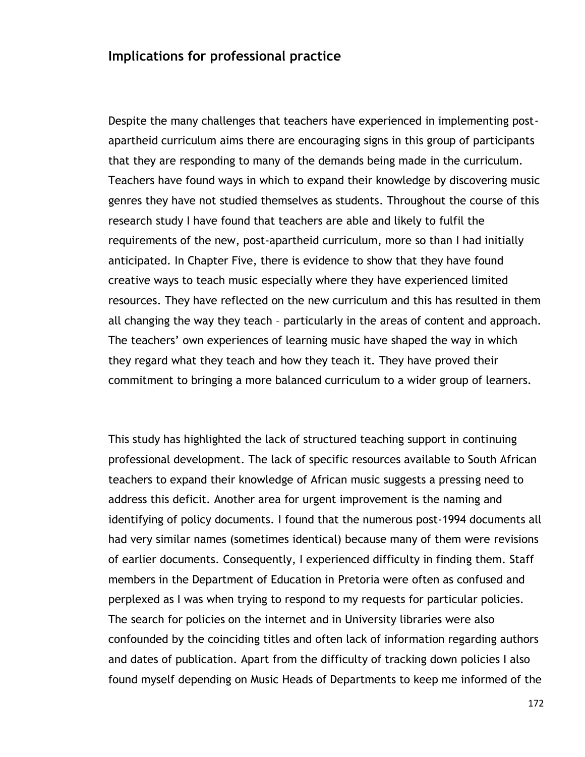## Implications for professional practice

Despite the many challenges that teachers have experienced in implementing post-apartheid curriculum aims there are encouraging signs in this group of participants that they are responding to many of the demands being made in the curriculum. Teachers have found ways in which to expand their knowledge by discovering music genres they have not studied themselves as students. Throughout the course of this research study I have found that teachers are able and likely to fulfil the requirements of the new, post-apartheid curriculum, more so than I had initially anticipated. In Chapter Five, there is evidence to show that they have found creative ways to teach music especially where they have experienced limited resources. They have reflected on the new curriculum and this has resulted in them all changing the way they teach – particularly in the areas of content and approach. The teachers' own experiences of learning music have shaped the way in which they regard what they teach and how they teach it. They have proved their commitment to bringing a more balanced curriculum to a wider group of learners.

This study has highlighted the lack of structured teaching support in continuing professional development. The lack of specific resources available to South African teachers to expand their knowledge of African music suggests a pressing need to address this deficit. Another area for urgent improvement is the naming and identifying of policy documents. I found that the numerous post-1994 documents all had very similar names (sometimes identical) because many of them were revisions of earlier documents. Consequently, I experienced difficulty in finding them. Staff members in the Department of Education in Pretoria were often as confused and perplexed as I was when trying to respond to my requests for particular policies. The search for policies on the internet and in University libraries were also confounded by the coinciding titles and often lack of information regarding authors and dates of publication. Apart from the difficulty of tracking down policies I also found myself depending on Music Heads of Departments to keep me informed of the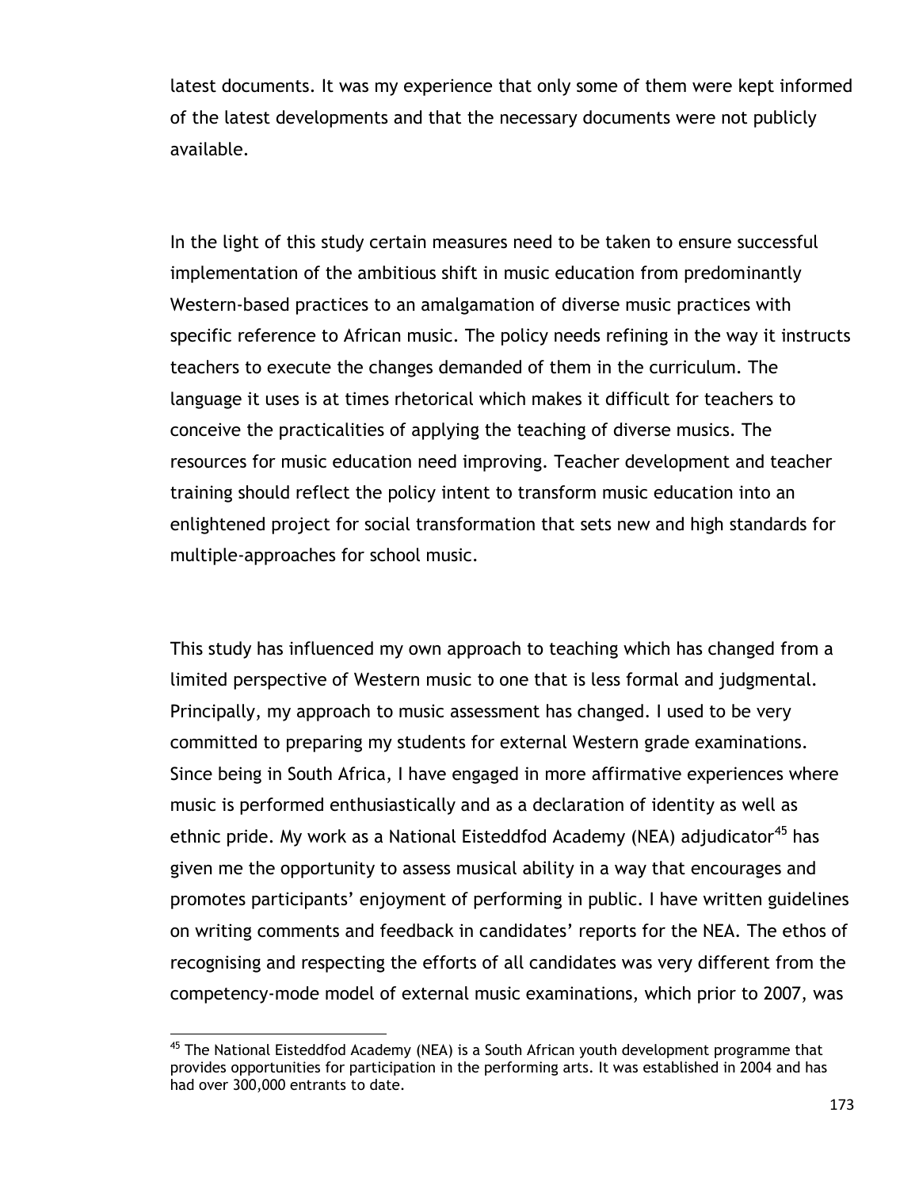latest documents. It was my experience that only some of them were kept informed of the latest developments and that the necessary documents were not publicly available.

In the light of this study certain measures need to be taken to ensure successful implementation of the ambitious shift in music education from predominantly Western-based practices to an amalgamation of diverse music practices with specific reference to African music. The policy needs refining in the way it instructs teachers to execute the changes demanded of them in the curriculum. The language it uses is at times rhetorical which makes it difficult for teachers to conceive the practicalities of applying the teaching of diverse musics. The resources for music education need improving. Teacher development and teacher training should reflect the policy intent to transform music education into an enlightened project for social transformation that sets new and high standards for multiple-approaches for school music.

This study has influenced my own approach to teaching which has changed from a limited perspective of Western music to one that is less formal and judgmental. Principally, my approach to music assessment has changed. I used to be very committed to preparing my students for external Western grade examinations. Since being in South Africa, I have engaged in more affirmative experiences where music is performed enthusiastically and as a declaration of identity as well as ethnic pride. My work as a National Eisteddfod Academy (NEA) adjudicator[45] has given me the opportunity to assess musical ability in a way that encourages and promotes participants' enjoyment of performing in public. I have written guidelines on writing comments and feedback in candidates' reports for the NEA. The ethos of recognising and respecting the efforts of all candidates was very different from the competency-mode model of external music examinations, which prior to 2007, was

[45] The National Eisteddfod Academy (NEA) is a South African youth development programme that provides opportunities for participation in the performing arts. It was established in 2004 and has had over 300,000 entrants to date.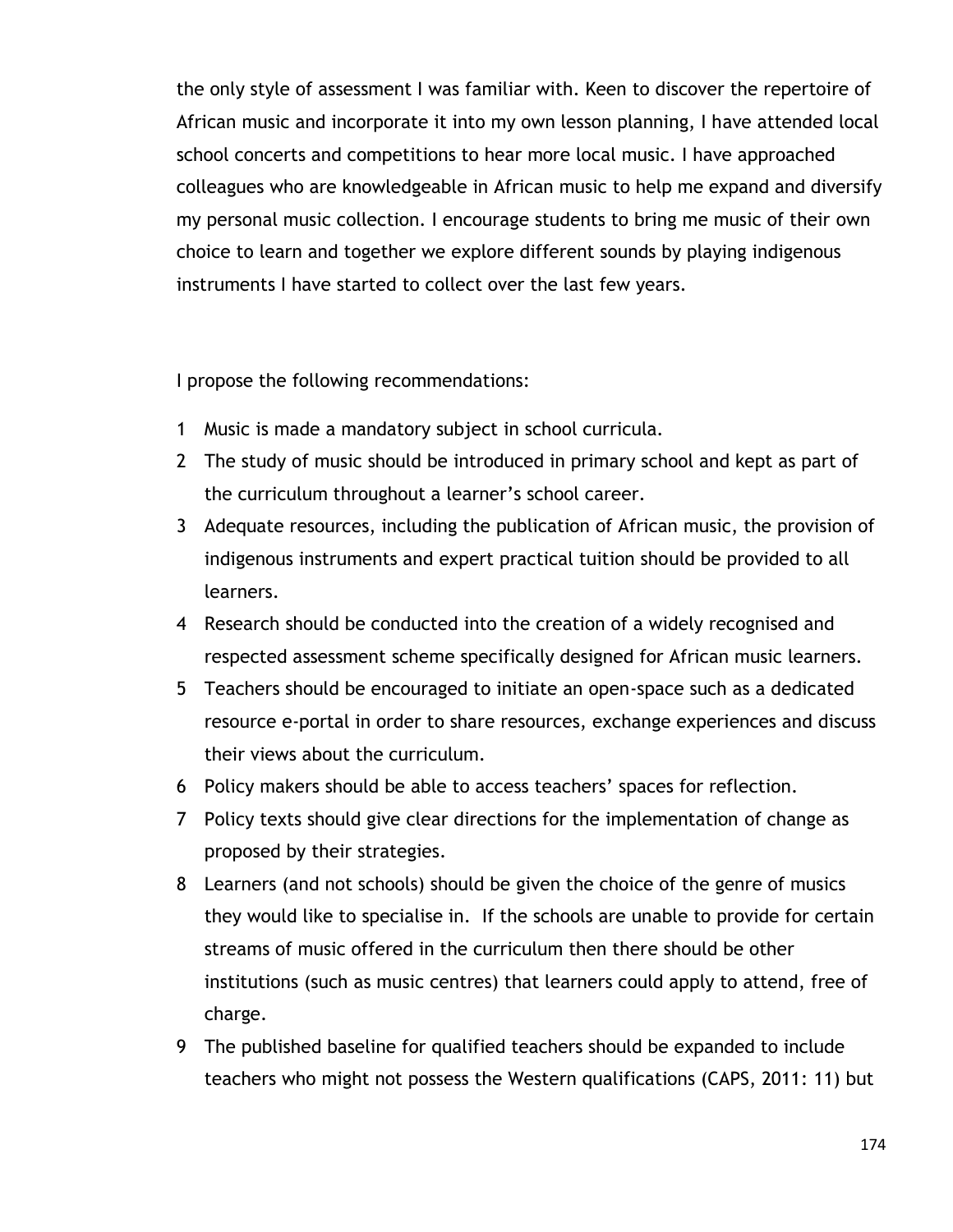the only style of assessment I was familiar with. Keen to discover the repertoire of African music and incorporate it into my own lesson planning, I have attended local school concerts and competitions to hear more local music. I have approached colleagues who are knowledgeable in African music to help me expand and diversify my personal music collection. I encourage students to bring me music of their own choice to learn and together we explore different sounds by playing indigenous instruments I have started to collect over the last few years.

I propose the following recommendations:

1. Music is made a mandatory subject in school curricula.
2. The study of music should be introduced in primary school and kept as part of the curriculum throughout a learner's school career.
3. Adequate resources, including the publication of African music, the provision of indigenous instruments and expert practical tuition should be provided to all learners.
4. Research should be conducted into the creation of a widely recognised and respected assessment scheme specifically designed for African music learners.
5. Teachers should be encouraged to initiate an open-space such as a dedicated resource e-portal in order to share resources, exchange experiences and discuss their views about the curriculum.
6. Policy makers should be able to access teachers' spaces for reflection.
7. Policy texts should give clear directions for the implementation of change as proposed by their strategies.
8. Learners (and not schools) should be given the choice of the genre of musics they would like to specialise in. If the schools are unable to provide for certain streams of music offered in the curriculum then there should be other institutions (such as music centres) that learners could apply to attend, free of charge.
9. The published baseline for qualified teachers should be expanded to include teachers who might not possess the Western qualifications (CAPS, 2011: 11) but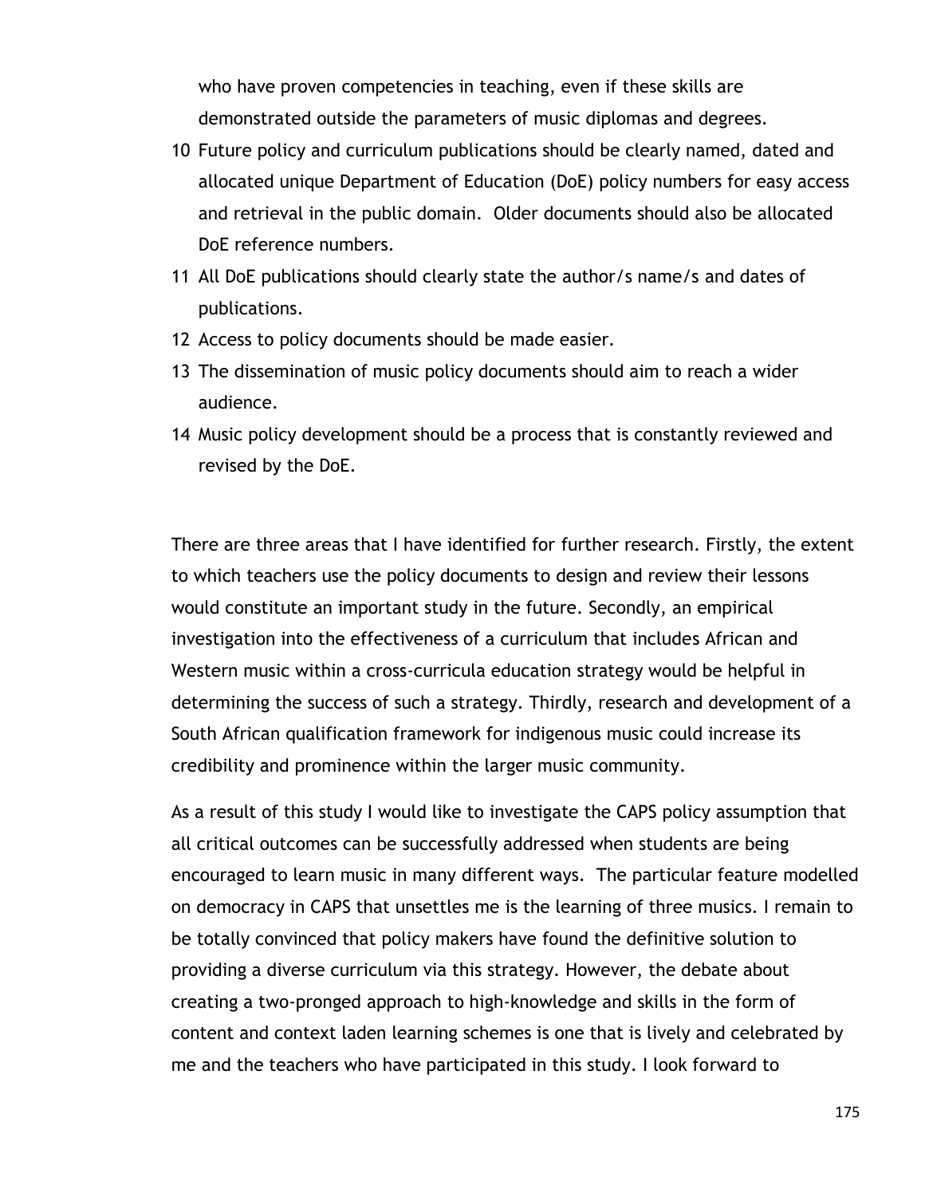who have proven competencies in teaching, even if these skills are demonstrated outside the parameters of music diplomas and degrees.

10. Future policy and curriculum publications should be clearly named, dated and allocated unique Department of Education (DoE) policy numbers for easy access and retrieval in the public domain. Older documents should also be allocated DoE reference numbers.
11. All DoE publications should clearly state the author/s name/s and dates of publications.
12. Access to policy documents should be made easier.
13. The dissemination of music policy documents should aim to reach a wider audience.
14. Music policy development should be a process that is constantly reviewed and revised by the DoE.

There are three areas that I have identified for further research. Firstly, the extent to which teachers use the policy documents to design and review their lessons would constitute an important study in the future. Secondly, an empirical investigation into the effectiveness of a curriculum that includes African and Western music within a cross-curricula education strategy would be helpful in determining the success of such a strategy. Thirdly, research and development of a South African qualification framework for indigenous music could increase its credibility and prominence within the larger music community.

As a result of this study I would like to investigate the CAPS policy assumption that all critical outcomes can be successfully addressed when students are being encouraged to learn music in many different ways. The particular feature modelled on democracy in CAPS that unsettles me is the learning of three musics. I remain to be totally convinced that policy makers have found the definitive solution to providing a diverse curriculum via this strategy. However, the debate about creating a two-pronged approach to high-knowledge and skills in the form of content and context laden learning schemes is one that is lively and celebrated by me and the teachers who have participated in this study. I look forward to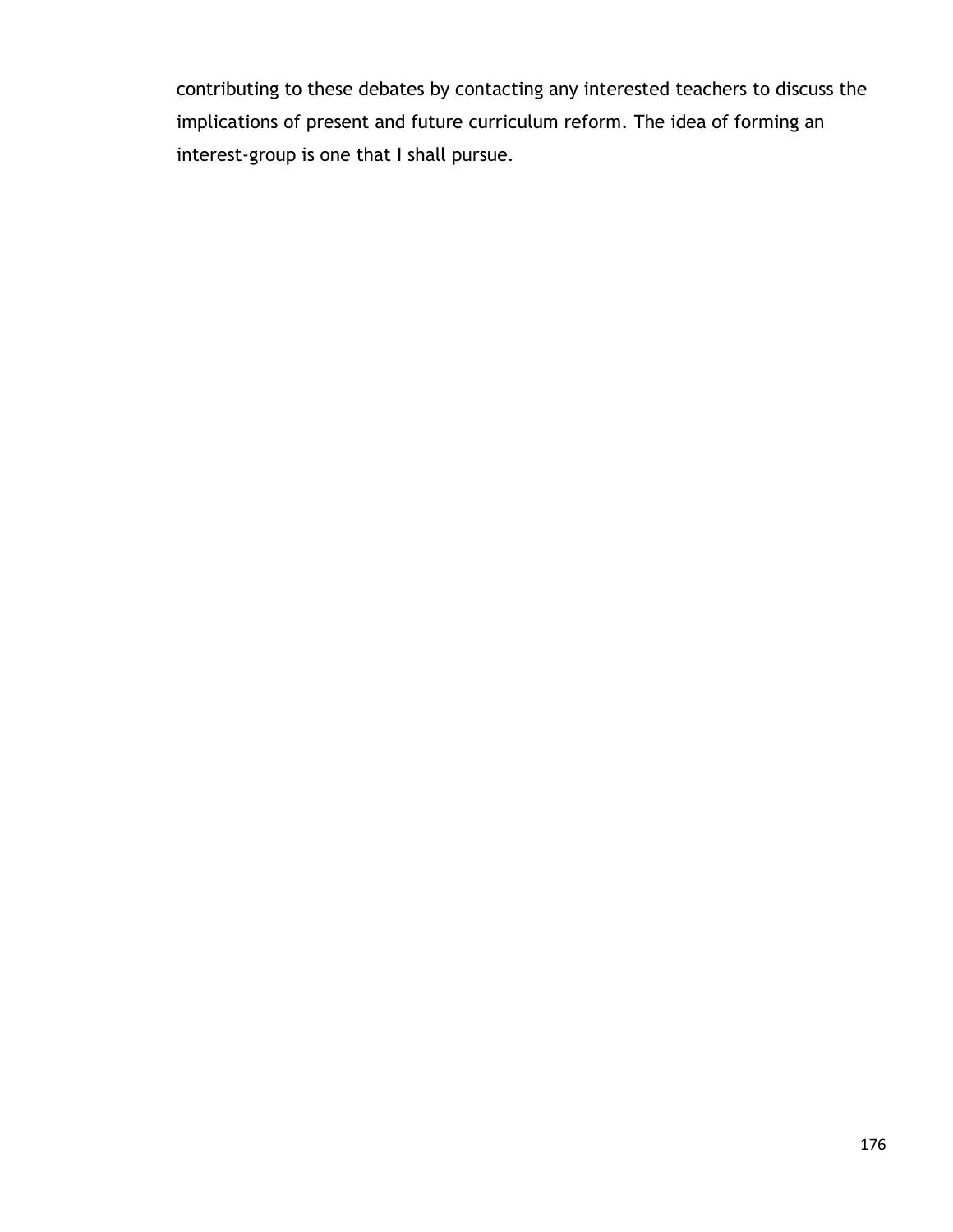contributing to these debates by contacting any interested teachers to discuss the implications of present and future curriculum reform. The idea of forming an interest-group is one that I shall pursue.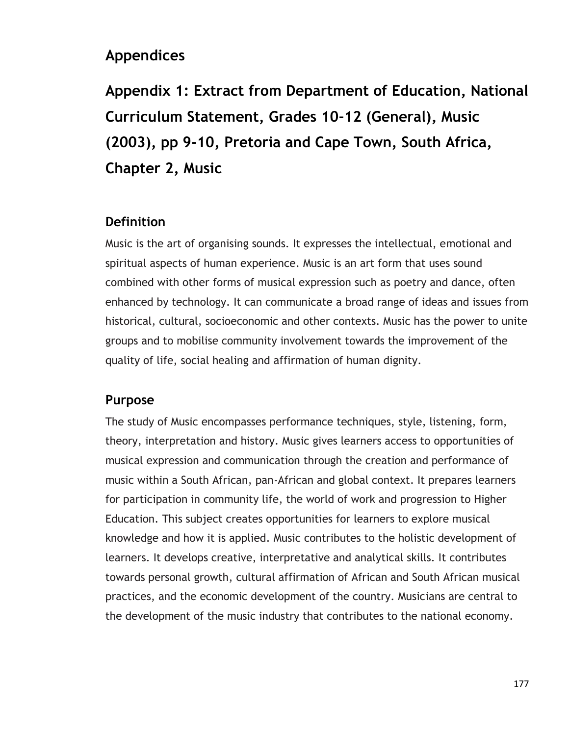# Appendices

## Appendix 1: Extract from Department of Education, National Curriculum Statement, Grades 10-12 (General), Music (2003), pp 9-10, Pretoria and Cape Town, South Africa, Chapter 2, Music

### Definition

Music is the art of organising sounds. It expresses the intellectual, emotional and spiritual aspects of human experience. Music is an art form that uses sound combined with other forms of musical expression such as poetry and dance, often enhanced by technology. It can communicate a broad range of ideas and issues from historical, cultural, socioeconomic and other contexts. Music has the power to unite groups and to mobilise community involvement towards the improvement of the quality of life, social healing and affirmation of human dignity.

### Purpose

The study of Music encompasses performance techniques, style, listening, form, theory, interpretation and history. Music gives learners access to opportunities of musical expression and communication through the creation and performance of music within a South African, pan-African and global context. It prepares learners for participation in community life, the world of work and progression to Higher Education. This subject creates opportunities for learners to explore musical knowledge and how it is applied. Music contributes to the holistic development of learners. It develops creative, interpretative and analytical skills. It contributes towards personal growth, cultural affirmation of African and South African musical practices, and the economic development of the country. Musicians are central to the development of the music industry that contributes to the national economy.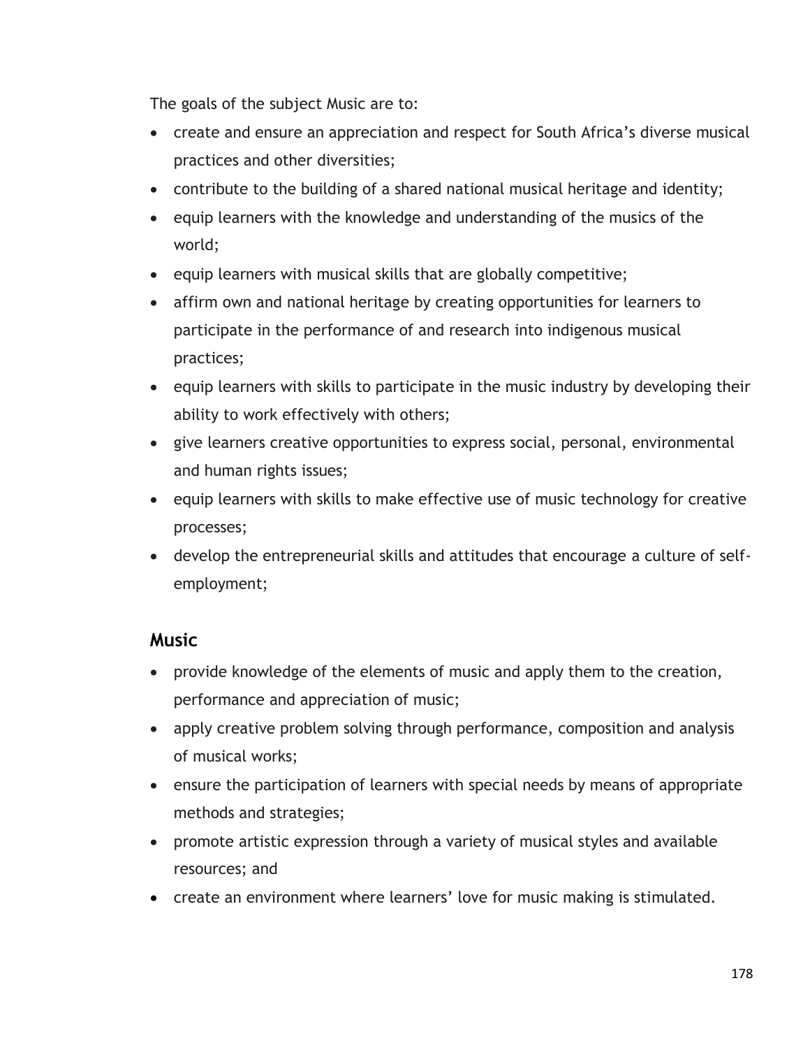The goals of the subject Music are to:

- create and ensure an appreciation and respect for South Africa's diverse musical practices and other diversities;
- contribute to the building of a shared national musical heritage and identity;
- equip learners with the knowledge and understanding of the musics of the world;
- equip learners with musical skills that are globally competitive;
- affirm own and national heritage by creating opportunities for learners to participate in the performance of and research into indigenous musical practices;
- equip learners with skills to participate in the music industry by developing their ability to work effectively with others;
- give learners creative opportunities to express social, personal, environmental and human rights issues;
- equip learners with skills to make effective use of music technology for creative processes;
- develop the entrepreneurial skills and attitudes that encourage a culture of self-employment;

## Music

- provide knowledge of the elements of music and apply them to the creation, performance and appreciation of music;
- apply creative problem solving through performance, composition and analysis of musical works;
- ensure the participation of learners with special needs by means of appropriate methods and strategies;
- promote artistic expression through a variety of musical styles and available resources; and
- create an environment where learners' love for music making is stimulated.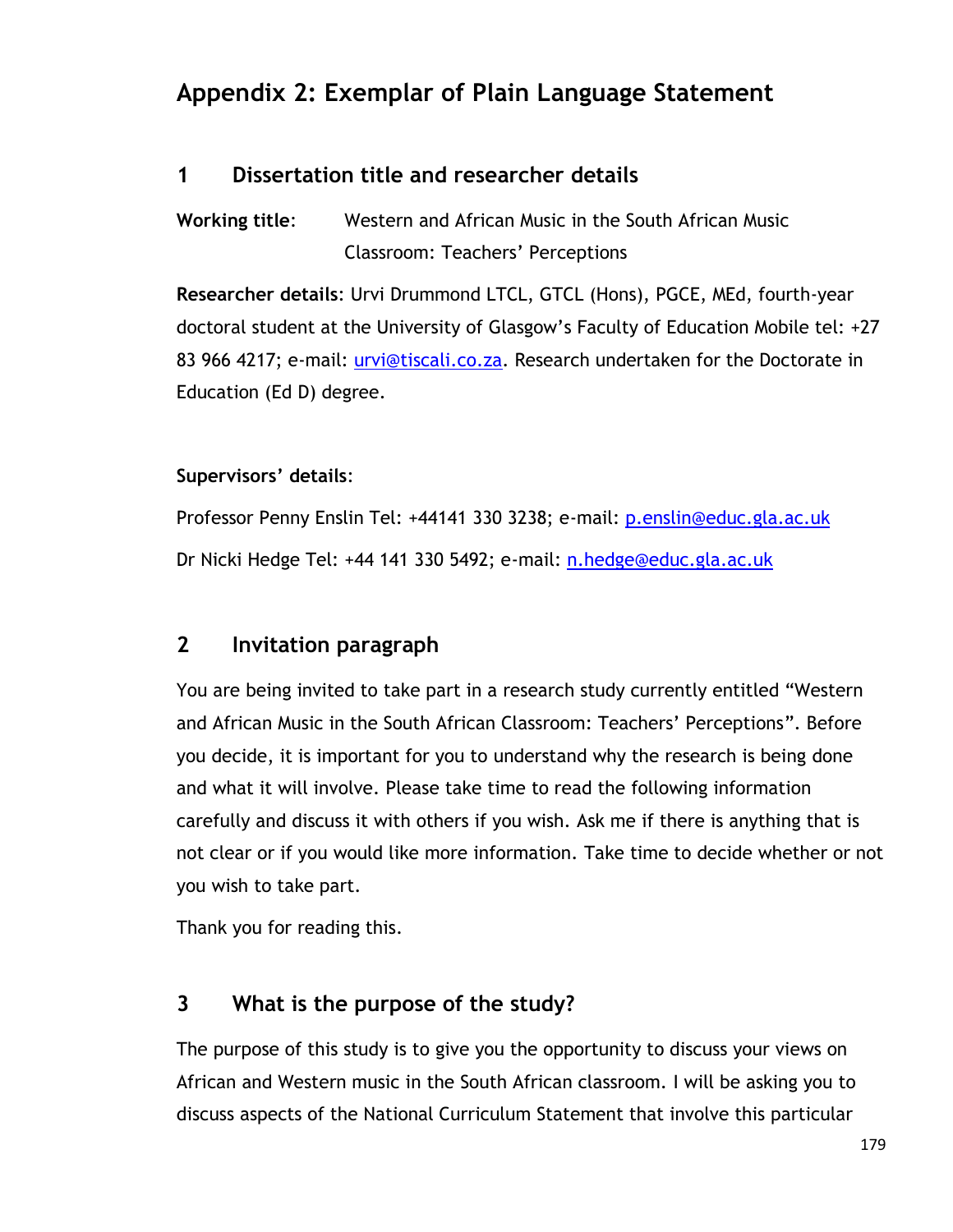# Appendix 2: Exemplar of Plain Language Statement

## 1 Dissertation title and researcher details

**Working title**: Western and African Music in the South African Music Classroom: Teachers' Perceptions

**Researcher details**: Urvi Drummond LTCL, GTCL (Hons), PGCE, MEd, fourth-year doctoral student at the University of Glasgow's Faculty of Education Mobile tel: +27 83 966 4217; e-mail: urvi@tiscali.co.za. Research undertaken for the Doctorate in Education (Ed D) degree.

**Supervisors' details**:

Professor Penny Enslin Tel: +44141 330 3238; e-mail: p.enslin@educ.gla.ac.uk

Dr Nicki Hedge Tel: +44 141 330 5492; e-mail: n.hedge@educ.gla.ac.uk

## 2 Invitation paragraph

You are being invited to take part in a research study currently entitled "Western and African Music in the South African Classroom: Teachers' Perceptions". Before you decide, it is important for you to understand why the research is being done and what it will involve. Please take time to read the following information carefully and discuss it with others if you wish. Ask me if there is anything that is not clear or if you would like more information. Take time to decide whether or not you wish to take part.

Thank you for reading this.

## 3 What is the purpose of the study?

The purpose of this study is to give you the opportunity to discuss your views on African and Western music in the South African classroom. I will be asking you to discuss aspects of the National Curriculum Statement that involve this particular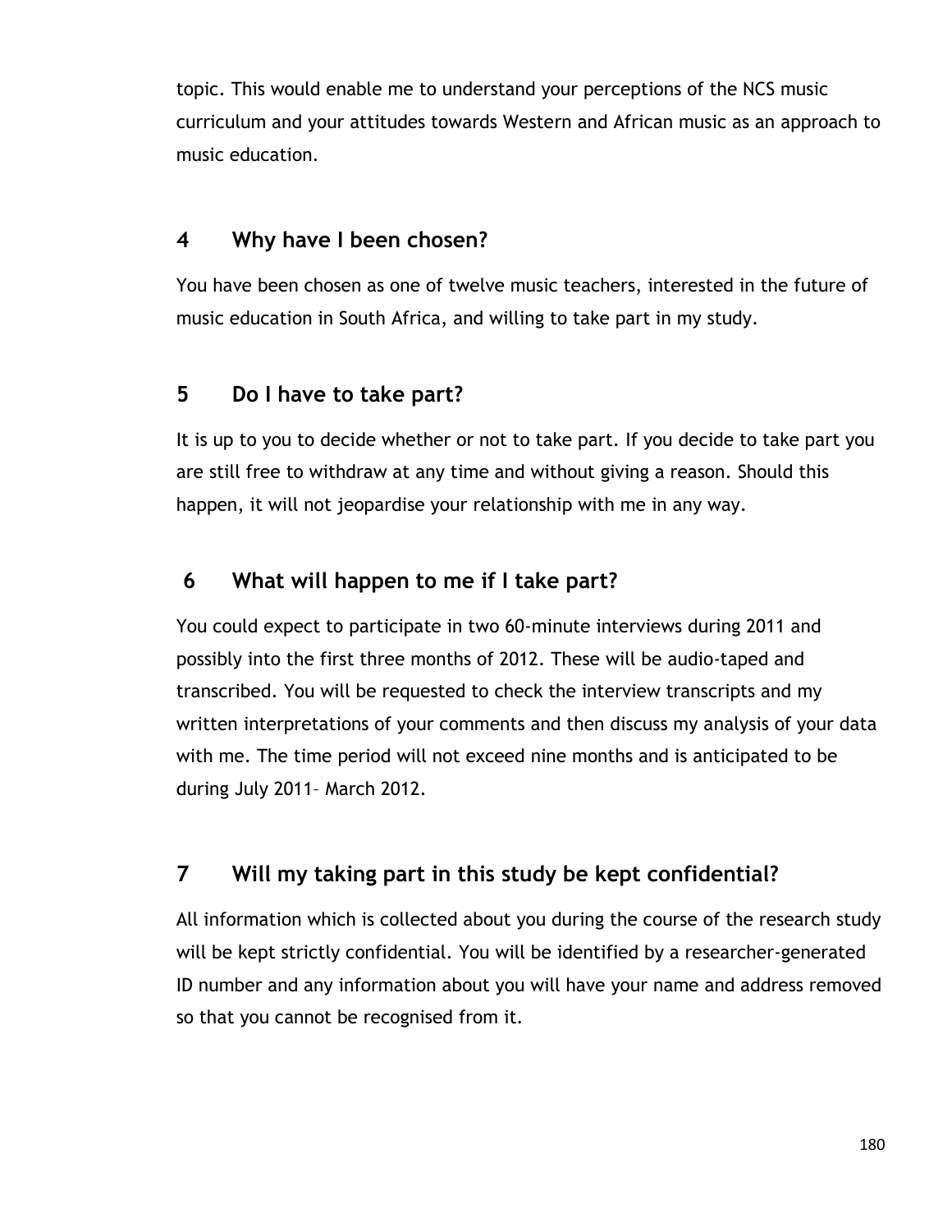topic. This would enable me to understand your perceptions of the NCS music curriculum and your attitudes towards Western and African music as an approach to music education.

## 4 Why have I been chosen?

You have been chosen as one of twelve music teachers, interested in the future of music education in South Africa, and willing to take part in my study.

## 5 Do I have to take part?

It is up to you to decide whether or not to take part. If you decide to take part you are still free to withdraw at any time and without giving a reason. Should this happen, it will not jeopardise your relationship with me in any way.

## 6 What will happen to me if I take part?

You could expect to participate in two 60-minute interviews during 2011 and possibly into the first three months of 2012. These will be audio-taped and transcribed. You will be requested to check the interview transcripts and my written interpretations of your comments and then discuss my analysis of your data with me. The time period will not exceed nine months and is anticipated to be during July 2011– March 2012.

## 7 Will my taking part in this study be kept confidential?

All information which is collected about you during the course of the research study will be kept strictly confidential. You will be identified by a researcher-generated ID number and any information about you will have your name and address removed so that you cannot be recognised from it.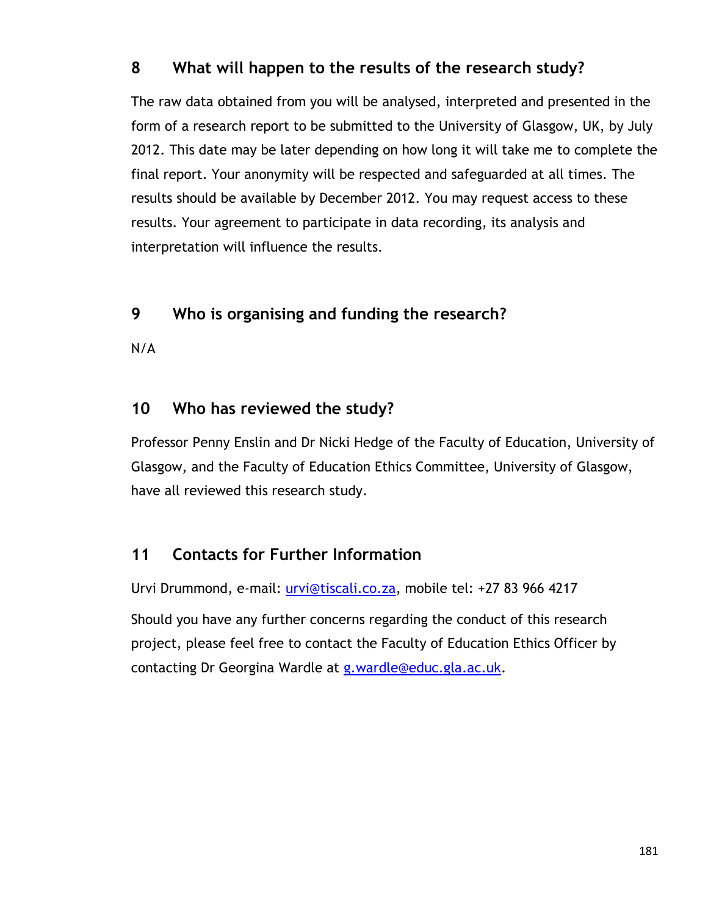## 8 What will happen to the results of the research study?

The raw data obtained from you will be analysed, interpreted and presented in the form of a research report to be submitted to the University of Glasgow, UK, by July 2012. This date may be later depending on how long it will take me to complete the final report. Your anonymity will be respected and safeguarded at all times. The results should be available by December 2012. You may request access to these results. Your agreement to participate in data recording, its analysis and interpretation will influence the results.

## 9 Who is organising and funding the research?

N/A

## 10 Who has reviewed the study?

Professor Penny Enslin and Dr Nicki Hedge of the Faculty of Education, University of Glasgow, and the Faculty of Education Ethics Committee, University of Glasgow, have all reviewed this research study.

## 11 Contacts for Further Information

Urvi Drummond, e-mail: urvi@tiscali.co.za, mobile tel: +27 83 966 4217

Should you have any further concerns regarding the conduct of this research project, please feel free to contact the Faculty of Education Ethics Officer by contacting Dr Georgina Wardle at g.wardle@educ.gla.ac.uk.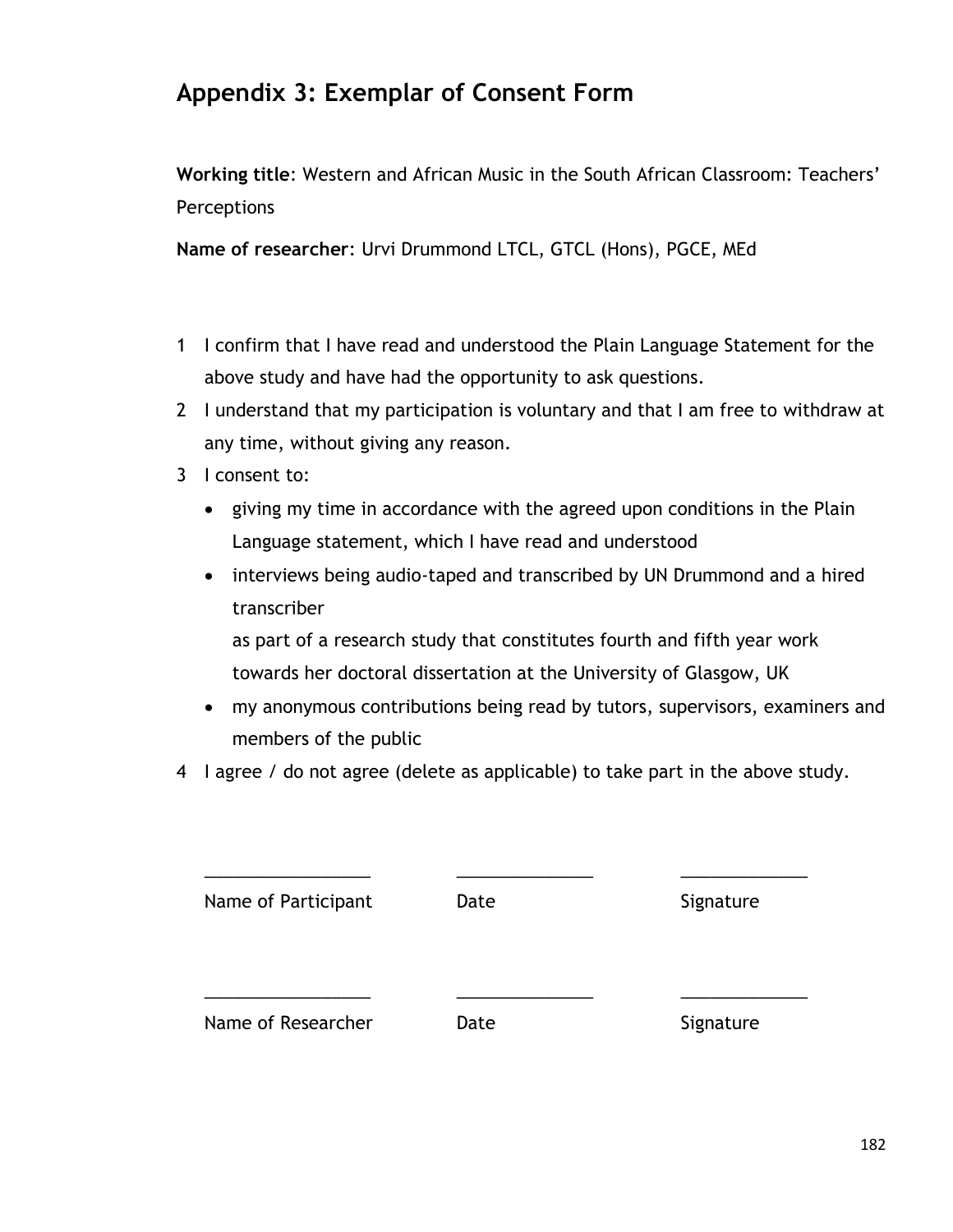## Appendix 3: Exemplar of Consent Form

**Working title**: Western and African Music in the South African Classroom: Teachers' Perceptions

**Name of researcher**: Urvi Drummond LTCL, GTCL (Hons), PGCE, MEd

1. I confirm that I have read and understood the Plain Language Statement for the above study and have had the opportunity to ask questions.
2. I understand that my participation is voluntary and that I am free to withdraw at any time, without giving any reason.
3. I consent to:
   - giving my time in accordance with the agreed upon conditions in the Plain Language statement, which I have read and understood
   - interviews being audio-taped and transcribed by UN Drummond and a hired transcriber

     as part of a research study that constitutes fourth and fifth year work towards her doctoral dissertation at the University of Glasgow, UK
   - my anonymous contributions being read by tutors, supervisors, examiners and members of the public
4. I agree / do not agree (delete as applicable) to take part in the above study.

| _________________ | ______________ | _____________ |
|---|---|---|
| Name of Participant | Date | Signature |
| _________________ | ______________ | _____________ |
| Name of Researcher | Date | Signature |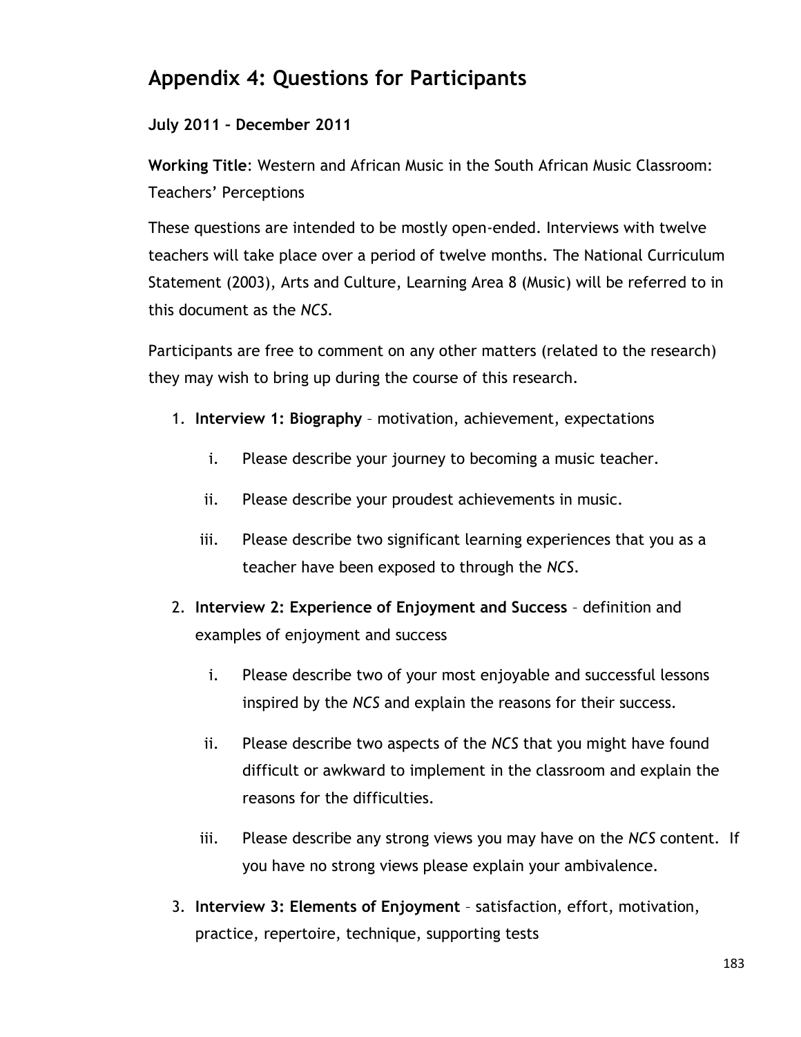## Appendix 4: Questions for Participants

**July 2011 – December 2011**

**Working Title**: Western and African Music in the South African Music Classroom: Teachers' Perceptions

These questions are intended to be mostly open-ended. Interviews with twelve teachers will take place over a period of twelve months. The National Curriculum Statement (2003), Arts and Culture, Learning Area 8 (Music) will be referred to in this document as the *NCS*.

Participants are free to comment on any other matters (related to the research) they may wish to bring up during the course of this research.

1. **Interview 1: Biography** – motivation, achievement, expectations

   i. Please describe your journey to becoming a music teacher.

   ii. Please describe your proudest achievements in music.

   iii. Please describe two significant learning experiences that you as a teacher have been exposed to through the *NCS*.

2. **Interview 2: Experience of Enjoyment and Success** – definition and examples of enjoyment and success

   i. Please describe two of your most enjoyable and successful lessons inspired by the *NCS* and explain the reasons for their success.

   ii. Please describe two aspects of the *NCS* that you might have found difficult or awkward to implement in the classroom and explain the reasons for the difficulties.

   iii. Please describe any strong views you may have on the *NCS* content. If you have no strong views please explain your ambivalence.

3. **Interview 3: Elements of Enjoyment** – satisfaction, effort, motivation, practice, repertoire, technique, supporting tests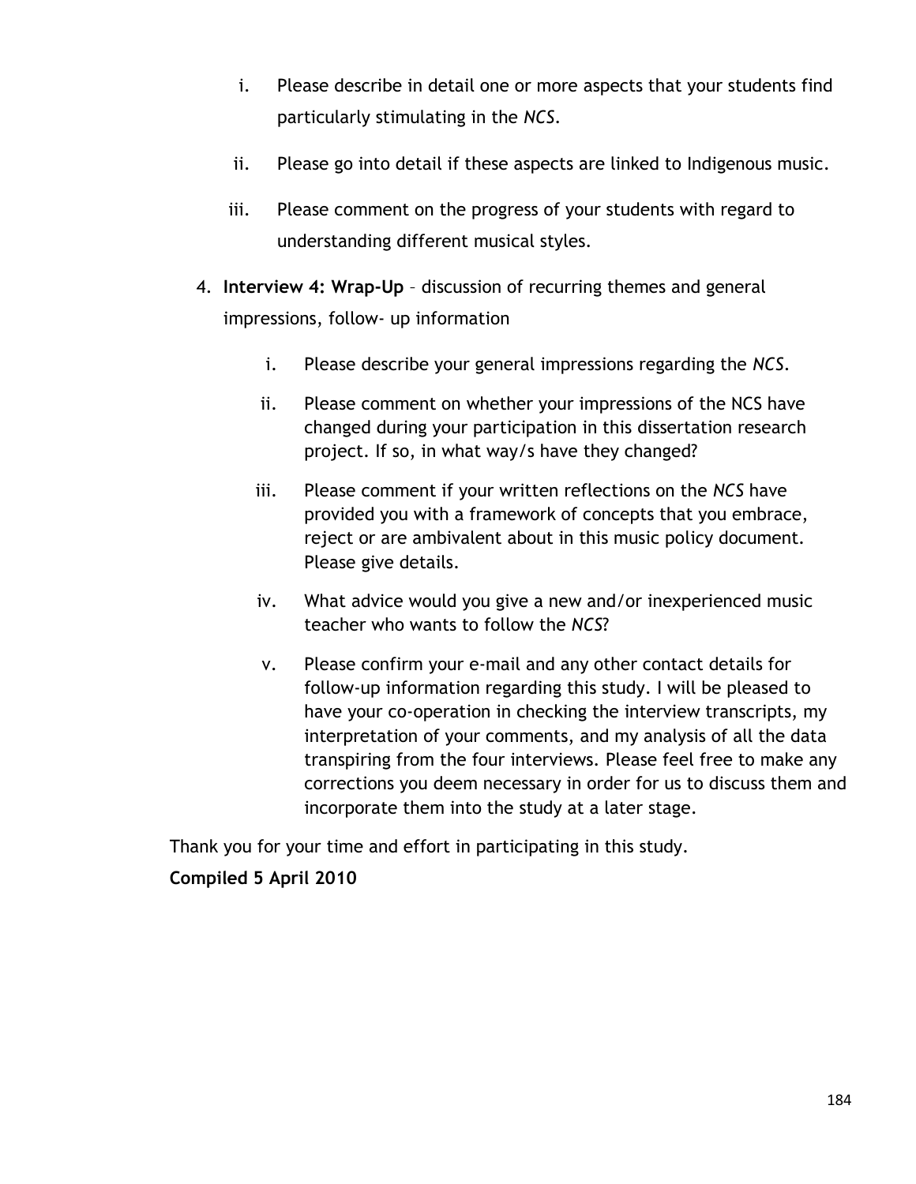i. Please describe in detail one or more aspects that your students find particularly stimulating in the *NCS*.

ii. Please go into detail if these aspects are linked to Indigenous music.

iii. Please comment on the progress of your students with regard to understanding different musical styles.

4. **Interview 4: Wrap-Up** – discussion of recurring themes and general impressions, follow- up information

   i. Please describe your general impressions regarding the *NCS*.

   ii. Please comment on whether your impressions of the NCS have changed during your participation in this dissertation research project. If so, in what way/s have they changed?

   iii. Please comment if your written reflections on the *NCS* have provided you with a framework of concepts that you embrace, reject or are ambivalent about in this music policy document. Please give details.

   iv. What advice would you give a new and/or inexperienced music teacher who wants to follow the *NCS*?

   v. Please confirm your e-mail and any other contact details for follow-up information regarding this study. I will be pleased to have your co-operation in checking the interview transcripts, my interpretation of your comments, and my analysis of all the data transpiring from the four interviews. Please feel free to make any corrections you deem necessary in order for us to discuss them and incorporate them into the study at a later stage.

Thank you for your time and effort in participating in this study.

**Compiled 5 April 2010**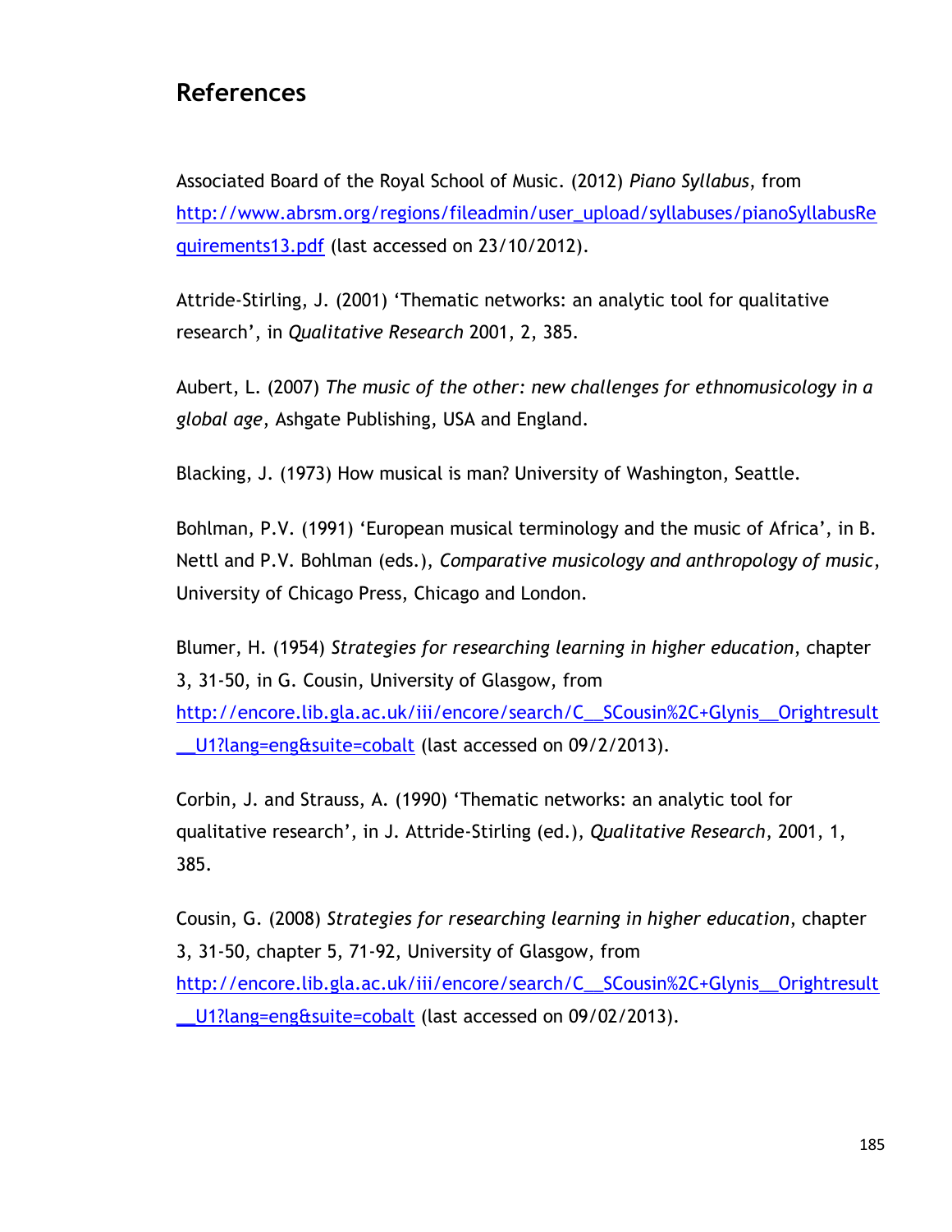## References

Associated Board of the Royal School of Music. (2012) *Piano Syllabus*, from http://www.abrsm.org/regions/fileadmin/user_upload/syllabuses/pianoSyllabusRequirements13.pdf (last accessed on 23/10/2012).

Attride-Stirling, J. (2001) 'Thematic networks: an analytic tool for qualitative research', in *Qualitative Research* 2001, 2, 385.

Aubert, L. (2007) *The music of the other: new challenges for ethnomusicology in a global age*, Ashgate Publishing, USA and England.

Blacking, J. (1973) How musical is man? University of Washington, Seattle.

Bohlman, P.V. (1991) 'European musical terminology and the music of Africa', in B. Nettl and P.V. Bohlman (eds.), *Comparative musicology and anthropology of music*, University of Chicago Press, Chicago and London.

Blumer, H. (1954) *Strategies for researching learning in higher education*, chapter 3, 31-50, in G. Cousin, University of Glasgow, from http://encore.lib.gla.ac.uk/iii/encore/search/C__SCousin%2C+Glynis__Orightresult__U1?lang=eng&suite=cobalt (last accessed on 09/2/2013).

Corbin, J. and Strauss, A. (1990) 'Thematic networks: an analytic tool for qualitative research', in J. Attride-Stirling (ed.), *Qualitative Research*, 2001, 1, 385.

Cousin, G. (2008) *Strategies for researching learning in higher education*, chapter 3, 31-50, chapter 5, 71-92, University of Glasgow, from http://encore.lib.gla.ac.uk/iii/encore/search/C__SCousin%2C+Glynis__Orightresult__U1?lang=eng&suite=cobalt (last accessed on 09/02/2013).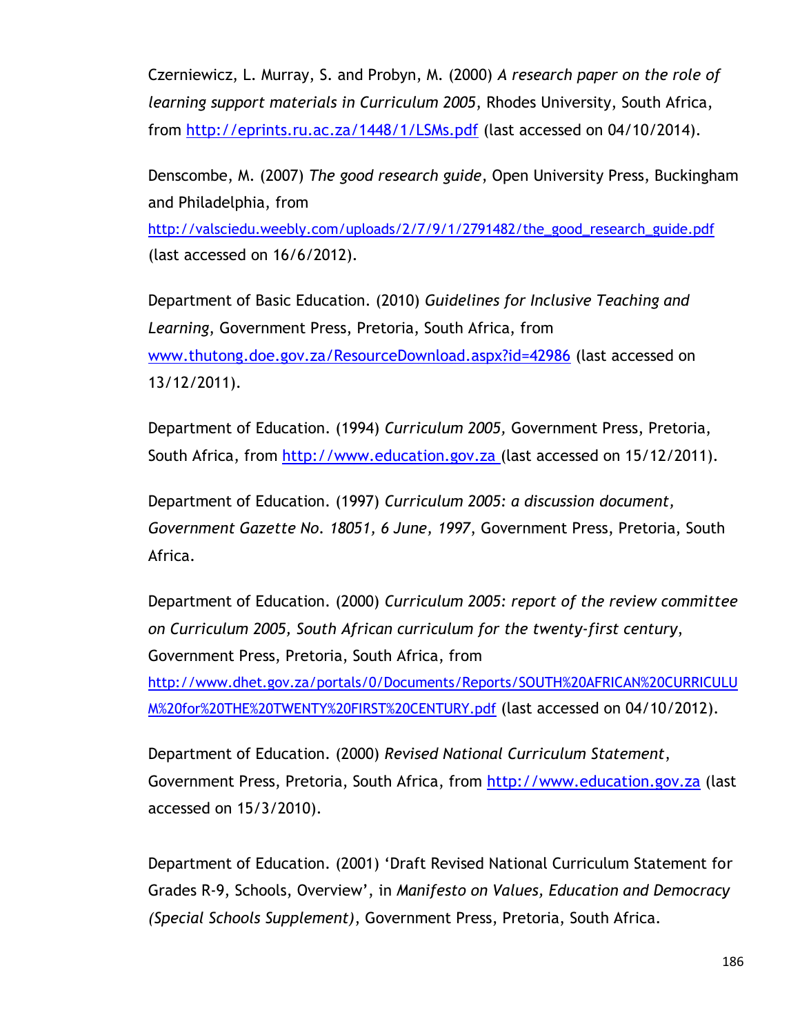Czerniewicz, L. Murray, S. and Probyn, M. (2000) *A research paper on the role of learning support materials in Curriculum 2005*, Rhodes University, South Africa, from http://eprints.ru.ac.za/1448/1/LSMs.pdf (last accessed on 04/10/2014).

Denscombe, M. (2007) *The good research guide*, Open University Press, Buckingham and Philadelphia, from http://valsciedu.weebly.com/uploads/2/7/9/1/2791482/the_good_research_guide.pdf (last accessed on 16/6/2012).

Department of Basic Education. (2010) *Guidelines for Inclusive Teaching and Learning*, Government Press, Pretoria, South Africa, from www.thutong.doe.gov.za/ResourceDownload.aspx?id=42986 (last accessed on 13/12/2011).

Department of Education. (1994) *Curriculum 2005*, Government Press, Pretoria, South Africa, from http://www.education.gov.za (last accessed on 15/12/2011).

Department of Education. (1997) *Curriculum 2005: a discussion document, Government Gazette No. 18051, 6 June, 1997*, Government Press, Pretoria, South Africa.

Department of Education. (2000) *Curriculum 2005: report of the review committee on Curriculum 2005, South African curriculum for the twenty-first century*, Government Press, Pretoria, South Africa, from http://www.dhet.gov.za/portals/0/Documents/Reports/SOUTH%20AFRICAN%20CURRICULUM%20for%20THE%20TWENTY%20FIRST%20CENTURY.pdf (last accessed on 04/10/2012).

Department of Education. (2000) *Revised National Curriculum Statement*, Government Press, Pretoria, South Africa, from http://www.education.gov.za (last accessed on 15/3/2010).

Department of Education. (2001) 'Draft Revised National Curriculum Statement for Grades R-9, Schools, Overview', in *Manifesto on Values, Education and Democracy (Special Schools Supplement)*, Government Press, Pretoria, South Africa.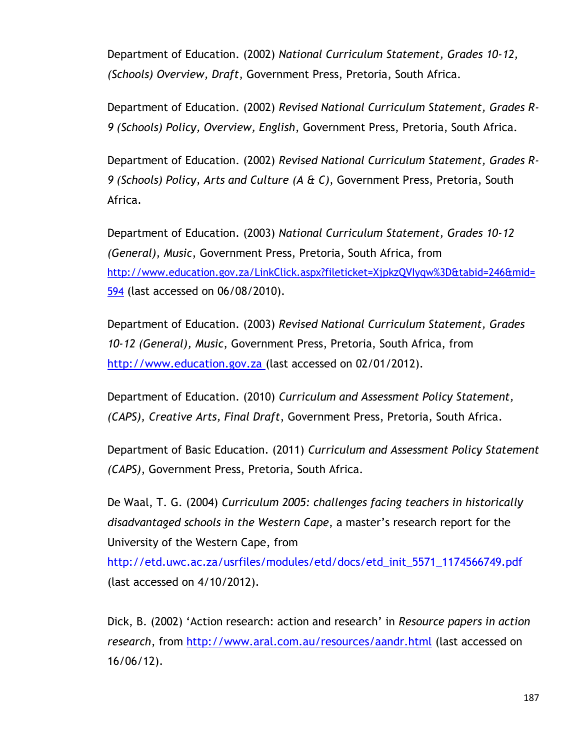Department of Education. (2002) *National Curriculum Statement, Grades 10-12, (Schools) Overview, Draft*, Government Press, Pretoria, South Africa.

Department of Education. (2002) *Revised National Curriculum Statement, Grades R-9 (Schools) Policy, Overview, English*, Government Press, Pretoria, South Africa.

Department of Education. (2002) *Revised National Curriculum Statement, Grades R-9 (Schools) Policy, Arts and Culture (A & C)*, Government Press, Pretoria, South Africa.

Department of Education. (2003) *National Curriculum Statement, Grades 10-12 (General), Music*, Government Press, Pretoria, South Africa, from http://www.education.gov.za/LinkClick.aspx?fileticket=XjpkzQVlyqw%3D&tabid=246&mid=594 (last accessed on 06/08/2010).

Department of Education. (2003) *Revised National Curriculum Statement, Grades 10-12 (General), Music*, Government Press, Pretoria, South Africa, from http://www.education.gov.za (last accessed on 02/01/2012).

Department of Education. (2010) *Curriculum and Assessment Policy Statement, (CAPS), Creative Arts, Final Draft*, Government Press, Pretoria, South Africa.

Department of Basic Education. (2011) *Curriculum and Assessment Policy Statement (CAPS)*, Government Press, Pretoria, South Africa.

De Waal, T. G. (2004) *Curriculum 2005: challenges facing teachers in historically disadvantaged schools in the Western Cape*, a master's research report for the University of the Western Cape, from http://etd.uwc.ac.za/usrfiles/modules/etd/docs/etd_init_5571_1174566749.pdf (last accessed on 4/10/2012).

Dick, B. (2002) 'Action research: action and research' in *Resource papers in action research*, from http://www.aral.com.au/resources/aandr.html (last accessed on 16/06/12).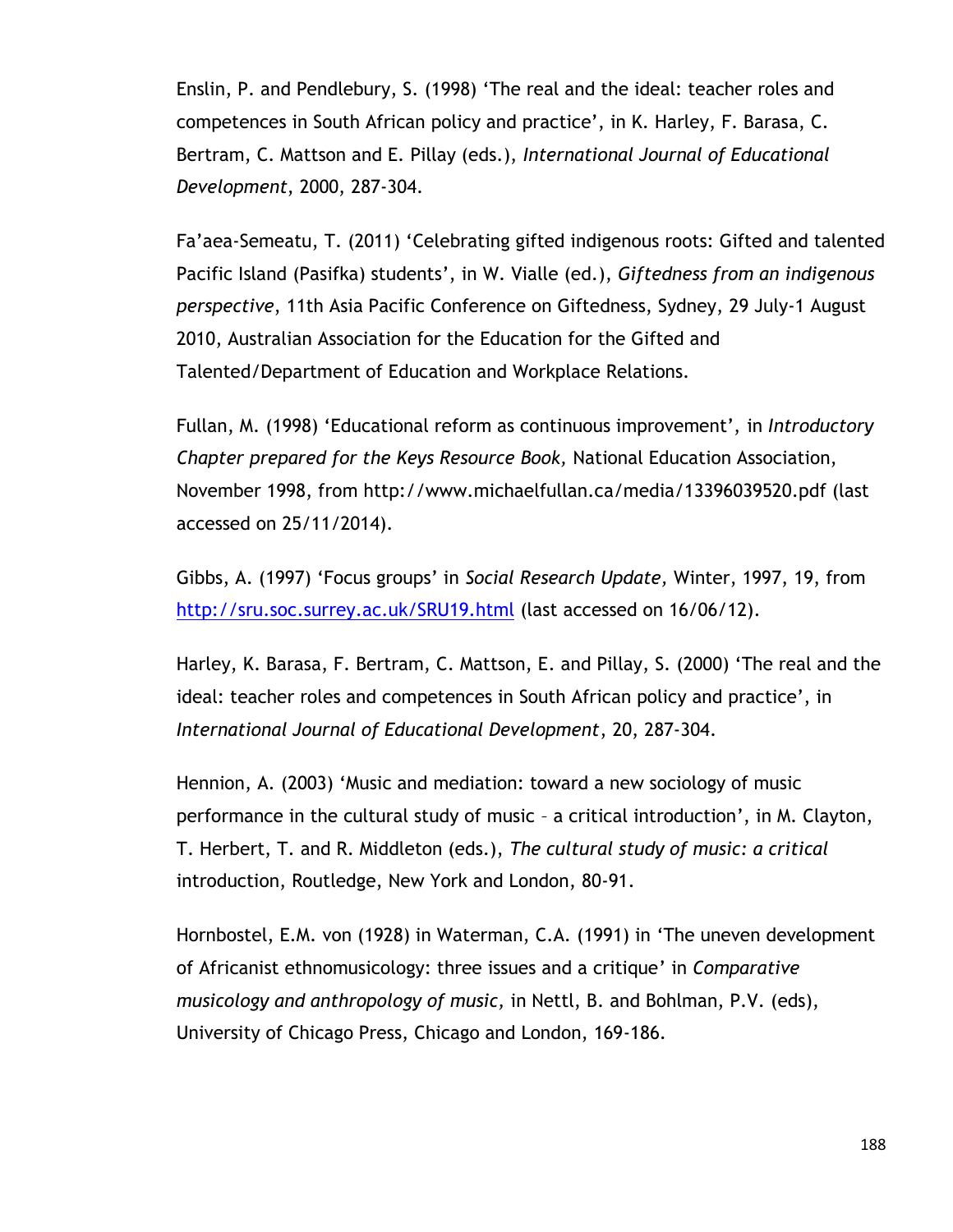Enslin, P. and Pendlebury, S. (1998) 'The real and the ideal: teacher roles and competences in South African policy and practice', in K. Harley, F. Barasa, C. Bertram, C. Mattson and E. Pillay (eds.), *International Journal of Educational Development*, 2000, 287-304.

Fa'aea-Semeatu, T. (2011) 'Celebrating gifted indigenous roots: Gifted and talented Pacific Island (Pasifka) students', in W. Vialle (ed.), *Giftedness from an indigenous perspective*, 11th Asia Pacific Conference on Giftedness, Sydney, 29 July-1 August 2010, Australian Association for the Education for the Gifted and Talented/Department of Education and Workplace Relations.

Fullan, M. (1998) 'Educational reform as continuous improvement', in *Introductory Chapter prepared for the Keys Resource Book,* National Education Association, November 1998, from http://www.michaelfullan.ca/media/13396039520.pdf (last accessed on 25/11/2014).

Gibbs, A. (1997) 'Focus groups' in *Social Research Update,* Winter, 1997, 19, from http://sru.soc.surrey.ac.uk/SRU19.html (last accessed on 16/06/12).

Harley, K. Barasa, F. Bertram, C. Mattson, E. and Pillay, S. (2000) 'The real and the ideal: teacher roles and competences in South African policy and practice', in *International Journal of Educational Development*, 20, 287-304.

Hennion, A. (2003) 'Music and mediation: toward a new sociology of music performance in the cultural study of music – a critical introduction', in M. Clayton, T. Herbert, T. and R. Middleton (eds.), *The cultural study of music: a critical* introduction, Routledge, New York and London, 80-91.

Hornbostel, E.M. von (1928) in Waterman, C.A. (1991) in 'The uneven development of Africanist ethnomusicology: three issues and a critique' in *Comparative musicology and anthropology of music,* in Nettl, B. and Bohlman, P.V. (eds), University of Chicago Press, Chicago and London, 169-186.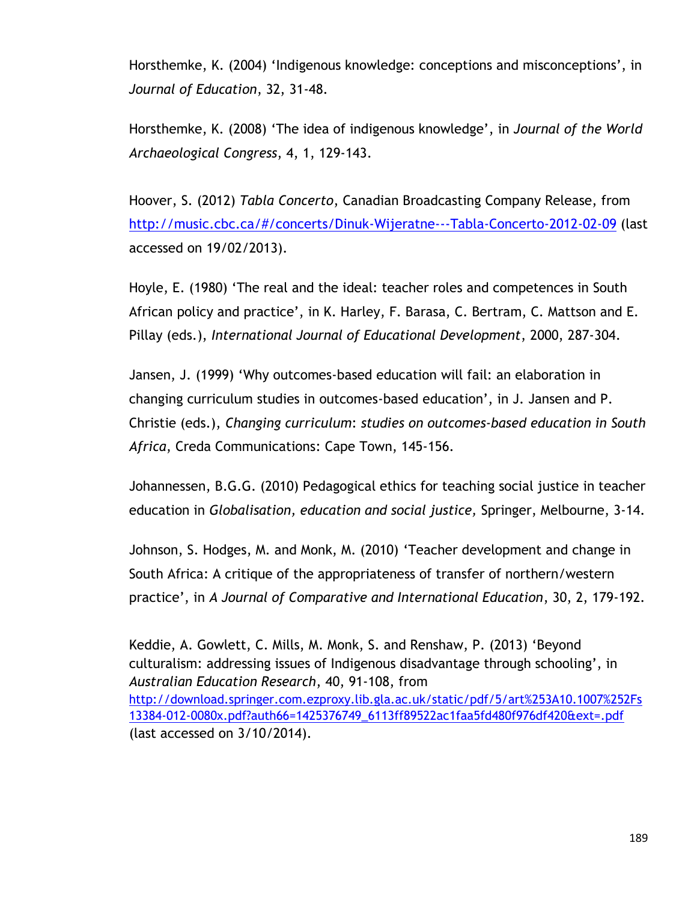Horsthemke, K. (2004) 'Indigenous knowledge: conceptions and misconceptions', in *Journal of Education*, 32, 31-48.

Horsthemke, K. (2008) 'The idea of indigenous knowledge', in *Journal of the World Archaeological Congress*, 4, 1, 129-143.

Hoover, S. (2012) *Tabla Concerto*, Canadian Broadcasting Company Release, from http://music.cbc.ca/#/concerts/Dinuk-Wijeratne---Tabla-Concerto-2012-02-09 (last accessed on 19/02/2013).

Hoyle, E. (1980) 'The real and the ideal: teacher roles and competences in South African policy and practice', in K. Harley, F. Barasa, C. Bertram, C. Mattson and E. Pillay (eds.), *International Journal of Educational Development*, 2000, 287-304.

Jansen, J. (1999) 'Why outcomes-based education will fail: an elaboration in changing curriculum studies in outcomes-based education', in J. Jansen and P. Christie (eds.), *Changing curriculum*: *studies on outcomes-based education in South Africa*, Creda Communications: Cape Town, 145-156.

Johannessen, B.G.G. (2010) Pedagogical ethics for teaching social justice in teacher education in *Globalisation, education and social justice,* Springer, Melbourne, 3-14.

Johnson, S. Hodges, M. and Monk, M. (2010) 'Teacher development and change in South Africa: A critique of the appropriateness of transfer of northern/western practice', in *A Journal of Comparative and International Education*, 30, 2, 179-192.

Keddie, A. Gowlett, C. Mills, M. Monk, S. and Renshaw, P. (2013) 'Beyond culturalism: addressing issues of Indigenous disadvantage through schooling', in *Australian Education Research*, 40, 91-108, from http://download.springer.com.ezproxy.lib.gla.ac.uk/static/pdf/5/art%253A10.1007%252Fs13384-012-0080x.pdf?auth66=1425376749_6113ff89522ac1faa5fd480f976df420&ext=.pdf (last accessed on 3/10/2014).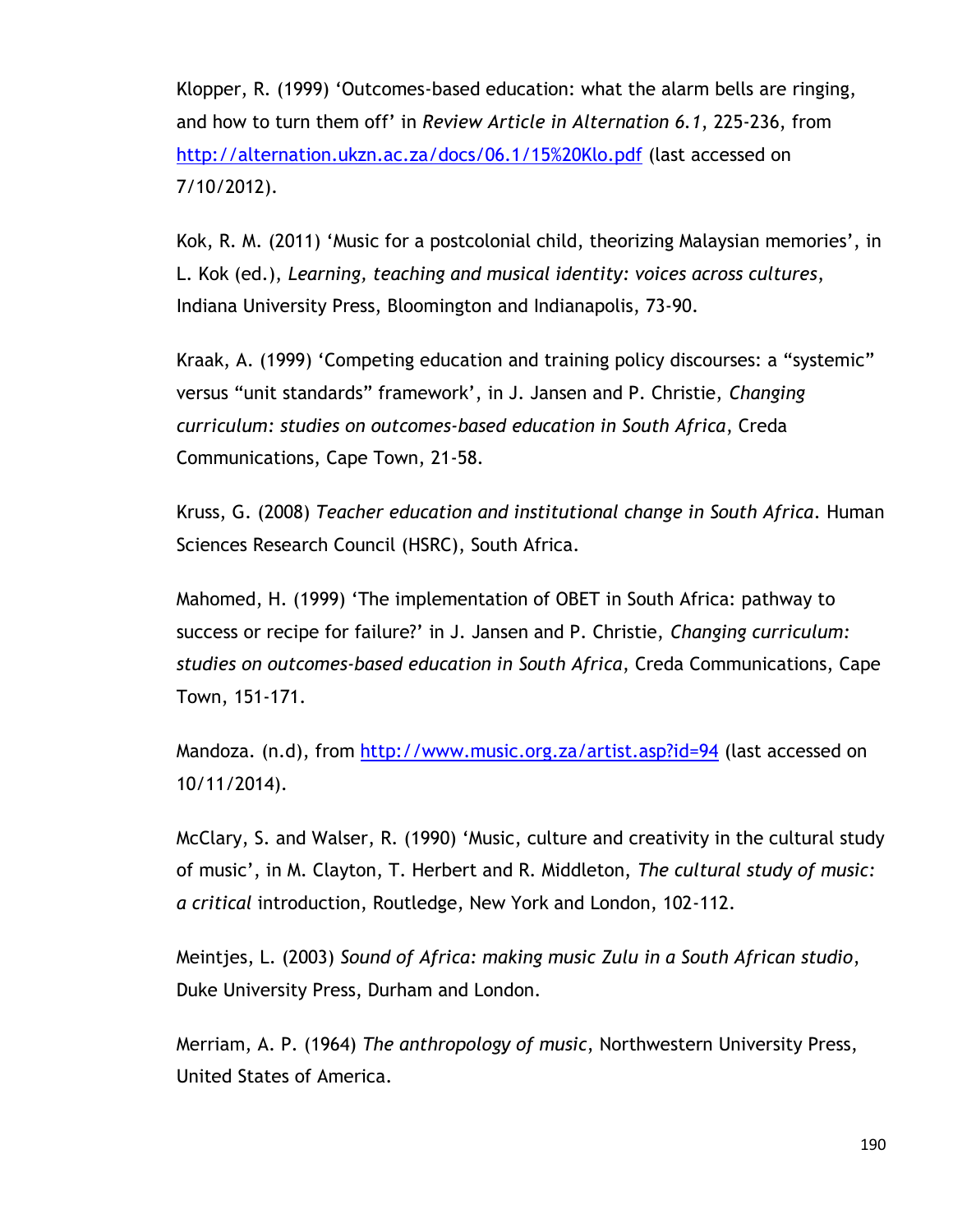Klopper, R. (1999) 'Outcomes-based education: what the alarm bells are ringing, and how to turn them off' in *Review Article in Alternation 6.1*, 225-236, from [http://alternation.ukzn.ac.za/docs/06.1/15%20Klo.pdf](http://alternation.ukzn.ac.za/docs/06.1/15%20Klo.pdf) (last accessed on 7/10/2012).

Kok, R. M. (2011) 'Music for a postcolonial child, theorizing Malaysian memories', in L. Kok (ed.), *Learning, teaching and musical identity: voices across cultures*, Indiana University Press, Bloomington and Indianapolis, 73-90.

Kraak, A. (1999) 'Competing education and training policy discourses: a "systemic" versus "unit standards" framework', in J. Jansen and P. Christie, *Changing curriculum: studies on outcomes-based education in South Africa*, Creda Communications, Cape Town, 21-58.

Kruss, G. (2008) *Teacher education and institutional change in South Africa*. Human Sciences Research Council (HSRC), South Africa.

Mahomed, H. (1999) 'The implementation of OBET in South Africa: pathway to success or recipe for failure?' in J. Jansen and P. Christie, *Changing curriculum: studies on outcomes-based education in South Africa*, Creda Communications, Cape Town, 151-171.

Mandoza. (n.d), from [http://www.music.org.za/artist.asp?id=94](http://www.music.org.za/artist.asp?id=94) (last accessed on 10/11/2014).

McClary, S. and Walser, R. (1990) 'Music, culture and creativity in the cultural study of music', in M. Clayton, T. Herbert and R. Middleton, *The cultural study of music: a critical* introduction, Routledge, New York and London, 102-112.

Meintjes, L. (2003) *Sound of Africa: making music Zulu in a South African studio*, Duke University Press, Durham and London.

Merriam, A. P. (1964) *The anthropology of music*, Northwestern University Press, United States of America.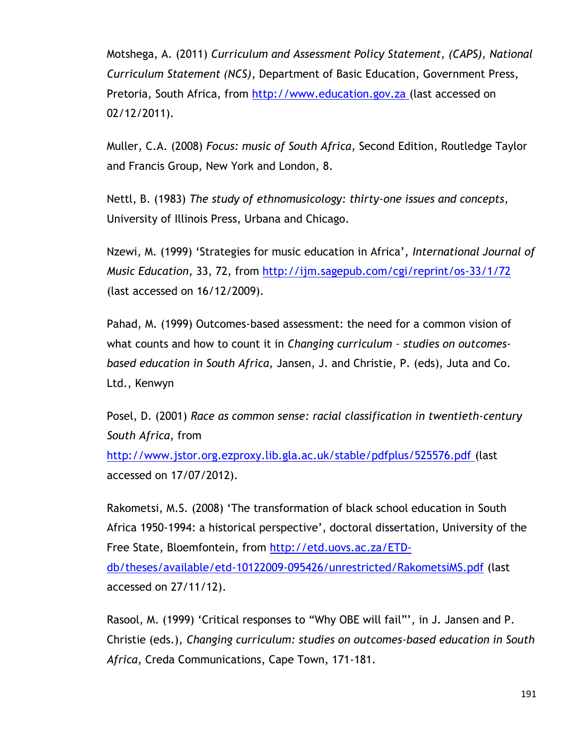Motshega, A. (2011) *Curriculum and Assessment Policy Statement, (CAPS), National Curriculum Statement (NCS)*, Department of Basic Education, Government Press, Pretoria, South Africa, from http://www.education.gov.za (last accessed on 02/12/2011).

Muller, C.A. (2008) *Focus: music of South Africa,* Second Edition, Routledge Taylor and Francis Group, New York and London, 8.

Nettl, B. (1983) *The study of ethnomusicology: thirty-one issues and concepts*, University of Illinois Press, Urbana and Chicago.

Nzewi, M. (1999) 'Strategies for music education in Africa', *International Journal of Music Education*, 33, 72, from http://ijm.sagepub.com/cgi/reprint/os-33/1/72 (last accessed on 16/12/2009).

Pahad, M. (1999) Outcomes-based assessment: the need for a common vision of what counts and how to count it in *Changing curriculum – studies on outcomes-based education in South Africa,* Jansen, J. and Christie, P. (eds), Juta and Co. Ltd., Kenwyn

Posel, D. (2001) *Race as common sense: racial classification in twentieth-century South Africa*, from http://www.jstor.org.ezproxy.lib.gla.ac.uk/stable/pdfplus/525576.pdf (last accessed on 17/07/2012).

Rakometsi, M.S. (2008) 'The transformation of black school education in South Africa 1950-1994: a historical perspective', doctoral dissertation, University of the Free State, Bloemfontein, from http://etd.uovs.ac.za/ETD-db/theses/available/etd-10122009-095426/unrestricted/RakometsiMS.pdf (last accessed on 27/11/12).

Rasool, M. (1999) 'Critical responses to "Why OBE will fail"', in J. Jansen and P. Christie (eds.), *Changing curriculum: studies on outcomes-based education in South Africa*, Creda Communications, Cape Town, 171-181.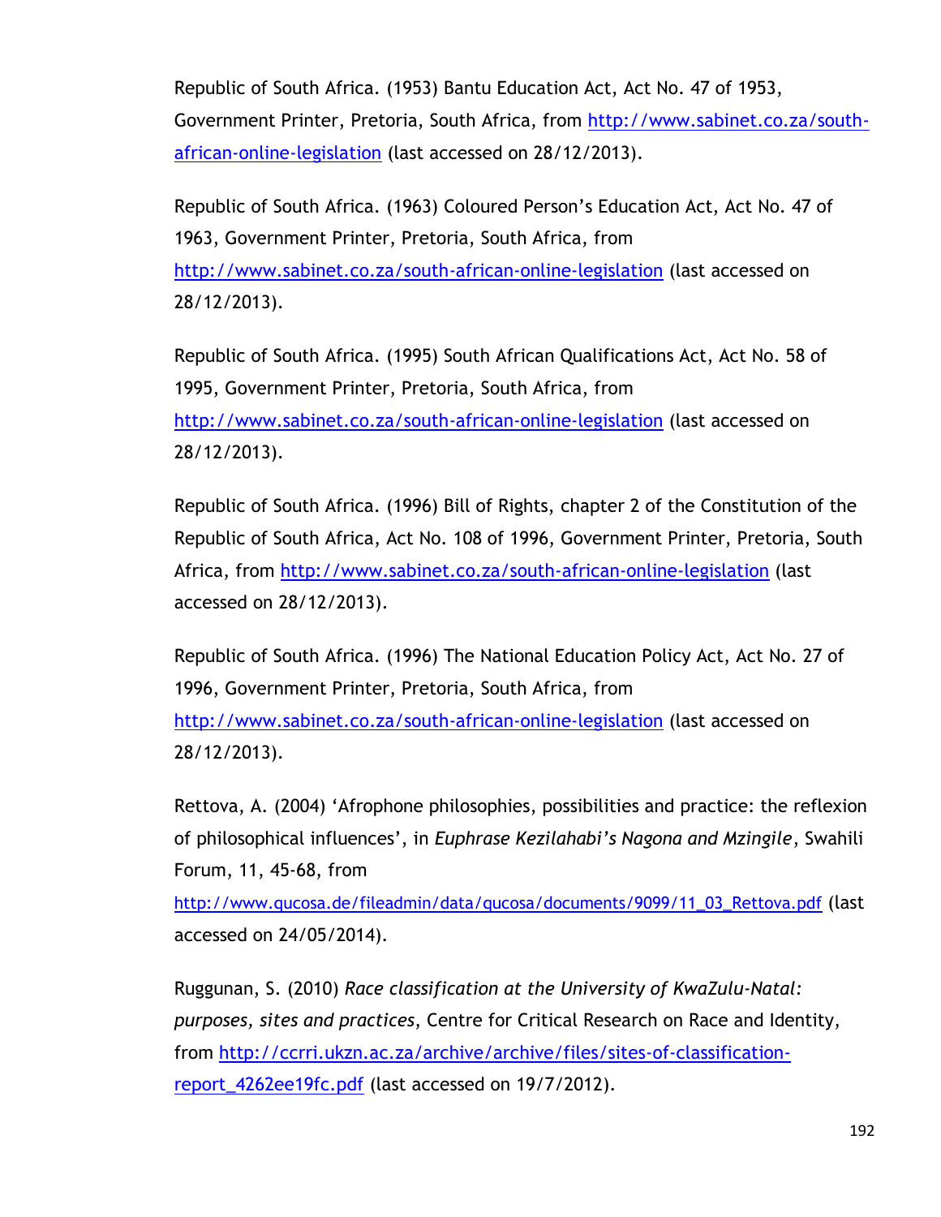Republic of South Africa. (1953) Bantu Education Act, Act No. 47 of 1953, Government Printer, Pretoria, South Africa, from http://www.sabinet.co.za/south-african-online-legislation (last accessed on 28/12/2013).

Republic of South Africa. (1963) Coloured Person's Education Act, Act No. 47 of 1963, Government Printer, Pretoria, South Africa, from http://www.sabinet.co.za/south-african-online-legislation (last accessed on 28/12/2013).

Republic of South Africa. (1995) South African Qualifications Act, Act No. 58 of 1995, Government Printer, Pretoria, South Africa, from http://www.sabinet.co.za/south-african-online-legislation (last accessed on 28/12/2013).

Republic of South Africa. (1996) Bill of Rights, chapter 2 of the Constitution of the Republic of South Africa, Act No. 108 of 1996, Government Printer, Pretoria, South Africa, from http://www.sabinet.co.za/south-african-online-legislation (last accessed on 28/12/2013).

Republic of South Africa. (1996) The National Education Policy Act, Act No. 27 of 1996, Government Printer, Pretoria, South Africa, from http://www.sabinet.co.za/south-african-online-legislation (last accessed on 28/12/2013).

Rettova, A. (2004) 'Afrophone philosophies, possibilities and practice: the reflexion of philosophical influences', in *Euphrase Kezilahabi's Nagona and Mzingile*, Swahili Forum, 11, 45-68, from http://www.qucosa.de/fileadmin/data/qucosa/documents/9099/11_03_Rettova.pdf (last accessed on 24/05/2014).

Ruggunan, S. (2010) *Race classification at the University of KwaZulu-Natal: purposes, sites and practices*, Centre for Critical Research on Race and Identity, from http://ccrri.ukzn.ac.za/archive/archive/files/sites-of-classification-report_4262ee19fc.pdf (last accessed on 19/7/2012).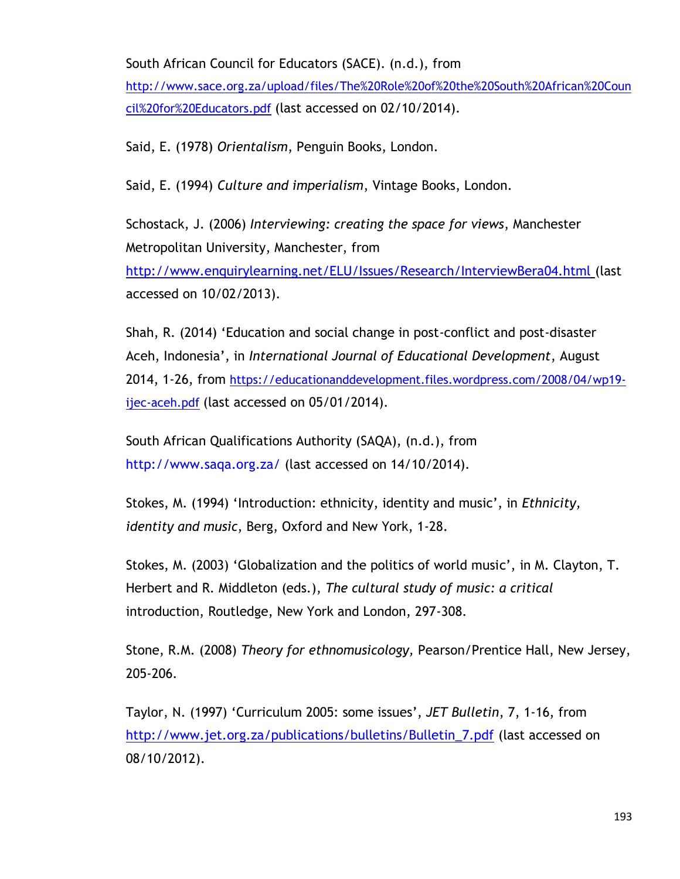South African Council for Educators (SACE). (n.d.), from http://www.sace.org.za/upload/files/The%20Role%20of%20the%20South%20African%20Council%20for%20Educators.pdf (last accessed on 02/10/2014).

Said, E. (1978) *Orientalism*, Penguin Books, London.

Said, E. (1994) *Culture and imperialism*, Vintage Books, London.

Schostack, J. (2006) *Interviewing: creating the space for views*, Manchester Metropolitan University, Manchester, from http://www.enquirylearning.net/ELU/Issues/Research/InterviewBera04.html (last accessed on 10/02/2013).

Shah, R. (2014) 'Education and social change in post-conflict and post-disaster Aceh, Indonesia', in *International Journal of Educational Development*, August 2014, 1-26, from https://educationanddevelopment.files.wordpress.com/2008/04/wp19-ijec-aceh.pdf (last accessed on 05/01/2014).

South African Qualifications Authority (SAQA), (n.d.), from http://www.saqa.org.za/ (last accessed on 14/10/2014).

Stokes, M. (1994) 'Introduction: ethnicity, identity and music', in *Ethnicity, identity and music*, Berg, Oxford and New York, 1-28.

Stokes, M. (2003) 'Globalization and the politics of world music', in M. Clayton, T. Herbert and R. Middleton (eds.), *The cultural study of music: a critical* introduction, Routledge, New York and London, 297-308.

Stone, R.M. (2008) *Theory for ethnomusicology*, Pearson/Prentice Hall, New Jersey, 205-206.

Taylor, N. (1997) 'Curriculum 2005: some issues', *JET Bulletin*, 7, 1-16, from http://www.jet.org.za/publications/bulletins/Bulletin_7.pdf (last accessed on 08/10/2012).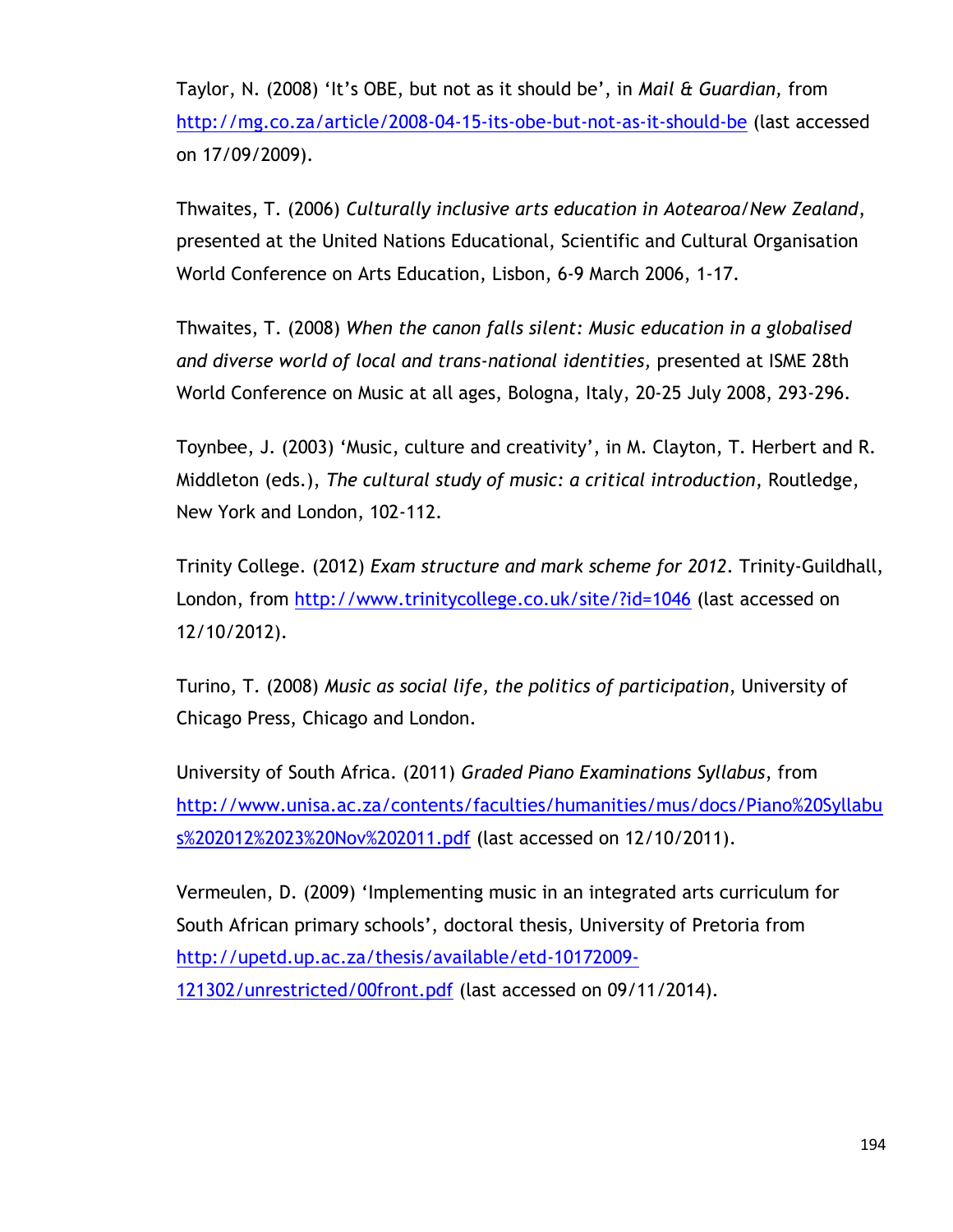Taylor, N. (2008) 'It's OBE, but not as it should be', in *Mail & Guardian,* from http://mg.co.za/article/2008-04-15-its-obe-but-not-as-it-should-be (last accessed on 17/09/2009).

Thwaites, T. (2006) *Culturally inclusive arts education in Aotearoa/New Zealand*, presented at the United Nations Educational, Scientific and Cultural Organisation World Conference on Arts Education, Lisbon, 6-9 March 2006, 1-17.

Thwaites, T. (2008) *When the canon falls silent: Music education in a globalised and diverse world of local and trans-national identities*, presented at ISME 28th World Conference on Music at all ages, Bologna, Italy, 20-25 July 2008, 293-296.

Toynbee, J. (2003) 'Music, culture and creativity', in M. Clayton, T. Herbert and R. Middleton (eds.), *The cultural study of music: a critical introduction*, Routledge, New York and London, 102-112.

Trinity College. (2012) *Exam structure and mark scheme for 2012*. Trinity-Guildhall, London, from http://www.trinitycollege.co.uk/site/?id=1046 (last accessed on 12/10/2012).

Turino, T. (2008) *Music as social life, the politics of participation*, University of Chicago Press, Chicago and London.

University of South Africa. (2011) *Graded Piano Examinations Syllabus*, from http://www.unisa.ac.za/contents/faculties/humanities/mus/docs/Piano%20Syllabus%202012%2023%20Nov%202011.pdf (last accessed on 12/10/2011).

Vermeulen, D. (2009) 'Implementing music in an integrated arts curriculum for South African primary schools', doctoral thesis, University of Pretoria from http://upetd.up.ac.za/thesis/available/etd-10172009-121302/unrestricted/00front.pdf (last accessed on 09/11/2014).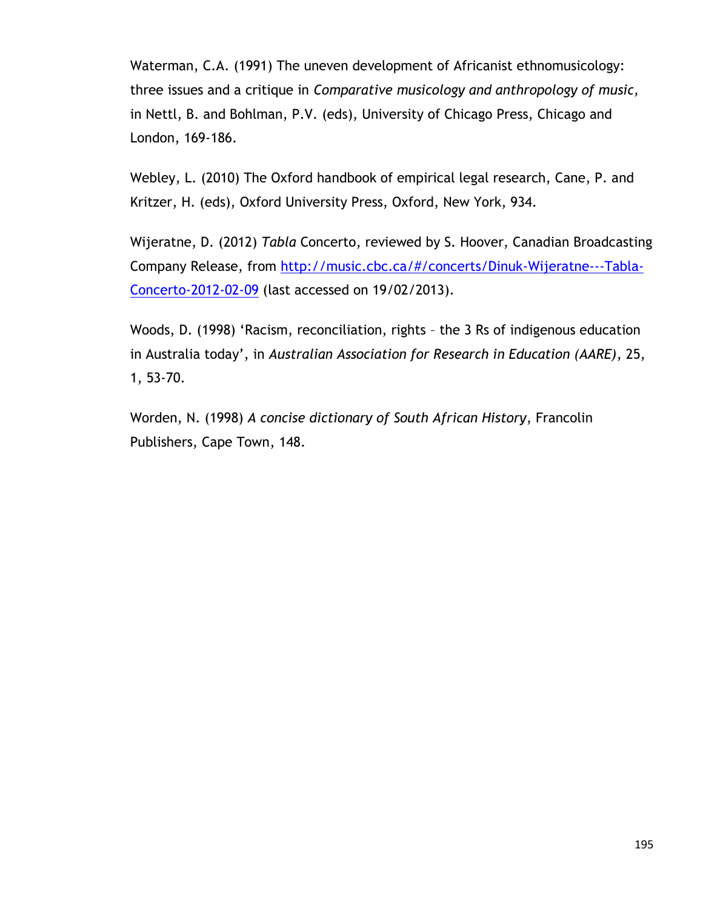Waterman, C.A. (1991) The uneven development of Africanist ethnomusicology: three issues and a critique in *Comparative musicology and anthropology of music*, in Nettl, B. and Bohlman, P.V. (eds), University of Chicago Press, Chicago and London, 169-186.

Webley, L. (2010) The Oxford handbook of empirical legal research, Cane, P. and Kritzer, H. (eds), Oxford University Press, Oxford, New York, 934.

Wijeratne, D. (2012) *Tabla* Concerto, reviewed by S. Hoover, Canadian Broadcasting Company Release, from http://music.cbc.ca/#/concerts/Dinuk-Wijeratne---Tabla-Concerto-2012-02-09 (last accessed on 19/02/2013).

Woods, D. (1998) 'Racism, reconciliation, rights – the 3 Rs of indigenous education in Australia today', in *Australian Association for Research in Education (AARE)*, 25, 1, 53-70.

Worden, N. (1998) *A concise dictionary of South African History*, Francolin Publishers, Cape Town, 148.